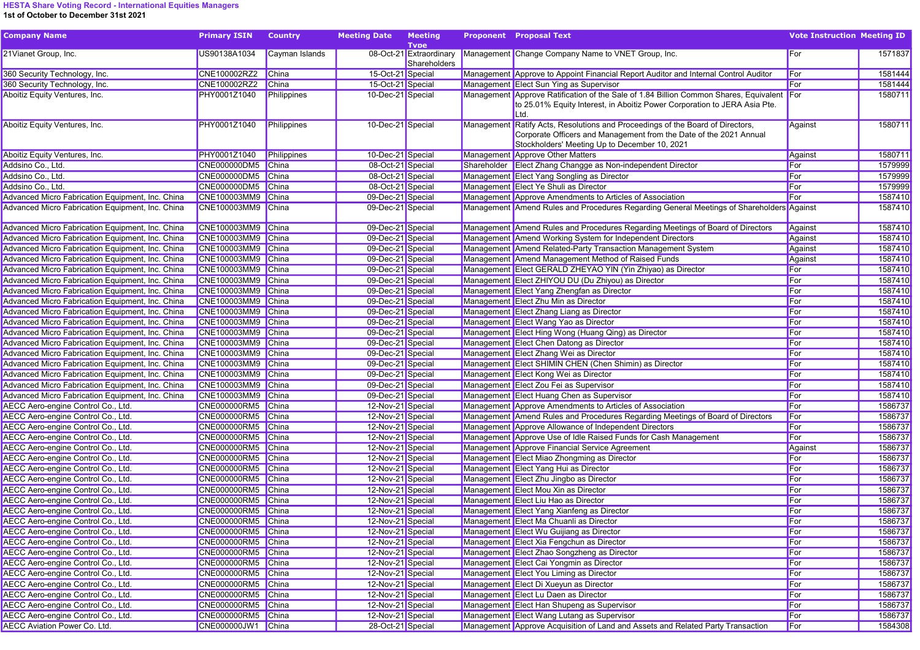**HESTA Share Voting Record - International Equities Managers**
**1st of October to December 31st 2021**

| Company Name | Primary ISIN | Country | Meeting Date | Meeting Type | Proponent | Proposal Text | Vote Instruction | Meeting ID |
|---|---|---|---|---|---|---|---|---|
| 21Vianet Group, Inc. | US90138A1034 | Cayman Islands | 08-Oct-21 | Extraordinary Shareholders | Management | Change Company Name to VNET Group, Inc. | For | 1571837 |
| 360 Security Technology, Inc. | CNE100002RZ2 | China | 15-Oct-21 | Special | Management | Approve to Appoint Financial Report Auditor and Internal Control Auditor | For | 1581444 |
| 360 Security Technology, Inc. | CNE100002RZ2 | China | 15-Oct-21 | Special | Management | Elect Sun Ying as Supervisor | For | 1581444 |
| Aboitiz Equity Ventures, Inc. | PHY0001Z1040 | Philippines | 10-Dec-21 | Special | Management | Approve Ratification of the Sale of 1.84 Billion Common Shares, Equivalent to 25.01% Equity Interest, in Aboitiz Power Corporation to JERA Asia Pte. Ltd. | For | 1580711 |
| Aboitiz Equity Ventures, Inc. | PHY0001Z1040 | Philippines | 10-Dec-21 | Special | Management | Ratify Acts, Resolutions and Proceedings of the Board of Directors, Corporate Officers and Management from the Date of the 2021 Annual Stockholders' Meeting Up to December 10, 2021 | Against | 1580711 |
| Aboitiz Equity Ventures, Inc. | PHY0001Z1040 | Philippines | 10-Dec-21 | Special | Management | Approve Other Matters | Against | 1580711 |
| Addsino Co., Ltd. | CNE000000DM5 | China | 08-Oct-21 | Special | Shareholder | Elect Zhang Changge as Non-independent Director | For | 1579999 |
| Addsino Co., Ltd. | CNE000000DM5 | China | 08-Oct-21 | Special | Management | Elect Yang Songling as Director | For | 1579999 |
| Addsino Co., Ltd. | CNE000000DM5 | China | 08-Oct-21 | Special | Management | Elect Ye Shuli as Director | For | 1579999 |
| Advanced Micro Fabrication Equipment, Inc. China | CNE100003MM9 | China | 09-Dec-21 | Special | Management | Approve Amendments to Articles of Association | For | 1587410 |
| Advanced Micro Fabrication Equipment, Inc. China | CNE100003MM9 | China | 09-Dec-21 | Special | Management | Amend Rules and Procedures Regarding General Meetings of Shareholders | Against | 1587410 |
| Advanced Micro Fabrication Equipment, Inc. China | CNE100003MM9 | China | 09-Dec-21 | Special | Management | Amend Rules and Procedures Regarding Meetings of Board of Directors | Against | 1587410 |
| Advanced Micro Fabrication Equipment, Inc. China | CNE100003MM9 | China | 09-Dec-21 | Special | Management | Amend Working System for Independent Directors | Against | 1587410 |
| Advanced Micro Fabrication Equipment, Inc. China | CNE100003MM9 | China | 09-Dec-21 | Special | Management | Amend Related-Party Transaction Management System | Against | 1587410 |
| Advanced Micro Fabrication Equipment, Inc. China | CNE100003MM9 | China | 09-Dec-21 | Special | Management | Amend Management Method of Raised Funds | Against | 1587410 |
| Advanced Micro Fabrication Equipment, Inc. China | CNE100003MM9 | China | 09-Dec-21 | Special | Management | Elect GERALD ZHEYAO YIN (Yin Zhiyao) as Director | For | 1587410 |
| Advanced Micro Fabrication Equipment, Inc. China | CNE100003MM9 | China | 09-Dec-21 | Special | Management | Elect ZHIYOU DU (Du Zhiyou) as Director | For | 1587410 |
| Advanced Micro Fabrication Equipment, Inc. China | CNE100003MM9 | China | 09-Dec-21 | Special | Management | Elect Yang Zhengfan as Director | For | 1587410 |
| Advanced Micro Fabrication Equipment, Inc. China | CNE100003MM9 | China | 09-Dec-21 | Special | Management | Elect Zhu Min as Director | For | 1587410 |
| Advanced Micro Fabrication Equipment, Inc. China | CNE100003MM9 | China | 09-Dec-21 | Special | Management | Elect Zhang Liang as Director | For | 1587410 |
| Advanced Micro Fabrication Equipment, Inc. China | CNE100003MM9 | China | 09-Dec-21 | Special | Management | Elect Wang Yao as Director | For | 1587410 |
| Advanced Micro Fabrication Equipment, Inc. China | CNE100003MM9 | China | 09-Dec-21 | Special | Management | Elect Hing Wong (Huang Qing) as Director | For | 1587410 |
| Advanced Micro Fabrication Equipment, Inc. China | CNE100003MM9 | China | 09-Dec-21 | Special | Management | Elect Chen Datong as Director | For | 1587410 |
| Advanced Micro Fabrication Equipment, Inc. China | CNE100003MM9 | China | 09-Dec-21 | Special | Management | Elect Zhang Wei as Director | For | 1587410 |
| Advanced Micro Fabrication Equipment, Inc. China | CNE100003MM9 | China | 09-Dec-21 | Special | Management | Elect SHIMIN CHEN (Chen Shimin) as Director | For | 1587410 |
| Advanced Micro Fabrication Equipment, Inc. China | CNE100003MM9 | China | 09-Dec-21 | Special | Management | Elect Kong Wei as Director | For | 1587410 |
| Advanced Micro Fabrication Equipment, Inc. China | CNE100003MM9 | China | 09-Dec-21 | Special | Management | Elect Zou Fei as Supervisor | For | 1587410 |
| Advanced Micro Fabrication Equipment, Inc. China | CNE100003MM9 | China | 09-Dec-21 | Special | Management | Elect Huang Chen as Supervisor | For | 1587410 |
| AECC Aero-engine Control Co., Ltd. | CNE000000RM5 | China | 12-Nov-21 | Special | Management | Approve Amendments to Articles of Association | For | 1586737 |
| AECC Aero-engine Control Co., Ltd. | CNE000000RM5 | China | 12-Nov-21 | Special | Management | Amend Rules and Procedures Regarding Meetings of Board of Directors | For | 1586737 |
| AECC Aero-engine Control Co., Ltd. | CNE000000RM5 | China | 12-Nov-21 | Special | Management | Approve Allowance of Independent Directors | For | 1586737 |
| AECC Aero-engine Control Co., Ltd. | CNE000000RM5 | China | 12-Nov-21 | Special | Management | Approve Use of Idle Raised Funds for Cash Management | For | 1586737 |
| AECC Aero-engine Control Co., Ltd. | CNE000000RM5 | China | 12-Nov-21 | Special | Management | Approve Financial Service Agreement | Against | 1586737 |
| AECC Aero-engine Control Co., Ltd. | CNE000000RM5 | China | 12-Nov-21 | Special | Management | Elect Miao Zhongming as Director | For | 1586737 |
| AECC Aero-engine Control Co., Ltd. | CNE000000RM5 | China | 12-Nov-21 | Special | Management | Elect Yang Hui as Director | For | 1586737 |
| AECC Aero-engine Control Co., Ltd. | CNE000000RM5 | China | 12-Nov-21 | Special | Management | Elect Zhu Jingbo as Director | For | 1586737 |
| AECC Aero-engine Control Co., Ltd. | CNE000000RM5 | China | 12-Nov-21 | Special | Management | Elect Mou Xin as Director | For | 1586737 |
| AECC Aero-engine Control Co., Ltd. | CNE000000RM5 | China | 12-Nov-21 | Special | Management | Elect Liu Hao as Director | For | 1586737 |
| AECC Aero-engine Control Co., Ltd. | CNE000000RM5 | China | 12-Nov-21 | Special | Management | Elect Yang Xianfeng as Director | For | 1586737 |
| AECC Aero-engine Control Co., Ltd. | CNE000000RM5 | China | 12-Nov-21 | Special | Management | Elect Ma Chuanli as Director | For | 1586737 |
| AECC Aero-engine Control Co., Ltd. | CNE000000RM5 | China | 12-Nov-21 | Special | Management | Elect Wu Guijiang as Director | For | 1586737 |
| AECC Aero-engine Control Co., Ltd. | CNE000000RM5 | China | 12-Nov-21 | Special | Management | Elect Xia Fengchun as Director | For | 1586737 |
| AECC Aero-engine Control Co., Ltd. | CNE000000RM5 | China | 12-Nov-21 | Special | Management | Elect Zhao Songzheng as Director | For | 1586737 |
| AECC Aero-engine Control Co., Ltd. | CNE000000RM5 | China | 12-Nov-21 | Special | Management | Elect Cai Yongmin as Director | For | 1586737 |
| AECC Aero-engine Control Co., Ltd. | CNE000000RM5 | China | 12-Nov-21 | Special | Management | Elect You Liming as Director | For | 1586737 |
| AECC Aero-engine Control Co., Ltd. | CNE000000RM5 | China | 12-Nov-21 | Special | Management | Elect Di Xueyun as Director | For | 1586737 |
| AECC Aero-engine Control Co., Ltd. | CNE000000RM5 | China | 12-Nov-21 | Special | Management | Elect Lu Daen as Director | For | 1586737 |
| AECC Aero-engine Control Co., Ltd. | CNE000000RM5 | China | 12-Nov-21 | Special | Management | Elect Han Shupeng as Supervisor | For | 1586737 |
| AECC Aero-engine Control Co., Ltd. | CNE000000RM5 | China | 12-Nov-21 | Special | Management | Elect Wang Lutang as Supervisor | For | 1586737 |
| AECC Aviation Power Co. Ltd. | CNE000000JW1 | China | 28-Oct-21 | Special | Management | Approve Acquisition of Land and Assets and Related Party Transaction | For | 1584308 |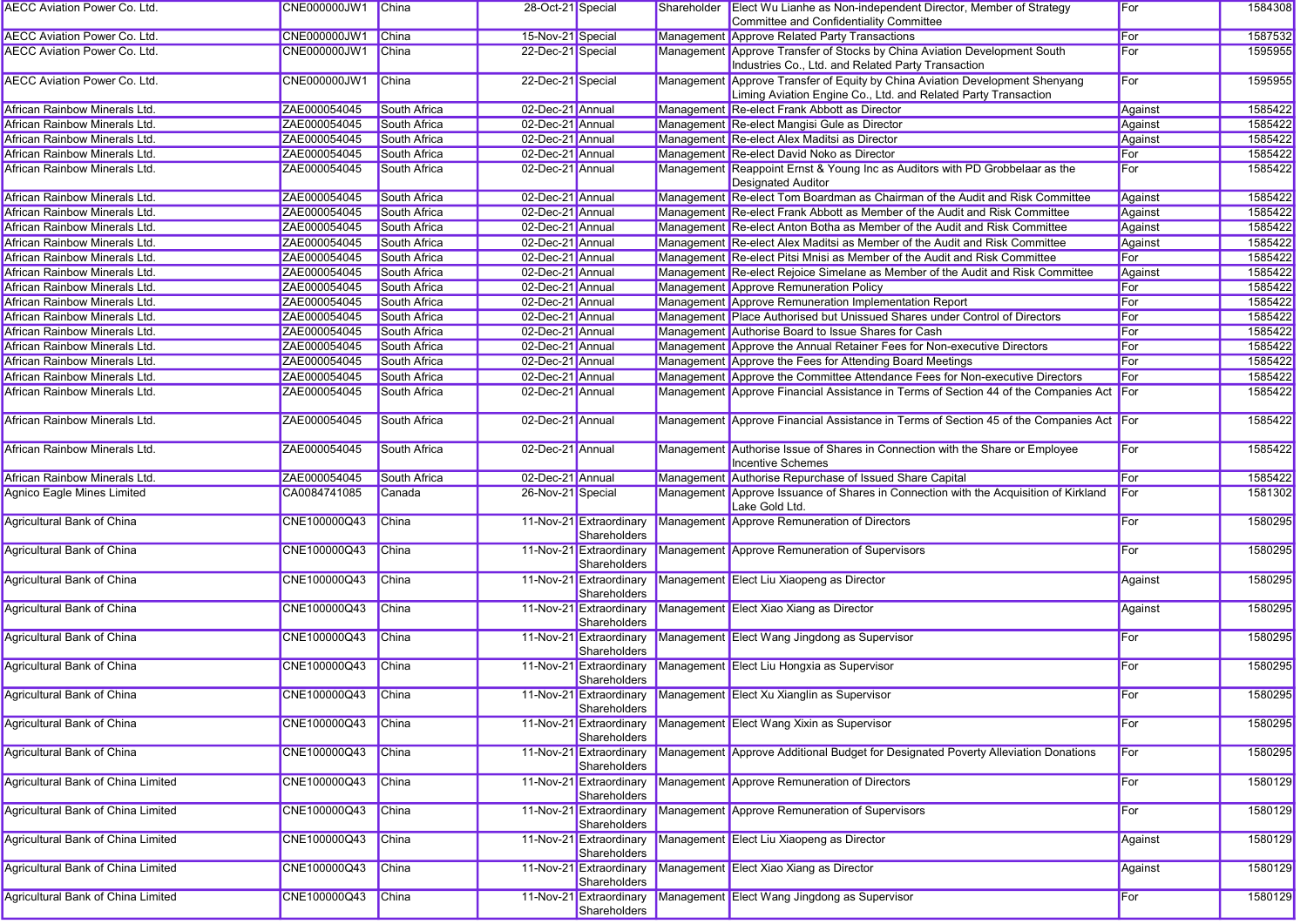| AECC Aviation Power Co. Ltd. | CNE000000JW1 | China | 28-Oct-21 | Special | Shareholder | Elect Wu Lianhe as Non-independent Director, Member of Strategy Committee and Confidentiality Committee | For | 1584308 |
|---|---|---|---|---|---|---|---|---|
| AECC Aviation Power Co. Ltd. | CNE000000JW1 | China | 15-Nov-21 | Special | Management | Approve Related Party Transactions | For | 1587532 |
| AECC Aviation Power Co. Ltd. | CNE000000JW1 | China | 22-Dec-21 | Special | Management | Approve Transfer of Stocks by China Aviation Development South Industries Co., Ltd. and Related Party Transaction | For | 1595955 |
| AECC Aviation Power Co. Ltd. | CNE000000JW1 | China | 22-Dec-21 | Special | Management | Approve Transfer of Equity by China Aviation Development Shenyang Liming Aviation Engine Co., Ltd. and Related Party Transaction | For | 1595955 |
| African Rainbow Minerals Ltd. | ZAE000054045 | South Africa | 02-Dec-21 | Annual | Management | Re-elect Frank Abbott as Director | Against | 1585422 |
| African Rainbow Minerals Ltd. | ZAE000054045 | South Africa | 02-Dec-21 | Annual | Management | Re-elect Mangisi Gule as Director | Against | 1585422 |
| African Rainbow Minerals Ltd. | ZAE000054045 | South Africa | 02-Dec-21 | Annual | Management | Re-elect Alex Maditsi as Director | Against | 1585422 |
| African Rainbow Minerals Ltd. | ZAE000054045 | South Africa | 02-Dec-21 | Annual | Management | Re-elect David Noko as Director | For | 1585422 |
| African Rainbow Minerals Ltd. | ZAE000054045 | South Africa | 02-Dec-21 | Annual | Management | Reappoint Ernst & Young Inc as Auditors with PD Grobbelaar as the Designated Auditor | For | 1585422 |
| African Rainbow Minerals Ltd. | ZAE000054045 | South Africa | 02-Dec-21 | Annual | Management | Re-elect Tom Boardman as Chairman of the Audit and Risk Committee | Against | 1585422 |
| African Rainbow Minerals Ltd. | ZAE000054045 | South Africa | 02-Dec-21 | Annual | Management | Re-elect Frank Abbott as Member of the Audit and Risk Committee | Against | 1585422 |
| African Rainbow Minerals Ltd. | ZAE000054045 | South Africa | 02-Dec-21 | Annual | Management | Re-elect Anton Botha as Member of the Audit and Risk Committee | Against | 1585422 |
| African Rainbow Minerals Ltd. | ZAE000054045 | South Africa | 02-Dec-21 | Annual | Management | Re-elect Alex Maditsi as Member of the Audit and Risk Committee | Against | 1585422 |
| African Rainbow Minerals Ltd. | ZAE000054045 | South Africa | 02-Dec-21 | Annual | Management | Re-elect Pitsi Mnisi as Member of the Audit and Risk Committee | For | 1585422 |
| African Rainbow Minerals Ltd. | ZAE000054045 | South Africa | 02-Dec-21 | Annual | Management | Re-elect Rejoice Simelane as Member of the Audit and Risk Committee | Against | 1585422 |
| African Rainbow Minerals Ltd. | ZAE000054045 | South Africa | 02-Dec-21 | Annual | Management | Approve Remuneration Policy | For | 1585422 |
| African Rainbow Minerals Ltd. | ZAE000054045 | South Africa | 02-Dec-21 | Annual | Management | Approve Remuneration Implementation Report | For | 1585422 |
| African Rainbow Minerals Ltd. | ZAE000054045 | South Africa | 02-Dec-21 | Annual | Management | Place Authorised but Unissued Shares under Control of Directors | For | 1585422 |
| African Rainbow Minerals Ltd. | ZAE000054045 | South Africa | 02-Dec-21 | Annual | Management | Authorise Board to Issue Shares for Cash | For | 1585422 |
| African Rainbow Minerals Ltd. | ZAE000054045 | South Africa | 02-Dec-21 | Annual | Management | Approve the Annual Retainer Fees for Non-executive Directors | For | 1585422 |
| African Rainbow Minerals Ltd. | ZAE000054045 | South Africa | 02-Dec-21 | Annual | Management | Approve the Fees for Attending Board Meetings | For | 1585422 |
| African Rainbow Minerals Ltd. | ZAE000054045 | South Africa | 02-Dec-21 | Annual | Management | Approve the Committee Attendance Fees for Non-executive Directors | For | 1585422 |
| African Rainbow Minerals Ltd. | ZAE000054045 | South Africa | 02-Dec-21 | Annual | Management | Approve Financial Assistance in Terms of Section 44 of the Companies Act | For | 1585422 |
| African Rainbow Minerals Ltd. | ZAE000054045 | South Africa | 02-Dec-21 | Annual | Management | Approve Financial Assistance in Terms of Section 45 of the Companies Act | For | 1585422 |
| African Rainbow Minerals Ltd. | ZAE000054045 | South Africa | 02-Dec-21 | Annual | Management | Authorise Issue of Shares in Connection with the Share or Employee Incentive Schemes | For | 1585422 |
| African Rainbow Minerals Ltd. | ZAE000054045 | South Africa | 02-Dec-21 | Annual | Management | Authorise Repurchase of Issued Share Capital | For | 1585422 |
| Agnico Eagle Mines Limited | CA0084741085 | Canada | 26-Nov-21 | Special | Management | Approve Issuance of Shares in Connection with the Acquisition of Kirkland Lake Gold Ltd. | For | 1581302 |
| Agricultural Bank of China | CNE100000Q43 | China | 11-Nov-21 | Extraordinary Shareholders | Management | Approve Remuneration of Directors | For | 1580295 |
| Agricultural Bank of China | CNE100000Q43 | China | 11-Nov-21 | Extraordinary Shareholders | Management | Approve Remuneration of Supervisors | For | 1580295 |
| Agricultural Bank of China | CNE100000Q43 | China | 11-Nov-21 | Extraordinary Shareholders | Management | Elect Liu Xiaopeng as Director | Against | 1580295 |
| Agricultural Bank of China | CNE100000Q43 | China | 11-Nov-21 | Extraordinary Shareholders | Management | Elect Xiao Xiang as Director | Against | 1580295 |
| Agricultural Bank of China | CNE100000Q43 | China | 11-Nov-21 | Extraordinary Shareholders | Management | Elect Wang Jingdong as Supervisor | For | 1580295 |
| Agricultural Bank of China | CNE100000Q43 | China | 11-Nov-21 | Extraordinary Shareholders | Management | Elect Liu Hongxia as Supervisor | For | 1580295 |
| Agricultural Bank of China | CNE100000Q43 | China | 11-Nov-21 | Extraordinary Shareholders | Management | Elect Xu Xianglin as Supervisor | For | 1580295 |
| Agricultural Bank of China | CNE100000Q43 | China | 11-Nov-21 | Extraordinary Shareholders | Management | Elect Wang Xixin as Supervisor | For | 1580295 |
| Agricultural Bank of China | CNE100000Q43 | China | 11-Nov-21 | Extraordinary Shareholders | Management | Approve Additional Budget for Designated Poverty Alleviation Donations | For | 1580295 |
| Agricultural Bank of China Limited | CNE100000Q43 | China | 11-Nov-21 | Extraordinary Shareholders | Management | Approve Remuneration of Directors | For | 1580129 |
| Agricultural Bank of China Limited | CNE100000Q43 | China | 11-Nov-21 | Extraordinary Shareholders | Management | Approve Remuneration of Supervisors | For | 1580129 |
| Agricultural Bank of China Limited | CNE100000Q43 | China | 11-Nov-21 | Extraordinary Shareholders | Management | Elect Liu Xiaopeng as Director | Against | 1580129 |
| Agricultural Bank of China Limited | CNE100000Q43 | China | 11-Nov-21 | Extraordinary Shareholders | Management | Elect Xiao Xiang as Director | Against | 1580129 |
| Agricultural Bank of China Limited | CNE100000Q43 | China | 11-Nov-21 | Extraordinary Shareholders | Management | Elect Wang Jingdong as Supervisor | For | 1580129 |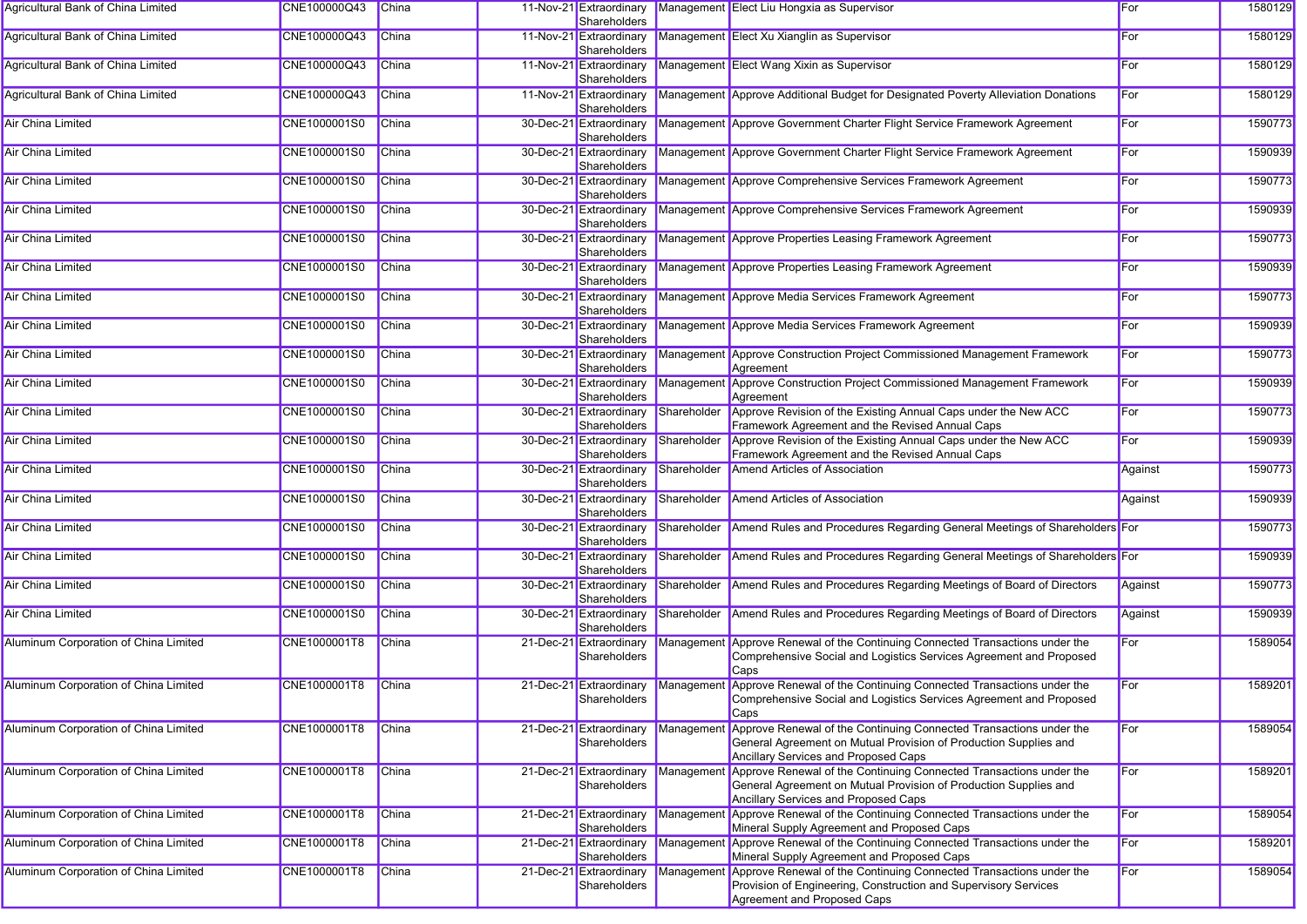| | | | | | | | | |
|---|---|---|---|---|---|---|---|---|
| Agricultural Bank of China Limited | CNE100000Q43 | China | 11-Nov-21 | Extraordinary Shareholders | Management | Elect Liu Hongxia as Supervisor | For | 1580129 |
| Agricultural Bank of China Limited | CNE100000Q43 | China | 11-Nov-21 | Extraordinary Shareholders | Management | Elect Xu Xianglin as Supervisor | For | 1580129 |
| Agricultural Bank of China Limited | CNE100000Q43 | China | 11-Nov-21 | Extraordinary Shareholders | Management | Elect Wang Xixin as Supervisor | For | 1580129 |
| Agricultural Bank of China Limited | CNE100000Q43 | China | 11-Nov-21 | Extraordinary Shareholders | Management | Approve Additional Budget for Designated Poverty Alleviation Donations | For | 1580129 |
| Air China Limited | CNE1000001S0 | China | 30-Dec-21 | Extraordinary Shareholders | Management | Approve Government Charter Flight Service Framework Agreement | For | 1590773 |
| Air China Limited | CNE1000001S0 | China | 30-Dec-21 | Extraordinary Shareholders | Management | Approve Government Charter Flight Service Framework Agreement | For | 1590939 |
| Air China Limited | CNE1000001S0 | China | 30-Dec-21 | Extraordinary Shareholders | Management | Approve Comprehensive Services Framework Agreement | For | 1590773 |
| Air China Limited | CNE1000001S0 | China | 30-Dec-21 | Extraordinary Shareholders | Management | Approve Comprehensive Services Framework Agreement | For | 1590939 |
| Air China Limited | CNE1000001S0 | China | 30-Dec-21 | Extraordinary Shareholders | Management | Approve Properties Leasing Framework Agreement | For | 1590773 |
| Air China Limited | CNE1000001S0 | China | 30-Dec-21 | Extraordinary Shareholders | Management | Approve Properties Leasing Framework Agreement | For | 1590939 |
| Air China Limited | CNE1000001S0 | China | 30-Dec-21 | Extraordinary Shareholders | Management | Approve Media Services Framework Agreement | For | 1590773 |
| Air China Limited | CNE1000001S0 | China | 30-Dec-21 | Extraordinary Shareholders | Management | Approve Media Services Framework Agreement | For | 1590939 |
| Air China Limited | CNE1000001S0 | China | 30-Dec-21 | Extraordinary Shareholders | Management | Approve Construction Project Commissioned Management Framework Agreement | For | 1590773 |
| Air China Limited | CNE1000001S0 | China | 30-Dec-21 | Extraordinary Shareholders | Management | Approve Construction Project Commissioned Management Framework Agreement | For | 1590939 |
| Air China Limited | CNE1000001S0 | China | 30-Dec-21 | Extraordinary Shareholders | Shareholder | Approve Revision of the Existing Annual Caps under the New ACC Framework Agreement and the Revised Annual Caps | For | 1590773 |
| Air China Limited | CNE1000001S0 | China | 30-Dec-21 | Extraordinary Shareholders | Shareholder | Approve Revision of the Existing Annual Caps under the New ACC Framework Agreement and the Revised Annual Caps | For | 1590939 |
| Air China Limited | CNE1000001S0 | China | 30-Dec-21 | Extraordinary Shareholders | Shareholder | Amend Articles of Association | Against | 1590773 |
| Air China Limited | CNE1000001S0 | China | 30-Dec-21 | Extraordinary Shareholders | Shareholder | Amend Articles of Association | Against | 1590939 |
| Air China Limited | CNE1000001S0 | China | 30-Dec-21 | Extraordinary Shareholders | Shareholder | Amend Rules and Procedures Regarding General Meetings of Shareholders | For | 1590773 |
| Air China Limited | CNE1000001S0 | China | 30-Dec-21 | Extraordinary Shareholders | Shareholder | Amend Rules and Procedures Regarding General Meetings of Shareholders | For | 1590939 |
| Air China Limited | CNE1000001S0 | China | 30-Dec-21 | Extraordinary Shareholders | Shareholder | Amend Rules and Procedures Regarding Meetings of Board of Directors | Against | 1590773 |
| Air China Limited | CNE1000001S0 | China | 30-Dec-21 | Extraordinary Shareholders | Shareholder | Amend Rules and Procedures Regarding Meetings of Board of Directors | Against | 1590939 |
| Aluminum Corporation of China Limited | CNE1000001T8 | China | 21-Dec-21 | Extraordinary Shareholders | Management | Approve Renewal of the Continuing Connected Transactions under the Comprehensive Social and Logistics Services Agreement and Proposed Caps | For | 1589054 |
| Aluminum Corporation of China Limited | CNE1000001T8 | China | 21-Dec-21 | Extraordinary Shareholders | Management | Approve Renewal of the Continuing Connected Transactions under the Comprehensive Social and Logistics Services Agreement and Proposed Caps | For | 1589201 |
| Aluminum Corporation of China Limited | CNE1000001T8 | China | 21-Dec-21 | Extraordinary Shareholders | Management | Approve Renewal of the Continuing Connected Transactions under the General Agreement on Mutual Provision of Production Supplies and Ancillary Services and Proposed Caps | For | 1589054 |
| Aluminum Corporation of China Limited | CNE1000001T8 | China | 21-Dec-21 | Extraordinary Shareholders | Management | Approve Renewal of the Continuing Connected Transactions under the General Agreement on Mutual Provision of Production Supplies and Ancillary Services and Proposed Caps | For | 1589201 |
| Aluminum Corporation of China Limited | CNE1000001T8 | China | 21-Dec-21 | Extraordinary Shareholders | Management | Approve Renewal of the Continuing Connected Transactions under the Mineral Supply Agreement and Proposed Caps | For | 1589054 |
| Aluminum Corporation of China Limited | CNE1000001T8 | China | 21-Dec-21 | Extraordinary Shareholders | Management | Approve Renewal of the Continuing Connected Transactions under the Mineral Supply Agreement and Proposed Caps | For | 1589201 |
| Aluminum Corporation of China Limited | CNE1000001T8 | China | 21-Dec-21 | Extraordinary Shareholders | Management | Approve Renewal of the Continuing Connected Transactions under the Provision of Engineering, Construction and Supervisory Services Agreement and Proposed Caps | For | 1589054 |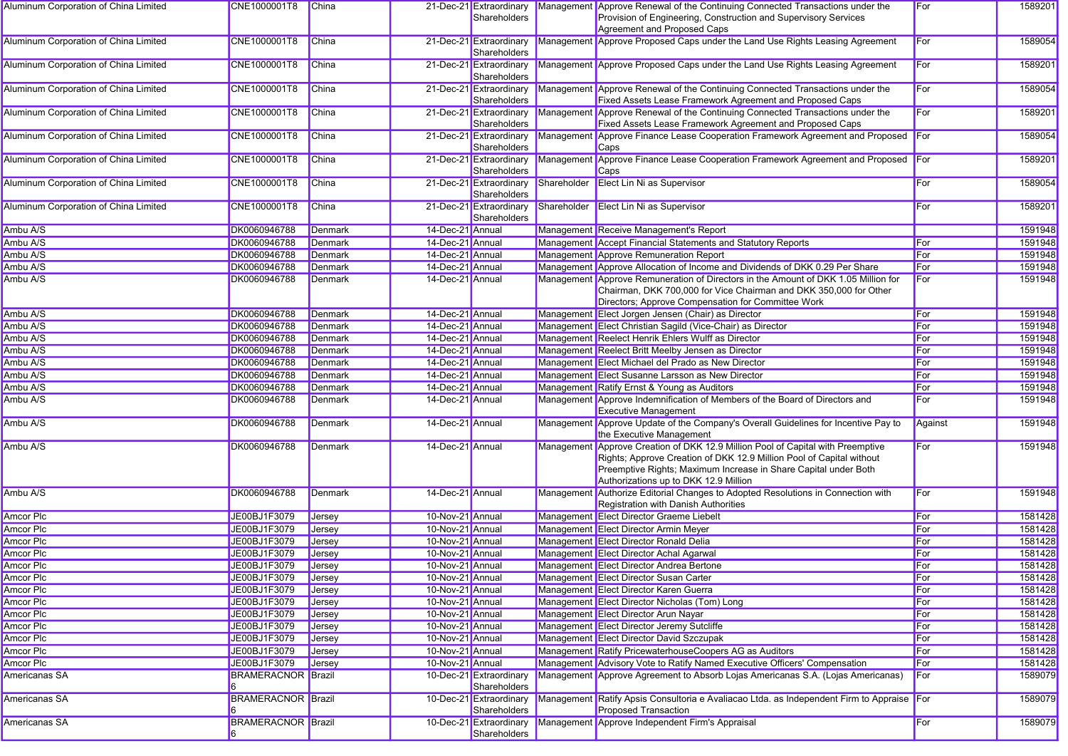| | | | | | | | | |
|---|---|---|---|---|---|---|---|---|
| Aluminum Corporation of China Limited | CNE1000001T8 | China | 21-Dec-21 | Extraordinary Shareholders | Management | Approve Renewal of the Continuing Connected Transactions under the Provision of Engineering, Construction and Supervisory Services Agreement and Proposed Caps | For | 1589201 |
| Aluminum Corporation of China Limited | CNE1000001T8 | China | 21-Dec-21 | Extraordinary Shareholders | Management | Approve Proposed Caps under the Land Use Rights Leasing Agreement | For | 1589054 |
| Aluminum Corporation of China Limited | CNE1000001T8 | China | 21-Dec-21 | Extraordinary Shareholders | Management | Approve Proposed Caps under the Land Use Rights Leasing Agreement | For | 1589201 |
| Aluminum Corporation of China Limited | CNE1000001T8 | China | 21-Dec-21 | Extraordinary Shareholders | Management | Approve Renewal of the Continuing Connected Transactions under the Fixed Assets Lease Framework Agreement and Proposed Caps | For | 1589054 |
| Aluminum Corporation of China Limited | CNE1000001T8 | China | 21-Dec-21 | Extraordinary Shareholders | Management | Approve Renewal of the Continuing Connected Transactions under the Fixed Assets Lease Framework Agreement and Proposed Caps | For | 1589201 |
| Aluminum Corporation of China Limited | CNE1000001T8 | China | 21-Dec-21 | Extraordinary Shareholders | Management | Approve Finance Lease Cooperation Framework Agreement and Proposed Caps | For | 1589054 |
| Aluminum Corporation of China Limited | CNE1000001T8 | China | 21-Dec-21 | Extraordinary Shareholders | Management | Approve Finance Lease Cooperation Framework Agreement and Proposed Caps | For | 1589201 |
| Aluminum Corporation of China Limited | CNE1000001T8 | China | 21-Dec-21 | Extraordinary Shareholders | Shareholder | Elect Lin Ni as Supervisor | For | 1589054 |
| Aluminum Corporation of China Limited | CNE1000001T8 | China | 21-Dec-21 | Extraordinary Shareholders | Shareholder | Elect Lin Ni as Supervisor | For | 1589201 |
| Ambu A/S | DK0060946788 | Denmark | 14-Dec-21 | Annual | Management | Receive Management's Report | | 1591948 |
| Ambu A/S | DK0060946788 | Denmark | 14-Dec-21 | Annual | Management | Accept Financial Statements and Statutory Reports | For | 1591948 |
| Ambu A/S | DK0060946788 | Denmark | 14-Dec-21 | Annual | Management | Approve Remuneration Report | For | 1591948 |
| Ambu A/S | DK0060946788 | Denmark | 14-Dec-21 | Annual | Management | Approve Allocation of Income and Dividends of DKK 0.29 Per Share | For | 1591948 |
| Ambu A/S | DK0060946788 | Denmark | 14-Dec-21 | Annual | Management | Approve Remuneration of Directors in the Amount of DKK 1.05 Million for Chairman, DKK 700,000 for Vice Chairman and DKK 350,000 for Other Directors; Approve Compensation for Committee Work | For | 1591948 |
| Ambu A/S | DK0060946788 | Denmark | 14-Dec-21 | Annual | Management | Elect Jorgen Jensen (Chair) as Director | For | 1591948 |
| Ambu A/S | DK0060946788 | Denmark | 14-Dec-21 | Annual | Management | Elect Christian Sagild (Vice-Chair) as Director | For | 1591948 |
| Ambu A/S | DK0060946788 | Denmark | 14-Dec-21 | Annual | Management | Reelect Henrik Ehlers Wulff as Director | For | 1591948 |
| Ambu A/S | DK0060946788 | Denmark | 14-Dec-21 | Annual | Management | Reelect Britt Meelby Jensen as Director | For | 1591948 |
| Ambu A/S | DK0060946788 | Denmark | 14-Dec-21 | Annual | Management | Elect Michael del Prado as New Director | For | 1591948 |
| Ambu A/S | DK0060946788 | Denmark | 14-Dec-21 | Annual | Management | Elect Susanne Larsson as New Director | For | 1591948 |
| Ambu A/S | DK0060946788 | Denmark | 14-Dec-21 | Annual | Management | Ratify Ernst & Young as Auditors | For | 1591948 |
| Ambu A/S | DK0060946788 | Denmark | 14-Dec-21 | Annual | Management | Approve Indemnification of Members of the Board of Directors and Executive Management | For | 1591948 |
| Ambu A/S | DK0060946788 | Denmark | 14-Dec-21 | Annual | Management | Approve Update of the Company's Overall Guidelines for Incentive Pay to the Executive Management | Against | 1591948 |
| Ambu A/S | DK0060946788 | Denmark | 14-Dec-21 | Annual | Management | Approve Creation of DKK 12.9 Million Pool of Capital with Preemptive Rights; Approve Creation of DKK 12.9 Million Pool of Capital without Preemptive Rights; Maximum Increase in Share Capital under Both Authorizations up to DKK 12.9 Million | For | 1591948 |
| Ambu A/S | DK0060946788 | Denmark | 14-Dec-21 | Annual | Management | Authorize Editorial Changes to Adopted Resolutions in Connection with Registration with Danish Authorities | For | 1591948 |
| Amcor Plc | JE00BJ1F3079 | Jersey | 10-Nov-21 | Annual | Management | Elect Director Graeme Liebelt | For | 1581428 |
| Amcor Plc | JE00BJ1F3079 | Jersey | 10-Nov-21 | Annual | Management | Elect Director Armin Meyer | For | 1581428 |
| Amcor Plc | JE00BJ1F3079 | Jersey | 10-Nov-21 | Annual | Management | Elect Director Ronald Delia | For | 1581428 |
| Amcor Plc | JE00BJ1F3079 | Jersey | 10-Nov-21 | Annual | Management | Elect Director Achal Agarwal | For | 1581428 |
| Amcor Plc | JE00BJ1F3079 | Jersey | 10-Nov-21 | Annual | Management | Elect Director Andrea Bertone | For | 1581428 |
| Amcor Plc | JE00BJ1F3079 | Jersey | 10-Nov-21 | Annual | Management | Elect Director Susan Carter | For | 1581428 |
| Amcor Plc | JE00BJ1F3079 | Jersey | 10-Nov-21 | Annual | Management | Elect Director Karen Guerra | For | 1581428 |
| Amcor Plc | JE00BJ1F3079 | Jersey | 10-Nov-21 | Annual | Management | Elect Director Nicholas (Tom) Long | For | 1581428 |
| Amcor Plc | JE00BJ1F3079 | Jersey | 10-Nov-21 | Annual | Management | Elect Director Arun Nayar | For | 1581428 |
| Amcor Plc | JE00BJ1F3079 | Jersey | 10-Nov-21 | Annual | Management | Elect Director Jeremy Sutcliffe | For | 1581428 |
| Amcor Plc | JE00BJ1F3079 | Jersey | 10-Nov-21 | Annual | Management | Elect Director David Szczupak | For | 1581428 |
| Amcor Plc | JE00BJ1F3079 | Jersey | 10-Nov-21 | Annual | Management | Ratify PricewaterhouseCoopers AG as Auditors | For | 1581428 |
| Amcor Plc | JE00BJ1F3079 | Jersey | 10-Nov-21 | Annual | Management | Advisory Vote to Ratify Named Executive Officers' Compensation | For | 1581428 |
| Americanas SA | BRAMERACNOR6 | Brazil | 10-Dec-21 | Extraordinary Shareholders | Management | Approve Agreement to Absorb Lojas Americanas S.A. (Lojas Americanas) | For | 1589079 |
| Americanas SA | BRAMERACNOR6 | Brazil | 10-Dec-21 | Extraordinary Shareholders | Management | Ratify Apsis Consultoria e Avaliacao Ltda. as Independent Firm to Appraise Proposed Transaction | For | 1589079 |
| Americanas SA | BRAMERACNOR6 | Brazil | 10-Dec-21 | Extraordinary Shareholders | Management | Approve Independent Firm's Appraisal | For | 1589079 |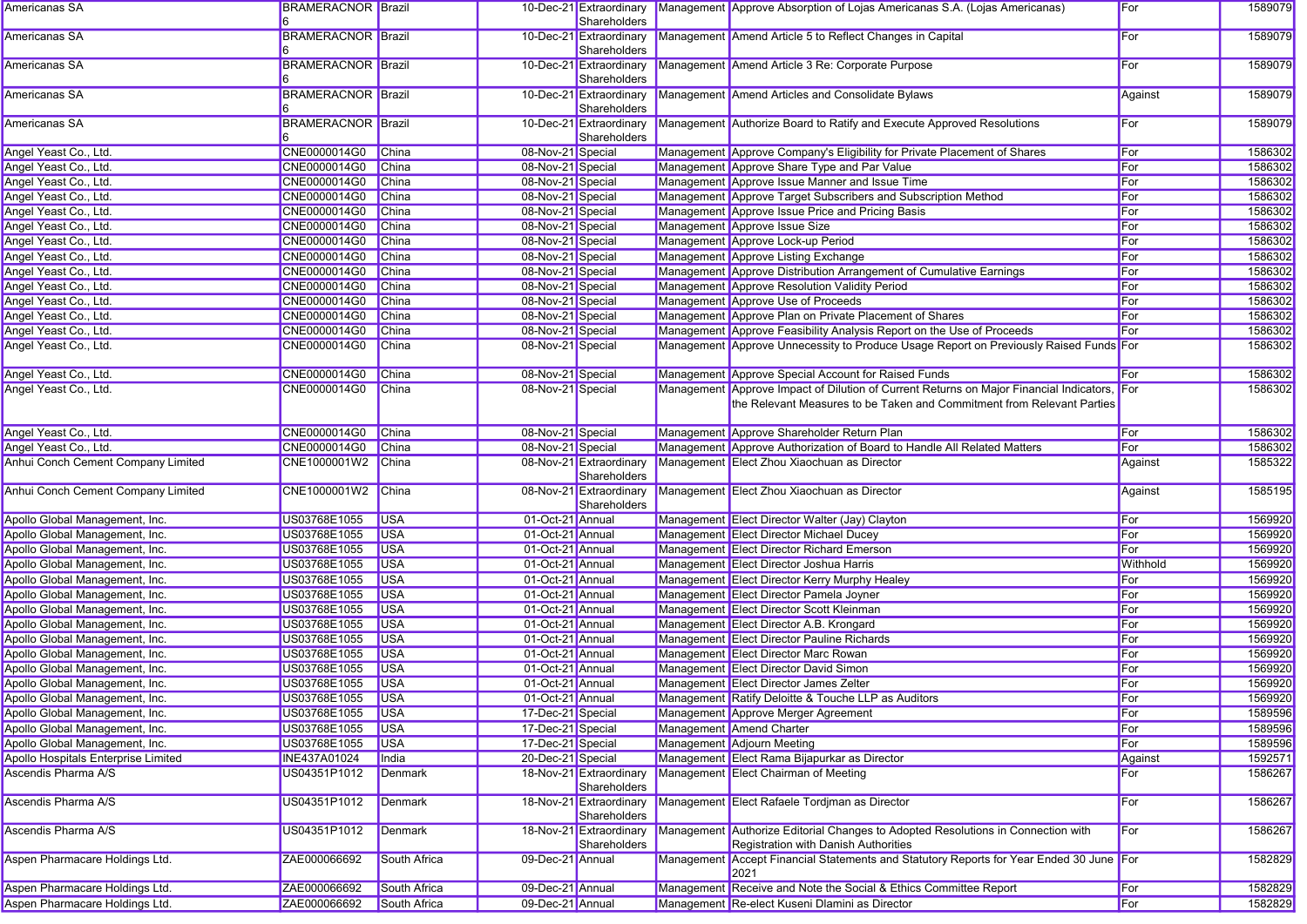| Americanas SA | BRAMERACNOR6 | Brazil | 10-Dec-21 | Extraordinary Shareholders | Management | Approve Absorption of Lojas Americanas S.A. (Lojas Americanas) | For | 1589079 |
|---|---|---|---|---|---|---|---|---|
| Americanas SA | BRAMERACNOR6 | Brazil | 10-Dec-21 | Extraordinary Shareholders | Management | Amend Article 5 to Reflect Changes in Capital | For | 1589079 |
| Americanas SA | BRAMERACNOR6 | Brazil | 10-Dec-21 | Extraordinary Shareholders | Management | Amend Article 3 Re: Corporate Purpose | For | 1589079 |
| Americanas SA | BRAMERACNOR6 | Brazil | 10-Dec-21 | Extraordinary Shareholders | Management | Amend Articles and Consolidate Bylaws | Against | 1589079 |
| Americanas SA | BRAMERACNOR6 | Brazil | 10-Dec-21 | Extraordinary Shareholders | Management | Authorize Board to Ratify and Execute Approved Resolutions | For | 1589079 |
| Angel Yeast Co., Ltd. | CNE0000014G0 | China | 08-Nov-21 | Special | Management | Approve Company's Eligibility for Private Placement of Shares | For | 1586302 |
| Angel Yeast Co., Ltd. | CNE0000014G0 | China | 08-Nov-21 | Special | Management | Approve Share Type and Par Value | For | 1586302 |
| Angel Yeast Co., Ltd. | CNE0000014G0 | China | 08-Nov-21 | Special | Management | Approve Issue Manner and Issue Time | For | 1586302 |
| Angel Yeast Co., Ltd. | CNE0000014G0 | China | 08-Nov-21 | Special | Management | Approve Target Subscribers and Subscription Method | For | 1586302 |
| Angel Yeast Co., Ltd. | CNE0000014G0 | China | 08-Nov-21 | Special | Management | Approve Issue Price and Pricing Basis | For | 1586302 |
| Angel Yeast Co., Ltd. | CNE0000014G0 | China | 08-Nov-21 | Special | Management | Approve Issue Size | For | 1586302 |
| Angel Yeast Co., Ltd. | CNE0000014G0 | China | 08-Nov-21 | Special | Management | Approve Lock-up Period | For | 1586302 |
| Angel Yeast Co., Ltd. | CNE0000014G0 | China | 08-Nov-21 | Special | Management | Approve Listing Exchange | For | 1586302 |
| Angel Yeast Co., Ltd. | CNE0000014G0 | China | 08-Nov-21 | Special | Management | Approve Distribution Arrangement of Cumulative Earnings | For | 1586302 |
| Angel Yeast Co., Ltd. | CNE0000014G0 | China | 08-Nov-21 | Special | Management | Approve Resolution Validity Period | For | 1586302 |
| Angel Yeast Co., Ltd. | CNE0000014G0 | China | 08-Nov-21 | Special | Management | Approve Use of Proceeds | For | 1586302 |
| Angel Yeast Co., Ltd. | CNE0000014G0 | China | 08-Nov-21 | Special | Management | Approve Plan on Private Placement of Shares | For | 1586302 |
| Angel Yeast Co., Ltd. | CNE0000014G0 | China | 08-Nov-21 | Special | Management | Approve Feasibility Analysis Report on the Use of Proceeds | For | 1586302 |
| Angel Yeast Co., Ltd. | CNE0000014G0 | China | 08-Nov-21 | Special | Management | Approve Unnecessity to Produce Usage Report on Previously Raised Funds | For | 1586302 |
| Angel Yeast Co., Ltd. | CNE0000014G0 | China | 08-Nov-21 | Special | Management | Approve Special Account for Raised Funds | For | 1586302 |
| Angel Yeast Co., Ltd. | CNE0000014G0 | China | 08-Nov-21 | Special | Management | Approve Impact of Dilution of Current Returns on Major Financial Indicators, the Relevant Measures to be Taken and Commitment from Relevant Parties | For | 1586302 |
| Angel Yeast Co., Ltd. | CNE0000014G0 | China | 08-Nov-21 | Special | Management | Approve Shareholder Return Plan | For | 1586302 |
| Angel Yeast Co., Ltd. | CNE0000014G0 | China | 08-Nov-21 | Special | Management | Approve Authorization of Board to Handle All Related Matters | For | 1586302 |
| Anhui Conch Cement Company Limited | CNE1000001W2 | China | 08-Nov-21 | Extraordinary Shareholders | Management | Elect Zhou Xiaochuan as Director | Against | 1585322 |
| Anhui Conch Cement Company Limited | CNE1000001W2 | China | 08-Nov-21 | Extraordinary Shareholders | Management | Elect Zhou Xiaochuan as Director | Against | 1585195 |
| Apollo Global Management, Inc. | US03768E1055 | USA | 01-Oct-21 | Annual | Management | Elect Director Walter (Jay) Clayton | For | 1569920 |
| Apollo Global Management, Inc. | US03768E1055 | USA | 01-Oct-21 | Annual | Management | Elect Director Michael Ducey | For | 1569920 |
| Apollo Global Management, Inc. | US03768E1055 | USA | 01-Oct-21 | Annual | Management | Elect Director Richard Emerson | For | 1569920 |
| Apollo Global Management, Inc. | US03768E1055 | USA | 01-Oct-21 | Annual | Management | Elect Director Joshua Harris | Withhold | 1569920 |
| Apollo Global Management, Inc. | US03768E1055 | USA | 01-Oct-21 | Annual | Management | Elect Director Kerry Murphy Healey | For | 1569920 |
| Apollo Global Management, Inc. | US03768E1055 | USA | 01-Oct-21 | Annual | Management | Elect Director Pamela Joyner | For | 1569920 |
| Apollo Global Management, Inc. | US03768E1055 | USA | 01-Oct-21 | Annual | Management | Elect Director Scott Kleinman | For | 1569920 |
| Apollo Global Management, Inc. | US03768E1055 | USA | 01-Oct-21 | Annual | Management | Elect Director A.B. Krongard | For | 1569920 |
| Apollo Global Management, Inc. | US03768E1055 | USA | 01-Oct-21 | Annual | Management | Elect Director Pauline Richards | For | 1569920 |
| Apollo Global Management, Inc. | US03768E1055 | USA | 01-Oct-21 | Annual | Management | Elect Director Marc Rowan | For | 1569920 |
| Apollo Global Management, Inc. | US03768E1055 | USA | 01-Oct-21 | Annual | Management | Elect Director David Simon | For | 1569920 |
| Apollo Global Management, Inc. | US03768E1055 | USA | 01-Oct-21 | Annual | Management | Elect Director James Zelter | For | 1569920 |
| Apollo Global Management, Inc. | US03768E1055 | USA | 01-Oct-21 | Annual | Management | Ratify Deloitte & Touche LLP as Auditors | For | 1569920 |
| Apollo Global Management, Inc. | US03768E1055 | USA | 17-Dec-21 | Special | Management | Approve Merger Agreement | For | 1589596 |
| Apollo Global Management, Inc. | US03768E1055 | USA | 17-Dec-21 | Special | Management | Amend Charter | For | 1589596 |
| Apollo Global Management, Inc. | US03768E1055 | USA | 17-Dec-21 | Special | Management | Adjourn Meeting | For | 1589596 |
| Apollo Hospitals Enterprise Limited | INE437A01024 | India | 20-Dec-21 | Special | Management | Elect Rama Bijapurkar as Director | Against | 1592571 |
| Ascendis Pharma A/S | US04351P1012 | Denmark | 18-Nov-21 | Extraordinary Shareholders | Management | Elect Chairman of Meeting | For | 1586267 |
| Ascendis Pharma A/S | US04351P1012 | Denmark | 18-Nov-21 | Extraordinary Shareholders | Management | Elect Rafaele Tordjman as Director | For | 1586267 |
| Ascendis Pharma A/S | US04351P1012 | Denmark | 18-Nov-21 | Extraordinary Shareholders | Management | Authorize Editorial Changes to Adopted Resolutions in Connection with Registration with Danish Authorities | For | 1586267 |
| Aspen Pharmacare Holdings Ltd. | ZAE000066692 | South Africa | 09-Dec-21 | Annual | Management | Accept Financial Statements and Statutory Reports for Year Ended 30 June 2021 | For | 1582829 |
| Aspen Pharmacare Holdings Ltd. | ZAE000066692 | South Africa | 09-Dec-21 | Annual | Management | Receive and Note the Social & Ethics Committee Report | For | 1582829 |
| Aspen Pharmacare Holdings Ltd. | ZAE000066692 | South Africa | 09-Dec-21 | Annual | Management | Re-elect Kuseni Dlamini as Director | For | 1582829 |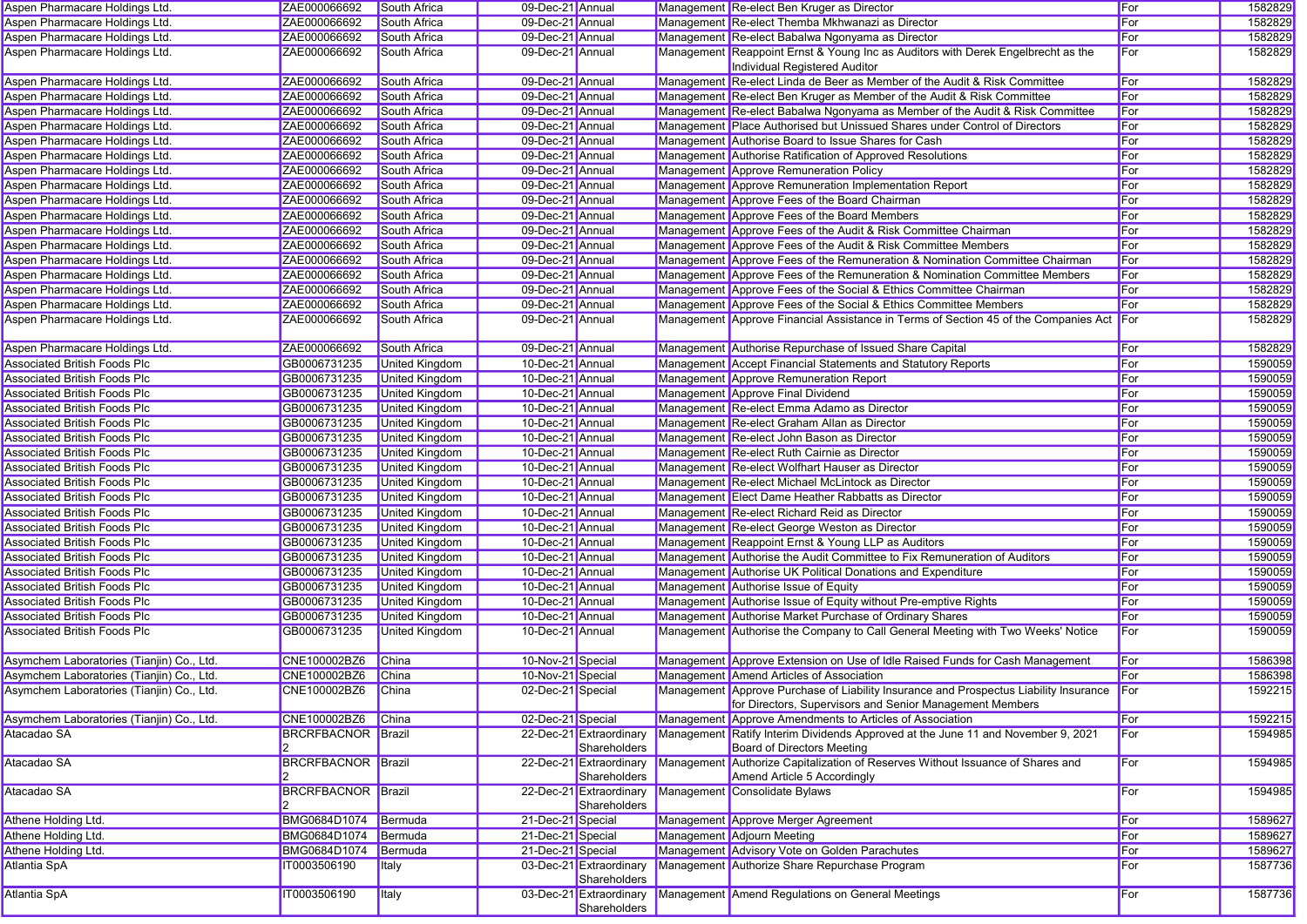| | | | | | | | | |
|---|---|---|---|---|---|---|---|---|
| Aspen Pharmacare Holdings Ltd. | ZAE000066692 | South Africa | 09-Dec-21 | Annual | Management | Re-elect Ben Kruger as Director | For | 1582829 |
| Aspen Pharmacare Holdings Ltd. | ZAE000066692 | South Africa | 09-Dec-21 | Annual | Management | Re-elect Themba Mkhwanazi as Director | For | 1582829 |
| Aspen Pharmacare Holdings Ltd. | ZAE000066692 | South Africa | 09-Dec-21 | Annual | Management | Re-elect Babalwa Ngonyama as Director | For | 1582829 |
| Aspen Pharmacare Holdings Ltd. | ZAE000066692 | South Africa | 09-Dec-21 | Annual | Management | Reappoint Ernst & Young Inc as Auditors with Derek Engelbrecht as the Individual Registered Auditor | For | 1582829 |
| Aspen Pharmacare Holdings Ltd. | ZAE000066692 | South Africa | 09-Dec-21 | Annual | Management | Re-elect Linda de Beer as Member of the Audit & Risk Committee | For | 1582829 |
| Aspen Pharmacare Holdings Ltd. | ZAE000066692 | South Africa | 09-Dec-21 | Annual | Management | Re-elect Ben Kruger as Member of the Audit & Risk Committee | For | 1582829 |
| Aspen Pharmacare Holdings Ltd. | ZAE000066692 | South Africa | 09-Dec-21 | Annual | Management | Re-elect Babalwa Ngonyama as Member of the Audit & Risk Committee | For | 1582829 |
| Aspen Pharmacare Holdings Ltd. | ZAE000066692 | South Africa | 09-Dec-21 | Annual | Management | Place Authorised but Unissued Shares under Control of Directors | For | 1582829 |
| Aspen Pharmacare Holdings Ltd. | ZAE000066692 | South Africa | 09-Dec-21 | Annual | Management | Authorise Board to Issue Shares for Cash | For | 1582829 |
| Aspen Pharmacare Holdings Ltd. | ZAE000066692 | South Africa | 09-Dec-21 | Annual | Management | Authorise Ratification of Approved Resolutions | For | 1582829 |
| Aspen Pharmacare Holdings Ltd. | ZAE000066692 | South Africa | 09-Dec-21 | Annual | Management | Approve Remuneration Policy | For | 1582829 |
| Aspen Pharmacare Holdings Ltd. | ZAE000066692 | South Africa | 09-Dec-21 | Annual | Management | Approve Remuneration Implementation Report | For | 1582829 |
| Aspen Pharmacare Holdings Ltd. | ZAE000066692 | South Africa | 09-Dec-21 | Annual | Management | Approve Fees of the Board Chairman | For | 1582829 |
| Aspen Pharmacare Holdings Ltd. | ZAE000066692 | South Africa | 09-Dec-21 | Annual | Management | Approve Fees of the Board Members | For | 1582829 |
| Aspen Pharmacare Holdings Ltd. | ZAE000066692 | South Africa | 09-Dec-21 | Annual | Management | Approve Fees of the Audit & Risk Committee Chairman | For | 1582829 |
| Aspen Pharmacare Holdings Ltd. | ZAE000066692 | South Africa | 09-Dec-21 | Annual | Management | Approve Fees of the Audit & Risk Committee Members | For | 1582829 |
| Aspen Pharmacare Holdings Ltd. | ZAE000066692 | South Africa | 09-Dec-21 | Annual | Management | Approve Fees of the Remuneration & Nomination Committee Chairman | For | 1582829 |
| Aspen Pharmacare Holdings Ltd. | ZAE000066692 | South Africa | 09-Dec-21 | Annual | Management | Approve Fees of the Remuneration & Nomination Committee Members | For | 1582829 |
| Aspen Pharmacare Holdings Ltd. | ZAE000066692 | South Africa | 09-Dec-21 | Annual | Management | Approve Fees of the Social & Ethics Committee Chairman | For | 1582829 |
| Aspen Pharmacare Holdings Ltd. | ZAE000066692 | South Africa | 09-Dec-21 | Annual | Management | Approve Fees of the Social & Ethics Committee Members | For | 1582829 |
| Aspen Pharmacare Holdings Ltd. | ZAE000066692 | South Africa | 09-Dec-21 | Annual | Management | Approve Financial Assistance in Terms of Section 45 of the Companies Act | For | 1582829 |
| Aspen Pharmacare Holdings Ltd. | ZAE000066692 | South Africa | 09-Dec-21 | Annual | Management | Authorise Repurchase of Issued Share Capital | For | 1582829 |
| Associated British Foods Plc | GB0006731235 | United Kingdom | 10-Dec-21 | Annual | Management | Accept Financial Statements and Statutory Reports | For | 1590059 |
| Associated British Foods Plc | GB0006731235 | United Kingdom | 10-Dec-21 | Annual | Management | Approve Remuneration Report | For | 1590059 |
| Associated British Foods Plc | GB0006731235 | United Kingdom | 10-Dec-21 | Annual | Management | Approve Final Dividend | For | 1590059 |
| Associated British Foods Plc | GB0006731235 | United Kingdom | 10-Dec-21 | Annual | Management | Re-elect Emma Adamo as Director | For | 1590059 |
| Associated British Foods Plc | GB0006731235 | United Kingdom | 10-Dec-21 | Annual | Management | Re-elect Graham Allan as Director | For | 1590059 |
| Associated British Foods Plc | GB0006731235 | United Kingdom | 10-Dec-21 | Annual | Management | Re-elect John Bason as Director | For | 1590059 |
| Associated British Foods Plc | GB0006731235 | United Kingdom | 10-Dec-21 | Annual | Management | Re-elect Ruth Cairnie as Director | For | 1590059 |
| Associated British Foods Plc | GB0006731235 | United Kingdom | 10-Dec-21 | Annual | Management | Re-elect Wolfhart Hauser as Director | For | 1590059 |
| Associated British Foods Plc | GB0006731235 | United Kingdom | 10-Dec-21 | Annual | Management | Re-elect Michael McLintock as Director | For | 1590059 |
| Associated British Foods Plc | GB0006731235 | United Kingdom | 10-Dec-21 | Annual | Management | Elect Dame Heather Rabbatts as Director | For | 1590059 |
| Associated British Foods Plc | GB0006731235 | United Kingdom | 10-Dec-21 | Annual | Management | Re-elect Richard Reid as Director | For | 1590059 |
| Associated British Foods Plc | GB0006731235 | United Kingdom | 10-Dec-21 | Annual | Management | Re-elect George Weston as Director | For | 1590059 |
| Associated British Foods Plc | GB0006731235 | United Kingdom | 10-Dec-21 | Annual | Management | Reappoint Ernst & Young LLP as Auditors | For | 1590059 |
| Associated British Foods Plc | GB0006731235 | United Kingdom | 10-Dec-21 | Annual | Management | Authorise the Audit Committee to Fix Remuneration of Auditors | For | 1590059 |
| Associated British Foods Plc | GB0006731235 | United Kingdom | 10-Dec-21 | Annual | Management | Authorise UK Political Donations and Expenditure | For | 1590059 |
| Associated British Foods Plc | GB0006731235 | United Kingdom | 10-Dec-21 | Annual | Management | Authorise Issue of Equity | For | 1590059 |
| Associated British Foods Plc | GB0006731235 | United Kingdom | 10-Dec-21 | Annual | Management | Authorise Issue of Equity without Pre-emptive Rights | For | 1590059 |
| Associated British Foods Plc | GB0006731235 | United Kingdom | 10-Dec-21 | Annual | Management | Authorise Market Purchase of Ordinary Shares | For | 1590059 |
| Associated British Foods Plc | GB0006731235 | United Kingdom | 10-Dec-21 | Annual | Management | Authorise the Company to Call General Meeting with Two Weeks' Notice | For | 1590059 |
| Asymchem Laboratories (Tianjin) Co., Ltd. | CNE100002BZ6 | China | 10-Nov-21 | Special | Management | Approve Extension on Use of Idle Raised Funds for Cash Management | For | 1586398 |
| Asymchem Laboratories (Tianjin) Co., Ltd. | CNE100002BZ6 | China | 10-Nov-21 | Special | Management | Amend Articles of Association | For | 1586398 |
| Asymchem Laboratories (Tianjin) Co., Ltd. | CNE100002BZ6 | China | 02-Dec-21 | Special | Management | Approve Purchase of Liability Insurance and Prospectus Liability Insurance for Directors, Supervisors and Senior Management Members | For | 1592215 |
| Asymchem Laboratories (Tianjin) Co., Ltd. | CNE100002BZ6 | China | 02-Dec-21 | Special | Management | Approve Amendments to Articles of Association | For | 1592215 |
| Atacadao SA | BRCRFBACNOR2 | Brazil | 22-Dec-21 | Extraordinary Shareholders | Management | Ratify Interim Dividends Approved at the June 11 and November 9, 2021 Board of Directors Meeting | For | 1594985 |
| Atacadao SA | BRCRFBACNOR2 | Brazil | 22-Dec-21 | Extraordinary Shareholders | Management | Authorize Capitalization of Reserves Without Issuance of Shares and Amend Article 5 Accordingly | For | 1594985 |
| Atacadao SA | BRCRFBACNOR2 | Brazil | 22-Dec-21 | Extraordinary Shareholders | Management | Consolidate Bylaws | For | 1594985 |
| Athene Holding Ltd. | BMG0684D1074 | Bermuda | 21-Dec-21 | Special | Management | Approve Merger Agreement | For | 1589627 |
| Athene Holding Ltd. | BMG0684D1074 | Bermuda | 21-Dec-21 | Special | Management | Adjourn Meeting | For | 1589627 |
| Athene Holding Ltd. | BMG0684D1074 | Bermuda | 21-Dec-21 | Special | Management | Advisory Vote on Golden Parachutes | For | 1589627 |
| Atlantia SpA | IT0003506190 | Italy | 03-Dec-21 | Extraordinary Shareholders | Management | Authorize Share Repurchase Program | For | 1587736 |
| Atlantia SpA | IT0003506190 | Italy | 03-Dec-21 | Extraordinary Shareholders | Management | Amend Regulations on General Meetings | For | 1587736 |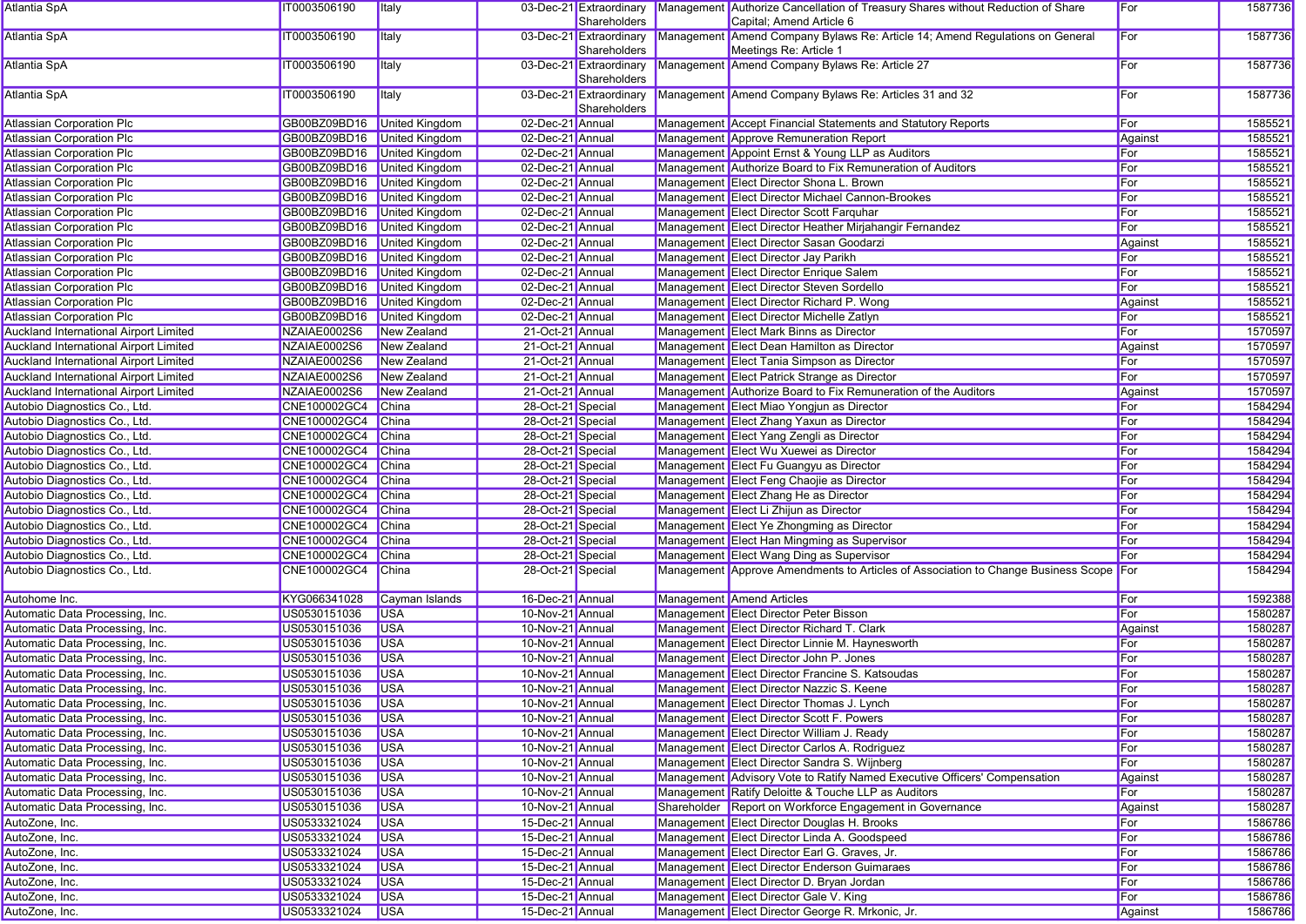| Atlantia SpA | IT0003506190 | Italy | 03-Dec-21 | Extraordinary Shareholders | Management | Authorize Cancellation of Treasury Shares without Reduction of Share Capital; Amend Article 6 | For | 1587736 |
|---|---|---|---|---|---|---|---|---|
| Atlantia SpA | IT0003506190 | Italy | 03-Dec-21 | Extraordinary Shareholders | Management | Amend Company Bylaws Re: Article 14; Amend Regulations on General Meetings Re: Article 1 | For | 1587736 |
| Atlantia SpA | IT0003506190 | Italy | 03-Dec-21 | Extraordinary Shareholders | Management | Amend Company Bylaws Re: Article 27 | For | 1587736 |
| Atlantia SpA | IT0003506190 | Italy | 03-Dec-21 | Extraordinary Shareholders | Management | Amend Company Bylaws Re: Articles 31 and 32 | For | 1587736 |
| Atlassian Corporation Plc | GB00BZ09BD16 | United Kingdom | 02-Dec-21 | Annual | Management | Accept Financial Statements and Statutory Reports | For | 1585521 |
| Atlassian Corporation Plc | GB00BZ09BD16 | United Kingdom | 02-Dec-21 | Annual | Management | Approve Remuneration Report | Against | 1585521 |
| Atlassian Corporation Plc | GB00BZ09BD16 | United Kingdom | 02-Dec-21 | Annual | Management | Appoint Ernst & Young LLP as Auditors | For | 1585521 |
| Atlassian Corporation Plc | GB00BZ09BD16 | United Kingdom | 02-Dec-21 | Annual | Management | Authorize Board to Fix Remuneration of Auditors | For | 1585521 |
| Atlassian Corporation Plc | GB00BZ09BD16 | United Kingdom | 02-Dec-21 | Annual | Management | Elect Director Shona L. Brown | For | 1585521 |
| Atlassian Corporation Plc | GB00BZ09BD16 | United Kingdom | 02-Dec-21 | Annual | Management | Elect Director Michael Cannon-Brookes | For | 1585521 |
| Atlassian Corporation Plc | GB00BZ09BD16 | United Kingdom | 02-Dec-21 | Annual | Management | Elect Director Scott Farquhar | For | 1585521 |
| Atlassian Corporation Plc | GB00BZ09BD16 | United Kingdom | 02-Dec-21 | Annual | Management | Elect Director Heather Mirjahangir Fernandez | For | 1585521 |
| Atlassian Corporation Plc | GB00BZ09BD16 | United Kingdom | 02-Dec-21 | Annual | Management | Elect Director Sasan Goodarzi | Against | 1585521 |
| Atlassian Corporation Plc | GB00BZ09BD16 | United Kingdom | 02-Dec-21 | Annual | Management | Elect Director Jay Parikh | For | 1585521 |
| Atlassian Corporation Plc | GB00BZ09BD16 | United Kingdom | 02-Dec-21 | Annual | Management | Elect Director Enrique Salem | For | 1585521 |
| Atlassian Corporation Plc | GB00BZ09BD16 | United Kingdom | 02-Dec-21 | Annual | Management | Elect Director Steven Sordello | For | 1585521 |
| Atlassian Corporation Plc | GB00BZ09BD16 | United Kingdom | 02-Dec-21 | Annual | Management | Elect Director Richard P. Wong | Against | 1585521 |
| Atlassian Corporation Plc | GB00BZ09BD16 | United Kingdom | 02-Dec-21 | Annual | Management | Elect Director Michelle Zatlyn | For | 1585521 |
| Auckland International Airport Limited | NZAIAE0002S6 | New Zealand | 21-Oct-21 | Annual | Management | Elect Mark Binns as Director | For | 1570597 |
| Auckland International Airport Limited | NZAIAE0002S6 | New Zealand | 21-Oct-21 | Annual | Management | Elect Dean Hamilton as Director | Against | 1570597 |
| Auckland International Airport Limited | NZAIAE0002S6 | New Zealand | 21-Oct-21 | Annual | Management | Elect Tania Simpson as Director | For | 1570597 |
| Auckland International Airport Limited | NZAIAE0002S6 | New Zealand | 21-Oct-21 | Annual | Management | Elect Patrick Strange as Director | For | 1570597 |
| Auckland International Airport Limited | NZAIAE0002S6 | New Zealand | 21-Oct-21 | Annual | Management | Authorize Board to Fix Remuneration of the Auditors | Against | 1570597 |
| Autobio Diagnostics Co., Ltd. | CNE100002GC4 | China | 28-Oct-21 | Special | Management | Elect Miao Yongjun as Director | For | 1584294 |
| Autobio Diagnostics Co., Ltd. | CNE100002GC4 | China | 28-Oct-21 | Special | Management | Elect Zhang Yaxun as Director | For | 1584294 |
| Autobio Diagnostics Co., Ltd. | CNE100002GC4 | China | 28-Oct-21 | Special | Management | Elect Yang Zengli as Director | For | 1584294 |
| Autobio Diagnostics Co., Ltd. | CNE100002GC4 | China | 28-Oct-21 | Special | Management | Elect Wu Xuewei as Director | For | 1584294 |
| Autobio Diagnostics Co., Ltd. | CNE100002GC4 | China | 28-Oct-21 | Special | Management | Elect Fu Guangyu as Director | For | 1584294 |
| Autobio Diagnostics Co., Ltd. | CNE100002GC4 | China | 28-Oct-21 | Special | Management | Elect Feng Chaojie as Director | For | 1584294 |
| Autobio Diagnostics Co., Ltd. | CNE100002GC4 | China | 28-Oct-21 | Special | Management | Elect Zhang He as Director | For | 1584294 |
| Autobio Diagnostics Co., Ltd. | CNE100002GC4 | China | 28-Oct-21 | Special | Management | Elect Li Zhijun as Director | For | 1584294 |
| Autobio Diagnostics Co., Ltd. | CNE100002GC4 | China | 28-Oct-21 | Special | Management | Elect Ye Zhongming as Director | For | 1584294 |
| Autobio Diagnostics Co., Ltd. | CNE100002GC4 | China | 28-Oct-21 | Special | Management | Elect Han Mingming as Supervisor | For | 1584294 |
| Autobio Diagnostics Co., Ltd. | CNE100002GC4 | China | 28-Oct-21 | Special | Management | Elect Wang Ding as Supervisor | For | 1584294 |
| Autobio Diagnostics Co., Ltd. | CNE100002GC4 | China | 28-Oct-21 | Special | Management | Approve Amendments to Articles of Association to Change Business Scope | For | 1584294 |
| Autohome Inc. | KYG066341028 | Cayman Islands | 16-Dec-21 | Annual | Management | Amend Articles | For | 1592388 |
| Automatic Data Processing, Inc. | US0530151036 | USA | 10-Nov-21 | Annual | Management | Elect Director Peter Bisson | For | 1580287 |
| Automatic Data Processing, Inc. | US0530151036 | USA | 10-Nov-21 | Annual | Management | Elect Director Richard T. Clark | Against | 1580287 |
| Automatic Data Processing, Inc. | US0530151036 | USA | 10-Nov-21 | Annual | Management | Elect Director Linnie M. Haynesworth | For | 1580287 |
| Automatic Data Processing, Inc. | US0530151036 | USA | 10-Nov-21 | Annual | Management | Elect Director John P. Jones | For | 1580287 |
| Automatic Data Processing, Inc. | US0530151036 | USA | 10-Nov-21 | Annual | Management | Elect Director Francine S. Katsoudas | For | 1580287 |
| Automatic Data Processing, Inc. | US0530151036 | USA | 10-Nov-21 | Annual | Management | Elect Director Nazzic S. Keene | For | 1580287 |
| Automatic Data Processing, Inc. | US0530151036 | USA | 10-Nov-21 | Annual | Management | Elect Director Thomas J. Lynch | For | 1580287 |
| Automatic Data Processing, Inc. | US0530151036 | USA | 10-Nov-21 | Annual | Management | Elect Director Scott F. Powers | For | 1580287 |
| Automatic Data Processing, Inc. | US0530151036 | USA | 10-Nov-21 | Annual | Management | Elect Director William J. Ready | For | 1580287 |
| Automatic Data Processing, Inc. | US0530151036 | USA | 10-Nov-21 | Annual | Management | Elect Director Carlos A. Rodriguez | For | 1580287 |
| Automatic Data Processing, Inc. | US0530151036 | USA | 10-Nov-21 | Annual | Management | Elect Director Sandra S. Wijnberg | For | 1580287 |
| Automatic Data Processing, Inc. | US0530151036 | USA | 10-Nov-21 | Annual | Management | Advisory Vote to Ratify Named Executive Officers' Compensation | Against | 1580287 |
| Automatic Data Processing, Inc. | US0530151036 | USA | 10-Nov-21 | Annual | Management | Ratify Deloitte & Touche LLP as Auditors | For | 1580287 |
| Automatic Data Processing, Inc. | US0530151036 | USA | 10-Nov-21 | Annual | Shareholder | Report on Workforce Engagement in Governance | Against | 1580287 |
| AutoZone, Inc. | US0533321024 | USA | 15-Dec-21 | Annual | Management | Elect Director Douglas H. Brooks | For | 1586786 |
| AutoZone, Inc. | US0533321024 | USA | 15-Dec-21 | Annual | Management | Elect Director Linda A. Goodspeed | For | 1586786 |
| AutoZone, Inc. | US0533321024 | USA | 15-Dec-21 | Annual | Management | Elect Director Earl G. Graves, Jr. | For | 1586786 |
| AutoZone, Inc. | US0533321024 | USA | 15-Dec-21 | Annual | Management | Elect Director Enderson Guimaraes | For | 1586786 |
| AutoZone, Inc. | US0533321024 | USA | 15-Dec-21 | Annual | Management | Elect Director D. Bryan Jordan | For | 1586786 |
| AutoZone, Inc. | US0533321024 | USA | 15-Dec-21 | Annual | Management | Elect Director Gale V. King | For | 1586786 |
| AutoZone, Inc. | US0533321024 | USA | 15-Dec-21 | Annual | Management | Elect Director George R. Mrkonic, Jr. | Against | 1586786 |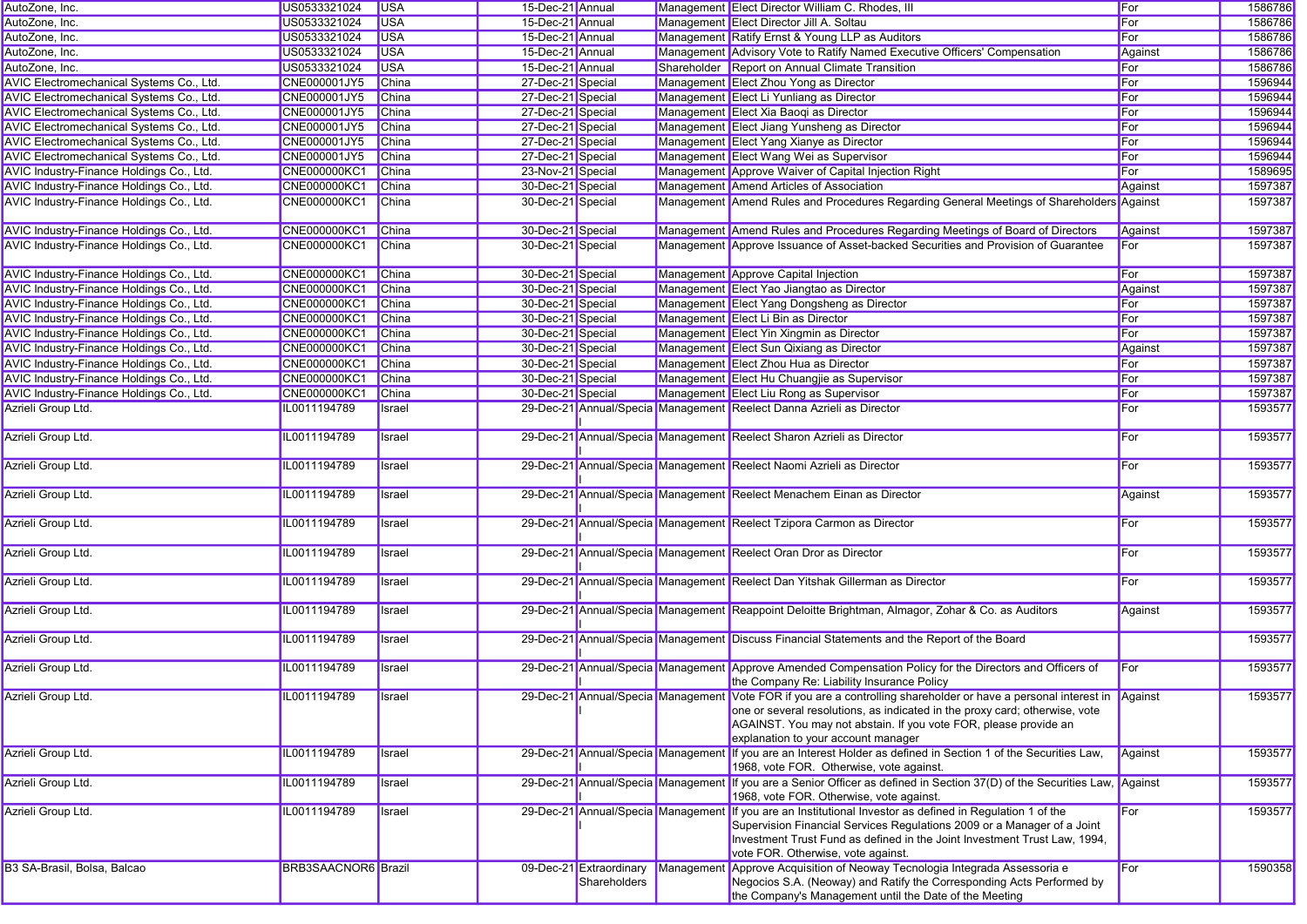| AutoZone, Inc. | US0533321024 | USA | 15-Dec-21 | Annual | Management | Elect Director William C. Rhodes, III | For | 1586786 |
|---|---|---|---|---|---|---|---|---|
| AutoZone, Inc. | US0533321024 | USA | 15-Dec-21 | Annual | Management | Elect Director Jill A. Soltau | For | 1586786 |
| AutoZone, Inc. | US0533321024 | USA | 15-Dec-21 | Annual | Management | Ratify Ernst & Young LLP as Auditors | For | 1586786 |
| AutoZone, Inc. | US0533321024 | USA | 15-Dec-21 | Annual | Management | Advisory Vote to Ratify Named Executive Officers' Compensation | Against | 1586786 |
| AutoZone, Inc. | US0533321024 | USA | 15-Dec-21 | Annual | Shareholder | Report on Annual Climate Transition | For | 1586786 |
| AVIC Electromechanical Systems Co., Ltd. | CNE000001JY5 | China | 27-Dec-21 | Special | Management | Elect Zhou Yong as Director | For | 1596944 |
| AVIC Electromechanical Systems Co., Ltd. | CNE000001JY5 | China | 27-Dec-21 | Special | Management | Elect Li Yunliang as Director | For | 1596944 |
| AVIC Electromechanical Systems Co., Ltd. | CNE000001JY5 | China | 27-Dec-21 | Special | Management | Elect Xia Baoqi as Director | For | 1596944 |
| AVIC Electromechanical Systems Co., Ltd. | CNE000001JY5 | China | 27-Dec-21 | Special | Management | Elect Jiang Yunsheng as Director | For | 1596944 |
| AVIC Electromechanical Systems Co., Ltd. | CNE000001JY5 | China | 27-Dec-21 | Special | Management | Elect Yang Xianye as Director | For | 1596944 |
| AVIC Electromechanical Systems Co., Ltd. | CNE000001JY5 | China | 27-Dec-21 | Special | Management | Elect Wang Wei as Supervisor | For | 1596944 |
| AVIC Industry-Finance Holdings Co., Ltd. | CNE000000KC1 | China | 23-Nov-21 | Special | Management | Approve Waiver of Capital Injection Right | For | 1589695 |
| AVIC Industry-Finance Holdings Co., Ltd. | CNE000000KC1 | China | 30-Dec-21 | Special | Management | Amend Articles of Association | Against | 1597387 |
| AVIC Industry-Finance Holdings Co., Ltd. | CNE000000KC1 | China | 30-Dec-21 | Special | Management | Amend Rules and Procedures Regarding General Meetings of Shareholders | Against | 1597387 |
| AVIC Industry-Finance Holdings Co., Ltd. | CNE000000KC1 | China | 30-Dec-21 | Special | Management | Amend Rules and Procedures Regarding Meetings of Board of Directors | Against | 1597387 |
| AVIC Industry-Finance Holdings Co., Ltd. | CNE000000KC1 | China | 30-Dec-21 | Special | Management | Approve Issuance of Asset-backed Securities and Provision of Guarantee | For | 1597387 |
| AVIC Industry-Finance Holdings Co., Ltd. | CNE000000KC1 | China | 30-Dec-21 | Special | Management | Approve Capital Injection | For | 1597387 |
| AVIC Industry-Finance Holdings Co., Ltd. | CNE000000KC1 | China | 30-Dec-21 | Special | Management | Elect Yao Jiangtao as Director | Against | 1597387 |
| AVIC Industry-Finance Holdings Co., Ltd. | CNE000000KC1 | China | 30-Dec-21 | Special | Management | Elect Yang Dongsheng as Director | For | 1597387 |
| AVIC Industry-Finance Holdings Co., Ltd. | CNE000000KC1 | China | 30-Dec-21 | Special | Management | Elect Li Bin as Director | For | 1597387 |
| AVIC Industry-Finance Holdings Co., Ltd. | CNE000000KC1 | China | 30-Dec-21 | Special | Management | Elect Yin Xingmin as Director | For | 1597387 |
| AVIC Industry-Finance Holdings Co., Ltd. | CNE000000KC1 | China | 30-Dec-21 | Special | Management | Elect Sun Qixiang as Director | Against | 1597387 |
| AVIC Industry-Finance Holdings Co., Ltd. | CNE000000KC1 | China | 30-Dec-21 | Special | Management | Elect Zhou Hua as Director | For | 1597387 |
| AVIC Industry-Finance Holdings Co., Ltd. | CNE000000KC1 | China | 30-Dec-21 | Special | Management | Elect Hu Chuangjie as Supervisor | For | 1597387 |
| AVIC Industry-Finance Holdings Co., Ltd. | CNE000000KC1 | China | 30-Dec-21 | Special | Management | Elect Liu Rong as Supervisor | For | 1597387 |
| Azrieli Group Ltd. | IL0011194789 | Israel | 29-Dec-21 | Annual/Special | Management | Reelect Danna Azrieli as Director | For | 1593577 |
| Azrieli Group Ltd. | IL0011194789 | Israel | 29-Dec-21 | Annual/Special | Management | Reelect Sharon Azrieli as Director | For | 1593577 |
| Azrieli Group Ltd. | IL0011194789 | Israel | 29-Dec-21 | Annual/Special | Management | Reelect Naomi Azrieli as Director | For | 1593577 |
| Azrieli Group Ltd. | IL0011194789 | Israel | 29-Dec-21 | Annual/Special | Management | Reelect Menachem Einan as Director | Against | 1593577 |
| Azrieli Group Ltd. | IL0011194789 | Israel | 29-Dec-21 | Annual/Special | Management | Reelect Tzipora Carmon as Director | For | 1593577 |
| Azrieli Group Ltd. | IL0011194789 | Israel | 29-Dec-21 | Annual/Special | Management | Reelect Oran Dror as Director | For | 1593577 |
| Azrieli Group Ltd. | IL0011194789 | Israel | 29-Dec-21 | Annual/Special | Management | Reelect Dan Yitshak Gillerman as Director | For | 1593577 |
| Azrieli Group Ltd. | IL0011194789 | Israel | 29-Dec-21 | Annual/Special | Management | Reappoint Deloitte Brightman, Almagor, Zohar & Co. as Auditors | Against | 1593577 |
| Azrieli Group Ltd. | IL0011194789 | Israel | 29-Dec-21 | Annual/Special | Management | Discuss Financial Statements and the Report of the Board | | 1593577 |
| Azrieli Group Ltd. | IL0011194789 | Israel | 29-Dec-21 | Annual/Special | Management | Approve Amended Compensation Policy for the Directors and Officers of the Company Re: Liability Insurance Policy | For | 1593577 |
| Azrieli Group Ltd. | IL0011194789 | Israel | 29-Dec-21 | Annual/Special | Management | Vote FOR if you are a controlling shareholder or have a personal interest in one or several resolutions, as indicated in the proxy card; otherwise, vote AGAINST. You may not abstain. If you vote FOR, please provide an explanation to your account manager | Against | 1593577 |
| Azrieli Group Ltd. | IL0011194789 | Israel | 29-Dec-21 | Annual/Special | Management | If you are an Interest Holder as defined in Section 1 of the Securities Law, 1968, vote FOR. Otherwise, vote against. | Against | 1593577 |
| Azrieli Group Ltd. | IL0011194789 | Israel | 29-Dec-21 | Annual/Special | Management | If you are a Senior Officer as defined in Section 37(D) of the Securities Law, 1968, vote FOR. Otherwise, vote against. | Against | 1593577 |
| Azrieli Group Ltd. | IL0011194789 | Israel | 29-Dec-21 | Annual/Special | Management | If you are an Institutional Investor as defined in Regulation 1 of the Supervision Financial Services Regulations 2009 or a Manager of a Joint Investment Trust Fund as defined in the Joint Investment Trust Law, 1994, vote FOR. Otherwise, vote against. | For | 1593577 |
| B3 SA-Brasil, Bolsa, Balcao | BRB3SAACNOR6 | Brazil | 09-Dec-21 | Extraordinary Shareholders | Management | Approve Acquisition of Neoway Tecnologia Integrada Assessoria e Negocios S.A. (Neoway) and Ratify the Corresponding Acts Performed by the Company's Management until the Date of the Meeting | For | 1590358 |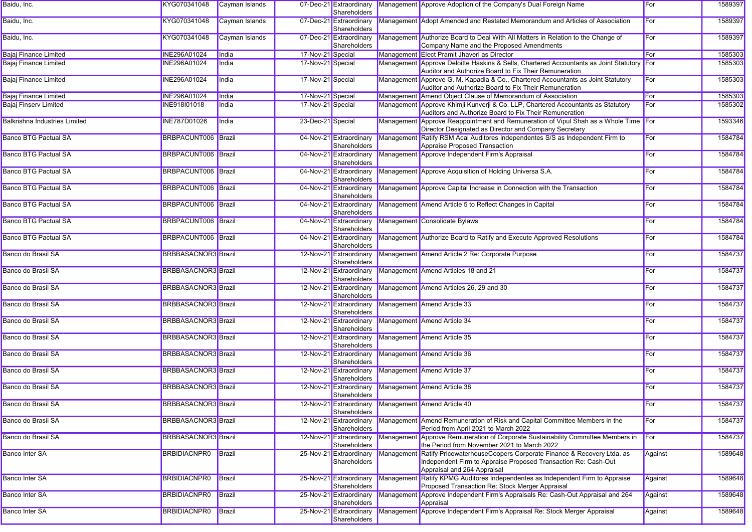| Baidu, Inc. | KYG070341048 | Cayman Islands | 07-Dec-21 | Extraordinary Shareholders | Management | Approve Adoption of the Company's Dual Foreign Name | For | 1589397 |
|---|---|---|---|---|---|---|---|---|
| Baidu, Inc. | KYG070341048 | Cayman Islands | 07-Dec-21 | Extraordinary Shareholders | Management | Adopt Amended and Restated Memorandum and Articles of Association | For | 1589397 |
| Baidu, Inc. | KYG070341048 | Cayman Islands | 07-Dec-21 | Extraordinary Shareholders | Management | Authorize Board to Deal With All Matters in Relation to the Change of Company Name and the Proposed Amendments | For | 1589397 |
| Bajaj Finance Limited | INE296A01024 | India | 17-Nov-21 | Special | Management | Elect Pramit Jhaveri as Director | For | 1585303 |
| Bajaj Finance Limited | INE296A01024 | India | 17-Nov-21 | Special | Management | Approve Deloitte Haskins & Sells, Chartered Accountants as Joint Statutory Auditor and Authorize Board to Fix Their Remuneration | For | 1585303 |
| Bajaj Finance Limited | INE296A01024 | India | 17-Nov-21 | Special | Management | Approve G. M. Kapadia & Co., Chartered Accountants as Joint Statutory Auditor and Authorize Board to Fix Their Remuneration | For | 1585303 |
| Bajaj Finance Limited | INE296A01024 | India | 17-Nov-21 | Special | Management | Amend Object Clause of Memorandum of Association | For | 1585303 |
| Bajaj Finserv Limited | INE918I01018 | India | 17-Nov-21 | Special | Management | Approve Khimji Kunverji & Co. LLP, Chartered Accountants as Statutory Auditors and Authorize Board to Fix Their Remuneration | For | 1585302 |
| Balkrishna Industries Limited | INE787D01026 | India | 23-Dec-21 | Special | Management | Approve Reappointment and Remuneration of Vipul Shah as a Whole Time Director Designated as Director and Company Secretary | For | 1593346 |
| Banco BTG Pactual SA | BRBPACUNT006 | Brazil | 04-Nov-21 | Extraordinary Shareholders | Management | Ratify RSM Acal Auditores Independentes S/S as Independent Firm to Appraise Proposed Transaction | For | 1584784 |
| Banco BTG Pactual SA | BRBPACUNT006 | Brazil | 04-Nov-21 | Extraordinary Shareholders | Management | Approve Independent Firm's Appraisal | For | 1584784 |
| Banco BTG Pactual SA | BRBPACUNT006 | Brazil | 04-Nov-21 | Extraordinary Shareholders | Management | Approve Acquisition of Holding Universa S.A. | For | 1584784 |
| Banco BTG Pactual SA | BRBPACUNT006 | Brazil | 04-Nov-21 | Extraordinary Shareholders | Management | Approve Capital Increase in Connection with the Transaction | For | 1584784 |
| Banco BTG Pactual SA | BRBPACUNT006 | Brazil | 04-Nov-21 | Extraordinary Shareholders | Management | Amend Article 5 to Reflect Changes in Capital | For | 1584784 |
| Banco BTG Pactual SA | BRBPACUNT006 | Brazil | 04-Nov-21 | Extraordinary Shareholders | Management | Consolidate Bylaws | For | 1584784 |
| Banco BTG Pactual SA | BRBPACUNT006 | Brazil | 04-Nov-21 | Extraordinary Shareholders | Management | Authorize Board to Ratify and Execute Approved Resolutions | For | 1584784 |
| Banco do Brasil SA | BRBBASACNOR3 | Brazil | 12-Nov-21 | Extraordinary Shareholders | Management | Amend Article 2 Re: Corporate Purpose | For | 1584737 |
| Banco do Brasil SA | BRBBASACNOR3 | Brazil | 12-Nov-21 | Extraordinary Shareholders | Management | Amend Articles 18 and 21 | For | 1584737 |
| Banco do Brasil SA | BRBBASACNOR3 | Brazil | 12-Nov-21 | Extraordinary Shareholders | Management | Amend Articles 26, 29 and 30 | For | 1584737 |
| Banco do Brasil SA | BRBBASACNOR3 | Brazil | 12-Nov-21 | Extraordinary Shareholders | Management | Amend Article 33 | For | 1584737 |
| Banco do Brasil SA | BRBBASACNOR3 | Brazil | 12-Nov-21 | Extraordinary Shareholders | Management | Amend Article 34 | For | 1584737 |
| Banco do Brasil SA | BRBBASACNOR3 | Brazil | 12-Nov-21 | Extraordinary Shareholders | Management | Amend Article 35 | For | 1584737 |
| Banco do Brasil SA | BRBBASACNOR3 | Brazil | 12-Nov-21 | Extraordinary Shareholders | Management | Amend Article 36 | For | 1584737 |
| Banco do Brasil SA | BRBBASACNOR3 | Brazil | 12-Nov-21 | Extraordinary Shareholders | Management | Amend Article 37 | For | 1584737 |
| Banco do Brasil SA | BRBBASACNOR3 | Brazil | 12-Nov-21 | Extraordinary Shareholders | Management | Amend Article 38 | For | 1584737 |
| Banco do Brasil SA | BRBBASACNOR3 | Brazil | 12-Nov-21 | Extraordinary Shareholders | Management | Amend Article 40 | For | 1584737 |
| Banco do Brasil SA | BRBBASACNOR3 | Brazil | 12-Nov-21 | Extraordinary Shareholders | Management | Amend Remuneration of Risk and Capital Committee Members in the Period from April 2021 to March 2022 | For | 1584737 |
| Banco do Brasil SA | BRBBASACNOR3 | Brazil | 12-Nov-21 | Extraordinary Shareholders | Management | Approve Remuneration of Corporate Sustainability Committee Members in the Period from November 2021 to March 2022 | For | 1584737 |
| Banco Inter SA | BRBIDIACNPR0 | Brazil | 25-Nov-21 | Extraordinary Shareholders | Management | Ratify PricewaterhouseCoopers Corporate Finance & Recovery Ltda. as Independent Firm to Appraise Proposed Transaction Re: Cash-Out Appraisal and 264 Appraisal | Against | 1589648 |
| Banco Inter SA | BRBIDIACNPR0 | Brazil | 25-Nov-21 | Extraordinary Shareholders | Management | Ratify KPMG Auditores Independentes as Independent Firm to Appraise Proposed Transaction Re: Stock Merger Appraisal | Against | 1589648 |
| Banco Inter SA | BRBIDIACNPR0 | Brazil | 25-Nov-21 | Extraordinary Shareholders | Management | Approve Independent Firm's Appraisals Re: Cash-Out Appraisal and 264 Appraisal | Against | 1589648 |
| Banco Inter SA | BRBIDIACNPR0 | Brazil | 25-Nov-21 | Extraordinary Shareholders | Management | Approve Independent Firm's Appraisal Re: Stock Merger Appraisal | Against | 1589648 |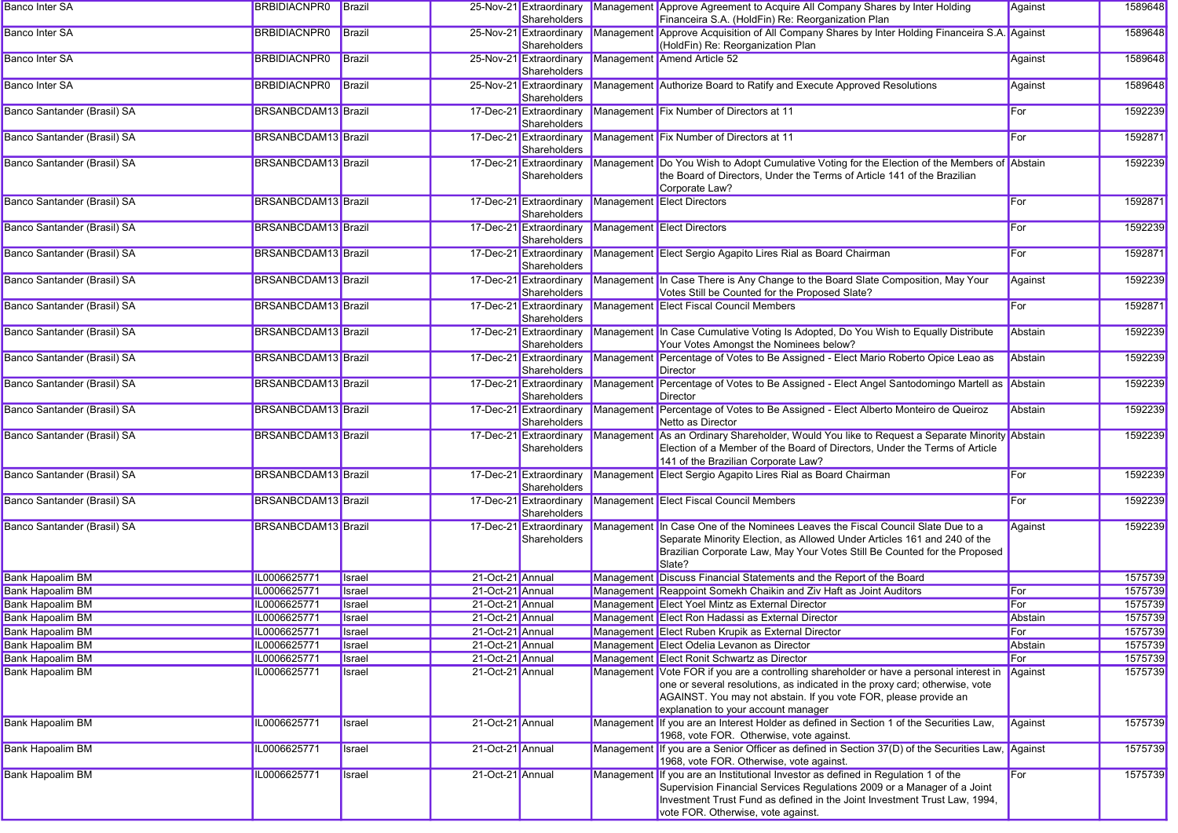| | | | | | | | | |
|---|---|---|---|---|---|---|---|---|
| Banco Inter SA | BRBIDIACNPR0 | Brazil | 25-Nov-21 | Extraordinary Shareholders | Management | Approve Agreement to Acquire All Company Shares by Inter Holding Financeira S.A. (HoldFin) Re: Reorganization Plan | Against | 1589648 |
| Banco Inter SA | BRBIDIACNPR0 | Brazil | 25-Nov-21 | Extraordinary Shareholders | Management | Approve Acquisition of All Company Shares by Inter Holding Financeira S.A. (HoldFin) Re: Reorganization Plan | Against | 1589648 |
| Banco Inter SA | BRBIDIACNPR0 | Brazil | 25-Nov-21 | Extraordinary Shareholders | Management | Amend Article 52 | Against | 1589648 |
| Banco Inter SA | BRBIDIACNPR0 | Brazil | 25-Nov-21 | Extraordinary Shareholders | Management | Authorize Board to Ratify and Execute Approved Resolutions | Against | 1589648 |
| Banco Santander (Brasil) SA | BRSANBCDAM13 | Brazil | 17-Dec-21 | Extraordinary Shareholders | Management | Fix Number of Directors at 11 | For | 1592239 |
| Banco Santander (Brasil) SA | BRSANBCDAM13 | Brazil | 17-Dec-21 | Extraordinary Shareholders | Management | Fix Number of Directors at 11 | For | 1592871 |
| Banco Santander (Brasil) SA | BRSANBCDAM13 | Brazil | 17-Dec-21 | Extraordinary Shareholders | Management | Do You Wish to Adopt Cumulative Voting for the Election of the Members of the Board of Directors, Under the Terms of Article 141 of the Brazilian Corporate Law? | Abstain | 1592239 |
| Banco Santander (Brasil) SA | BRSANBCDAM13 | Brazil | 17-Dec-21 | Extraordinary Shareholders | Management | Elect Directors | For | 1592871 |
| Banco Santander (Brasil) SA | BRSANBCDAM13 | Brazil | 17-Dec-21 | Extraordinary Shareholders | Management | Elect Directors | For | 1592239 |
| Banco Santander (Brasil) SA | BRSANBCDAM13 | Brazil | 17-Dec-21 | Extraordinary Shareholders | Management | Elect Sergio Agapito Lires Rial as Board Chairman | For | 1592871 |
| Banco Santander (Brasil) SA | BRSANBCDAM13 | Brazil | 17-Dec-21 | Extraordinary Shareholders | Management | In Case There is Any Change to the Board Slate Composition, May Your Votes Still be Counted for the Proposed Slate? | Against | 1592239 |
| Banco Santander (Brasil) SA | BRSANBCDAM13 | Brazil | 17-Dec-21 | Extraordinary Shareholders | Management | Elect Fiscal Council Members | For | 1592871 |
| Banco Santander (Brasil) SA | BRSANBCDAM13 | Brazil | 17-Dec-21 | Extraordinary Shareholders | Management | In Case Cumulative Voting Is Adopted, Do You Wish to Equally Distribute Your Votes Amongst the Nominees below? | Abstain | 1592239 |
| Banco Santander (Brasil) SA | BRSANBCDAM13 | Brazil | 17-Dec-21 | Extraordinary Shareholders | Management | Percentage of Votes to Be Assigned - Elect Mario Roberto Opice Leao as Director | Abstain | 1592239 |
| Banco Santander (Brasil) SA | BRSANBCDAM13 | Brazil | 17-Dec-21 | Extraordinary Shareholders | Management | Percentage of Votes to Be Assigned - Elect Angel Santodomingo Martell as Director | Abstain | 1592239 |
| Banco Santander (Brasil) SA | BRSANBCDAM13 | Brazil | 17-Dec-21 | Extraordinary Shareholders | Management | Percentage of Votes to Be Assigned - Elect Alberto Monteiro de Queiroz Netto as Director | Abstain | 1592239 |
| Banco Santander (Brasil) SA | BRSANBCDAM13 | Brazil | 17-Dec-21 | Extraordinary Shareholders | Management | As an Ordinary Shareholder, Would You like to Request a Separate Minority Election of a Member of the Board of Directors, Under the Terms of Article 141 of the Brazilian Corporate Law? | Abstain | 1592239 |
| Banco Santander (Brasil) SA | BRSANBCDAM13 | Brazil | 17-Dec-21 | Extraordinary Shareholders | Management | Elect Sergio Agapito Lires Rial as Board Chairman | For | 1592239 |
| Banco Santander (Brasil) SA | BRSANBCDAM13 | Brazil | 17-Dec-21 | Extraordinary Shareholders | Management | Elect Fiscal Council Members | For | 1592239 |
| Banco Santander (Brasil) SA | BRSANBCDAM13 | Brazil | 17-Dec-21 | Extraordinary Shareholders | Management | In Case One of the Nominees Leaves the Fiscal Council Slate Due to a Separate Minority Election, as Allowed Under Articles 161 and 240 of the Brazilian Corporate Law, May Your Votes Still Be Counted for the Proposed Slate? | Against | 1592239 |
| Bank Hapoalim BM | IL0006625771 | Israel | 21-Oct-21 | Annual | Management | Discuss Financial Statements and the Report of the Board | | 1575739 |
| Bank Hapoalim BM | IL0006625771 | Israel | 21-Oct-21 | Annual | Management | Reappoint Somekh Chaikin and Ziv Haft as Joint Auditors | For | 1575739 |
| Bank Hapoalim BM | IL0006625771 | Israel | 21-Oct-21 | Annual | Management | Elect Yoel Mintz as External Director | For | 1575739 |
| Bank Hapoalim BM | IL0006625771 | Israel | 21-Oct-21 | Annual | Management | Elect Ron Hadassi as External Director | Abstain | 1575739 |
| Bank Hapoalim BM | IL0006625771 | Israel | 21-Oct-21 | Annual | Management | Elect Ruben Krupik as External Director | For | 1575739 |
| Bank Hapoalim BM | IL0006625771 | Israel | 21-Oct-21 | Annual | Management | Elect Odelia Levanon as Director | Abstain | 1575739 |
| Bank Hapoalim BM | IL0006625771 | Israel | 21-Oct-21 | Annual | Management | Elect Ronit Schwartz as Director | For | 1575739 |
| Bank Hapoalim BM | IL0006625771 | Israel | 21-Oct-21 | Annual | Management | Vote FOR if you are a controlling shareholder or have a personal interest in one or several resolutions, as indicated in the proxy card; otherwise, vote AGAINST. You may not abstain. If you vote FOR, please provide an explanation to your account manager | Against | 1575739 |
| Bank Hapoalim BM | IL0006625771 | Israel | 21-Oct-21 | Annual | Management | If you are an Interest Holder as defined in Section 1 of the Securities Law, 1968, vote FOR. Otherwise, vote against. | Against | 1575739 |
| Bank Hapoalim BM | IL0006625771 | Israel | 21-Oct-21 | Annual | Management | If you are a Senior Officer as defined in Section 37(D) of the Securities Law, 1968, vote FOR. Otherwise, vote against. | Against | 1575739 |
| Bank Hapoalim BM | IL0006625771 | Israel | 21-Oct-21 | Annual | Management | If you are an Institutional Investor as defined in Regulation 1 of the Supervision Financial Services Regulations 2009 or a Manager of a Joint Investment Trust Fund as defined in the Joint Investment Trust Law, 1994, vote FOR. Otherwise, vote against. | For | 1575739 |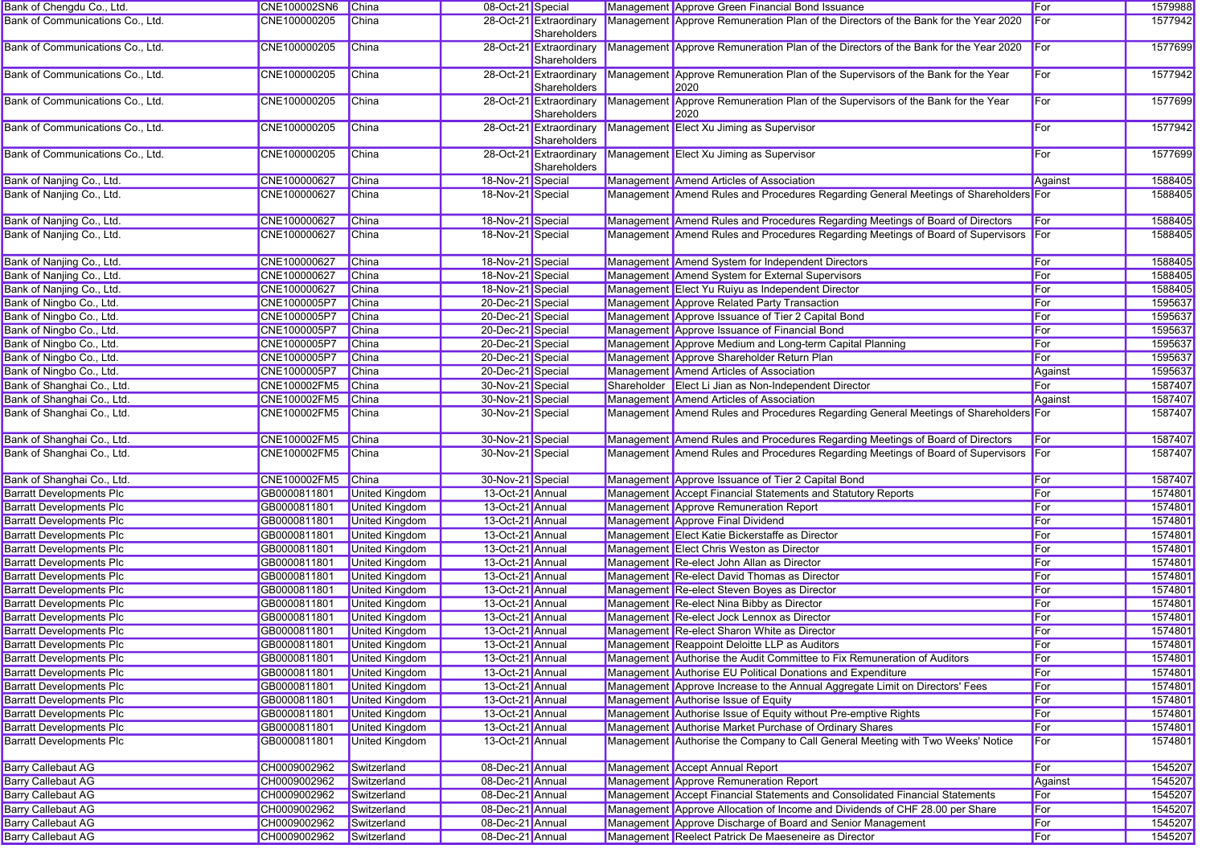| | | | | | | | | |
|---|---|---|---|---|---|---|---|---|
| Bank of Chengdu Co., Ltd. | CNE100002SN6 | China | 08-Oct-21 | Special | Management | Approve Green Financial Bond Issuance | For | 1579988 |
| Bank of Communications Co., Ltd. | CNE100000205 | China | 28-Oct-21 | Extraordinary Shareholders | Management | Approve Remuneration Plan of the Directors of the Bank for the Year 2020 | For | 1577942 |
| Bank of Communications Co., Ltd. | CNE100000205 | China | 28-Oct-21 | Extraordinary Shareholders | Management | Approve Remuneration Plan of the Directors of the Bank for the Year 2020 | For | 1577699 |
| Bank of Communications Co., Ltd. | CNE100000205 | China | 28-Oct-21 | Extraordinary Shareholders | Management | Approve Remuneration Plan of the Supervisors of the Bank for the Year 2020 | For | 1577942 |
| Bank of Communications Co., Ltd. | CNE100000205 | China | 28-Oct-21 | Extraordinary Shareholders | Management | Approve Remuneration Plan of the Supervisors of the Bank for the Year 2020 | For | 1577699 |
| Bank of Communications Co., Ltd. | CNE100000205 | China | 28-Oct-21 | Extraordinary Shareholders | Management | Elect Xu Jiming as Supervisor | For | 1577942 |
| Bank of Communications Co., Ltd. | CNE100000205 | China | 28-Oct-21 | Extraordinary Shareholders | Management | Elect Xu Jiming as Supervisor | For | 1577699 |
| Bank of Nanjing Co., Ltd. | CNE100000627 | China | 18-Nov-21 | Special | Management | Amend Articles of Association | Against | 1588405 |
| Bank of Nanjing Co., Ltd. | CNE100000627 | China | 18-Nov-21 | Special | Management | Amend Rules and Procedures Regarding General Meetings of Shareholders | For | 1588405 |
| Bank of Nanjing Co., Ltd. | CNE100000627 | China | 18-Nov-21 | Special | Management | Amend Rules and Procedures Regarding Meetings of Board of Directors | For | 1588405 |
| Bank of Nanjing Co., Ltd. | CNE100000627 | China | 18-Nov-21 | Special | Management | Amend Rules and Procedures Regarding Meetings of Board of Supervisors | For | 1588405 |
| Bank of Nanjing Co., Ltd. | CNE100000627 | China | 18-Nov-21 | Special | Management | Amend System for Independent Directors | For | 1588405 |
| Bank of Nanjing Co., Ltd. | CNE100000627 | China | 18-Nov-21 | Special | Management | Amend System for External Supervisors | For | 1588405 |
| Bank of Nanjing Co., Ltd. | CNE100000627 | China | 18-Nov-21 | Special | Management | Elect Yu Ruiyu as Independent Director | For | 1588405 |
| Bank of Ningbo Co., Ltd. | CNE1000005P7 | China | 20-Dec-21 | Special | Management | Approve Related Party Transaction | For | 1595637 |
| Bank of Ningbo Co., Ltd. | CNE1000005P7 | China | 20-Dec-21 | Special | Management | Approve Issuance of Tier 2 Capital Bond | For | 1595637 |
| Bank of Ningbo Co., Ltd. | CNE1000005P7 | China | 20-Dec-21 | Special | Management | Approve Issuance of Financial Bond | For | 1595637 |
| Bank of Ningbo Co., Ltd. | CNE1000005P7 | China | 20-Dec-21 | Special | Management | Approve Medium and Long-term Capital Planning | For | 1595637 |
| Bank of Ningbo Co., Ltd. | CNE1000005P7 | China | 20-Dec-21 | Special | Management | Approve Shareholder Return Plan | For | 1595637 |
| Bank of Ningbo Co., Ltd. | CNE1000005P7 | China | 20-Dec-21 | Special | Management | Amend Articles of Association | Against | 1595637 |
| Bank of Shanghai Co., Ltd. | CNE100002FM5 | China | 30-Nov-21 | Special | Shareholder | Elect Li Jian as Non-Independent Director | For | 1587407 |
| Bank of Shanghai Co., Ltd. | CNE100002FM5 | China | 30-Nov-21 | Special | Management | Amend Articles of Association | Against | 1587407 |
| Bank of Shanghai Co., Ltd. | CNE100002FM5 | China | 30-Nov-21 | Special | Management | Amend Rules and Procedures Regarding General Meetings of Shareholders | For | 1587407 |
| Bank of Shanghai Co., Ltd. | CNE100002FM5 | China | 30-Nov-21 | Special | Management | Amend Rules and Procedures Regarding Meetings of Board of Directors | For | 1587407 |
| Bank of Shanghai Co., Ltd. | CNE100002FM5 | China | 30-Nov-21 | Special | Management | Amend Rules and Procedures Regarding Meetings of Board of Supervisors | For | 1587407 |
| Bank of Shanghai Co., Ltd. | CNE100002FM5 | China | 30-Nov-21 | Special | Management | Approve Issuance of Tier 2 Capital Bond | For | 1587407 |
| Barratt Developments Plc | GB0000811801 | United Kingdom | 13-Oct-21 | Annual | Management | Accept Financial Statements and Statutory Reports | For | 1574801 |
| Barratt Developments Plc | GB0000811801 | United Kingdom | 13-Oct-21 | Annual | Management | Approve Remuneration Report | For | 1574801 |
| Barratt Developments Plc | GB0000811801 | United Kingdom | 13-Oct-21 | Annual | Management | Approve Final Dividend | For | 1574801 |
| Barratt Developments Plc | GB0000811801 | United Kingdom | 13-Oct-21 | Annual | Management | Elect Katie Bickerstaffe as Director | For | 1574801 |
| Barratt Developments Plc | GB0000811801 | United Kingdom | 13-Oct-21 | Annual | Management | Elect Chris Weston as Director | For | 1574801 |
| Barratt Developments Plc | GB0000811801 | United Kingdom | 13-Oct-21 | Annual | Management | Re-elect John Allan as Director | For | 1574801 |
| Barratt Developments Plc | GB0000811801 | United Kingdom | 13-Oct-21 | Annual | Management | Re-elect David Thomas as Director | For | 1574801 |
| Barratt Developments Plc | GB0000811801 | United Kingdom | 13-Oct-21 | Annual | Management | Re-elect Steven Boyes as Director | For | 1574801 |
| Barratt Developments Plc | GB0000811801 | United Kingdom | 13-Oct-21 | Annual | Management | Re-elect Nina Bibby as Director | For | 1574801 |
| Barratt Developments Plc | GB0000811801 | United Kingdom | 13-Oct-21 | Annual | Management | Re-elect Jock Lennox as Director | For | 1574801 |
| Barratt Developments Plc | GB0000811801 | United Kingdom | 13-Oct-21 | Annual | Management | Re-elect Sharon White as Director | For | 1574801 |
| Barratt Developments Plc | GB0000811801 | United Kingdom | 13-Oct-21 | Annual | Management | Reappoint Deloitte LLP as Auditors | For | 1574801 |
| Barratt Developments Plc | GB0000811801 | United Kingdom | 13-Oct-21 | Annual | Management | Authorise the Audit Committee to Fix Remuneration of Auditors | For | 1574801 |
| Barratt Developments Plc | GB0000811801 | United Kingdom | 13-Oct-21 | Annual | Management | Authorise EU Political Donations and Expenditure | For | 1574801 |
| Barratt Developments Plc | GB0000811801 | United Kingdom | 13-Oct-21 | Annual | Management | Approve Increase to the Annual Aggregate Limit on Directors' Fees | For | 1574801 |
| Barratt Developments Plc | GB0000811801 | United Kingdom | 13-Oct-21 | Annual | Management | Authorise Issue of Equity | For | 1574801 |
| Barratt Developments Plc | GB0000811801 | United Kingdom | 13-Oct-21 | Annual | Management | Authorise Issue of Equity without Pre-emptive Rights | For | 1574801 |
| Barratt Developments Plc | GB0000811801 | United Kingdom | 13-Oct-21 | Annual | Management | Authorise Market Purchase of Ordinary Shares | For | 1574801 |
| Barratt Developments Plc | GB0000811801 | United Kingdom | 13-Oct-21 | Annual | Management | Authorise the Company to Call General Meeting with Two Weeks' Notice | For | 1574801 |
| Barry Callebaut AG | CH0009002962 | Switzerland | 08-Dec-21 | Annual | Management | Accept Annual Report | For | 1545207 |
| Barry Callebaut AG | CH0009002962 | Switzerland | 08-Dec-21 | Annual | Management | Approve Remuneration Report | Against | 1545207 |
| Barry Callebaut AG | CH0009002962 | Switzerland | 08-Dec-21 | Annual | Management | Accept Financial Statements and Consolidated Financial Statements | For | 1545207 |
| Barry Callebaut AG | CH0009002962 | Switzerland | 08-Dec-21 | Annual | Management | Approve Allocation of Income and Dividends of CHF 28.00 per Share | For | 1545207 |
| Barry Callebaut AG | CH0009002962 | Switzerland | 08-Dec-21 | Annual | Management | Approve Discharge of Board and Senior Management | For | 1545207 |
| Barry Callebaut AG | CH0009002962 | Switzerland | 08-Dec-21 | Annual | Management | Reelect Patrick De Maeseneire as Director | For | 1545207 |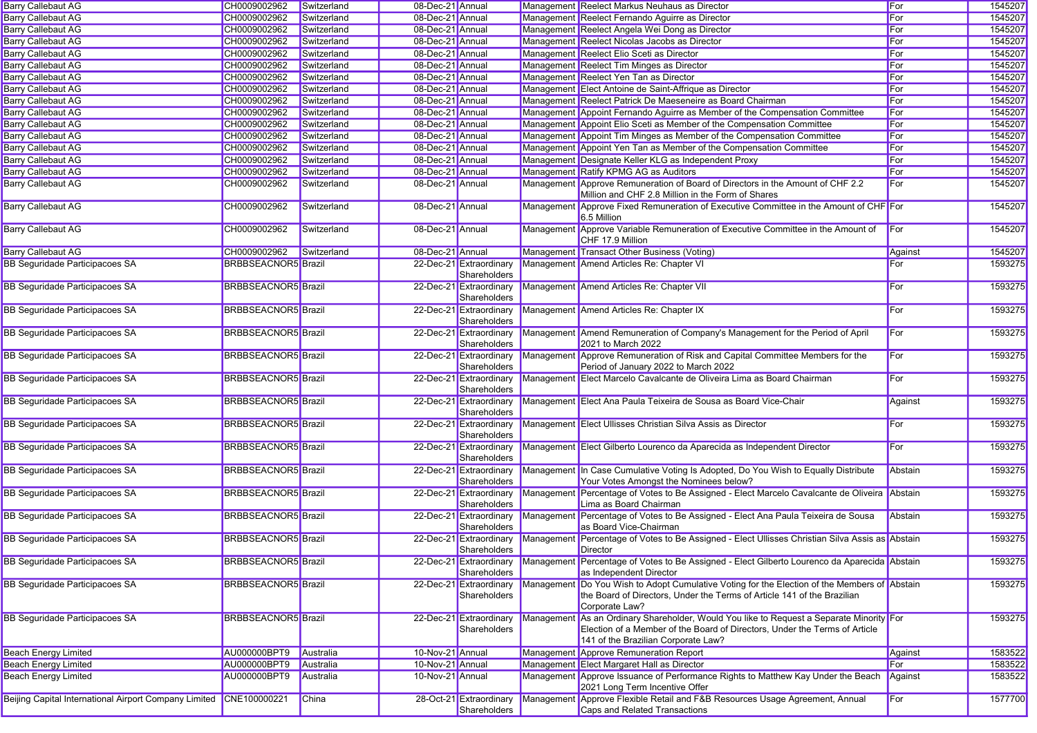| | | | | | | | | |
|---|---|---|---|---|---|---|---|---|
| Barry Callebaut AG | CH0009002962 | Switzerland | 08-Dec-21 | Annual | Management | Reelect Markus Neuhaus as Director | For | 1545207 |
| Barry Callebaut AG | CH0009002962 | Switzerland | 08-Dec-21 | Annual | Management | Reelect Fernando Aguirre as Director | For | 1545207 |
| Barry Callebaut AG | CH0009002962 | Switzerland | 08-Dec-21 | Annual | Management | Reelect Angela Wei Dong as Director | For | 1545207 |
| Barry Callebaut AG | CH0009002962 | Switzerland | 08-Dec-21 | Annual | Management | Reelect Nicolas Jacobs as Director | For | 1545207 |
| Barry Callebaut AG | CH0009002962 | Switzerland | 08-Dec-21 | Annual | Management | Reelect Elio Sceti as Director | For | 1545207 |
| Barry Callebaut AG | CH0009002962 | Switzerland | 08-Dec-21 | Annual | Management | Reelect Tim Minges as Director | For | 1545207 |
| Barry Callebaut AG | CH0009002962 | Switzerland | 08-Dec-21 | Annual | Management | Reelect Yen Tan as Director | For | 1545207 |
| Barry Callebaut AG | CH0009002962 | Switzerland | 08-Dec-21 | Annual | Management | Elect Antoine de Saint-Affrique as Director | For | 1545207 |
| Barry Callebaut AG | CH0009002962 | Switzerland | 08-Dec-21 | Annual | Management | Reelect Patrick De Maeseneire as Board Chairman | For | 1545207 |
| Barry Callebaut AG | CH0009002962 | Switzerland | 08-Dec-21 | Annual | Management | Appoint Fernando Aguirre as Member of the Compensation Committee | For | 1545207 |
| Barry Callebaut AG | CH0009002962 | Switzerland | 08-Dec-21 | Annual | Management | Appoint Elio Sceti as Member of the Compensation Committee | For | 1545207 |
| Barry Callebaut AG | CH0009002962 | Switzerland | 08-Dec-21 | Annual | Management | Appoint Tim Minges as Member of the Compensation Committee | For | 1545207 |
| Barry Callebaut AG | CH0009002962 | Switzerland | 08-Dec-21 | Annual | Management | Appoint Yen Tan as Member of the Compensation Committee | For | 1545207 |
| Barry Callebaut AG | CH0009002962 | Switzerland | 08-Dec-21 | Annual | Management | Designate Keller KLG as Independent Proxy | For | 1545207 |
| Barry Callebaut AG | CH0009002962 | Switzerland | 08-Dec-21 | Annual | Management | Ratify KPMG AG as Auditors | For | 1545207 |
| Barry Callebaut AG | CH0009002962 | Switzerland | 08-Dec-21 | Annual | Management | Approve Remuneration of Board of Directors in the Amount of CHF 2.2 Million and CHF 2.8 Million in the Form of Shares | For | 1545207 |
| Barry Callebaut AG | CH0009002962 | Switzerland | 08-Dec-21 | Annual | Management | Approve Fixed Remuneration of Executive Committee in the Amount of CHF 6.5 Million | For | 1545207 |
| Barry Callebaut AG | CH0009002962 | Switzerland | 08-Dec-21 | Annual | Management | Approve Variable Remuneration of Executive Committee in the Amount of CHF 17.9 Million | For | 1545207 |
| Barry Callebaut AG | CH0009002962 | Switzerland | 08-Dec-21 | Annual | Management | Transact Other Business (Voting) | Against | 1545207 |
| BB Seguridade Participacoes SA | BRBBSEACNOR5 | Brazil | 22-Dec-21 | Extraordinary Shareholders | Management | Amend Articles Re: Chapter VI | For | 1593275 |
| BB Seguridade Participacoes SA | BRBBSEACNOR5 | Brazil | 22-Dec-21 | Extraordinary Shareholders | Management | Amend Articles Re: Chapter VII | For | 1593275 |
| BB Seguridade Participacoes SA | BRBBSEACNOR5 | Brazil | 22-Dec-21 | Extraordinary Shareholders | Management | Amend Articles Re: Chapter IX | For | 1593275 |
| BB Seguridade Participacoes SA | BRBBSEACNOR5 | Brazil | 22-Dec-21 | Extraordinary Shareholders | Management | Amend Remuneration of Company's Management for the Period of April 2021 to March 2022 | For | 1593275 |
| BB Seguridade Participacoes SA | BRBBSEACNOR5 | Brazil | 22-Dec-21 | Extraordinary Shareholders | Management | Approve Remuneration of Risk and Capital Committee Members for the Period of January 2022 to March 2022 | For | 1593275 |
| BB Seguridade Participacoes SA | BRBBSEACNOR5 | Brazil | 22-Dec-21 | Extraordinary Shareholders | Management | Elect Marcelo Cavalcante de Oliveira Lima as Board Chairman | For | 1593275 |
| BB Seguridade Participacoes SA | BRBBSEACNOR5 | Brazil | 22-Dec-21 | Extraordinary Shareholders | Management | Elect Ana Paula Teixeira de Sousa as Board Vice-Chair | Against | 1593275 |
| BB Seguridade Participacoes SA | BRBBSEACNOR5 | Brazil | 22-Dec-21 | Extraordinary Shareholders | Management | Elect Ullisses Christian Silva Assis as Director | For | 1593275 |
| BB Seguridade Participacoes SA | BRBBSEACNOR5 | Brazil | 22-Dec-21 | Extraordinary Shareholders | Management | Elect Gilberto Lourenco da Aparecida as Independent Director | For | 1593275 |
| BB Seguridade Participacoes SA | BRBBSEACNOR5 | Brazil | 22-Dec-21 | Extraordinary Shareholders | Management | In Case Cumulative Voting Is Adopted, Do You Wish to Equally Distribute Your Votes Amongst the Nominees below? | Abstain | 1593275 |
| BB Seguridade Participacoes SA | BRBBSEACNOR5 | Brazil | 22-Dec-21 | Extraordinary Shareholders | Management | Percentage of Votes to Be Assigned - Elect Marcelo Cavalcante de Oliveira Lima as Board Chairman | Abstain | 1593275 |
| BB Seguridade Participacoes SA | BRBBSEACNOR5 | Brazil | 22-Dec-21 | Extraordinary Shareholders | Management | Percentage of Votes to Be Assigned - Elect Ana Paula Teixeira de Sousa as Board Vice-Chairman | Abstain | 1593275 |
| BB Seguridade Participacoes SA | BRBBSEACNOR5 | Brazil | 22-Dec-21 | Extraordinary Shareholders | Management | Percentage of Votes to Be Assigned - Elect Ullisses Christian Silva Assis as Director | Abstain | 1593275 |
| BB Seguridade Participacoes SA | BRBBSEACNOR5 | Brazil | 22-Dec-21 | Extraordinary Shareholders | Management | Percentage of Votes to Be Assigned - Elect Gilberto Lourenco da Aparecida as Independent Director | Abstain | 1593275 |
| BB Seguridade Participacoes SA | BRBBSEACNOR5 | Brazil | 22-Dec-21 | Extraordinary Shareholders | Management | Do You Wish to Adopt Cumulative Voting for the Election of the Members of the Board of Directors, Under the Terms of Article 141 of the Brazilian Corporate Law? | Abstain | 1593275 |
| BB Seguridade Participacoes SA | BRBBSEACNOR5 | Brazil | 22-Dec-21 | Extraordinary Shareholders | Management | As an Ordinary Shareholder, Would You like to Request a Separate Minority Election of a Member of the Board of Directors, Under the Terms of Article 141 of the Brazilian Corporate Law? | For | 1593275 |
| Beach Energy Limited | AU000000BPT9 | Australia | 10-Nov-21 | Annual | Management | Approve Remuneration Report | Against | 1583522 |
| Beach Energy Limited | AU000000BPT9 | Australia | 10-Nov-21 | Annual | Management | Elect Margaret Hall as Director | For | 1583522 |
| Beach Energy Limited | AU000000BPT9 | Australia | 10-Nov-21 | Annual | Management | Approve Issuance of Performance Rights to Matthew Kay Under the Beach 2021 Long Term Incentive Offer | Against | 1583522 |
| Beijing Capital International Airport Company Limited | CNE100000221 | China | 28-Oct-21 | Extraordinary Shareholders | Management | Approve Flexible Retail and F&B Resources Usage Agreement, Annual Caps and Related Transactions | For | 1577700 |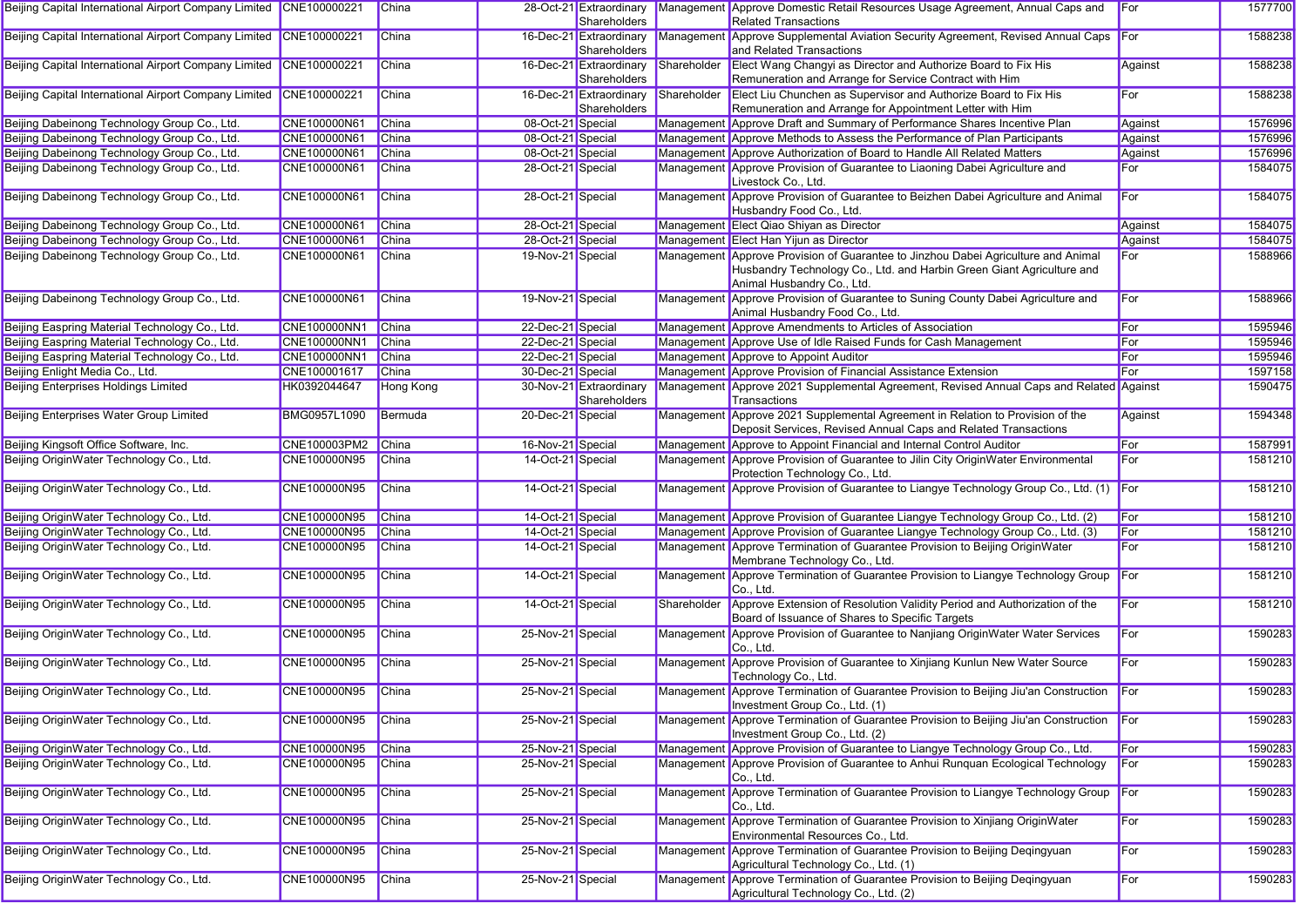| | | | | | | | | |
|---|---|---|---|---|---|---|---|---|
| Beijing Capital International Airport Company Limited | CNE100000221 | China | 28-Oct-21 | Extraordinary Shareholders | Management | Approve Domestic Retail Resources Usage Agreement, Annual Caps and Related Transactions | For | 1577700 |
| Beijing Capital International Airport Company Limited | CNE100000221 | China | 16-Dec-21 | Extraordinary Shareholders | Management | Approve Supplemental Aviation Security Agreement, Revised Annual Caps and Related Transactions | For | 1588238 |
| Beijing Capital International Airport Company Limited | CNE100000221 | China | 16-Dec-21 | Extraordinary Shareholders | Shareholder | Elect Wang Changyi as Director and Authorize Board to Fix His Remuneration and Arrange for Service Contract with Him | Against | 1588238 |
| Beijing Capital International Airport Company Limited | CNE100000221 | China | 16-Dec-21 | Extraordinary Shareholders | Shareholder | Elect Liu Chunchen as Supervisor and Authorize Board to Fix His Remuneration and Arrange for Appointment Letter with Him | For | 1588238 |
| Beijing Dabeinong Technology Group Co., Ltd. | CNE100000N61 | China | 08-Oct-21 | Special | Management | Approve Draft and Summary of Performance Shares Incentive Plan | Against | 1576996 |
| Beijing Dabeinong Technology Group Co., Ltd. | CNE100000N61 | China | 08-Oct-21 | Special | Management | Approve Methods to Assess the Performance of Plan Participants | Against | 1576996 |
| Beijing Dabeinong Technology Group Co., Ltd. | CNE100000N61 | China | 08-Oct-21 | Special | Management | Approve Authorization of Board to Handle All Related Matters | Against | 1576996 |
| Beijing Dabeinong Technology Group Co., Ltd. | CNE100000N61 | China | 28-Oct-21 | Special | Management | Approve Provision of Guarantee to Liaoning Dabei Agriculture and Livestock Co., Ltd. | For | 1584075 |
| Beijing Dabeinong Technology Group Co., Ltd. | CNE100000N61 | China | 28-Oct-21 | Special | Management | Approve Provision of Guarantee to Beizhen Dabei Agriculture and Animal Husbandry Food Co., Ltd. | For | 1584075 |
| Beijing Dabeinong Technology Group Co., Ltd. | CNE100000N61 | China | 28-Oct-21 | Special | Management | Elect Qiao Shiyan as Director | Against | 1584075 |
| Beijing Dabeinong Technology Group Co., Ltd. | CNE100000N61 | China | 28-Oct-21 | Special | Management | Elect Han Yijun as Director | Against | 1584075 |
| Beijing Dabeinong Technology Group Co., Ltd. | CNE100000N61 | China | 19-Nov-21 | Special | Management | Approve Provision of Guarantee to Jinzhou Dabei Agriculture and Animal Husbandry Technology Co., Ltd. and Harbin Green Giant Agriculture and Animal Husbandry Co., Ltd. | For | 1588966 |
| Beijing Dabeinong Technology Group Co., Ltd. | CNE100000N61 | China | 19-Nov-21 | Special | Management | Approve Provision of Guarantee to Suning County Dabei Agriculture and Animal Husbandry Food Co., Ltd. | For | 1588966 |
| Beijing Easpring Material Technology Co., Ltd. | CNE100000NN1 | China | 22-Dec-21 | Special | Management | Approve Amendments to Articles of Association | For | 1595946 |
| Beijing Easpring Material Technology Co., Ltd. | CNE100000NN1 | China | 22-Dec-21 | Special | Management | Approve Use of Idle Raised Funds for Cash Management | For | 1595946 |
| Beijing Easpring Material Technology Co., Ltd. | CNE100000NN1 | China | 22-Dec-21 | Special | Management | Approve to Appoint Auditor | For | 1595946 |
| Beijing Enlight Media Co., Ltd. | CNE100001617 | China | 30-Dec-21 | Special | Management | Approve Provision of Financial Assistance Extension | For | 1597158 |
| Beijing Enterprises Holdings Limited | HK0392044647 | Hong Kong | 30-Nov-21 | Extraordinary Shareholders | Management | Approve 2021 Supplemental Agreement, Revised Annual Caps and Related Transactions | Against | 1590475 |
| Beijing Enterprises Water Group Limited | BMG0957L1090 | Bermuda | 20-Dec-21 | Special | Management | Approve 2021 Supplemental Agreement in Relation to Provision of the Deposit Services, Revised Annual Caps and Related Transactions | Against | 1594348 |
| Beijing Kingsoft Office Software, Inc. | CNE100003PM2 | China | 16-Nov-21 | Special | Management | Approve to Appoint Financial and Internal Control Auditor | For | 1587991 |
| Beijing OriginWater Technology Co., Ltd. | CNE100000N95 | China | 14-Oct-21 | Special | Management | Approve Provision of Guarantee to Jilin City OriginWater Environmental Protection Technology Co., Ltd. | For | 1581210 |
| Beijing OriginWater Technology Co., Ltd. | CNE100000N95 | China | 14-Oct-21 | Special | Management | Approve Provision of Guarantee to Liangye Technology Group Co., Ltd. (1) | For | 1581210 |
| Beijing OriginWater Technology Co., Ltd. | CNE100000N95 | China | 14-Oct-21 | Special | Management | Approve Provision of Guarantee Liangye Technology Group Co., Ltd. (2) | For | 1581210 |
| Beijing OriginWater Technology Co., Ltd. | CNE100000N95 | China | 14-Oct-21 | Special | Management | Approve Provision of Guarantee Liangye Technology Group Co., Ltd. (3) | For | 1581210 |
| Beijing OriginWater Technology Co., Ltd. | CNE100000N95 | China | 14-Oct-21 | Special | Management | Approve Termination of Guarantee Provision to Beijing OriginWater Membrane Technology Co., Ltd. | For | 1581210 |
| Beijing OriginWater Technology Co., Ltd. | CNE100000N95 | China | 14-Oct-21 | Special | Management | Approve Termination of Guarantee Provision to Liangye Technology Group Co., Ltd. | For | 1581210 |
| Beijing OriginWater Technology Co., Ltd. | CNE100000N95 | China | 14-Oct-21 | Special | Shareholder | Approve Extension of Resolution Validity Period and Authorization of the Board of Issuance of Shares to Specific Targets | For | 1581210 |
| Beijing OriginWater Technology Co., Ltd. | CNE100000N95 | China | 25-Nov-21 | Special | Management | Approve Provision of Guarantee to Nanjiang OriginWater Water Services Co., Ltd. | For | 1590283 |
| Beijing OriginWater Technology Co., Ltd. | CNE100000N95 | China | 25-Nov-21 | Special | Management | Approve Provision of Guarantee to Xinjiang Kunlun New Water Source Technology Co., Ltd. | For | 1590283 |
| Beijing OriginWater Technology Co., Ltd. | CNE100000N95 | China | 25-Nov-21 | Special | Management | Approve Termination of Guarantee Provision to Beijing Jiu'an Construction Investment Group Co., Ltd. (1) | For | 1590283 |
| Beijing OriginWater Technology Co., Ltd. | CNE100000N95 | China | 25-Nov-21 | Special | Management | Approve Termination of Guarantee Provision to Beijing Jiu'an Construction Investment Group Co., Ltd. (2) | For | 1590283 |
| Beijing OriginWater Technology Co., Ltd. | CNE100000N95 | China | 25-Nov-21 | Special | Management | Approve Provision of Guarantee to Liangye Technology Group Co., Ltd. | For | 1590283 |
| Beijing OriginWater Technology Co., Ltd. | CNE100000N95 | China | 25-Nov-21 | Special | Management | Approve Provision of Guarantee to Anhui Runquan Ecological Technology Co., Ltd. | For | 1590283 |
| Beijing OriginWater Technology Co., Ltd. | CNE100000N95 | China | 25-Nov-21 | Special | Management | Approve Termination of Guarantee Provision to Liangye Technology Group Co., Ltd. | For | 1590283 |
| Beijing OriginWater Technology Co., Ltd. | CNE100000N95 | China | 25-Nov-21 | Special | Management | Approve Termination of Guarantee Provision to Xinjiang OriginWater Environmental Resources Co., Ltd. | For | 1590283 |
| Beijing OriginWater Technology Co., Ltd. | CNE100000N95 | China | 25-Nov-21 | Special | Management | Approve Termination of Guarantee Provision to Beijing Deqingyuan Agricultural Technology Co., Ltd. (1) | For | 1590283 |
| Beijing OriginWater Technology Co., Ltd. | CNE100000N95 | China | 25-Nov-21 | Special | Management | Approve Termination of Guarantee Provision to Beijing Deqingyuan Agricultural Technology Co., Ltd. (2) | For | 1590283 |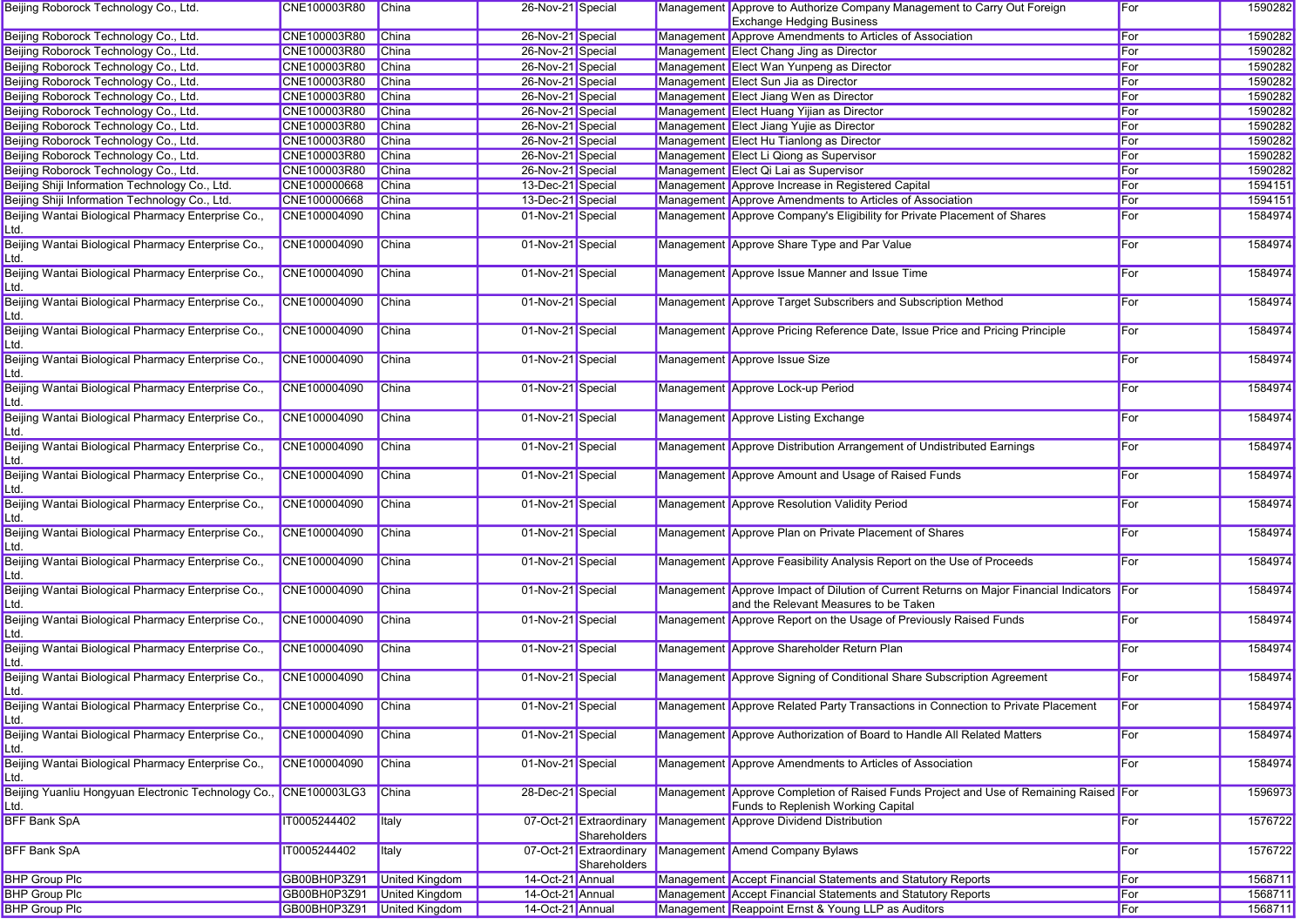| | | | | | | | | |
|---|---|---|---|---|---|---|---|---|
| Beijing Roborock Technology Co., Ltd. | CNE100003R80 | China | 26-Nov-21 | Special | Management | Approve to Authorize Company Management to Carry Out Foreign Exchange Hedging Business | For | 1590282 |
| Beijing Roborock Technology Co., Ltd. | CNE100003R80 | China | 26-Nov-21 | Special | Management | Approve Amendments to Articles of Association | For | 1590282 |
| Beijing Roborock Technology Co., Ltd. | CNE100003R80 | China | 26-Nov-21 | Special | Management | Elect Chang Jing as Director | For | 1590282 |
| Beijing Roborock Technology Co., Ltd. | CNE100003R80 | China | 26-Nov-21 | Special | Management | Elect Wan Yunpeng as Director | For | 1590282 |
| Beijing Roborock Technology Co., Ltd. | CNE100003R80 | China | 26-Nov-21 | Special | Management | Elect Sun Jia as Director | For | 1590282 |
| Beijing Roborock Technology Co., Ltd. | CNE100003R80 | China | 26-Nov-21 | Special | Management | Elect Jiang Wen as Director | For | 1590282 |
| Beijing Roborock Technology Co., Ltd. | CNE100003R80 | China | 26-Nov-21 | Special | Management | Elect Huang Yijian as Director | For | 1590282 |
| Beijing Roborock Technology Co., Ltd. | CNE100003R80 | China | 26-Nov-21 | Special | Management | Elect Jiang Yujie as Director | For | 1590282 |
| Beijing Roborock Technology Co., Ltd. | CNE100003R80 | China | 26-Nov-21 | Special | Management | Elect Hu Tianlong as Director | For | 1590282 |
| Beijing Roborock Technology Co., Ltd. | CNE100003R80 | China | 26-Nov-21 | Special | Management | Elect Li Qiong as Supervisor | For | 1590282 |
| Beijing Roborock Technology Co., Ltd. | CNE100003R80 | China | 26-Nov-21 | Special | Management | Elect Qi Lai as Supervisor | For | 1590282 |
| Beijing Shiji Information Technology Co., Ltd. | CNE100000668 | China | 13-Dec-21 | Special | Management | Approve Increase in Registered Capital | For | 1594151 |
| Beijing Shiji Information Technology Co., Ltd. | CNE100000668 | China | 13-Dec-21 | Special | Management | Approve Amendments to Articles of Association | For | 1594151 |
| Beijing Wantai Biological Pharmacy Enterprise Co., Ltd. | CNE100004090 | China | 01-Nov-21 | Special | Management | Approve Company's Eligibility for Private Placement of Shares | For | 1584974 |
| Beijing Wantai Biological Pharmacy Enterprise Co., Ltd. | CNE100004090 | China | 01-Nov-21 | Special | Management | Approve Share Type and Par Value | For | 1584974 |
| Beijing Wantai Biological Pharmacy Enterprise Co., Ltd. | CNE100004090 | China | 01-Nov-21 | Special | Management | Approve Issue Manner and Issue Time | For | 1584974 |
| Beijing Wantai Biological Pharmacy Enterprise Co., Ltd. | CNE100004090 | China | 01-Nov-21 | Special | Management | Approve Target Subscribers and Subscription Method | For | 1584974 |
| Beijing Wantai Biological Pharmacy Enterprise Co., Ltd. | CNE100004090 | China | 01-Nov-21 | Special | Management | Approve Pricing Reference Date, Issue Price and Pricing Principle | For | 1584974 |
| Beijing Wantai Biological Pharmacy Enterprise Co., Ltd. | CNE100004090 | China | 01-Nov-21 | Special | Management | Approve Issue Size | For | 1584974 |
| Beijing Wantai Biological Pharmacy Enterprise Co., Ltd. | CNE100004090 | China | 01-Nov-21 | Special | Management | Approve Lock-up Period | For | 1584974 |
| Beijing Wantai Biological Pharmacy Enterprise Co., Ltd. | CNE100004090 | China | 01-Nov-21 | Special | Management | Approve Listing Exchange | For | 1584974 |
| Beijing Wantai Biological Pharmacy Enterprise Co., Ltd. | CNE100004090 | China | 01-Nov-21 | Special | Management | Approve Distribution Arrangement of Undistributed Earnings | For | 1584974 |
| Beijing Wantai Biological Pharmacy Enterprise Co., Ltd. | CNE100004090 | China | 01-Nov-21 | Special | Management | Approve Amount and Usage of Raised Funds | For | 1584974 |
| Beijing Wantai Biological Pharmacy Enterprise Co., Ltd. | CNE100004090 | China | 01-Nov-21 | Special | Management | Approve Resolution Validity Period | For | 1584974 |
| Beijing Wantai Biological Pharmacy Enterprise Co., Ltd. | CNE100004090 | China | 01-Nov-21 | Special | Management | Approve Plan on Private Placement of Shares | For | 1584974 |
| Beijing Wantai Biological Pharmacy Enterprise Co., Ltd. | CNE100004090 | China | 01-Nov-21 | Special | Management | Approve Feasibility Analysis Report on the Use of Proceeds | For | 1584974 |
| Beijing Wantai Biological Pharmacy Enterprise Co., Ltd. | CNE100004090 | China | 01-Nov-21 | Special | Management | Approve Impact of Dilution of Current Returns on Major Financial Indicators and the Relevant Measures to be Taken | For | 1584974 |
| Beijing Wantai Biological Pharmacy Enterprise Co., Ltd. | CNE100004090 | China | 01-Nov-21 | Special | Management | Approve Report on the Usage of Previously Raised Funds | For | 1584974 |
| Beijing Wantai Biological Pharmacy Enterprise Co., Ltd. | CNE100004090 | China | 01-Nov-21 | Special | Management | Approve Shareholder Return Plan | For | 1584974 |
| Beijing Wantai Biological Pharmacy Enterprise Co., Ltd. | CNE100004090 | China | 01-Nov-21 | Special | Management | Approve Signing of Conditional Share Subscription Agreement | For | 1584974 |
| Beijing Wantai Biological Pharmacy Enterprise Co., Ltd. | CNE100004090 | China | 01-Nov-21 | Special | Management | Approve Related Party Transactions in Connection to Private Placement | For | 1584974 |
| Beijing Wantai Biological Pharmacy Enterprise Co., Ltd. | CNE100004090 | China | 01-Nov-21 | Special | Management | Approve Authorization of Board to Handle All Related Matters | For | 1584974 |
| Beijing Wantai Biological Pharmacy Enterprise Co., Ltd. | CNE100004090 | China | 01-Nov-21 | Special | Management | Approve Amendments to Articles of Association | For | 1584974 |
| Beijing Yuanliu Hongyuan Electronic Technology Co., Ltd. | CNE100003LG3 | China | 28-Dec-21 | Special | Management | Approve Completion of Raised Funds Project and Use of Remaining Raised Funds to Replenish Working Capital | For | 1596973 |
| BFF Bank SpA | IT0005244402 | Italy | 07-Oct-21 | Extraordinary Shareholders | Management | Approve Dividend Distribution | For | 1576722 |
| BFF Bank SpA | IT0005244402 | Italy | 07-Oct-21 | Extraordinary Shareholders | Management | Amend Company Bylaws | For | 1576722 |
| BHP Group Plc | GB00BH0P3Z91 | United Kingdom | 14-Oct-21 | Annual | Management | Accept Financial Statements and Statutory Reports | For | 1568711 |
| BHP Group Plc | GB00BH0P3Z91 | United Kingdom | 14-Oct-21 | Annual | Management | Accept Financial Statements and Statutory Reports | For | 1568711 |
| BHP Group Plc | GB00BH0P3Z91 | United Kingdom | 14-Oct-21 | Annual | Management | Reappoint Ernst & Young LLP as Auditors | For | 1568711 |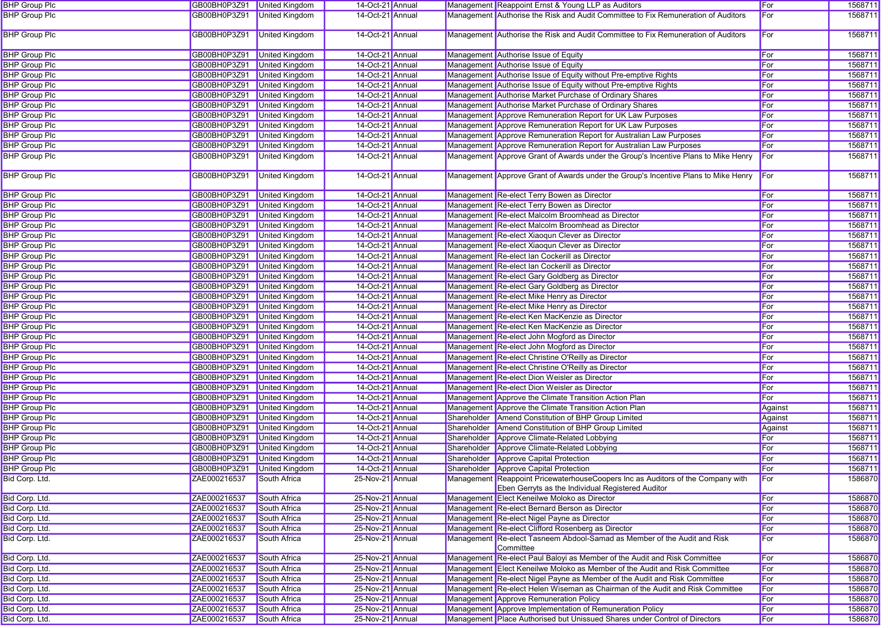| BHP Group Plc | GB00BH0P3Z91 | United Kingdom | 14-Oct-21 | Annual | Management | Reappoint Ernst & Young LLP as Auditors | For | 1568711 |
|---|---|---|---|---|---|---|---|---|
| BHP Group Plc | GB00BH0P3Z91 | United Kingdom | 14-Oct-21 | Annual | Management | Authorise the Risk and Audit Committee to Fix Remuneration of Auditors | For | 1568711 |
| BHP Group Plc | GB00BH0P3Z91 | United Kingdom | 14-Oct-21 | Annual | Management | Authorise the Risk and Audit Committee to Fix Remuneration of Auditors | For | 1568711 |
| BHP Group Plc | GB00BH0P3Z91 | United Kingdom | 14-Oct-21 | Annual | Management | Authorise Issue of Equity | For | 1568711 |
| BHP Group Plc | GB00BH0P3Z91 | United Kingdom | 14-Oct-21 | Annual | Management | Authorise Issue of Equity | For | 1568711 |
| BHP Group Plc | GB00BH0P3Z91 | United Kingdom | 14-Oct-21 | Annual | Management | Authorise Issue of Equity without Pre-emptive Rights | For | 1568711 |
| BHP Group Plc | GB00BH0P3Z91 | United Kingdom | 14-Oct-21 | Annual | Management | Authorise Issue of Equity without Pre-emptive Rights | For | 1568711 |
| BHP Group Plc | GB00BH0P3Z91 | United Kingdom | 14-Oct-21 | Annual | Management | Authorise Market Purchase of Ordinary Shares | For | 1568711 |
| BHP Group Plc | GB00BH0P3Z91 | United Kingdom | 14-Oct-21 | Annual | Management | Authorise Market Purchase of Ordinary Shares | For | 1568711 |
| BHP Group Plc | GB00BH0P3Z91 | United Kingdom | 14-Oct-21 | Annual | Management | Approve Remuneration Report for UK Law Purposes | For | 1568711 |
| BHP Group Plc | GB00BH0P3Z91 | United Kingdom | 14-Oct-21 | Annual | Management | Approve Remuneration Report for UK Law Purposes | For | 1568711 |
| BHP Group Plc | GB00BH0P3Z91 | United Kingdom | 14-Oct-21 | Annual | Management | Approve Remuneration Report for Australian Law Purposes | For | 1568711 |
| BHP Group Plc | GB00BH0P3Z91 | United Kingdom | 14-Oct-21 | Annual | Management | Approve Remuneration Report for Australian Law Purposes | For | 1568711 |
| BHP Group Plc | GB00BH0P3Z91 | United Kingdom | 14-Oct-21 | Annual | Management | Approve Grant of Awards under the Group's Incentive Plans to Mike Henry | For | 1568711 |
| BHP Group Plc | GB00BH0P3Z91 | United Kingdom | 14-Oct-21 | Annual | Management | Approve Grant of Awards under the Group's Incentive Plans to Mike Henry | For | 1568711 |
| BHP Group Plc | GB00BH0P3Z91 | United Kingdom | 14-Oct-21 | Annual | Management | Re-elect Terry Bowen as Director | For | 1568711 |
| BHP Group Plc | GB00BH0P3Z91 | United Kingdom | 14-Oct-21 | Annual | Management | Re-elect Terry Bowen as Director | For | 1568711 |
| BHP Group Plc | GB00BH0P3Z91 | United Kingdom | 14-Oct-21 | Annual | Management | Re-elect Malcolm Broomhead as Director | For | 1568711 |
| BHP Group Plc | GB00BH0P3Z91 | United Kingdom | 14-Oct-21 | Annual | Management | Re-elect Malcolm Broomhead as Director | For | 1568711 |
| BHP Group Plc | GB00BH0P3Z91 | United Kingdom | 14-Oct-21 | Annual | Management | Re-elect Xiaoqun Clever as Director | For | 1568711 |
| BHP Group Plc | GB00BH0P3Z91 | United Kingdom | 14-Oct-21 | Annual | Management | Re-elect Xiaoqun Clever as Director | For | 1568711 |
| BHP Group Plc | GB00BH0P3Z91 | United Kingdom | 14-Oct-21 | Annual | Management | Re-elect Ian Cockerill as Director | For | 1568711 |
| BHP Group Plc | GB00BH0P3Z91 | United Kingdom | 14-Oct-21 | Annual | Management | Re-elect Ian Cockerill as Director | For | 1568711 |
| BHP Group Plc | GB00BH0P3Z91 | United Kingdom | 14-Oct-21 | Annual | Management | Re-elect Gary Goldberg as Director | For | 1568711 |
| BHP Group Plc | GB00BH0P3Z91 | United Kingdom | 14-Oct-21 | Annual | Management | Re-elect Gary Goldberg as Director | For | 1568711 |
| BHP Group Plc | GB00BH0P3Z91 | United Kingdom | 14-Oct-21 | Annual | Management | Re-elect Mike Henry as Director | For | 1568711 |
| BHP Group Plc | GB00BH0P3Z91 | United Kingdom | 14-Oct-21 | Annual | Management | Re-elect Mike Henry as Director | For | 1568711 |
| BHP Group Plc | GB00BH0P3Z91 | United Kingdom | 14-Oct-21 | Annual | Management | Re-elect Ken MacKenzie as Director | For | 1568711 |
| BHP Group Plc | GB00BH0P3Z91 | United Kingdom | 14-Oct-21 | Annual | Management | Re-elect Ken MacKenzie as Director | For | 1568711 |
| BHP Group Plc | GB00BH0P3Z91 | United Kingdom | 14-Oct-21 | Annual | Management | Re-elect John Mogford as Director | For | 1568711 |
| BHP Group Plc | GB00BH0P3Z91 | United Kingdom | 14-Oct-21 | Annual | Management | Re-elect John Mogford as Director | For | 1568711 |
| BHP Group Plc | GB00BH0P3Z91 | United Kingdom | 14-Oct-21 | Annual | Management | Re-elect Christine O'Reilly as Director | For | 1568711 |
| BHP Group Plc | GB00BH0P3Z91 | United Kingdom | 14-Oct-21 | Annual | Management | Re-elect Christine O'Reilly as Director | For | 1568711 |
| BHP Group Plc | GB00BH0P3Z91 | United Kingdom | 14-Oct-21 | Annual | Management | Re-elect Dion Weisler as Director | For | 1568711 |
| BHP Group Plc | GB00BH0P3Z91 | United Kingdom | 14-Oct-21 | Annual | Management | Re-elect Dion Weisler as Director | For | 1568711 |
| BHP Group Plc | GB00BH0P3Z91 | United Kingdom | 14-Oct-21 | Annual | Management | Approve the Climate Transition Action Plan | For | 1568711 |
| BHP Group Plc | GB00BH0P3Z91 | United Kingdom | 14-Oct-21 | Annual | Management | Approve the Climate Transition Action Plan | Against | 1568711 |
| BHP Group Plc | GB00BH0P3Z91 | United Kingdom | 14-Oct-21 | Annual | Shareholder | Amend Constitution of BHP Group Limited | Against | 1568711 |
| BHP Group Plc | GB00BH0P3Z91 | United Kingdom | 14-Oct-21 | Annual | Shareholder | Amend Constitution of BHP Group Limited | Against | 1568711 |
| BHP Group Plc | GB00BH0P3Z91 | United Kingdom | 14-Oct-21 | Annual | Shareholder | Approve Climate-Related Lobbying | For | 1568711 |
| BHP Group Plc | GB00BH0P3Z91 | United Kingdom | 14-Oct-21 | Annual | Shareholder | Approve Climate-Related Lobbying | For | 1568711 |
| BHP Group Plc | GB00BH0P3Z91 | United Kingdom | 14-Oct-21 | Annual | Shareholder | Approve Capital Protection | For | 1568711 |
| BHP Group Plc | GB00BH0P3Z91 | United Kingdom | 14-Oct-21 | Annual | Shareholder | Approve Capital Protection | For | 1568711 |
| Bid Corp. Ltd. | ZAE000216537 | South Africa | 25-Nov-21 | Annual | Management | Reappoint PricewaterhouseCoopers Inc as Auditors of the Company with Eben Gerryts as the Individual Registered Auditor | For | 1586870 |
| Bid Corp. Ltd. | ZAE000216537 | South Africa | 25-Nov-21 | Annual | Management | Elect Keneilwe Moloko as Director | For | 1586870 |
| Bid Corp. Ltd. | ZAE000216537 | South Africa | 25-Nov-21 | Annual | Management | Re-elect Bernard Berson as Director | For | 1586870 |
| Bid Corp. Ltd. | ZAE000216537 | South Africa | 25-Nov-21 | Annual | Management | Re-elect Nigel Payne as Director | For | 1586870 |
| Bid Corp. Ltd. | ZAE000216537 | South Africa | 25-Nov-21 | Annual | Management | Re-elect Clifford Rosenberg as Director | For | 1586870 |
| Bid Corp. Ltd. | ZAE000216537 | South Africa | 25-Nov-21 | Annual | Management | Re-elect Tasneem Abdool-Samad as Member of the Audit and Risk Committee | For | 1586870 |
| Bid Corp. Ltd. | ZAE000216537 | South Africa | 25-Nov-21 | Annual | Management | Re-elect Paul Baloyi as Member of the Audit and Risk Committee | For | 1586870 |
| Bid Corp. Ltd. | ZAE000216537 | South Africa | 25-Nov-21 | Annual | Management | Elect Keneilwe Moloko as Member of the Audit and Risk Committee | For | 1586870 |
| Bid Corp. Ltd. | ZAE000216537 | South Africa | 25-Nov-21 | Annual | Management | Re-elect Nigel Payne as Member of the Audit and Risk Committee | For | 1586870 |
| Bid Corp. Ltd. | ZAE000216537 | South Africa | 25-Nov-21 | Annual | Management | Re-elect Helen Wiseman as Chairman of the Audit and Risk Committee | For | 1586870 |
| Bid Corp. Ltd. | ZAE000216537 | South Africa | 25-Nov-21 | Annual | Management | Approve Remuneration Policy | For | 1586870 |
| Bid Corp. Ltd. | ZAE000216537 | South Africa | 25-Nov-21 | Annual | Management | Approve Implementation of Remuneration Policy | For | 1586870 |
| Bid Corp. Ltd. | ZAE000216537 | South Africa | 25-Nov-21 | Annual | Management | Place Authorised but Unissued Shares under Control of Directors | For | 1586870 |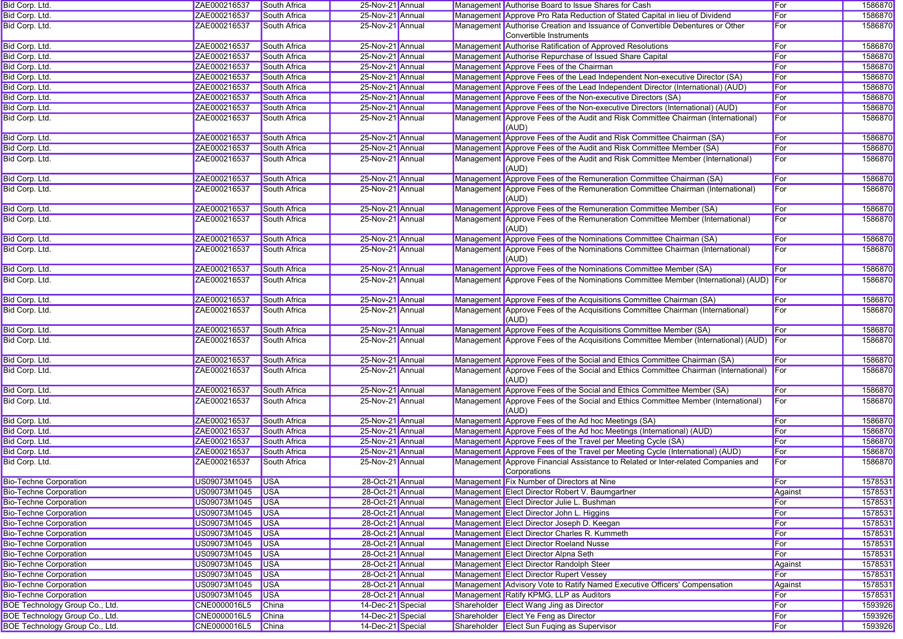| | | | | | | | | |
|---|---|---|---|---|---|---|---|---|
| Bid Corp. Ltd. | ZAE000216537 | South Africa | 25-Nov-21 | Annual | Management | Authorise Board to Issue Shares for Cash | For | 1586870 |
| Bid Corp. Ltd. | ZAE000216537 | South Africa | 25-Nov-21 | Annual | Management | Approve Pro Rata Reduction of Stated Capital in lieu of Dividend | For | 1586870 |
| Bid Corp. Ltd. | ZAE000216537 | South Africa | 25-Nov-21 | Annual | Management | Authorise Creation and Issuance of Convertible Debentures or Other Convertible Instruments | For | 1586870 |
| Bid Corp. Ltd. | ZAE000216537 | South Africa | 25-Nov-21 | Annual | Management | Authorise Ratification of Approved Resolutions | For | 1586870 |
| Bid Corp. Ltd. | ZAE000216537 | South Africa | 25-Nov-21 | Annual | Management | Authorise Repurchase of Issued Share Capital | For | 1586870 |
| Bid Corp. Ltd. | ZAE000216537 | South Africa | 25-Nov-21 | Annual | Management | Approve Fees of the Chairman | For | 1586870 |
| Bid Corp. Ltd. | ZAE000216537 | South Africa | 25-Nov-21 | Annual | Management | Approve Fees of the Lead Independent Non-executive Director (SA) | For | 1586870 |
| Bid Corp. Ltd. | ZAE000216537 | South Africa | 25-Nov-21 | Annual | Management | Approve Fees of the Lead Independent Director (International) (AUD) | For | 1586870 |
| Bid Corp. Ltd. | ZAE000216537 | South Africa | 25-Nov-21 | Annual | Management | Approve Fees of the Non-executive Directors (SA) | For | 1586870 |
| Bid Corp. Ltd. | ZAE000216537 | South Africa | 25-Nov-21 | Annual | Management | Approve Fees of the Non-executive Directors (International) (AUD) | For | 1586870 |
| Bid Corp. Ltd. | ZAE000216537 | South Africa | 25-Nov-21 | Annual | Management | Approve Fees of the Audit and Risk Committee Chairman (International) (AUD) | For | 1586870 |
| Bid Corp. Ltd. | ZAE000216537 | South Africa | 25-Nov-21 | Annual | Management | Approve Fees of the Audit and Risk Committee Chairman (SA) | For | 1586870 |
| Bid Corp. Ltd. | ZAE000216537 | South Africa | 25-Nov-21 | Annual | Management | Approve Fees of the Audit and Risk Committee Member (SA) | For | 1586870 |
| Bid Corp. Ltd. | ZAE000216537 | South Africa | 25-Nov-21 | Annual | Management | Approve Fees of the Audit and Risk Committee Member (International) (AUD) | For | 1586870 |
| Bid Corp. Ltd. | ZAE000216537 | South Africa | 25-Nov-21 | Annual | Management | Approve Fees of the Remuneration Committee Chairman (SA) | For | 1586870 |
| Bid Corp. Ltd. | ZAE000216537 | South Africa | 25-Nov-21 | Annual | Management | Approve Fees of the Remuneration Committee Chairman (International) (AUD) | For | 1586870 |
| Bid Corp. Ltd. | ZAE000216537 | South Africa | 25-Nov-21 | Annual | Management | Approve Fees of the Remuneration Committee Member (SA) | For | 1586870 |
| Bid Corp. Ltd. | ZAE000216537 | South Africa | 25-Nov-21 | Annual | Management | Approve Fees of the Remuneration Committee Member (International) (AUD) | For | 1586870 |
| Bid Corp. Ltd. | ZAE000216537 | South Africa | 25-Nov-21 | Annual | Management | Approve Fees of the Nominations Committee Chairman (SA) | For | 1586870 |
| Bid Corp. Ltd. | ZAE000216537 | South Africa | 25-Nov-21 | Annual | Management | Approve Fees of the Nominations Committee Chairman (International) (AUD) | For | 1586870 |
| Bid Corp. Ltd. | ZAE000216537 | South Africa | 25-Nov-21 | Annual | Management | Approve Fees of the Nominations Committee Member (SA) | For | 1586870 |
| Bid Corp. Ltd. | ZAE000216537 | South Africa | 25-Nov-21 | Annual | Management | Approve Fees of the Nominations Committee Member (International) (AUD) | For | 1586870 |
| Bid Corp. Ltd. | ZAE000216537 | South Africa | 25-Nov-21 | Annual | Management | Approve Fees of the Acquisitions Committee Chairman (SA) | For | 1586870 |
| Bid Corp. Ltd. | ZAE000216537 | South Africa | 25-Nov-21 | Annual | Management | Approve Fees of the Acquisitions Committee Chairman (International) (AUD) | For | 1586870 |
| Bid Corp. Ltd. | ZAE000216537 | South Africa | 25-Nov-21 | Annual | Management | Approve Fees of the Acquisitions Committee Member (SA) | For | 1586870 |
| Bid Corp. Ltd. | ZAE000216537 | South Africa | 25-Nov-21 | Annual | Management | Approve Fees of the Acquisitions Committee Member (International) (AUD) | For | 1586870 |
| Bid Corp. Ltd. | ZAE000216537 | South Africa | 25-Nov-21 | Annual | Management | Approve Fees of the Social and Ethics Committee Chairman (SA) | For | 1586870 |
| Bid Corp. Ltd. | ZAE000216537 | South Africa | 25-Nov-21 | Annual | Management | Approve Fees of the Social and Ethics Committee Chairman (International) (AUD) | For | 1586870 |
| Bid Corp. Ltd. | ZAE000216537 | South Africa | 25-Nov-21 | Annual | Management | Approve Fees of the Social and Ethics Committee Member (SA) | For | 1586870 |
| Bid Corp. Ltd. | ZAE000216537 | South Africa | 25-Nov-21 | Annual | Management | Approve Fees of the Social and Ethics Committee Member (International) (AUD) | For | 1586870 |
| Bid Corp. Ltd. | ZAE000216537 | South Africa | 25-Nov-21 | Annual | Management | Approve Fees of the Ad hoc Meetings (SA) | For | 1586870 |
| Bid Corp. Ltd. | ZAE000216537 | South Africa | 25-Nov-21 | Annual | Management | Approve Fees of the Ad hoc Meetings (International) (AUD) | For | 1586870 |
| Bid Corp. Ltd. | ZAE000216537 | South Africa | 25-Nov-21 | Annual | Management | Approve Fees of the Travel per Meeting Cycle (SA) | For | 1586870 |
| Bid Corp. Ltd. | ZAE000216537 | South Africa | 25-Nov-21 | Annual | Management | Approve Fees of the Travel per Meeting Cycle (International) (AUD) | For | 1586870 |
| Bid Corp. Ltd. | ZAE000216537 | South Africa | 25-Nov-21 | Annual | Management | Approve Financial Assistance to Related or Inter-related Companies and Corporations | For | 1586870 |
| Bio-Techne Corporation | US09073M1045 | USA | 28-Oct-21 | Annual | Management | Fix Number of Directors at Nine | For | 1578531 |
| Bio-Techne Corporation | US09073M1045 | USA | 28-Oct-21 | Annual | Management | Elect Director Robert V. Baumgartner | Against | 1578531 |
| Bio-Techne Corporation | US09073M1045 | USA | 28-Oct-21 | Annual | Management | Elect Director Julie L. Bushman | For | 1578531 |
| Bio-Techne Corporation | US09073M1045 | USA | 28-Oct-21 | Annual | Management | Elect Director John L. Higgins | For | 1578531 |
| Bio-Techne Corporation | US09073M1045 | USA | 28-Oct-21 | Annual | Management | Elect Director Joseph D. Keegan | For | 1578531 |
| Bio-Techne Corporation | US09073M1045 | USA | 28-Oct-21 | Annual | Management | Elect Director Charles R. Kummeth | For | 1578531 |
| Bio-Techne Corporation | US09073M1045 | USA | 28-Oct-21 | Annual | Management | Elect Director Roeland Nusse | For | 1578531 |
| Bio-Techne Corporation | US09073M1045 | USA | 28-Oct-21 | Annual | Management | Elect Director Alpna Seth | For | 1578531 |
| Bio-Techne Corporation | US09073M1045 | USA | 28-Oct-21 | Annual | Management | Elect Director Randolph Steer | Against | 1578531 |
| Bio-Techne Corporation | US09073M1045 | USA | 28-Oct-21 | Annual | Management | Elect Director Rupert Vessey | For | 1578531 |
| Bio-Techne Corporation | US09073M1045 | USA | 28-Oct-21 | Annual | Management | Advisory Vote to Ratify Named Executive Officers' Compensation | Against | 1578531 |
| Bio-Techne Corporation | US09073M1045 | USA | 28-Oct-21 | Annual | Management | Ratify KPMG, LLP as Auditors | For | 1578531 |
| BOE Technology Group Co., Ltd. | CNE0000016L5 | China | 14-Dec-21 | Special | Shareholder | Elect Wang Jing as Director | For | 1593926 |
| BOE Technology Group Co., Ltd. | CNE0000016L5 | China | 14-Dec-21 | Special | Shareholder | Elect Ye Feng as Director | For | 1593926 |
| BOE Technology Group Co., Ltd. | CNE0000016L5 | China | 14-Dec-21 | Special | Shareholder | Elect Sun Fuqing as Supervisor | For | 1593926 |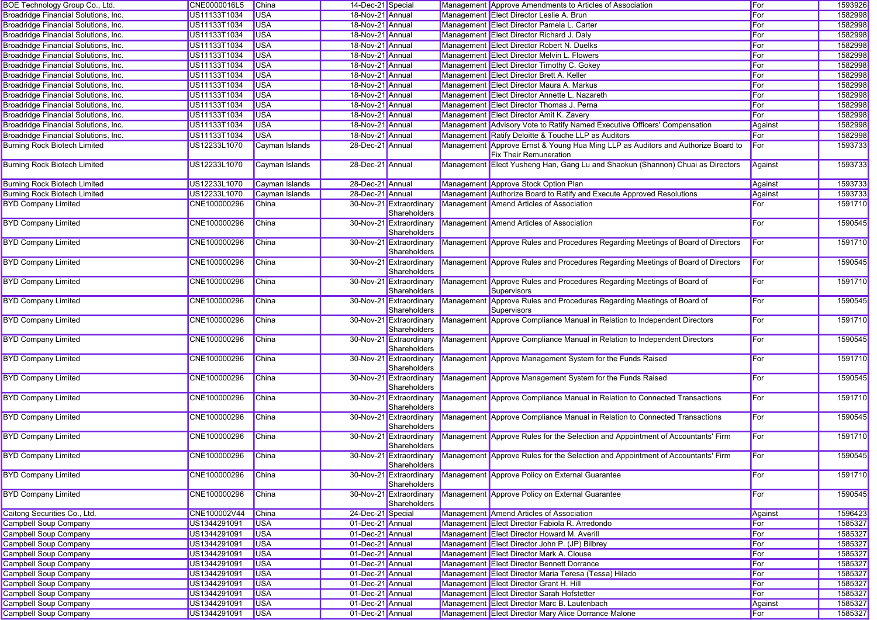| | | | | | | | | |
|---|---|---|---|---|---|---|---|---|
| BOE Technology Group Co., Ltd. | CNE0000016L5 | China | 14-Dec-21 | Special | Management | Approve Amendments to Articles of Association | For | 1593926 |
| Broadridge Financial Solutions, Inc. | US11133T1034 | USA | 18-Nov-21 | Annual | Management | Elect Director Leslie A. Brun | For | 1582998 |
| Broadridge Financial Solutions, Inc. | US11133T1034 | USA | 18-Nov-21 | Annual | Management | Elect Director Pamela L. Carter | For | 1582998 |
| Broadridge Financial Solutions, Inc. | US11133T1034 | USA | 18-Nov-21 | Annual | Management | Elect Director Richard J. Daly | For | 1582998 |
| Broadridge Financial Solutions, Inc. | US11133T1034 | USA | 18-Nov-21 | Annual | Management | Elect Director Robert N. Duelks | For | 1582998 |
| Broadridge Financial Solutions, Inc. | US11133T1034 | USA | 18-Nov-21 | Annual | Management | Elect Director Melvin L. Flowers | For | 1582998 |
| Broadridge Financial Solutions, Inc. | US11133T1034 | USA | 18-Nov-21 | Annual | Management | Elect Director Timothy C. Gokey | For | 1582998 |
| Broadridge Financial Solutions, Inc. | US11133T1034 | USA | 18-Nov-21 | Annual | Management | Elect Director Brett A. Keller | For | 1582998 |
| Broadridge Financial Solutions, Inc. | US11133T1034 | USA | 18-Nov-21 | Annual | Management | Elect Director Maura A. Markus | For | 1582998 |
| Broadridge Financial Solutions, Inc. | US11133T1034 | USA | 18-Nov-21 | Annual | Management | Elect Director Annette L. Nazareth | For | 1582998 |
| Broadridge Financial Solutions, Inc. | US11133T1034 | USA | 18-Nov-21 | Annual | Management | Elect Director Thomas J. Perna | For | 1582998 |
| Broadridge Financial Solutions, Inc. | US11133T1034 | USA | 18-Nov-21 | Annual | Management | Elect Director Amit K. Zavery | For | 1582998 |
| Broadridge Financial Solutions, Inc. | US11133T1034 | USA | 18-Nov-21 | Annual | Management | Advisory Vote to Ratify Named Executive Officers' Compensation | Against | 1582998 |
| Broadridge Financial Solutions, Inc. | US11133T1034 | USA | 18-Nov-21 | Annual | Management | Ratify Deloitte & Touche LLP as Auditors | For | 1582998 |
| Burning Rock Biotech Limited | US12233L1070 | Cayman Islands | 28-Dec-21 | Annual | Management | Approve Ernst & Young Hua Ming LLP as Auditors and Authorize Board to Fix Their Remuneration | For | 1593733 |
| Burning Rock Biotech Limited | US12233L1070 | Cayman Islands | 28-Dec-21 | Annual | Management | Elect Yusheng Han, Gang Lu and Shaokun (Shannon) Chuai as Directors | Against | 1593733 |
| Burning Rock Biotech Limited | US12233L1070 | Cayman Islands | 28-Dec-21 | Annual | Management | Approve Stock Option Plan | Against | 1593733 |
| Burning Rock Biotech Limited | US12233L1070 | Cayman Islands | 28-Dec-21 | Annual | Management | Authorize Board to Ratify and Execute Approved Resolutions | Against | 1593733 |
| BYD Company Limited | CNE100000296 | China | 30-Nov-21 | Extraordinary Shareholders | Management | Amend Articles of Association | For | 1591710 |
| BYD Company Limited | CNE100000296 | China | 30-Nov-21 | Extraordinary Shareholders | Management | Amend Articles of Association | For | 1590545 |
| BYD Company Limited | CNE100000296 | China | 30-Nov-21 | Extraordinary Shareholders | Management | Approve Rules and Procedures Regarding Meetings of Board of Directors | For | 1591710 |
| BYD Company Limited | CNE100000296 | China | 30-Nov-21 | Extraordinary Shareholders | Management | Approve Rules and Procedures Regarding Meetings of Board of Directors | For | 1590545 |
| BYD Company Limited | CNE100000296 | China | 30-Nov-21 | Extraordinary Shareholders | Management | Approve Rules and Procedures Regarding Meetings of Board of Supervisors | For | 1591710 |
| BYD Company Limited | CNE100000296 | China | 30-Nov-21 | Extraordinary Shareholders | Management | Approve Rules and Procedures Regarding Meetings of Board of Supervisors | For | 1590545 |
| BYD Company Limited | CNE100000296 | China | 30-Nov-21 | Extraordinary Shareholders | Management | Approve Compliance Manual in Relation to Independent Directors | For | 1591710 |
| BYD Company Limited | CNE100000296 | China | 30-Nov-21 | Extraordinary Shareholders | Management | Approve Compliance Manual in Relation to Independent Directors | For | 1590545 |
| BYD Company Limited | CNE100000296 | China | 30-Nov-21 | Extraordinary Shareholders | Management | Approve Management System for the Funds Raised | For | 1591710 |
| BYD Company Limited | CNE100000296 | China | 30-Nov-21 | Extraordinary Shareholders | Management | Approve Management System for the Funds Raised | For | 1590545 |
| BYD Company Limited | CNE100000296 | China | 30-Nov-21 | Extraordinary Shareholders | Management | Approve Compliance Manual in Relation to Connected Transactions | For | 1591710 |
| BYD Company Limited | CNE100000296 | China | 30-Nov-21 | Extraordinary Shareholders | Management | Approve Compliance Manual in Relation to Connected Transactions | For | 1590545 |
| BYD Company Limited | CNE100000296 | China | 30-Nov-21 | Extraordinary Shareholders | Management | Approve Rules for the Selection and Appointment of Accountants' Firm | For | 1591710 |
| BYD Company Limited | CNE100000296 | China | 30-Nov-21 | Extraordinary Shareholders | Management | Approve Rules for the Selection and Appointment of Accountants' Firm | For | 1590545 |
| BYD Company Limited | CNE100000296 | China | 30-Nov-21 | Extraordinary Shareholders | Management | Approve Policy on External Guarantee | For | 1591710 |
| BYD Company Limited | CNE100000296 | China | 30-Nov-21 | Extraordinary Shareholders | Management | Approve Policy on External Guarantee | For | 1590545 |
| Caitong Securities Co., Ltd. | CNE100002V44 | China | 24-Dec-21 | Special | Management | Amend Articles of Association | Against | 1596423 |
| Campbell Soup Company | US1344291091 | USA | 01-Dec-21 | Annual | Management | Elect Director Fabiola R. Arredondo | For | 1585327 |
| Campbell Soup Company | US1344291091 | USA | 01-Dec-21 | Annual | Management | Elect Director Howard M. Averill | For | 1585327 |
| Campbell Soup Company | US1344291091 | USA | 01-Dec-21 | Annual | Management | Elect Director John P. (JP) Bilbrey | For | 1585327 |
| Campbell Soup Company | US1344291091 | USA | 01-Dec-21 | Annual | Management | Elect Director Mark A. Clouse | For | 1585327 |
| Campbell Soup Company | US1344291091 | USA | 01-Dec-21 | Annual | Management | Elect Director Bennett Dorrance | For | 1585327 |
| Campbell Soup Company | US1344291091 | USA | 01-Dec-21 | Annual | Management | Elect Director Maria Teresa (Tessa) Hilado | For | 1585327 |
| Campbell Soup Company | US1344291091 | USA | 01-Dec-21 | Annual | Management | Elect Director Grant H. Hill | For | 1585327 |
| Campbell Soup Company | US1344291091 | USA | 01-Dec-21 | Annual | Management | Elect Director Sarah Hofstetter | For | 1585327 |
| Campbell Soup Company | US1344291091 | USA | 01-Dec-21 | Annual | Management | Elect Director Marc B. Lautenbach | Against | 1585327 |
| Campbell Soup Company | US1344291091 | USA | 01-Dec-21 | Annual | Management | Elect Director Mary Alice Dorrance Malone | For | 1585327 |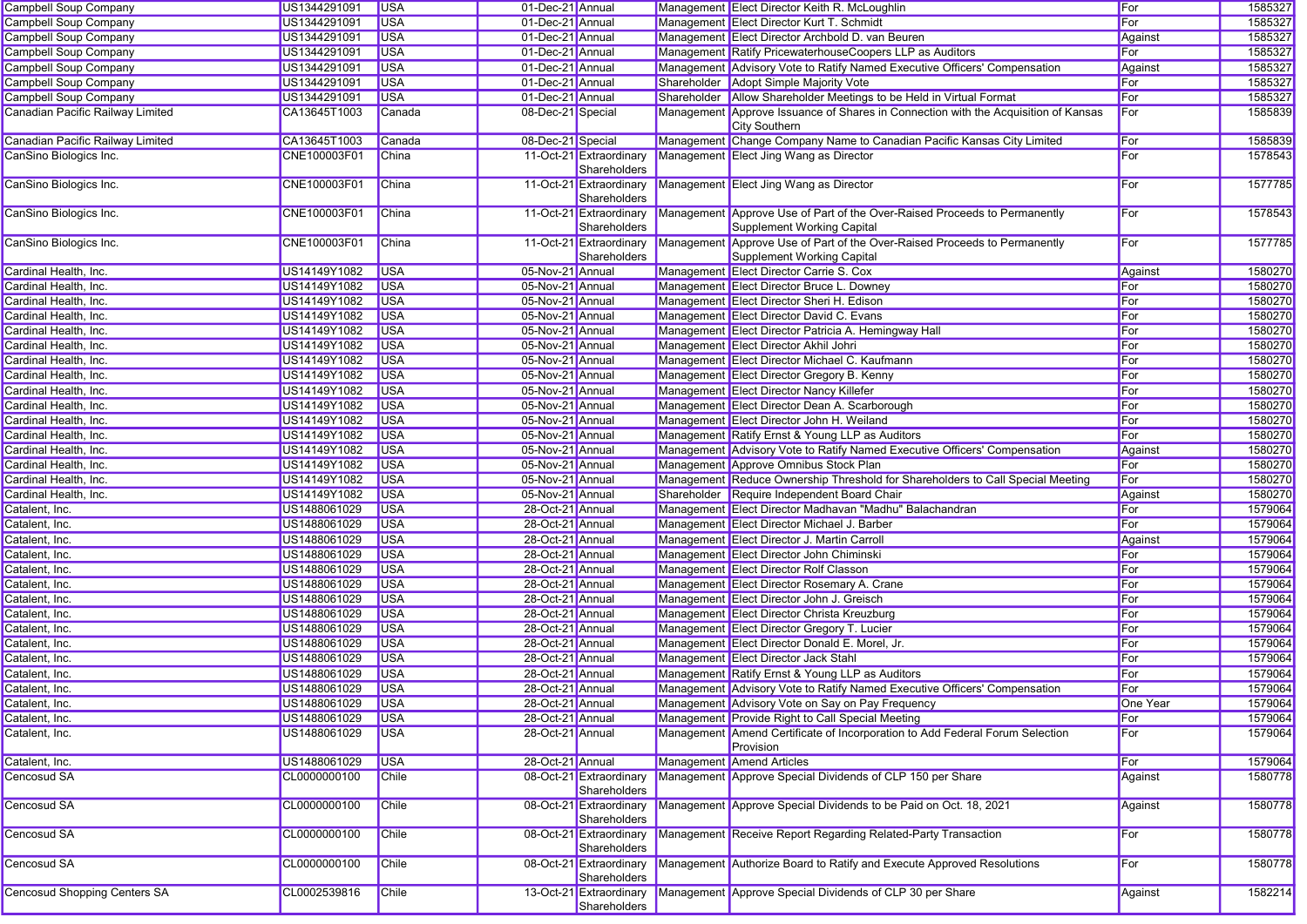| | | | | | | | | |
|---|---|---|---|---|---|---|---|---|
| Campbell Soup Company | US1344291091 | USA | 01-Dec-21 | Annual | Management | Elect Director Keith R. McLoughlin | For | 1585327 |
| Campbell Soup Company | US1344291091 | USA | 01-Dec-21 | Annual | Management | Elect Director Kurt T. Schmidt | For | 1585327 |
| Campbell Soup Company | US1344291091 | USA | 01-Dec-21 | Annual | Management | Elect Director Archbold D. van Beuren | Against | 1585327 |
| Campbell Soup Company | US1344291091 | USA | 01-Dec-21 | Annual | Management | Ratify PricewaterhouseCoopers LLP as Auditors | For | 1585327 |
| Campbell Soup Company | US1344291091 | USA | 01-Dec-21 | Annual | Management | Advisory Vote to Ratify Named Executive Officers' Compensation | Against | 1585327 |
| Campbell Soup Company | US1344291091 | USA | 01-Dec-21 | Annual | Shareholder | Adopt Simple Majority Vote | For | 1585327 |
| Campbell Soup Company | US1344291091 | USA | 01-Dec-21 | Annual | Shareholder | Allow Shareholder Meetings to be Held in Virtual Format | For | 1585327 |
| Canadian Pacific Railway Limited | CA13645T1003 | Canada | 08-Dec-21 | Special | Management | Approve Issuance of Shares in Connection with the Acquisition of Kansas City Southern | For | 1585839 |
| Canadian Pacific Railway Limited | CA13645T1003 | Canada | 08-Dec-21 | Special | Management | Change Company Name to Canadian Pacific Kansas City Limited | For | 1585839 |
| CanSino Biologics Inc. | CNE100003F01 | China | 11-Oct-21 | Extraordinary Shareholders | Management | Elect Jing Wang as Director | For | 1578543 |
| CanSino Biologics Inc. | CNE100003F01 | China | 11-Oct-21 | Extraordinary Shareholders | Management | Elect Jing Wang as Director | For | 1577785 |
| CanSino Biologics Inc. | CNE100003F01 | China | 11-Oct-21 | Extraordinary Shareholders | Management | Approve Use of Part of the Over-Raised Proceeds to Permanently Supplement Working Capital | For | 1578543 |
| CanSino Biologics Inc. | CNE100003F01 | China | 11-Oct-21 | Extraordinary Shareholders | Management | Approve Use of Part of the Over-Raised Proceeds to Permanently Supplement Working Capital | For | 1577785 |
| Cardinal Health, Inc. | US14149Y1082 | USA | 05-Nov-21 | Annual | Management | Elect Director Carrie S. Cox | Against | 1580270 |
| Cardinal Health, Inc. | US14149Y1082 | USA | 05-Nov-21 | Annual | Management | Elect Director Bruce L. Downey | For | 1580270 |
| Cardinal Health, Inc. | US14149Y1082 | USA | 05-Nov-21 | Annual | Management | Elect Director Sheri H. Edison | For | 1580270 |
| Cardinal Health, Inc. | US14149Y1082 | USA | 05-Nov-21 | Annual | Management | Elect Director David C. Evans | For | 1580270 |
| Cardinal Health, Inc. | US14149Y1082 | USA | 05-Nov-21 | Annual | Management | Elect Director Patricia A. Hemingway Hall | For | 1580270 |
| Cardinal Health, Inc. | US14149Y1082 | USA | 05-Nov-21 | Annual | Management | Elect Director Akhil Johri | For | 1580270 |
| Cardinal Health, Inc. | US14149Y1082 | USA | 05-Nov-21 | Annual | Management | Elect Director Michael C. Kaufmann | For | 1580270 |
| Cardinal Health, Inc. | US14149Y1082 | USA | 05-Nov-21 | Annual | Management | Elect Director Gregory B. Kenny | For | 1580270 |
| Cardinal Health, Inc. | US14149Y1082 | USA | 05-Nov-21 | Annual | Management | Elect Director Nancy Killefer | For | 1580270 |
| Cardinal Health, Inc. | US14149Y1082 | USA | 05-Nov-21 | Annual | Management | Elect Director Dean A. Scarborough | For | 1580270 |
| Cardinal Health, Inc. | US14149Y1082 | USA | 05-Nov-21 | Annual | Management | Elect Director John H. Weiland | For | 1580270 |
| Cardinal Health, Inc. | US14149Y1082 | USA | 05-Nov-21 | Annual | Management | Ratify Ernst & Young LLP as Auditors | For | 1580270 |
| Cardinal Health, Inc. | US14149Y1082 | USA | 05-Nov-21 | Annual | Management | Advisory Vote to Ratify Named Executive Officers' Compensation | Against | 1580270 |
| Cardinal Health, Inc. | US14149Y1082 | USA | 05-Nov-21 | Annual | Management | Approve Omnibus Stock Plan | For | 1580270 |
| Cardinal Health, Inc. | US14149Y1082 | USA | 05-Nov-21 | Annual | Management | Reduce Ownership Threshold for Shareholders to Call Special Meeting | For | 1580270 |
| Cardinal Health, Inc. | US14149Y1082 | USA | 05-Nov-21 | Annual | Shareholder | Require Independent Board Chair | Against | 1580270 |
| Catalent, Inc. | US1488061029 | USA | 28-Oct-21 | Annual | Management | Elect Director Madhavan "Madhu" Balachandran | For | 1579064 |
| Catalent, Inc. | US1488061029 | USA | 28-Oct-21 | Annual | Management | Elect Director Michael J. Barber | For | 1579064 |
| Catalent, Inc. | US1488061029 | USA | 28-Oct-21 | Annual | Management | Elect Director J. Martin Carroll | Against | 1579064 |
| Catalent, Inc. | US1488061029 | USA | 28-Oct-21 | Annual | Management | Elect Director John Chiminski | For | 1579064 |
| Catalent, Inc. | US1488061029 | USA | 28-Oct-21 | Annual | Management | Elect Director Rolf Classon | For | 1579064 |
| Catalent, Inc. | US1488061029 | USA | 28-Oct-21 | Annual | Management | Elect Director Rosemary A. Crane | For | 1579064 |
| Catalent, Inc. | US1488061029 | USA | 28-Oct-21 | Annual | Management | Elect Director John J. Greisch | For | 1579064 |
| Catalent, Inc. | US1488061029 | USA | 28-Oct-21 | Annual | Management | Elect Director Christa Kreuzburg | For | 1579064 |
| Catalent, Inc. | US1488061029 | USA | 28-Oct-21 | Annual | Management | Elect Director Gregory T. Lucier | For | 1579064 |
| Catalent, Inc. | US1488061029 | USA | 28-Oct-21 | Annual | Management | Elect Director Donald E. Morel, Jr. | For | 1579064 |
| Catalent, Inc. | US1488061029 | USA | 28-Oct-21 | Annual | Management | Elect Director Jack Stahl | For | 1579064 |
| Catalent, Inc. | US1488061029 | USA | 28-Oct-21 | Annual | Management | Ratify Ernst & Young LLP as Auditors | For | 1579064 |
| Catalent, Inc. | US1488061029 | USA | 28-Oct-21 | Annual | Management | Advisory Vote to Ratify Named Executive Officers' Compensation | For | 1579064 |
| Catalent, Inc. | US1488061029 | USA | 28-Oct-21 | Annual | Management | Advisory Vote on Say on Pay Frequency | One Year | 1579064 |
| Catalent, Inc. | US1488061029 | USA | 28-Oct-21 | Annual | Management | Provide Right to Call Special Meeting | For | 1579064 |
| Catalent, Inc. | US1488061029 | USA | 28-Oct-21 | Annual | Management | Amend Certificate of Incorporation to Add Federal Forum Selection Provision | For | 1579064 |
| Catalent, Inc. | US1488061029 | USA | 28-Oct-21 | Annual | Management | Amend Articles | For | 1579064 |
| Cencosud SA | CL0000000100 | Chile | 08-Oct-21 | Extraordinary Shareholders | Management | Approve Special Dividends of CLP 150 per Share | Against | 1580778 |
| Cencosud SA | CL0000000100 | Chile | 08-Oct-21 | Extraordinary Shareholders | Management | Approve Special Dividends to be Paid on Oct. 18, 2021 | Against | 1580778 |
| Cencosud SA | CL0000000100 | Chile | 08-Oct-21 | Extraordinary Shareholders | Management | Receive Report Regarding Related-Party Transaction | For | 1580778 |
| Cencosud SA | CL0000000100 | Chile | 08-Oct-21 | Extraordinary Shareholders | Management | Authorize Board to Ratify and Execute Approved Resolutions | For | 1580778 |
| Cencosud Shopping Centers SA | CL0002539816 | Chile | 13-Oct-21 | Extraordinary Shareholders | Management | Approve Special Dividends of CLP 30 per Share | Against | 1582214 |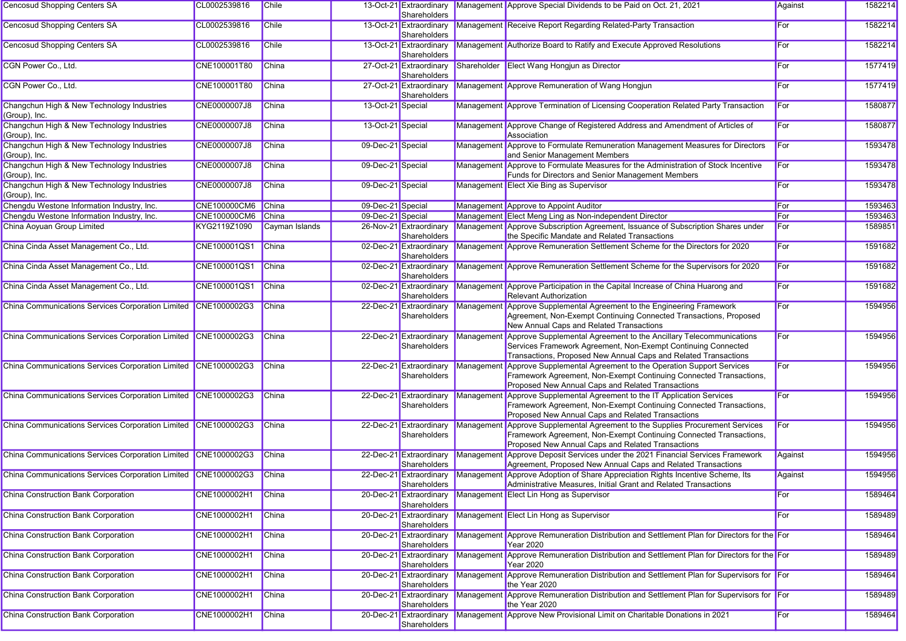| | | | | | | | | |
|---|---|---|---|---|---|---|---|---|
| Cencosud Shopping Centers SA | CL0002539816 | Chile | 13-Oct-21 | Extraordinary Shareholders | Management | Approve Special Dividends to be Paid on Oct. 21, 2021 | Against | 1582214 |
| Cencosud Shopping Centers SA | CL0002539816 | Chile | 13-Oct-21 | Extraordinary Shareholders | Management | Receive Report Regarding Related-Party Transaction | For | 1582214 |
| Cencosud Shopping Centers SA | CL0002539816 | Chile | 13-Oct-21 | Extraordinary Shareholders | Management | Authorize Board to Ratify and Execute Approved Resolutions | For | 1582214 |
| CGN Power Co., Ltd. | CNE100001T80 | China | 27-Oct-21 | Extraordinary Shareholders | Shareholder | Elect Wang Hongjun as Director | For | 1577419 |
| CGN Power Co., Ltd. | CNE100001T80 | China | 27-Oct-21 | Extraordinary Shareholders | Management | Approve Remuneration of Wang Hongjun | For | 1577419 |
| Changchun High & New Technology Industries (Group), Inc. | CNE0000007J8 | China | 13-Oct-21 | Special | Management | Approve Termination of Licensing Cooperation Related Party Transaction | For | 1580877 |
| Changchun High & New Technology Industries (Group), Inc. | CNE0000007J8 | China | 13-Oct-21 | Special | Management | Approve Change of Registered Address and Amendment of Articles of Association | For | 1580877 |
| Changchun High & New Technology Industries (Group), Inc. | CNE0000007J8 | China | 09-Dec-21 | Special | Management | Approve to Formulate Remuneration Management Measures for Directors and Senior Management Members | For | 1593478 |
| Changchun High & New Technology Industries (Group), Inc. | CNE0000007J8 | China | 09-Dec-21 | Special | Management | Approve to Formulate Measures for the Administration of Stock Incentive Funds for Directors and Senior Management Members | For | 1593478 |
| Changchun High & New Technology Industries (Group), Inc. | CNE0000007J8 | China | 09-Dec-21 | Special | Management | Elect Xie Bing as Supervisor | For | 1593478 |
| Chengdu Westone Information Industry, Inc. | CNE100000CM6 | China | 09-Dec-21 | Special | Management | Approve to Appoint Auditor | For | 1593463 |
| Chengdu Westone Information Industry, Inc. | CNE100000CM6 | China | 09-Dec-21 | Special | Management | Elect Meng Ling as Non-independent Director | For | 1593463 |
| China Aoyuan Group Limited | KYG2119Z1090 | Cayman Islands | 26-Nov-21 | Extraordinary Shareholders | Management | Approve Subscription Agreement, Issuance of Subscription Shares under the Specific Mandate and Related Transactions | For | 1589851 |
| China Cinda Asset Management Co., Ltd. | CNE100001QS1 | China | 02-Dec-21 | Extraordinary Shareholders | Management | Approve Remuneration Settlement Scheme for the Directors for 2020 | For | 1591682 |
| China Cinda Asset Management Co., Ltd. | CNE100001QS1 | China | 02-Dec-21 | Extraordinary Shareholders | Management | Approve Remuneration Settlement Scheme for the Supervisors for 2020 | For | 1591682 |
| China Cinda Asset Management Co., Ltd. | CNE100001QS1 | China | 02-Dec-21 | Extraordinary Shareholders | Management | Approve Participation in the Capital Increase of China Huarong and Relevant Authorization | For | 1591682 |
| China Communications Services Corporation Limited | CNE1000002G3 | China | 22-Dec-21 | Extraordinary Shareholders | Management | Approve Supplemental Agreement to the Engineering Framework Agreement, Non-Exempt Continuing Connected Transactions, Proposed New Annual Caps and Related Transactions | For | 1594956 |
| China Communications Services Corporation Limited | CNE1000002G3 | China | 22-Dec-21 | Extraordinary Shareholders | Management | Approve Supplemental Agreement to the Ancillary Telecommunications Services Framework Agreement, Non-Exempt Continuing Connected Transactions, Proposed New Annual Caps and Related Transactions | For | 1594956 |
| China Communications Services Corporation Limited | CNE1000002G3 | China | 22-Dec-21 | Extraordinary Shareholders | Management | Approve Supplemental Agreement to the Operation Support Services Framework Agreement, Non-Exempt Continuing Connected Transactions, Proposed New Annual Caps and Related Transactions | For | 1594956 |
| China Communications Services Corporation Limited | CNE1000002G3 | China | 22-Dec-21 | Extraordinary Shareholders | Management | Approve Supplemental Agreement to the IT Application Services Framework Agreement, Non-Exempt Continuing Connected Transactions, Proposed New Annual Caps and Related Transactions | For | 1594956 |
| China Communications Services Corporation Limited | CNE1000002G3 | China | 22-Dec-21 | Extraordinary Shareholders | Management | Approve Supplemental Agreement to the Supplies Procurement Services Framework Agreement, Non-Exempt Continuing Connected Transactions, Proposed New Annual Caps and Related Transactions | For | 1594956 |
| China Communications Services Corporation Limited | CNE1000002G3 | China | 22-Dec-21 | Extraordinary Shareholders | Management | Approve Deposit Services under the 2021 Financial Services Framework Agreement, Proposed New Annual Caps and Related Transactions | Against | 1594956 |
| China Communications Services Corporation Limited | CNE1000002G3 | China | 22-Dec-21 | Extraordinary Shareholders | Management | Approve Adoption of Share Appreciation Rights Incentive Scheme, Its Administrative Measures, Initial Grant and Related Transactions | Against | 1594956 |
| China Construction Bank Corporation | CNE1000002H1 | China | 20-Dec-21 | Extraordinary Shareholders | Management | Elect Lin Hong as Supervisor | For | 1589464 |
| China Construction Bank Corporation | CNE1000002H1 | China | 20-Dec-21 | Extraordinary Shareholders | Management | Elect Lin Hong as Supervisor | For | 1589489 |
| China Construction Bank Corporation | CNE1000002H1 | China | 20-Dec-21 | Extraordinary Shareholders | Management | Approve Remuneration Distribution and Settlement Plan for Directors for the Year 2020 | For | 1589464 |
| China Construction Bank Corporation | CNE1000002H1 | China | 20-Dec-21 | Extraordinary Shareholders | Management | Approve Remuneration Distribution and Settlement Plan for Directors for the Year 2020 | For | 1589489 |
| China Construction Bank Corporation | CNE1000002H1 | China | 20-Dec-21 | Extraordinary Shareholders | Management | Approve Remuneration Distribution and Settlement Plan for Supervisors for the Year 2020 | For | 1589464 |
| China Construction Bank Corporation | CNE1000002H1 | China | 20-Dec-21 | Extraordinary Shareholders | Management | Approve Remuneration Distribution and Settlement Plan for Supervisors for the Year 2020 | For | 1589489 |
| China Construction Bank Corporation | CNE1000002H1 | China | 20-Dec-21 | Extraordinary Shareholders | Management | Approve New Provisional Limit on Charitable Donations in 2021 | For | 1589464 |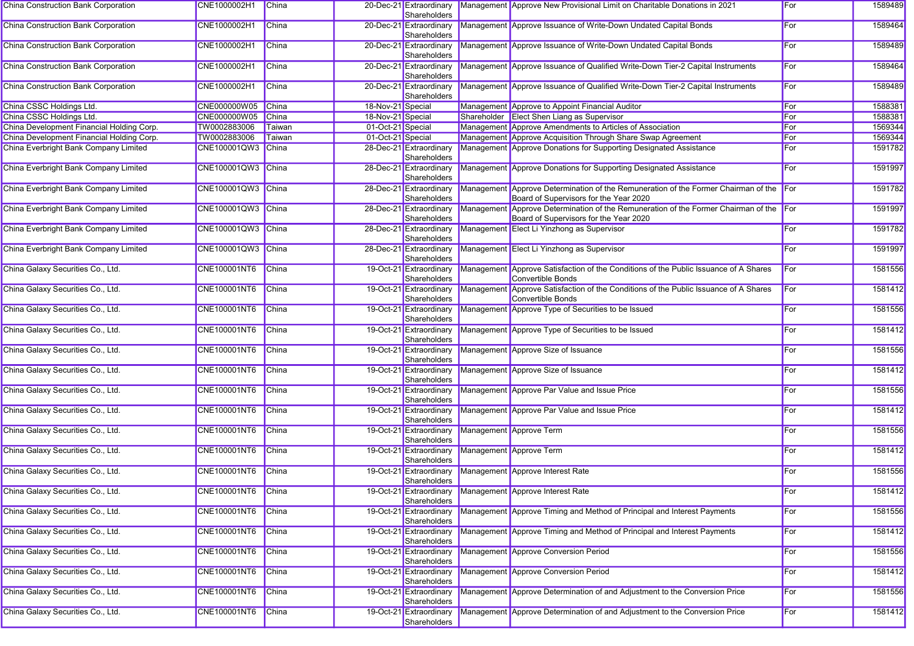| | | | | | | | | |
|---|---|---|---|---|---|---|---|---|
| China Construction Bank Corporation | CNE1000002H1 | China | 20-Dec-21 | Extraordinary Shareholders | Management | Approve New Provisional Limit on Charitable Donations in 2021 | For | 1589489 |
| China Construction Bank Corporation | CNE1000002H1 | China | 20-Dec-21 | Extraordinary Shareholders | Management | Approve Issuance of Write-Down Undated Capital Bonds | For | 1589464 |
| China Construction Bank Corporation | CNE1000002H1 | China | 20-Dec-21 | Extraordinary Shareholders | Management | Approve Issuance of Write-Down Undated Capital Bonds | For | 1589489 |
| China Construction Bank Corporation | CNE1000002H1 | China | 20-Dec-21 | Extraordinary Shareholders | Management | Approve Issuance of Qualified Write-Down Tier-2 Capital Instruments | For | 1589464 |
| China Construction Bank Corporation | CNE1000002H1 | China | 20-Dec-21 | Extraordinary Shareholders | Management | Approve Issuance of Qualified Write-Down Tier-2 Capital Instruments | For | 1589489 |
| China CSSC Holdings Ltd. | CNE000000W05 | China | 18-Nov-21 | Special | Management | Approve to Appoint Financial Auditor | For | 1588381 |
| China CSSC Holdings Ltd. | CNE000000W05 | China | 18-Nov-21 | Special | Shareholder | Elect Shen Liang as Supervisor | For | 1588381 |
| China Development Financial Holding Corp. | TW0002883006 | Taiwan | 01-Oct-21 | Special | Management | Approve Amendments to Articles of Association | For | 1569344 |
| China Development Financial Holding Corp. | TW0002883006 | Taiwan | 01-Oct-21 | Special | Management | Approve Acquisition Through Share Swap Agreement | For | 1569344 |
| China Everbright Bank Company Limited | CNE100001QW3 | China | 28-Dec-21 | Extraordinary Shareholders | Management | Approve Donations for Supporting Designated Assistance | For | 1591782 |
| China Everbright Bank Company Limited | CNE100001QW3 | China | 28-Dec-21 | Extraordinary Shareholders | Management | Approve Donations for Supporting Designated Assistance | For | 1591997 |
| China Everbright Bank Company Limited | CNE100001QW3 | China | 28-Dec-21 | Extraordinary Shareholders | Management | Approve Determination of the Remuneration of the Former Chairman of the Board of Supervisors for the Year 2020 | For | 1591782 |
| China Everbright Bank Company Limited | CNE100001QW3 | China | 28-Dec-21 | Extraordinary Shareholders | Management | Approve Determination of the Remuneration of the Former Chairman of the Board of Supervisors for the Year 2020 | For | 1591997 |
| China Everbright Bank Company Limited | CNE100001QW3 | China | 28-Dec-21 | Extraordinary Shareholders | Management | Elect Li Yinzhong as Supervisor | For | 1591782 |
| China Everbright Bank Company Limited | CNE100001QW3 | China | 28-Dec-21 | Extraordinary Shareholders | Management | Elect Li Yinzhong as Supervisor | For | 1591997 |
| China Galaxy Securities Co., Ltd. | CNE100001NT6 | China | 19-Oct-21 | Extraordinary Shareholders | Management | Approve Satisfaction of the Conditions of the Public Issuance of A Shares Convertible Bonds | For | 1581556 |
| China Galaxy Securities Co., Ltd. | CNE100001NT6 | China | 19-Oct-21 | Extraordinary Shareholders | Management | Approve Satisfaction of the Conditions of the Public Issuance of A Shares Convertible Bonds | For | 1581412 |
| China Galaxy Securities Co., Ltd. | CNE100001NT6 | China | 19-Oct-21 | Extraordinary Shareholders | Management | Approve Type of Securities to be Issued | For | 1581556 |
| China Galaxy Securities Co., Ltd. | CNE100001NT6 | China | 19-Oct-21 | Extraordinary Shareholders | Management | Approve Type of Securities to be Issued | For | 1581412 |
| China Galaxy Securities Co., Ltd. | CNE100001NT6 | China | 19-Oct-21 | Extraordinary Shareholders | Management | Approve Size of Issuance | For | 1581556 |
| China Galaxy Securities Co., Ltd. | CNE100001NT6 | China | 19-Oct-21 | Extraordinary Shareholders | Management | Approve Size of Issuance | For | 1581412 |
| China Galaxy Securities Co., Ltd. | CNE100001NT6 | China | 19-Oct-21 | Extraordinary Shareholders | Management | Approve Par Value and Issue Price | For | 1581556 |
| China Galaxy Securities Co., Ltd. | CNE100001NT6 | China | 19-Oct-21 | Extraordinary Shareholders | Management | Approve Par Value and Issue Price | For | 1581412 |
| China Galaxy Securities Co., Ltd. | CNE100001NT6 | China | 19-Oct-21 | Extraordinary Shareholders | Management | Approve Term | For | 1581556 |
| China Galaxy Securities Co., Ltd. | CNE100001NT6 | China | 19-Oct-21 | Extraordinary Shareholders | Management | Approve Term | For | 1581412 |
| China Galaxy Securities Co., Ltd. | CNE100001NT6 | China | 19-Oct-21 | Extraordinary Shareholders | Management | Approve Interest Rate | For | 1581556 |
| China Galaxy Securities Co., Ltd. | CNE100001NT6 | China | 19-Oct-21 | Extraordinary Shareholders | Management | Approve Interest Rate | For | 1581412 |
| China Galaxy Securities Co., Ltd. | CNE100001NT6 | China | 19-Oct-21 | Extraordinary Shareholders | Management | Approve Timing and Method of Principal and Interest Payments | For | 1581556 |
| China Galaxy Securities Co., Ltd. | CNE100001NT6 | China | 19-Oct-21 | Extraordinary Shareholders | Management | Approve Timing and Method of Principal and Interest Payments | For | 1581412 |
| China Galaxy Securities Co., Ltd. | CNE100001NT6 | China | 19-Oct-21 | Extraordinary Shareholders | Management | Approve Conversion Period | For | 1581556 |
| China Galaxy Securities Co., Ltd. | CNE100001NT6 | China | 19-Oct-21 | Extraordinary Shareholders | Management | Approve Conversion Period | For | 1581412 |
| China Galaxy Securities Co., Ltd. | CNE100001NT6 | China | 19-Oct-21 | Extraordinary Shareholders | Management | Approve Determination of and Adjustment to the Conversion Price | For | 1581556 |
| China Galaxy Securities Co., Ltd. | CNE100001NT6 | China | 19-Oct-21 | Extraordinary Shareholders | Management | Approve Determination of and Adjustment to the Conversion Price | For | 1581412 |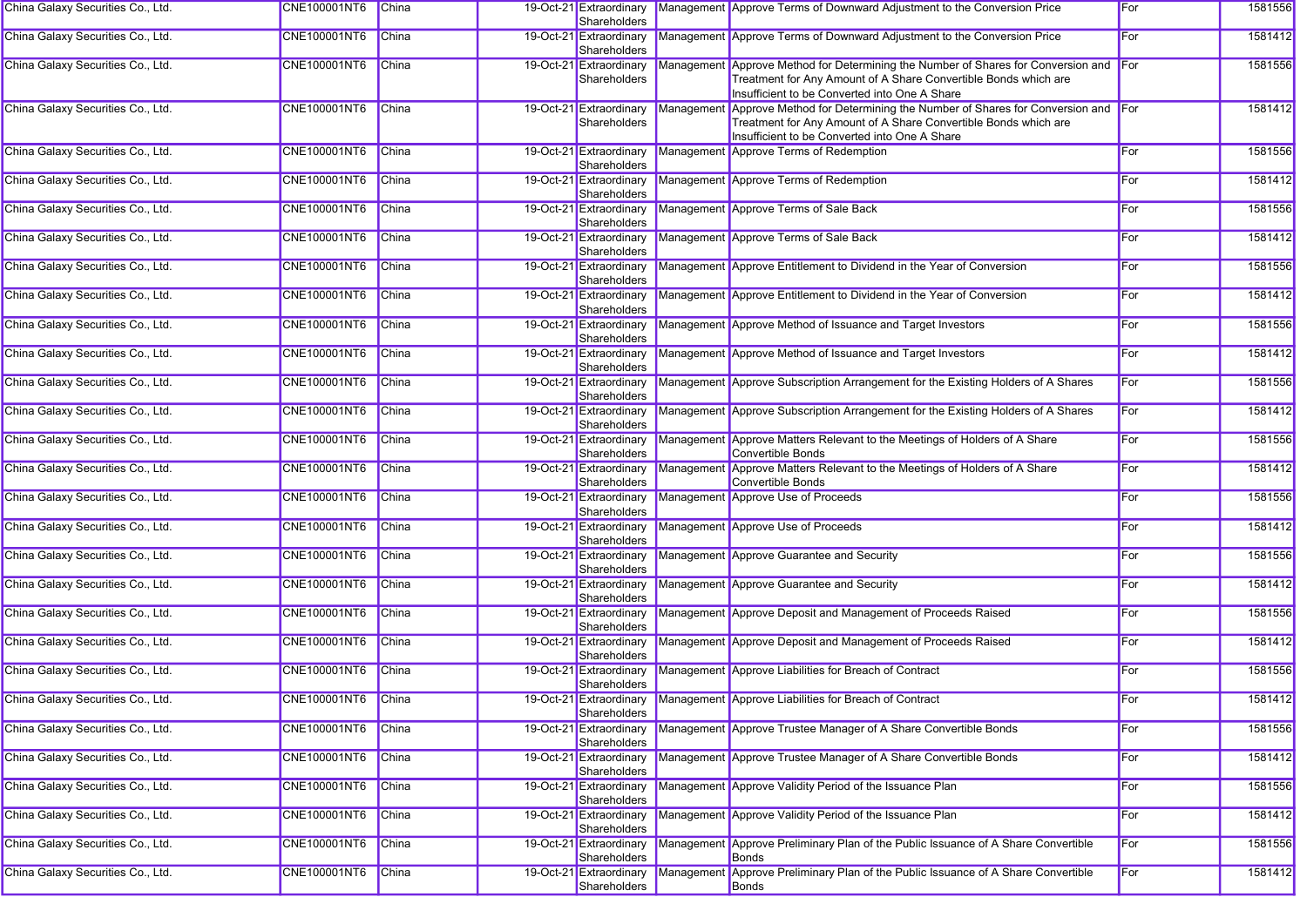| China Galaxy Securities Co., Ltd. | CNE100001NT6 | China | 19-Oct-21 | Extraordinary Shareholders | Management | Approve Terms of Downward Adjustment to the Conversion Price | For | 1581556 |
|---|---|---|---|---|---|---|---|---|
| China Galaxy Securities Co., Ltd. | CNE100001NT6 | China | 19-Oct-21 | Extraordinary Shareholders | Management | Approve Terms of Downward Adjustment to the Conversion Price | For | 1581412 |
| China Galaxy Securities Co., Ltd. | CNE100001NT6 | China | 19-Oct-21 | Extraordinary Shareholders | Management | Approve Method for Determining the Number of Shares for Conversion and Treatment for Any Amount of A Share Convertible Bonds which are Insufficient to be Converted into One A Share | For | 1581556 |
| China Galaxy Securities Co., Ltd. | CNE100001NT6 | China | 19-Oct-21 | Extraordinary Shareholders | Management | Approve Method for Determining the Number of Shares for Conversion and Treatment for Any Amount of A Share Convertible Bonds which are Insufficient to be Converted into One A Share | For | 1581412 |
| China Galaxy Securities Co., Ltd. | CNE100001NT6 | China | 19-Oct-21 | Extraordinary Shareholders | Management | Approve Terms of Redemption | For | 1581556 |
| China Galaxy Securities Co., Ltd. | CNE100001NT6 | China | 19-Oct-21 | Extraordinary Shareholders | Management | Approve Terms of Redemption | For | 1581412 |
| China Galaxy Securities Co., Ltd. | CNE100001NT6 | China | 19-Oct-21 | Extraordinary Shareholders | Management | Approve Terms of Sale Back | For | 1581556 |
| China Galaxy Securities Co., Ltd. | CNE100001NT6 | China | 19-Oct-21 | Extraordinary Shareholders | Management | Approve Terms of Sale Back | For | 1581412 |
| China Galaxy Securities Co., Ltd. | CNE100001NT6 | China | 19-Oct-21 | Extraordinary Shareholders | Management | Approve Entitlement to Dividend in the Year of Conversion | For | 1581556 |
| China Galaxy Securities Co., Ltd. | CNE100001NT6 | China | 19-Oct-21 | Extraordinary Shareholders | Management | Approve Entitlement to Dividend in the Year of Conversion | For | 1581412 |
| China Galaxy Securities Co., Ltd. | CNE100001NT6 | China | 19-Oct-21 | Extraordinary Shareholders | Management | Approve Method of Issuance and Target Investors | For | 1581556 |
| China Galaxy Securities Co., Ltd. | CNE100001NT6 | China | 19-Oct-21 | Extraordinary Shareholders | Management | Approve Method of Issuance and Target Investors | For | 1581412 |
| China Galaxy Securities Co., Ltd. | CNE100001NT6 | China | 19-Oct-21 | Extraordinary Shareholders | Management | Approve Subscription Arrangement for the Existing Holders of A Shares | For | 1581556 |
| China Galaxy Securities Co., Ltd. | CNE100001NT6 | China | 19-Oct-21 | Extraordinary Shareholders | Management | Approve Subscription Arrangement for the Existing Holders of A Shares | For | 1581412 |
| China Galaxy Securities Co., Ltd. | CNE100001NT6 | China | 19-Oct-21 | Extraordinary Shareholders | Management | Approve Matters Relevant to the Meetings of Holders of A Share Convertible Bonds | For | 1581556 |
| China Galaxy Securities Co., Ltd. | CNE100001NT6 | China | 19-Oct-21 | Extraordinary Shareholders | Management | Approve Matters Relevant to the Meetings of Holders of A Share Convertible Bonds | For | 1581412 |
| China Galaxy Securities Co., Ltd. | CNE100001NT6 | China | 19-Oct-21 | Extraordinary Shareholders | Management | Approve Use of Proceeds | For | 1581556 |
| China Galaxy Securities Co., Ltd. | CNE100001NT6 | China | 19-Oct-21 | Extraordinary Shareholders | Management | Approve Use of Proceeds | For | 1581412 |
| China Galaxy Securities Co., Ltd. | CNE100001NT6 | China | 19-Oct-21 | Extraordinary Shareholders | Management | Approve Guarantee and Security | For | 1581556 |
| China Galaxy Securities Co., Ltd. | CNE100001NT6 | China | 19-Oct-21 | Extraordinary Shareholders | Management | Approve Guarantee and Security | For | 1581412 |
| China Galaxy Securities Co., Ltd. | CNE100001NT6 | China | 19-Oct-21 | Extraordinary Shareholders | Management | Approve Deposit and Management of Proceeds Raised | For | 1581556 |
| China Galaxy Securities Co., Ltd. | CNE100001NT6 | China | 19-Oct-21 | Extraordinary Shareholders | Management | Approve Deposit and Management of Proceeds Raised | For | 1581412 |
| China Galaxy Securities Co., Ltd. | CNE100001NT6 | China | 19-Oct-21 | Extraordinary Shareholders | Management | Approve Liabilities for Breach of Contract | For | 1581556 |
| China Galaxy Securities Co., Ltd. | CNE100001NT6 | China | 19-Oct-21 | Extraordinary Shareholders | Management | Approve Liabilities for Breach of Contract | For | 1581412 |
| China Galaxy Securities Co., Ltd. | CNE100001NT6 | China | 19-Oct-21 | Extraordinary Shareholders | Management | Approve Trustee Manager of A Share Convertible Bonds | For | 1581556 |
| China Galaxy Securities Co., Ltd. | CNE100001NT6 | China | 19-Oct-21 | Extraordinary Shareholders | Management | Approve Trustee Manager of A Share Convertible Bonds | For | 1581412 |
| China Galaxy Securities Co., Ltd. | CNE100001NT6 | China | 19-Oct-21 | Extraordinary Shareholders | Management | Approve Validity Period of the Issuance Plan | For | 1581556 |
| China Galaxy Securities Co., Ltd. | CNE100001NT6 | China | 19-Oct-21 | Extraordinary Shareholders | Management | Approve Validity Period of the Issuance Plan | For | 1581412 |
| China Galaxy Securities Co., Ltd. | CNE100001NT6 | China | 19-Oct-21 | Extraordinary Shareholders | Management | Approve Preliminary Plan of the Public Issuance of A Share Convertible Bonds | For | 1581556 |
| China Galaxy Securities Co., Ltd. | CNE100001NT6 | China | 19-Oct-21 | Extraordinary Shareholders | Management | Approve Preliminary Plan of the Public Issuance of A Share Convertible Bonds | For | 1581412 |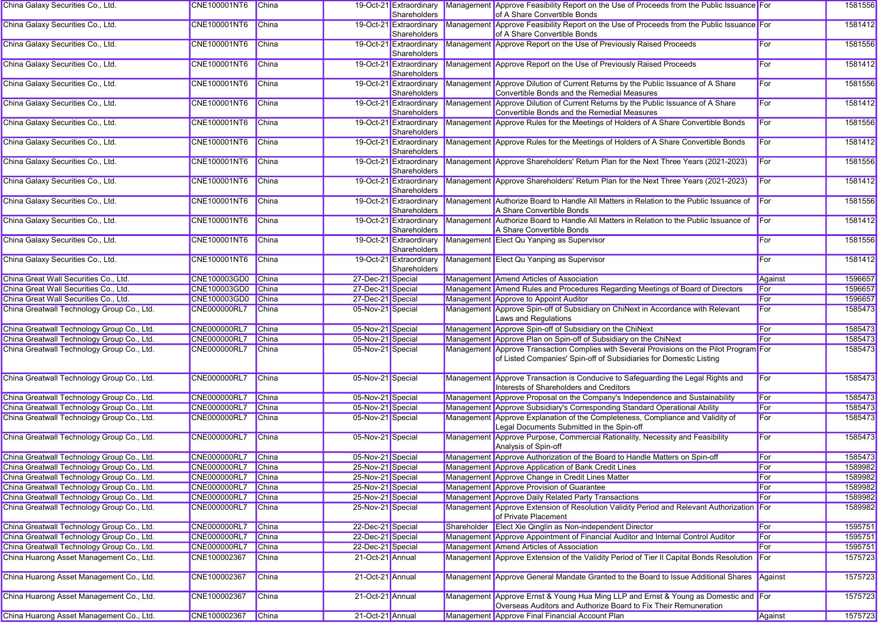| | | | | | | | | |
|---|---|---|---|---|---|---|---|---|
| China Galaxy Securities Co., Ltd. | CNE100001NT6 | China | 19-Oct-21 | Extraordinary Shareholders | Management | Approve Feasibility Report on the Use of Proceeds from the Public Issuance of A Share Convertible Bonds | For | 1581556 |
| China Galaxy Securities Co., Ltd. | CNE100001NT6 | China | 19-Oct-21 | Extraordinary Shareholders | Management | Approve Feasibility Report on the Use of Proceeds from the Public Issuance of A Share Convertible Bonds | For | 1581412 |
| China Galaxy Securities Co., Ltd. | CNE100001NT6 | China | 19-Oct-21 | Extraordinary Shareholders | Management | Approve Report on the Use of Previously Raised Proceeds | For | 1581556 |
| China Galaxy Securities Co., Ltd. | CNE100001NT6 | China | 19-Oct-21 | Extraordinary Shareholders | Management | Approve Report on the Use of Previously Raised Proceeds | For | 1581412 |
| China Galaxy Securities Co., Ltd. | CNE100001NT6 | China | 19-Oct-21 | Extraordinary Shareholders | Management | Approve Dilution of Current Returns by the Public Issuance of A Share Convertible Bonds and the Remedial Measures | For | 1581556 |
| China Galaxy Securities Co., Ltd. | CNE100001NT6 | China | 19-Oct-21 | Extraordinary Shareholders | Management | Approve Dilution of Current Returns by the Public Issuance of A Share Convertible Bonds and the Remedial Measures | For | 1581412 |
| China Galaxy Securities Co., Ltd. | CNE100001NT6 | China | 19-Oct-21 | Extraordinary Shareholders | Management | Approve Rules for the Meetings of Holders of A Share Convertible Bonds | For | 1581556 |
| China Galaxy Securities Co., Ltd. | CNE100001NT6 | China | 19-Oct-21 | Extraordinary Shareholders | Management | Approve Rules for the Meetings of Holders of A Share Convertible Bonds | For | 1581412 |
| China Galaxy Securities Co., Ltd. | CNE100001NT6 | China | 19-Oct-21 | Extraordinary Shareholders | Management | Approve Shareholders' Return Plan for the Next Three Years (2021-2023) | For | 1581556 |
| China Galaxy Securities Co., Ltd. | CNE100001NT6 | China | 19-Oct-21 | Extraordinary Shareholders | Management | Approve Shareholders' Return Plan for the Next Three Years (2021-2023) | For | 1581412 |
| China Galaxy Securities Co., Ltd. | CNE100001NT6 | China | 19-Oct-21 | Extraordinary Shareholders | Management | Authorize Board to Handle All Matters in Relation to the Public Issuance of A Share Convertible Bonds | For | 1581556 |
| China Galaxy Securities Co., Ltd. | CNE100001NT6 | China | 19-Oct-21 | Extraordinary Shareholders | Management | Authorize Board to Handle All Matters in Relation to the Public Issuance of A Share Convertible Bonds | For | 1581412 |
| China Galaxy Securities Co., Ltd. | CNE100001NT6 | China | 19-Oct-21 | Extraordinary Shareholders | Management | Elect Qu Yanping as Supervisor | For | 1581556 |
| China Galaxy Securities Co., Ltd. | CNE100001NT6 | China | 19-Oct-21 | Extraordinary Shareholders | Management | Elect Qu Yanping as Supervisor | For | 1581412 |
| China Great Wall Securities Co., Ltd. | CNE100003GD0 | China | 27-Dec-21 | Special | Management | Amend Articles of Association | Against | 1596657 |
| China Great Wall Securities Co., Ltd. | CNE100003GD0 | China | 27-Dec-21 | Special | Management | Amend Rules and Procedures Regarding Meetings of Board of Directors | For | 1596657 |
| China Great Wall Securities Co., Ltd. | CNE100003GD0 | China | 27-Dec-21 | Special | Management | Approve to Appoint Auditor | For | 1596657 |
| China Greatwall Technology Group Co., Ltd. | CNE000000RL7 | China | 05-Nov-21 | Special | Management | Approve Spin-off of Subsidiary on ChiNext in Accordance with Relevant Laws and Regulations | For | 1585473 |
| China Greatwall Technology Group Co., Ltd. | CNE000000RL7 | China | 05-Nov-21 | Special | Management | Approve Spin-off of Subsidiary on the ChiNext | For | 1585473 |
| China Greatwall Technology Group Co., Ltd. | CNE000000RL7 | China | 05-Nov-21 | Special | Management | Approve Plan on Spin-off of Subsidiary on the ChiNext | For | 1585473 |
| China Greatwall Technology Group Co., Ltd. | CNE000000RL7 | China | 05-Nov-21 | Special | Management | Approve Transaction Complies with Several Provisions on the Pilot Program of Listed Companies' Spin-off of Subsidiaries for Domestic Listing | For | 1585473 |
| China Greatwall Technology Group Co., Ltd. | CNE000000RL7 | China | 05-Nov-21 | Special | Management | Approve Transaction is Conducive to Safeguarding the Legal Rights and Interests of Shareholders and Creditors | For | 1585473 |
| China Greatwall Technology Group Co., Ltd. | CNE000000RL7 | China | 05-Nov-21 | Special | Management | Approve Proposal on the Company's Independence and Sustainability | For | 1585473 |
| China Greatwall Technology Group Co., Ltd. | CNE000000RL7 | China | 05-Nov-21 | Special | Management | Approve Subsidiary's Corresponding Standard Operational Ability | For | 1585473 |
| China Greatwall Technology Group Co., Ltd. | CNE000000RL7 | China | 05-Nov-21 | Special | Management | Approve Explanation of the Completeness, Compliance and Validity of Legal Documents Submitted in the Spin-off | For | 1585473 |
| China Greatwall Technology Group Co., Ltd. | CNE000000RL7 | China | 05-Nov-21 | Special | Management | Approve Purpose, Commercial Rationality, Necessity and Feasibility Analysis of Spin-off | For | 1585473 |
| China Greatwall Technology Group Co., Ltd. | CNE000000RL7 | China | 05-Nov-21 | Special | Management | Approve Authorization of the Board to Handle Matters on Spin-off | For | 1585473 |
| China Greatwall Technology Group Co., Ltd. | CNE000000RL7 | China | 25-Nov-21 | Special | Management | Approve Application of Bank Credit Lines | For | 1589982 |
| China Greatwall Technology Group Co., Ltd. | CNE000000RL7 | China | 25-Nov-21 | Special | Management | Approve Change in Credit Lines Matter | For | 1589982 |
| China Greatwall Technology Group Co., Ltd. | CNE000000RL7 | China | 25-Nov-21 | Special | Management | Approve Provision of Guarantee | For | 1589982 |
| China Greatwall Technology Group Co., Ltd. | CNE000000RL7 | China | 25-Nov-21 | Special | Management | Approve Daily Related Party Transactions | For | 1589982 |
| China Greatwall Technology Group Co., Ltd. | CNE000000RL7 | China | 25-Nov-21 | Special | Management | Approve Extension of Resolution Validity Period and Relevant Authorization of Private Placement | For | 1589982 |
| China Greatwall Technology Group Co., Ltd. | CNE000000RL7 | China | 22-Dec-21 | Special | Shareholder | Elect Xie Qinglin as Non-independent Director | For | 1595751 |
| China Greatwall Technology Group Co., Ltd. | CNE000000RL7 | China | 22-Dec-21 | Special | Management | Approve Appointment of Financial Auditor and Internal Control Auditor | For | 1595751 |
| China Greatwall Technology Group Co., Ltd. | CNE000000RL7 | China | 22-Dec-21 | Special | Management | Amend Articles of Association | For | 1595751 |
| China Huarong Asset Management Co., Ltd. | CNE100002367 | China | 21-Oct-21 | Annual | Management | Approve Extension of the Validity Period of Tier II Capital Bonds Resolution | For | 1575723 |
| China Huarong Asset Management Co., Ltd. | CNE100002367 | China | 21-Oct-21 | Annual | Management | Approve General Mandate Granted to the Board to Issue Additional Shares | Against | 1575723 |
| China Huarong Asset Management Co., Ltd. | CNE100002367 | China | 21-Oct-21 | Annual | Management | Approve Ernst & Young Hua Ming LLP and Ernst & Young as Domestic and Overseas Auditors and Authorize Board to Fix Their Remuneration | For | 1575723 |
| China Huarong Asset Management Co., Ltd. | CNE100002367 | China | 21-Oct-21 | Annual | Management | Approve Final Financial Account Plan | Against | 1575723 |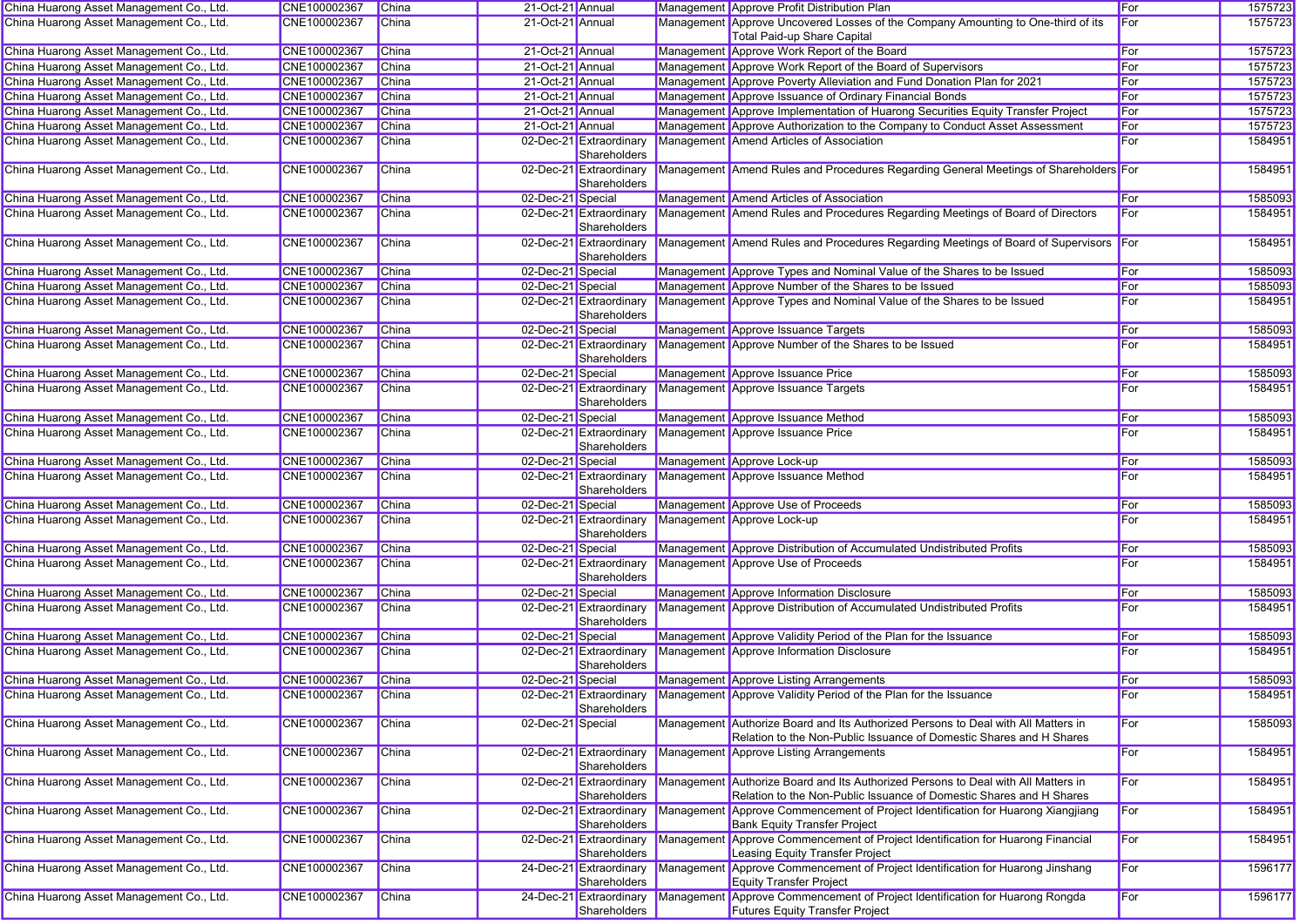| | | | | | | | | |
|---|---|---|---|---|---|---|---|---|
| China Huarong Asset Management Co., Ltd. | CNE100002367 | China | 21-Oct-21 | Annual | Management | Approve Profit Distribution Plan | For | 1575723 |
| China Huarong Asset Management Co., Ltd. | CNE100002367 | China | 21-Oct-21 | Annual | Management | Approve Uncovered Losses of the Company Amounting to One-third of its Total Paid-up Share Capital | For | 1575723 |
| China Huarong Asset Management Co., Ltd. | CNE100002367 | China | 21-Oct-21 | Annual | Management | Approve Work Report of the Board | For | 1575723 |
| China Huarong Asset Management Co., Ltd. | CNE100002367 | China | 21-Oct-21 | Annual | Management | Approve Work Report of the Board of Supervisors | For | 1575723 |
| China Huarong Asset Management Co., Ltd. | CNE100002367 | China | 21-Oct-21 | Annual | Management | Approve Poverty Alleviation and Fund Donation Plan for 2021 | For | 1575723 |
| China Huarong Asset Management Co., Ltd. | CNE100002367 | China | 21-Oct-21 | Annual | Management | Approve Issuance of Ordinary Financial Bonds | For | 1575723 |
| China Huarong Asset Management Co., Ltd. | CNE100002367 | China | 21-Oct-21 | Annual | Management | Approve Implementation of Huarong Securities Equity Transfer Project | For | 1575723 |
| China Huarong Asset Management Co., Ltd. | CNE100002367 | China | 21-Oct-21 | Annual | Management | Approve Authorization to the Company to Conduct Asset Assessment | For | 1575723 |
| China Huarong Asset Management Co., Ltd. | CNE100002367 | China | 02-Dec-21 | Extraordinary Shareholders | Management | Amend Articles of Association | For | 1584951 |
| China Huarong Asset Management Co., Ltd. | CNE100002367 | China | 02-Dec-21 | Extraordinary Shareholders | Management | Amend Rules and Procedures Regarding General Meetings of Shareholders | For | 1584951 |
| China Huarong Asset Management Co., Ltd. | CNE100002367 | China | 02-Dec-21 | Special | Management | Amend Articles of Association | For | 1585093 |
| China Huarong Asset Management Co., Ltd. | CNE100002367 | China | 02-Dec-21 | Extraordinary Shareholders | Management | Amend Rules and Procedures Regarding Meetings of Board of Directors | For | 1584951 |
| China Huarong Asset Management Co., Ltd. | CNE100002367 | China | 02-Dec-21 | Extraordinary Shareholders | Management | Amend Rules and Procedures Regarding Meetings of Board of Supervisors | For | 1584951 |
| China Huarong Asset Management Co., Ltd. | CNE100002367 | China | 02-Dec-21 | Special | Management | Approve Types and Nominal Value of the Shares to be Issued | For | 1585093 |
| China Huarong Asset Management Co., Ltd. | CNE100002367 | China | 02-Dec-21 | Special | Management | Approve Number of the Shares to be Issued | For | 1585093 |
| China Huarong Asset Management Co., Ltd. | CNE100002367 | China | 02-Dec-21 | Extraordinary Shareholders | Management | Approve Types and Nominal Value of the Shares to be Issued | For | 1584951 |
| China Huarong Asset Management Co., Ltd. | CNE100002367 | China | 02-Dec-21 | Special | Management | Approve Issuance Targets | For | 1585093 |
| China Huarong Asset Management Co., Ltd. | CNE100002367 | China | 02-Dec-21 | Extraordinary Shareholders | Management | Approve Number of the Shares to be Issued | For | 1584951 |
| China Huarong Asset Management Co., Ltd. | CNE100002367 | China | 02-Dec-21 | Special | Management | Approve Issuance Price | For | 1585093 |
| China Huarong Asset Management Co., Ltd. | CNE100002367 | China | 02-Dec-21 | Extraordinary Shareholders | Management | Approve Issuance Targets | For | 1584951 |
| China Huarong Asset Management Co., Ltd. | CNE100002367 | China | 02-Dec-21 | Special | Management | Approve Issuance Method | For | 1585093 |
| China Huarong Asset Management Co., Ltd. | CNE100002367 | China | 02-Dec-21 | Extraordinary Shareholders | Management | Approve Issuance Price | For | 1584951 |
| China Huarong Asset Management Co., Ltd. | CNE100002367 | China | 02-Dec-21 | Special | Management | Approve Lock-up | For | 1585093 |
| China Huarong Asset Management Co., Ltd. | CNE100002367 | China | 02-Dec-21 | Extraordinary Shareholders | Management | Approve Issuance Method | For | 1584951 |
| China Huarong Asset Management Co., Ltd. | CNE100002367 | China | 02-Dec-21 | Special | Management | Approve Use of Proceeds | For | 1585093 |
| China Huarong Asset Management Co., Ltd. | CNE100002367 | China | 02-Dec-21 | Extraordinary Shareholders | Management | Approve Lock-up | For | 1584951 |
| China Huarong Asset Management Co., Ltd. | CNE100002367 | China | 02-Dec-21 | Special | Management | Approve Distribution of Accumulated Undistributed Profits | For | 1585093 |
| China Huarong Asset Management Co., Ltd. | CNE100002367 | China | 02-Dec-21 | Extraordinary Shareholders | Management | Approve Use of Proceeds | For | 1584951 |
| China Huarong Asset Management Co., Ltd. | CNE100002367 | China | 02-Dec-21 | Special | Management | Approve Information Disclosure | For | 1585093 |
| China Huarong Asset Management Co., Ltd. | CNE100002367 | China | 02-Dec-21 | Extraordinary Shareholders | Management | Approve Distribution of Accumulated Undistributed Profits | For | 1584951 |
| China Huarong Asset Management Co., Ltd. | CNE100002367 | China | 02-Dec-21 | Special | Management | Approve Validity Period of the Plan for the Issuance | For | 1585093 |
| China Huarong Asset Management Co., Ltd. | CNE100002367 | China | 02-Dec-21 | Extraordinary Shareholders | Management | Approve Information Disclosure | For | 1584951 |
| China Huarong Asset Management Co., Ltd. | CNE100002367 | China | 02-Dec-21 | Special | Management | Approve Listing Arrangements | For | 1585093 |
| China Huarong Asset Management Co., Ltd. | CNE100002367 | China | 02-Dec-21 | Extraordinary Shareholders | Management | Approve Validity Period of the Plan for the Issuance | For | 1584951 |
| China Huarong Asset Management Co., Ltd. | CNE100002367 | China | 02-Dec-21 | Special | Management | Authorize Board and Its Authorized Persons to Deal with All Matters in Relation to the Non-Public Issuance of Domestic Shares and H Shares | For | 1585093 |
| China Huarong Asset Management Co., Ltd. | CNE100002367 | China | 02-Dec-21 | Extraordinary Shareholders | Management | Approve Listing Arrangements | For | 1584951 |
| China Huarong Asset Management Co., Ltd. | CNE100002367 | China | 02-Dec-21 | Extraordinary Shareholders | Management | Authorize Board and Its Authorized Persons to Deal with All Matters in Relation to the Non-Public Issuance of Domestic Shares and H Shares | For | 1584951 |
| China Huarong Asset Management Co., Ltd. | CNE100002367 | China | 02-Dec-21 | Extraordinary Shareholders | Management | Approve Commencement of Project Identification for Huarong Xiangjiang Bank Equity Transfer Project | For | 1584951 |
| China Huarong Asset Management Co., Ltd. | CNE100002367 | China | 02-Dec-21 | Extraordinary Shareholders | Management | Approve Commencement of Project Identification for Huarong Financial Leasing Equity Transfer Project | For | 1584951 |
| China Huarong Asset Management Co., Ltd. | CNE100002367 | China | 24-Dec-21 | Extraordinary Shareholders | Management | Approve Commencement of Project Identification for Huarong Jinshang Equity Transfer Project | For | 1596177 |
| China Huarong Asset Management Co., Ltd. | CNE100002367 | China | 24-Dec-21 | Extraordinary Shareholders | Management | Approve Commencement of Project Identification for Huarong Rongda Futures Equity Transfer Project | For | 1596177 |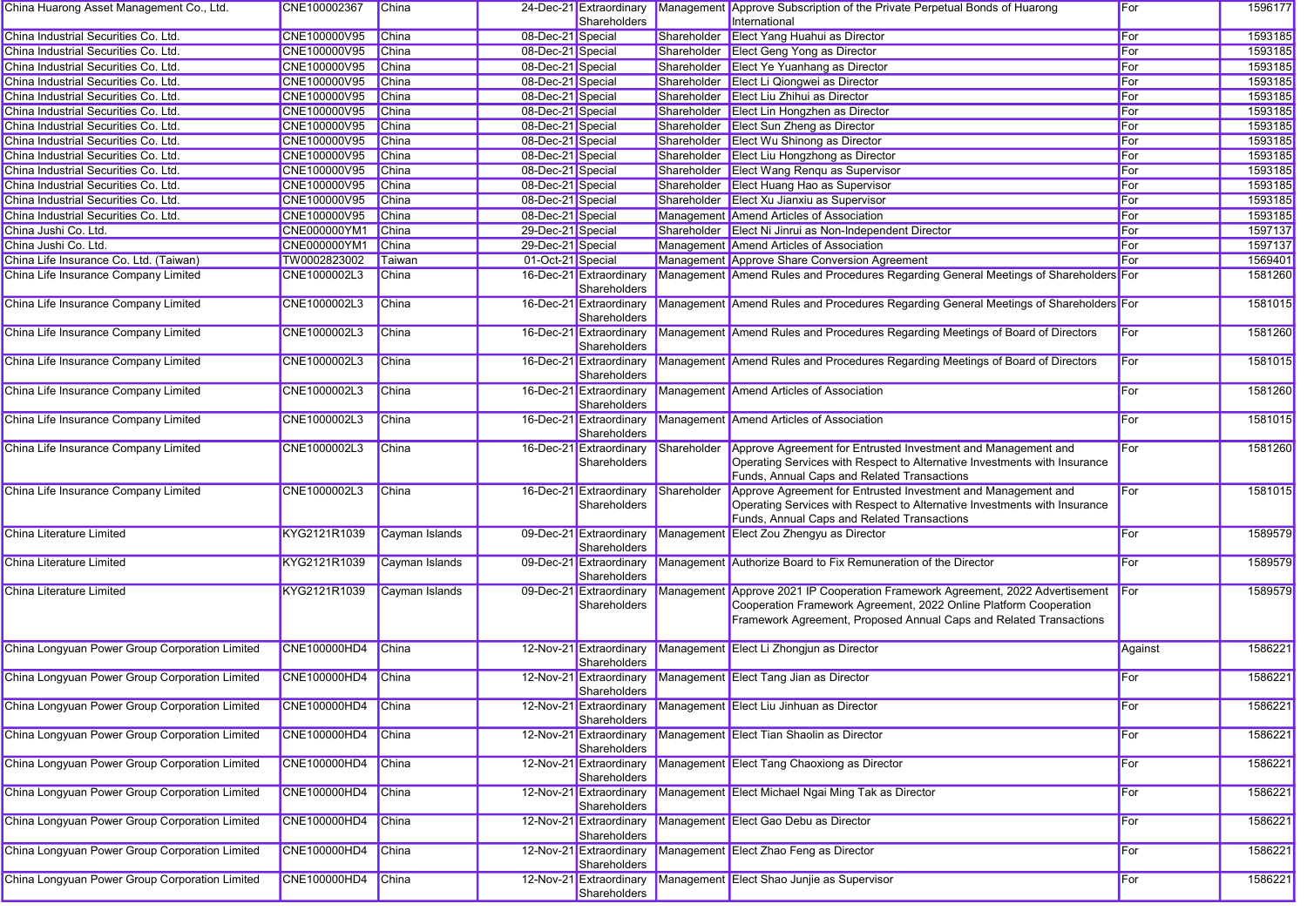| | | | | | | | | |
|---|---|---|---|---|---|---|---|---|
| China Huarong Asset Management Co., Ltd. | CNE100002367 | China | 24-Dec-21 | Extraordinary Shareholders | Management | Approve Subscription of the Private Perpetual Bonds of Huarong International | For | 1596177 |
| China Industrial Securities Co. Ltd. | CNE100000V95 | China | 08-Dec-21 | Special | Shareholder | Elect Yang Huahui as Director | For | 1593185 |
| China Industrial Securities Co. Ltd. | CNE100000V95 | China | 08-Dec-21 | Special | Shareholder | Elect Geng Yong as Director | For | 1593185 |
| China Industrial Securities Co. Ltd. | CNE100000V95 | China | 08-Dec-21 | Special | Shareholder | Elect Ye Yuanhang as Director | For | 1593185 |
| China Industrial Securities Co. Ltd. | CNE100000V95 | China | 08-Dec-21 | Special | Shareholder | Elect Li Qiongwei as Director | For | 1593185 |
| China Industrial Securities Co. Ltd. | CNE100000V95 | China | 08-Dec-21 | Special | Shareholder | Elect Liu Zhihui as Director | For | 1593185 |
| China Industrial Securities Co. Ltd. | CNE100000V95 | China | 08-Dec-21 | Special | Shareholder | Elect Lin Hongzhen as Director | For | 1593185 |
| China Industrial Securities Co. Ltd. | CNE100000V95 | China | 08-Dec-21 | Special | Shareholder | Elect Sun Zheng as Director | For | 1593185 |
| China Industrial Securities Co. Ltd. | CNE100000V95 | China | 08-Dec-21 | Special | Shareholder | Elect Wu Shinong as Director | For | 1593185 |
| China Industrial Securities Co. Ltd. | CNE100000V95 | China | 08-Dec-21 | Special | Shareholder | Elect Liu Hongzhong as Director | For | 1593185 |
| China Industrial Securities Co. Ltd. | CNE100000V95 | China | 08-Dec-21 | Special | Shareholder | Elect Wang Renqu as Supervisor | For | 1593185 |
| China Industrial Securities Co. Ltd. | CNE100000V95 | China | 08-Dec-21 | Special | Shareholder | Elect Huang Hao as Supervisor | For | 1593185 |
| China Industrial Securities Co. Ltd. | CNE100000V95 | China | 08-Dec-21 | Special | Shareholder | Elect Xu Jianxiu as Supervisor | For | 1593185 |
| China Industrial Securities Co. Ltd. | CNE100000V95 | China | 08-Dec-21 | Special | Management | Amend Articles of Association | For | 1593185 |
| China Jushi Co. Ltd. | CNE000000YM1 | China | 29-Dec-21 | Special | Shareholder | Elect Ni Jinrui as Non-Independent Director | For | 1597137 |
| China Jushi Co. Ltd. | CNE000000YM1 | China | 29-Dec-21 | Special | Management | Amend Articles of Association | For | 1597137 |
| China Life Insurance Co. Ltd. (Taiwan) | TW0002823002 | Taiwan | 01-Oct-21 | Special | Management | Approve Share Conversion Agreement | For | 1569401 |
| China Life Insurance Company Limited | CNE1000002L3 | China | 16-Dec-21 | Extraordinary Shareholders | Management | Amend Rules and Procedures Regarding General Meetings of Shareholders | For | 1581260 |
| China Life Insurance Company Limited | CNE1000002L3 | China | 16-Dec-21 | Extraordinary Shareholders | Management | Amend Rules and Procedures Regarding General Meetings of Shareholders | For | 1581015 |
| China Life Insurance Company Limited | CNE1000002L3 | China | 16-Dec-21 | Extraordinary Shareholders | Management | Amend Rules and Procedures Regarding Meetings of Board of Directors | For | 1581260 |
| China Life Insurance Company Limited | CNE1000002L3 | China | 16-Dec-21 | Extraordinary Shareholders | Management | Amend Rules and Procedures Regarding Meetings of Board of Directors | For | 1581015 |
| China Life Insurance Company Limited | CNE1000002L3 | China | 16-Dec-21 | Extraordinary Shareholders | Management | Amend Articles of Association | For | 1581260 |
| China Life Insurance Company Limited | CNE1000002L3 | China | 16-Dec-21 | Extraordinary Shareholders | Management | Amend Articles of Association | For | 1581015 |
| China Life Insurance Company Limited | CNE1000002L3 | China | 16-Dec-21 | Extraordinary Shareholders | Shareholder | Approve Agreement for Entrusted Investment and Management and Operating Services with Respect to Alternative Investments with Insurance Funds, Annual Caps and Related Transactions | For | 1581260 |
| China Life Insurance Company Limited | CNE1000002L3 | China | 16-Dec-21 | Extraordinary Shareholders | Shareholder | Approve Agreement for Entrusted Investment and Management and Operating Services with Respect to Alternative Investments with Insurance Funds, Annual Caps and Related Transactions | For | 1581015 |
| China Literature Limited | KYG2121R1039 | Cayman Islands | 09-Dec-21 | Extraordinary Shareholders | Management | Elect Zou Zhengyu as Director | For | 1589579 |
| China Literature Limited | KYG2121R1039 | Cayman Islands | 09-Dec-21 | Extraordinary Shareholders | Management | Authorize Board to Fix Remuneration of the Director | For | 1589579 |
| China Literature Limited | KYG2121R1039 | Cayman Islands | 09-Dec-21 | Extraordinary Shareholders | Management | Approve 2021 IP Cooperation Framework Agreement, 2022 Advertisement Cooperation Framework Agreement, 2022 Online Platform Cooperation Framework Agreement, Proposed Annual Caps and Related Transactions | For | 1589579 |
| China Longyuan Power Group Corporation Limited | CNE100000HD4 | China | 12-Nov-21 | Extraordinary Shareholders | Management | Elect Li Zhongjun as Director | Against | 1586221 |
| China Longyuan Power Group Corporation Limited | CNE100000HD4 | China | 12-Nov-21 | Extraordinary Shareholders | Management | Elect Tang Jian as Director | For | 1586221 |
| China Longyuan Power Group Corporation Limited | CNE100000HD4 | China | 12-Nov-21 | Extraordinary Shareholders | Management | Elect Liu Jinhuan as Director | For | 1586221 |
| China Longyuan Power Group Corporation Limited | CNE100000HD4 | China | 12-Nov-21 | Extraordinary Shareholders | Management | Elect Tian Shaolin as Director | For | 1586221 |
| China Longyuan Power Group Corporation Limited | CNE100000HD4 | China | 12-Nov-21 | Extraordinary Shareholders | Management | Elect Tang Chaoxiong as Director | For | 1586221 |
| China Longyuan Power Group Corporation Limited | CNE100000HD4 | China | 12-Nov-21 | Extraordinary Shareholders | Management | Elect Michael Ngai Ming Tak as Director | For | 1586221 |
| China Longyuan Power Group Corporation Limited | CNE100000HD4 | China | 12-Nov-21 | Extraordinary Shareholders | Management | Elect Gao Debu as Director | For | 1586221 |
| China Longyuan Power Group Corporation Limited | CNE100000HD4 | China | 12-Nov-21 | Extraordinary Shareholders | Management | Elect Zhao Feng as Director | For | 1586221 |
| China Longyuan Power Group Corporation Limited | CNE100000HD4 | China | 12-Nov-21 | Extraordinary Shareholders | Management | Elect Shao Junjie as Supervisor | For | 1586221 |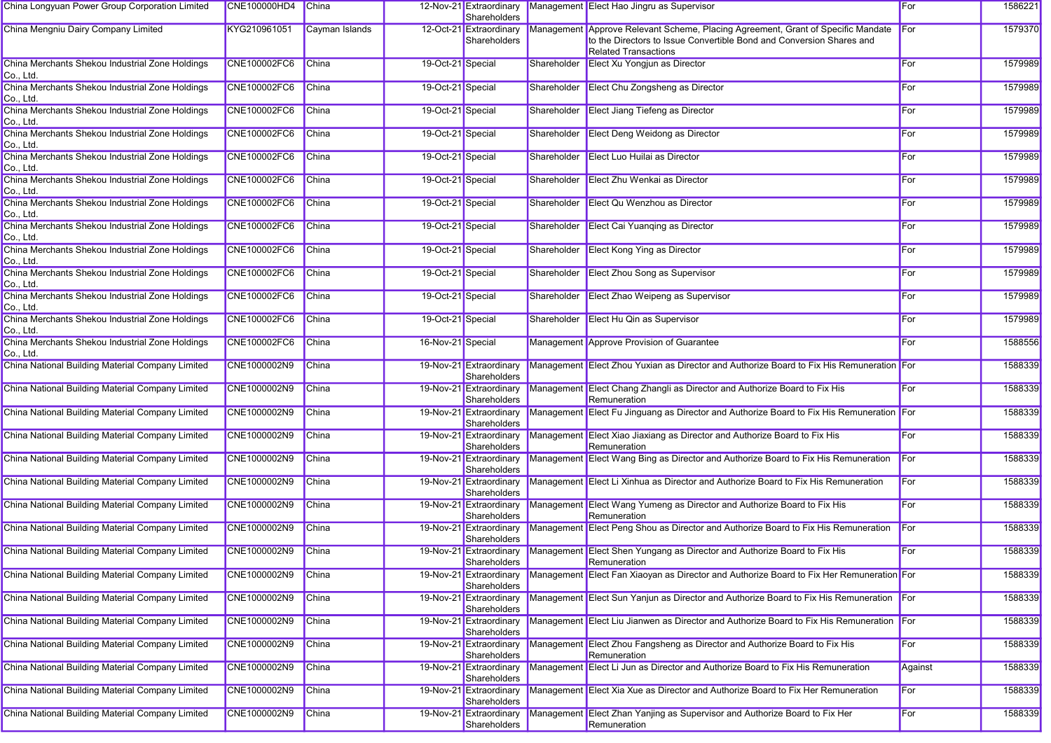| | | | | | | | | |
|---|---|---|---|---|---|---|---|---|
| China Longyuan Power Group Corporation Limited | CNE100000HD4 | China | 12-Nov-21 | Extraordinary Shareholders | Management | Elect Hao Jingru as Supervisor | For | 1586221 |
| China Mengniu Dairy Company Limited | KYG210961051 | Cayman Islands | 12-Oct-21 | Extraordinary Shareholders | Management | Approve Relevant Scheme, Placing Agreement, Grant of Specific Mandate to the Directors to Issue Convertible Bond and Conversion Shares and Related Transactions | For | 1579370 |
| China Merchants Shekou Industrial Zone Holdings Co., Ltd. | CNE100002FC6 | China | 19-Oct-21 | Special | Shareholder | Elect Xu Yongjun as Director | For | 1579989 |
| China Merchants Shekou Industrial Zone Holdings Co., Ltd. | CNE100002FC6 | China | 19-Oct-21 | Special | Shareholder | Elect Chu Zongsheng as Director | For | 1579989 |
| China Merchants Shekou Industrial Zone Holdings Co., Ltd. | CNE100002FC6 | China | 19-Oct-21 | Special | Shareholder | Elect Jiang Tiefeng as Director | For | 1579989 |
| China Merchants Shekou Industrial Zone Holdings Co., Ltd. | CNE100002FC6 | China | 19-Oct-21 | Special | Shareholder | Elect Deng Weidong as Director | For | 1579989 |
| China Merchants Shekou Industrial Zone Holdings Co., Ltd. | CNE100002FC6 | China | 19-Oct-21 | Special | Shareholder | Elect Luo Huilai as Director | For | 1579989 |
| China Merchants Shekou Industrial Zone Holdings Co., Ltd. | CNE100002FC6 | China | 19-Oct-21 | Special | Shareholder | Elect Zhu Wenkai as Director | For | 1579989 |
| China Merchants Shekou Industrial Zone Holdings Co., Ltd. | CNE100002FC6 | China | 19-Oct-21 | Special | Shareholder | Elect Qu Wenzhou as Director | For | 1579989 |
| China Merchants Shekou Industrial Zone Holdings Co., Ltd. | CNE100002FC6 | China | 19-Oct-21 | Special | Shareholder | Elect Cai Yuanqing as Director | For | 1579989 |
| China Merchants Shekou Industrial Zone Holdings Co., Ltd. | CNE100002FC6 | China | 19-Oct-21 | Special | Shareholder | Elect Kong Ying as Director | For | 1579989 |
| China Merchants Shekou Industrial Zone Holdings Co., Ltd. | CNE100002FC6 | China | 19-Oct-21 | Special | Shareholder | Elect Zhou Song as Supervisor | For | 1579989 |
| China Merchants Shekou Industrial Zone Holdings Co., Ltd. | CNE100002FC6 | China | 19-Oct-21 | Special | Shareholder | Elect Zhao Weipeng as Supervisor | For | 1579989 |
| China Merchants Shekou Industrial Zone Holdings Co., Ltd. | CNE100002FC6 | China | 19-Oct-21 | Special | Shareholder | Elect Hu Qin as Supervisor | For | 1579989 |
| China Merchants Shekou Industrial Zone Holdings Co., Ltd. | CNE100002FC6 | China | 16-Nov-21 | Special | Management | Approve Provision of Guarantee | For | 1588556 |
| China National Building Material Company Limited | CNE1000002N9 | China | 19-Nov-21 | Extraordinary Shareholders | Management | Elect Zhou Yuxian as Director and Authorize Board to Fix His Remuneration | For | 1588339 |
| China National Building Material Company Limited | CNE1000002N9 | China | 19-Nov-21 | Extraordinary Shareholders | Management | Elect Chang Zhangli as Director and Authorize Board to Fix His Remuneration | For | 1588339 |
| China National Building Material Company Limited | CNE1000002N9 | China | 19-Nov-21 | Extraordinary Shareholders | Management | Elect Fu Jinguang as Director and Authorize Board to Fix His Remuneration | For | 1588339 |
| China National Building Material Company Limited | CNE1000002N9 | China | 19-Nov-21 | Extraordinary Shareholders | Management | Elect Xiao Jiaxiang as Director and Authorize Board to Fix His Remuneration | For | 1588339 |
| China National Building Material Company Limited | CNE1000002N9 | China | 19-Nov-21 | Extraordinary Shareholders | Management | Elect Wang Bing as Director and Authorize Board to Fix His Remuneration | For | 1588339 |
| China National Building Material Company Limited | CNE1000002N9 | China | 19-Nov-21 | Extraordinary Shareholders | Management | Elect Li Xinhua as Director and Authorize Board to Fix His Remuneration | For | 1588339 |
| China National Building Material Company Limited | CNE1000002N9 | China | 19-Nov-21 | Extraordinary Shareholders | Management | Elect Wang Yumeng as Director and Authorize Board to Fix His Remuneration | For | 1588339 |
| China National Building Material Company Limited | CNE1000002N9 | China | 19-Nov-21 | Extraordinary Shareholders | Management | Elect Peng Shou as Director and Authorize Board to Fix His Remuneration | For | 1588339 |
| China National Building Material Company Limited | CNE1000002N9 | China | 19-Nov-21 | Extraordinary Shareholders | Management | Elect Shen Yungang as Director and Authorize Board to Fix His Remuneration | For | 1588339 |
| China National Building Material Company Limited | CNE1000002N9 | China | 19-Nov-21 | Extraordinary Shareholders | Management | Elect Fan Xiaoyan as Director and Authorize Board to Fix Her Remuneration | For | 1588339 |
| China National Building Material Company Limited | CNE1000002N9 | China | 19-Nov-21 | Extraordinary Shareholders | Management | Elect Sun Yanjun as Director and Authorize Board to Fix His Remuneration | For | 1588339 |
| China National Building Material Company Limited | CNE1000002N9 | China | 19-Nov-21 | Extraordinary Shareholders | Management | Elect Liu Jianwen as Director and Authorize Board to Fix His Remuneration | For | 1588339 |
| China National Building Material Company Limited | CNE1000002N9 | China | 19-Nov-21 | Extraordinary Shareholders | Management | Elect Zhou Fangsheng as Director and Authorize Board to Fix His Remuneration | For | 1588339 |
| China National Building Material Company Limited | CNE1000002N9 | China | 19-Nov-21 | Extraordinary Shareholders | Management | Elect Li Jun as Director and Authorize Board to Fix His Remuneration | Against | 1588339 |
| China National Building Material Company Limited | CNE1000002N9 | China | 19-Nov-21 | Extraordinary Shareholders | Management | Elect Xia Xue as Director and Authorize Board to Fix Her Remuneration | For | 1588339 |
| China National Building Material Company Limited | CNE1000002N9 | China | 19-Nov-21 | Extraordinary Shareholders | Management | Elect Zhan Yanjing as Supervisor and Authorize Board to Fix Her Remuneration | For | 1588339 |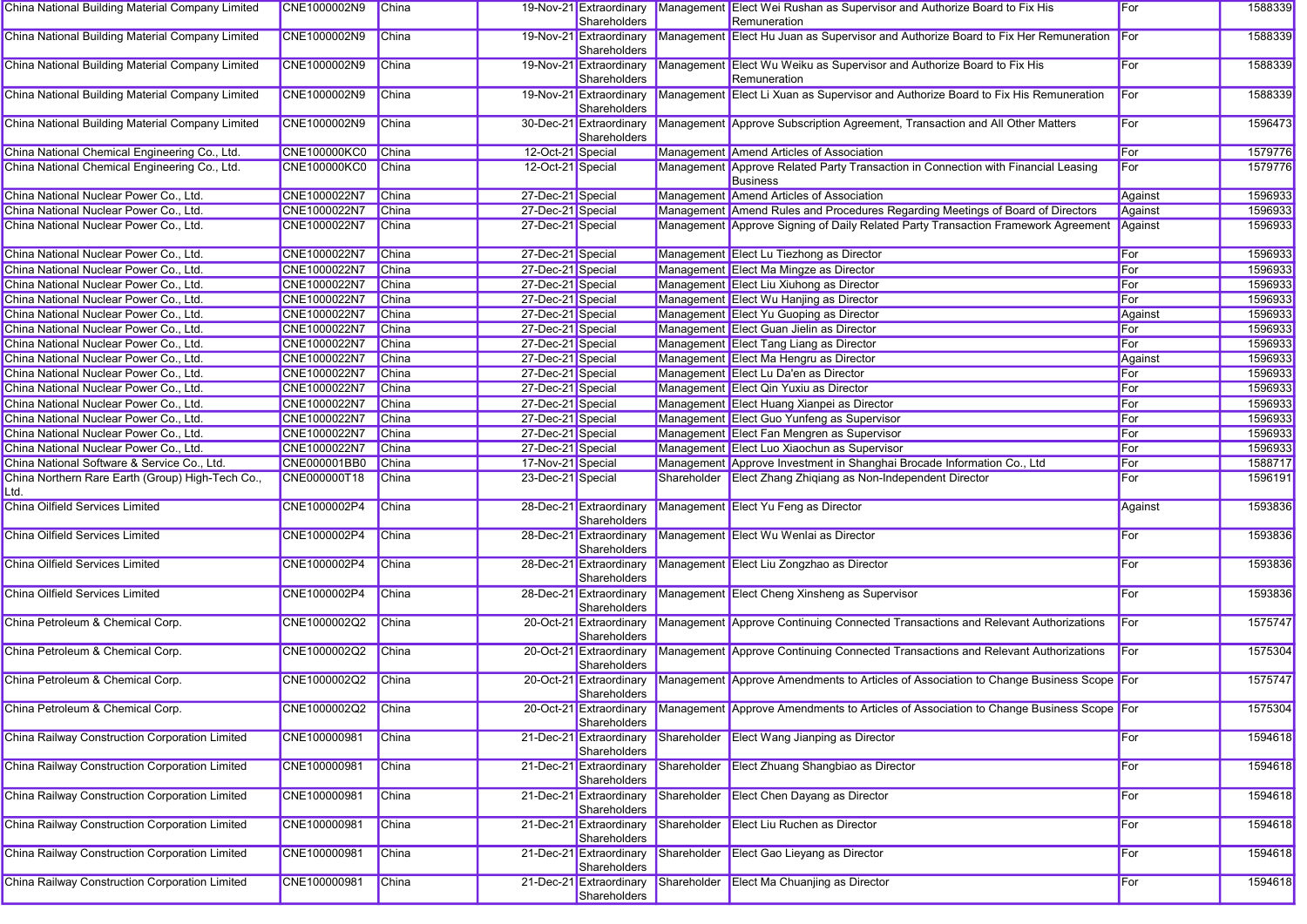| China National Building Material Company Limited | CNE1000002N9 | China | 19-Nov-21 | Extraordinary Shareholders | Management | Elect Wei Rushan as Supervisor and Authorize Board to Fix His Remuneration | For | 1588339 |
|---|---|---|---|---|---|---|---|---|
| China National Building Material Company Limited | CNE1000002N9 | China | 19-Nov-21 | Extraordinary Shareholders | Management | Elect Hu Juan as Supervisor and Authorize Board to Fix Her Remuneration | For | 1588339 |
| China National Building Material Company Limited | CNE1000002N9 | China | 19-Nov-21 | Extraordinary Shareholders | Management | Elect Wu Weiku as Supervisor and Authorize Board to Fix His Remuneration | For | 1588339 |
| China National Building Material Company Limited | CNE1000002N9 | China | 19-Nov-21 | Extraordinary Shareholders | Management | Elect Li Xuan as Supervisor and Authorize Board to Fix His Remuneration | For | 1588339 |
| China National Building Material Company Limited | CNE1000002N9 | China | 30-Dec-21 | Extraordinary Shareholders | Management | Approve Subscription Agreement, Transaction and All Other Matters | For | 1596473 |
| China National Chemical Engineering Co., Ltd. | CNE100000KC0 | China | 12-Oct-21 | Special | Management | Amend Articles of Association | For | 1579776 |
| China National Chemical Engineering Co., Ltd. | CNE100000KC0 | China | 12-Oct-21 | Special | Management | Approve Related Party Transaction in Connection with Financial Leasing Business | For | 1579776 |
| China National Nuclear Power Co., Ltd. | CNE1000022N7 | China | 27-Dec-21 | Special | Management | Amend Articles of Association | Against | 1596933 |
| China National Nuclear Power Co., Ltd. | CNE1000022N7 | China | 27-Dec-21 | Special | Management | Amend Rules and Procedures Regarding Meetings of Board of Directors | Against | 1596933 |
| China National Nuclear Power Co., Ltd. | CNE1000022N7 | China | 27-Dec-21 | Special | Management | Approve Signing of Daily Related Party Transaction Framework Agreement | Against | 1596933 |
| China National Nuclear Power Co., Ltd. | CNE1000022N7 | China | 27-Dec-21 | Special | Management | Elect Lu Tiezhong as Director | For | 1596933 |
| China National Nuclear Power Co., Ltd. | CNE1000022N7 | China | 27-Dec-21 | Special | Management | Elect Ma Mingze as Director | For | 1596933 |
| China National Nuclear Power Co., Ltd. | CNE1000022N7 | China | 27-Dec-21 | Special | Management | Elect Liu Xiuhong as Director | For | 1596933 |
| China National Nuclear Power Co., Ltd. | CNE1000022N7 | China | 27-Dec-21 | Special | Management | Elect Wu Hanjing as Director | For | 1596933 |
| China National Nuclear Power Co., Ltd. | CNE1000022N7 | China | 27-Dec-21 | Special | Management | Elect Yu Guoping as Director | Against | 1596933 |
| China National Nuclear Power Co., Ltd. | CNE1000022N7 | China | 27-Dec-21 | Special | Management | Elect Guan Jielin as Director | For | 1596933 |
| China National Nuclear Power Co., Ltd. | CNE1000022N7 | China | 27-Dec-21 | Special | Management | Elect Tang Liang as Director | For | 1596933 |
| China National Nuclear Power Co., Ltd. | CNE1000022N7 | China | 27-Dec-21 | Special | Management | Elect Ma Hengru as Director | Against | 1596933 |
| China National Nuclear Power Co., Ltd. | CNE1000022N7 | China | 27-Dec-21 | Special | Management | Elect Lu Da'en as Director | For | 1596933 |
| China National Nuclear Power Co., Ltd. | CNE1000022N7 | China | 27-Dec-21 | Special | Management | Elect Qin Yuxiu as Director | For | 1596933 |
| China National Nuclear Power Co., Ltd. | CNE1000022N7 | China | 27-Dec-21 | Special | Management | Elect Huang Xianpei as Director | For | 1596933 |
| China National Nuclear Power Co., Ltd. | CNE1000022N7 | China | 27-Dec-21 | Special | Management | Elect Guo Yunfeng as Supervisor | For | 1596933 |
| China National Nuclear Power Co., Ltd. | CNE1000022N7 | China | 27-Dec-21 | Special | Management | Elect Fan Mengren as Supervisor | For | 1596933 |
| China National Nuclear Power Co., Ltd. | CNE1000022N7 | China | 27-Dec-21 | Special | Management | Elect Luo Xiaochun as Supervisor | For | 1596933 |
| China National Software & Service Co., Ltd. | CNE000001BB0 | China | 17-Nov-21 | Special | Management | Approve Investment in Shanghai Brocade Information Co., Ltd | For | 1588717 |
| China Northern Rare Earth (Group) High-Tech Co., Ltd. | CNE000000T18 | China | 23-Dec-21 | Special | Shareholder | Elect Zhang Zhiqiang as Non-Independent Director | For | 1596191 |
| China Oilfield Services Limited | CNE1000002P4 | China | 28-Dec-21 | Extraordinary Shareholders | Management | Elect Yu Feng as Director | Against | 1593836 |
| China Oilfield Services Limited | CNE1000002P4 | China | 28-Dec-21 | Extraordinary Shareholders | Management | Elect Wu Wenlai as Director | For | 1593836 |
| China Oilfield Services Limited | CNE1000002P4 | China | 28-Dec-21 | Extraordinary Shareholders | Management | Elect Liu Zongzhao as Director | For | 1593836 |
| China Oilfield Services Limited | CNE1000002P4 | China | 28-Dec-21 | Extraordinary Shareholders | Management | Elect Cheng Xinsheng as Supervisor | For | 1593836 |
| China Petroleum & Chemical Corp. | CNE1000002Q2 | China | 20-Oct-21 | Extraordinary Shareholders | Management | Approve Continuing Connected Transactions and Relevant Authorizations | For | 1575747 |
| China Petroleum & Chemical Corp. | CNE1000002Q2 | China | 20-Oct-21 | Extraordinary Shareholders | Management | Approve Continuing Connected Transactions and Relevant Authorizations | For | 1575304 |
| China Petroleum & Chemical Corp. | CNE1000002Q2 | China | 20-Oct-21 | Extraordinary Shareholders | Management | Approve Amendments to Articles of Association to Change Business Scope | For | 1575747 |
| China Petroleum & Chemical Corp. | CNE1000002Q2 | China | 20-Oct-21 | Extraordinary Shareholders | Management | Approve Amendments to Articles of Association to Change Business Scope | For | 1575304 |
| China Railway Construction Corporation Limited | CNE100000981 | China | 21-Dec-21 | Extraordinary Shareholders | Shareholder | Elect Wang Jianping as Director | For | 1594618 |
| China Railway Construction Corporation Limited | CNE100000981 | China | 21-Dec-21 | Extraordinary Shareholders | Shareholder | Elect Zhuang Shangbiao as Director | For | 1594618 |
| China Railway Construction Corporation Limited | CNE100000981 | China | 21-Dec-21 | Extraordinary Shareholders | Shareholder | Elect Chen Dayang as Director | For | 1594618 |
| China Railway Construction Corporation Limited | CNE100000981 | China | 21-Dec-21 | Extraordinary Shareholders | Shareholder | Elect Liu Ruchen as Director | For | 1594618 |
| China Railway Construction Corporation Limited | CNE100000981 | China | 21-Dec-21 | Extraordinary Shareholders | Shareholder | Elect Gao Lieyang as Director | For | 1594618 |
| China Railway Construction Corporation Limited | CNE100000981 | China | 21-Dec-21 | Extraordinary Shareholders | Shareholder | Elect Ma Chuanjing as Director | For | 1594618 |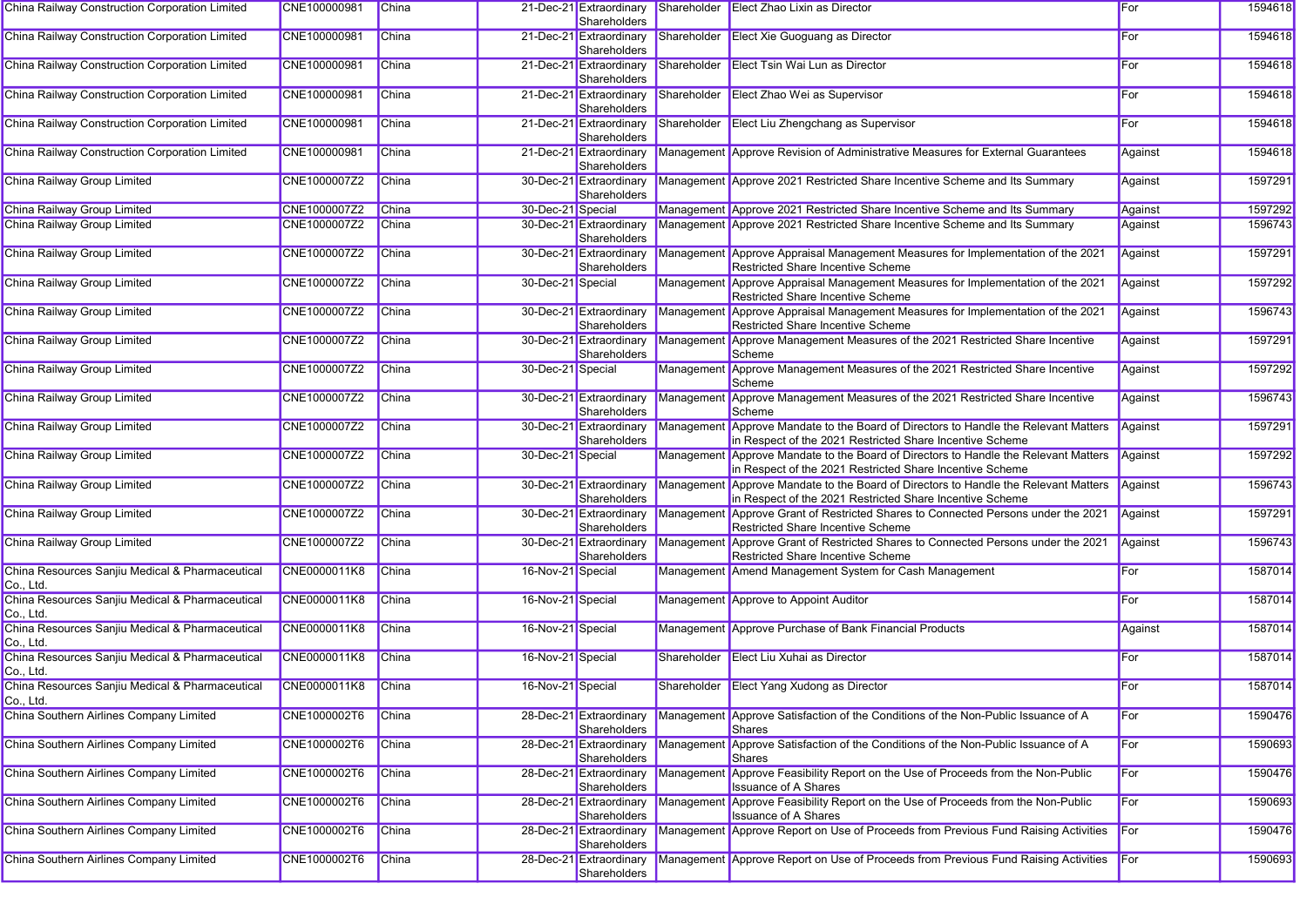| | | | | | | | | |
|---|---|---|---|---|---|---|---|---|
| China Railway Construction Corporation Limited | CNE100000981 | China | 21-Dec-21 | Extraordinary Shareholders | Shareholder | Elect Zhao Lixin as Director | For | 1594618 |
| China Railway Construction Corporation Limited | CNE100000981 | China | 21-Dec-21 | Extraordinary Shareholders | Shareholder | Elect Xie Guoguang as Director | For | 1594618 |
| China Railway Construction Corporation Limited | CNE100000981 | China | 21-Dec-21 | Extraordinary Shareholders | Shareholder | Elect Tsin Wai Lun as Director | For | 1594618 |
| China Railway Construction Corporation Limited | CNE100000981 | China | 21-Dec-21 | Extraordinary Shareholders | Shareholder | Elect Zhao Wei as Supervisor | For | 1594618 |
| China Railway Construction Corporation Limited | CNE100000981 | China | 21-Dec-21 | Extraordinary Shareholders | Shareholder | Elect Liu Zhengchang as Supervisor | For | 1594618 |
| China Railway Construction Corporation Limited | CNE100000981 | China | 21-Dec-21 | Extraordinary Shareholders | Management | Approve Revision of Administrative Measures for External Guarantees | Against | 1594618 |
| China Railway Group Limited | CNE1000007Z2 | China | 30-Dec-21 | Extraordinary Shareholders | Management | Approve 2021 Restricted Share Incentive Scheme and Its Summary | Against | 1597291 |
| China Railway Group Limited | CNE1000007Z2 | China | 30-Dec-21 | Special | Management | Approve 2021 Restricted Share Incentive Scheme and Its Summary | Against | 1597292 |
| China Railway Group Limited | CNE1000007Z2 | China | 30-Dec-21 | Extraordinary Shareholders | Management | Approve 2021 Restricted Share Incentive Scheme and Its Summary | Against | 1596743 |
| China Railway Group Limited | CNE1000007Z2 | China | 30-Dec-21 | Extraordinary Shareholders | Management | Approve Appraisal Management Measures for Implementation of the 2021 Restricted Share Incentive Scheme | Against | 1597291 |
| China Railway Group Limited | CNE1000007Z2 | China | 30-Dec-21 | Special | Management | Approve Appraisal Management Measures for Implementation of the 2021 Restricted Share Incentive Scheme | Against | 1597292 |
| China Railway Group Limited | CNE1000007Z2 | China | 30-Dec-21 | Extraordinary Shareholders | Management | Approve Appraisal Management Measures for Implementation of the 2021 Restricted Share Incentive Scheme | Against | 1596743 |
| China Railway Group Limited | CNE1000007Z2 | China | 30-Dec-21 | Extraordinary Shareholders | Management | Approve Management Measures of the 2021 Restricted Share Incentive Scheme | Against | 1597291 |
| China Railway Group Limited | CNE1000007Z2 | China | 30-Dec-21 | Special | Management | Approve Management Measures of the 2021 Restricted Share Incentive Scheme | Against | 1597292 |
| China Railway Group Limited | CNE1000007Z2 | China | 30-Dec-21 | Extraordinary Shareholders | Management | Approve Management Measures of the 2021 Restricted Share Incentive Scheme | Against | 1596743 |
| China Railway Group Limited | CNE1000007Z2 | China | 30-Dec-21 | Extraordinary Shareholders | Management | Approve Mandate to the Board of Directors to Handle the Relevant Matters in Respect of the 2021 Restricted Share Incentive Scheme | Against | 1597291 |
| China Railway Group Limited | CNE1000007Z2 | China | 30-Dec-21 | Special | Management | Approve Mandate to the Board of Directors to Handle the Relevant Matters in Respect of the 2021 Restricted Share Incentive Scheme | Against | 1597292 |
| China Railway Group Limited | CNE1000007Z2 | China | 30-Dec-21 | Extraordinary Shareholders | Management | Approve Mandate to the Board of Directors to Handle the Relevant Matters in Respect of the 2021 Restricted Share Incentive Scheme | Against | 1596743 |
| China Railway Group Limited | CNE1000007Z2 | China | 30-Dec-21 | Extraordinary Shareholders | Management | Approve Grant of Restricted Shares to Connected Persons under the 2021 Restricted Share Incentive Scheme | Against | 1597291 |
| China Railway Group Limited | CNE1000007Z2 | China | 30-Dec-21 | Extraordinary Shareholders | Management | Approve Grant of Restricted Shares to Connected Persons under the 2021 Restricted Share Incentive Scheme | Against | 1596743 |
| China Resources Sanjiu Medical & Pharmaceutical Co., Ltd. | CNE0000011K8 | China | 16-Nov-21 | Special | Management | Amend Management System for Cash Management | For | 1587014 |
| China Resources Sanjiu Medical & Pharmaceutical Co., Ltd. | CNE0000011K8 | China | 16-Nov-21 | Special | Management | Approve to Appoint Auditor | For | 1587014 |
| China Resources Sanjiu Medical & Pharmaceutical Co., Ltd. | CNE0000011K8 | China | 16-Nov-21 | Special | Management | Approve Purchase of Bank Financial Products | Against | 1587014 |
| China Resources Sanjiu Medical & Pharmaceutical Co., Ltd. | CNE0000011K8 | China | 16-Nov-21 | Special | Shareholder | Elect Liu Xuhai as Director | For | 1587014 |
| China Resources Sanjiu Medical & Pharmaceutical Co., Ltd. | CNE0000011K8 | China | 16-Nov-21 | Special | Shareholder | Elect Yang Xudong as Director | For | 1587014 |
| China Southern Airlines Company Limited | CNE1000002T6 | China | 28-Dec-21 | Extraordinary Shareholders | Management | Approve Satisfaction of the Conditions of the Non-Public Issuance of A Shares | For | 1590476 |
| China Southern Airlines Company Limited | CNE1000002T6 | China | 28-Dec-21 | Extraordinary Shareholders | Management | Approve Satisfaction of the Conditions of the Non-Public Issuance of A Shares | For | 1590693 |
| China Southern Airlines Company Limited | CNE1000002T6 | China | 28-Dec-21 | Extraordinary Shareholders | Management | Approve Feasibility Report on the Use of Proceeds from the Non-Public Issuance of A Shares | For | 1590476 |
| China Southern Airlines Company Limited | CNE1000002T6 | China | 28-Dec-21 | Extraordinary Shareholders | Management | Approve Feasibility Report on the Use of Proceeds from the Non-Public Issuance of A Shares | For | 1590693 |
| China Southern Airlines Company Limited | CNE1000002T6 | China | 28-Dec-21 | Extraordinary Shareholders | Management | Approve Report on Use of Proceeds from Previous Fund Raising Activities | For | 1590476 |
| China Southern Airlines Company Limited | CNE1000002T6 | China | 28-Dec-21 | Extraordinary Shareholders | Management | Approve Report on Use of Proceeds from Previous Fund Raising Activities | For | 1590693 |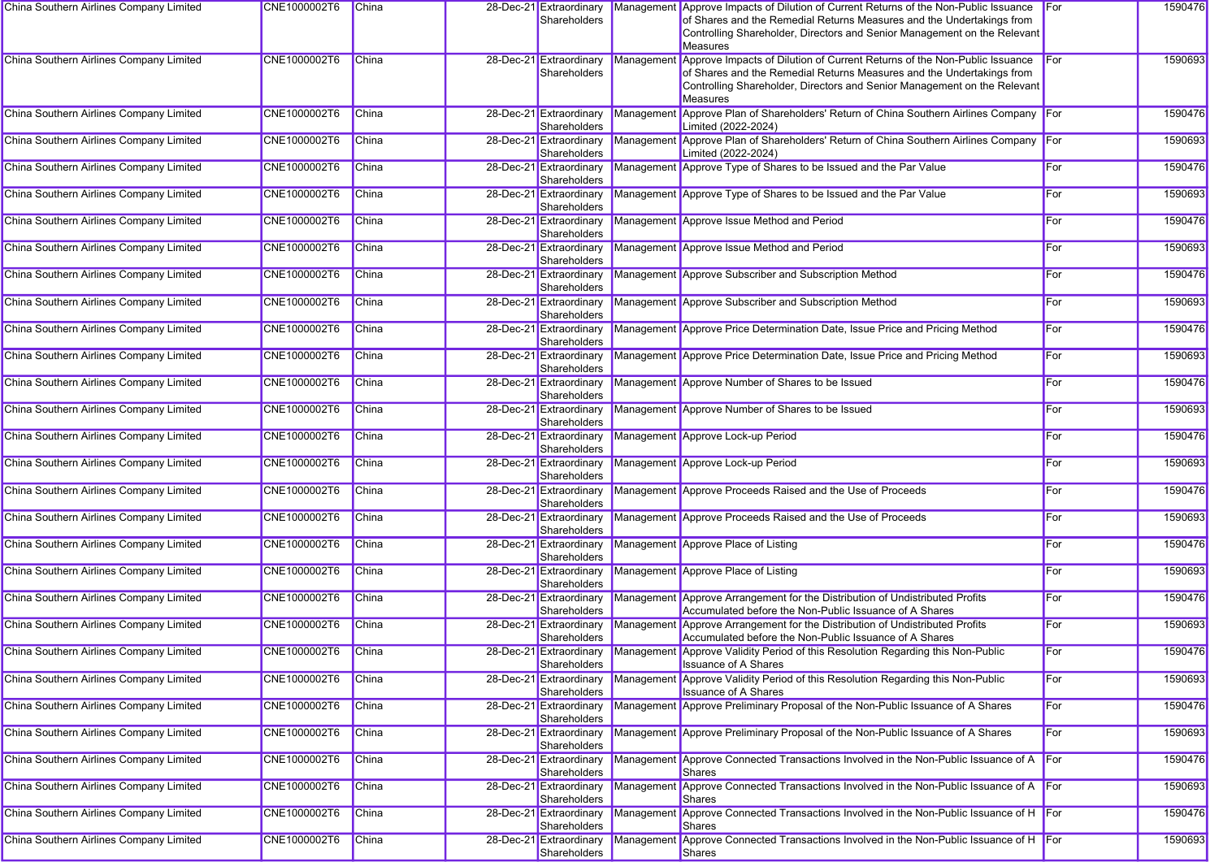| China Southern Airlines Company Limited | CNE1000002T6 | China | 28-Dec-21 | Extraordinary Shareholders | Management | Approve Impacts of Dilution of Current Returns of the Non-Public Issuance of Shares and the Remedial Returns Measures and the Undertakings from Controlling Shareholder, Directors and Senior Management on the Relevant Measures | For | 1590476 |
|---|---|---|---|---|---|---|---|---|
| China Southern Airlines Company Limited | CNE1000002T6 | China | 28-Dec-21 | Extraordinary Shareholders | Management | Approve Impacts of Dilution of Current Returns of the Non-Public Issuance of Shares and the Remedial Returns Measures and the Undertakings from Controlling Shareholder, Directors and Senior Management on the Relevant Measures | For | 1590693 |
| China Southern Airlines Company Limited | CNE1000002T6 | China | 28-Dec-21 | Extraordinary Shareholders | Management | Approve Plan of Shareholders' Return of China Southern Airlines Company Limited (2022-2024) | For | 1590476 |
| China Southern Airlines Company Limited | CNE1000002T6 | China | 28-Dec-21 | Extraordinary Shareholders | Management | Approve Plan of Shareholders' Return of China Southern Airlines Company Limited (2022-2024) | For | 1590693 |
| China Southern Airlines Company Limited | CNE1000002T6 | China | 28-Dec-21 | Extraordinary Shareholders | Management | Approve Type of Shares to be Issued and the Par Value | For | 1590476 |
| China Southern Airlines Company Limited | CNE1000002T6 | China | 28-Dec-21 | Extraordinary Shareholders | Management | Approve Type of Shares to be Issued and the Par Value | For | 1590693 |
| China Southern Airlines Company Limited | CNE1000002T6 | China | 28-Dec-21 | Extraordinary Shareholders | Management | Approve Issue Method and Period | For | 1590476 |
| China Southern Airlines Company Limited | CNE1000002T6 | China | 28-Dec-21 | Extraordinary Shareholders | Management | Approve Issue Method and Period | For | 1590693 |
| China Southern Airlines Company Limited | CNE1000002T6 | China | 28-Dec-21 | Extraordinary Shareholders | Management | Approve Subscriber and Subscription Method | For | 1590476 |
| China Southern Airlines Company Limited | CNE1000002T6 | China | 28-Dec-21 | Extraordinary Shareholders | Management | Approve Subscriber and Subscription Method | For | 1590693 |
| China Southern Airlines Company Limited | CNE1000002T6 | China | 28-Dec-21 | Extraordinary Shareholders | Management | Approve Price Determination Date, Issue Price and Pricing Method | For | 1590476 |
| China Southern Airlines Company Limited | CNE1000002T6 | China | 28-Dec-21 | Extraordinary Shareholders | Management | Approve Price Determination Date, Issue Price and Pricing Method | For | 1590693 |
| China Southern Airlines Company Limited | CNE1000002T6 | China | 28-Dec-21 | Extraordinary Shareholders | Management | Approve Number of Shares to be Issued | For | 1590476 |
| China Southern Airlines Company Limited | CNE1000002T6 | China | 28-Dec-21 | Extraordinary Shareholders | Management | Approve Number of Shares to be Issued | For | 1590693 |
| China Southern Airlines Company Limited | CNE1000002T6 | China | 28-Dec-21 | Extraordinary Shareholders | Management | Approve Lock-up Period | For | 1590476 |
| China Southern Airlines Company Limited | CNE1000002T6 | China | 28-Dec-21 | Extraordinary Shareholders | Management | Approve Lock-up Period | For | 1590693 |
| China Southern Airlines Company Limited | CNE1000002T6 | China | 28-Dec-21 | Extraordinary Shareholders | Management | Approve Proceeds Raised and the Use of Proceeds | For | 1590476 |
| China Southern Airlines Company Limited | CNE1000002T6 | China | 28-Dec-21 | Extraordinary Shareholders | Management | Approve Proceeds Raised and the Use of Proceeds | For | 1590693 |
| China Southern Airlines Company Limited | CNE1000002T6 | China | 28-Dec-21 | Extraordinary Shareholders | Management | Approve Place of Listing | For | 1590476 |
| China Southern Airlines Company Limited | CNE1000002T6 | China | 28-Dec-21 | Extraordinary Shareholders | Management | Approve Place of Listing | For | 1590693 |
| China Southern Airlines Company Limited | CNE1000002T6 | China | 28-Dec-21 | Extraordinary Shareholders | Management | Approve Arrangement for the Distribution of Undistributed Profits Accumulated before the Non-Public Issuance of A Shares | For | 1590476 |
| China Southern Airlines Company Limited | CNE1000002T6 | China | 28-Dec-21 | Extraordinary Shareholders | Management | Approve Arrangement for the Distribution of Undistributed Profits Accumulated before the Non-Public Issuance of A Shares | For | 1590693 |
| China Southern Airlines Company Limited | CNE1000002T6 | China | 28-Dec-21 | Extraordinary Shareholders | Management | Approve Validity Period of this Resolution Regarding this Non-Public Issuance of A Shares | For | 1590476 |
| China Southern Airlines Company Limited | CNE1000002T6 | China | 28-Dec-21 | Extraordinary Shareholders | Management | Approve Validity Period of this Resolution Regarding this Non-Public Issuance of A Shares | For | 1590693 |
| China Southern Airlines Company Limited | CNE1000002T6 | China | 28-Dec-21 | Extraordinary Shareholders | Management | Approve Preliminary Proposal of the Non-Public Issuance of A Shares | For | 1590476 |
| China Southern Airlines Company Limited | CNE1000002T6 | China | 28-Dec-21 | Extraordinary Shareholders | Management | Approve Preliminary Proposal of the Non-Public Issuance of A Shares | For | 1590693 |
| China Southern Airlines Company Limited | CNE1000002T6 | China | 28-Dec-21 | Extraordinary Shareholders | Management | Approve Connected Transactions Involved in the Non-Public Issuance of A Shares | For | 1590476 |
| China Southern Airlines Company Limited | CNE1000002T6 | China | 28-Dec-21 | Extraordinary Shareholders | Management | Approve Connected Transactions Involved in the Non-Public Issuance of A Shares | For | 1590693 |
| China Southern Airlines Company Limited | CNE1000002T6 | China | 28-Dec-21 | Extraordinary Shareholders | Management | Approve Connected Transactions Involved in the Non-Public Issuance of H Shares | For | 1590476 |
| China Southern Airlines Company Limited | CNE1000002T6 | China | 28-Dec-21 | Extraordinary Shareholders | Management | Approve Connected Transactions Involved in the Non-Public Issuance of H Shares | For | 1590693 |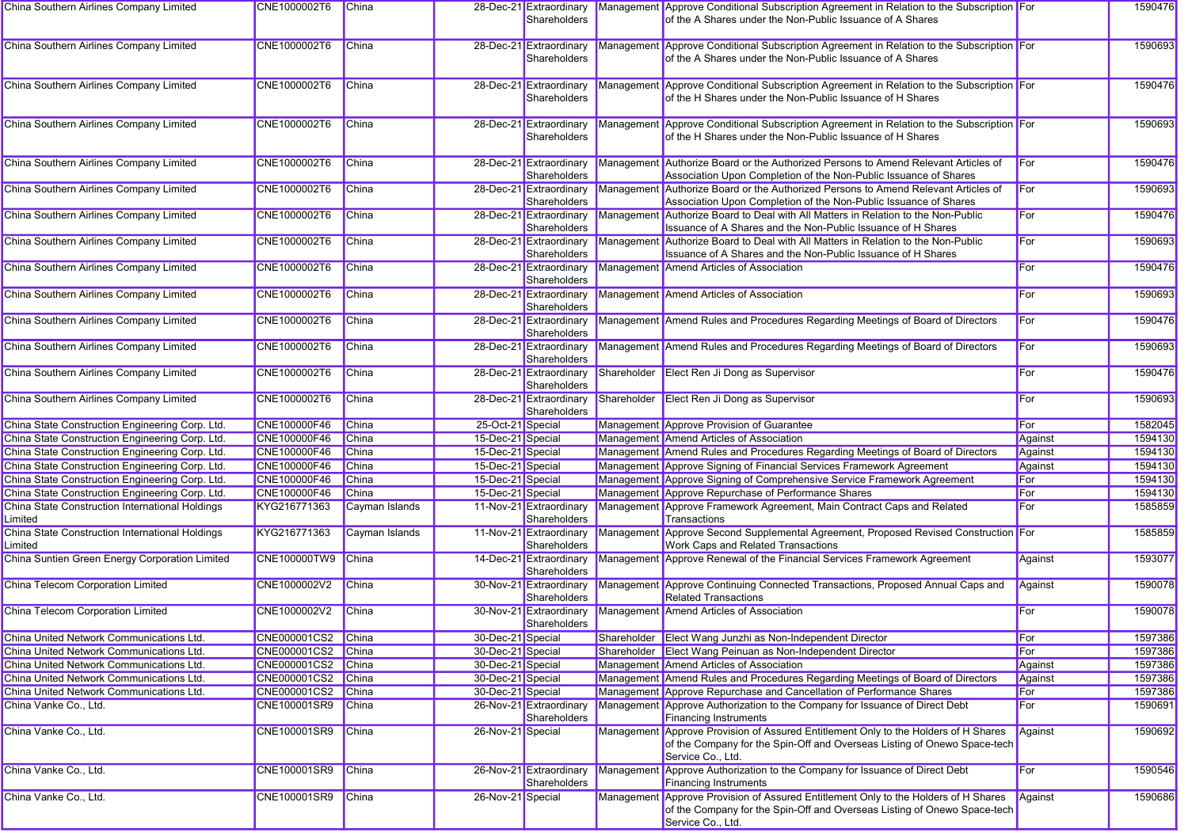| | | | | | | | | |
|---|---|---|---|---|---|---|---|---|
| China Southern Airlines Company Limited | CNE1000002T6 | China | 28-Dec-21 | Extraordinary Shareholders | Management | Approve Conditional Subscription Agreement in Relation to the Subscription of the A Shares under the Non-Public Issuance of A Shares | For | 1590476 |
| China Southern Airlines Company Limited | CNE1000002T6 | China | 28-Dec-21 | Extraordinary Shareholders | Management | Approve Conditional Subscription Agreement in Relation to the Subscription of the A Shares under the Non-Public Issuance of A Shares | For | 1590693 |
| China Southern Airlines Company Limited | CNE1000002T6 | China | 28-Dec-21 | Extraordinary Shareholders | Management | Approve Conditional Subscription Agreement in Relation to the Subscription of the H Shares under the Non-Public Issuance of H Shares | For | 1590476 |
| China Southern Airlines Company Limited | CNE1000002T6 | China | 28-Dec-21 | Extraordinary Shareholders | Management | Approve Conditional Subscription Agreement in Relation to the Subscription of the H Shares under the Non-Public Issuance of H Shares | For | 1590693 |
| China Southern Airlines Company Limited | CNE1000002T6 | China | 28-Dec-21 | Extraordinary Shareholders | Management | Authorize Board or the Authorized Persons to Amend Relevant Articles of Association Upon Completion of the Non-Public Issuance of Shares | For | 1590476 |
| China Southern Airlines Company Limited | CNE1000002T6 | China | 28-Dec-21 | Extraordinary Shareholders | Management | Authorize Board or the Authorized Persons to Amend Relevant Articles of Association Upon Completion of the Non-Public Issuance of Shares | For | 1590693 |
| China Southern Airlines Company Limited | CNE1000002T6 | China | 28-Dec-21 | Extraordinary Shareholders | Management | Authorize Board to Deal with All Matters in Relation to the Non-Public Issuance of A Shares and the Non-Public Issuance of H Shares | For | 1590476 |
| China Southern Airlines Company Limited | CNE1000002T6 | China | 28-Dec-21 | Extraordinary Shareholders | Management | Authorize Board to Deal with All Matters in Relation to the Non-Public Issuance of A Shares and the Non-Public Issuance of H Shares | For | 1590693 |
| China Southern Airlines Company Limited | CNE1000002T6 | China | 28-Dec-21 | Extraordinary Shareholders | Management | Amend Articles of Association | For | 1590476 |
| China Southern Airlines Company Limited | CNE1000002T6 | China | 28-Dec-21 | Extraordinary Shareholders | Management | Amend Articles of Association | For | 1590693 |
| China Southern Airlines Company Limited | CNE1000002T6 | China | 28-Dec-21 | Extraordinary Shareholders | Management | Amend Rules and Procedures Regarding Meetings of Board of Directors | For | 1590476 |
| China Southern Airlines Company Limited | CNE1000002T6 | China | 28-Dec-21 | Extraordinary Shareholders | Management | Amend Rules and Procedures Regarding Meetings of Board of Directors | For | 1590693 |
| China Southern Airlines Company Limited | CNE1000002T6 | China | 28-Dec-21 | Extraordinary Shareholders | Shareholder | Elect Ren Ji Dong as Supervisor | For | 1590476 |
| China Southern Airlines Company Limited | CNE1000002T6 | China | 28-Dec-21 | Extraordinary Shareholders | Shareholder | Elect Ren Ji Dong as Supervisor | For | 1590693 |
| China State Construction Engineering Corp. Ltd. | CNE100000F46 | China | 25-Oct-21 | Special | Management | Approve Provision of Guarantee | For | 1582045 |
| China State Construction Engineering Corp. Ltd. | CNE100000F46 | China | 15-Dec-21 | Special | Management | Amend Articles of Association | Against | 1594130 |
| China State Construction Engineering Corp. Ltd. | CNE100000F46 | China | 15-Dec-21 | Special | Management | Amend Rules and Procedures Regarding Meetings of Board of Directors | Against | 1594130 |
| China State Construction Engineering Corp. Ltd. | CNE100000F46 | China | 15-Dec-21 | Special | Management | Approve Signing of Financial Services Framework Agreement | Against | 1594130 |
| China State Construction Engineering Corp. Ltd. | CNE100000F46 | China | 15-Dec-21 | Special | Management | Approve Signing of Comprehensive Service Framework Agreement | For | 1594130 |
| China State Construction Engineering Corp. Ltd. | CNE100000F46 | China | 15-Dec-21 | Special | Management | Approve Repurchase of Performance Shares | For | 1594130 |
| China State Construction International Holdings Limited | KYG216771363 | Cayman Islands | 11-Nov-21 | Extraordinary Shareholders | Management | Approve Framework Agreement, Main Contract Caps and Related Transactions | For | 1585859 |
| China State Construction International Holdings Limited | KYG216771363 | Cayman Islands | 11-Nov-21 | Extraordinary Shareholders | Management | Approve Second Supplemental Agreement, Proposed Revised Construction Work Caps and Related Transactions | For | 1585859 |
| China Suntien Green Energy Corporation Limited | CNE100000TW9 | China | 14-Dec-21 | Extraordinary Shareholders | Management | Approve Renewal of the Financial Services Framework Agreement | Against | 1593077 |
| China Telecom Corporation Limited | CNE1000002V2 | China | 30-Nov-21 | Extraordinary Shareholders | Management | Approve Continuing Connected Transactions, Proposed Annual Caps and Related Transactions | Against | 1590078 |
| China Telecom Corporation Limited | CNE1000002V2 | China | 30-Nov-21 | Extraordinary Shareholders | Management | Amend Articles of Association | For | 1590078 |
| China United Network Communications Ltd. | CNE000001CS2 | China | 30-Dec-21 | Special | Shareholder | Elect Wang Junzhi as Non-Independent Director | For | 1597386 |
| China United Network Communications Ltd. | CNE000001CS2 | China | 30-Dec-21 | Special | Shareholder | Elect Wang Peinuan as Non-Independent Director | For | 1597386 |
| China United Network Communications Ltd. | CNE000001CS2 | China | 30-Dec-21 | Special | Management | Amend Articles of Association | Against | 1597386 |
| China United Network Communications Ltd. | CNE000001CS2 | China | 30-Dec-21 | Special | Management | Amend Rules and Procedures Regarding Meetings of Board of Directors | Against | 1597386 |
| China United Network Communications Ltd. | CNE000001CS2 | China | 30-Dec-21 | Special | Management | Approve Repurchase and Cancellation of Performance Shares | For | 1597386 |
| China Vanke Co., Ltd. | CNE100001SR9 | China | 26-Nov-21 | Extraordinary Shareholders | Management | Approve Authorization to the Company for Issuance of Direct Debt Financing Instruments | For | 1590691 |
| China Vanke Co., Ltd. | CNE100001SR9 | China | 26-Nov-21 | Special | Management | Approve Provision of Assured Entitlement Only to the Holders of H Shares of the Company for the Spin-Off and Overseas Listing of Onewo Space-tech Service Co., Ltd. | Against | 1590692 |
| China Vanke Co., Ltd. | CNE100001SR9 | China | 26-Nov-21 | Extraordinary Shareholders | Management | Approve Authorization to the Company for Issuance of Direct Debt Financing Instruments | For | 1590546 |
| China Vanke Co., Ltd. | CNE100001SR9 | China | 26-Nov-21 | Special | Management | Approve Provision of Assured Entitlement Only to the Holders of H Shares of the Company for the Spin-Off and Overseas Listing of Onewo Space-tech Service Co., Ltd. | Against | 1590686 |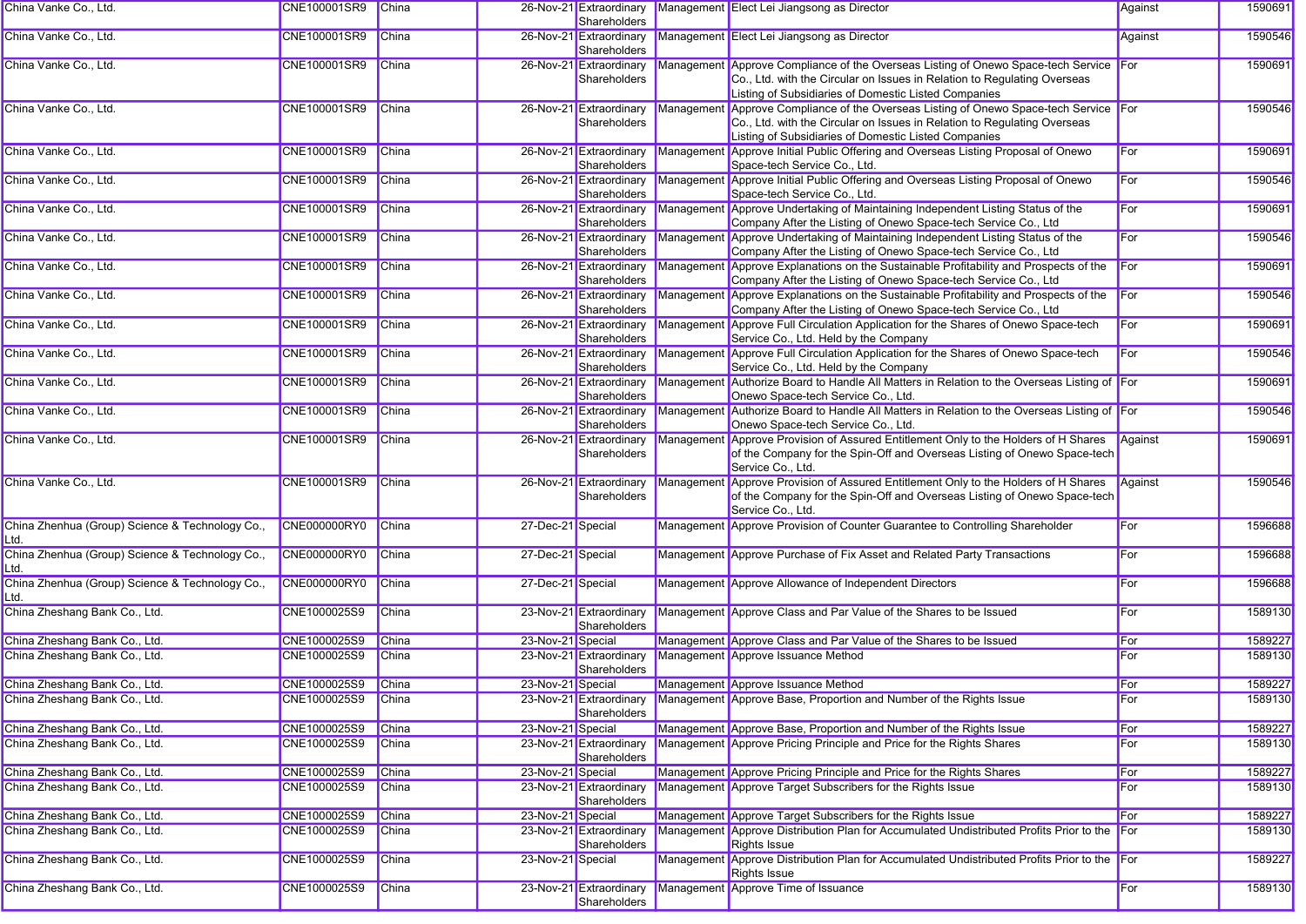| | | | | | | | | |
|---|---|---|---|---|---|---|---|---|
| China Vanke Co., Ltd. | CNE100001SR9 | China | 26-Nov-21 | Extraordinary Shareholders | Management | Elect Lei Jiangsong as Director | Against | 1590691 |
| China Vanke Co., Ltd. | CNE100001SR9 | China | 26-Nov-21 | Extraordinary Shareholders | Management | Elect Lei Jiangsong as Director | Against | 1590546 |
| China Vanke Co., Ltd. | CNE100001SR9 | China | 26-Nov-21 | Extraordinary Shareholders | Management | Approve Compliance of the Overseas Listing of Onewo Space-tech Service Co., Ltd. with the Circular on Issues in Relation to Regulating Overseas Listing of Subsidiaries of Domestic Listed Companies | For | 1590691 |
| China Vanke Co., Ltd. | CNE100001SR9 | China | 26-Nov-21 | Extraordinary Shareholders | Management | Approve Compliance of the Overseas Listing of Onewo Space-tech Service Co., Ltd. with the Circular on Issues in Relation to Regulating Overseas Listing of Subsidiaries of Domestic Listed Companies | For | 1590546 |
| China Vanke Co., Ltd. | CNE100001SR9 | China | 26-Nov-21 | Extraordinary Shareholders | Management | Approve Initial Public Offering and Overseas Listing Proposal of Onewo Space-tech Service Co., Ltd. | For | 1590691 |
| China Vanke Co., Ltd. | CNE100001SR9 | China | 26-Nov-21 | Extraordinary Shareholders | Management | Approve Initial Public Offering and Overseas Listing Proposal of Onewo Space-tech Service Co., Ltd. | For | 1590546 |
| China Vanke Co., Ltd. | CNE100001SR9 | China | 26-Nov-21 | Extraordinary Shareholders | Management | Approve Undertaking of Maintaining Independent Listing Status of the Company After the Listing of Onewo Space-tech Service Co., Ltd | For | 1590691 |
| China Vanke Co., Ltd. | CNE100001SR9 | China | 26-Nov-21 | Extraordinary Shareholders | Management | Approve Undertaking of Maintaining Independent Listing Status of the Company After the Listing of Onewo Space-tech Service Co., Ltd | For | 1590546 |
| China Vanke Co., Ltd. | CNE100001SR9 | China | 26-Nov-21 | Extraordinary Shareholders | Management | Approve Explanations on the Sustainable Profitability and Prospects of the Company After the Listing of Onewo Space-tech Service Co., Ltd | For | 1590691 |
| China Vanke Co., Ltd. | CNE100001SR9 | China | 26-Nov-21 | Extraordinary Shareholders | Management | Approve Explanations on the Sustainable Profitability and Prospects of the Company After the Listing of Onewo Space-tech Service Co., Ltd | For | 1590546 |
| China Vanke Co., Ltd. | CNE100001SR9 | China | 26-Nov-21 | Extraordinary Shareholders | Management | Approve Full Circulation Application for the Shares of Onewo Space-tech Service Co., Ltd. Held by the Company | For | 1590691 |
| China Vanke Co., Ltd. | CNE100001SR9 | China | 26-Nov-21 | Extraordinary Shareholders | Management | Approve Full Circulation Application for the Shares of Onewo Space-tech Service Co., Ltd. Held by the Company | For | 1590546 |
| China Vanke Co., Ltd. | CNE100001SR9 | China | 26-Nov-21 | Extraordinary Shareholders | Management | Authorize Board to Handle All Matters in Relation to the Overseas Listing of Onewo Space-tech Service Co., Ltd. | For | 1590691 |
| China Vanke Co., Ltd. | CNE100001SR9 | China | 26-Nov-21 | Extraordinary Shareholders | Management | Authorize Board to Handle All Matters in Relation to the Overseas Listing of Onewo Space-tech Service Co., Ltd. | For | 1590546 |
| China Vanke Co., Ltd. | CNE100001SR9 | China | 26-Nov-21 | Extraordinary Shareholders | Management | Approve Provision of Assured Entitlement Only to the Holders of H Shares of the Company for the Spin-Off and Overseas Listing of Onewo Space-tech Service Co., Ltd. | Against | 1590691 |
| China Vanke Co., Ltd. | CNE100001SR9 | China | 26-Nov-21 | Extraordinary Shareholders | Management | Approve Provision of Assured Entitlement Only to the Holders of H Shares of the Company for the Spin-Off and Overseas Listing of Onewo Space-tech Service Co., Ltd. | Against | 1590546 |
| China Zhenhua (Group) Science & Technology Co., Ltd. | CNE000000RY0 | China | 27-Dec-21 | Special | Management | Approve Provision of Counter Guarantee to Controlling Shareholder | For | 1596688 |
| China Zhenhua (Group) Science & Technology Co., Ltd. | CNE000000RY0 | China | 27-Dec-21 | Special | Management | Approve Purchase of Fix Asset and Related Party Transactions | For | 1596688 |
| China Zhenhua (Group) Science & Technology Co., Ltd. | CNE000000RY0 | China | 27-Dec-21 | Special | Management | Approve Allowance of Independent Directors | For | 1596688 |
| China Zheshang Bank Co., Ltd. | CNE1000025S9 | China | 23-Nov-21 | Extraordinary Shareholders | Management | Approve Class and Par Value of the Shares to be Issued | For | 1589130 |
| China Zheshang Bank Co., Ltd. | CNE1000025S9 | China | 23-Nov-21 | Special | Management | Approve Class and Par Value of the Shares to be Issued | For | 1589227 |
| China Zheshang Bank Co., Ltd. | CNE1000025S9 | China | 23-Nov-21 | Extraordinary Shareholders | Management | Approve Issuance Method | For | 1589130 |
| China Zheshang Bank Co., Ltd. | CNE1000025S9 | China | 23-Nov-21 | Special | Management | Approve Issuance Method | For | 1589227 |
| China Zheshang Bank Co., Ltd. | CNE1000025S9 | China | 23-Nov-21 | Extraordinary Shareholders | Management | Approve Base, Proportion and Number of the Rights Issue | For | 1589130 |
| China Zheshang Bank Co., Ltd. | CNE1000025S9 | China | 23-Nov-21 | Special | Management | Approve Base, Proportion and Number of the Rights Issue | For | 1589227 |
| China Zheshang Bank Co., Ltd. | CNE1000025S9 | China | 23-Nov-21 | Extraordinary Shareholders | Management | Approve Pricing Principle and Price for the Rights Shares | For | 1589130 |
| China Zheshang Bank Co., Ltd. | CNE1000025S9 | China | 23-Nov-21 | Special | Management | Approve Pricing Principle and Price for the Rights Shares | For | 1589227 |
| China Zheshang Bank Co., Ltd. | CNE1000025S9 | China | 23-Nov-21 | Extraordinary Shareholders | Management | Approve Target Subscribers for the Rights Issue | For | 1589130 |
| China Zheshang Bank Co., Ltd. | CNE1000025S9 | China | 23-Nov-21 | Special | Management | Approve Target Subscribers for the Rights Issue | For | 1589227 |
| China Zheshang Bank Co., Ltd. | CNE1000025S9 | China | 23-Nov-21 | Extraordinary Shareholders | Management | Approve Distribution Plan for Accumulated Undistributed Profits Prior to the Rights Issue | For | 1589130 |
| China Zheshang Bank Co., Ltd. | CNE1000025S9 | China | 23-Nov-21 | Special | Management | Approve Distribution Plan for Accumulated Undistributed Profits Prior to the Rights Issue | For | 1589227 |
| China Zheshang Bank Co., Ltd. | CNE1000025S9 | China | 23-Nov-21 | Extraordinary Shareholders | Management | Approve Time of Issuance | For | 1589130 |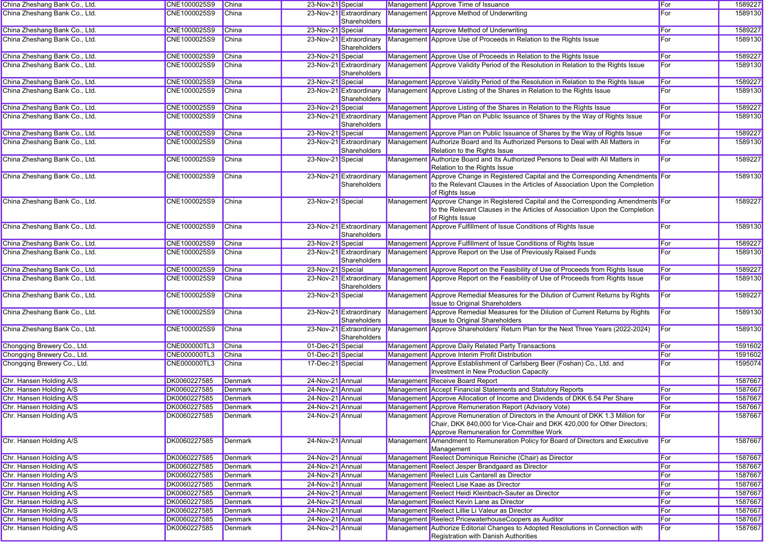| | | | | | | | | |
|---|---|---|---|---|---|---|---|---|
| China Zheshang Bank Co., Ltd. | CNE1000025S9 | China | 23-Nov-21 | Special | Management | Approve Time of Issuance | For | 1589227 |
| China Zheshang Bank Co., Ltd. | CNE1000025S9 | China | 23-Nov-21 | Extraordinary Shareholders | Management | Approve Method of Underwriting | For | 1589130 |
| China Zheshang Bank Co., Ltd. | CNE1000025S9 | China | 23-Nov-21 | Special | Management | Approve Method of Underwriting | For | 1589227 |
| China Zheshang Bank Co., Ltd. | CNE1000025S9 | China | 23-Nov-21 | Extraordinary Shareholders | Management | Approve Use of Proceeds in Relation to the Rights Issue | For | 1589130 |
| China Zheshang Bank Co., Ltd. | CNE1000025S9 | China | 23-Nov-21 | Special | Management | Approve Use of Proceeds in Relation to the Rights Issue | For | 1589227 |
| China Zheshang Bank Co., Ltd. | CNE1000025S9 | China | 23-Nov-21 | Extraordinary Shareholders | Management | Approve Validity Period of the Resolution in Relation to the Rights Issue | For | 1589130 |
| China Zheshang Bank Co., Ltd. | CNE1000025S9 | China | 23-Nov-21 | Special | Management | Approve Validity Period of the Resolution in Relation to the Rights Issue | For | 1589227 |
| China Zheshang Bank Co., Ltd. | CNE1000025S9 | China | 23-Nov-21 | Extraordinary Shareholders | Management | Approve Listing of the Shares in Relation to the Rights Issue | For | 1589130 |
| China Zheshang Bank Co., Ltd. | CNE1000025S9 | China | 23-Nov-21 | Special | Management | Approve Listing of the Shares in Relation to the Rights Issue | For | 1589227 |
| China Zheshang Bank Co., Ltd. | CNE1000025S9 | China | 23-Nov-21 | Extraordinary Shareholders | Management | Approve Plan on Public Issuance of Shares by the Way of Rights Issue | For | 1589130 |
| China Zheshang Bank Co., Ltd. | CNE1000025S9 | China | 23-Nov-21 | Special | Management | Approve Plan on Public Issuance of Shares by the Way of Rights Issue | For | 1589227 |
| China Zheshang Bank Co., Ltd. | CNE1000025S9 | China | 23-Nov-21 | Extraordinary Shareholders | Management | Authorize Board and Its Authorized Persons to Deal with All Matters in Relation to the Rights Issue | For | 1589130 |
| China Zheshang Bank Co., Ltd. | CNE1000025S9 | China | 23-Nov-21 | Special | Management | Authorize Board and Its Authorized Persons to Deal with All Matters in Relation to the Rights Issue | For | 1589227 |
| China Zheshang Bank Co., Ltd. | CNE1000025S9 | China | 23-Nov-21 | Extraordinary Shareholders | Management | Approve Change in Registered Capital and the Corresponding Amendments to the Relevant Clauses in the Articles of Association Upon the Completion of Rights Issue | For | 1589130 |
| China Zheshang Bank Co., Ltd. | CNE1000025S9 | China | 23-Nov-21 | Special | Management | Approve Change in Registered Capital and the Corresponding Amendments to the Relevant Clauses in the Articles of Association Upon the Completion of Rights Issue | For | 1589227 |
| China Zheshang Bank Co., Ltd. | CNE1000025S9 | China | 23-Nov-21 | Extraordinary Shareholders | Management | Approve Fulfillment of Issue Conditions of Rights Issue | For | 1589130 |
| China Zheshang Bank Co., Ltd. | CNE1000025S9 | China | 23-Nov-21 | Special | Management | Approve Fulfillment of Issue Conditions of Rights Issue | For | 1589227 |
| China Zheshang Bank Co., Ltd. | CNE1000025S9 | China | 23-Nov-21 | Extraordinary Shareholders | Management | Approve Report on the Use of Previously Raised Funds | For | 1589130 |
| China Zheshang Bank Co., Ltd. | CNE1000025S9 | China | 23-Nov-21 | Special | Management | Approve Report on the Feasibility of Use of Proceeds from Rights Issue | For | 1589227 |
| China Zheshang Bank Co., Ltd. | CNE1000025S9 | China | 23-Nov-21 | Extraordinary Shareholders | Management | Approve Report on the Feasibility of Use of Proceeds from Rights Issue | For | 1589130 |
| China Zheshang Bank Co., Ltd. | CNE1000025S9 | China | 23-Nov-21 | Special | Management | Approve Remedial Measures for the Dilution of Current Returns by Rights Issue to Original Shareholders | For | 1589227 |
| China Zheshang Bank Co., Ltd. | CNE1000025S9 | China | 23-Nov-21 | Extraordinary Shareholders | Management | Approve Remedial Measures for the Dilution of Current Returns by Rights Issue to Original Shareholders | For | 1589130 |
| China Zheshang Bank Co., Ltd. | CNE1000025S9 | China | 23-Nov-21 | Extraordinary Shareholders | Management | Approve Shareholders' Return Plan for the Next Three Years (2022-2024) | For | 1589130 |
| Chongqing Brewery Co., Ltd. | CNE000000TL3 | China | 01-Dec-21 | Special | Management | Approve Daily Related Party Transactions | For | 1591602 |
| Chongqing Brewery Co., Ltd. | CNE000000TL3 | China | 01-Dec-21 | Special | Management | Approve Interim Profit Distribution | For | 1591602 |
| Chongqing Brewery Co., Ltd. | CNE000000TL3 | China | 17-Dec-21 | Special | Management | Approve Establishment of Carlsberg Beer (Foshan) Co., Ltd. and Investment in New Production Capacity | For | 1595074 |
| Chr. Hansen Holding A/S | DK0060227585 | Denmark | 24-Nov-21 | Annual | Management | Receive Board Report | | 1587667 |
| Chr. Hansen Holding A/S | DK0060227585 | Denmark | 24-Nov-21 | Annual | Management | Accept Financial Statements and Statutory Reports | For | 1587667 |
| Chr. Hansen Holding A/S | DK0060227585 | Denmark | 24-Nov-21 | Annual | Management | Approve Allocation of Income and Dividends of DKK 6.54 Per Share | For | 1587667 |
| Chr. Hansen Holding A/S | DK0060227585 | Denmark | 24-Nov-21 | Annual | Management | Approve Remuneration Report (Advisory Vote) | For | 1587667 |
| Chr. Hansen Holding A/S | DK0060227585 | Denmark | 24-Nov-21 | Annual | Management | Approve Remuneration of Directors in the Amount of DKK 1.3 Million for Chair, DKK 840,000 for Vice-Chair and DKK 420,000 for Other Directors; Approve Remuneration for Committee Work | For | 1587667 |
| Chr. Hansen Holding A/S | DK0060227585 | Denmark | 24-Nov-21 | Annual | Management | Amendment to Remuneration Policy for Board of Directors and Executive Management | For | 1587667 |
| Chr. Hansen Holding A/S | DK0060227585 | Denmark | 24-Nov-21 | Annual | Management | Reelect Dominique Reiniche (Chair) as Director | For | 1587667 |
| Chr. Hansen Holding A/S | DK0060227585 | Denmark | 24-Nov-21 | Annual | Management | Reelect Jesper Brandgaard as Director | For | 1587667 |
| Chr. Hansen Holding A/S | DK0060227585 | Denmark | 24-Nov-21 | Annual | Management | Reelect Luis Cantarell as Director | For | 1587667 |
| Chr. Hansen Holding A/S | DK0060227585 | Denmark | 24-Nov-21 | Annual | Management | Reelect Lise Kaae as Director | For | 1587667 |
| Chr. Hansen Holding A/S | DK0060227585 | Denmark | 24-Nov-21 | Annual | Management | Reelect Heidi Kleinbach-Sauter as Director | For | 1587667 |
| Chr. Hansen Holding A/S | DK0060227585 | Denmark | 24-Nov-21 | Annual | Management | Reelect Kevin Lane as Director | For | 1587667 |
| Chr. Hansen Holding A/S | DK0060227585 | Denmark | 24-Nov-21 | Annual | Management | Reelect Lillie Li Valeur as Director | For | 1587667 |
| Chr. Hansen Holding A/S | DK0060227585 | Denmark | 24-Nov-21 | Annual | Management | Reelect PricewaterhouseCoopers as Auditor | For | 1587667 |
| Chr. Hansen Holding A/S | DK0060227585 | Denmark | 24-Nov-21 | Annual | Management | Authorize Editorial Changes to Adopted Resolutions in Connection with Registration with Danish Authorities | For | 1587667 |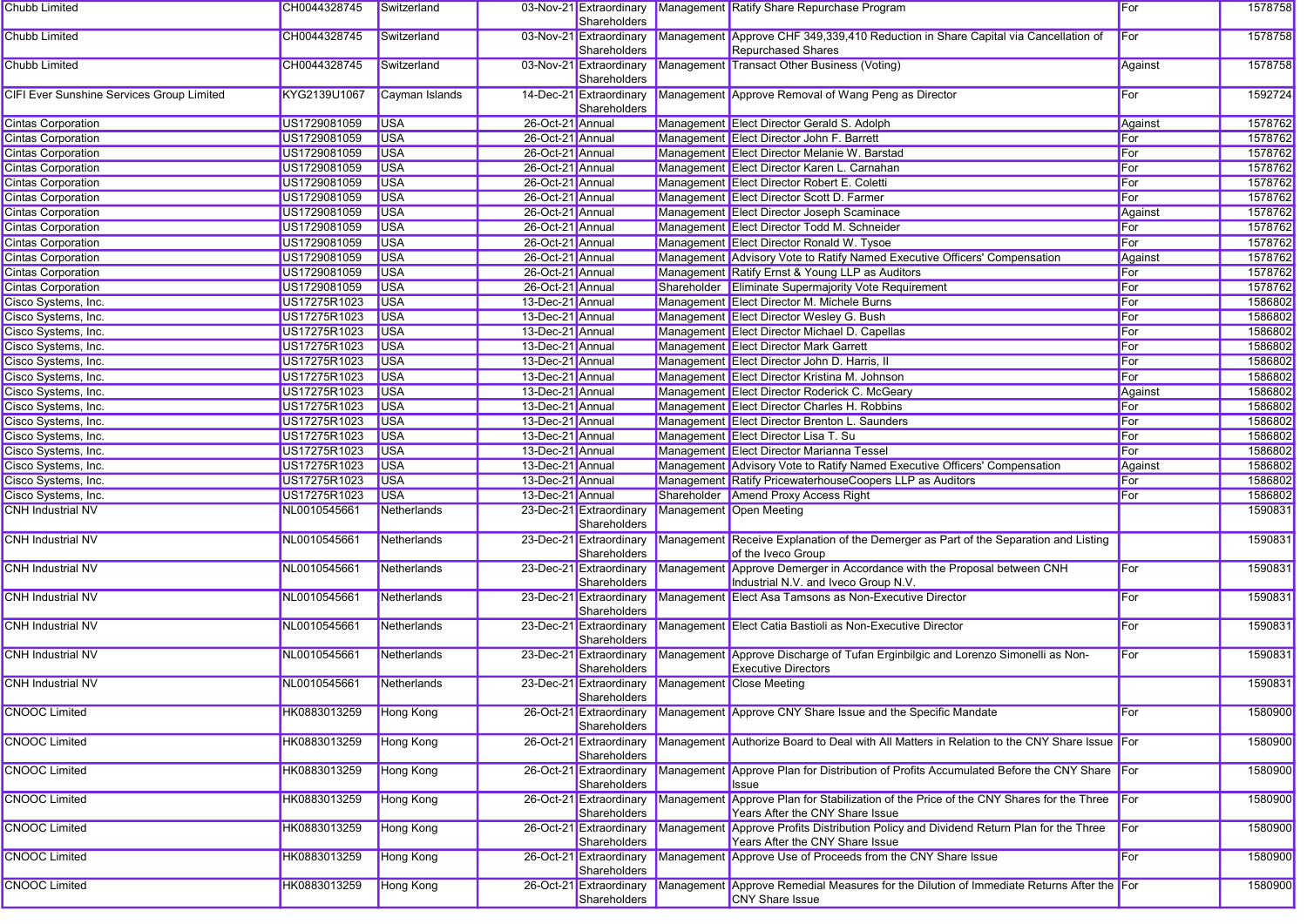| | | | | | | | | |
|---|---|---|---|---|---|---|---|---|
| Chubb Limited | CH0044328745 | Switzerland | 03-Nov-21 | Extraordinary Shareholders | Management | Ratify Share Repurchase Program | For | 1578758 |
| Chubb Limited | CH0044328745 | Switzerland | 03-Nov-21 | Extraordinary Shareholders | Management | Approve CHF 349,339,410 Reduction in Share Capital via Cancellation of Repurchased Shares | For | 1578758 |
| Chubb Limited | CH0044328745 | Switzerland | 03-Nov-21 | Extraordinary Shareholders | Management | Transact Other Business (Voting) | Against | 1578758 |
| CIFI Ever Sunshine Services Group Limited | KYG2139U1067 | Cayman Islands | 14-Dec-21 | Extraordinary Shareholders | Management | Approve Removal of Wang Peng as Director | For | 1592724 |
| Cintas Corporation | US1729081059 | USA | 26-Oct-21 | Annual | Management | Elect Director Gerald S. Adolph | Against | 1578762 |
| Cintas Corporation | US1729081059 | USA | 26-Oct-21 | Annual | Management | Elect Director John F. Barrett | For | 1578762 |
| Cintas Corporation | US1729081059 | USA | 26-Oct-21 | Annual | Management | Elect Director Melanie W. Barstad | For | 1578762 |
| Cintas Corporation | US1729081059 | USA | 26-Oct-21 | Annual | Management | Elect Director Karen L. Carnahan | For | 1578762 |
| Cintas Corporation | US1729081059 | USA | 26-Oct-21 | Annual | Management | Elect Director Robert E. Coletti | For | 1578762 |
| Cintas Corporation | US1729081059 | USA | 26-Oct-21 | Annual | Management | Elect Director Scott D. Farmer | For | 1578762 |
| Cintas Corporation | US1729081059 | USA | 26-Oct-21 | Annual | Management | Elect Director Joseph Scaminace | Against | 1578762 |
| Cintas Corporation | US1729081059 | USA | 26-Oct-21 | Annual | Management | Elect Director Todd M. Schneider | For | 1578762 |
| Cintas Corporation | US1729081059 | USA | 26-Oct-21 | Annual | Management | Elect Director Ronald W. Tysoe | For | 1578762 |
| Cintas Corporation | US1729081059 | USA | 26-Oct-21 | Annual | Management | Advisory Vote to Ratify Named Executive Officers' Compensation | Against | 1578762 |
| Cintas Corporation | US1729081059 | USA | 26-Oct-21 | Annual | Management | Ratify Ernst & Young LLP as Auditors | For | 1578762 |
| Cintas Corporation | US1729081059 | USA | 26-Oct-21 | Annual | Shareholder | Eliminate Supermajority Vote Requirement | For | 1578762 |
| Cisco Systems, Inc. | US17275R1023 | USA | 13-Dec-21 | Annual | Management | Elect Director M. Michele Burns | For | 1586802 |
| Cisco Systems, Inc. | US17275R1023 | USA | 13-Dec-21 | Annual | Management | Elect Director Wesley G. Bush | For | 1586802 |
| Cisco Systems, Inc. | US17275R1023 | USA | 13-Dec-21 | Annual | Management | Elect Director Michael D. Capellas | For | 1586802 |
| Cisco Systems, Inc. | US17275R1023 | USA | 13-Dec-21 | Annual | Management | Elect Director Mark Garrett | For | 1586802 |
| Cisco Systems, Inc. | US17275R1023 | USA | 13-Dec-21 | Annual | Management | Elect Director John D. Harris, II | For | 1586802 |
| Cisco Systems, Inc. | US17275R1023 | USA | 13-Dec-21 | Annual | Management | Elect Director Kristina M. Johnson | For | 1586802 |
| Cisco Systems, Inc. | US17275R1023 | USA | 13-Dec-21 | Annual | Management | Elect Director Roderick C. McGeary | Against | 1586802 |
| Cisco Systems, Inc. | US17275R1023 | USA | 13-Dec-21 | Annual | Management | Elect Director Charles H. Robbins | For | 1586802 |
| Cisco Systems, Inc. | US17275R1023 | USA | 13-Dec-21 | Annual | Management | Elect Director Brenton L. Saunders | For | 1586802 |
| Cisco Systems, Inc. | US17275R1023 | USA | 13-Dec-21 | Annual | Management | Elect Director Lisa T. Su | For | 1586802 |
| Cisco Systems, Inc. | US17275R1023 | USA | 13-Dec-21 | Annual | Management | Elect Director Marianna Tessel | For | 1586802 |
| Cisco Systems, Inc. | US17275R1023 | USA | 13-Dec-21 | Annual | Management | Advisory Vote to Ratify Named Executive Officers' Compensation | Against | 1586802 |
| Cisco Systems, Inc. | US17275R1023 | USA | 13-Dec-21 | Annual | Management | Ratify PricewaterhouseCoopers LLP as Auditors | For | 1586802 |
| Cisco Systems, Inc. | US17275R1023 | USA | 13-Dec-21 | Annual | Shareholder | Amend Proxy Access Right | For | 1586802 |
| CNH Industrial NV | NL0010545661 | Netherlands | 23-Dec-21 | Extraordinary Shareholders | Management | Open Meeting | | 1590831 |
| CNH Industrial NV | NL0010545661 | Netherlands | 23-Dec-21 | Extraordinary Shareholders | Management | Receive Explanation of the Demerger as Part of the Separation and Listing of the Iveco Group | | 1590831 |
| CNH Industrial NV | NL0010545661 | Netherlands | 23-Dec-21 | Extraordinary Shareholders | Management | Approve Demerger in Accordance with the Proposal between CNH Industrial N.V. and Iveco Group N.V. | For | 1590831 |
| CNH Industrial NV | NL0010545661 | Netherlands | 23-Dec-21 | Extraordinary Shareholders | Management | Elect Asa Tamsons as Non-Executive Director | For | 1590831 |
| CNH Industrial NV | NL0010545661 | Netherlands | 23-Dec-21 | Extraordinary Shareholders | Management | Elect Catia Bastioli as Non-Executive Director | For | 1590831 |
| CNH Industrial NV | NL0010545661 | Netherlands | 23-Dec-21 | Extraordinary Shareholders | Management | Approve Discharge of Tufan Erginbilgic and Lorenzo Simonelli as Non-Executive Directors | For | 1590831 |
| CNH Industrial NV | NL0010545661 | Netherlands | 23-Dec-21 | Extraordinary Shareholders | Management | Close Meeting | | 1590831 |
| CNOOC Limited | HK0883013259 | Hong Kong | 26-Oct-21 | Extraordinary Shareholders | Management | Approve CNY Share Issue and the Specific Mandate | For | 1580900 |
| CNOOC Limited | HK0883013259 | Hong Kong | 26-Oct-21 | Extraordinary Shareholders | Management | Authorize Board to Deal with All Matters in Relation to the CNY Share Issue | For | 1580900 |
| CNOOC Limited | HK0883013259 | Hong Kong | 26-Oct-21 | Extraordinary Shareholders | Management | Approve Plan for Distribution of Profits Accumulated Before the CNY Share Issue | For | 1580900 |
| CNOOC Limited | HK0883013259 | Hong Kong | 26-Oct-21 | Extraordinary Shareholders | Management | Approve Plan for Stabilization of the Price of the CNY Shares for the Three Years After the CNY Share Issue | For | 1580900 |
| CNOOC Limited | HK0883013259 | Hong Kong | 26-Oct-21 | Extraordinary Shareholders | Management | Approve Profits Distribution Policy and Dividend Return Plan for the Three Years After the CNY Share Issue | For | 1580900 |
| CNOOC Limited | HK0883013259 | Hong Kong | 26-Oct-21 | Extraordinary Shareholders | Management | Approve Use of Proceeds from the CNY Share Issue | For | 1580900 |
| CNOOC Limited | HK0883013259 | Hong Kong | 26-Oct-21 | Extraordinary Shareholders | Management | Approve Remedial Measures for the Dilution of Immediate Returns After the CNY Share Issue | For | 1580900 |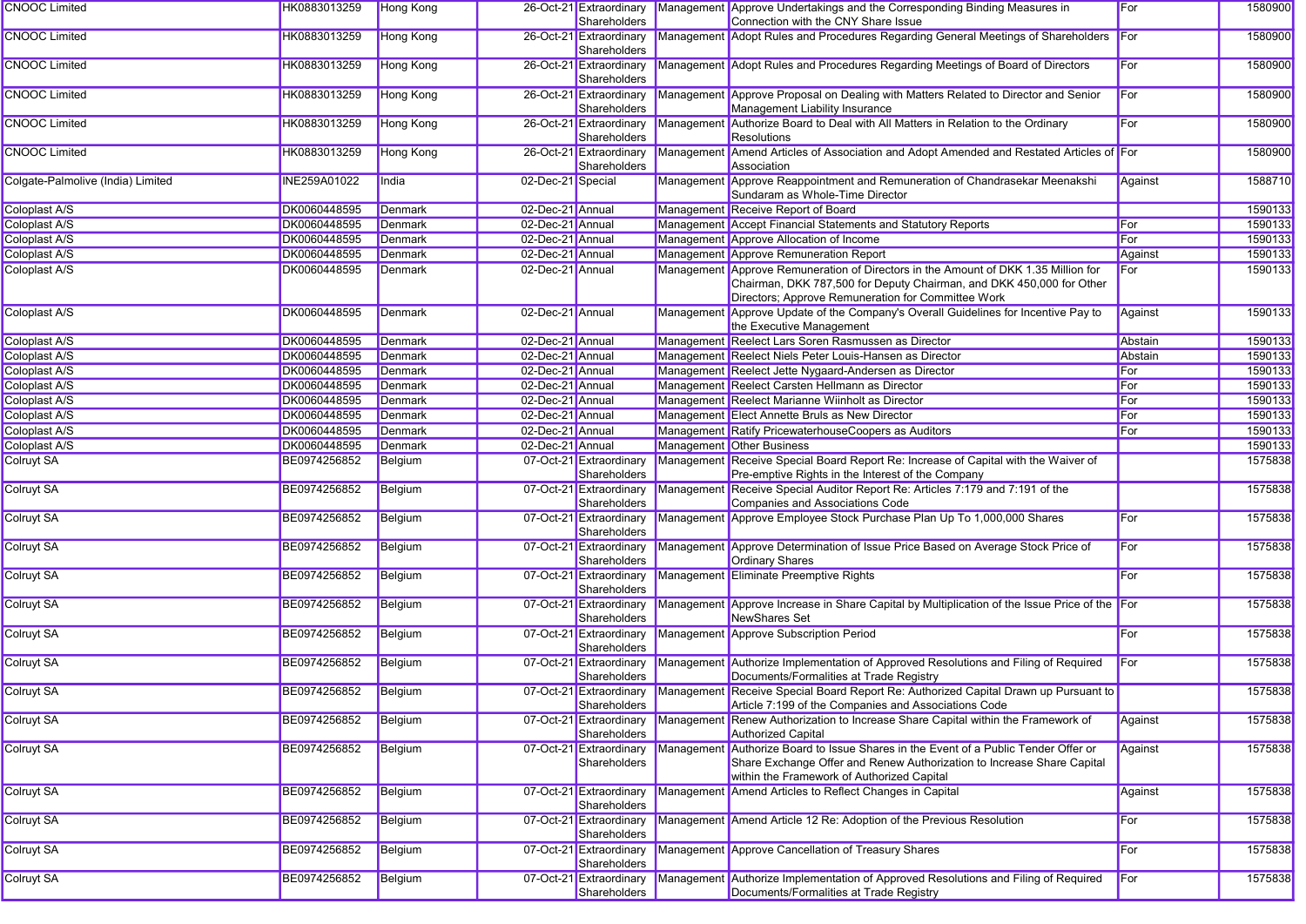| CNOOC Limited | HK0883013259 | Hong Kong | 26-Oct-21 | Extraordinary Shareholders | Management | Approve Undertakings and the Corresponding Binding Measures in Connection with the CNY Share Issue | For | 1580900 |
|---|---|---|---|---|---|---|---|---|
| CNOOC Limited | HK0883013259 | Hong Kong | 26-Oct-21 | Extraordinary Shareholders | Management | Adopt Rules and Procedures Regarding General Meetings of Shareholders | For | 1580900 |
| CNOOC Limited | HK0883013259 | Hong Kong | 26-Oct-21 | Extraordinary Shareholders | Management | Adopt Rules and Procedures Regarding Meetings of Board of Directors | For | 1580900 |
| CNOOC Limited | HK0883013259 | Hong Kong | 26-Oct-21 | Extraordinary Shareholders | Management | Approve Proposal on Dealing with Matters Related to Director and Senior Management Liability Insurance | For | 1580900 |
| CNOOC Limited | HK0883013259 | Hong Kong | 26-Oct-21 | Extraordinary Shareholders | Management | Authorize Board to Deal with All Matters in Relation to the Ordinary Resolutions | For | 1580900 |
| CNOOC Limited | HK0883013259 | Hong Kong | 26-Oct-21 | Extraordinary Shareholders | Management | Amend Articles of Association and Adopt Amended and Restated Articles of Association | For | 1580900 |
| Colgate-Palmolive (India) Limited | INE259A01022 | India | 02-Dec-21 | Special | Management | Approve Reappointment and Remuneration of Chandrasekar Meenakshi Sundaram as Whole-Time Director | Against | 1588710 |
| Coloplast A/S | DK0060448595 | Denmark | 02-Dec-21 | Annual | Management | Receive Report of Board | | 1590133 |
| Coloplast A/S | DK0060448595 | Denmark | 02-Dec-21 | Annual | Management | Accept Financial Statements and Statutory Reports | For | 1590133 |
| Coloplast A/S | DK0060448595 | Denmark | 02-Dec-21 | Annual | Management | Approve Allocation of Income | For | 1590133 |
| Coloplast A/S | DK0060448595 | Denmark | 02-Dec-21 | Annual | Management | Approve Remuneration Report | Against | 1590133 |
| Coloplast A/S | DK0060448595 | Denmark | 02-Dec-21 | Annual | Management | Approve Remuneration of Directors in the Amount of DKK 1.35 Million for Chairman, DKK 787,500 for Deputy Chairman, and DKK 450,000 for Other Directors; Approve Remuneration for Committee Work | For | 1590133 |
| Coloplast A/S | DK0060448595 | Denmark | 02-Dec-21 | Annual | Management | Approve Update of the Company's Overall Guidelines for Incentive Pay to the Executive Management | Against | 1590133 |
| Coloplast A/S | DK0060448595 | Denmark | 02-Dec-21 | Annual | Management | Reelect Lars Soren Rasmussen as Director | Abstain | 1590133 |
| Coloplast A/S | DK0060448595 | Denmark | 02-Dec-21 | Annual | Management | Reelect Niels Peter Louis-Hansen as Director | Abstain | 1590133 |
| Coloplast A/S | DK0060448595 | Denmark | 02-Dec-21 | Annual | Management | Reelect Jette Nygaard-Andersen as Director | For | 1590133 |
| Coloplast A/S | DK0060448595 | Denmark | 02-Dec-21 | Annual | Management | Reelect Carsten Hellmann as Director | For | 1590133 |
| Coloplast A/S | DK0060448595 | Denmark | 02-Dec-21 | Annual | Management | Reelect Marianne Wiinholt as Director | For | 1590133 |
| Coloplast A/S | DK0060448595 | Denmark | 02-Dec-21 | Annual | Management | Elect Annette Bruls as New Director | For | 1590133 |
| Coloplast A/S | DK0060448595 | Denmark | 02-Dec-21 | Annual | Management | Ratify PricewaterhouseCoopers as Auditors | For | 1590133 |
| Coloplast A/S | DK0060448595 | Denmark | 02-Dec-21 | Annual | Management | Other Business | | 1590133 |
| Colruyt SA | BE0974256852 | Belgium | 07-Oct-21 | Extraordinary Shareholders | Management | Receive Special Board Report Re: Increase of Capital with the Waiver of Pre-emptive Rights in the Interest of the Company | | 1575838 |
| Colruyt SA | BE0974256852 | Belgium | 07-Oct-21 | Extraordinary Shareholders | Management | Receive Special Auditor Report Re: Articles 7:179 and 7:191 of the Companies and Associations Code | | 1575838 |
| Colruyt SA | BE0974256852 | Belgium | 07-Oct-21 | Extraordinary Shareholders | Management | Approve Employee Stock Purchase Plan Up To 1,000,000 Shares | For | 1575838 |
| Colruyt SA | BE0974256852 | Belgium | 07-Oct-21 | Extraordinary Shareholders | Management | Approve Determination of Issue Price Based on Average Stock Price of Ordinary Shares | For | 1575838 |
| Colruyt SA | BE0974256852 | Belgium | 07-Oct-21 | Extraordinary Shareholders | Management | Eliminate Preemptive Rights | For | 1575838 |
| Colruyt SA | BE0974256852 | Belgium | 07-Oct-21 | Extraordinary Shareholders | Management | Approve Increase in Share Capital by Multiplication of the Issue Price of the NewShares Set | For | 1575838 |
| Colruyt SA | BE0974256852 | Belgium | 07-Oct-21 | Extraordinary Shareholders | Management | Approve Subscription Period | For | 1575838 |
| Colruyt SA | BE0974256852 | Belgium | 07-Oct-21 | Extraordinary Shareholders | Management | Authorize Implementation of Approved Resolutions and Filing of Required Documents/Formalities at Trade Registry | For | 1575838 |
| Colruyt SA | BE0974256852 | Belgium | 07-Oct-21 | Extraordinary Shareholders | Management | Receive Special Board Report Re: Authorized Capital Drawn up Pursuant to Article 7:199 of the Companies and Associations Code | | 1575838 |
| Colruyt SA | BE0974256852 | Belgium | 07-Oct-21 | Extraordinary Shareholders | Management | Renew Authorization to Increase Share Capital within the Framework of Authorized Capital | Against | 1575838 |
| Colruyt SA | BE0974256852 | Belgium | 07-Oct-21 | Extraordinary Shareholders | Management | Authorize Board to Issue Shares in the Event of a Public Tender Offer or Share Exchange Offer and Renew Authorization to Increase Share Capital within the Framework of Authorized Capital | Against | 1575838 |
| Colruyt SA | BE0974256852 | Belgium | 07-Oct-21 | Extraordinary Shareholders | Management | Amend Articles to Reflect Changes in Capital | Against | 1575838 |
| Colruyt SA | BE0974256852 | Belgium | 07-Oct-21 | Extraordinary Shareholders | Management | Amend Article 12 Re: Adoption of the Previous Resolution | For | 1575838 |
| Colruyt SA | BE0974256852 | Belgium | 07-Oct-21 | Extraordinary Shareholders | Management | Approve Cancellation of Treasury Shares | For | 1575838 |
| Colruyt SA | BE0974256852 | Belgium | 07-Oct-21 | Extraordinary Shareholders | Management | Authorize Implementation of Approved Resolutions and Filing of Required Documents/Formalities at Trade Registry | For | 1575838 |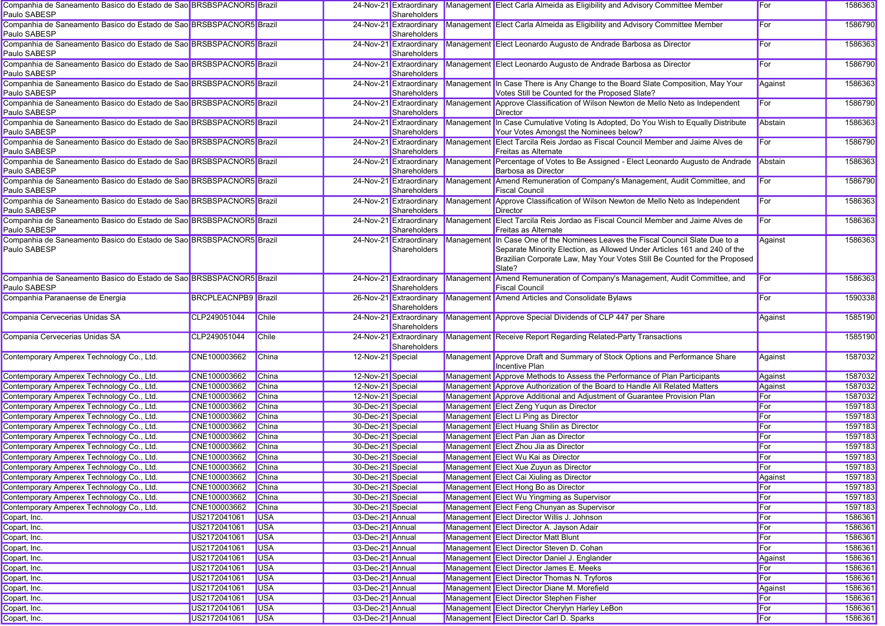| | | | | | | | | |
|---|---|---|---|---|---|---|---|---|
| Companhia de Saneamento Basico do Estado de Sao Paulo SABESP | BRSBSPACNOR5 | Brazil | 24-Nov-21 | Extraordinary Shareholders | Management | Elect Carla Almeida as Eligibility and Advisory Committee Member | For | 1586363 |
| Companhia de Saneamento Basico do Estado de Sao Paulo SABESP | BRSBSPACNOR5 | Brazil | 24-Nov-21 | Extraordinary Shareholders | Management | Elect Carla Almeida as Eligibility and Advisory Committee Member | For | 1586790 |
| Companhia de Saneamento Basico do Estado de Sao Paulo SABESP | BRSBSPACNOR5 | Brazil | 24-Nov-21 | Extraordinary Shareholders | Management | Elect Leonardo Augusto de Andrade Barbosa as Director | For | 1586363 |
| Companhia de Saneamento Basico do Estado de Sao Paulo SABESP | BRSBSPACNOR5 | Brazil | 24-Nov-21 | Extraordinary Shareholders | Management | Elect Leonardo Augusto de Andrade Barbosa as Director | For | 1586790 |
| Companhia de Saneamento Basico do Estado de Sao Paulo SABESP | BRSBSPACNOR5 | Brazil | 24-Nov-21 | Extraordinary Shareholders | Management | In Case There is Any Change to the Board Slate Composition, May Your Votes Still be Counted for the Proposed Slate? | Against | 1586363 |
| Companhia de Saneamento Basico do Estado de Sao Paulo SABESP | BRSBSPACNOR5 | Brazil | 24-Nov-21 | Extraordinary Shareholders | Management | Approve Classification of Wilson Newton de Mello Neto as Independent Director | For | 1586790 |
| Companhia de Saneamento Basico do Estado de Sao Paulo SABESP | BRSBSPACNOR5 | Brazil | 24-Nov-21 | Extraordinary Shareholders | Management | In Case Cumulative Voting Is Adopted, Do You Wish to Equally Distribute Your Votes Amongst the Nominees below? | Abstain | 1586363 |
| Companhia de Saneamento Basico do Estado de Sao Paulo SABESP | BRSBSPACNOR5 | Brazil | 24-Nov-21 | Extraordinary Shareholders | Management | Elect Tarcila Reis Jordao as Fiscal Council Member and Jaime Alves de Freitas as Alternate | For | 1586790 |
| Companhia de Saneamento Basico do Estado de Sao Paulo SABESP | BRSBSPACNOR5 | Brazil | 24-Nov-21 | Extraordinary Shareholders | Management | Percentage of Votes to Be Assigned - Elect Leonardo Augusto de Andrade Barbosa as Director | Abstain | 1586363 |
| Companhia de Saneamento Basico do Estado de Sao Paulo SABESP | BRSBSPACNOR5 | Brazil | 24-Nov-21 | Extraordinary Shareholders | Management | Amend Remuneration of Company's Management, Audit Committee, and Fiscal Council | For | 1586790 |
| Companhia de Saneamento Basico do Estado de Sao Paulo SABESP | BRSBSPACNOR5 | Brazil | 24-Nov-21 | Extraordinary Shareholders | Management | Approve Classification of Wilson Newton de Mello Neto as Independent Director | For | 1586363 |
| Companhia de Saneamento Basico do Estado de Sao Paulo SABESP | BRSBSPACNOR5 | Brazil | 24-Nov-21 | Extraordinary Shareholders | Management | Elect Tarcila Reis Jordao as Fiscal Council Member and Jaime Alves de Freitas as Alternate | For | 1586363 |
| Companhia de Saneamento Basico do Estado de Sao Paulo SABESP | BRSBSPACNOR5 | Brazil | 24-Nov-21 | Extraordinary Shareholders | Management | In Case One of the Nominees Leaves the Fiscal Council Slate Due to a Separate Minority Election, as Allowed Under Articles 161 and 240 of the Brazilian Corporate Law, May Your Votes Still Be Counted for the Proposed Slate? | Against | 1586363 |
| Companhia de Saneamento Basico do Estado de Sao Paulo SABESP | BRSBSPACNOR5 | Brazil | 24-Nov-21 | Extraordinary Shareholders | Management | Amend Remuneration of Company's Management, Audit Committee, and Fiscal Council | For | 1586363 |
| Companhia Paranaense de Energia | BRCPLEACNPB9 | Brazil | 26-Nov-21 | Extraordinary Shareholders | Management | Amend Articles and Consolidate Bylaws | For | 1590338 |
| Compania Cervecerias Unidas SA | CLP249051044 | Chile | 24-Nov-21 | Extraordinary Shareholders | Management | Approve Special Dividends of CLP 447 per Share | Against | 1585190 |
| Compania Cervecerias Unidas SA | CLP249051044 | Chile | 24-Nov-21 | Extraordinary Shareholders | Management | Receive Report Regarding Related-Party Transactions | | 1585190 |
| Contemporary Amperex Technology Co., Ltd. | CNE100003662 | China | 12-Nov-21 | Special | Management | Approve Draft and Summary of Stock Options and Performance Share Incentive Plan | Against | 1587032 |
| Contemporary Amperex Technology Co., Ltd. | CNE100003662 | China | 12-Nov-21 | Special | Management | Approve Methods to Assess the Performance of Plan Participants | Against | 1587032 |
| Contemporary Amperex Technology Co., Ltd. | CNE100003662 | China | 12-Nov-21 | Special | Management | Approve Authorization of the Board to Handle All Related Matters | Against | 1587032 |
| Contemporary Amperex Technology Co., Ltd. | CNE100003662 | China | 12-Nov-21 | Special | Management | Approve Additional and Adjustment of Guarantee Provision Plan | For | 1587032 |
| Contemporary Amperex Technology Co., Ltd. | CNE100003662 | China | 30-Dec-21 | Special | Management | Elect Zeng Yuqun as Director | For | 1597183 |
| Contemporary Amperex Technology Co., Ltd. | CNE100003662 | China | 30-Dec-21 | Special | Management | Elect Li Ping as Director | For | 1597183 |
| Contemporary Amperex Technology Co., Ltd. | CNE100003662 | China | 30-Dec-21 | Special | Management | Elect Huang Shilin as Director | For | 1597183 |
| Contemporary Amperex Technology Co., Ltd. | CNE100003662 | China | 30-Dec-21 | Special | Management | Elect Pan Jian as Director | For | 1597183 |
| Contemporary Amperex Technology Co., Ltd. | CNE100003662 | China | 30-Dec-21 | Special | Management | Elect Zhou Jia as Director | For | 1597183 |
| Contemporary Amperex Technology Co., Ltd. | CNE100003662 | China | 30-Dec-21 | Special | Management | Elect Wu Kai as Director | For | 1597183 |
| Contemporary Amperex Technology Co., Ltd. | CNE100003662 | China | 30-Dec-21 | Special | Management | Elect Xue Zuyun as Director | For | 1597183 |
| Contemporary Amperex Technology Co., Ltd. | CNE100003662 | China | 30-Dec-21 | Special | Management | Elect Cai Xiuling as Director | Against | 1597183 |
| Contemporary Amperex Technology Co., Ltd. | CNE100003662 | China | 30-Dec-21 | Special | Management | Elect Hong Bo as Director | For | 1597183 |
| Contemporary Amperex Technology Co., Ltd. | CNE100003662 | China | 30-Dec-21 | Special | Management | Elect Wu Yingming as Supervisor | For | 1597183 |
| Contemporary Amperex Technology Co., Ltd. | CNE100003662 | China | 30-Dec-21 | Special | Management | Elect Feng Chunyan as Supervisor | For | 1597183 |
| Copart, Inc. | US2172041061 | USA | 03-Dec-21 | Annual | Management | Elect Director Willis J. Johnson | For | 1586361 |
| Copart, Inc. | US2172041061 | USA | 03-Dec-21 | Annual | Management | Elect Director A. Jayson Adair | For | 1586361 |
| Copart, Inc. | US2172041061 | USA | 03-Dec-21 | Annual | Management | Elect Director Matt Blunt | For | 1586361 |
| Copart, Inc. | US2172041061 | USA | 03-Dec-21 | Annual | Management | Elect Director Steven D. Cohan | For | 1586361 |
| Copart, Inc. | US2172041061 | USA | 03-Dec-21 | Annual | Management | Elect Director Daniel J. Englander | Against | 1586361 |
| Copart, Inc. | US2172041061 | USA | 03-Dec-21 | Annual | Management | Elect Director James E. Meeks | For | 1586361 |
| Copart, Inc. | US2172041061 | USA | 03-Dec-21 | Annual | Management | Elect Director Thomas N. Tryforos | For | 1586361 |
| Copart, Inc. | US2172041061 | USA | 03-Dec-21 | Annual | Management | Elect Director Diane M. Morefield | Against | 1586361 |
| Copart, Inc. | US2172041061 | USA | 03-Dec-21 | Annual | Management | Elect Director Stephen Fisher | For | 1586361 |
| Copart, Inc. | US2172041061 | USA | 03-Dec-21 | Annual | Management | Elect Director Cherylyn Harley LeBon | For | 1586361 |
| Copart, Inc. | US2172041061 | USA | 03-Dec-21 | Annual | Management | Elect Director Carl D. Sparks | For | 1586361 |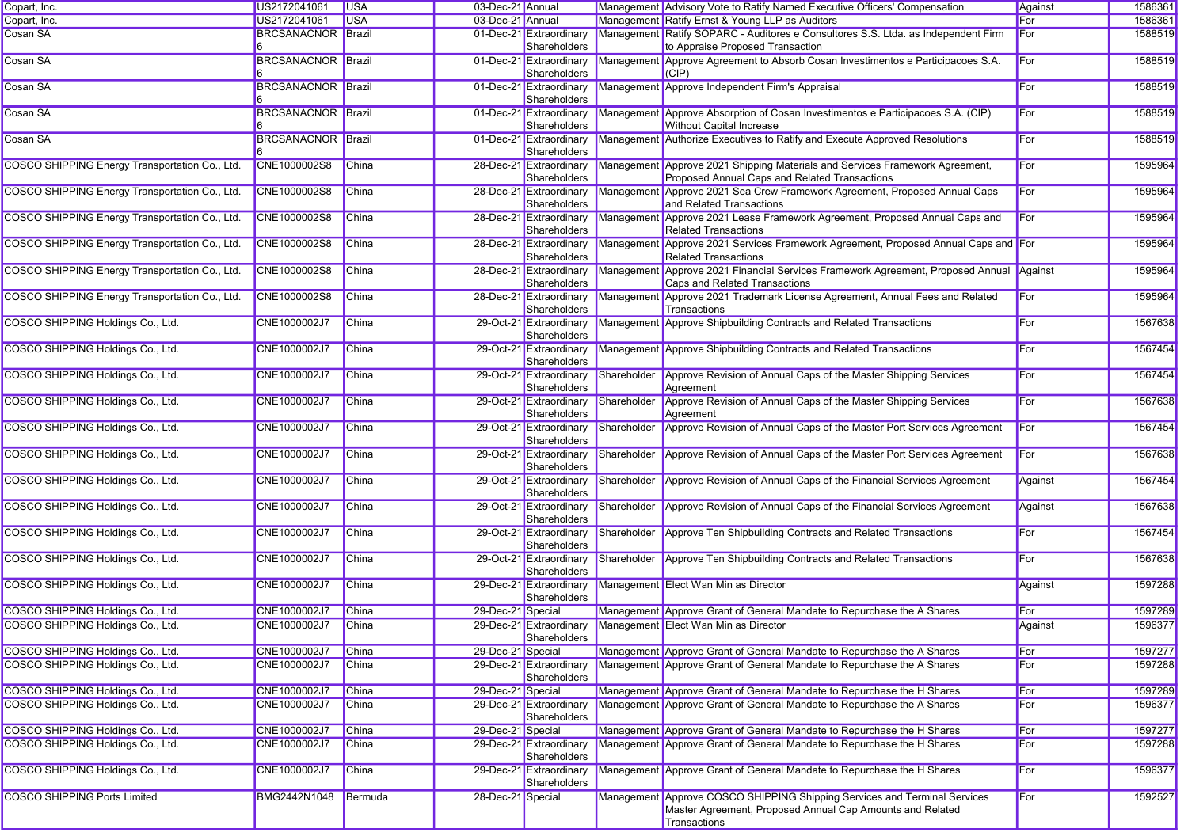| | | | | | | | | |
|---|---|---|---|---|---|---|---|---|
| Copart, Inc. | US2172041061 | USA | 03-Dec-21 | Annual | Management | Advisory Vote to Ratify Named Executive Officers' Compensation | Against | 1586361 |
| Copart, Inc. | US2172041061 | USA | 03-Dec-21 | Annual | Management | Ratify Ernst & Young LLP as Auditors | For | 1586361 |
| Cosan SA | BRCSANACNOR6 | Brazil | 01-Dec-21 | Extraordinary Shareholders | Management | Ratify SOPARC - Auditores e Consultores S.S. Ltda. as Independent Firm to Appraise Proposed Transaction | For | 1588519 |
| Cosan SA | BRCSANACNOR6 | Brazil | 01-Dec-21 | Extraordinary Shareholders | Management | Approve Agreement to Absorb Cosan Investimentos e Participacoes S.A. (CIP) | For | 1588519 |
| Cosan SA | BRCSANACNOR6 | Brazil | 01-Dec-21 | Extraordinary Shareholders | Management | Approve Independent Firm's Appraisal | For | 1588519 |
| Cosan SA | BRCSANACNOR6 | Brazil | 01-Dec-21 | Extraordinary Shareholders | Management | Approve Absorption of Cosan Investimentos e Participacoes S.A. (CIP) Without Capital Increase | For | 1588519 |
| Cosan SA | BRCSANACNOR6 | Brazil | 01-Dec-21 | Extraordinary Shareholders | Management | Authorize Executives to Ratify and Execute Approved Resolutions | For | 1588519 |
| COSCO SHIPPING Energy Transportation Co., Ltd. | CNE1000002S8 | China | 28-Dec-21 | Extraordinary Shareholders | Management | Approve 2021 Shipping Materials and Services Framework Agreement, Proposed Annual Caps and Related Transactions | For | 1595964 |
| COSCO SHIPPING Energy Transportation Co., Ltd. | CNE1000002S8 | China | 28-Dec-21 | Extraordinary Shareholders | Management | Approve 2021 Sea Crew Framework Agreement, Proposed Annual Caps and Related Transactions | For | 1595964 |
| COSCO SHIPPING Energy Transportation Co., Ltd. | CNE1000002S8 | China | 28-Dec-21 | Extraordinary Shareholders | Management | Approve 2021 Lease Framework Agreement, Proposed Annual Caps and Related Transactions | For | 1595964 |
| COSCO SHIPPING Energy Transportation Co., Ltd. | CNE1000002S8 | China | 28-Dec-21 | Extraordinary Shareholders | Management | Approve 2021 Services Framework Agreement, Proposed Annual Caps and Related Transactions | For | 1595964 |
| COSCO SHIPPING Energy Transportation Co., Ltd. | CNE1000002S8 | China | 28-Dec-21 | Extraordinary Shareholders | Management | Approve 2021 Financial Services Framework Agreement, Proposed Annual Caps and Related Transactions | Against | 1595964 |
| COSCO SHIPPING Energy Transportation Co., Ltd. | CNE1000002S8 | China | 28-Dec-21 | Extraordinary Shareholders | Management | Approve 2021 Trademark License Agreement, Annual Fees and Related Transactions | For | 1595964 |
| COSCO SHIPPING Holdings Co., Ltd. | CNE1000002J7 | China | 29-Oct-21 | Extraordinary Shareholders | Management | Approve Shipbuilding Contracts and Related Transactions | For | 1567638 |
| COSCO SHIPPING Holdings Co., Ltd. | CNE1000002J7 | China | 29-Oct-21 | Extraordinary Shareholders | Management | Approve Shipbuilding Contracts and Related Transactions | For | 1567454 |
| COSCO SHIPPING Holdings Co., Ltd. | CNE1000002J7 | China | 29-Oct-21 | Extraordinary Shareholders | Shareholder | Approve Revision of Annual Caps of the Master Shipping Services Agreement | For | 1567454 |
| COSCO SHIPPING Holdings Co., Ltd. | CNE1000002J7 | China | 29-Oct-21 | Extraordinary Shareholders | Shareholder | Approve Revision of Annual Caps of the Master Shipping Services Agreement | For | 1567638 |
| COSCO SHIPPING Holdings Co., Ltd. | CNE1000002J7 | China | 29-Oct-21 | Extraordinary Shareholders | Shareholder | Approve Revision of Annual Caps of the Master Port Services Agreement | For | 1567454 |
| COSCO SHIPPING Holdings Co., Ltd. | CNE1000002J7 | China | 29-Oct-21 | Extraordinary Shareholders | Shareholder | Approve Revision of Annual Caps of the Master Port Services Agreement | For | 1567638 |
| COSCO SHIPPING Holdings Co., Ltd. | CNE1000002J7 | China | 29-Oct-21 | Extraordinary Shareholders | Shareholder | Approve Revision of Annual Caps of the Financial Services Agreement | Against | 1567454 |
| COSCO SHIPPING Holdings Co., Ltd. | CNE1000002J7 | China | 29-Oct-21 | Extraordinary Shareholders | Shareholder | Approve Revision of Annual Caps of the Financial Services Agreement | Against | 1567638 |
| COSCO SHIPPING Holdings Co., Ltd. | CNE1000002J7 | China | 29-Oct-21 | Extraordinary Shareholders | Shareholder | Approve Ten Shipbuilding Contracts and Related Transactions | For | 1567454 |
| COSCO SHIPPING Holdings Co., Ltd. | CNE1000002J7 | China | 29-Oct-21 | Extraordinary Shareholders | Shareholder | Approve Ten Shipbuilding Contracts and Related Transactions | For | 1567638 |
| COSCO SHIPPING Holdings Co., Ltd. | CNE1000002J7 | China | 29-Dec-21 | Extraordinary Shareholders | Management | Elect Wan Min as Director | Against | 1597288 |
| COSCO SHIPPING Holdings Co., Ltd. | CNE1000002J7 | China | 29-Dec-21 | Special | Management | Approve Grant of General Mandate to Repurchase the A Shares | For | 1597289 |
| COSCO SHIPPING Holdings Co., Ltd. | CNE1000002J7 | China | 29-Dec-21 | Extraordinary Shareholders | Management | Elect Wan Min as Director | Against | 1596377 |
| COSCO SHIPPING Holdings Co., Ltd. | CNE1000002J7 | China | 29-Dec-21 | Special | Management | Approve Grant of General Mandate to Repurchase the A Shares | For | 1597277 |
| COSCO SHIPPING Holdings Co., Ltd. | CNE1000002J7 | China | 29-Dec-21 | Extraordinary Shareholders | Management | Approve Grant of General Mandate to Repurchase the A Shares | For | 1597288 |
| COSCO SHIPPING Holdings Co., Ltd. | CNE1000002J7 | China | 29-Dec-21 | Special | Management | Approve Grant of General Mandate to Repurchase the H Shares | For | 1597289 |
| COSCO SHIPPING Holdings Co., Ltd. | CNE1000002J7 | China | 29-Dec-21 | Extraordinary Shareholders | Management | Approve Grant of General Mandate to Repurchase the A Shares | For | 1596377 |
| COSCO SHIPPING Holdings Co., Ltd. | CNE1000002J7 | China | 29-Dec-21 | Special | Management | Approve Grant of General Mandate to Repurchase the H Shares | For | 1597277 |
| COSCO SHIPPING Holdings Co., Ltd. | CNE1000002J7 | China | 29-Dec-21 | Extraordinary Shareholders | Management | Approve Grant of General Mandate to Repurchase the H Shares | For | 1597288 |
| COSCO SHIPPING Holdings Co., Ltd. | CNE1000002J7 | China | 29-Dec-21 | Extraordinary Shareholders | Management | Approve Grant of General Mandate to Repurchase the H Shares | For | 1596377 |
| COSCO SHIPPING Ports Limited | BMG2442N1048 | Bermuda | 28-Dec-21 | Special | Management | Approve COSCO SHIPPING Shipping Services and Terminal Services Master Agreement, Proposed Annual Cap Amounts and Related Transactions | For | 1592527 |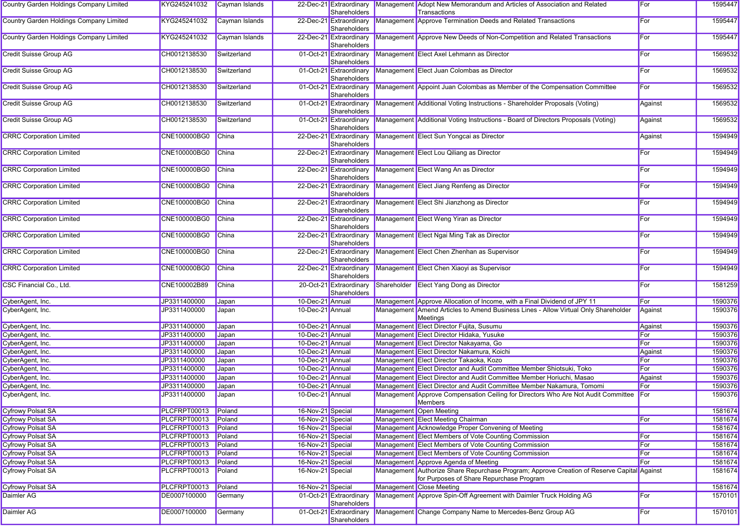| Country Garden Holdings Company Limited | KYG245241032 | Cayman Islands | 22-Dec-21 | Extraordinary Shareholders | Management | Adopt New Memorandum and Articles of Association and Related Transactions | For | 1595447 |
|---|---|---|---|---|---|---|---|---|
| Country Garden Holdings Company Limited | KYG245241032 | Cayman Islands | 22-Dec-21 | Extraordinary Shareholders | Management | Approve Termination Deeds and Related Transactions | For | 1595447 |
| Country Garden Holdings Company Limited | KYG245241032 | Cayman Islands | 22-Dec-21 | Extraordinary Shareholders | Management | Approve New Deeds of Non-Competition and Related Transactions | For | 1595447 |
| Credit Suisse Group AG | CH0012138530 | Switzerland | 01-Oct-21 | Extraordinary Shareholders | Management | Elect Axel Lehmann as Director | For | 1569532 |
| Credit Suisse Group AG | CH0012138530 | Switzerland | 01-Oct-21 | Extraordinary Shareholders | Management | Elect Juan Colombas as Director | For | 1569532 |
| Credit Suisse Group AG | CH0012138530 | Switzerland | 01-Oct-21 | Extraordinary Shareholders | Management | Appoint Juan Colombas as Member of the Compensation Committee | For | 1569532 |
| Credit Suisse Group AG | CH0012138530 | Switzerland | 01-Oct-21 | Extraordinary Shareholders | Management | Additional Voting Instructions - Shareholder Proposals (Voting) | Against | 1569532 |
| Credit Suisse Group AG | CH0012138530 | Switzerland | 01-Oct-21 | Extraordinary Shareholders | Management | Additional Voting Instructions - Board of Directors Proposals (Voting) | Against | 1569532 |
| CRRC Corporation Limited | CNE100000BG0 | China | 22-Dec-21 | Extraordinary Shareholders | Management | Elect Sun Yongcai as Director | Against | 1594949 |
| CRRC Corporation Limited | CNE100000BG0 | China | 22-Dec-21 | Extraordinary Shareholders | Management | Elect Lou Qiliang as Director | For | 1594949 |
| CRRC Corporation Limited | CNE100000BG0 | China | 22-Dec-21 | Extraordinary Shareholders | Management | Elect Wang An as Director | For | 1594949 |
| CRRC Corporation Limited | CNE100000BG0 | China | 22-Dec-21 | Extraordinary Shareholders | Management | Elect Jiang Renfeng as Director | For | 1594949 |
| CRRC Corporation Limited | CNE100000BG0 | China | 22-Dec-21 | Extraordinary Shareholders | Management | Elect Shi Jianzhong as Director | For | 1594949 |
| CRRC Corporation Limited | CNE100000BG0 | China | 22-Dec-21 | Extraordinary Shareholders | Management | Elect Weng Yiran as Director | For | 1594949 |
| CRRC Corporation Limited | CNE100000BG0 | China | 22-Dec-21 | Extraordinary Shareholders | Management | Elect Ngai Ming Tak as Director | For | 1594949 |
| CRRC Corporation Limited | CNE100000BG0 | China | 22-Dec-21 | Extraordinary Shareholders | Management | Elect Chen Zhenhan as Supervisor | For | 1594949 |
| CRRC Corporation Limited | CNE100000BG0 | China | 22-Dec-21 | Extraordinary Shareholders | Management | Elect Chen Xiaoyi as Supervisor | For | 1594949 |
| CSC Financial Co., Ltd. | CNE100002B89 | China | 20-Oct-21 | Extraordinary Shareholders | Shareholder | Elect Yang Dong as Director | For | 1581259 |
| CyberAgent, Inc. | JP3311400000 | Japan | 10-Dec-21 | Annual | Management | Approve Allocation of Income, with a Final Dividend of JPY 11 | For | 1590376 |
| CyberAgent, Inc. | JP3311400000 | Japan | 10-Dec-21 | Annual | Management | Amend Articles to Amend Business Lines - Allow Virtual Only Shareholder Meetings | Against | 1590376 |
| CyberAgent, Inc. | JP3311400000 | Japan | 10-Dec-21 | Annual | Management | Elect Director Fujita, Susumu | Against | 1590376 |
| CyberAgent, Inc. | JP3311400000 | Japan | 10-Dec-21 | Annual | Management | Elect Director Hidaka, Yusuke | For | 1590376 |
| CyberAgent, Inc. | JP3311400000 | Japan | 10-Dec-21 | Annual | Management | Elect Director Nakayama, Go | For | 1590376 |
| CyberAgent, Inc. | JP3311400000 | Japan | 10-Dec-21 | Annual | Management | Elect Director Nakamura, Koichi | Against | 1590376 |
| CyberAgent, Inc. | JP3311400000 | Japan | 10-Dec-21 | Annual | Management | Elect Director Takaoka, Kozo | For | 1590376 |
| CyberAgent, Inc. | JP3311400000 | Japan | 10-Dec-21 | Annual | Management | Elect Director and Audit Committee Member Shiotsuki, Toko | For | 1590376 |
| CyberAgent, Inc. | JP3311400000 | Japan | 10-Dec-21 | Annual | Management | Elect Director and Audit Committee Member Horiuchi, Masao | Against | 1590376 |
| CyberAgent, Inc. | JP3311400000 | Japan | 10-Dec-21 | Annual | Management | Elect Director and Audit Committee Member Nakamura, Tomomi | For | 1590376 |
| CyberAgent, Inc. | JP3311400000 | Japan | 10-Dec-21 | Annual | Management | Approve Compensation Ceiling for Directors Who Are Not Audit Committee Members | For | 1590376 |
| Cyfrowy Polsat SA | PLCFRPT00013 | Poland | 16-Nov-21 | Special | Management | Open Meeting | | 1581674 |
| Cyfrowy Polsat SA | PLCFRPT00013 | Poland | 16-Nov-21 | Special | Management | Elect Meeting Chairman | For | 1581674 |
| Cyfrowy Polsat SA | PLCFRPT00013 | Poland | 16-Nov-21 | Special | Management | Acknowledge Proper Convening of Meeting | | 1581674 |
| Cyfrowy Polsat SA | PLCFRPT00013 | Poland | 16-Nov-21 | Special | Management | Elect Members of Vote Counting Commission | For | 1581674 |
| Cyfrowy Polsat SA | PLCFRPT00013 | Poland | 16-Nov-21 | Special | Management | Elect Members of Vote Counting Commission | For | 1581674 |
| Cyfrowy Polsat SA | PLCFRPT00013 | Poland | 16-Nov-21 | Special | Management | Elect Members of Vote Counting Commission | For | 1581674 |
| Cyfrowy Polsat SA | PLCFRPT00013 | Poland | 16-Nov-21 | Special | Management | Approve Agenda of Meeting | For | 1581674 |
| Cyfrowy Polsat SA | PLCFRPT00013 | Poland | 16-Nov-21 | Special | Management | Authorize Share Repurchase Program; Approve Creation of Reserve Capital for Purposes of Share Repurchase Program | Against | 1581674 |
| Cyfrowy Polsat SA | PLCFRPT00013 | Poland | 16-Nov-21 | Special | Management | Close Meeting | | 1581674 |
| Daimler AG | DE0007100000 | Germany | 01-Oct-21 | Extraordinary Shareholders | Management | Approve Spin-Off Agreement with Daimler Truck Holding AG | For | 1570101 |
| Daimler AG | DE0007100000 | Germany | 01-Oct-21 | Extraordinary Shareholders | Management | Change Company Name to Mercedes-Benz Group AG | For | 1570101 |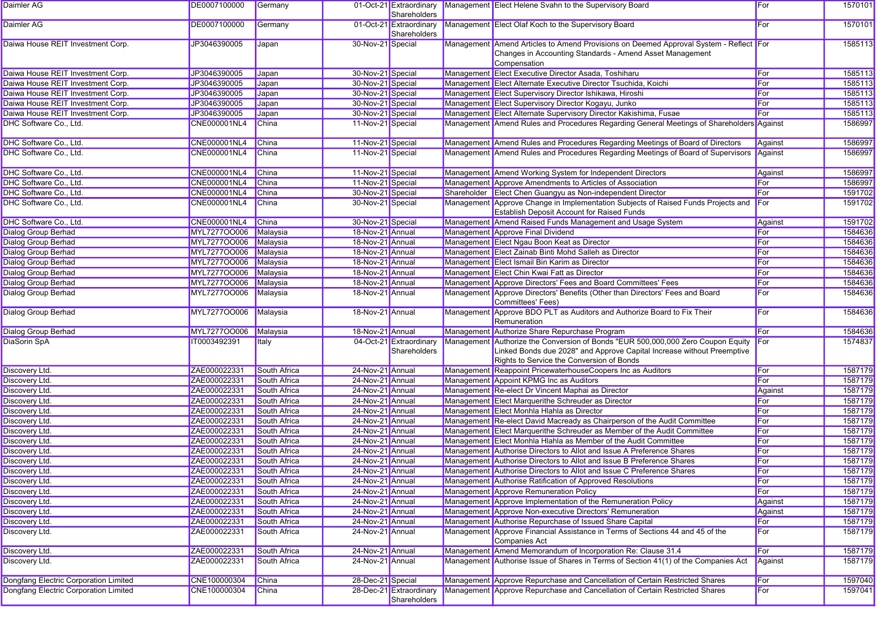| | | | | | | | | |
|---|---|---|---|---|---|---|---|---|
| Daimler AG | DE0007100000 | Germany | 01-Oct-21 | Extraordinary Shareholders | Management | Elect Helene Svahn to the Supervisory Board | For | 1570101 |
| Daimler AG | DE0007100000 | Germany | 01-Oct-21 | Extraordinary Shareholders | Management | Elect Olaf Koch to the Supervisory Board | For | 1570101 |
| Daiwa House REIT Investment Corp. | JP3046390005 | Japan | 30-Nov-21 | Special | Management | Amend Articles to Amend Provisions on Deemed Approval System - Reflect Changes in Accounting Standards - Amend Asset Management Compensation | For | 1585113 |
| Daiwa House REIT Investment Corp. | JP3046390005 | Japan | 30-Nov-21 | Special | Management | Elect Executive Director Asada, Toshiharu | For | 1585113 |
| Daiwa House REIT Investment Corp. | JP3046390005 | Japan | 30-Nov-21 | Special | Management | Elect Alternate Executive Director Tsuchida, Koichi | For | 1585113 |
| Daiwa House REIT Investment Corp. | JP3046390005 | Japan | 30-Nov-21 | Special | Management | Elect Supervisory Director Ishikawa, Hiroshi | For | 1585113 |
| Daiwa House REIT Investment Corp. | JP3046390005 | Japan | 30-Nov-21 | Special | Management | Elect Supervisory Director Kogayu, Junko | For | 1585113 |
| Daiwa House REIT Investment Corp. | JP3046390005 | Japan | 30-Nov-21 | Special | Management | Elect Alternate Supervisory Director Kakishima, Fusae | For | 1585113 |
| DHC Software Co., Ltd. | CNE000001NL4 | China | 11-Nov-21 | Special | Management | Amend Rules and Procedures Regarding General Meetings of Shareholders | Against | 1586997 |
| DHC Software Co., Ltd. | CNE000001NL4 | China | 11-Nov-21 | Special | Management | Amend Rules and Procedures Regarding Meetings of Board of Directors | Against | 1586997 |
| DHC Software Co., Ltd. | CNE000001NL4 | China | 11-Nov-21 | Special | Management | Amend Rules and Procedures Regarding Meetings of Board of Supervisors | Against | 1586997 |
| DHC Software Co., Ltd. | CNE000001NL4 | China | 11-Nov-21 | Special | Management | Amend Working System for Independent Directors | Against | 1586997 |
| DHC Software Co., Ltd. | CNE000001NL4 | China | 11-Nov-21 | Special | Management | Approve Amendments to Articles of Association | For | 1586997 |
| DHC Software Co., Ltd. | CNE000001NL4 | China | 30-Nov-21 | Special | Shareholder | Elect Chen Guangyu as Non-independent Director | For | 1591702 |
| DHC Software Co., Ltd. | CNE000001NL4 | China | 30-Nov-21 | Special | Management | Approve Change in Implementation Subjects of Raised Funds Projects and Establish Deposit Account for Raised Funds | For | 1591702 |
| DHC Software Co., Ltd. | CNE000001NL4 | China | 30-Nov-21 | Special | Management | Amend Raised Funds Management and Usage System | Against | 1591702 |
| Dialog Group Berhad | MYL7277OO006 | Malaysia | 18-Nov-21 | Annual | Management | Approve Final Dividend | For | 1584636 |
| Dialog Group Berhad | MYL7277OO006 | Malaysia | 18-Nov-21 | Annual | Management | Elect Ngau Boon Keat as Director | For | 1584636 |
| Dialog Group Berhad | MYL7277OO006 | Malaysia | 18-Nov-21 | Annual | Management | Elect Zainab Binti Mohd Salleh as Director | For | 1584636 |
| Dialog Group Berhad | MYL7277OO006 | Malaysia | 18-Nov-21 | Annual | Management | Elect Ismail Bin Karim as Director | For | 1584636 |
| Dialog Group Berhad | MYL7277OO006 | Malaysia | 18-Nov-21 | Annual | Management | Elect Chin Kwai Fatt as Director | For | 1584636 |
| Dialog Group Berhad | MYL7277OO006 | Malaysia | 18-Nov-21 | Annual | Management | Approve Directors' Fees and Board Committees' Fees | For | 1584636 |
| Dialog Group Berhad | MYL7277OO006 | Malaysia | 18-Nov-21 | Annual | Management | Approve Directors' Benefits (Other than Directors' Fees and Board Committees' Fees) | For | 1584636 |
| Dialog Group Berhad | MYL7277OO006 | Malaysia | 18-Nov-21 | Annual | Management | Approve BDO PLT as Auditors and Authorize Board to Fix Their Remuneration | For | 1584636 |
| Dialog Group Berhad | MYL7277OO006 | Malaysia | 18-Nov-21 | Annual | Management | Authorize Share Repurchase Program | For | 1584636 |
| DiaSorin SpA | IT0003492391 | Italy | 04-Oct-21 | Extraordinary Shareholders | Management | Authorize the Conversion of Bonds "EUR 500,000,000 Zero Coupon Equity Linked Bonds due 2028" and Approve Capital Increase without Preemptive Rights to Service the Conversion of Bonds | For | 1574837 |
| Discovery Ltd. | ZAE000022331 | South Africa | 24-Nov-21 | Annual | Management | Reappoint PricewaterhouseCoopers Inc as Auditors | For | 1587179 |
| Discovery Ltd. | ZAE000022331 | South Africa | 24-Nov-21 | Annual | Management | Appoint KPMG Inc as Auditors | For | 1587179 |
| Discovery Ltd. | ZAE000022331 | South Africa | 24-Nov-21 | Annual | Management | Re-elect Dr Vincent Maphai as Director | Against | 1587179 |
| Discovery Ltd. | ZAE000022331 | South Africa | 24-Nov-21 | Annual | Management | Elect Marquerithe Schreuder as Director | For | 1587179 |
| Discovery Ltd. | ZAE000022331 | South Africa | 24-Nov-21 | Annual | Management | Elect Monhla Hlahla as Director | For | 1587179 |
| Discovery Ltd. | ZAE000022331 | South Africa | 24-Nov-21 | Annual | Management | Re-elect David Macready as Chairperson of the Audit Committee | For | 1587179 |
| Discovery Ltd. | ZAE000022331 | South Africa | 24-Nov-21 | Annual | Management | Elect Marquerithe Schreuder as Member of the Audit Committee | For | 1587179 |
| Discovery Ltd. | ZAE000022331 | South Africa | 24-Nov-21 | Annual | Management | Elect Monhla Hlahla as Member of the Audit Committee | For | 1587179 |
| Discovery Ltd. | ZAE000022331 | South Africa | 24-Nov-21 | Annual | Management | Authorise Directors to Allot and Issue A Preference Shares | For | 1587179 |
| Discovery Ltd. | ZAE000022331 | South Africa | 24-Nov-21 | Annual | Management | Authorise Directors to Allot and Issue B Preference Shares | For | 1587179 |
| Discovery Ltd. | ZAE000022331 | South Africa | 24-Nov-21 | Annual | Management | Authorise Directors to Allot and Issue C Preference Shares | For | 1587179 |
| Discovery Ltd. | ZAE000022331 | South Africa | 24-Nov-21 | Annual | Management | Authorise Ratification of Approved Resolutions | For | 1587179 |
| Discovery Ltd. | ZAE000022331 | South Africa | 24-Nov-21 | Annual | Management | Approve Remuneration Policy | For | 1587179 |
| Discovery Ltd. | ZAE000022331 | South Africa | 24-Nov-21 | Annual | Management | Approve Implementation of the Remuneration Policy | Against | 1587179 |
| Discovery Ltd. | ZAE000022331 | South Africa | 24-Nov-21 | Annual | Management | Approve Non-executive Directors' Remuneration | Against | 1587179 |
| Discovery Ltd. | ZAE000022331 | South Africa | 24-Nov-21 | Annual | Management | Authorise Repurchase of Issued Share Capital | For | 1587179 |
| Discovery Ltd. | ZAE000022331 | South Africa | 24-Nov-21 | Annual | Management | Approve Financial Assistance in Terms of Sections 44 and 45 of the Companies Act | For | 1587179 |
| Discovery Ltd. | ZAE000022331 | South Africa | 24-Nov-21 | Annual | Management | Amend Memorandum of Incorporation Re: Clause 31.4 | For | 1587179 |
| Discovery Ltd. | ZAE000022331 | South Africa | 24-Nov-21 | Annual | Management | Authorise Issue of Shares in Terms of Section 41(1) of the Companies Act | Against | 1587179 |
| Dongfang Electric Corporation Limited | CNE100000304 | China | 28-Dec-21 | Special | Management | Approve Repurchase and Cancellation of Certain Restricted Shares | For | 1597040 |
| Dongfang Electric Corporation Limited | CNE100000304 | China | 28-Dec-21 | Extraordinary Shareholders | Management | Approve Repurchase and Cancellation of Certain Restricted Shares | For | 1597041 |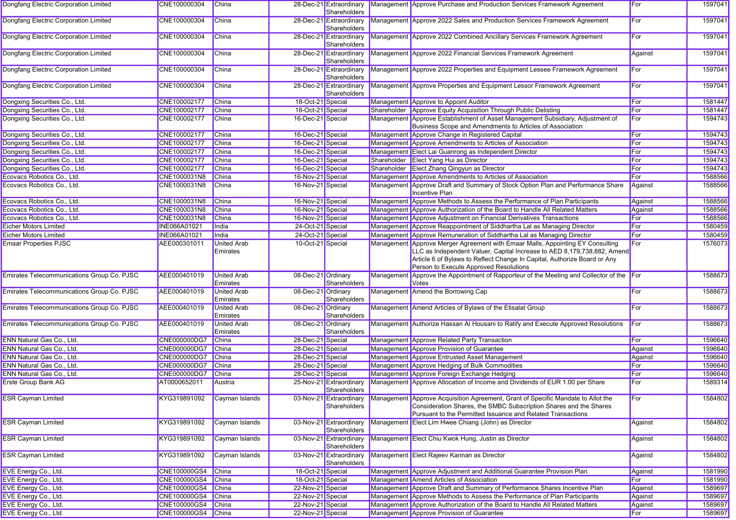| | | | | | | | | |
|---|---|---|---|---|---|---|---|---|
| Dongfang Electric Corporation Limited | CNE100000304 | China | 28-Dec-21 | Extraordinary Shareholders | Management | Approve Purchase and Production Services Framework Agreement | For | 1597041 |
| Dongfang Electric Corporation Limited | CNE100000304 | China | 28-Dec-21 | Extraordinary Shareholders | Management | Approve 2022 Sales and Production Services Framework Agreement | For | 1597041 |
| Dongfang Electric Corporation Limited | CNE100000304 | China | 28-Dec-21 | Extraordinary Shareholders | Management | Approve 2022 Combined Ancillary Services Framework Agreement | For | 1597041 |
| Dongfang Electric Corporation Limited | CNE100000304 | China | 28-Dec-21 | Extraordinary Shareholders | Management | Approve 2022 Financial Services Framework Agreement | Against | 1597041 |
| Dongfang Electric Corporation Limited | CNE100000304 | China | 28-Dec-21 | Extraordinary Shareholders | Management | Approve 2022 Properties and Equipment Lessee Framework Agreement | For | 1597041 |
| Dongfang Electric Corporation Limited | CNE100000304 | China | 28-Dec-21 | Extraordinary Shareholders | Management | Approve Properties and Equipment Lessor Framework Agreement | For | 1597041 |
| Dongxing Securities Co., Ltd. | CNE100002177 | China | 18-Oct-21 | Special | Management | Approve to Appoint Auditor | For | 1581447 |
| Dongxing Securities Co., Ltd. | CNE100002177 | China | 18-Oct-21 | Special | Shareholder | Approve Equity Acquisition Through Public Delisting | For | 1581447 |
| Dongxing Securities Co., Ltd. | CNE100002177 | China | 16-Dec-21 | Special | Management | Approve Establishment of Asset Management Subsidiary, Adjustment of Business Scope and Amendments to Articles of Association | For | 1594743 |
| Dongxing Securities Co., Ltd. | CNE100002177 | China | 16-Dec-21 | Special | Management | Approve Change in Registered Capital | For | 1594743 |
| Dongxing Securities Co., Ltd. | CNE100002177 | China | 16-Dec-21 | Special | Management | Approve Amendments to Articles of Association | For | 1594743 |
| Dongxing Securities Co., Ltd. | CNE100002177 | China | 16-Dec-21 | Special | Management | Elect Lai Guanrong as Independent Director | For | 1594743 |
| Dongxing Securities Co., Ltd. | CNE100002177 | China | 16-Dec-21 | Special | Shareholder | Elect Yang Hui as Director | For | 1594743 |
| Dongxing Securities Co., Ltd. | CNE100002177 | China | 16-Dec-21 | Special | Shareholder | Elect Zhang Qingyun as Director | For | 1594743 |
| Ecovacs Robotics Co., Ltd. | CNE1000031N8 | China | 16-Nov-21 | Special | Management | Approve Amendments to Articles of Association | For | 1588566 |
| Ecovacs Robotics Co., Ltd. | CNE1000031N8 | China | 16-Nov-21 | Special | Management | Approve Draft and Summary of Stock Option Plan and Performance Share Incentive Plan | Against | 1588566 |
| Ecovacs Robotics Co., Ltd. | CNE1000031N8 | China | 16-Nov-21 | Special | Management | Approve Methods to Assess the Performance of Plan Participants | Against | 1588566 |
| Ecovacs Robotics Co., Ltd. | CNE1000031N8 | China | 16-Nov-21 | Special | Management | Approve Authorization of the Board to Handle All Related Matters | Against | 1588566 |
| Ecovacs Robotics Co., Ltd. | CNE1000031N8 | China | 16-Nov-21 | Special | Management | Approve Adjustment on Financial Derivatives Transactions | For | 1588566 |
| Eicher Motors Limited | INE066A01021 | India | 24-Oct-21 | Special | Management | Approve Reappointment of Siddhartha Lal as Managing Director | For | 1580459 |
| Eicher Motors Limited | INE066A01021 | India | 24-Oct-21 | Special | Management | Approve Remuneration of Siddhartha Lal as Managing Director | For | 1580459 |
| Emaar Properties PJSC | AEE000301011 | United Arab Emirates | 10-Oct-21 | Special | Management | Approve Merger Agreement with Emaar Malls, Appointing EY Consulting LLC as Independent Valuer, Capital Increase to AED 8,179,738,882, Amend Article 6 of Bylaws to Reflect Change In Capital, Authorize Board or Any Person to Execute Approved Resolutions | For | 1576073 |
| Emirates Telecommunications Group Co. PJSC | AEE000401019 | United Arab Emirates | 08-Dec-21 | Ordinary Shareholders | Management | Approve the Appointment of Rapporteur of the Meeting and Collector of the Votes | For | 1588673 |
| Emirates Telecommunications Group Co. PJSC | AEE000401019 | United Arab Emirates | 08-Dec-21 | Ordinary Shareholders | Management | Amend the Borrowing Cap | For | 1588673 |
| Emirates Telecommunications Group Co. PJSC | AEE000401019 | United Arab Emirates | 08-Dec-21 | Ordinary Shareholders | Management | Amend Articles of Bylaws of the Etisalat Group | For | 1588673 |
| Emirates Telecommunications Group Co. PJSC | AEE000401019 | United Arab Emirates | 08-Dec-21 | Ordinary Shareholders | Management | Authorize Hassan Al Housani to Ratify and Execute Approved Resolutions | For | 1588673 |
| ENN Natural Gas Co., Ltd. | CNE000000DG7 | China | 28-Dec-21 | Special | Management | Approve Related Party Transaction | For | 1596640 |
| ENN Natural Gas Co., Ltd. | CNE000000DG7 | China | 28-Dec-21 | Special | Management | Approve Provision of Guarantee | Against | 1596640 |
| ENN Natural Gas Co., Ltd. | CNE000000DG7 | China | 28-Dec-21 | Special | Management | Approve Entrusted Asset Management | Against | 1596640 |
| ENN Natural Gas Co., Ltd. | CNE000000DG7 | China | 28-Dec-21 | Special | Management | Approve Hedging of Bulk Commodities | For | 1596640 |
| ENN Natural Gas Co., Ltd. | CNE000000DG7 | China | 28-Dec-21 | Special | Management | Approve Foreign Exchange Hedging | For | 1596640 |
| Erste Group Bank AG | AT0000652011 | Austria | 25-Nov-21 | Extraordinary Shareholders | Management | Approve Allocation of Income and Dividends of EUR 1.00 per Share | For | 1589314 |
| ESR Cayman Limited | KYG319891092 | Cayman Islands | 03-Nov-21 | Extraordinary Shareholders | Management | Approve Acquisition Agreement, Grant of Specific Mandate to Allot the Consideration Shares, the SMBC Subscription Shares and the Shares Pursuant to the Permitted Issuance and Related Transactions | For | 1584802 |
| ESR Cayman Limited | KYG319891092 | Cayman Islands | 03-Nov-21 | Extraordinary Shareholders | Management | Elect Lim Hwee Chiang (John) as Director | Against | 1584802 |
| ESR Cayman Limited | KYG319891092 | Cayman Islands | 03-Nov-21 | Extraordinary Shareholders | Management | Elect Chiu Kwok Hung, Justin as Director | Against | 1584802 |
| ESR Cayman Limited | KYG319891092 | Cayman Islands | 03-Nov-21 | Extraordinary Shareholders | Management | Elect Rajeev Kannan as Director | Against | 1584802 |
| EVE Energy Co., Ltd. | CNE100000GS4 | China | 18-Oct-21 | Special | Management | Approve Adjustment and Additional Guarantee Provision Plan | Against | 1581990 |
| EVE Energy Co., Ltd. | CNE100000GS4 | China | 18-Oct-21 | Special | Management | Amend Articles of Association | For | 1581990 |
| EVE Energy Co., Ltd. | CNE100000GS4 | China | 22-Nov-21 | Special | Management | Approve Draft and Summary of Performance Shares Incentive Plan | Against | 1589697 |
| EVE Energy Co., Ltd. | CNE100000GS4 | China | 22-Nov-21 | Special | Management | Approve Methods to Assess the Performance of Plan Participants | Against | 1589697 |
| EVE Energy Co., Ltd. | CNE100000GS4 | China | 22-Nov-21 | Special | Management | Approve Authorization of the Board to Handle All Related Matters | Against | 1589697 |
| EVE Energy Co., Ltd. | CNE100000GS4 | China | 22-Nov-21 | Special | Management | Approve Provision of Guarantee | For | 1589697 |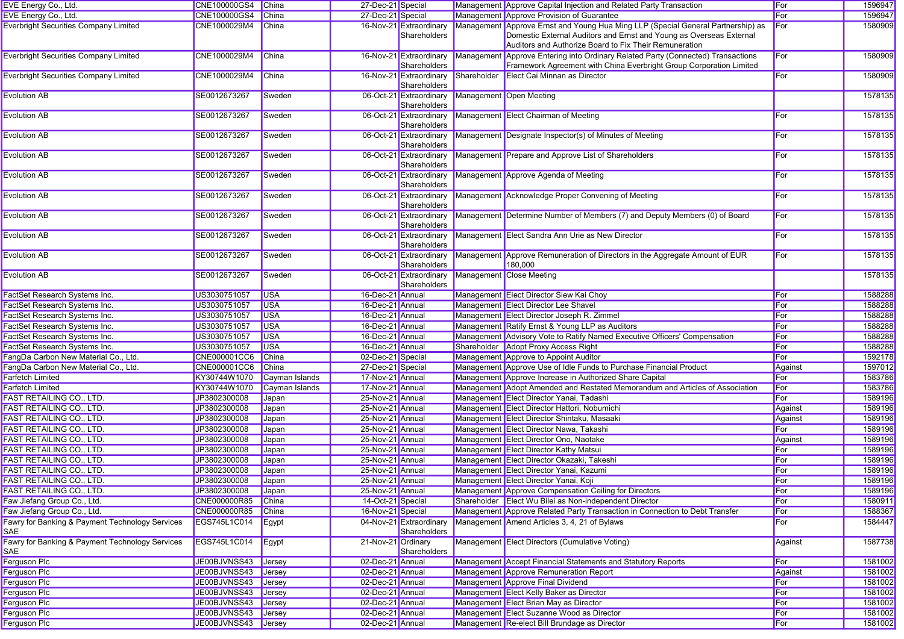| EVE Energy Co., Ltd. | CNE100000GS4 | China | 27-Dec-21 | Special | Management | Approve Capital Injection and Related Party Transaction | For | 1596947 |
|---|---|---|---|---|---|---|---|---|
| EVE Energy Co., Ltd. | CNE100000GS4 | China | 27-Dec-21 | Special | Management | Approve Provision of Guarantee | For | 1596947 |
| Everbright Securities Company Limited | CNE1000029M4 | China | 16-Nov-21 | Extraordinary Shareholders | Management | Approve Ernst and Young Hua Ming LLP (Special General Partnership) as Domestic External Auditors and Ernst and Young as Overseas External Auditors and Authorize Board to Fix Their Remuneration | For | 1580909 |
| Everbright Securities Company Limited | CNE1000029M4 | China | 16-Nov-21 | Extraordinary Shareholders | Management | Approve Entering into Ordinary Related Party (Connected) Transactions Framework Agreement with China Everbright Group Corporation Limited | For | 1580909 |
| Everbright Securities Company Limited | CNE1000029M4 | China | 16-Nov-21 | Extraordinary Shareholders | Shareholder | Elect Cai Minnan as Director | For | 1580909 |
| Evolution AB | SE0012673267 | Sweden | 06-Oct-21 | Extraordinary Shareholders | Management | Open Meeting | | 1578135 |
| Evolution AB | SE0012673267 | Sweden | 06-Oct-21 | Extraordinary Shareholders | Management | Elect Chairman of Meeting | For | 1578135 |
| Evolution AB | SE0012673267 | Sweden | 06-Oct-21 | Extraordinary Shareholders | Management | Designate Inspector(s) of Minutes of Meeting | For | 1578135 |
| Evolution AB | SE0012673267 | Sweden | 06-Oct-21 | Extraordinary Shareholders | Management | Prepare and Approve List of Shareholders | For | 1578135 |
| Evolution AB | SE0012673267 | Sweden | 06-Oct-21 | Extraordinary Shareholders | Management | Approve Agenda of Meeting | For | 1578135 |
| Evolution AB | SE0012673267 | Sweden | 06-Oct-21 | Extraordinary Shareholders | Management | Acknowledge Proper Convening of Meeting | For | 1578135 |
| Evolution AB | SE0012673267 | Sweden | 06-Oct-21 | Extraordinary Shareholders | Management | Determine Number of Members (7) and Deputy Members (0) of Board | For | 1578135 |
| Evolution AB | SE0012673267 | Sweden | 06-Oct-21 | Extraordinary Shareholders | Management | Elect Sandra Ann Urie as New Director | For | 1578135 |
| Evolution AB | SE0012673267 | Sweden | 06-Oct-21 | Extraordinary Shareholders | Management | Approve Remuneration of Directors in the Aggregate Amount of EUR 180,000 | For | 1578135 |
| Evolution AB | SE0012673267 | Sweden | 06-Oct-21 | Extraordinary Shareholders | Management | Close Meeting | | 1578135 |
| FactSet Research Systems Inc. | US3030751057 | USA | 16-Dec-21 | Annual | Management | Elect Director Siew Kai Choy | For | 1588288 |
| FactSet Research Systems Inc. | US3030751057 | USA | 16-Dec-21 | Annual | Management | Elect Director Lee Shavel | For | 1588288 |
| FactSet Research Systems Inc. | US3030751057 | USA | 16-Dec-21 | Annual | Management | Elect Director Joseph R. Zimmel | For | 1588288 |
| FactSet Research Systems Inc. | US3030751057 | USA | 16-Dec-21 | Annual | Management | Ratify Ernst & Young LLP as Auditors | For | 1588288 |
| FactSet Research Systems Inc. | US3030751057 | USA | 16-Dec-21 | Annual | Management | Advisory Vote to Ratify Named Executive Officers' Compensation | For | 1588288 |
| FactSet Research Systems Inc. | US3030751057 | USA | 16-Dec-21 | Annual | Shareholder | Adopt Proxy Access Right | For | 1588288 |
| FangDa Carbon New Material Co., Ltd. | CNE000001CC6 | China | 02-Dec-21 | Special | Management | Approve to Appoint Auditor | For | 1592178 |
| FangDa Carbon New Material Co., Ltd. | CNE000001CC6 | China | 27-Dec-21 | Special | Management | Approve Use of Idle Funds to Purchase Financial Product | Against | 1597012 |
| Farfetch Limited | KY30744W1070 | Cayman Islands | 17-Nov-21 | Annual | Management | Approve Increase in Authorized Share Capital | For | 1583786 |
| Farfetch Limited | KY30744W1070 | Cayman Islands | 17-Nov-21 | Annual | Management | Adopt Amended and Restated Memorandum and Articles of Association | For | 1583786 |
| FAST RETAILING CO., LTD. | JP3802300008 | Japan | 25-Nov-21 | Annual | Management | Elect Director Yanai, Tadashi | For | 1589196 |
| FAST RETAILING CO., LTD. | JP3802300008 | Japan | 25-Nov-21 | Annual | Management | Elect Director Hattori, Nobumichi | Against | 1589196 |
| FAST RETAILING CO., LTD. | JP3802300008 | Japan | 25-Nov-21 | Annual | Management | Elect Director Shintaku, Masaaki | Against | 1589196 |
| FAST RETAILING CO., LTD. | JP3802300008 | Japan | 25-Nov-21 | Annual | Management | Elect Director Nawa, Takashi | For | 1589196 |
| FAST RETAILING CO., LTD. | JP3802300008 | Japan | 25-Nov-21 | Annual | Management | Elect Director Ono, Naotake | Against | 1589196 |
| FAST RETAILING CO., LTD. | JP3802300008 | Japan | 25-Nov-21 | Annual | Management | Elect Director Kathy Matsui | For | 1589196 |
| FAST RETAILING CO., LTD. | JP3802300008 | Japan | 25-Nov-21 | Annual | Management | Elect Director Okazaki, Takeshi | For | 1589196 |
| FAST RETAILING CO., LTD. | JP3802300008 | Japan | 25-Nov-21 | Annual | Management | Elect Director Yanai, Kazumi | For | 1589196 |
| FAST RETAILING CO., LTD. | JP3802300008 | Japan | 25-Nov-21 | Annual | Management | Elect Director Yanai, Koji | For | 1589196 |
| FAST RETAILING CO., LTD. | JP3802300008 | Japan | 25-Nov-21 | Annual | Management | Approve Compensation Ceiling for Directors | For | 1589196 |
| Faw Jiefang Group Co., Ltd. | CNE000000R85 | China | 14-Oct-21 | Special | Shareholder | Elect Wu Bilei as Non-independent Director | For | 1580911 |
| Faw Jiefang Group Co., Ltd. | CNE000000R85 | China | 16-Nov-21 | Special | Management | Approve Related Party Transaction in Connection to Debt Transfer | For | 1588367 |
| Fawry for Banking & Payment Technology Services SAE | EGS745L1C014 | Egypt | 04-Nov-21 | Extraordinary Shareholders | Management | Amend Articles 3, 4, 21 of Bylaws | For | 1584447 |
| Fawry for Banking & Payment Technology Services SAE | EGS745L1C014 | Egypt | 21-Nov-21 | Ordinary Shareholders | Management | Elect Directors (Cumulative Voting) | Against | 1587738 |
| Ferguson Plc | JE00BJVNSS43 | Jersey | 02-Dec-21 | Annual | Management | Accept Financial Statements and Statutory Reports | For | 1581002 |
| Ferguson Plc | JE00BJVNSS43 | Jersey | 02-Dec-21 | Annual | Management | Approve Remuneration Report | Against | 1581002 |
| Ferguson Plc | JE00BJVNSS43 | Jersey | 02-Dec-21 | Annual | Management | Approve Final Dividend | For | 1581002 |
| Ferguson Plc | JE00BJVNSS43 | Jersey | 02-Dec-21 | Annual | Management | Elect Kelly Baker as Director | For | 1581002 |
| Ferguson Plc | JE00BJVNSS43 | Jersey | 02-Dec-21 | Annual | Management | Elect Brian May as Director | For | 1581002 |
| Ferguson Plc | JE00BJVNSS43 | Jersey | 02-Dec-21 | Annual | Management | Elect Suzanne Wood as Director | For | 1581002 |
| Ferguson Plc | JE00BJVNSS43 | Jersey | 02-Dec-21 | Annual | Management | Re-elect Bill Brundage as Director | For | 1581002 |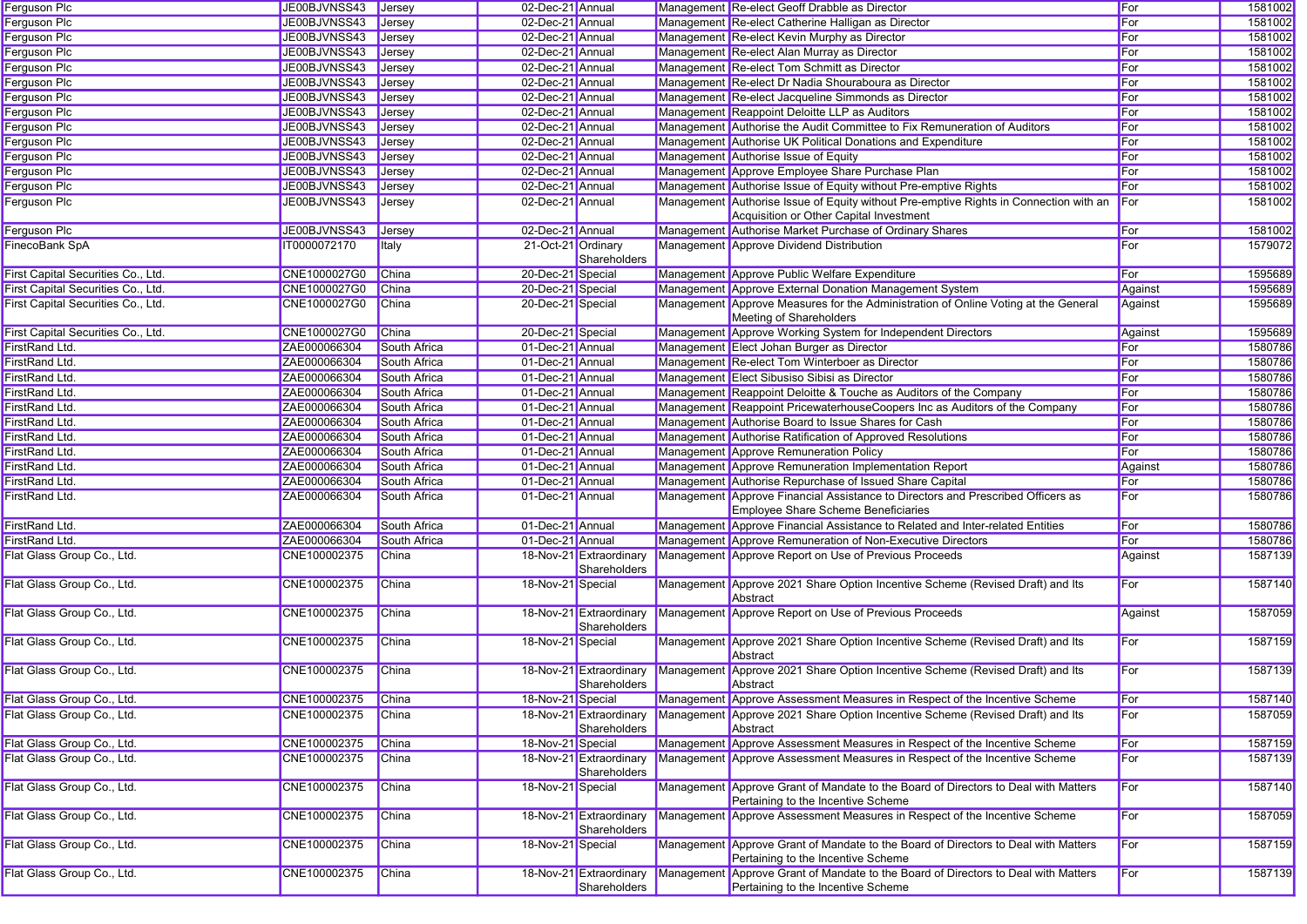| | | | | | | | | |
|---|---|---|---|---|---|---|---|---|
| Ferguson Plc | JE00BJVNSS43 | Jersey | 02-Dec-21 | Annual | Management | Re-elect Geoff Drabble as Director | For | 1581002 |
| Ferguson Plc | JE00BJVNSS43 | Jersey | 02-Dec-21 | Annual | Management | Re-elect Catherine Halligan as Director | For | 1581002 |
| Ferguson Plc | JE00BJVNSS43 | Jersey | 02-Dec-21 | Annual | Management | Re-elect Kevin Murphy as Director | For | 1581002 |
| Ferguson Plc | JE00BJVNSS43 | Jersey | 02-Dec-21 | Annual | Management | Re-elect Alan Murray as Director | For | 1581002 |
| Ferguson Plc | JE00BJVNSS43 | Jersey | 02-Dec-21 | Annual | Management | Re-elect Tom Schmitt as Director | For | 1581002 |
| Ferguson Plc | JE00BJVNSS43 | Jersey | 02-Dec-21 | Annual | Management | Re-elect Dr Nadia Shouraboura as Director | For | 1581002 |
| Ferguson Plc | JE00BJVNSS43 | Jersey | 02-Dec-21 | Annual | Management | Re-elect Jacqueline Simmonds as Director | For | 1581002 |
| Ferguson Plc | JE00BJVNSS43 | Jersey | 02-Dec-21 | Annual | Management | Reappoint Deloitte LLP as Auditors | For | 1581002 |
| Ferguson Plc | JE00BJVNSS43 | Jersey | 02-Dec-21 | Annual | Management | Authorise the Audit Committee to Fix Remuneration of Auditors | For | 1581002 |
| Ferguson Plc | JE00BJVNSS43 | Jersey | 02-Dec-21 | Annual | Management | Authorise UK Political Donations and Expenditure | For | 1581002 |
| Ferguson Plc | JE00BJVNSS43 | Jersey | 02-Dec-21 | Annual | Management | Authorise Issue of Equity | For | 1581002 |
| Ferguson Plc | JE00BJVNSS43 | Jersey | 02-Dec-21 | Annual | Management | Approve Employee Share Purchase Plan | For | 1581002 |
| Ferguson Plc | JE00BJVNSS43 | Jersey | 02-Dec-21 | Annual | Management | Authorise Issue of Equity without Pre-emptive Rights | For | 1581002 |
| Ferguson Plc | JE00BJVNSS43 | Jersey | 02-Dec-21 | Annual | Management | Authorise Issue of Equity without Pre-emptive Rights in Connection with an Acquisition or Other Capital Investment | For | 1581002 |
| Ferguson Plc | JE00BJVNSS43 | Jersey | 02-Dec-21 | Annual | Management | Authorise Market Purchase of Ordinary Shares | For | 1581002 |
| FinecoBank SpA | IT0000072170 | Italy | 21-Oct-21 | Ordinary Shareholders | Management | Approve Dividend Distribution | For | 1579072 |
| First Capital Securities Co., Ltd. | CNE1000027G0 | China | 20-Dec-21 | Special | Management | Approve Public Welfare Expenditure | For | 1595689 |
| First Capital Securities Co., Ltd. | CNE1000027G0 | China | 20-Dec-21 | Special | Management | Approve External Donation Management System | Against | 1595689 |
| First Capital Securities Co., Ltd. | CNE1000027G0 | China | 20-Dec-21 | Special | Management | Approve Measures for the Administration of Online Voting at the General Meeting of Shareholders | Against | 1595689 |
| First Capital Securities Co., Ltd. | CNE1000027G0 | China | 20-Dec-21 | Special | Management | Approve Working System for Independent Directors | Against | 1595689 |
| FirstRand Ltd. | ZAE000066304 | South Africa | 01-Dec-21 | Annual | Management | Elect Johan Burger as Director | For | 1580786 |
| FirstRand Ltd. | ZAE000066304 | South Africa | 01-Dec-21 | Annual | Management | Re-elect Tom Winterboer as Director | For | 1580786 |
| FirstRand Ltd. | ZAE000066304 | South Africa | 01-Dec-21 | Annual | Management | Elect Sibusiso Sibisi as Director | For | 1580786 |
| FirstRand Ltd. | ZAE000066304 | South Africa | 01-Dec-21 | Annual | Management | Reappoint Deloitte & Touche as Auditors of the Company | For | 1580786 |
| FirstRand Ltd. | ZAE000066304 | South Africa | 01-Dec-21 | Annual | Management | Reappoint PricewaterhouseCoopers Inc as Auditors of the Company | For | 1580786 |
| FirstRand Ltd. | ZAE000066304 | South Africa | 01-Dec-21 | Annual | Management | Authorise Board to Issue Shares for Cash | For | 1580786 |
| FirstRand Ltd. | ZAE000066304 | South Africa | 01-Dec-21 | Annual | Management | Authorise Ratification of Approved Resolutions | For | 1580786 |
| FirstRand Ltd. | ZAE000066304 | South Africa | 01-Dec-21 | Annual | Management | Approve Remuneration Policy | For | 1580786 |
| FirstRand Ltd. | ZAE000066304 | South Africa | 01-Dec-21 | Annual | Management | Approve Remuneration Implementation Report | Against | 1580786 |
| FirstRand Ltd. | ZAE000066304 | South Africa | 01-Dec-21 | Annual | Management | Authorise Repurchase of Issued Share Capital | For | 1580786 |
| FirstRand Ltd. | ZAE000066304 | South Africa | 01-Dec-21 | Annual | Management | Approve Financial Assistance to Directors and Prescribed Officers as Employee Share Scheme Beneficiaries | For | 1580786 |
| FirstRand Ltd. | ZAE000066304 | South Africa | 01-Dec-21 | Annual | Management | Approve Financial Assistance to Related and Inter-related Entities | For | 1580786 |
| FirstRand Ltd. | ZAE000066304 | South Africa | 01-Dec-21 | Annual | Management | Approve Remuneration of Non-Executive Directors | For | 1580786 |
| Flat Glass Group Co., Ltd. | CNE100002375 | China | 18-Nov-21 | Extraordinary Shareholders | Management | Approve Report on Use of Previous Proceeds | Against | 1587139 |
| Flat Glass Group Co., Ltd. | CNE100002375 | China | 18-Nov-21 | Special | Management | Approve 2021 Share Option Incentive Scheme (Revised Draft) and Its Abstract | For | 1587140 |
| Flat Glass Group Co., Ltd. | CNE100002375 | China | 18-Nov-21 | Extraordinary Shareholders | Management | Approve Report on Use of Previous Proceeds | Against | 1587059 |
| Flat Glass Group Co., Ltd. | CNE100002375 | China | 18-Nov-21 | Special | Management | Approve 2021 Share Option Incentive Scheme (Revised Draft) and Its Abstract | For | 1587159 |
| Flat Glass Group Co., Ltd. | CNE100002375 | China | 18-Nov-21 | Extraordinary Shareholders | Management | Approve 2021 Share Option Incentive Scheme (Revised Draft) and Its Abstract | For | 1587139 |
| Flat Glass Group Co., Ltd. | CNE100002375 | China | 18-Nov-21 | Special | Management | Approve Assessment Measures in Respect of the Incentive Scheme | For | 1587140 |
| Flat Glass Group Co., Ltd. | CNE100002375 | China | 18-Nov-21 | Extraordinary Shareholders | Management | Approve 2021 Share Option Incentive Scheme (Revised Draft) and Its Abstract | For | 1587059 |
| Flat Glass Group Co., Ltd. | CNE100002375 | China | 18-Nov-21 | Special | Management | Approve Assessment Measures in Respect of the Incentive Scheme | For | 1587159 |
| Flat Glass Group Co., Ltd. | CNE100002375 | China | 18-Nov-21 | Extraordinary Shareholders | Management | Approve Assessment Measures in Respect of the Incentive Scheme | For | 1587139 |
| Flat Glass Group Co., Ltd. | CNE100002375 | China | 18-Nov-21 | Special | Management | Approve Grant of Mandate to the Board of Directors to Deal with Matters Pertaining to the Incentive Scheme | For | 1587140 |
| Flat Glass Group Co., Ltd. | CNE100002375 | China | 18-Nov-21 | Extraordinary Shareholders | Management | Approve Assessment Measures in Respect of the Incentive Scheme | For | 1587059 |
| Flat Glass Group Co., Ltd. | CNE100002375 | China | 18-Nov-21 | Special | Management | Approve Grant of Mandate to the Board of Directors to Deal with Matters Pertaining to the Incentive Scheme | For | 1587159 |
| Flat Glass Group Co., Ltd. | CNE100002375 | China | 18-Nov-21 | Extraordinary Shareholders | Management | Approve Grant of Mandate to the Board of Directors to Deal with Matters Pertaining to the Incentive Scheme | For | 1587139 |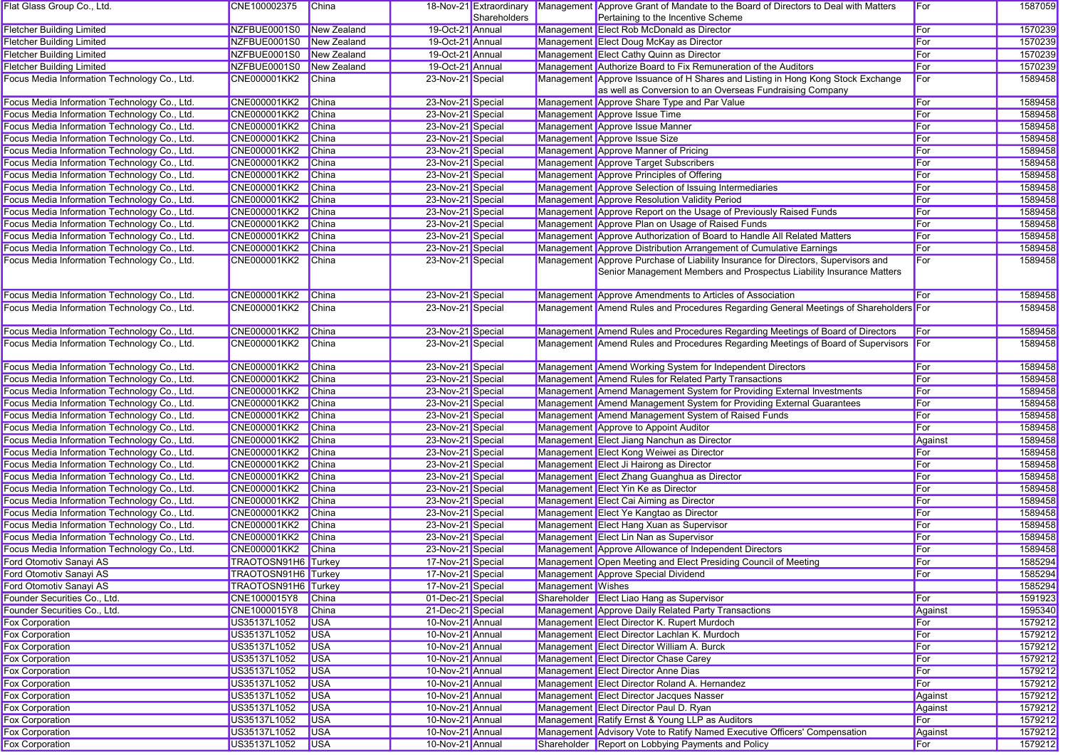| | | | | | | | | |
|---|---|---|---|---|---|---|---|---|
| Flat Glass Group Co., Ltd. | CNE100002375 | China | 18-Nov-21 | Extraordinary Shareholders | Management | Approve Grant of Mandate to the Board of Directors to Deal with Matters Pertaining to the Incentive Scheme | For | 1587059 |
| Fletcher Building Limited | NZFBUE0001S0 | New Zealand | 19-Oct-21 | Annual | Management | Elect Rob McDonald as Director | For | 1570239 |
| Fletcher Building Limited | NZFBUE0001S0 | New Zealand | 19-Oct-21 | Annual | Management | Elect Doug McKay as Director | For | 1570239 |
| Fletcher Building Limited | NZFBUE0001S0 | New Zealand | 19-Oct-21 | Annual | Management | Elect Cathy Quinn as Director | For | 1570239 |
| Fletcher Building Limited | NZFBUE0001S0 | New Zealand | 19-Oct-21 | Annual | Management | Authorize Board to Fix Remuneration of the Auditors | For | 1570239 |
| Focus Media Information Technology Co., Ltd. | CNE000001KK2 | China | 23-Nov-21 | Special | Management | Approve Issuance of H Shares and Listing in Hong Kong Stock Exchange as well as Conversion to an Overseas Fundraising Company | For | 1589458 |
| Focus Media Information Technology Co., Ltd. | CNE000001KK2 | China | 23-Nov-21 | Special | Management | Approve Share Type and Par Value | For | 1589458 |
| Focus Media Information Technology Co., Ltd. | CNE000001KK2 | China | 23-Nov-21 | Special | Management | Approve Issue Time | For | 1589458 |
| Focus Media Information Technology Co., Ltd. | CNE000001KK2 | China | 23-Nov-21 | Special | Management | Approve Issue Manner | For | 1589458 |
| Focus Media Information Technology Co., Ltd. | CNE000001KK2 | China | 23-Nov-21 | Special | Management | Approve Issue Size | For | 1589458 |
| Focus Media Information Technology Co., Ltd. | CNE000001KK2 | China | 23-Nov-21 | Special | Management | Approve Manner of Pricing | For | 1589458 |
| Focus Media Information Technology Co., Ltd. | CNE000001KK2 | China | 23-Nov-21 | Special | Management | Approve Target Subscribers | For | 1589458 |
| Focus Media Information Technology Co., Ltd. | CNE000001KK2 | China | 23-Nov-21 | Special | Management | Approve Principles of Offering | For | 1589458 |
| Focus Media Information Technology Co., Ltd. | CNE000001KK2 | China | 23-Nov-21 | Special | Management | Approve Selection of Issuing Intermediaries | For | 1589458 |
| Focus Media Information Technology Co., Ltd. | CNE000001KK2 | China | 23-Nov-21 | Special | Management | Approve Resolution Validity Period | For | 1589458 |
| Focus Media Information Technology Co., Ltd. | CNE000001KK2 | China | 23-Nov-21 | Special | Management | Approve Report on the Usage of Previously Raised Funds | For | 1589458 |
| Focus Media Information Technology Co., Ltd. | CNE000001KK2 | China | 23-Nov-21 | Special | Management | Approve Plan on Usage of Raised Funds | For | 1589458 |
| Focus Media Information Technology Co., Ltd. | CNE000001KK2 | China | 23-Nov-21 | Special | Management | Approve Authorization of Board to Handle All Related Matters | For | 1589458 |
| Focus Media Information Technology Co., Ltd. | CNE000001KK2 | China | 23-Nov-21 | Special | Management | Approve Distribution Arrangement of Cumulative Earnings | For | 1589458 |
| Focus Media Information Technology Co., Ltd. | CNE000001KK2 | China | 23-Nov-21 | Special | Management | Approve Purchase of Liability Insurance for Directors, Supervisors and Senior Management Members and Prospectus Liability Insurance Matters | For | 1589458 |
| Focus Media Information Technology Co., Ltd. | CNE000001KK2 | China | 23-Nov-21 | Special | Management | Approve Amendments to Articles of Association | For | 1589458 |
| Focus Media Information Technology Co., Ltd. | CNE000001KK2 | China | 23-Nov-21 | Special | Management | Amend Rules and Procedures Regarding General Meetings of Shareholders | For | 1589458 |
| Focus Media Information Technology Co., Ltd. | CNE000001KK2 | China | 23-Nov-21 | Special | Management | Amend Rules and Procedures Regarding Meetings of Board of Directors | For | 1589458 |
| Focus Media Information Technology Co., Ltd. | CNE000001KK2 | China | 23-Nov-21 | Special | Management | Amend Rules and Procedures Regarding Meetings of Board of Supervisors | For | 1589458 |
| Focus Media Information Technology Co., Ltd. | CNE000001KK2 | China | 23-Nov-21 | Special | Management | Amend Working System for Independent Directors | For | 1589458 |
| Focus Media Information Technology Co., Ltd. | CNE000001KK2 | China | 23-Nov-21 | Special | Management | Amend Rules for Related Party Transactions | For | 1589458 |
| Focus Media Information Technology Co., Ltd. | CNE000001KK2 | China | 23-Nov-21 | Special | Management | Amend Management System for Providing External Investments | For | 1589458 |
| Focus Media Information Technology Co., Ltd. | CNE000001KK2 | China | 23-Nov-21 | Special | Management | Amend Management System for Providing External Guarantees | For | 1589458 |
| Focus Media Information Technology Co., Ltd. | CNE000001KK2 | China | 23-Nov-21 | Special | Management | Amend Management System of Raised Funds | For | 1589458 |
| Focus Media Information Technology Co., Ltd. | CNE000001KK2 | China | 23-Nov-21 | Special | Management | Approve to Appoint Auditor | For | 1589458 |
| Focus Media Information Technology Co., Ltd. | CNE000001KK2 | China | 23-Nov-21 | Special | Management | Elect Jiang Nanchun as Director | Against | 1589458 |
| Focus Media Information Technology Co., Ltd. | CNE000001KK2 | China | 23-Nov-21 | Special | Management | Elect Kong Weiwei as Director | For | 1589458 |
| Focus Media Information Technology Co., Ltd. | CNE000001KK2 | China | 23-Nov-21 | Special | Management | Elect Ji Hairong as Director | For | 1589458 |
| Focus Media Information Technology Co., Ltd. | CNE000001KK2 | China | 23-Nov-21 | Special | Management | Elect Zhang Guanghua as Director | For | 1589458 |
| Focus Media Information Technology Co., Ltd. | CNE000001KK2 | China | 23-Nov-21 | Special | Management | Elect Yin Ke as Director | For | 1589458 |
| Focus Media Information Technology Co., Ltd. | CNE000001KK2 | China | 23-Nov-21 | Special | Management | Elect Cai Aiming as Director | For | 1589458 |
| Focus Media Information Technology Co., Ltd. | CNE000001KK2 | China | 23-Nov-21 | Special | Management | Elect Ye Kangtao as Director | For | 1589458 |
| Focus Media Information Technology Co., Ltd. | CNE000001KK2 | China | 23-Nov-21 | Special | Management | Elect Hang Xuan as Supervisor | For | 1589458 |
| Focus Media Information Technology Co., Ltd. | CNE000001KK2 | China | 23-Nov-21 | Special | Management | Elect Lin Nan as Supervisor | For | 1589458 |
| Focus Media Information Technology Co., Ltd. | CNE000001KK2 | China | 23-Nov-21 | Special | Management | Approve Allowance of Independent Directors | For | 1589458 |
| Ford Otomotiv Sanayi AS | TRAOTOSN91H6 | Turkey | 17-Nov-21 | Special | Management | Open Meeting and Elect Presiding Council of Meeting | For | 1585294 |
| Ford Otomotiv Sanayi AS | TRAOTOSN91H6 | Turkey | 17-Nov-21 | Special | Management | Approve Special Dividend | For | 1585294 |
| Ford Otomotiv Sanayi AS | TRAOTOSN91H6 | Turkey | 17-Nov-21 | Special | Management | Wishes | | 1585294 |
| Founder Securities Co., Ltd. | CNE1000015Y8 | China | 01-Dec-21 | Special | Shareholder | Elect Liao Hang as Supervisor | For | 1591923 |
| Founder Securities Co., Ltd. | CNE1000015Y8 | China | 21-Dec-21 | Special | Management | Approve Daily Related Party Transactions | Against | 1595340 |
| Fox Corporation | US35137L1052 | USA | 10-Nov-21 | Annual | Management | Elect Director K. Rupert Murdoch | For | 1579212 |
| Fox Corporation | US35137L1052 | USA | 10-Nov-21 | Annual | Management | Elect Director Lachlan K. Murdoch | For | 1579212 |
| Fox Corporation | US35137L1052 | USA | 10-Nov-21 | Annual | Management | Elect Director William A. Burck | For | 1579212 |
| Fox Corporation | US35137L1052 | USA | 10-Nov-21 | Annual | Management | Elect Director Chase Carey | For | 1579212 |
| Fox Corporation | US35137L1052 | USA | 10-Nov-21 | Annual | Management | Elect Director Anne Dias | For | 1579212 |
| Fox Corporation | US35137L1052 | USA | 10-Nov-21 | Annual | Management | Elect Director Roland A. Hernandez | For | 1579212 |
| Fox Corporation | US35137L1052 | USA | 10-Nov-21 | Annual | Management | Elect Director Jacques Nasser | Against | 1579212 |
| Fox Corporation | US35137L1052 | USA | 10-Nov-21 | Annual | Management | Elect Director Paul D. Ryan | Against | 1579212 |
| Fox Corporation | US35137L1052 | USA | 10-Nov-21 | Annual | Management | Ratify Ernst & Young LLP as Auditors | For | 1579212 |
| Fox Corporation | US35137L1052 | USA | 10-Nov-21 | Annual | Management | Advisory Vote to Ratify Named Executive Officers' Compensation | Against | 1579212 |
| Fox Corporation | US35137L1052 | USA | 10-Nov-21 | Annual | Shareholder | Report on Lobbying Payments and Policy | For | 1579212 |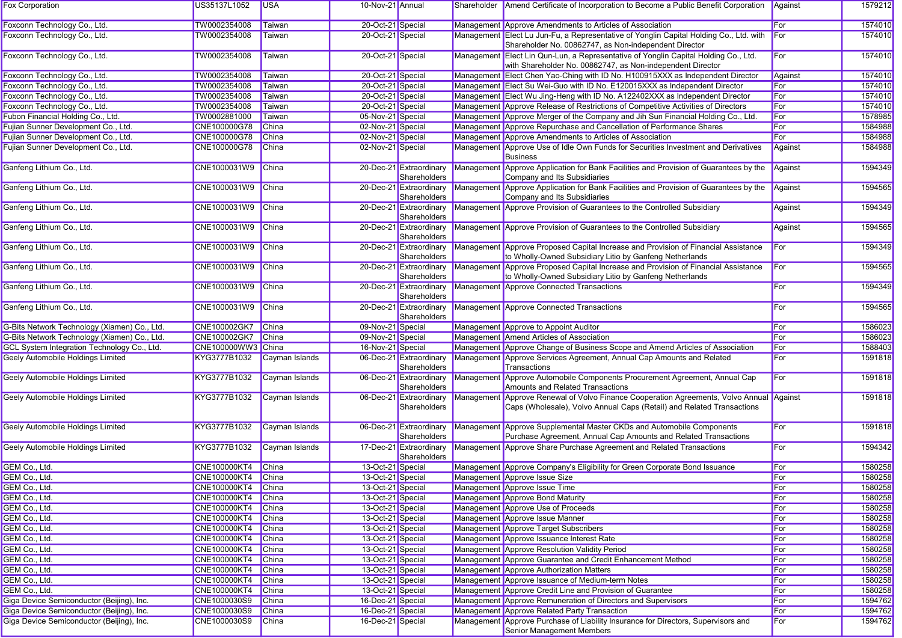| | | | | | | | | |
|---|---|---|---|---|---|---|---|---|
| Fox Corporation | US35137L1052 | USA | 10-Nov-21 | Annual | Shareholder | Amend Certificate of Incorporation to Become a Public Benefit Corporation | Against | 1579212 |
| Foxconn Technology Co., Ltd. | TW0002354008 | Taiwan | 20-Oct-21 | Special | Management | Approve Amendments to Articles of Association | For | 1574010 |
| Foxconn Technology Co., Ltd. | TW0002354008 | Taiwan | 20-Oct-21 | Special | Management | Elect Lu Jun-Fu, a Representative of Yonglin Capital Holding Co., Ltd. with Shareholder No. 00862747, as Non-independent Director | For | 1574010 |
| Foxconn Technology Co., Ltd. | TW0002354008 | Taiwan | 20-Oct-21 | Special | Management | Elect Lin Qun-Lun, a Representative of Yonglin Capital Holding Co., Ltd. with Shareholder No. 00862747, as Non-independent Director | For | 1574010 |
| Foxconn Technology Co., Ltd. | TW0002354008 | Taiwan | 20-Oct-21 | Special | Management | Elect Chen Yao-Ching with ID No. H100915XXX as Independent Director | Against | 1574010 |
| Foxconn Technology Co., Ltd. | TW0002354008 | Taiwan | 20-Oct-21 | Special | Management | Elect Su Wei-Guo with ID No. E120015XXX as Independent Director | For | 1574010 |
| Foxconn Technology Co., Ltd. | TW0002354008 | Taiwan | 20-Oct-21 | Special | Management | Elect Wu Jing-Heng with ID No. A122402XXX as Independent Director | For | 1574010 |
| Foxconn Technology Co., Ltd. | TW0002354008 | Taiwan | 20-Oct-21 | Special | Management | Approve Release of Restrictions of Competitive Activities of Directors | For | 1574010 |
| Fubon Financial Holding Co., Ltd. | TW0002881000 | Taiwan | 05-Nov-21 | Special | Management | Approve Merger of the Company and Jih Sun Financial Holding Co., Ltd. | For | 1578985 |
| Fujian Sunner Development Co., Ltd. | CNE100000G78 | China | 02-Nov-21 | Special | Management | Approve Repurchase and Cancellation of Performance Shares | For | 1584988 |
| Fujian Sunner Development Co., Ltd. | CNE100000G78 | China | 02-Nov-21 | Special | Management | Approve Amendments to Articles of Association | For | 1584988 |
| Fujian Sunner Development Co., Ltd. | CNE100000G78 | China | 02-Nov-21 | Special | Management | Approve Use of Idle Own Funds for Securities Investment and Derivatives Business | Against | 1584988 |
| Ganfeng Lithium Co., Ltd. | CNE1000031W9 | China | 20-Dec-21 | Extraordinary Shareholders | Management | Approve Application for Bank Facilities and Provision of Guarantees by the Company and Its Subsidiaries | Against | 1594349 |
| Ganfeng Lithium Co., Ltd. | CNE1000031W9 | China | 20-Dec-21 | Extraordinary Shareholders | Management | Approve Application for Bank Facilities and Provision of Guarantees by the Company and Its Subsidiaries | Against | 1594565 |
| Ganfeng Lithium Co., Ltd. | CNE1000031W9 | China | 20-Dec-21 | Extraordinary Shareholders | Management | Approve Provision of Guarantees to the Controlled Subsidiary | Against | 1594349 |
| Ganfeng Lithium Co., Ltd. | CNE1000031W9 | China | 20-Dec-21 | Extraordinary Shareholders | Management | Approve Provision of Guarantees to the Controlled Subsidiary | Against | 1594565 |
| Ganfeng Lithium Co., Ltd. | CNE1000031W9 | China | 20-Dec-21 | Extraordinary Shareholders | Management | Approve Proposed Capital Increase and Provision of Financial Assistance to Wholly-Owned Subsidiary Litio by Ganfeng Netherlands | For | 1594349 |
| Ganfeng Lithium Co., Ltd. | CNE1000031W9 | China | 20-Dec-21 | Extraordinary Shareholders | Management | Approve Proposed Capital Increase and Provision of Financial Assistance to Wholly-Owned Subsidiary Litio by Ganfeng Netherlands | For | 1594565 |
| Ganfeng Lithium Co., Ltd. | CNE1000031W9 | China | 20-Dec-21 | Extraordinary Shareholders | Management | Approve Connected Transactions | For | 1594349 |
| Ganfeng Lithium Co., Ltd. | CNE1000031W9 | China | 20-Dec-21 | Extraordinary Shareholders | Management | Approve Connected Transactions | For | 1594565 |
| G-Bits Network Technology (Xiamen) Co., Ltd. | CNE100002GK7 | China | 09-Nov-21 | Special | Management | Approve to Appoint Auditor | For | 1586023 |
| G-Bits Network Technology (Xiamen) Co., Ltd. | CNE100002GK7 | China | 09-Nov-21 | Special | Management | Amend Articles of Association | For | 1586023 |
| GCL System Integration Technology Co., Ltd. | CNE100000WW3 | China | 16-Nov-21 | Special | Management | Approve Change of Business Scope and Amend Articles of Association | For | 1588403 |
| Geely Automobile Holdings Limited | KYG3777B1032 | Cayman Islands | 06-Dec-21 | Extraordinary Shareholders | Management | Approve Services Agreement, Annual Cap Amounts and Related Transactions | For | 1591818 |
| Geely Automobile Holdings Limited | KYG3777B1032 | Cayman Islands | 06-Dec-21 | Extraordinary Shareholders | Management | Approve Automobile Components Procurement Agreement, Annual Cap Amounts and Related Transactions | For | 1591818 |
| Geely Automobile Holdings Limited | KYG3777B1032 | Cayman Islands | 06-Dec-21 | Extraordinary Shareholders | Management | Approve Renewal of Volvo Finance Cooperation Agreements, Volvo Annual Caps (Wholesale), Volvo Annual Caps (Retail) and Related Transactions | Against | 1591818 |
| Geely Automobile Holdings Limited | KYG3777B1032 | Cayman Islands | 06-Dec-21 | Extraordinary Shareholders | Management | Approve Supplemental Master CKDs and Automobile Components Purchase Agreement, Annual Cap Amounts and Related Transactions | For | 1591818 |
| Geely Automobile Holdings Limited | KYG3777B1032 | Cayman Islands | 17-Dec-21 | Extraordinary Shareholders | Management | Approve Share Purchase Agreement and Related Transactions | For | 1594342 |
| GEM Co., Ltd. | CNE100000KT4 | China | 13-Oct-21 | Special | Management | Approve Company's Eligibility for Green Corporate Bond Issuance | For | 1580258 |
| GEM Co., Ltd. | CNE100000KT4 | China | 13-Oct-21 | Special | Management | Approve Issue Size | For | 1580258 |
| GEM Co., Ltd. | CNE100000KT4 | China | 13-Oct-21 | Special | Management | Approve Issue Time | For | 1580258 |
| GEM Co., Ltd. | CNE100000KT4 | China | 13-Oct-21 | Special | Management | Approve Bond Maturity | For | 1580258 |
| GEM Co., Ltd. | CNE100000KT4 | China | 13-Oct-21 | Special | Management | Approve Use of Proceeds | For | 1580258 |
| GEM Co., Ltd. | CNE100000KT4 | China | 13-Oct-21 | Special | Management | Approve Issue Manner | For | 1580258 |
| GEM Co., Ltd. | CNE100000KT4 | China | 13-Oct-21 | Special | Management | Approve Target Subscribers | For | 1580258 |
| GEM Co., Ltd. | CNE100000KT4 | China | 13-Oct-21 | Special | Management | Approve Issuance Interest Rate | For | 1580258 |
| GEM Co., Ltd. | CNE100000KT4 | China | 13-Oct-21 | Special | Management | Approve Resolution Validity Period | For | 1580258 |
| GEM Co., Ltd. | CNE100000KT4 | China | 13-Oct-21 | Special | Management | Approve Guarantee and Credit Enhancement Method | For | 1580258 |
| GEM Co., Ltd. | CNE100000KT4 | China | 13-Oct-21 | Special | Management | Approve Authorization Matters | For | 1580258 |
| GEM Co., Ltd. | CNE100000KT4 | China | 13-Oct-21 | Special | Management | Approve Issuance of Medium-term Notes | For | 1580258 |
| GEM Co., Ltd. | CNE100000KT4 | China | 13-Oct-21 | Special | Management | Approve Credit Line and Provision of Guarantee | For | 1580258 |
| Giga Device Semiconductor (Beijing), Inc. | CNE1000030S9 | China | 16-Dec-21 | Special | Management | Approve Remuneration of Directors and Supervisors | For | 1594762 |
| Giga Device Semiconductor (Beijing), Inc. | CNE1000030S9 | China | 16-Dec-21 | Special | Management | Approve Related Party Transaction | For | 1594762 |
| Giga Device Semiconductor (Beijing), Inc. | CNE1000030S9 | China | 16-Dec-21 | Special | Management | Approve Purchase of Liability Insurance for Directors, Supervisors and Senior Management Members | For | 1594762 |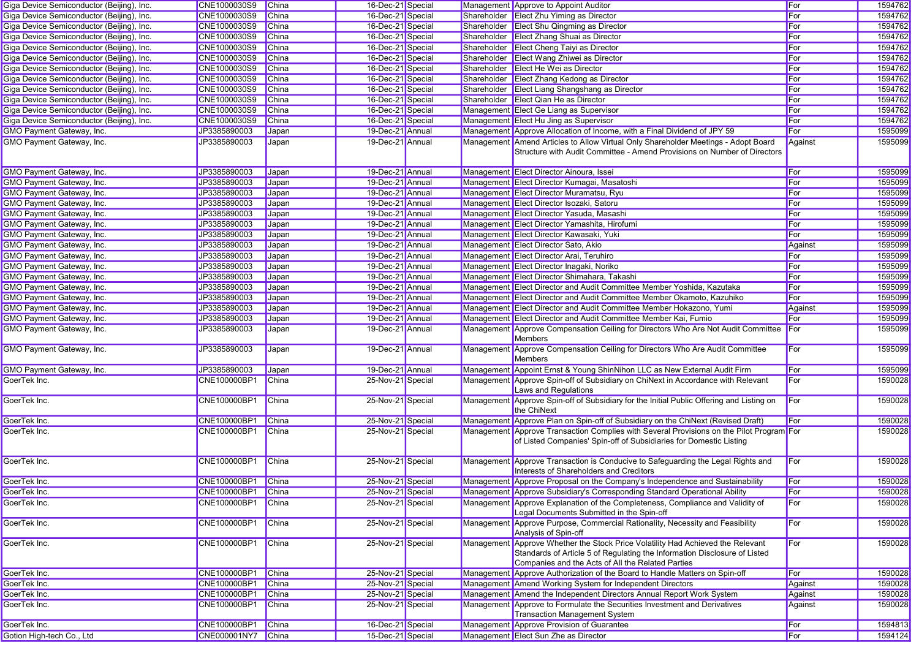| | | | | | | | | |
|---|---|---|---|---|---|---|---|---|
| Giga Device Semiconductor (Beijing), Inc. | CNE1000030S9 | China | 16-Dec-21 | Special | Management | Approve to Appoint Auditor | For | 1594762 |
| Giga Device Semiconductor (Beijing), Inc. | CNE1000030S9 | China | 16-Dec-21 | Special | Shareholder | Elect Zhu Yiming as Director | For | 1594762 |
| Giga Device Semiconductor (Beijing), Inc. | CNE1000030S9 | China | 16-Dec-21 | Special | Shareholder | Elect Shu Qingming as Director | For | 1594762 |
| Giga Device Semiconductor (Beijing), Inc. | CNE1000030S9 | China | 16-Dec-21 | Special | Shareholder | Elect Zhang Shuai as Director | For | 1594762 |
| Giga Device Semiconductor (Beijing), Inc. | CNE1000030S9 | China | 16-Dec-21 | Special | Shareholder | Elect Cheng Taiyi as Director | For | 1594762 |
| Giga Device Semiconductor (Beijing), Inc. | CNE1000030S9 | China | 16-Dec-21 | Special | Shareholder | Elect Wang Zhiwei as Director | For | 1594762 |
| Giga Device Semiconductor (Beijing), Inc. | CNE1000030S9 | China | 16-Dec-21 | Special | Shareholder | Elect He Wei as Director | For | 1594762 |
| Giga Device Semiconductor (Beijing), Inc. | CNE1000030S9 | China | 16-Dec-21 | Special | Shareholder | Elect Zhang Kedong as Director | For | 1594762 |
| Giga Device Semiconductor (Beijing), Inc. | CNE1000030S9 | China | 16-Dec-21 | Special | Shareholder | Elect Liang Shangshang as Director | For | 1594762 |
| Giga Device Semiconductor (Beijing), Inc. | CNE1000030S9 | China | 16-Dec-21 | Special | Shareholder | Elect Qian He as Director | For | 1594762 |
| Giga Device Semiconductor (Beijing), Inc. | CNE1000030S9 | China | 16-Dec-21 | Special | Management | Elect Ge Liang as Supervisor | For | 1594762 |
| Giga Device Semiconductor (Beijing), Inc. | CNE1000030S9 | China | 16-Dec-21 | Special | Management | Elect Hu Jing as Supervisor | For | 1594762 |
| GMO Payment Gateway, Inc. | JP3385890003 | Japan | 19-Dec-21 | Annual | Management | Approve Allocation of Income, with a Final Dividend of JPY 59 | For | 1595099 |
| GMO Payment Gateway, Inc. | JP3385890003 | Japan | 19-Dec-21 | Annual | Management | Amend Articles to Allow Virtual Only Shareholder Meetings - Adopt Board Structure with Audit Committee - Amend Provisions on Number of Directors | Against | 1595099 |
| GMO Payment Gateway, Inc. | JP3385890003 | Japan | 19-Dec-21 | Annual | Management | Elect Director Ainoura, Issei | For | 1595099 |
| GMO Payment Gateway, Inc. | JP3385890003 | Japan | 19-Dec-21 | Annual | Management | Elect Director Kumagai, Masatoshi | For | 1595099 |
| GMO Payment Gateway, Inc. | JP3385890003 | Japan | 19-Dec-21 | Annual | Management | Elect Director Muramatsu, Ryu | For | 1595099 |
| GMO Payment Gateway, Inc. | JP3385890003 | Japan | 19-Dec-21 | Annual | Management | Elect Director Isozaki, Satoru | For | 1595099 |
| GMO Payment Gateway, Inc. | JP3385890003 | Japan | 19-Dec-21 | Annual | Management | Elect Director Yasuda, Masashi | For | 1595099 |
| GMO Payment Gateway, Inc. | JP3385890003 | Japan | 19-Dec-21 | Annual | Management | Elect Director Yamashita, Hirofumi | For | 1595099 |
| GMO Payment Gateway, Inc. | JP3385890003 | Japan | 19-Dec-21 | Annual | Management | Elect Director Kawasaki, Yuki | For | 1595099 |
| GMO Payment Gateway, Inc. | JP3385890003 | Japan | 19-Dec-21 | Annual | Management | Elect Director Sato, Akio | Against | 1595099 |
| GMO Payment Gateway, Inc. | JP3385890003 | Japan | 19-Dec-21 | Annual | Management | Elect Director Arai, Teruhiro | For | 1595099 |
| GMO Payment Gateway, Inc. | JP3385890003 | Japan | 19-Dec-21 | Annual | Management | Elect Director Inagaki, Noriko | For | 1595099 |
| GMO Payment Gateway, Inc. | JP3385890003 | Japan | 19-Dec-21 | Annual | Management | Elect Director Shimahara, Takashi | For | 1595099 |
| GMO Payment Gateway, Inc. | JP3385890003 | Japan | 19-Dec-21 | Annual | Management | Elect Director and Audit Committee Member Yoshida, Kazutaka | For | 1595099 |
| GMO Payment Gateway, Inc. | JP3385890003 | Japan | 19-Dec-21 | Annual | Management | Elect Director and Audit Committee Member Okamoto, Kazuhiko | For | 1595099 |
| GMO Payment Gateway, Inc. | JP3385890003 | Japan | 19-Dec-21 | Annual | Management | Elect Director and Audit Committee Member Hokazono, Yumi | Against | 1595099 |
| GMO Payment Gateway, Inc. | JP3385890003 | Japan | 19-Dec-21 | Annual | Management | Elect Director and Audit Committee Member Kai, Fumio | For | 1595099 |
| GMO Payment Gateway, Inc. | JP3385890003 | Japan | 19-Dec-21 | Annual | Management | Approve Compensation Ceiling for Directors Who Are Not Audit Committee Members | For | 1595099 |
| GMO Payment Gateway, Inc. | JP3385890003 | Japan | 19-Dec-21 | Annual | Management | Approve Compensation Ceiling for Directors Who Are Audit Committee Members | For | 1595099 |
| GMO Payment Gateway, Inc. | JP3385890003 | Japan | 19-Dec-21 | Annual | Management | Appoint Ernst & Young ShinNihon LLC as New External Audit Firm | For | 1595099 |
| GoerTek Inc. | CNE100000BP1 | China | 25-Nov-21 | Special | Management | Approve Spin-off of Subsidiary on ChiNext in Accordance with Relevant Laws and Regulations | For | 1590028 |
| GoerTek Inc. | CNE100000BP1 | China | 25-Nov-21 | Special | Management | Approve Spin-off of Subsidiary for the Initial Public Offering and Listing on the ChiNext | For | 1590028 |
| GoerTek Inc. | CNE100000BP1 | China | 25-Nov-21 | Special | Management | Approve Plan on Spin-off of Subsidiary on the ChiNext (Revised Draft) | For | 1590028 |
| GoerTek Inc. | CNE100000BP1 | China | 25-Nov-21 | Special | Management | Approve Transaction Complies with Several Provisions on the Pilot Program of Listed Companies' Spin-off of Subsidiaries for Domestic Listing | For | 1590028 |
| GoerTek Inc. | CNE100000BP1 | China | 25-Nov-21 | Special | Management | Approve Transaction is Conducive to Safeguarding the Legal Rights and Interests of Shareholders and Creditors | For | 1590028 |
| GoerTek Inc. | CNE100000BP1 | China | 25-Nov-21 | Special | Management | Approve Proposal on the Company's Independence and Sustainability | For | 1590028 |
| GoerTek Inc. | CNE100000BP1 | China | 25-Nov-21 | Special | Management | Approve Subsidiary's Corresponding Standard Operational Ability | For | 1590028 |
| GoerTek Inc. | CNE100000BP1 | China | 25-Nov-21 | Special | Management | Approve Explanation of the Completeness, Compliance and Validity of Legal Documents Submitted in the Spin-off | For | 1590028 |
| GoerTek Inc. | CNE100000BP1 | China | 25-Nov-21 | Special | Management | Approve Purpose, Commercial Rationality, Necessity and Feasibility Analysis of Spin-off | For | 1590028 |
| GoerTek Inc. | CNE100000BP1 | China | 25-Nov-21 | Special | Management | Approve Whether the Stock Price Volatility Had Achieved the Relevant Standards of Article 5 of Regulating the Information Disclosure of Listed Companies and the Acts of All the Related Parties | For | 1590028 |
| GoerTek Inc. | CNE100000BP1 | China | 25-Nov-21 | Special | Management | Approve Authorization of the Board to Handle Matters on Spin-off | For | 1590028 |
| GoerTek Inc. | CNE100000BP1 | China | 25-Nov-21 | Special | Management | Amend Working System for Independent Directors | Against | 1590028 |
| GoerTek Inc. | CNE100000BP1 | China | 25-Nov-21 | Special | Management | Amend the Independent Directors Annual Report Work System | Against | 1590028 |
| GoerTek Inc. | CNE100000BP1 | China | 25-Nov-21 | Special | Management | Approve to Formulate the Securities Investment and Derivatives Transaction Management System | Against | 1590028 |
| GoerTek Inc. | CNE100000BP1 | China | 16-Dec-21 | Special | Management | Approve Provision of Guarantee | For | 1594813 |
| Gotion High-tech Co., Ltd | CNE000001NY7 | China | 15-Dec-21 | Special | Management | Elect Sun Zhe as Director | For | 1594124 |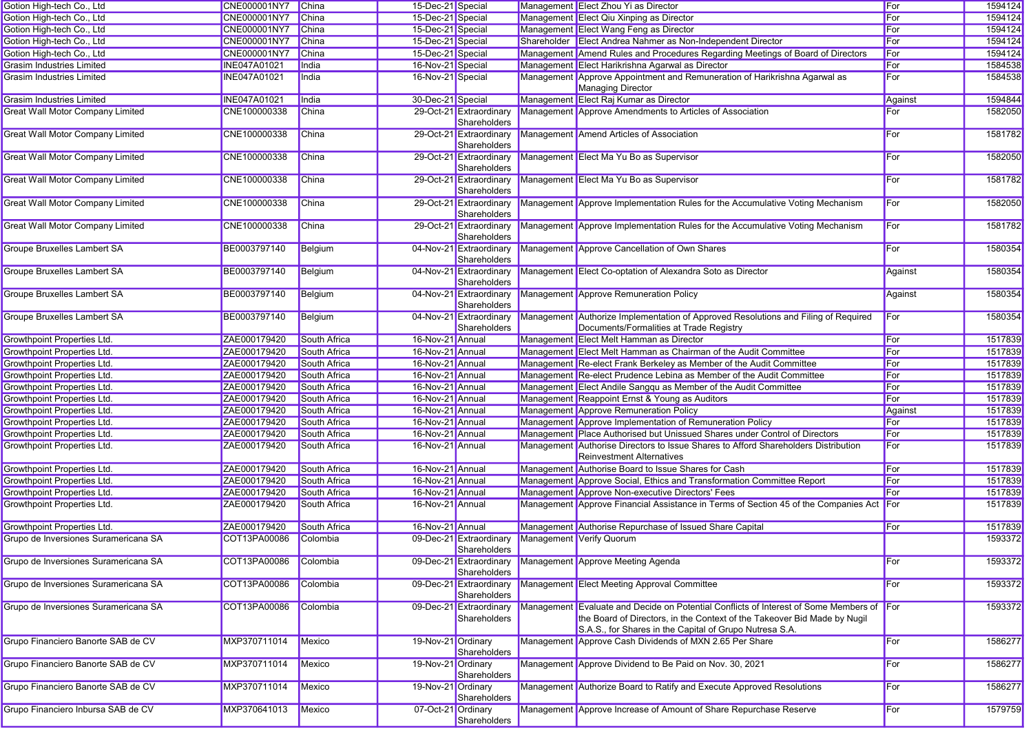| | | | | | | | | |
|---|---|---|---|---|---|---|---|---|
| Gotion High-tech Co., Ltd | CNE000001NY7 | China | 15-Dec-21 | Special | Management | Elect Zhou Yi as Director | For | 1594124 |
| Gotion High-tech Co., Ltd | CNE000001NY7 | China | 15-Dec-21 | Special | Management | Elect Qiu Xinping as Director | For | 1594124 |
| Gotion High-tech Co., Ltd | CNE000001NY7 | China | 15-Dec-21 | Special | Management | Elect Wang Feng as Director | For | 1594124 |
| Gotion High-tech Co., Ltd | CNE000001NY7 | China | 15-Dec-21 | Special | Shareholder | Elect Andrea Nahmer as Non-Independent Director | For | 1594124 |
| Gotion High-tech Co., Ltd | CNE000001NY7 | China | 15-Dec-21 | Special | Management | Amend Rules and Procedures Regarding Meetings of Board of Directors | For | 1594124 |
| Grasim Industries Limited | INE047A01021 | India | 16-Nov-21 | Special | Management | Elect Harikrishna Agarwal as Director | For | 1584538 |
| Grasim Industries Limited | INE047A01021 | India | 16-Nov-21 | Special | Management | Approve Appointment and Remuneration of Harikrishna Agarwal as Managing Director | For | 1584538 |
| Grasim Industries Limited | INE047A01021 | India | 30-Dec-21 | Special | Management | Elect Raj Kumar as Director | Against | 1594844 |
| Great Wall Motor Company Limited | CNE100000338 | China | 29-Oct-21 | Extraordinary Shareholders | Management | Approve Amendments to Articles of Association | For | 1582050 |
| Great Wall Motor Company Limited | CNE100000338 | China | 29-Oct-21 | Extraordinary Shareholders | Management | Amend Articles of Association | For | 1581782 |
| Great Wall Motor Company Limited | CNE100000338 | China | 29-Oct-21 | Extraordinary Shareholders | Management | Elect Ma Yu Bo as Supervisor | For | 1582050 |
| Great Wall Motor Company Limited | CNE100000338 | China | 29-Oct-21 | Extraordinary Shareholders | Management | Elect Ma Yu Bo as Supervisor | For | 1581782 |
| Great Wall Motor Company Limited | CNE100000338 | China | 29-Oct-21 | Extraordinary Shareholders | Management | Approve Implementation Rules for the Accumulative Voting Mechanism | For | 1582050 |
| Great Wall Motor Company Limited | CNE100000338 | China | 29-Oct-21 | Extraordinary Shareholders | Management | Approve Implementation Rules for the Accumulative Voting Mechanism | For | 1581782 |
| Groupe Bruxelles Lambert SA | BE0003797140 | Belgium | 04-Nov-21 | Extraordinary Shareholders | Management | Approve Cancellation of Own Shares | For | 1580354 |
| Groupe Bruxelles Lambert SA | BE0003797140 | Belgium | 04-Nov-21 | Extraordinary Shareholders | Management | Elect Co-optation of Alexandra Soto as Director | Against | 1580354 |
| Groupe Bruxelles Lambert SA | BE0003797140 | Belgium | 04-Nov-21 | Extraordinary Shareholders | Management | Approve Remuneration Policy | Against | 1580354 |
| Groupe Bruxelles Lambert SA | BE0003797140 | Belgium | 04-Nov-21 | Extraordinary Shareholders | Management | Authorize Implementation of Approved Resolutions and Filing of Required Documents/Formalities at Trade Registry | For | 1580354 |
| Growthpoint Properties Ltd. | ZAE000179420 | South Africa | 16-Nov-21 | Annual | Management | Elect Melt Hamman as Director | For | 1517839 |
| Growthpoint Properties Ltd. | ZAE000179420 | South Africa | 16-Nov-21 | Annual | Management | Elect Melt Hamman as Chairman of the Audit Committee | For | 1517839 |
| Growthpoint Properties Ltd. | ZAE000179420 | South Africa | 16-Nov-21 | Annual | Management | Re-elect Frank Berkeley as Member of the Audit Committee | For | 1517839 |
| Growthpoint Properties Ltd. | ZAE000179420 | South Africa | 16-Nov-21 | Annual | Management | Re-elect Prudence Lebina as Member of the Audit Committee | For | 1517839 |
| Growthpoint Properties Ltd. | ZAE000179420 | South Africa | 16-Nov-21 | Annual | Management | Elect Andile Sangqu as Member of the Audit Committee | For | 1517839 |
| Growthpoint Properties Ltd. | ZAE000179420 | South Africa | 16-Nov-21 | Annual | Management | Reappoint Ernst & Young as Auditors | For | 1517839 |
| Growthpoint Properties Ltd. | ZAE000179420 | South Africa | 16-Nov-21 | Annual | Management | Approve Remuneration Policy | Against | 1517839 |
| Growthpoint Properties Ltd. | ZAE000179420 | South Africa | 16-Nov-21 | Annual | Management | Approve Implementation of Remuneration Policy | For | 1517839 |
| Growthpoint Properties Ltd. | ZAE000179420 | South Africa | 16-Nov-21 | Annual | Management | Place Authorised but Unissued Shares under Control of Directors | For | 1517839 |
| Growthpoint Properties Ltd. | ZAE000179420 | South Africa | 16-Nov-21 | Annual | Management | Authorise Directors to Issue Shares to Afford Shareholders Distribution Reinvestment Alternatives | For | 1517839 |
| Growthpoint Properties Ltd. | ZAE000179420 | South Africa | 16-Nov-21 | Annual | Management | Authorise Board to Issue Shares for Cash | For | 1517839 |
| Growthpoint Properties Ltd. | ZAE000179420 | South Africa | 16-Nov-21 | Annual | Management | Approve Social, Ethics and Transformation Committee Report | For | 1517839 |
| Growthpoint Properties Ltd. | ZAE000179420 | South Africa | 16-Nov-21 | Annual | Management | Approve Non-executive Directors' Fees | For | 1517839 |
| Growthpoint Properties Ltd. | ZAE000179420 | South Africa | 16-Nov-21 | Annual | Management | Approve Financial Assistance in Terms of Section 45 of the Companies Act | For | 1517839 |
| Growthpoint Properties Ltd. | ZAE000179420 | South Africa | 16-Nov-21 | Annual | Management | Authorise Repurchase of Issued Share Capital | For | 1517839 |
| Grupo de Inversiones Suramericana SA | COT13PA00086 | Colombia | 09-Dec-21 | Extraordinary Shareholders | Management | Verify Quorum | | 1593372 |
| Grupo de Inversiones Suramericana SA | COT13PA00086 | Colombia | 09-Dec-21 | Extraordinary Shareholders | Management | Approve Meeting Agenda | For | 1593372 |
| Grupo de Inversiones Suramericana SA | COT13PA00086 | Colombia | 09-Dec-21 | Extraordinary Shareholders | Management | Elect Meeting Approval Committee | For | 1593372 |
| Grupo de Inversiones Suramericana SA | COT13PA00086 | Colombia | 09-Dec-21 | Extraordinary Shareholders | Management | Evaluate and Decide on Potential Conflicts of Interest of Some Members of the Board of Directors, in the Context of the Takeover Bid Made by Nugil S.A.S., for Shares in the Capital of Grupo Nutresa S.A. | For | 1593372 |
| Grupo Financiero Banorte SAB de CV | MXP370711014 | Mexico | 19-Nov-21 | Ordinary Shareholders | Management | Approve Cash Dividends of MXN 2.65 Per Share | For | 1586277 |
| Grupo Financiero Banorte SAB de CV | MXP370711014 | Mexico | 19-Nov-21 | Ordinary Shareholders | Management | Approve Dividend to Be Paid on Nov. 30, 2021 | For | 1586277 |
| Grupo Financiero Banorte SAB de CV | MXP370711014 | Mexico | 19-Nov-21 | Ordinary Shareholders | Management | Authorize Board to Ratify and Execute Approved Resolutions | For | 1586277 |
| Grupo Financiero Inbursa SAB de CV | MXP370641013 | Mexico | 07-Oct-21 | Ordinary Shareholders | Management | Approve Increase of Amount of Share Repurchase Reserve | For | 1579759 |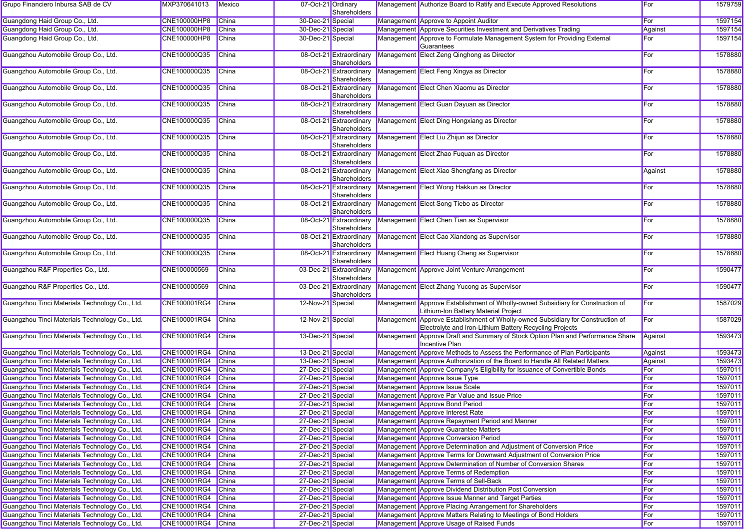| Grupo Financiero Inbursa SAB de CV | MXP370641013 | Mexico | 07-Oct-21 | Ordinary Shareholders | Management | Authorize Board to Ratify and Execute Approved Resolutions | For | 1579759 |
|---|---|---|---|---|---|---|---|---|
| Guangdong Haid Group Co., Ltd. | CNE100000HP8 | China | 30-Dec-21 | Special | Management | Approve to Appoint Auditor | For | 1597154 |
| Guangdong Haid Group Co., Ltd. | CNE100000HP8 | China | 30-Dec-21 | Special | Management | Approve Securities Investment and Derivatives Trading | Against | 1597154 |
| Guangdong Haid Group Co., Ltd. | CNE100000HP8 | China | 30-Dec-21 | Special | Management | Approve to Formulate Management System for Providing External Guarantees | For | 1597154 |
| Guangzhou Automobile Group Co., Ltd. | CNE100000Q35 | China | 08-Oct-21 | Extraordinary Shareholders | Management | Elect Zeng Qinghong as Director | For | 1578880 |
| Guangzhou Automobile Group Co., Ltd. | CNE100000Q35 | China | 08-Oct-21 | Extraordinary Shareholders | Management | Elect Feng Xingya as Director | For | 1578880 |
| Guangzhou Automobile Group Co., Ltd. | CNE100000Q35 | China | 08-Oct-21 | Extraordinary Shareholders | Management | Elect Chen Xiaomu as Director | For | 1578880 |
| Guangzhou Automobile Group Co., Ltd. | CNE100000Q35 | China | 08-Oct-21 | Extraordinary Shareholders | Management | Elect Guan Dayuan as Director | For | 1578880 |
| Guangzhou Automobile Group Co., Ltd. | CNE100000Q35 | China | 08-Oct-21 | Extraordinary Shareholders | Management | Elect Ding Hongxiang as Director | For | 1578880 |
| Guangzhou Automobile Group Co., Ltd. | CNE100000Q35 | China | 08-Oct-21 | Extraordinary Shareholders | Management | Elect Liu Zhijun as Director | For | 1578880 |
| Guangzhou Automobile Group Co., Ltd. | CNE100000Q35 | China | 08-Oct-21 | Extraordinary Shareholders | Management | Elect Zhao Fuquan as Director | For | 1578880 |
| Guangzhou Automobile Group Co., Ltd. | CNE100000Q35 | China | 08-Oct-21 | Extraordinary Shareholders | Management | Elect Xiao Shengfang as Director | Against | 1578880 |
| Guangzhou Automobile Group Co., Ltd. | CNE100000Q35 | China | 08-Oct-21 | Extraordinary Shareholders | Management | Elect Wong Hakkun as Director | For | 1578880 |
| Guangzhou Automobile Group Co., Ltd. | CNE100000Q35 | China | 08-Oct-21 | Extraordinary Shareholders | Management | Elect Song Tiebo as Director | For | 1578880 |
| Guangzhou Automobile Group Co., Ltd. | CNE100000Q35 | China | 08-Oct-21 | Extraordinary Shareholders | Management | Elect Chen Tian as Supervisor | For | 1578880 |
| Guangzhou Automobile Group Co., Ltd. | CNE100000Q35 | China | 08-Oct-21 | Extraordinary Shareholders | Management | Elect Cao Xiandong as Supervisor | For | 1578880 |
| Guangzhou Automobile Group Co., Ltd. | CNE100000Q35 | China | 08-Oct-21 | Extraordinary Shareholders | Management | Elect Huang Cheng as Supervisor | For | 1578880 |
| Guangzhou R&F Properties Co., Ltd. | CNE100000569 | China | 03-Dec-21 | Extraordinary Shareholders | Management | Approve Joint Venture Arrangement | For | 1590477 |
| Guangzhou R&F Properties Co., Ltd. | CNE100000569 | China | 03-Dec-21 | Extraordinary Shareholders | Management | Elect Zhang Yucong as Supervisor | For | 1590477 |
| Guangzhou Tinci Materials Technology Co., Ltd. | CNE100001RG4 | China | 12-Nov-21 | Special | Management | Approve Establishment of Wholly-owned Subsidiary for Construction of Lithium-Ion Battery Material Project | For | 1587029 |
| Guangzhou Tinci Materials Technology Co., Ltd. | CNE100001RG4 | China | 12-Nov-21 | Special | Management | Approve Establishment of Wholly-owned Subsidiary for Construction of Electrolyte and Iron-Lithium Battery Recycling Projects | For | 1587029 |
| Guangzhou Tinci Materials Technology Co., Ltd. | CNE100001RG4 | China | 13-Dec-21 | Special | Management | Approve Draft and Summary of Stock Option Plan and Performance Share Incentive Plan | Against | 1593473 |
| Guangzhou Tinci Materials Technology Co., Ltd. | CNE100001RG4 | China | 13-Dec-21 | Special | Management | Approve Methods to Assess the Performance of Plan Participants | Against | 1593473 |
| Guangzhou Tinci Materials Technology Co., Ltd. | CNE100001RG4 | China | 13-Dec-21 | Special | Management | Approve Authorization of the Board to Handle All Related Matters | Against | 1593473 |
| Guangzhou Tinci Materials Technology Co., Ltd. | CNE100001RG4 | China | 27-Dec-21 | Special | Management | Approve Company's Eligibility for Issuance of Convertible Bonds | For | 1597011 |
| Guangzhou Tinci Materials Technology Co., Ltd. | CNE100001RG4 | China | 27-Dec-21 | Special | Management | Approve Issue Type | For | 1597011 |
| Guangzhou Tinci Materials Technology Co., Ltd. | CNE100001RG4 | China | 27-Dec-21 | Special | Management | Approve Issue Scale | For | 1597011 |
| Guangzhou Tinci Materials Technology Co., Ltd. | CNE100001RG4 | China | 27-Dec-21 | Special | Management | Approve Par Value and Issue Price | For | 1597011 |
| Guangzhou Tinci Materials Technology Co., Ltd. | CNE100001RG4 | China | 27-Dec-21 | Special | Management | Approve Bond Period | For | 1597011 |
| Guangzhou Tinci Materials Technology Co., Ltd. | CNE100001RG4 | China | 27-Dec-21 | Special | Management | Approve Interest Rate | For | 1597011 |
| Guangzhou Tinci Materials Technology Co., Ltd. | CNE100001RG4 | China | 27-Dec-21 | Special | Management | Approve Repayment Period and Manner | For | 1597011 |
| Guangzhou Tinci Materials Technology Co., Ltd. | CNE100001RG4 | China | 27-Dec-21 | Special | Management | Approve Guarantee Matters | For | 1597011 |
| Guangzhou Tinci Materials Technology Co., Ltd. | CNE100001RG4 | China | 27-Dec-21 | Special | Management | Approve Conversion Period | For | 1597011 |
| Guangzhou Tinci Materials Technology Co., Ltd. | CNE100001RG4 | China | 27-Dec-21 | Special | Management | Approve Determination and Adjustment of Conversion Price | For | 1597011 |
| Guangzhou Tinci Materials Technology Co., Ltd. | CNE100001RG4 | China | 27-Dec-21 | Special | Management | Approve Terms for Downward Adjustment of Conversion Price | For | 1597011 |
| Guangzhou Tinci Materials Technology Co., Ltd. | CNE100001RG4 | China | 27-Dec-21 | Special | Management | Approve Determination of Number of Conversion Shares | For | 1597011 |
| Guangzhou Tinci Materials Technology Co., Ltd. | CNE100001RG4 | China | 27-Dec-21 | Special | Management | Approve Terms of Redemption | For | 1597011 |
| Guangzhou Tinci Materials Technology Co., Ltd. | CNE100001RG4 | China | 27-Dec-21 | Special | Management | Approve Terms of Sell-Back | For | 1597011 |
| Guangzhou Tinci Materials Technology Co., Ltd. | CNE100001RG4 | China | 27-Dec-21 | Special | Management | Approve Dividend Distribution Post Conversion | For | 1597011 |
| Guangzhou Tinci Materials Technology Co., Ltd. | CNE100001RG4 | China | 27-Dec-21 | Special | Management | Approve Issue Manner and Target Parties | For | 1597011 |
| Guangzhou Tinci Materials Technology Co., Ltd. | CNE100001RG4 | China | 27-Dec-21 | Special | Management | Approve Placing Arrangement for Shareholders | For | 1597011 |
| Guangzhou Tinci Materials Technology Co., Ltd. | CNE100001RG4 | China | 27-Dec-21 | Special | Management | Approve Matters Relating to Meetings of Bond Holders | For | 1597011 |
| Guangzhou Tinci Materials Technology Co., Ltd. | CNE100001RG4 | China | 27-Dec-21 | Special | Management | Approve Usage of Raised Funds | For | 1597011 |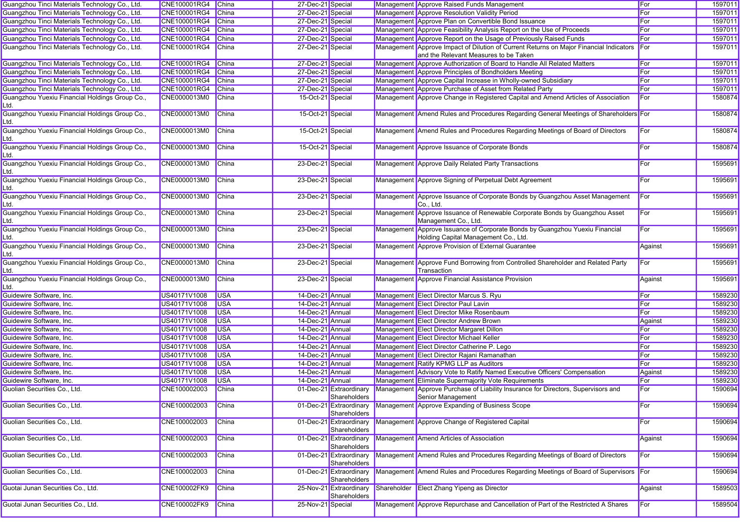| | | | | | | | | |
|---|---|---|---|---|---|---|---|---|
| Guangzhou Tinci Materials Technology Co., Ltd. | CNE100001RG4 | China | 27-Dec-21 | Special | Management | Approve Raised Funds Management | For | 1597011 |
| Guangzhou Tinci Materials Technology Co., Ltd. | CNE100001RG4 | China | 27-Dec-21 | Special | Management | Approve Resolution Validity Period | For | 1597011 |
| Guangzhou Tinci Materials Technology Co., Ltd. | CNE100001RG4 | China | 27-Dec-21 | Special | Management | Approve Plan on Convertible Bond Issuance | For | 1597011 |
| Guangzhou Tinci Materials Technology Co., Ltd. | CNE100001RG4 | China | 27-Dec-21 | Special | Management | Approve Feasibility Analysis Report on the Use of Proceeds | For | 1597011 |
| Guangzhou Tinci Materials Technology Co., Ltd. | CNE100001RG4 | China | 27-Dec-21 | Special | Management | Approve Report on the Usage of Previously Raised Funds | For | 1597011 |
| Guangzhou Tinci Materials Technology Co., Ltd. | CNE100001RG4 | China | 27-Dec-21 | Special | Management | Approve Impact of Dilution of Current Returns on Major Financial Indicators and the Relevant Measures to be Taken | For | 1597011 |
| Guangzhou Tinci Materials Technology Co., Ltd. | CNE100001RG4 | China | 27-Dec-21 | Special | Management | Approve Authorization of Board to Handle All Related Matters | For | 1597011 |
| Guangzhou Tinci Materials Technology Co., Ltd. | CNE100001RG4 | China | 27-Dec-21 | Special | Management | Approve Principles of Bondholders Meeting | For | 1597011 |
| Guangzhou Tinci Materials Technology Co., Ltd. | CNE100001RG4 | China | 27-Dec-21 | Special | Management | Approve Capital Increase in Wholly-owned Subsidiary | For | 1597011 |
| Guangzhou Tinci Materials Technology Co., Ltd. | CNE100001RG4 | China | 27-Dec-21 | Special | Management | Approve Purchase of Asset from Related Party | For | 1597011 |
| Guangzhou Yuexiu Financial Holdings Group Co., Ltd. | CNE0000013M0 | China | 15-Oct-21 | Special | Management | Approve Change in Registered Capital and Amend Articles of Association | For | 1580874 |
| Guangzhou Yuexiu Financial Holdings Group Co., Ltd. | CNE0000013M0 | China | 15-Oct-21 | Special | Management | Amend Rules and Procedures Regarding General Meetings of Shareholders | For | 1580874 |
| Guangzhou Yuexiu Financial Holdings Group Co., Ltd. | CNE0000013M0 | China | 15-Oct-21 | Special | Management | Amend Rules and Procedures Regarding Meetings of Board of Directors | For | 1580874 |
| Guangzhou Yuexiu Financial Holdings Group Co., Ltd. | CNE0000013M0 | China | 15-Oct-21 | Special | Management | Approve Issuance of Corporate Bonds | For | 1580874 |
| Guangzhou Yuexiu Financial Holdings Group Co., Ltd. | CNE0000013M0 | China | 23-Dec-21 | Special | Management | Approve Daily Related Party Transactions | For | 1595691 |
| Guangzhou Yuexiu Financial Holdings Group Co., Ltd. | CNE0000013M0 | China | 23-Dec-21 | Special | Management | Approve Signing of Perpetual Debt Agreement | For | 1595691 |
| Guangzhou Yuexiu Financial Holdings Group Co., Ltd. | CNE0000013M0 | China | 23-Dec-21 | Special | Management | Approve Issuance of Corporate Bonds by Guangzhou Asset Management Co., Ltd. | For | 1595691 |
| Guangzhou Yuexiu Financial Holdings Group Co., Ltd. | CNE0000013M0 | China | 23-Dec-21 | Special | Management | Approve Issuance of Renewable Corporate Bonds by Guangzhou Asset Management Co., Ltd. | For | 1595691 |
| Guangzhou Yuexiu Financial Holdings Group Co., Ltd. | CNE0000013M0 | China | 23-Dec-21 | Special | Management | Approve Issuance of Corporate Bonds by Guangzhou Yuexiu Financial Holding Capital Management Co., Ltd. | For | 1595691 |
| Guangzhou Yuexiu Financial Holdings Group Co., Ltd. | CNE0000013M0 | China | 23-Dec-21 | Special | Management | Approve Provision of External Guarantee | Against | 1595691 |
| Guangzhou Yuexiu Financial Holdings Group Co., Ltd. | CNE0000013M0 | China | 23-Dec-21 | Special | Management | Approve Fund Borrowing from Controlled Shareholder and Related Party Transaction | For | 1595691 |
| Guangzhou Yuexiu Financial Holdings Group Co., Ltd. | CNE0000013M0 | China | 23-Dec-21 | Special | Management | Approve Financial Assistance Provision | Against | 1595691 |
| Guidewire Software, Inc. | US40171V1008 | USA | 14-Dec-21 | Annual | Management | Elect Director Marcus S. Ryu | For | 1589230 |
| Guidewire Software, Inc. | US40171V1008 | USA | 14-Dec-21 | Annual | Management | Elect Director Paul Lavin | For | 1589230 |
| Guidewire Software, Inc. | US40171V1008 | USA | 14-Dec-21 | Annual | Management | Elect Director Mike Rosenbaum | For | 1589230 |
| Guidewire Software, Inc. | US40171V1008 | USA | 14-Dec-21 | Annual | Management | Elect Director Andrew Brown | Against | 1589230 |
| Guidewire Software, Inc. | US40171V1008 | USA | 14-Dec-21 | Annual | Management | Elect Director Margaret Dillon | For | 1589230 |
| Guidewire Software, Inc. | US40171V1008 | USA | 14-Dec-21 | Annual | Management | Elect Director Michael Keller | For | 1589230 |
| Guidewire Software, Inc. | US40171V1008 | USA | 14-Dec-21 | Annual | Management | Elect Director Catherine P. Lego | For | 1589230 |
| Guidewire Software, Inc. | US40171V1008 | USA | 14-Dec-21 | Annual | Management | Elect Director Rajani Ramanathan | For | 1589230 |
| Guidewire Software, Inc. | US40171V1008 | USA | 14-Dec-21 | Annual | Management | Ratify KPMG LLP as Auditors | For | 1589230 |
| Guidewire Software, Inc. | US40171V1008 | USA | 14-Dec-21 | Annual | Management | Advisory Vote to Ratify Named Executive Officers' Compensation | Against | 1589230 |
| Guidewire Software, Inc. | US40171V1008 | USA | 14-Dec-21 | Annual | Management | Eliminate Supermajority Vote Requirements | For | 1589230 |
| Guolian Securities Co., Ltd. | CNE100002003 | China | 01-Dec-21 | Extraordinary Shareholders | Management | Approve Purchase of Liability Insurance for Directors, Supervisors and Senior Management | For | 1590694 |
| Guolian Securities Co., Ltd. | CNE100002003 | China | 01-Dec-21 | Extraordinary Shareholders | Management | Approve Expanding of Business Scope | For | 1590694 |
| Guolian Securities Co., Ltd. | CNE100002003 | China | 01-Dec-21 | Extraordinary Shareholders | Management | Approve Change of Registered Capital | For | 1590694 |
| Guolian Securities Co., Ltd. | CNE100002003 | China | 01-Dec-21 | Extraordinary Shareholders | Management | Amend Articles of Association | Against | 1590694 |
| Guolian Securities Co., Ltd. | CNE100002003 | China | 01-Dec-21 | Extraordinary Shareholders | Management | Amend Rules and Procedures Regarding Meetings of Board of Directors | For | 1590694 |
| Guolian Securities Co., Ltd. | CNE100002003 | China | 01-Dec-21 | Extraordinary Shareholders | Management | Amend Rules and Procedures Regarding Meetings of Board of Supervisors | For | 1590694 |
| Guotai Junan Securities Co., Ltd. | CNE100002FK9 | China | 25-Nov-21 | Extraordinary Shareholders | Shareholder | Elect Zhang Yipeng as Director | Against | 1589503 |
| Guotai Junan Securities Co., Ltd. | CNE100002FK9 | China | 25-Nov-21 | Special | Management | Approve Repurchase and Cancellation of Part of the Restricted A Shares | For | 1589504 |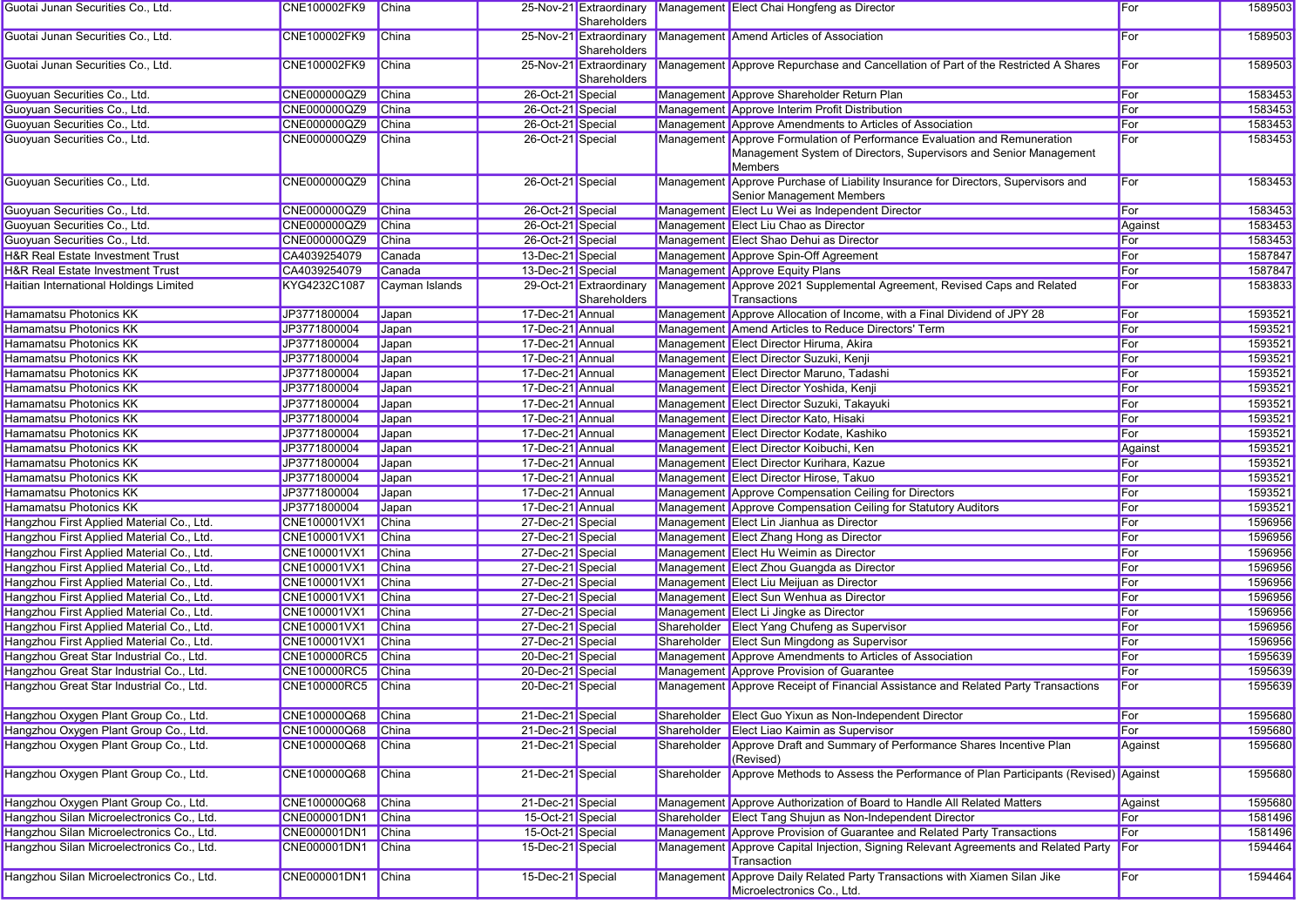| | | | | | | | | |
|---|---|---|---|---|---|---|---|---|
| Guotai Junan Securities Co., Ltd. | CNE100002FK9 | China | 25-Nov-21 | Extraordinary Shareholders | Management | Elect Chai Hongfeng as Director | For | 1589503 |
| Guotai Junan Securities Co., Ltd. | CNE100002FK9 | China | 25-Nov-21 | Extraordinary Shareholders | Management | Amend Articles of Association | For | 1589503 |
| Guotai Junan Securities Co., Ltd. | CNE100002FK9 | China | 25-Nov-21 | Extraordinary Shareholders | Management | Approve Repurchase and Cancellation of Part of the Restricted A Shares | For | 1589503 |
| Guoyuan Securities Co., Ltd. | CNE000000QZ9 | China | 26-Oct-21 | Special | Management | Approve Shareholder Return Plan | For | 1583453 |
| Guoyuan Securities Co., Ltd. | CNE000000QZ9 | China | 26-Oct-21 | Special | Management | Approve Interim Profit Distribution | For | 1583453 |
| Guoyuan Securities Co., Ltd. | CNE000000QZ9 | China | 26-Oct-21 | Special | Management | Approve Amendments to Articles of Association | For | 1583453 |
| Guoyuan Securities Co., Ltd. | CNE000000QZ9 | China | 26-Oct-21 | Special | Management | Approve Formulation of Performance Evaluation and Remuneration Management System of Directors, Supervisors and Senior Management Members | For | 1583453 |
| Guoyuan Securities Co., Ltd. | CNE000000QZ9 | China | 26-Oct-21 | Special | Management | Approve Purchase of Liability Insurance for Directors, Supervisors and Senior Management Members | For | 1583453 |
| Guoyuan Securities Co., Ltd. | CNE000000QZ9 | China | 26-Oct-21 | Special | Management | Elect Lu Wei as Independent Director | For | 1583453 |
| Guoyuan Securities Co., Ltd. | CNE000000QZ9 | China | 26-Oct-21 | Special | Management | Elect Liu Chao as Director | Against | 1583453 |
| Guoyuan Securities Co., Ltd. | CNE000000QZ9 | China | 26-Oct-21 | Special | Management | Elect Shao Dehui as Director | For | 1583453 |
| H&R Real Estate Investment Trust | CA4039254079 | Canada | 13-Dec-21 | Special | Management | Approve Spin-Off Agreement | For | 1587847 |
| H&R Real Estate Investment Trust | CA4039254079 | Canada | 13-Dec-21 | Special | Management | Approve Equity Plans | For | 1587847 |
| Haitian International Holdings Limited | KYG4232C1087 | Cayman Islands | 29-Oct-21 | Extraordinary Shareholders | Management | Approve 2021 Supplemental Agreement, Revised Caps and Related Transactions | For | 1583833 |
| Hamamatsu Photonics KK | JP3771800004 | Japan | 17-Dec-21 | Annual | Management | Approve Allocation of Income, with a Final Dividend of JPY 28 | For | 1593521 |
| Hamamatsu Photonics KK | JP3771800004 | Japan | 17-Dec-21 | Annual | Management | Amend Articles to Reduce Directors' Term | For | 1593521 |
| Hamamatsu Photonics KK | JP3771800004 | Japan | 17-Dec-21 | Annual | Management | Elect Director Hiruma, Akira | For | 1593521 |
| Hamamatsu Photonics KK | JP3771800004 | Japan | 17-Dec-21 | Annual | Management | Elect Director Suzuki, Kenji | For | 1593521 |
| Hamamatsu Photonics KK | JP3771800004 | Japan | 17-Dec-21 | Annual | Management | Elect Director Maruno, Tadashi | For | 1593521 |
| Hamamatsu Photonics KK | JP3771800004 | Japan | 17-Dec-21 | Annual | Management | Elect Director Yoshida, Kenji | For | 1593521 |
| Hamamatsu Photonics KK | JP3771800004 | Japan | 17-Dec-21 | Annual | Management | Elect Director Suzuki, Takayuki | For | 1593521 |
| Hamamatsu Photonics KK | JP3771800004 | Japan | 17-Dec-21 | Annual | Management | Elect Director Kato, Hisaki | For | 1593521 |
| Hamamatsu Photonics KK | JP3771800004 | Japan | 17-Dec-21 | Annual | Management | Elect Director Kodate, Kashiko | For | 1593521 |
| Hamamatsu Photonics KK | JP3771800004 | Japan | 17-Dec-21 | Annual | Management | Elect Director Koibuchi, Ken | Against | 1593521 |
| Hamamatsu Photonics KK | JP3771800004 | Japan | 17-Dec-21 | Annual | Management | Elect Director Kurihara, Kazue | For | 1593521 |
| Hamamatsu Photonics KK | JP3771800004 | Japan | 17-Dec-21 | Annual | Management | Elect Director Hirose, Takuo | For | 1593521 |
| Hamamatsu Photonics KK | JP3771800004 | Japan | 17-Dec-21 | Annual | Management | Approve Compensation Ceiling for Directors | For | 1593521 |
| Hamamatsu Photonics KK | JP3771800004 | Japan | 17-Dec-21 | Annual | Management | Approve Compensation Ceiling for Statutory Auditors | For | 1593521 |
| Hangzhou First Applied Material Co., Ltd. | CNE100001VX1 | China | 27-Dec-21 | Special | Management | Elect Lin Jianhua as Director | For | 1596956 |
| Hangzhou First Applied Material Co., Ltd. | CNE100001VX1 | China | 27-Dec-21 | Special | Management | Elect Zhang Hong as Director | For | 1596956 |
| Hangzhou First Applied Material Co., Ltd. | CNE100001VX1 | China | 27-Dec-21 | Special | Management | Elect Hu Weimin as Director | For | 1596956 |
| Hangzhou First Applied Material Co., Ltd. | CNE100001VX1 | China | 27-Dec-21 | Special | Management | Elect Zhou Guangda as Director | For | 1596956 |
| Hangzhou First Applied Material Co., Ltd. | CNE100001VX1 | China | 27-Dec-21 | Special | Management | Elect Liu Meijuan as Director | For | 1596956 |
| Hangzhou First Applied Material Co., Ltd. | CNE100001VX1 | China | 27-Dec-21 | Special | Management | Elect Sun Wenhua as Director | For | 1596956 |
| Hangzhou First Applied Material Co., Ltd. | CNE100001VX1 | China | 27-Dec-21 | Special | Management | Elect Li Jingke as Director | For | 1596956 |
| Hangzhou First Applied Material Co., Ltd. | CNE100001VX1 | China | 27-Dec-21 | Special | Shareholder | Elect Yang Chufeng as Supervisor | For | 1596956 |
| Hangzhou First Applied Material Co., Ltd. | CNE100001VX1 | China | 27-Dec-21 | Special | Shareholder | Elect Sun Mingdong as Supervisor | For | 1596956 |
| Hangzhou Great Star Industrial Co., Ltd. | CNE100000RC5 | China | 20-Dec-21 | Special | Management | Approve Amendments to Articles of Association | For | 1595639 |
| Hangzhou Great Star Industrial Co., Ltd. | CNE100000RC5 | China | 20-Dec-21 | Special | Management | Approve Provision of Guarantee | For | 1595639 |
| Hangzhou Great Star Industrial Co., Ltd. | CNE100000RC5 | China | 20-Dec-21 | Special | Management | Approve Receipt of Financial Assistance and Related Party Transactions | For | 1595639 |
| Hangzhou Oxygen Plant Group Co., Ltd. | CNE100000Q68 | China | 21-Dec-21 | Special | Shareholder | Elect Guo Yixun as Non-Independent Director | For | 1595680 |
| Hangzhou Oxygen Plant Group Co., Ltd. | CNE100000Q68 | China | 21-Dec-21 | Special | Shareholder | Elect Liao Kaimin as Supervisor | For | 1595680 |
| Hangzhou Oxygen Plant Group Co., Ltd. | CNE100000Q68 | China | 21-Dec-21 | Special | Shareholder | Approve Draft and Summary of Performance Shares Incentive Plan (Revised) | Against | 1595680 |
| Hangzhou Oxygen Plant Group Co., Ltd. | CNE100000Q68 | China | 21-Dec-21 | Special | Shareholder | Approve Methods to Assess the Performance of Plan Participants (Revised) | Against | 1595680 |
| Hangzhou Oxygen Plant Group Co., Ltd. | CNE100000Q68 | China | 21-Dec-21 | Special | Management | Approve Authorization of Board to Handle All Related Matters | Against | 1595680 |
| Hangzhou Silan Microelectronics Co., Ltd. | CNE000001DN1 | China | 15-Oct-21 | Special | Shareholder | Elect Tang Shujun as Non-Independent Director | For | 1581496 |
| Hangzhou Silan Microelectronics Co., Ltd. | CNE000001DN1 | China | 15-Oct-21 | Special | Management | Approve Provision of Guarantee and Related Party Transactions | For | 1581496 |
| Hangzhou Silan Microelectronics Co., Ltd. | CNE000001DN1 | China | 15-Dec-21 | Special | Management | Approve Capital Injection, Signing Relevant Agreements and Related Party Transaction | For | 1594464 |
| Hangzhou Silan Microelectronics Co., Ltd. | CNE000001DN1 | China | 15-Dec-21 | Special | Management | Approve Daily Related Party Transactions with Xiamen Silan Jike Microelectronics Co., Ltd. | For | 1594464 |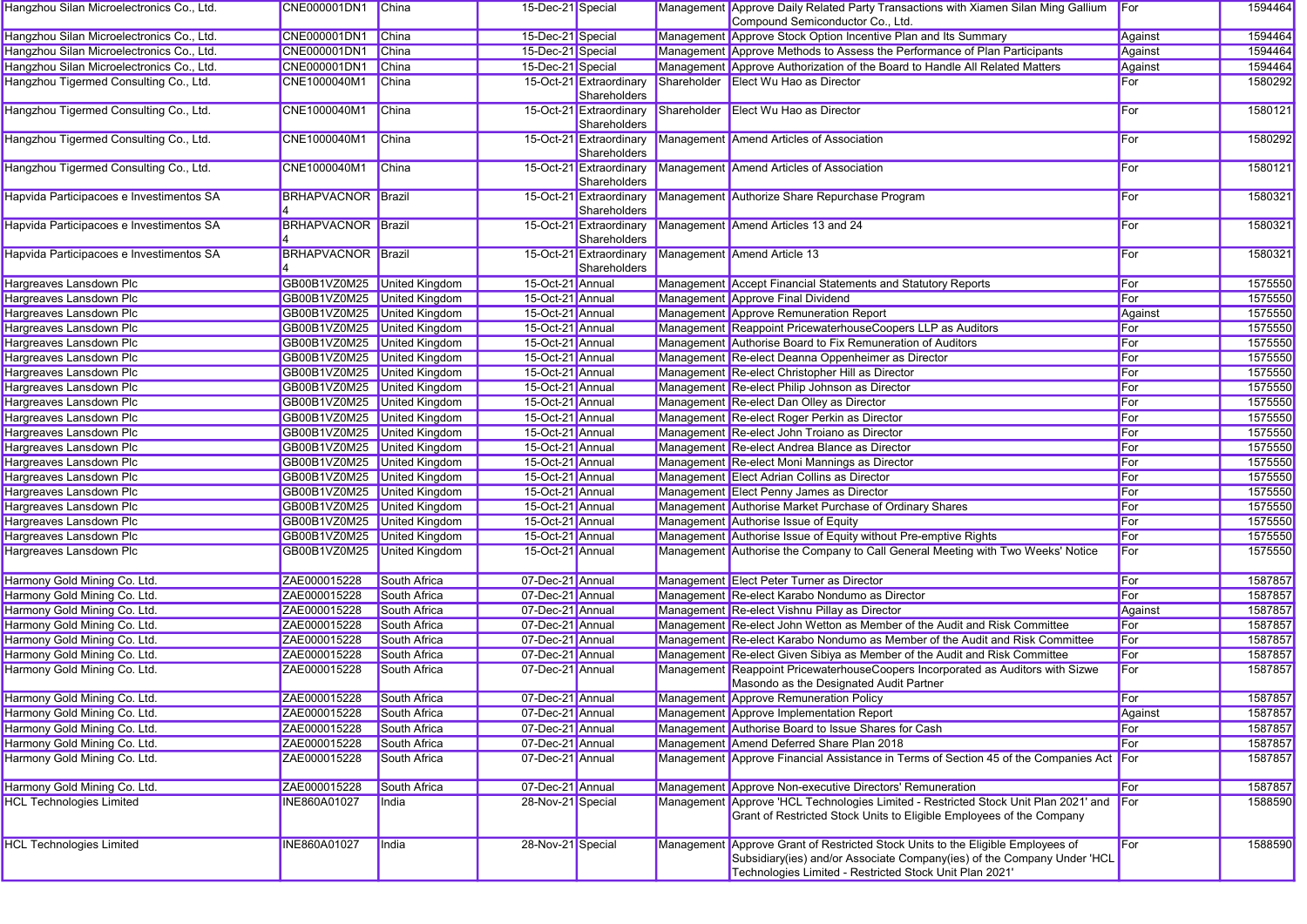| | | | | | | | | |
|---|---|---|---|---|---|---|---|---|
| Hangzhou Silan Microelectronics Co., Ltd. | CNE000001DN1 | China | 15-Dec-21 | Special | Management | Approve Daily Related Party Transactions with Xiamen Silan Ming Gallium Compound Semiconductor Co., Ltd. | For | 1594464 |
| Hangzhou Silan Microelectronics Co., Ltd. | CNE000001DN1 | China | 15-Dec-21 | Special | Management | Approve Stock Option Incentive Plan and Its Summary | Against | 1594464 |
| Hangzhou Silan Microelectronics Co., Ltd. | CNE000001DN1 | China | 15-Dec-21 | Special | Management | Approve Methods to Assess the Performance of Plan Participants | Against | 1594464 |
| Hangzhou Silan Microelectronics Co., Ltd. | CNE000001DN1 | China | 15-Dec-21 | Special | Management | Approve Authorization of the Board to Handle All Related Matters | Against | 1594464 |
| Hangzhou Tigermed Consulting Co., Ltd. | CNE1000040M1 | China | 15-Oct-21 | Extraordinary Shareholders | Shareholder | Elect Wu Hao as Director | For | 1580292 |
| Hangzhou Tigermed Consulting Co., Ltd. | CNE1000040M1 | China | 15-Oct-21 | Extraordinary Shareholders | Shareholder | Elect Wu Hao as Director | For | 1580121 |
| Hangzhou Tigermed Consulting Co., Ltd. | CNE1000040M1 | China | 15-Oct-21 | Extraordinary Shareholders | Management | Amend Articles of Association | For | 1580292 |
| Hangzhou Tigermed Consulting Co., Ltd. | CNE1000040M1 | China | 15-Oct-21 | Extraordinary Shareholders | Management | Amend Articles of Association | For | 1580121 |
| Hapvida Participacoes e Investimentos SA | BRHAPVACNOR4 | Brazil | 15-Oct-21 | Extraordinary Shareholders | Management | Authorize Share Repurchase Program | For | 1580321 |
| Hapvida Participacoes e Investimentos SA | BRHAPVACNOR4 | Brazil | 15-Oct-21 | Extraordinary Shareholders | Management | Amend Articles 13 and 24 | For | 1580321 |
| Hapvida Participacoes e Investimentos SA | BRHAPVACNOR4 | Brazil | 15-Oct-21 | Extraordinary Shareholders | Management | Amend Article 13 | For | 1580321 |
| Hargreaves Lansdown Plc | GB00B1VZ0M25 | United Kingdom | 15-Oct-21 | Annual | Management | Accept Financial Statements and Statutory Reports | For | 1575550 |
| Hargreaves Lansdown Plc | GB00B1VZ0M25 | United Kingdom | 15-Oct-21 | Annual | Management | Approve Final Dividend | For | 1575550 |
| Hargreaves Lansdown Plc | GB00B1VZ0M25 | United Kingdom | 15-Oct-21 | Annual | Management | Approve Remuneration Report | Against | 1575550 |
| Hargreaves Lansdown Plc | GB00B1VZ0M25 | United Kingdom | 15-Oct-21 | Annual | Management | Reappoint PricewaterhouseCoopers LLP as Auditors | For | 1575550 |
| Hargreaves Lansdown Plc | GB00B1VZ0M25 | United Kingdom | 15-Oct-21 | Annual | Management | Authorise Board to Fix Remuneration of Auditors | For | 1575550 |
| Hargreaves Lansdown Plc | GB00B1VZ0M25 | United Kingdom | 15-Oct-21 | Annual | Management | Re-elect Deanna Oppenheimer as Director | For | 1575550 |
| Hargreaves Lansdown Plc | GB00B1VZ0M25 | United Kingdom | 15-Oct-21 | Annual | Management | Re-elect Christopher Hill as Director | For | 1575550 |
| Hargreaves Lansdown Plc | GB00B1VZ0M25 | United Kingdom | 15-Oct-21 | Annual | Management | Re-elect Philip Johnson as Director | For | 1575550 |
| Hargreaves Lansdown Plc | GB00B1VZ0M25 | United Kingdom | 15-Oct-21 | Annual | Management | Re-elect Dan Olley as Director | For | 1575550 |
| Hargreaves Lansdown Plc | GB00B1VZ0M25 | United Kingdom | 15-Oct-21 | Annual | Management | Re-elect Roger Perkin as Director | For | 1575550 |
| Hargreaves Lansdown Plc | GB00B1VZ0M25 | United Kingdom | 15-Oct-21 | Annual | Management | Re-elect John Troiano as Director | For | 1575550 |
| Hargreaves Lansdown Plc | GB00B1VZ0M25 | United Kingdom | 15-Oct-21 | Annual | Management | Re-elect Andrea Blance as Director | For | 1575550 |
| Hargreaves Lansdown Plc | GB00B1VZ0M25 | United Kingdom | 15-Oct-21 | Annual | Management | Re-elect Moni Mannings as Director | For | 1575550 |
| Hargreaves Lansdown Plc | GB00B1VZ0M25 | United Kingdom | 15-Oct-21 | Annual | Management | Elect Adrian Collins as Director | For | 1575550 |
| Hargreaves Lansdown Plc | GB00B1VZ0M25 | United Kingdom | 15-Oct-21 | Annual | Management | Elect Penny James as Director | For | 1575550 |
| Hargreaves Lansdown Plc | GB00B1VZ0M25 | United Kingdom | 15-Oct-21 | Annual | Management | Authorise Market Purchase of Ordinary Shares | For | 1575550 |
| Hargreaves Lansdown Plc | GB00B1VZ0M25 | United Kingdom | 15-Oct-21 | Annual | Management | Authorise Issue of Equity | For | 1575550 |
| Hargreaves Lansdown Plc | GB00B1VZ0M25 | United Kingdom | 15-Oct-21 | Annual | Management | Authorise Issue of Equity without Pre-emptive Rights | For | 1575550 |
| Hargreaves Lansdown Plc | GB00B1VZ0M25 | United Kingdom | 15-Oct-21 | Annual | Management | Authorise the Company to Call General Meeting with Two Weeks' Notice | For | 1575550 |
| Harmony Gold Mining Co. Ltd. | ZAE000015228 | South Africa | 07-Dec-21 | Annual | Management | Elect Peter Turner as Director | For | 1587857 |
| Harmony Gold Mining Co. Ltd. | ZAE000015228 | South Africa | 07-Dec-21 | Annual | Management | Re-elect Karabo Nondumo as Director | For | 1587857 |
| Harmony Gold Mining Co. Ltd. | ZAE000015228 | South Africa | 07-Dec-21 | Annual | Management | Re-elect Vishnu Pillay as Director | Against | 1587857 |
| Harmony Gold Mining Co. Ltd. | ZAE000015228 | South Africa | 07-Dec-21 | Annual | Management | Re-elect John Wetton as Member of the Audit and Risk Committee | For | 1587857 |
| Harmony Gold Mining Co. Ltd. | ZAE000015228 | South Africa | 07-Dec-21 | Annual | Management | Re-elect Karabo Nondumo as Member of the Audit and Risk Committee | For | 1587857 |
| Harmony Gold Mining Co. Ltd. | ZAE000015228 | South Africa | 07-Dec-21 | Annual | Management | Re-elect Given Sibiya as Member of the Audit and Risk Committee | For | 1587857 |
| Harmony Gold Mining Co. Ltd. | ZAE000015228 | South Africa | 07-Dec-21 | Annual | Management | Reappoint PricewaterhouseCoopers Incorporated as Auditors with Sizwe Masondo as the Designated Audit Partner | For | 1587857 |
| Harmony Gold Mining Co. Ltd. | ZAE000015228 | South Africa | 07-Dec-21 | Annual | Management | Approve Remuneration Policy | For | 1587857 |
| Harmony Gold Mining Co. Ltd. | ZAE000015228 | South Africa | 07-Dec-21 | Annual | Management | Approve Implementation Report | Against | 1587857 |
| Harmony Gold Mining Co. Ltd. | ZAE000015228 | South Africa | 07-Dec-21 | Annual | Management | Authorise Board to Issue Shares for Cash | For | 1587857 |
| Harmony Gold Mining Co. Ltd. | ZAE000015228 | South Africa | 07-Dec-21 | Annual | Management | Amend Deferred Share Plan 2018 | For | 1587857 |
| Harmony Gold Mining Co. Ltd. | ZAE000015228 | South Africa | 07-Dec-21 | Annual | Management | Approve Financial Assistance in Terms of Section 45 of the Companies Act | For | 1587857 |
| Harmony Gold Mining Co. Ltd. | ZAE000015228 | South Africa | 07-Dec-21 | Annual | Management | Approve Non-executive Directors' Remuneration | For | 1587857 |
| HCL Technologies Limited | INE860A01027 | India | 28-Nov-21 | Special | Management | Approve 'HCL Technologies Limited - Restricted Stock Unit Plan 2021' and Grant of Restricted Stock Units to Eligible Employees of the Company | For | 1588590 |
| HCL Technologies Limited | INE860A01027 | India | 28-Nov-21 | Special | Management | Approve Grant of Restricted Stock Units to the Eligible Employees of Subsidiary(ies) and/or Associate Company(ies) of the Company Under 'HCL Technologies Limited - Restricted Stock Unit Plan 2021' | For | 1588590 |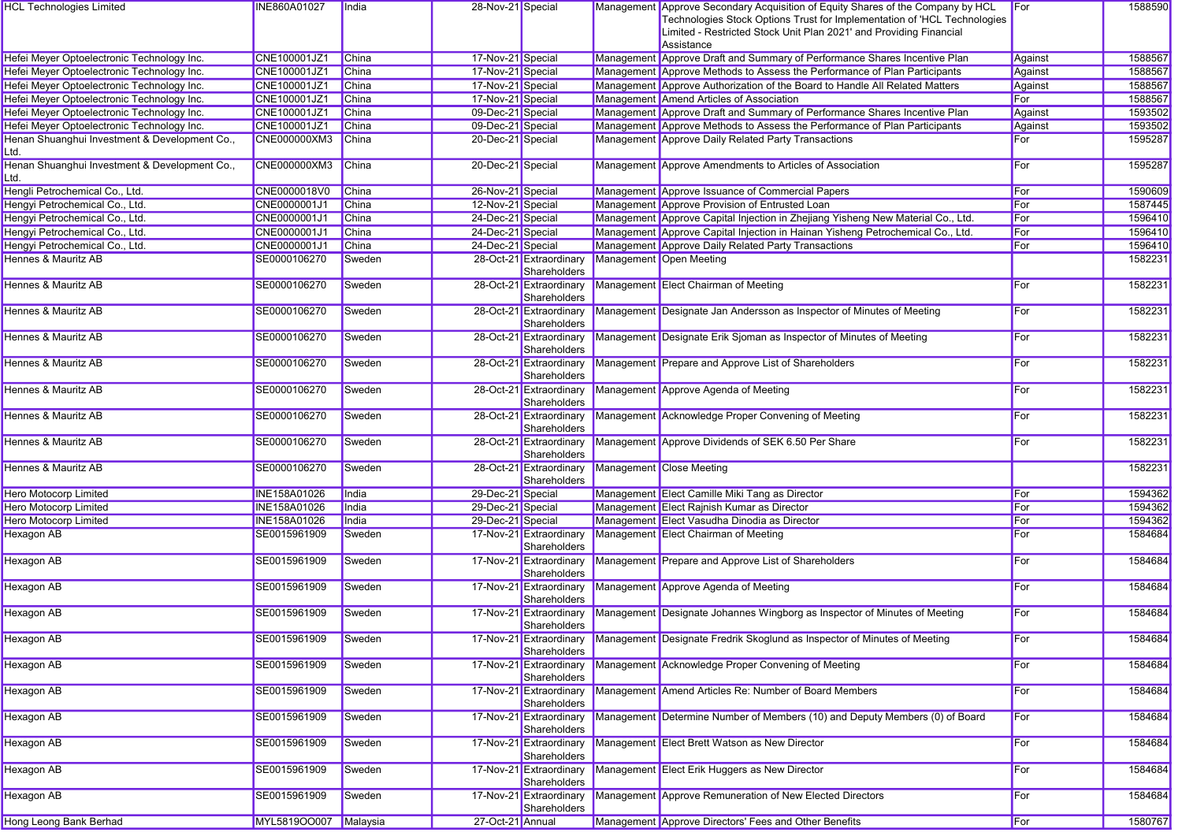| HCL Technologies Limited | INE860A01027 | India | 28-Nov-21 | Special | Management | Approve Secondary Acquisition of Equity Shares of the Company by HCL Technologies Stock Options Trust for Implementation of 'HCL Technologies Limited - Restricted Stock Unit Plan 2021' and Providing Financial Assistance | For | 1588590 |
|---|---|---|---|---|---|---|---|---|
| Hefei Meyer Optoelectronic Technology Inc. | CNE100001JZ1 | China | 17-Nov-21 | Special | Management | Approve Draft and Summary of Performance Shares Incentive Plan | Against | 1588567 |
| Hefei Meyer Optoelectronic Technology Inc. | CNE100001JZ1 | China | 17-Nov-21 | Special | Management | Approve Methods to Assess the Performance of Plan Participants | Against | 1588567 |
| Hefei Meyer Optoelectronic Technology Inc. | CNE100001JZ1 | China | 17-Nov-21 | Special | Management | Approve Authorization of the Board to Handle All Related Matters | Against | 1588567 |
| Hefei Meyer Optoelectronic Technology Inc. | CNE100001JZ1 | China | 17-Nov-21 | Special | Management | Amend Articles of Association | For | 1588567 |
| Hefei Meyer Optoelectronic Technology Inc. | CNE100001JZ1 | China | 09-Dec-21 | Special | Management | Approve Draft and Summary of Performance Shares Incentive Plan | Against | 1593502 |
| Hefei Meyer Optoelectronic Technology Inc. | CNE100001JZ1 | China | 09-Dec-21 | Special | Management | Approve Methods to Assess the Performance of Plan Participants | Against | 1593502 |
| Henan Shuanghui Investment & Development Co., Ltd. | CNE000000XM3 | China | 20-Dec-21 | Special | Management | Approve Daily Related Party Transactions | For | 1595287 |
| Henan Shuanghui Investment & Development Co., Ltd. | CNE000000XM3 | China | 20-Dec-21 | Special | Management | Approve Amendments to Articles of Association | For | 1595287 |
| Hengli Petrochemical Co., Ltd. | CNE0000018V0 | China | 26-Nov-21 | Special | Management | Approve Issuance of Commercial Papers | For | 1590609 |
| Hengyi Petrochemical Co., Ltd. | CNE0000001J1 | China | 12-Nov-21 | Special | Management | Approve Provision of Entrusted Loan | For | 1587445 |
| Hengyi Petrochemical Co., Ltd. | CNE0000001J1 | China | 24-Dec-21 | Special | Management | Approve Capital Injection in Zhejiang Yisheng New Material Co., Ltd. | For | 1596410 |
| Hengyi Petrochemical Co., Ltd. | CNE0000001J1 | China | 24-Dec-21 | Special | Management | Approve Capital Injection in Hainan Yisheng Petrochemical Co., Ltd. | For | 1596410 |
| Hengyi Petrochemical Co., Ltd. | CNE0000001J1 | China | 24-Dec-21 | Special | Management | Approve Daily Related Party Transactions | For | 1596410 |
| Hennes & Mauritz AB | SE0000106270 | Sweden | 28-Oct-21 | Extraordinary Shareholders | Management | Open Meeting | | 1582231 |
| Hennes & Mauritz AB | SE0000106270 | Sweden | 28-Oct-21 | Extraordinary Shareholders | Management | Elect Chairman of Meeting | For | 1582231 |
| Hennes & Mauritz AB | SE0000106270 | Sweden | 28-Oct-21 | Extraordinary Shareholders | Management | Designate Jan Andersson as Inspector of Minutes of Meeting | For | 1582231 |
| Hennes & Mauritz AB | SE0000106270 | Sweden | 28-Oct-21 | Extraordinary Shareholders | Management | Designate Erik Sjoman as Inspector of Minutes of Meeting | For | 1582231 |
| Hennes & Mauritz AB | SE0000106270 | Sweden | 28-Oct-21 | Extraordinary Shareholders | Management | Prepare and Approve List of Shareholders | For | 1582231 |
| Hennes & Mauritz AB | SE0000106270 | Sweden | 28-Oct-21 | Extraordinary Shareholders | Management | Approve Agenda of Meeting | For | 1582231 |
| Hennes & Mauritz AB | SE0000106270 | Sweden | 28-Oct-21 | Extraordinary Shareholders | Management | Acknowledge Proper Convening of Meeting | For | 1582231 |
| Hennes & Mauritz AB | SE0000106270 | Sweden | 28-Oct-21 | Extraordinary Shareholders | Management | Approve Dividends of SEK 6.50 Per Share | For | 1582231 |
| Hennes & Mauritz AB | SE0000106270 | Sweden | 28-Oct-21 | Extraordinary Shareholders | Management | Close Meeting | | 1582231 |
| Hero Motocorp Limited | INE158A01026 | India | 29-Dec-21 | Special | Management | Elect Camille Miki Tang as Director | For | 1594362 |
| Hero Motocorp Limited | INE158A01026 | India | 29-Dec-21 | Special | Management | Elect Rajnish Kumar as Director | For | 1594362 |
| Hero Motocorp Limited | INE158A01026 | India | 29-Dec-21 | Special | Management | Elect Vasudha Dinodia as Director | For | 1594362 |
| Hexagon AB | SE0015961909 | Sweden | 17-Nov-21 | Extraordinary Shareholders | Management | Elect Chairman of Meeting | For | 1584684 |
| Hexagon AB | SE0015961909 | Sweden | 17-Nov-21 | Extraordinary Shareholders | Management | Prepare and Approve List of Shareholders | For | 1584684 |
| Hexagon AB | SE0015961909 | Sweden | 17-Nov-21 | Extraordinary Shareholders | Management | Approve Agenda of Meeting | For | 1584684 |
| Hexagon AB | SE0015961909 | Sweden | 17-Nov-21 | Extraordinary Shareholders | Management | Designate Johannes Wingborg as Inspector of Minutes of Meeting | For | 1584684 |
| Hexagon AB | SE0015961909 | Sweden | 17-Nov-21 | Extraordinary Shareholders | Management | Designate Fredrik Skoglund as Inspector of Minutes of Meeting | For | 1584684 |
| Hexagon AB | SE0015961909 | Sweden | 17-Nov-21 | Extraordinary Shareholders | Management | Acknowledge Proper Convening of Meeting | For | 1584684 |
| Hexagon AB | SE0015961909 | Sweden | 17-Nov-21 | Extraordinary Shareholders | Management | Amend Articles Re: Number of Board Members | For | 1584684 |
| Hexagon AB | SE0015961909 | Sweden | 17-Nov-21 | Extraordinary Shareholders | Management | Determine Number of Members (10) and Deputy Members (0) of Board | For | 1584684 |
| Hexagon AB | SE0015961909 | Sweden | 17-Nov-21 | Extraordinary Shareholders | Management | Elect Brett Watson as New Director | For | 1584684 |
| Hexagon AB | SE0015961909 | Sweden | 17-Nov-21 | Extraordinary Shareholders | Management | Elect Erik Huggers as New Director | For | 1584684 |
| Hexagon AB | SE0015961909 | Sweden | 17-Nov-21 | Extraordinary Shareholders | Management | Approve Remuneration of New Elected Directors | For | 1584684 |
| Hong Leong Bank Berhad | MYL5819OO007 | Malaysia | 27-Oct-21 | Annual | Management | Approve Directors' Fees and Other Benefits | For | 1580767 |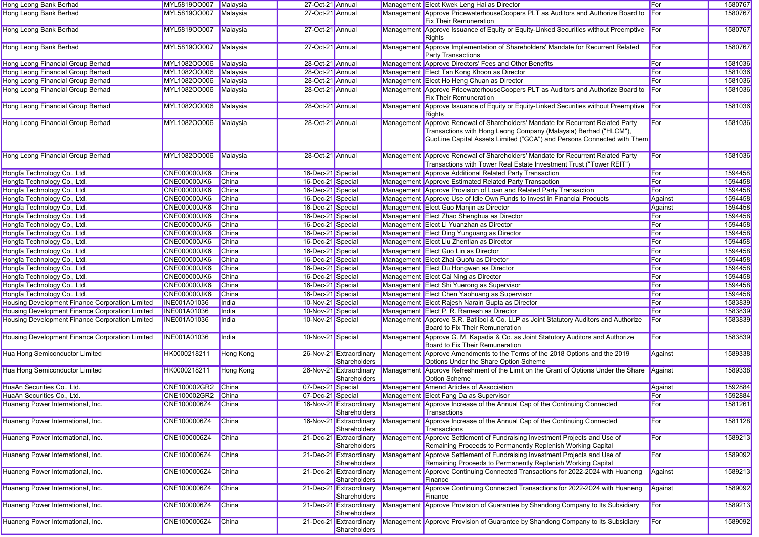| Hong Leong Bank Berhad | MYL5819OO007 | Malaysia | 27-Oct-21 | Annual | Management | Elect Kwek Leng Hai as Director | For | 1580767 |
|---|---|---|---|---|---|---|---|---|
| Hong Leong Bank Berhad | MYL5819OO007 | Malaysia | 27-Oct-21 | Annual | Management | Approve PricewaterhouseCoopers PLT as Auditors and Authorize Board to Fix Their Remuneration | For | 1580767 |
| Hong Leong Bank Berhad | MYL5819OO007 | Malaysia | 27-Oct-21 | Annual | Management | Approve Issuance of Equity or Equity-Linked Securities without Preemptive Rights | For | 1580767 |
| Hong Leong Bank Berhad | MYL5819OO007 | Malaysia | 27-Oct-21 | Annual | Management | Approve Implementation of Shareholders' Mandate for Recurrent Related Party Transactions | For | 1580767 |
| Hong Leong Financial Group Berhad | MYL1082OO006 | Malaysia | 28-Oct-21 | Annual | Management | Approve Directors' Fees and Other Benefits | For | 1581036 |
| Hong Leong Financial Group Berhad | MYL1082OO006 | Malaysia | 28-Oct-21 | Annual | Management | Elect Tan Kong Khoon as Director | For | 1581036 |
| Hong Leong Financial Group Berhad | MYL1082OO006 | Malaysia | 28-Oct-21 | Annual | Management | Elect Ho Heng Chuan as Director | For | 1581036 |
| Hong Leong Financial Group Berhad | MYL1082OO006 | Malaysia | 28-Oct-21 | Annual | Management | Approve PricewaterhouseCoopers PLT as Auditors and Authorize Board to Fix Their Remuneration | For | 1581036 |
| Hong Leong Financial Group Berhad | MYL1082OO006 | Malaysia | 28-Oct-21 | Annual | Management | Approve Issuance of Equity or Equity-Linked Securities without Preemptive Rights | For | 1581036 |
| Hong Leong Financial Group Berhad | MYL1082OO006 | Malaysia | 28-Oct-21 | Annual | Management | Approve Renewal of Shareholders' Mandate for Recurrent Related Party Transactions with Hong Leong Company (Malaysia) Berhad ("HLCM"), GuoLine Capital Assets Limited ("GCA") and Persons Connected with Them | For | 1581036 |
| Hong Leong Financial Group Berhad | MYL1082OO006 | Malaysia | 28-Oct-21 | Annual | Management | Approve Renewal of Shareholders' Mandate for Recurrent Related Party Transactions with Tower Real Estate Investment Trust ("Tower REIT") | For | 1581036 |
| Hongfa Technology Co., Ltd. | CNE000000JK6 | China | 16-Dec-21 | Special | Management | Approve Additional Related Party Transaction | For | 1594458 |
| Hongfa Technology Co., Ltd. | CNE000000JK6 | China | 16-Dec-21 | Special | Management | Approve Estimated Related Party Transaction | For | 1594458 |
| Hongfa Technology Co., Ltd. | CNE000000JK6 | China | 16-Dec-21 | Special | Management | Approve Provision of Loan and Related Party Transaction | For | 1594458 |
| Hongfa Technology Co., Ltd. | CNE000000JK6 | China | 16-Dec-21 | Special | Management | Approve Use of Idle Own Funds to Invest in Financial Products | Against | 1594458 |
| Hongfa Technology Co., Ltd. | CNE000000JK6 | China | 16-Dec-21 | Special | Management | Elect Guo Manjin as Director | Against | 1594458 |
| Hongfa Technology Co., Ltd. | CNE000000JK6 | China | 16-Dec-21 | Special | Management | Elect Zhao Shenghua as Director | For | 1594458 |
| Hongfa Technology Co., Ltd. | CNE000000JK6 | China | 16-Dec-21 | Special | Management | Elect Li Yuanzhan as Director | For | 1594458 |
| Hongfa Technology Co., Ltd. | CNE000000JK6 | China | 16-Dec-21 | Special | Management | Elect Ding Yunguang as Director | For | 1594458 |
| Hongfa Technology Co., Ltd. | CNE000000JK6 | China | 16-Dec-21 | Special | Management | Elect Liu Zhentian as Director | For | 1594458 |
| Hongfa Technology Co., Ltd. | CNE000000JK6 | China | 16-Dec-21 | Special | Management | Elect Guo Lin as Director | For | 1594458 |
| Hongfa Technology Co., Ltd. | CNE000000JK6 | China | 16-Dec-21 | Special | Management | Elect Zhai Guofu as Director | For | 1594458 |
| Hongfa Technology Co., Ltd. | CNE000000JK6 | China | 16-Dec-21 | Special | Management | Elect Du Hongwen as Director | For | 1594458 |
| Hongfa Technology Co., Ltd. | CNE000000JK6 | China | 16-Dec-21 | Special | Management | Elect Cai Ning as Director | For | 1594458 |
| Hongfa Technology Co., Ltd. | CNE000000JK6 | China | 16-Dec-21 | Special | Management | Elect Shi Yuerong as Supervisor | For | 1594458 |
| Hongfa Technology Co., Ltd. | CNE000000JK6 | China | 16-Dec-21 | Special | Management | Elect Chen Yaohuang as Supervisor | For | 1594458 |
| Housing Development Finance Corporation Limited | INE001A01036 | India | 10-Nov-21 | Special | Management | Elect Rajesh Narain Gupta as Director | For | 1583839 |
| Housing Development Finance Corporation Limited | INE001A01036 | India | 10-Nov-21 | Special | Management | Elect P. R. Ramesh as Director | For | 1583839 |
| Housing Development Finance Corporation Limited | INE001A01036 | India | 10-Nov-21 | Special | Management | Approve S.R. Batliboi & Co. LLP as Joint Statutory Auditors and Authorize Board to Fix Their Remuneration | For | 1583839 |
| Housing Development Finance Corporation Limited | INE001A01036 | India | 10-Nov-21 | Special | Management | Approve G. M. Kapadia & Co. as Joint Statutory Auditors and Authorize Board to Fix Their Remuneration | For | 1583839 |
| Hua Hong Semiconductor Limited | HK0000218211 | Hong Kong | 26-Nov-21 | Extraordinary Shareholders | Management | Approve Amendments to the Terms of the 2018 Options and the 2019 Options Under the Share Option Scheme | Against | 1589338 |
| Hua Hong Semiconductor Limited | HK0000218211 | Hong Kong | 26-Nov-21 | Extraordinary Shareholders | Management | Approve Refreshment of the Limit on the Grant of Options Under the Share Option Scheme | Against | 1589338 |
| HuaAn Securities Co., Ltd. | CNE100002GR2 | China | 07-Dec-21 | Special | Management | Amend Articles of Association | Against | 1592884 |
| HuaAn Securities Co., Ltd. | CNE100002GR2 | China | 07-Dec-21 | Special | Management | Elect Fang Da as Supervisor | For | 1592884 |
| Huaneng Power International, Inc. | CNE1000006Z4 | China | 16-Nov-21 | Extraordinary Shareholders | Management | Approve Increase of the Annual Cap of the Continuing Connected Transactions | For | 1581261 |
| Huaneng Power International, Inc. | CNE1000006Z4 | China | 16-Nov-21 | Extraordinary Shareholders | Management | Approve Increase of the Annual Cap of the Continuing Connected Transactions | For | 1581128 |
| Huaneng Power International, Inc. | CNE1000006Z4 | China | 21-Dec-21 | Extraordinary Shareholders | Management | Approve Settlement of Fundraising Investment Projects and Use of Remaining Proceeds to Permanently Replenish Working Capital | For | 1589213 |
| Huaneng Power International, Inc. | CNE1000006Z4 | China | 21-Dec-21 | Extraordinary Shareholders | Management | Approve Settlement of Fundraising Investment Projects and Use of Remaining Proceeds to Permanently Replenish Working Capital | For | 1589092 |
| Huaneng Power International, Inc. | CNE1000006Z4 | China | 21-Dec-21 | Extraordinary Shareholders | Management | Approve Continuing Connected Transactions for 2022-2024 with Huaneng Finance | Against | 1589213 |
| Huaneng Power International, Inc. | CNE1000006Z4 | China | 21-Dec-21 | Extraordinary Shareholders | Management | Approve Continuing Connected Transactions for 2022-2024 with Huaneng Finance | Against | 1589092 |
| Huaneng Power International, Inc. | CNE1000006Z4 | China | 21-Dec-21 | Extraordinary Shareholders | Management | Approve Provision of Guarantee by Shandong Company to Its Subsidiary | For | 1589213 |
| Huaneng Power International, Inc. | CNE1000006Z4 | China | 21-Dec-21 | Extraordinary Shareholders | Management | Approve Provision of Guarantee by Shandong Company to Its Subsidiary | For | 1589092 |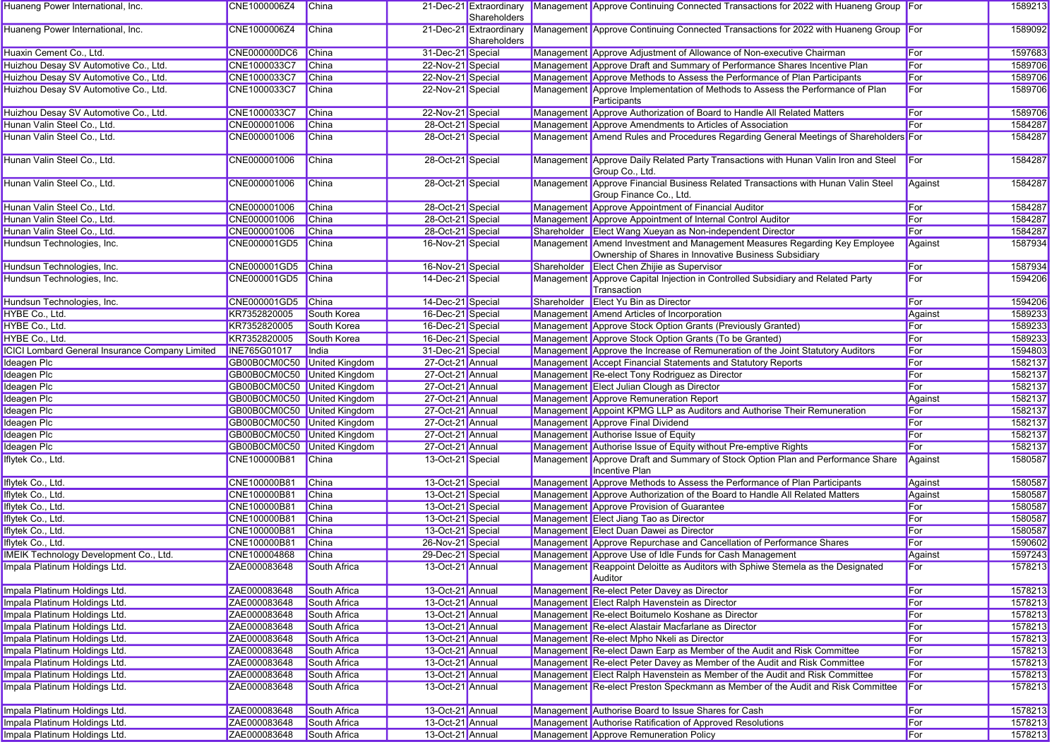| | | | | | | | | |
|---|---|---|---|---|---|---|---|---|
| Huaneng Power International, Inc. | CNE1000006Z4 | China | 21-Dec-21 | Extraordinary Shareholders | Management | Approve Continuing Connected Transactions for 2022 with Huaneng Group | For | 1589213 |
| Huaneng Power International, Inc. | CNE1000006Z4 | China | 21-Dec-21 | Extraordinary Shareholders | Management | Approve Continuing Connected Transactions for 2022 with Huaneng Group | For | 1589092 |
| Huaxin Cement Co., Ltd. | CNE000000DC6 | China | 31-Dec-21 | Special | Management | Approve Adjustment of Allowance of Non-executive Chairman | For | 1597683 |
| Huizhou Desay SV Automotive Co., Ltd. | CNE1000033C7 | China | 22-Nov-21 | Special | Management | Approve Draft and Summary of Performance Shares Incentive Plan | For | 1589706 |
| Huizhou Desay SV Automotive Co., Ltd. | CNE1000033C7 | China | 22-Nov-21 | Special | Management | Approve Methods to Assess the Performance of Plan Participants | For | 1589706 |
| Huizhou Desay SV Automotive Co., Ltd. | CNE1000033C7 | China | 22-Nov-21 | Special | Management | Approve Implementation of Methods to Assess the Performance of Plan Participants | For | 1589706 |
| Huizhou Desay SV Automotive Co., Ltd. | CNE1000033C7 | China | 22-Nov-21 | Special | Management | Approve Authorization of Board to Handle All Related Matters | For | 1589706 |
| Hunan Valin Steel Co., Ltd. | CNE000001006 | China | 28-Oct-21 | Special | Management | Approve Amendments to Articles of Association | For | 1584287 |
| Hunan Valin Steel Co., Ltd. | CNE000001006 | China | 28-Oct-21 | Special | Management | Amend Rules and Procedures Regarding General Meetings of Shareholders | For | 1584287 |
| Hunan Valin Steel Co., Ltd. | CNE000001006 | China | 28-Oct-21 | Special | Management | Approve Daily Related Party Transactions with Hunan Valin Iron and Steel Group Co., Ltd. | For | 1584287 |
| Hunan Valin Steel Co., Ltd. | CNE000001006 | China | 28-Oct-21 | Special | Management | Approve Financial Business Related Transactions with Hunan Valin Steel Group Finance Co., Ltd. | Against | 1584287 |
| Hunan Valin Steel Co., Ltd. | CNE000001006 | China | 28-Oct-21 | Special | Management | Approve Appointment of Financial Auditor | For | 1584287 |
| Hunan Valin Steel Co., Ltd. | CNE000001006 | China | 28-Oct-21 | Special | Management | Approve Appointment of Internal Control Auditor | For | 1584287 |
| Hunan Valin Steel Co., Ltd. | CNE000001006 | China | 28-Oct-21 | Special | Shareholder | Elect Wang Xueyan as Non-independent Director | For | 1584287 |
| Hundsun Technologies, Inc. | CNE000001GD5 | China | 16-Nov-21 | Special | Management | Amend Investment and Management Measures Regarding Key Employee Ownership of Shares in Innovative Business Subsidiary | Against | 1587934 |
| Hundsun Technologies, Inc. | CNE000001GD5 | China | 16-Nov-21 | Special | Shareholder | Elect Chen Zhijie as Supervisor | For | 1587934 |
| Hundsun Technologies, Inc. | CNE000001GD5 | China | 14-Dec-21 | Special | Management | Approve Capital Injection in Controlled Subsidiary and Related Party Transaction | For | 1594206 |
| Hundsun Technologies, Inc. | CNE000001GD5 | China | 14-Dec-21 | Special | Shareholder | Elect Yu Bin as Director | For | 1594206 |
| HYBE Co., Ltd. | KR7352820005 | South Korea | 16-Dec-21 | Special | Management | Amend Articles of Incorporation | Against | 1589233 |
| HYBE Co., Ltd. | KR7352820005 | South Korea | 16-Dec-21 | Special | Management | Approve Stock Option Grants (Previously Granted) | For | 1589233 |
| HYBE Co., Ltd. | KR7352820005 | South Korea | 16-Dec-21 | Special | Management | Approve Stock Option Grants (To be Granted) | For | 1589233 |
| ICICI Lombard General Insurance Company Limited | INE765G01017 | India | 31-Dec-21 | Special | Management | Approve the Increase of Remuneration of the Joint Statutory Auditors | For | 1594803 |
| Ideagen Plc | GB00B0CM0C50 | United Kingdom | 27-Oct-21 | Annual | Management | Accept Financial Statements and Statutory Reports | For | 1582137 |
| Ideagen Plc | GB00B0CM0C50 | United Kingdom | 27-Oct-21 | Annual | Management | Re-elect Tony Rodriguez as Director | For | 1582137 |
| Ideagen Plc | GB00B0CM0C50 | United Kingdom | 27-Oct-21 | Annual | Management | Elect Julian Clough as Director | For | 1582137 |
| Ideagen Plc | GB00B0CM0C50 | United Kingdom | 27-Oct-21 | Annual | Management | Approve Remuneration Report | Against | 1582137 |
| Ideagen Plc | GB00B0CM0C50 | United Kingdom | 27-Oct-21 | Annual | Management | Appoint KPMG LLP as Auditors and Authorise Their Remuneration | For | 1582137 |
| Ideagen Plc | GB00B0CM0C50 | United Kingdom | 27-Oct-21 | Annual | Management | Approve Final Dividend | For | 1582137 |
| Ideagen Plc | GB00B0CM0C50 | United Kingdom | 27-Oct-21 | Annual | Management | Authorise Issue of Equity | For | 1582137 |
| Ideagen Plc | GB00B0CM0C50 | United Kingdom | 27-Oct-21 | Annual | Management | Authorise Issue of Equity without Pre-emptive Rights | For | 1582137 |
| Iflytek Co., Ltd. | CNE100000B81 | China | 13-Oct-21 | Special | Management | Approve Draft and Summary of Stock Option Plan and Performance Share Incentive Plan | Against | 1580587 |
| Iflytek Co., Ltd. | CNE100000B81 | China | 13-Oct-21 | Special | Management | Approve Methods to Assess the Performance of Plan Participants | Against | 1580587 |
| Iflytek Co., Ltd. | CNE100000B81 | China | 13-Oct-21 | Special | Management | Approve Authorization of the Board to Handle All Related Matters | Against | 1580587 |
| Iflytek Co., Ltd. | CNE100000B81 | China | 13-Oct-21 | Special | Management | Approve Provision of Guarantee | For | 1580587 |
| Iflytek Co., Ltd. | CNE100000B81 | China | 13-Oct-21 | Special | Management | Elect Jiang Tao as Director | For | 1580587 |
| Iflytek Co., Ltd. | CNE100000B81 | China | 13-Oct-21 | Special | Management | Elect Duan Dawei as Director | For | 1580587 |
| Iflytek Co., Ltd. | CNE100000B81 | China | 26-Nov-21 | Special | Management | Approve Repurchase and Cancellation of Performance Shares | For | 1590602 |
| IMEIK Technology Development Co., Ltd. | CNE100004868 | China | 29-Dec-21 | Special | Management | Approve Use of Idle Funds for Cash Management | Against | 1597243 |
| Impala Platinum Holdings Ltd. | ZAE000083648 | South Africa | 13-Oct-21 | Annual | Management | Reappoint Deloitte as Auditors with Sphiwe Stemela as the Designated Auditor | For | 1578213 |
| Impala Platinum Holdings Ltd. | ZAE000083648 | South Africa | 13-Oct-21 | Annual | Management | Re-elect Peter Davey as Director | For | 1578213 |
| Impala Platinum Holdings Ltd. | ZAE000083648 | South Africa | 13-Oct-21 | Annual | Management | Elect Ralph Havenstein as Director | For | 1578213 |
| Impala Platinum Holdings Ltd. | ZAE000083648 | South Africa | 13-Oct-21 | Annual | Management | Re-elect Boitumelo Koshane as Director | For | 1578213 |
| Impala Platinum Holdings Ltd. | ZAE000083648 | South Africa | 13-Oct-21 | Annual | Management | Re-elect Alastair Macfarlane as Director | For | 1578213 |
| Impala Platinum Holdings Ltd. | ZAE000083648 | South Africa | 13-Oct-21 | Annual | Management | Re-elect Mpho Nkeli as Director | For | 1578213 |
| Impala Platinum Holdings Ltd. | ZAE000083648 | South Africa | 13-Oct-21 | Annual | Management | Re-elect Dawn Earp as Member of the Audit and Risk Committee | For | 1578213 |
| Impala Platinum Holdings Ltd. | ZAE000083648 | South Africa | 13-Oct-21 | Annual | Management | Re-elect Peter Davey as Member of the Audit and Risk Committee | For | 1578213 |
| Impala Platinum Holdings Ltd. | ZAE000083648 | South Africa | 13-Oct-21 | Annual | Management | Elect Ralph Havenstein as Member of the Audit and Risk Committee | For | 1578213 |
| Impala Platinum Holdings Ltd. | ZAE000083648 | South Africa | 13-Oct-21 | Annual | Management | Re-elect Preston Speckmann as Member of the Audit and Risk Committee | For | 1578213 |
| Impala Platinum Holdings Ltd. | ZAE000083648 | South Africa | 13-Oct-21 | Annual | Management | Authorise Board to Issue Shares for Cash | For | 1578213 |
| Impala Platinum Holdings Ltd. | ZAE000083648 | South Africa | 13-Oct-21 | Annual | Management | Authorise Ratification of Approved Resolutions | For | 1578213 |
| Impala Platinum Holdings Ltd. | ZAE000083648 | South Africa | 13-Oct-21 | Annual | Management | Approve Remuneration Policy | For | 1578213 |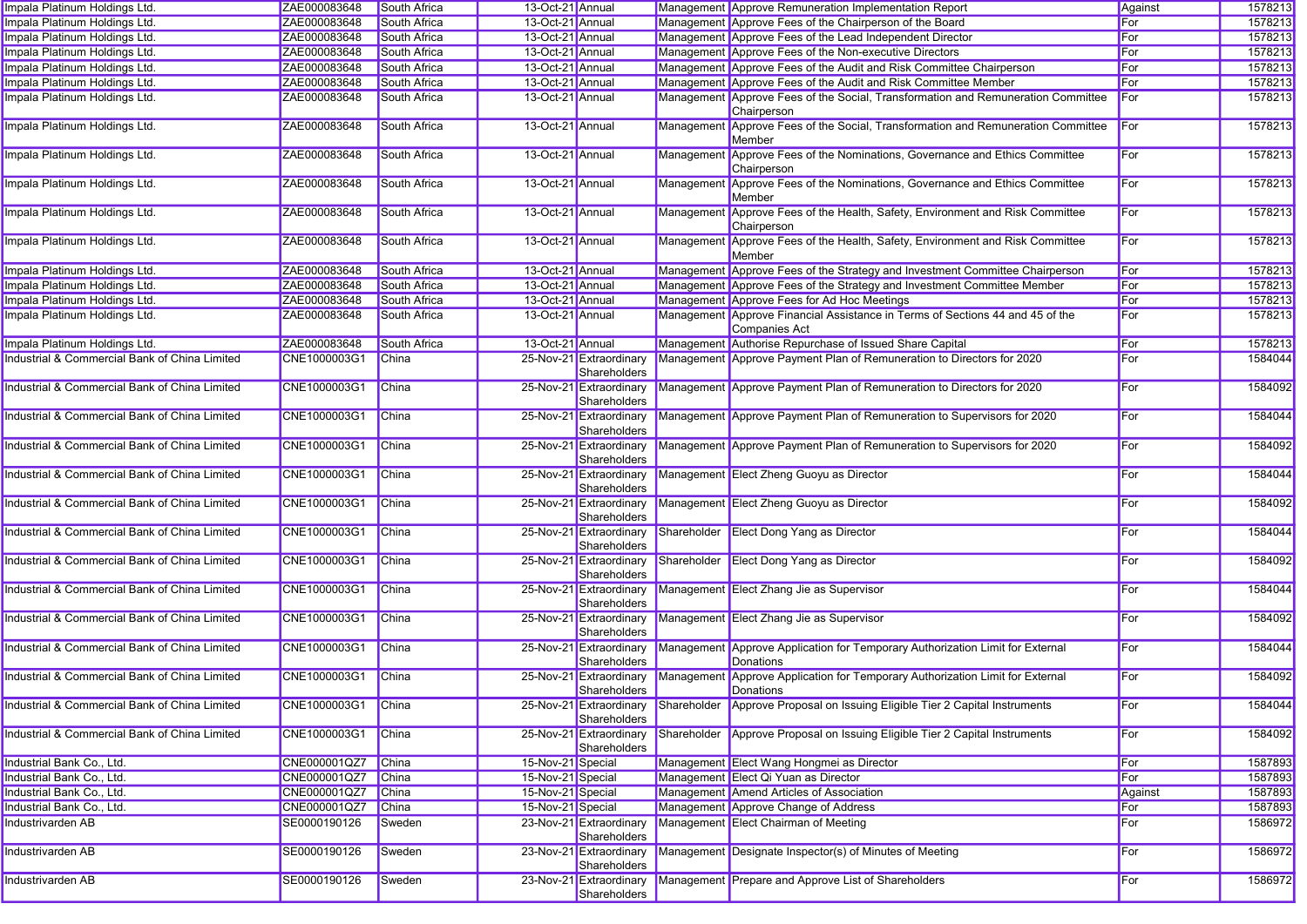| Impala Platinum Holdings Ltd. | ZAE000083648 | South Africa | 13-Oct-21 | Annual | Management | Approve Remuneration Implementation Report | Against | 1578213 |
|---|---|---|---|---|---|---|---|---|
| Impala Platinum Holdings Ltd. | ZAE000083648 | South Africa | 13-Oct-21 | Annual | Management | Approve Fees of the Chairperson of the Board | For | 1578213 |
| Impala Platinum Holdings Ltd. | ZAE000083648 | South Africa | 13-Oct-21 | Annual | Management | Approve Fees of the Lead Independent Director | For | 1578213 |
| Impala Platinum Holdings Ltd. | ZAE000083648 | South Africa | 13-Oct-21 | Annual | Management | Approve Fees of the Non-executive Directors | For | 1578213 |
| Impala Platinum Holdings Ltd. | ZAE000083648 | South Africa | 13-Oct-21 | Annual | Management | Approve Fees of the Audit and Risk Committee Chairperson | For | 1578213 |
| Impala Platinum Holdings Ltd. | ZAE000083648 | South Africa | 13-Oct-21 | Annual | Management | Approve Fees of the Audit and Risk Committee Member | For | 1578213 |
| Impala Platinum Holdings Ltd. | ZAE000083648 | South Africa | 13-Oct-21 | Annual | Management | Approve Fees of the Social, Transformation and Remuneration Committee Chairperson | For | 1578213 |
| Impala Platinum Holdings Ltd. | ZAE000083648 | South Africa | 13-Oct-21 | Annual | Management | Approve Fees of the Social, Transformation and Remuneration Committee Member | For | 1578213 |
| Impala Platinum Holdings Ltd. | ZAE000083648 | South Africa | 13-Oct-21 | Annual | Management | Approve Fees of the Nominations, Governance and Ethics Committee Chairperson | For | 1578213 |
| Impala Platinum Holdings Ltd. | ZAE000083648 | South Africa | 13-Oct-21 | Annual | Management | Approve Fees of the Nominations, Governance and Ethics Committee Member | For | 1578213 |
| Impala Platinum Holdings Ltd. | ZAE000083648 | South Africa | 13-Oct-21 | Annual | Management | Approve Fees of the Health, Safety, Environment and Risk Committee Chairperson | For | 1578213 |
| Impala Platinum Holdings Ltd. | ZAE000083648 | South Africa | 13-Oct-21 | Annual | Management | Approve Fees of the Health, Safety, Environment and Risk Committee Member | For | 1578213 |
| Impala Platinum Holdings Ltd. | ZAE000083648 | South Africa | 13-Oct-21 | Annual | Management | Approve Fees of the Strategy and Investment Committee Chairperson | For | 1578213 |
| Impala Platinum Holdings Ltd. | ZAE000083648 | South Africa | 13-Oct-21 | Annual | Management | Approve Fees of the Strategy and Investment Committee Member | For | 1578213 |
| Impala Platinum Holdings Ltd. | ZAE000083648 | South Africa | 13-Oct-21 | Annual | Management | Approve Fees for Ad Hoc Meetings | For | 1578213 |
| Impala Platinum Holdings Ltd. | ZAE000083648 | South Africa | 13-Oct-21 | Annual | Management | Approve Financial Assistance in Terms of Sections 44 and 45 of the Companies Act | For | 1578213 |
| Impala Platinum Holdings Ltd. | ZAE000083648 | South Africa | 13-Oct-21 | Annual | Management | Authorise Repurchase of Issued Share Capital | For | 1578213 |
| Industrial & Commercial Bank of China Limited | CNE1000003G1 | China | 25-Nov-21 | Extraordinary Shareholders | Management | Approve Payment Plan of Remuneration to Directors for 2020 | For | 1584044 |
| Industrial & Commercial Bank of China Limited | CNE1000003G1 | China | 25-Nov-21 | Extraordinary Shareholders | Management | Approve Payment Plan of Remuneration to Directors for 2020 | For | 1584092 |
| Industrial & Commercial Bank of China Limited | CNE1000003G1 | China | 25-Nov-21 | Extraordinary Shareholders | Management | Approve Payment Plan of Remuneration to Supervisors for 2020 | For | 1584044 |
| Industrial & Commercial Bank of China Limited | CNE1000003G1 | China | 25-Nov-21 | Extraordinary Shareholders | Management | Approve Payment Plan of Remuneration to Supervisors for 2020 | For | 1584092 |
| Industrial & Commercial Bank of China Limited | CNE1000003G1 | China | 25-Nov-21 | Extraordinary Shareholders | Management | Elect Zheng Guoyu as Director | For | 1584044 |
| Industrial & Commercial Bank of China Limited | CNE1000003G1 | China | 25-Nov-21 | Extraordinary Shareholders | Management | Elect Zheng Guoyu as Director | For | 1584092 |
| Industrial & Commercial Bank of China Limited | CNE1000003G1 | China | 25-Nov-21 | Extraordinary Shareholders | Shareholder | Elect Dong Yang as Director | For | 1584044 |
| Industrial & Commercial Bank of China Limited | CNE1000003G1 | China | 25-Nov-21 | Extraordinary Shareholders | Shareholder | Elect Dong Yang as Director | For | 1584092 |
| Industrial & Commercial Bank of China Limited | CNE1000003G1 | China | 25-Nov-21 | Extraordinary Shareholders | Management | Elect Zhang Jie as Supervisor | For | 1584044 |
| Industrial & Commercial Bank of China Limited | CNE1000003G1 | China | 25-Nov-21 | Extraordinary Shareholders | Management | Elect Zhang Jie as Supervisor | For | 1584092 |
| Industrial & Commercial Bank of China Limited | CNE1000003G1 | China | 25-Nov-21 | Extraordinary Shareholders | Management | Approve Application for Temporary Authorization Limit for External Donations | For | 1584044 |
| Industrial & Commercial Bank of China Limited | CNE1000003G1 | China | 25-Nov-21 | Extraordinary Shareholders | Management | Approve Application for Temporary Authorization Limit for External Donations | For | 1584092 |
| Industrial & Commercial Bank of China Limited | CNE1000003G1 | China | 25-Nov-21 | Extraordinary Shareholders | Shareholder | Approve Proposal on Issuing Eligible Tier 2 Capital Instruments | For | 1584044 |
| Industrial & Commercial Bank of China Limited | CNE1000003G1 | China | 25-Nov-21 | Extraordinary Shareholders | Shareholder | Approve Proposal on Issuing Eligible Tier 2 Capital Instruments | For | 1584092 |
| Industrial Bank Co., Ltd. | CNE000001QZ7 | China | 15-Nov-21 | Special | Management | Elect Wang Hongmei as Director | For | 1587893 |
| Industrial Bank Co., Ltd. | CNE000001QZ7 | China | 15-Nov-21 | Special | Management | Elect Qi Yuan as Director | For | 1587893 |
| Industrial Bank Co., Ltd. | CNE000001QZ7 | China | 15-Nov-21 | Special | Management | Amend Articles of Association | Against | 1587893 |
| Industrial Bank Co., Ltd. | CNE000001QZ7 | China | 15-Nov-21 | Special | Management | Approve Change of Address | For | 1587893 |
| Industrivarden AB | SE0000190126 | Sweden | 23-Nov-21 | Extraordinary Shareholders | Management | Elect Chairman of Meeting | For | 1586972 |
| Industrivarden AB | SE0000190126 | Sweden | 23-Nov-21 | Extraordinary Shareholders | Management | Designate Inspector(s) of Minutes of Meeting | For | 1586972 |
| Industrivarden AB | SE0000190126 | Sweden | 23-Nov-21 | Extraordinary Shareholders | Management | Prepare and Approve List of Shareholders | For | 1586972 |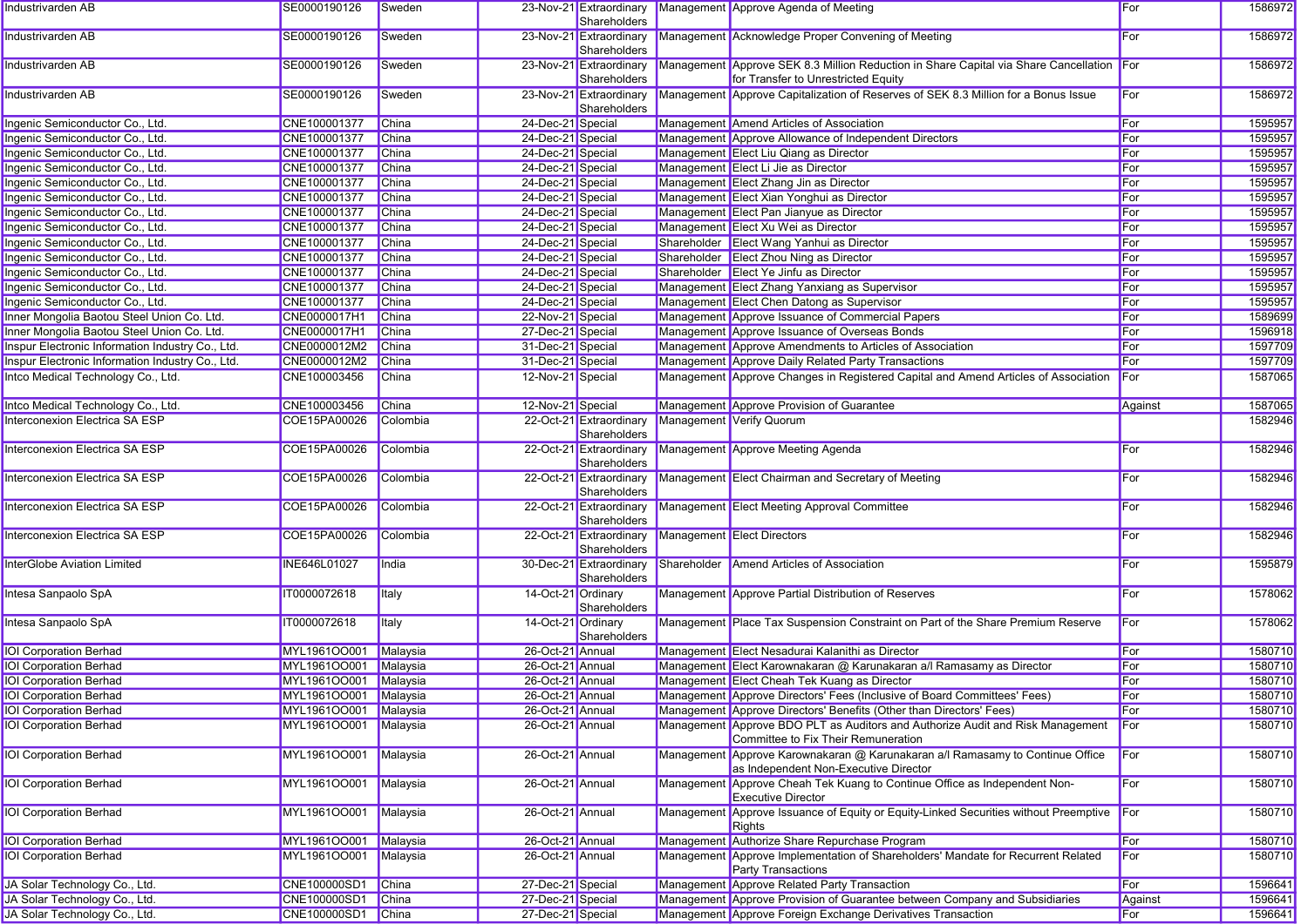| | | | | | | | | |
|---|---|---|---|---|---|---|---|---|
| Industrivarden AB | SE0000190126 | Sweden | 23-Nov-21 | Extraordinary Shareholders | Management | Approve Agenda of Meeting | For | 1586972 |
| Industrivarden AB | SE0000190126 | Sweden | 23-Nov-21 | Extraordinary Shareholders | Management | Acknowledge Proper Convening of Meeting | For | 1586972 |
| Industrivarden AB | SE0000190126 | Sweden | 23-Nov-21 | Extraordinary Shareholders | Management | Approve SEK 8.3 Million Reduction in Share Capital via Share Cancellation for Transfer to Unrestricted Equity | For | 1586972 |
| Industrivarden AB | SE0000190126 | Sweden | 23-Nov-21 | Extraordinary Shareholders | Management | Approve Capitalization of Reserves of SEK 8.3 Million for a Bonus Issue | For | 1586972 |
| Ingenic Semiconductor Co., Ltd. | CNE100001377 | China | 24-Dec-21 | Special | Management | Amend Articles of Association | For | 1595957 |
| Ingenic Semiconductor Co., Ltd. | CNE100001377 | China | 24-Dec-21 | Special | Management | Approve Allowance of Independent Directors | For | 1595957 |
| Ingenic Semiconductor Co., Ltd. | CNE100001377 | China | 24-Dec-21 | Special | Management | Elect Liu Qiang as Director | For | 1595957 |
| Ingenic Semiconductor Co., Ltd. | CNE100001377 | China | 24-Dec-21 | Special | Management | Elect Li Jie as Director | For | 1595957 |
| Ingenic Semiconductor Co., Ltd. | CNE100001377 | China | 24-Dec-21 | Special | Management | Elect Zhang Jin as Director | For | 1595957 |
| Ingenic Semiconductor Co., Ltd. | CNE100001377 | China | 24-Dec-21 | Special | Management | Elect Xian Yonghui as Director | For | 1595957 |
| Ingenic Semiconductor Co., Ltd. | CNE100001377 | China | 24-Dec-21 | Special | Management | Elect Pan Jianyue as Director | For | 1595957 |
| Ingenic Semiconductor Co., Ltd. | CNE100001377 | China | 24-Dec-21 | Special | Management | Elect Xu Wei as Director | For | 1595957 |
| Ingenic Semiconductor Co., Ltd. | CNE100001377 | China | 24-Dec-21 | Special | Shareholder | Elect Wang Yanhui as Director | For | 1595957 |
| Ingenic Semiconductor Co., Ltd. | CNE100001377 | China | 24-Dec-21 | Special | Shareholder | Elect Zhou Ning as Director | For | 1595957 |
| Ingenic Semiconductor Co., Ltd. | CNE100001377 | China | 24-Dec-21 | Special | Shareholder | Elect Ye Jinfu as Director | For | 1595957 |
| Ingenic Semiconductor Co., Ltd. | CNE100001377 | China | 24-Dec-21 | Special | Management | Elect Zhang Yanxiang as Supervisor | For | 1595957 |
| Ingenic Semiconductor Co., Ltd. | CNE100001377 | China | 24-Dec-21 | Special | Management | Elect Chen Datong as Supervisor | For | 1595957 |
| Inner Mongolia Baotou Steel Union Co. Ltd. | CNE0000017H1 | China | 22-Nov-21 | Special | Management | Approve Issuance of Commercial Papers | For | 1589699 |
| Inner Mongolia Baotou Steel Union Co. Ltd. | CNE0000017H1 | China | 27-Dec-21 | Special | Management | Approve Issuance of Overseas Bonds | For | 1596918 |
| Inspur Electronic Information Industry Co., Ltd. | CNE0000012M2 | China | 31-Dec-21 | Special | Management | Approve Amendments to Articles of Association | For | 1597709 |
| Inspur Electronic Information Industry Co., Ltd. | CNE0000012M2 | China | 31-Dec-21 | Special | Management | Approve Daily Related Party Transactions | For | 1597709 |
| Intco Medical Technology Co., Ltd. | CNE100003456 | China | 12-Nov-21 | Special | Management | Approve Changes in Registered Capital and Amend Articles of Association | For | 1587065 |
| Intco Medical Technology Co., Ltd. | CNE100003456 | China | 12-Nov-21 | Special | Management | Approve Provision of Guarantee | Against | 1587065 |
| Interconexion Electrica SA ESP | COE15PA00026 | Colombia | 22-Oct-21 | Extraordinary Shareholders | Management | Verify Quorum | | 1582946 |
| Interconexion Electrica SA ESP | COE15PA00026 | Colombia | 22-Oct-21 | Extraordinary Shareholders | Management | Approve Meeting Agenda | For | 1582946 |
| Interconexion Electrica SA ESP | COE15PA00026 | Colombia | 22-Oct-21 | Extraordinary Shareholders | Management | Elect Chairman and Secretary of Meeting | For | 1582946 |
| Interconexion Electrica SA ESP | COE15PA00026 | Colombia | 22-Oct-21 | Extraordinary Shareholders | Management | Elect Meeting Approval Committee | For | 1582946 |
| Interconexion Electrica SA ESP | COE15PA00026 | Colombia | 22-Oct-21 | Extraordinary Shareholders | Management | Elect Directors | For | 1582946 |
| InterGlobe Aviation Limited | INE646L01027 | India | 30-Dec-21 | Extraordinary Shareholders | Shareholder | Amend Articles of Association | For | 1595879 |
| Intesa Sanpaolo SpA | IT0000072618 | Italy | 14-Oct-21 | Ordinary Shareholders | Management | Approve Partial Distribution of Reserves | For | 1578062 |
| Intesa Sanpaolo SpA | IT0000072618 | Italy | 14-Oct-21 | Ordinary Shareholders | Management | Place Tax Suspension Constraint on Part of the Share Premium Reserve | For | 1578062 |
| IOI Corporation Berhad | MYL1961OO001 | Malaysia | 26-Oct-21 | Annual | Management | Elect Nesadurai Kalanithi as Director | For | 1580710 |
| IOI Corporation Berhad | MYL1961OO001 | Malaysia | 26-Oct-21 | Annual | Management | Elect Karownakaran @ Karunakaran a/l Ramasamy as Director | For | 1580710 |
| IOI Corporation Berhad | MYL1961OO001 | Malaysia | 26-Oct-21 | Annual | Management | Elect Cheah Tek Kuang as Director | For | 1580710 |
| IOI Corporation Berhad | MYL1961OO001 | Malaysia | 26-Oct-21 | Annual | Management | Approve Directors' Fees (Inclusive of Board Committees' Fees) | For | 1580710 |
| IOI Corporation Berhad | MYL1961OO001 | Malaysia | 26-Oct-21 | Annual | Management | Approve Directors' Benefits (Other than Directors' Fees) | For | 1580710 |
| IOI Corporation Berhad | MYL1961OO001 | Malaysia | 26-Oct-21 | Annual | Management | Approve BDO PLT as Auditors and Authorize Audit and Risk Management Committee to Fix Their Remuneration | For | 1580710 |
| IOI Corporation Berhad | MYL1961OO001 | Malaysia | 26-Oct-21 | Annual | Management | Approve Karownakaran @ Karunakaran a/l Ramasamy to Continue Office as Independent Non-Executive Director | For | 1580710 |
| IOI Corporation Berhad | MYL1961OO001 | Malaysia | 26-Oct-21 | Annual | Management | Approve Cheah Tek Kuang to Continue Office as Independent Non-Executive Director | For | 1580710 |
| IOI Corporation Berhad | MYL1961OO001 | Malaysia | 26-Oct-21 | Annual | Management | Approve Issuance of Equity or Equity-Linked Securities without Preemptive Rights | For | 1580710 |
| IOI Corporation Berhad | MYL1961OO001 | Malaysia | 26-Oct-21 | Annual | Management | Authorize Share Repurchase Program | For | 1580710 |
| IOI Corporation Berhad | MYL1961OO001 | Malaysia | 26-Oct-21 | Annual | Management | Approve Implementation of Shareholders' Mandate for Recurrent Related Party Transactions | For | 1580710 |
| JA Solar Technology Co., Ltd. | CNE100000SD1 | China | 27-Dec-21 | Special | Management | Approve Related Party Transaction | For | 1596641 |
| JA Solar Technology Co., Ltd. | CNE100000SD1 | China | 27-Dec-21 | Special | Management | Approve Provision of Guarantee between Company and Subsidiaries | Against | 1596641 |
| JA Solar Technology Co., Ltd. | CNE100000SD1 | China | 27-Dec-21 | Special | Management | Approve Foreign Exchange Derivatives Transaction | For | 1596641 |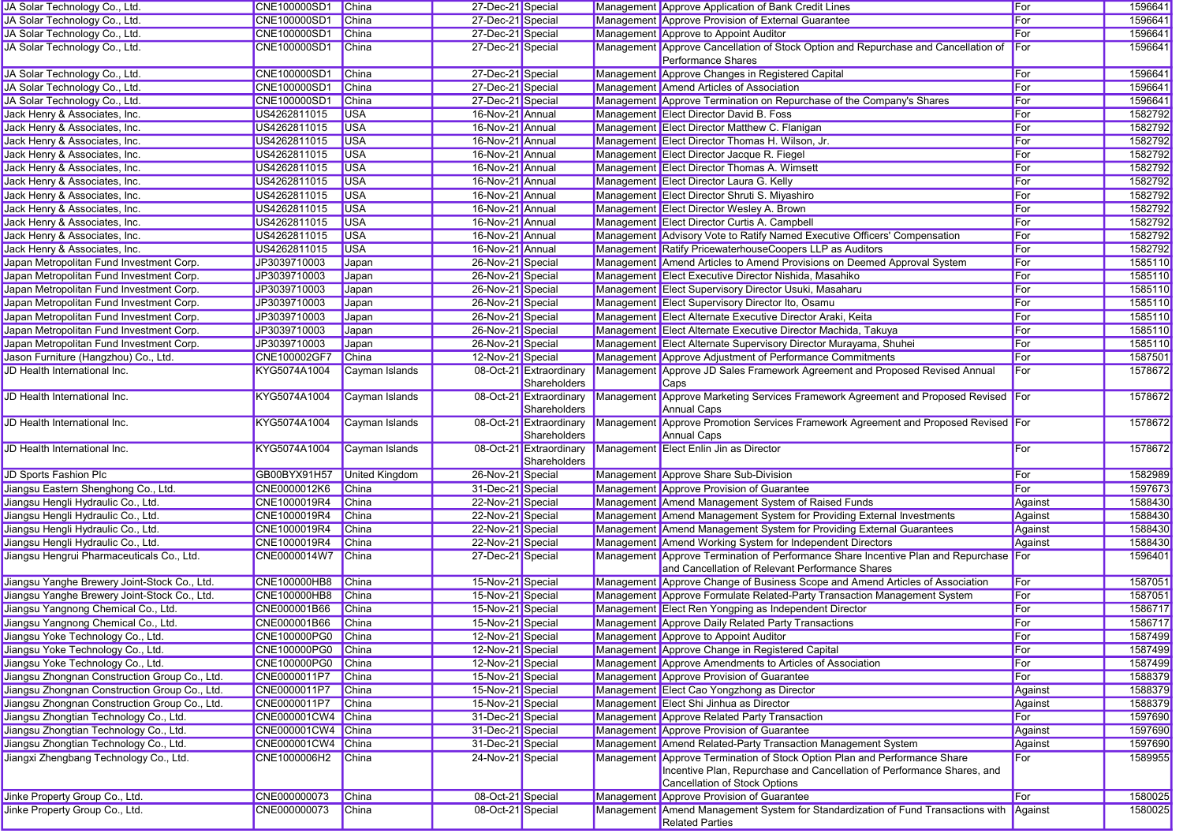| | | | | | | | | |
|---|---|---|---|---|---|---|---|---|
| JA Solar Technology Co., Ltd. | CNE100000SD1 | China | 27-Dec-21 | Special | Management | Approve Application of Bank Credit Lines | For | 1596641 |
| JA Solar Technology Co., Ltd. | CNE100000SD1 | China | 27-Dec-21 | Special | Management | Approve Provision of External Guarantee | For | 1596641 |
| JA Solar Technology Co., Ltd. | CNE100000SD1 | China | 27-Dec-21 | Special | Management | Approve to Appoint Auditor | For | 1596641 |
| JA Solar Technology Co., Ltd. | CNE100000SD1 | China | 27-Dec-21 | Special | Management | Approve Cancellation of Stock Option and Repurchase and Cancellation of Performance Shares | For | 1596641 |
| JA Solar Technology Co., Ltd. | CNE100000SD1 | China | 27-Dec-21 | Special | Management | Approve Changes in Registered Capital | For | 1596641 |
| JA Solar Technology Co., Ltd. | CNE100000SD1 | China | 27-Dec-21 | Special | Management | Amend Articles of Association | For | 1596641 |
| JA Solar Technology Co., Ltd. | CNE100000SD1 | China | 27-Dec-21 | Special | Management | Approve Termination on Repurchase of the Company's Shares | For | 1596641 |
| Jack Henry & Associates, Inc. | US4262811015 | USA | 16-Nov-21 | Annual | Management | Elect Director David B. Foss | For | 1582792 |
| Jack Henry & Associates, Inc. | US4262811015 | USA | 16-Nov-21 | Annual | Management | Elect Director Matthew C. Flanigan | For | 1582792 |
| Jack Henry & Associates, Inc. | US4262811015 | USA | 16-Nov-21 | Annual | Management | Elect Director Thomas H. Wilson, Jr. | For | 1582792 |
| Jack Henry & Associates, Inc. | US4262811015 | USA | 16-Nov-21 | Annual | Management | Elect Director Jacque R. Fiegel | For | 1582792 |
| Jack Henry & Associates, Inc. | US4262811015 | USA | 16-Nov-21 | Annual | Management | Elect Director Thomas A. Wimsett | For | 1582792 |
| Jack Henry & Associates, Inc. | US4262811015 | USA | 16-Nov-21 | Annual | Management | Elect Director Laura G. Kelly | For | 1582792 |
| Jack Henry & Associates, Inc. | US4262811015 | USA | 16-Nov-21 | Annual | Management | Elect Director Shruti S. Miyashiro | For | 1582792 |
| Jack Henry & Associates, Inc. | US4262811015 | USA | 16-Nov-21 | Annual | Management | Elect Director Wesley A. Brown | For | 1582792 |
| Jack Henry & Associates, Inc. | US4262811015 | USA | 16-Nov-21 | Annual | Management | Elect Director Curtis A. Campbell | For | 1582792 |
| Jack Henry & Associates, Inc. | US4262811015 | USA | 16-Nov-21 | Annual | Management | Advisory Vote to Ratify Named Executive Officers' Compensation | For | 1582792 |
| Jack Henry & Associates, Inc. | US4262811015 | USA | 16-Nov-21 | Annual | Management | Ratify PricewaterhouseCoopers LLP as Auditors | For | 1582792 |
| Japan Metropolitan Fund Investment Corp. | JP3039710003 | Japan | 26-Nov-21 | Special | Management | Amend Articles to Amend Provisions on Deemed Approval System | For | 1585110 |
| Japan Metropolitan Fund Investment Corp. | JP3039710003 | Japan | 26-Nov-21 | Special | Management | Elect Executive Director Nishida, Masahiko | For | 1585110 |
| Japan Metropolitan Fund Investment Corp. | JP3039710003 | Japan | 26-Nov-21 | Special | Management | Elect Supervisory Director Usuki, Masaharu | For | 1585110 |
| Japan Metropolitan Fund Investment Corp. | JP3039710003 | Japan | 26-Nov-21 | Special | Management | Elect Supervisory Director Ito, Osamu | For | 1585110 |
| Japan Metropolitan Fund Investment Corp. | JP3039710003 | Japan | 26-Nov-21 | Special | Management | Elect Alternate Executive Director Araki, Keita | For | 1585110 |
| Japan Metropolitan Fund Investment Corp. | JP3039710003 | Japan | 26-Nov-21 | Special | Management | Elect Alternate Executive Director Machida, Takuya | For | 1585110 |
| Japan Metropolitan Fund Investment Corp. | JP3039710003 | Japan | 26-Nov-21 | Special | Management | Elect Alternate Supervisory Director Murayama, Shuhei | For | 1585110 |
| Jason Furniture (Hangzhou) Co., Ltd. | CNE100002GF7 | China | 12-Nov-21 | Special | Management | Approve Adjustment of Performance Commitments | For | 1587501 |
| JD Health International Inc. | KYG5074A1004 | Cayman Islands | 08-Oct-21 | Extraordinary Shareholders | Management | Approve JD Sales Framework Agreement and Proposed Revised Annual Caps | For | 1578672 |
| JD Health International Inc. | KYG5074A1004 | Cayman Islands | 08-Oct-21 | Extraordinary Shareholders | Management | Approve Marketing Services Framework Agreement and Proposed Revised Annual Caps | For | 1578672 |
| JD Health International Inc. | KYG5074A1004 | Cayman Islands | 08-Oct-21 | Extraordinary Shareholders | Management | Approve Promotion Services Framework Agreement and Proposed Revised Annual Caps | For | 1578672 |
| JD Health International Inc. | KYG5074A1004 | Cayman Islands | 08-Oct-21 | Extraordinary Shareholders | Management | Elect Enlin Jin as Director | For | 1578672 |
| JD Sports Fashion Plc | GB00BYX91H57 | United Kingdom | 26-Nov-21 | Special | Management | Approve Share Sub-Division | For | 1582989 |
| Jiangsu Eastern Shenghong Co., Ltd. | CNE0000012K6 | China | 31-Dec-21 | Special | Management | Approve Provision of Guarantee | For | 1597673 |
| Jiangsu Hengli Hydraulic Co., Ltd. | CNE1000019R4 | China | 22-Nov-21 | Special | Management | Amend Management System of Raised Funds | Against | 1588430 |
| Jiangsu Hengli Hydraulic Co., Ltd. | CNE1000019R4 | China | 22-Nov-21 | Special | Management | Amend Management System for Providing External Investments | Against | 1588430 |
| Jiangsu Hengli Hydraulic Co., Ltd. | CNE1000019R4 | China | 22-Nov-21 | Special | Management | Amend Management System for Providing External Guarantees | Against | 1588430 |
| Jiangsu Hengli Hydraulic Co., Ltd. | CNE1000019R4 | China | 22-Nov-21 | Special | Management | Amend Working System for Independent Directors | Against | 1588430 |
| Jiangsu Hengrui Pharmaceuticals Co., Ltd. | CNE0000014W7 | China | 27-Dec-21 | Special | Management | Approve Termination of Performance Share Incentive Plan and Repurchase and Cancellation of Relevant Performance Shares | For | 1596401 |
| Jiangsu Yanghe Brewery Joint-Stock Co., Ltd. | CNE100000HB8 | China | 15-Nov-21 | Special | Management | Approve Change of Business Scope and Amend Articles of Association | For | 1587051 |
| Jiangsu Yanghe Brewery Joint-Stock Co., Ltd. | CNE100000HB8 | China | 15-Nov-21 | Special | Management | Approve Formulate Related-Party Transaction Management System | For | 1587051 |
| Jiangsu Yangnong Chemical Co., Ltd. | CNE000001B66 | China | 15-Nov-21 | Special | Management | Elect Ren Yongping as Independent Director | For | 1586717 |
| Jiangsu Yangnong Chemical Co., Ltd. | CNE000001B66 | China | 15-Nov-21 | Special | Management | Approve Daily Related Party Transactions | For | 1586717 |
| Jiangsu Yoke Technology Co., Ltd. | CNE100000PG0 | China | 12-Nov-21 | Special | Management | Approve to Appoint Auditor | For | 1587499 |
| Jiangsu Yoke Technology Co., Ltd. | CNE100000PG0 | China | 12-Nov-21 | Special | Management | Approve Change in Registered Capital | For | 1587499 |
| Jiangsu Yoke Technology Co., Ltd. | CNE100000PG0 | China | 12-Nov-21 | Special | Management | Approve Amendments to Articles of Association | For | 1587499 |
| Jiangsu Zhongnan Construction Group Co., Ltd. | CNE0000011P7 | China | 15-Nov-21 | Special | Management | Approve Provision of Guarantee | For | 1588379 |
| Jiangsu Zhongnan Construction Group Co., Ltd. | CNE0000011P7 | China | 15-Nov-21 | Special | Management | Elect Cao Yongzhong as Director | Against | 1588379 |
| Jiangsu Zhongnan Construction Group Co., Ltd. | CNE0000011P7 | China | 15-Nov-21 | Special | Management | Elect Shi Jinhua as Director | Against | 1588379 |
| Jiangsu Zhongtian Technology Co., Ltd. | CNE000001CW4 | China | 31-Dec-21 | Special | Management | Approve Related Party Transaction | For | 1597690 |
| Jiangsu Zhongtian Technology Co., Ltd. | CNE000001CW4 | China | 31-Dec-21 | Special | Management | Approve Provision of Guarantee | Against | 1597690 |
| Jiangsu Zhongtian Technology Co., Ltd. | CNE000001CW4 | China | 31-Dec-21 | Special | Management | Amend Related-Party Transaction Management System | Against | 1597690 |
| Jiangxi Zhengbang Technology Co., Ltd. | CNE1000006H2 | China | 24-Nov-21 | Special | Management | Approve Termination of Stock Option Plan and Performance Share Incentive Plan, Repurchase and Cancellation of Performance Shares, and Cancellation of Stock Options | For | 1589955 |
| Jinke Property Group Co., Ltd. | CNE000000073 | China | 08-Oct-21 | Special | Management | Approve Provision of Guarantee | For | 1580025 |
| Jinke Property Group Co., Ltd. | CNE000000073 | China | 08-Oct-21 | Special | Management | Amend Management System for Standardization of Fund Transactions with Related Parties | Against | 1580025 |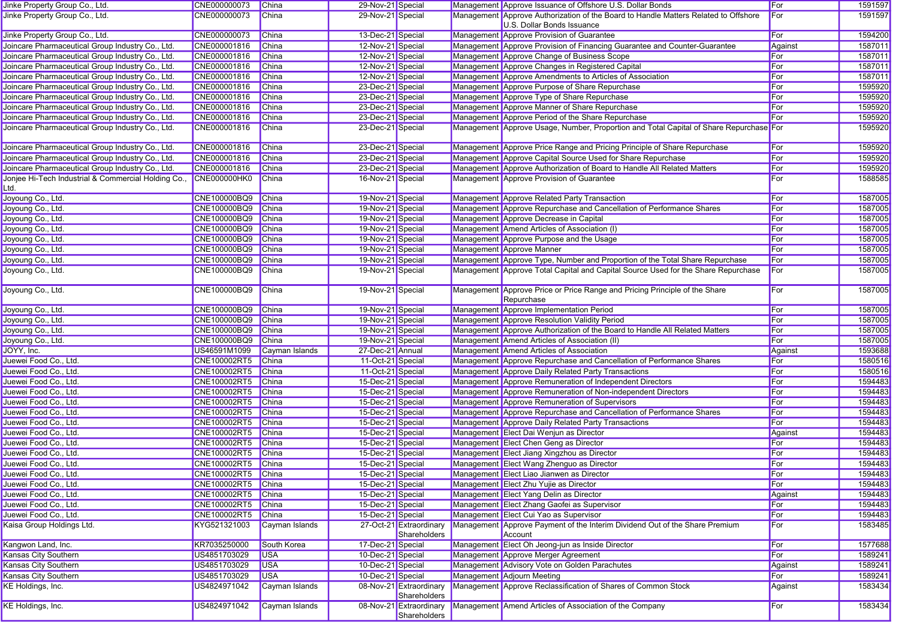| Jinke Property Group Co., Ltd. | CNE000000073 | China | 29-Nov-21 | Special | Management | Approve Issuance of Offshore U.S. Dollar Bonds | For | 1591597 |
|---|---|---|---|---|---|---|---|---|
| Jinke Property Group Co., Ltd. | CNE000000073 | China | 29-Nov-21 | Special | Management | Approve Authorization of the Board to Handle Matters Related to Offshore U.S. Dollar Bonds Issuance | For | 1591597 |
| Jinke Property Group Co., Ltd. | CNE000000073 | China | 13-Dec-21 | Special | Management | Approve Provision of Guarantee | For | 1594200 |
| Joincare Pharmaceutical Group Industry Co., Ltd. | CNE000001816 | China | 12-Nov-21 | Special | Management | Approve Provision of Financing Guarantee and Counter-Guarantee | Against | 1587011 |
| Joincare Pharmaceutical Group Industry Co., Ltd. | CNE000001816 | China | 12-Nov-21 | Special | Management | Approve Change of Business Scope | For | 1587011 |
| Joincare Pharmaceutical Group Industry Co., Ltd. | CNE000001816 | China | 12-Nov-21 | Special | Management | Approve Changes in Registered Capital | For | 1587011 |
| Joincare Pharmaceutical Group Industry Co., Ltd. | CNE000001816 | China | 12-Nov-21 | Special | Management | Approve Amendments to Articles of Association | For | 1587011 |
| Joincare Pharmaceutical Group Industry Co., Ltd. | CNE000001816 | China | 23-Dec-21 | Special | Management | Approve Purpose of Share Repurchase | For | 1595920 |
| Joincare Pharmaceutical Group Industry Co., Ltd. | CNE000001816 | China | 23-Dec-21 | Special | Management | Approve Type of Share Repurchase | For | 1595920 |
| Joincare Pharmaceutical Group Industry Co., Ltd. | CNE000001816 | China | 23-Dec-21 | Special | Management | Approve Manner of Share Repurchase | For | 1595920 |
| Joincare Pharmaceutical Group Industry Co., Ltd. | CNE000001816 | China | 23-Dec-21 | Special | Management | Approve Period of the Share Repurchase | For | 1595920 |
| Joincare Pharmaceutical Group Industry Co., Ltd. | CNE000001816 | China | 23-Dec-21 | Special | Management | Approve Usage, Number, Proportion and Total Capital of Share Repurchase | For | 1595920 |
| Joincare Pharmaceutical Group Industry Co., Ltd. | CNE000001816 | China | 23-Dec-21 | Special | Management | Approve Price Range and Pricing Principle of Share Repurchase | For | 1595920 |
| Joincare Pharmaceutical Group Industry Co., Ltd. | CNE000001816 | China | 23-Dec-21 | Special | Management | Approve Capital Source Used for Share Repurchase | For | 1595920 |
| Joincare Pharmaceutical Group Industry Co., Ltd. | CNE000001816 | China | 23-Dec-21 | Special | Management | Approve Authorization of Board to Handle All Related Matters | For | 1595920 |
| Jonjee Hi-Tech Industrial & Commercial Holding Co., Ltd. | CNE000000HK0 | China | 16-Nov-21 | Special | Management | Approve Provision of Guarantee | For | 1588585 |
| Joyoung Co., Ltd. | CNE100000BQ9 | China | 19-Nov-21 | Special | Management | Approve Related Party Transaction | For | 1587005 |
| Joyoung Co., Ltd. | CNE100000BQ9 | China | 19-Nov-21 | Special | Management | Approve Repurchase and Cancellation of Performance Shares | For | 1587005 |
| Joyoung Co., Ltd. | CNE100000BQ9 | China | 19-Nov-21 | Special | Management | Approve Decrease in Capital | For | 1587005 |
| Joyoung Co., Ltd. | CNE100000BQ9 | China | 19-Nov-21 | Special | Management | Amend Articles of Association (I) | For | 1587005 |
| Joyoung Co., Ltd. | CNE100000BQ9 | China | 19-Nov-21 | Special | Management | Approve Purpose and the Usage | For | 1587005 |
| Joyoung Co., Ltd. | CNE100000BQ9 | China | 19-Nov-21 | Special | Management | Approve Manner | For | 1587005 |
| Joyoung Co., Ltd. | CNE100000BQ9 | China | 19-Nov-21 | Special | Management | Approve Type, Number and Proportion of the Total Share Repurchase | For | 1587005 |
| Joyoung Co., Ltd. | CNE100000BQ9 | China | 19-Nov-21 | Special | Management | Approve Total Capital and Capital Source Used for the Share Repurchase | For | 1587005 |
| Joyoung Co., Ltd. | CNE100000BQ9 | China | 19-Nov-21 | Special | Management | Approve Price or Price Range and Pricing Principle of the Share Repurchase | For | 1587005 |
| Joyoung Co., Ltd. | CNE100000BQ9 | China | 19-Nov-21 | Special | Management | Approve Implementation Period | For | 1587005 |
| Joyoung Co., Ltd. | CNE100000BQ9 | China | 19-Nov-21 | Special | Management | Approve Resolution Validity Period | For | 1587005 |
| Joyoung Co., Ltd. | CNE100000BQ9 | China | 19-Nov-21 | Special | Management | Approve Authorization of the Board to Handle All Related Matters | For | 1587005 |
| Joyoung Co., Ltd. | CNE100000BQ9 | China | 19-Nov-21 | Special | Management | Amend Articles of Association (II) | For | 1587005 |
| JOYY, Inc. | US46591M1099 | Cayman Islands | 27-Dec-21 | Annual | Management | Amend Articles of Association | Against | 1593688 |
| Juewei Food Co., Ltd. | CNE100002RT5 | China | 11-Oct-21 | Special | Management | Approve Repurchase and Cancellation of Performance Shares | For | 1580516 |
| Juewei Food Co., Ltd. | CNE100002RT5 | China | 11-Oct-21 | Special | Management | Approve Daily Related Party Transactions | For | 1580516 |
| Juewei Food Co., Ltd. | CNE100002RT5 | China | 15-Dec-21 | Special | Management | Approve Remuneration of Independent Directors | For | 1594483 |
| Juewei Food Co., Ltd. | CNE100002RT5 | China | 15-Dec-21 | Special | Management | Approve Remuneration of Non-independent Directors | For | 1594483 |
| Juewei Food Co., Ltd. | CNE100002RT5 | China | 15-Dec-21 | Special | Management | Approve Remuneration of Supervisors | For | 1594483 |
| Juewei Food Co., Ltd. | CNE100002RT5 | China | 15-Dec-21 | Special | Management | Approve Repurchase and Cancellation of Performance Shares | For | 1594483 |
| Juewei Food Co., Ltd. | CNE100002RT5 | China | 15-Dec-21 | Special | Management | Approve Daily Related Party Transactions | For | 1594483 |
| Juewei Food Co., Ltd. | CNE100002RT5 | China | 15-Dec-21 | Special | Management | Elect Dai Wenjun as Director | Against | 1594483 |
| Juewei Food Co., Ltd. | CNE100002RT5 | China | 15-Dec-21 | Special | Management | Elect Chen Geng as Director | For | 1594483 |
| Juewei Food Co., Ltd. | CNE100002RT5 | China | 15-Dec-21 | Special | Management | Elect Jiang Xingzhou as Director | For | 1594483 |
| Juewei Food Co., Ltd. | CNE100002RT5 | China | 15-Dec-21 | Special | Management | Elect Wang Zhenguo as Director | For | 1594483 |
| Juewei Food Co., Ltd. | CNE100002RT5 | China | 15-Dec-21 | Special | Management | Elect Liao Jianwen as Director | For | 1594483 |
| Juewei Food Co., Ltd. | CNE100002RT5 | China | 15-Dec-21 | Special | Management | Elect Zhu Yujie as Director | For | 1594483 |
| Juewei Food Co., Ltd. | CNE100002RT5 | China | 15-Dec-21 | Special | Management | Elect Yang Delin as Director | Against | 1594483 |
| Juewei Food Co., Ltd. | CNE100002RT5 | China | 15-Dec-21 | Special | Management | Elect Zhang Gaofei as Supervisor | For | 1594483 |
| Juewei Food Co., Ltd. | CNE100002RT5 | China | 15-Dec-21 | Special | Management | Elect Cui Yao as Supervisor | For | 1594483 |
| Kaisa Group Holdings Ltd. | KYG521321003 | Cayman Islands | 27-Oct-21 | Extraordinary Shareholders | Management | Approve Payment of the Interim Dividend Out of the Share Premium Account | For | 1583485 |
| Kangwon Land, Inc. | KR7035250000 | South Korea | 17-Dec-21 | Special | Management | Elect Oh Jeong-jun as Inside Director | For | 1577688 |
| Kansas City Southern | US4851703029 | USA | 10-Dec-21 | Special | Management | Approve Merger Agreement | For | 1589241 |
| Kansas City Southern | US4851703029 | USA | 10-Dec-21 | Special | Management | Advisory Vote on Golden Parachutes | Against | 1589241 |
| Kansas City Southern | US4851703029 | USA | 10-Dec-21 | Special | Management | Adjourn Meeting | For | 1589241 |
| KE Holdings, Inc. | US4824971042 | Cayman Islands | 08-Nov-21 | Extraordinary Shareholders | Management | Approve Reclassification of Shares of Common Stock | Against | 1583434 |
| KE Holdings, Inc. | US4824971042 | Cayman Islands | 08-Nov-21 | Extraordinary Shareholders | Management | Amend Articles of Association of the Company | For | 1583434 |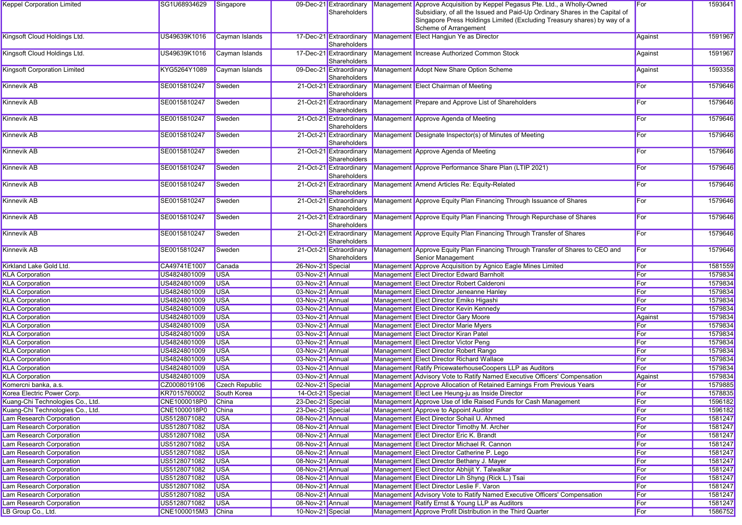| Keppel Corporation Limited | SG1U68934629 | Singapore | 09-Dec-21 | Extraordinary Shareholders | Management | Approve Acquisition by Keppel Pegasus Pte. Ltd., a Wholly-Owned Subsidiary, of all the Issued and Paid-Up Ordinary Shares in the Capital of Singapore Press Holdings Limited (Excluding Treasury shares) by way of a Scheme of Arrangement | For | 1593641 |
|---|---|---|---|---|---|---|---|---|
| Kingsoft Cloud Holdings Ltd. | US49639K1016 | Cayman Islands | 17-Dec-21 | Extraordinary Shareholders | Management | Elect Hangjun Ye as Director | Against | 1591967 |
| Kingsoft Cloud Holdings Ltd. | US49639K1016 | Cayman Islands | 17-Dec-21 | Extraordinary Shareholders | Management | Increase Authorized Common Stock | Against | 1591967 |
| Kingsoft Corporation Limited | KYG5264Y1089 | Cayman Islands | 09-Dec-21 | Extraordinary Shareholders | Management | Adopt New Share Option Scheme | Against | 1593358 |
| Kinnevik AB | SE0015810247 | Sweden | 21-Oct-21 | Extraordinary Shareholders | Management | Elect Chairman of Meeting | For | 1579646 |
| Kinnevik AB | SE0015810247 | Sweden | 21-Oct-21 | Extraordinary Shareholders | Management | Prepare and Approve List of Shareholders | For | 1579646 |
| Kinnevik AB | SE0015810247 | Sweden | 21-Oct-21 | Extraordinary Shareholders | Management | Approve Agenda of Meeting | For | 1579646 |
| Kinnevik AB | SE0015810247 | Sweden | 21-Oct-21 | Extraordinary Shareholders | Management | Designate Inspector(s) of Minutes of Meeting | For | 1579646 |
| Kinnevik AB | SE0015810247 | Sweden | 21-Oct-21 | Extraordinary Shareholders | Management | Approve Agenda of Meeting | For | 1579646 |
| Kinnevik AB | SE0015810247 | Sweden | 21-Oct-21 | Extraordinary Shareholders | Management | Approve Performance Share Plan (LTIP 2021) | For | 1579646 |
| Kinnevik AB | SE0015810247 | Sweden | 21-Oct-21 | Extraordinary Shareholders | Management | Amend Articles Re: Equity-Related | For | 1579646 |
| Kinnevik AB | SE0015810247 | Sweden | 21-Oct-21 | Extraordinary Shareholders | Management | Approve Equity Plan Financing Through Issuance of Shares | For | 1579646 |
| Kinnevik AB | SE0015810247 | Sweden | 21-Oct-21 | Extraordinary Shareholders | Management | Approve Equity Plan Financing Through Repurchase of Shares | For | 1579646 |
| Kinnevik AB | SE0015810247 | Sweden | 21-Oct-21 | Extraordinary Shareholders | Management | Approve Equity Plan Financing Through Transfer of Shares | For | 1579646 |
| Kinnevik AB | SE0015810247 | Sweden | 21-Oct-21 | Extraordinary Shareholders | Management | Approve Equity Plan Financing Through Transfer of Shares to CEO and Senior Management | For | 1579646 |
| Kirkland Lake Gold Ltd. | CA49741E1007 | Canada | 26-Nov-21 | Special | Management | Approve Acquisition by Agnico Eagle Mines Limited | For | 1581559 |
| KLA Corporation | US4824801009 | USA | 03-Nov-21 | Annual | Management | Elect Director Edward Barnholt | For | 1579834 |
| KLA Corporation | US4824801009 | USA | 03-Nov-21 | Annual | Management | Elect Director Robert Calderoni | For | 1579834 |
| KLA Corporation | US4824801009 | USA | 03-Nov-21 | Annual | Management | Elect Director Jeneanne Hanley | For | 1579834 |
| KLA Corporation | US4824801009 | USA | 03-Nov-21 | Annual | Management | Elect Director Emiko Higashi | For | 1579834 |
| KLA Corporation | US4824801009 | USA | 03-Nov-21 | Annual | Management | Elect Director Kevin Kennedy | For | 1579834 |
| KLA Corporation | US4824801009 | USA | 03-Nov-21 | Annual | Management | Elect Director Gary Moore | Against | 1579834 |
| KLA Corporation | US4824801009 | USA | 03-Nov-21 | Annual | Management | Elect Director Marie Myers | For | 1579834 |
| KLA Corporation | US4824801009 | USA | 03-Nov-21 | Annual | Management | Elect Director Kiran Patel | For | 1579834 |
| KLA Corporation | US4824801009 | USA | 03-Nov-21 | Annual | Management | Elect Director Victor Peng | For | 1579834 |
| KLA Corporation | US4824801009 | USA | 03-Nov-21 | Annual | Management | Elect Director Robert Rango | For | 1579834 |
| KLA Corporation | US4824801009 | USA | 03-Nov-21 | Annual | Management | Elect Director Richard Wallace | For | 1579834 |
| KLA Corporation | US4824801009 | USA | 03-Nov-21 | Annual | Management | Ratify PricewaterhouseCoopers LLP as Auditors | For | 1579834 |
| KLA Corporation | US4824801009 | USA | 03-Nov-21 | Annual | Management | Advisory Vote to Ratify Named Executive Officers' Compensation | Against | 1579834 |
| Komercni banka, a.s. | CZ0008019106 | Czech Republic | 02-Nov-21 | Special | Management | Approve Allocation of Retained Earnings From Previous Years | For | 1579885 |
| Korea Electric Power Corp. | KR7015760002 | South Korea | 14-Oct-21 | Special | Management | Elect Lee Heung-ju as Inside Director | For | 1578835 |
| Kuang-Chi Technologies Co., Ltd. | CNE1000018P0 | China | 23-Dec-21 | Special | Management | Approve Use of Idle Raised Funds for Cash Management | For | 1596182 |
| Kuang-Chi Technologies Co., Ltd. | CNE1000018P0 | China | 23-Dec-21 | Special | Management | Approve to Appoint Auditor | For | 1596182 |
| Lam Research Corporation | US5128071082 | USA | 08-Nov-21 | Annual | Management | Elect Director Sohail U. Ahmed | For | 1581247 |
| Lam Research Corporation | US5128071082 | USA | 08-Nov-21 | Annual | Management | Elect Director Timothy M. Archer | For | 1581247 |
| Lam Research Corporation | US5128071082 | USA | 08-Nov-21 | Annual | Management | Elect Director Eric K. Brandt | For | 1581247 |
| Lam Research Corporation | US5128071082 | USA | 08-Nov-21 | Annual | Management | Elect Director Michael R. Cannon | For | 1581247 |
| Lam Research Corporation | US5128071082 | USA | 08-Nov-21 | Annual | Management | Elect Director Catherine P. Lego | For | 1581247 |
| Lam Research Corporation | US5128071082 | USA | 08-Nov-21 | Annual | Management | Elect Director Bethany J. Mayer | For | 1581247 |
| Lam Research Corporation | US5128071082 | USA | 08-Nov-21 | Annual | Management | Elect Director Abhijit Y. Talwalkar | For | 1581247 |
| Lam Research Corporation | US5128071082 | USA | 08-Nov-21 | Annual | Management | Elect Director Lih Shyng (Rick L.) Tsai | For | 1581247 |
| Lam Research Corporation | US5128071082 | USA | 08-Nov-21 | Annual | Management | Elect Director Leslie F. Varon | For | 1581247 |
| Lam Research Corporation | US5128071082 | USA | 08-Nov-21 | Annual | Management | Advisory Vote to Ratify Named Executive Officers' Compensation | For | 1581247 |
| Lam Research Corporation | US5128071082 | USA | 08-Nov-21 | Annual | Management | Ratify Ernst & Young LLP as Auditors | For | 1581247 |
| LB Group Co., Ltd. | CNE1000015M3 | China | 10-Nov-21 | Special | Management | Approve Profit Distribution in the Third Quarter | For | 1586752 |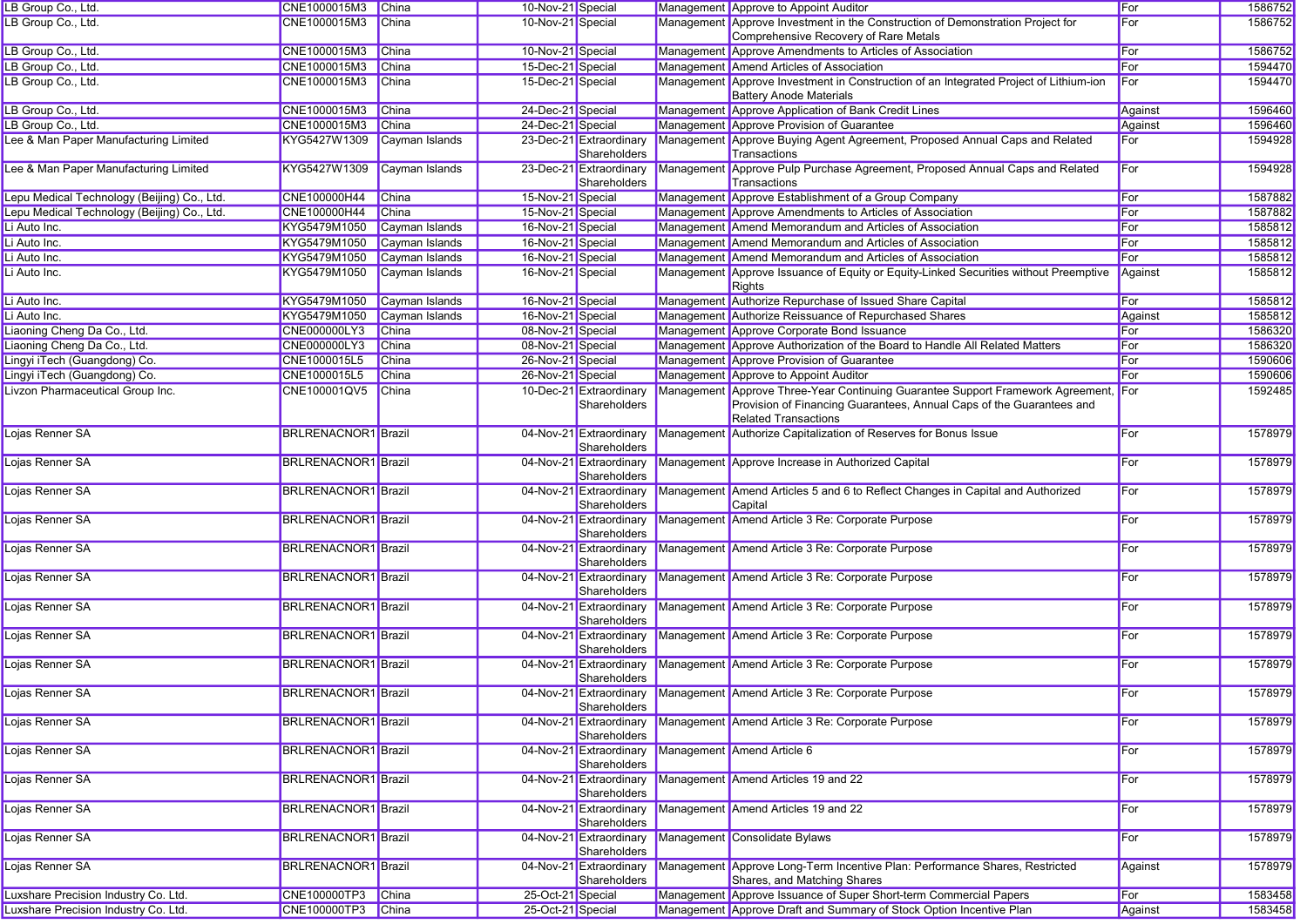| | | | | | | | | |
|---|---|---|---|---|---|---|---|---|
| LB Group Co., Ltd. | CNE1000015M3 | China | 10-Nov-21 | Special | Management | Approve to Appoint Auditor | For | 1586752 |
| LB Group Co., Ltd. | CNE1000015M3 | China | 10-Nov-21 | Special | Management | Approve Investment in the Construction of Demonstration Project for Comprehensive Recovery of Rare Metals | For | 1586752 |
| LB Group Co., Ltd. | CNE1000015M3 | China | 10-Nov-21 | Special | Management | Approve Amendments to Articles of Association | For | 1586752 |
| LB Group Co., Ltd. | CNE1000015M3 | China | 15-Dec-21 | Special | Management | Amend Articles of Association | For | 1594470 |
| LB Group Co., Ltd. | CNE1000015M3 | China | 15-Dec-21 | Special | Management | Approve Investment in Construction of an Integrated Project of Lithium-ion Battery Anode Materials | For | 1594470 |
| LB Group Co., Ltd. | CNE1000015M3 | China | 24-Dec-21 | Special | Management | Approve Application of Bank Credit Lines | Against | 1596460 |
| LB Group Co., Ltd. | CNE1000015M3 | China | 24-Dec-21 | Special | Management | Approve Provision of Guarantee | Against | 1596460 |
| Lee & Man Paper Manufacturing Limited | KYG5427W1309 | Cayman Islands | 23-Dec-21 | Extraordinary Shareholders | Management | Approve Buying Agent Agreement, Proposed Annual Caps and Related Transactions | For | 1594928 |
| Lee & Man Paper Manufacturing Limited | KYG5427W1309 | Cayman Islands | 23-Dec-21 | Extraordinary Shareholders | Management | Approve Pulp Purchase Agreement, Proposed Annual Caps and Related Transactions | For | 1594928 |
| Lepu Medical Technology (Beijing) Co., Ltd. | CNE100000H44 | China | 15-Nov-21 | Special | Management | Approve Establishment of a Group Company | For | 1587882 |
| Lepu Medical Technology (Beijing) Co., Ltd. | CNE100000H44 | China | 15-Nov-21 | Special | Management | Approve Amendments to Articles of Association | For | 1587882 |
| Li Auto Inc. | KYG5479M1050 | Cayman Islands | 16-Nov-21 | Special | Management | Amend Memorandum and Articles of Association | For | 1585812 |
| Li Auto Inc. | KYG5479M1050 | Cayman Islands | 16-Nov-21 | Special | Management | Amend Memorandum and Articles of Association | For | 1585812 |
| Li Auto Inc. | KYG5479M1050 | Cayman Islands | 16-Nov-21 | Special | Management | Amend Memorandum and Articles of Association | For | 1585812 |
| Li Auto Inc. | KYG5479M1050 | Cayman Islands | 16-Nov-21 | Special | Management | Approve Issuance of Equity or Equity-Linked Securities without Preemptive Rights | Against | 1585812 |
| Li Auto Inc. | KYG5479M1050 | Cayman Islands | 16-Nov-21 | Special | Management | Authorize Repurchase of Issued Share Capital | For | 1585812 |
| Li Auto Inc. | KYG5479M1050 | Cayman Islands | 16-Nov-21 | Special | Management | Authorize Reissuance of Repurchased Shares | Against | 1585812 |
| Liaoning Cheng Da Co., Ltd. | CNE000000LY3 | China | 08-Nov-21 | Special | Management | Approve Corporate Bond Issuance | For | 1586320 |
| Liaoning Cheng Da Co., Ltd. | CNE000000LY3 | China | 08-Nov-21 | Special | Management | Approve Authorization of the Board to Handle All Related Matters | For | 1586320 |
| Lingyi iTech (Guangdong) Co. | CNE1000015L5 | China | 26-Nov-21 | Special | Management | Approve Provision of Guarantee | For | 1590606 |
| Lingyi iTech (Guangdong) Co. | CNE1000015L5 | China | 26-Nov-21 | Special | Management | Approve to Appoint Auditor | For | 1590606 |
| Livzon Pharmaceutical Group Inc. | CNE100001QV5 | China | 10-Dec-21 | Extraordinary Shareholders | Management | Approve Three-Year Continuing Guarantee Support Framework Agreement, Provision of Financing Guarantees, Annual Caps of the Guarantees and Related Transactions | For | 1592485 |
| Lojas Renner SA | BRLRENACNOR1 | Brazil | 04-Nov-21 | Extraordinary Shareholders | Management | Authorize Capitalization of Reserves for Bonus Issue | For | 1578979 |
| Lojas Renner SA | BRLRENACNOR1 | Brazil | 04-Nov-21 | Extraordinary Shareholders | Management | Approve Increase in Authorized Capital | For | 1578979 |
| Lojas Renner SA | BRLRENACNOR1 | Brazil | 04-Nov-21 | Extraordinary Shareholders | Management | Amend Articles 5 and 6 to Reflect Changes in Capital and Authorized Capital | For | 1578979 |
| Lojas Renner SA | BRLRENACNOR1 | Brazil | 04-Nov-21 | Extraordinary Shareholders | Management | Amend Article 3 Re: Corporate Purpose | For | 1578979 |
| Lojas Renner SA | BRLRENACNOR1 | Brazil | 04-Nov-21 | Extraordinary Shareholders | Management | Amend Article 3 Re: Corporate Purpose | For | 1578979 |
| Lojas Renner SA | BRLRENACNOR1 | Brazil | 04-Nov-21 | Extraordinary Shareholders | Management | Amend Article 3 Re: Corporate Purpose | For | 1578979 |
| Lojas Renner SA | BRLRENACNOR1 | Brazil | 04-Nov-21 | Extraordinary Shareholders | Management | Amend Article 3 Re: Corporate Purpose | For | 1578979 |
| Lojas Renner SA | BRLRENACNOR1 | Brazil | 04-Nov-21 | Extraordinary Shareholders | Management | Amend Article 3 Re: Corporate Purpose | For | 1578979 |
| Lojas Renner SA | BRLRENACNOR1 | Brazil | 04-Nov-21 | Extraordinary Shareholders | Management | Amend Article 3 Re: Corporate Purpose | For | 1578979 |
| Lojas Renner SA | BRLRENACNOR1 | Brazil | 04-Nov-21 | Extraordinary Shareholders | Management | Amend Article 3 Re: Corporate Purpose | For | 1578979 |
| Lojas Renner SA | BRLRENACNOR1 | Brazil | 04-Nov-21 | Extraordinary Shareholders | Management | Amend Article 3 Re: Corporate Purpose | For | 1578979 |
| Lojas Renner SA | BRLRENACNOR1 | Brazil | 04-Nov-21 | Extraordinary Shareholders | Management | Amend Article 6 | For | 1578979 |
| Lojas Renner SA | BRLRENACNOR1 | Brazil | 04-Nov-21 | Extraordinary Shareholders | Management | Amend Articles 19 and 22 | For | 1578979 |
| Lojas Renner SA | BRLRENACNOR1 | Brazil | 04-Nov-21 | Extraordinary Shareholders | Management | Amend Articles 19 and 22 | For | 1578979 |
| Lojas Renner SA | BRLRENACNOR1 | Brazil | 04-Nov-21 | Extraordinary Shareholders | Management | Consolidate Bylaws | For | 1578979 |
| Lojas Renner SA | BRLRENACNOR1 | Brazil | 04-Nov-21 | Extraordinary Shareholders | Management | Approve Long-Term Incentive Plan: Performance Shares, Restricted Shares, and Matching Shares | Against | 1578979 |
| Luxshare Precision Industry Co. Ltd. | CNE100000TP3 | China | 25-Oct-21 | Special | Management | Approve Issuance of Super Short-term Commercial Papers | For | 1583458 |
| Luxshare Precision Industry Co. Ltd. | CNE100000TP3 | China | 25-Oct-21 | Special | Management | Approve Draft and Summary of Stock Option Incentive Plan | Against | 1583458 |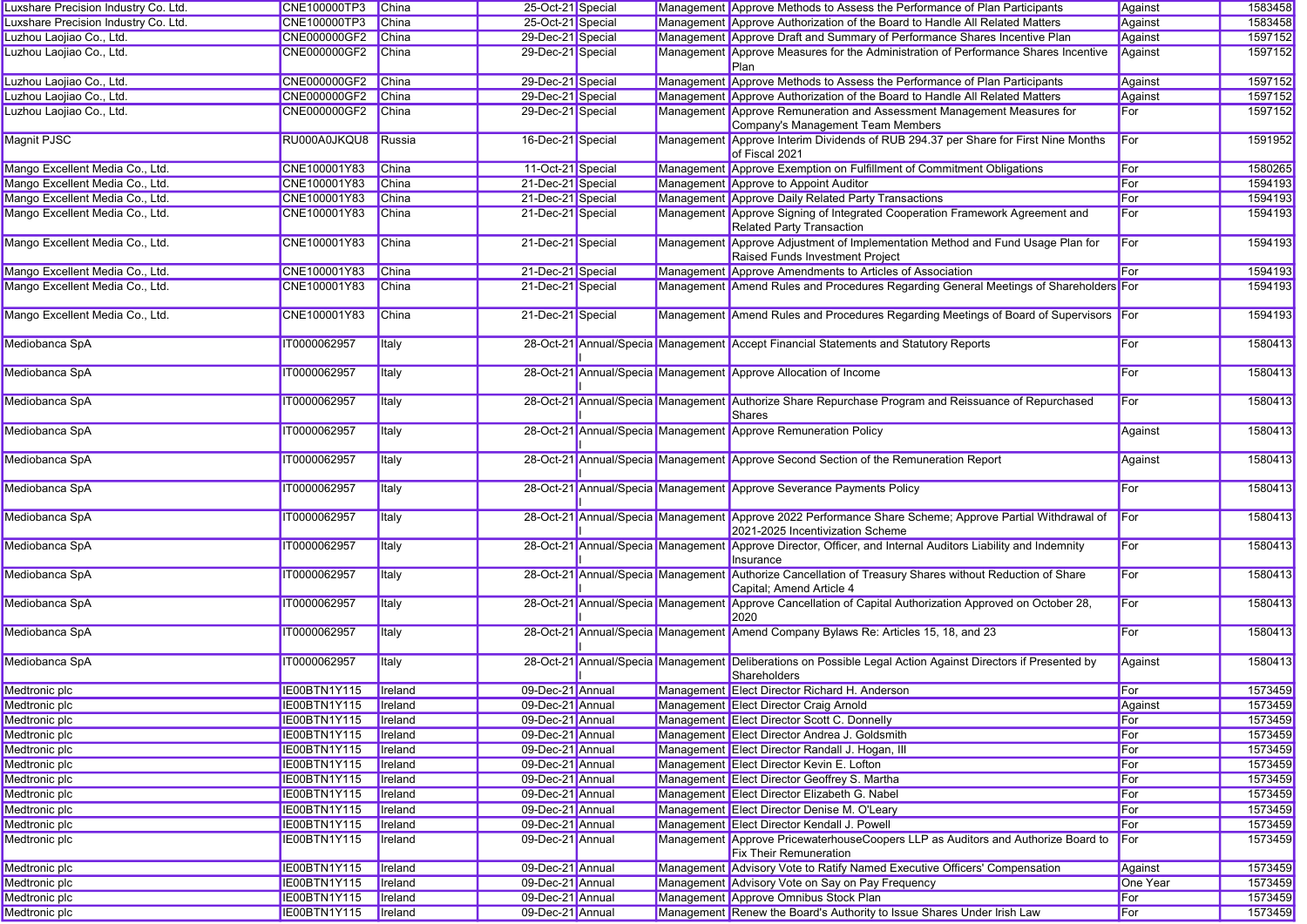| | | | | | | | | |
|---|---|---|---|---|---|---|---|---|
| Luxshare Precision Industry Co. Ltd. | CNE100000TP3 | China | 25-Oct-21 | Special | Management | Approve Methods to Assess the Performance of Plan Participants | Against | 1583458 |
| Luxshare Precision Industry Co. Ltd. | CNE100000TP3 | China | 25-Oct-21 | Special | Management | Approve Authorization of the Board to Handle All Related Matters | Against | 1583458 |
| Luzhou Laojiao Co., Ltd. | CNE000000GF2 | China | 29-Dec-21 | Special | Management | Approve Draft and Summary of Performance Shares Incentive Plan | Against | 1597152 |
| Luzhou Laojiao Co., Ltd. | CNE000000GF2 | China | 29-Dec-21 | Special | Management | Approve Measures for the Administration of Performance Shares Incentive Plan | Against | 1597152 |
| Luzhou Laojiao Co., Ltd. | CNE000000GF2 | China | 29-Dec-21 | Special | Management | Approve Methods to Assess the Performance of Plan Participants | Against | 1597152 |
| Luzhou Laojiao Co., Ltd. | CNE000000GF2 | China | 29-Dec-21 | Special | Management | Approve Authorization of the Board to Handle All Related Matters | Against | 1597152 |
| Luzhou Laojiao Co., Ltd. | CNE000000GF2 | China | 29-Dec-21 | Special | Management | Approve Remuneration and Assessment Management Measures for Company's Management Team Members | For | 1597152 |
| Magnit PJSC | RU000A0JKQU8 | Russia | 16-Dec-21 | Special | Management | Approve Interim Dividends of RUB 294.37 per Share for First Nine Months of Fiscal 2021 | For | 1591952 |
| Mango Excellent Media Co., Ltd. | CNE100001Y83 | China | 11-Oct-21 | Special | Management | Approve Exemption on Fulfillment of Commitment Obligations | For | 1580265 |
| Mango Excellent Media Co., Ltd. | CNE100001Y83 | China | 21-Dec-21 | Special | Management | Approve to Appoint Auditor | For | 1594193 |
| Mango Excellent Media Co., Ltd. | CNE100001Y83 | China | 21-Dec-21 | Special | Management | Approve Daily Related Party Transactions | For | 1594193 |
| Mango Excellent Media Co., Ltd. | CNE100001Y83 | China | 21-Dec-21 | Special | Management | Approve Signing of Integrated Cooperation Framework Agreement and Related Party Transaction | For | 1594193 |
| Mango Excellent Media Co., Ltd. | CNE100001Y83 | China | 21-Dec-21 | Special | Management | Approve Adjustment of Implementation Method and Fund Usage Plan for Raised Funds Investment Project | For | 1594193 |
| Mango Excellent Media Co., Ltd. | CNE100001Y83 | China | 21-Dec-21 | Special | Management | Approve Amendments to Articles of Association | For | 1594193 |
| Mango Excellent Media Co., Ltd. | CNE100001Y83 | China | 21-Dec-21 | Special | Management | Amend Rules and Procedures Regarding General Meetings of Shareholders | For | 1594193 |
| Mango Excellent Media Co., Ltd. | CNE100001Y83 | China | 21-Dec-21 | Special | Management | Amend Rules and Procedures Regarding Meetings of Board of Supervisors | For | 1594193 |
| Mediobanca SpA | IT0000062957 | Italy | 28-Oct-21 | Annual/Special | Management | Accept Financial Statements and Statutory Reports | For | 1580413 |
| Mediobanca SpA | IT0000062957 | Italy | 28-Oct-21 | Annual/Special | Management | Approve Allocation of Income | For | 1580413 |
| Mediobanca SpA | IT0000062957 | Italy | 28-Oct-21 | Annual/Special | Management | Authorize Share Repurchase Program and Reissuance of Repurchased Shares | For | 1580413 |
| Mediobanca SpA | IT0000062957 | Italy | 28-Oct-21 | Annual/Special | Management | Approve Remuneration Policy | Against | 1580413 |
| Mediobanca SpA | IT0000062957 | Italy | 28-Oct-21 | Annual/Special | Management | Approve Second Section of the Remuneration Report | Against | 1580413 |
| Mediobanca SpA | IT0000062957 | Italy | 28-Oct-21 | Annual/Special | Management | Approve Severance Payments Policy | For | 1580413 |
| Mediobanca SpA | IT0000062957 | Italy | 28-Oct-21 | Annual/Special | Management | Approve 2022 Performance Share Scheme; Approve Partial Withdrawal of 2021-2025 Incentivization Scheme | For | 1580413 |
| Mediobanca SpA | IT0000062957 | Italy | 28-Oct-21 | Annual/Special | Management | Approve Director, Officer, and Internal Auditors Liability and Indemnity Insurance | For | 1580413 |
| Mediobanca SpA | IT0000062957 | Italy | 28-Oct-21 | Annual/Special | Management | Authorize Cancellation of Treasury Shares without Reduction of Share Capital; Amend Article 4 | For | 1580413 |
| Mediobanca SpA | IT0000062957 | Italy | 28-Oct-21 | Annual/Special | Management | Approve Cancellation of Capital Authorization Approved on October 28, 2020 | For | 1580413 |
| Mediobanca SpA | IT0000062957 | Italy | 28-Oct-21 | Annual/Special | Management | Amend Company Bylaws Re: Articles 15, 18, and 23 | For | 1580413 |
| Mediobanca SpA | IT0000062957 | Italy | 28-Oct-21 | Annual/Special | Management | Deliberations on Possible Legal Action Against Directors if Presented by Shareholders | Against | 1580413 |
| Medtronic plc | IE00BTN1Y115 | Ireland | 09-Dec-21 | Annual | Management | Elect Director Richard H. Anderson | For | 1573459 |
| Medtronic plc | IE00BTN1Y115 | Ireland | 09-Dec-21 | Annual | Management | Elect Director Craig Arnold | Against | 1573459 |
| Medtronic plc | IE00BTN1Y115 | Ireland | 09-Dec-21 | Annual | Management | Elect Director Scott C. Donnelly | For | 1573459 |
| Medtronic plc | IE00BTN1Y115 | Ireland | 09-Dec-21 | Annual | Management | Elect Director Andrea J. Goldsmith | For | 1573459 |
| Medtronic plc | IE00BTN1Y115 | Ireland | 09-Dec-21 | Annual | Management | Elect Director Randall J. Hogan, III | For | 1573459 |
| Medtronic plc | IE00BTN1Y115 | Ireland | 09-Dec-21 | Annual | Management | Elect Director Kevin E. Lofton | For | 1573459 |
| Medtronic plc | IE00BTN1Y115 | Ireland | 09-Dec-21 | Annual | Management | Elect Director Geoffrey S. Martha | For | 1573459 |
| Medtronic plc | IE00BTN1Y115 | Ireland | 09-Dec-21 | Annual | Management | Elect Director Elizabeth G. Nabel | For | 1573459 |
| Medtronic plc | IE00BTN1Y115 | Ireland | 09-Dec-21 | Annual | Management | Elect Director Denise M. O'Leary | For | 1573459 |
| Medtronic plc | IE00BTN1Y115 | Ireland | 09-Dec-21 | Annual | Management | Elect Director Kendall J. Powell | For | 1573459 |
| Medtronic plc | IE00BTN1Y115 | Ireland | 09-Dec-21 | Annual | Management | Approve PricewaterhouseCoopers LLP as Auditors and Authorize Board to Fix Their Remuneration | For | 1573459 |
| Medtronic plc | IE00BTN1Y115 | Ireland | 09-Dec-21 | Annual | Management | Advisory Vote to Ratify Named Executive Officers' Compensation | Against | 1573459 |
| Medtronic plc | IE00BTN1Y115 | Ireland | 09-Dec-21 | Annual | Management | Advisory Vote on Say on Pay Frequency | One Year | 1573459 |
| Medtronic plc | IE00BTN1Y115 | Ireland | 09-Dec-21 | Annual | Management | Approve Omnibus Stock Plan | For | 1573459 |
| Medtronic plc | IE00BTN1Y115 | Ireland | 09-Dec-21 | Annual | Management | Renew the Board's Authority to Issue Shares Under Irish Law | For | 1573459 |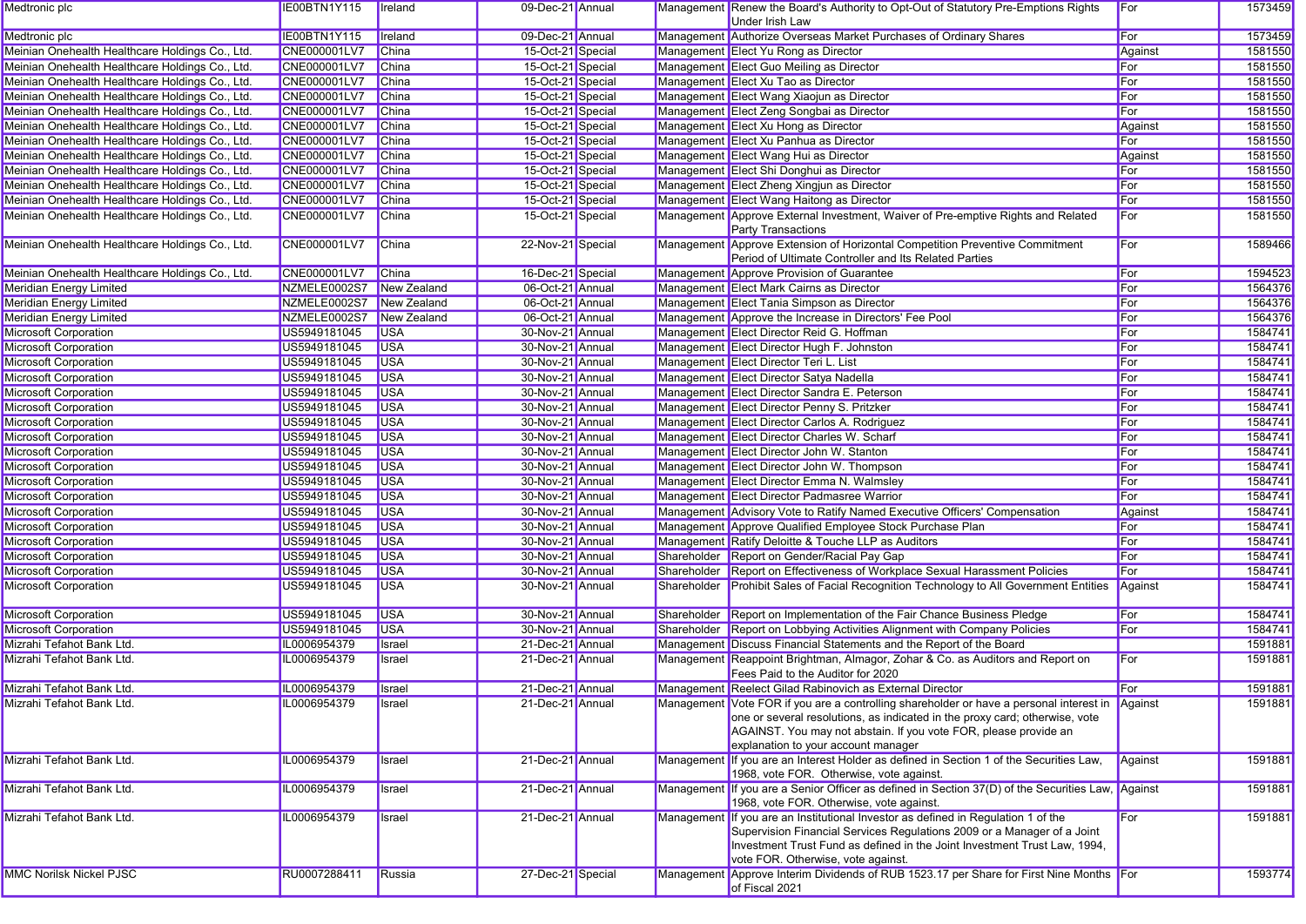| Medtronic plc | IE00BTN1Y115 | Ireland | 09-Dec-21 | Annual | Management | Renew the Board's Authority to Opt-Out of Statutory Pre-Emptions Rights Under Irish Law | For | 1573459 |
|---|---|---|---|---|---|---|---|---|
| Medtronic plc | IE00BTN1Y115 | Ireland | 09-Dec-21 | Annual | Management | Authorize Overseas Market Purchases of Ordinary Shares | For | 1573459 |
| Meinian Onehealth Healthcare Holdings Co., Ltd. | CNE000001LV7 | China | 15-Oct-21 | Special | Management | Elect Yu Rong as Director | Against | 1581550 |
| Meinian Onehealth Healthcare Holdings Co., Ltd. | CNE000001LV7 | China | 15-Oct-21 | Special | Management | Elect Guo Meiling as Director | For | 1581550 |
| Meinian Onehealth Healthcare Holdings Co., Ltd. | CNE000001LV7 | China | 15-Oct-21 | Special | Management | Elect Xu Tao as Director | For | 1581550 |
| Meinian Onehealth Healthcare Holdings Co., Ltd. | CNE000001LV7 | China | 15-Oct-21 | Special | Management | Elect Wang Xiaojun as Director | For | 1581550 |
| Meinian Onehealth Healthcare Holdings Co., Ltd. | CNE000001LV7 | China | 15-Oct-21 | Special | Management | Elect Zeng Songbai as Director | For | 1581550 |
| Meinian Onehealth Healthcare Holdings Co., Ltd. | CNE000001LV7 | China | 15-Oct-21 | Special | Management | Elect Xu Hong as Director | Against | 1581550 |
| Meinian Onehealth Healthcare Holdings Co., Ltd. | CNE000001LV7 | China | 15-Oct-21 | Special | Management | Elect Xu Panhua as Director | For | 1581550 |
| Meinian Onehealth Healthcare Holdings Co., Ltd. | CNE000001LV7 | China | 15-Oct-21 | Special | Management | Elect Wang Hui as Director | Against | 1581550 |
| Meinian Onehealth Healthcare Holdings Co., Ltd. | CNE000001LV7 | China | 15-Oct-21 | Special | Management | Elect Shi Donghui as Director | For | 1581550 |
| Meinian Onehealth Healthcare Holdings Co., Ltd. | CNE000001LV7 | China | 15-Oct-21 | Special | Management | Elect Zheng Xingjun as Director | For | 1581550 |
| Meinian Onehealth Healthcare Holdings Co., Ltd. | CNE000001LV7 | China | 15-Oct-21 | Special | Management | Elect Wang Haitong as Director | For | 1581550 |
| Meinian Onehealth Healthcare Holdings Co., Ltd. | CNE000001LV7 | China | 15-Oct-21 | Special | Management | Approve External Investment, Waiver of Pre-emptive Rights and Related Party Transactions | For | 1581550 |
| Meinian Onehealth Healthcare Holdings Co., Ltd. | CNE000001LV7 | China | 22-Nov-21 | Special | Management | Approve Extension of Horizontal Competition Preventive Commitment Period of Ultimate Controller and Its Related Parties | For | 1589466 |
| Meinian Onehealth Healthcare Holdings Co., Ltd. | CNE000001LV7 | China | 16-Dec-21 | Special | Management | Approve Provision of Guarantee | For | 1594523 |
| Meridian Energy Limited | NZMELE0002S7 | New Zealand | 06-Oct-21 | Annual | Management | Elect Mark Cairns as Director | For | 1564376 |
| Meridian Energy Limited | NZMELE0002S7 | New Zealand | 06-Oct-21 | Annual | Management | Elect Tania Simpson as Director | For | 1564376 |
| Meridian Energy Limited | NZMELE0002S7 | New Zealand | 06-Oct-21 | Annual | Management | Approve the Increase in Directors' Fee Pool | For | 1564376 |
| Microsoft Corporation | US5949181045 | USA | 30-Nov-21 | Annual | Management | Elect Director Reid G. Hoffman | For | 1584741 |
| Microsoft Corporation | US5949181045 | USA | 30-Nov-21 | Annual | Management | Elect Director Hugh F. Johnston | For | 1584741 |
| Microsoft Corporation | US5949181045 | USA | 30-Nov-21 | Annual | Management | Elect Director Teri L. List | For | 1584741 |
| Microsoft Corporation | US5949181045 | USA | 30-Nov-21 | Annual | Management | Elect Director Satya Nadella | For | 1584741 |
| Microsoft Corporation | US5949181045 | USA | 30-Nov-21 | Annual | Management | Elect Director Sandra E. Peterson | For | 1584741 |
| Microsoft Corporation | US5949181045 | USA | 30-Nov-21 | Annual | Management | Elect Director Penny S. Pritzker | For | 1584741 |
| Microsoft Corporation | US5949181045 | USA | 30-Nov-21 | Annual | Management | Elect Director Carlos A. Rodriguez | For | 1584741 |
| Microsoft Corporation | US5949181045 | USA | 30-Nov-21 | Annual | Management | Elect Director Charles W. Scharf | For | 1584741 |
| Microsoft Corporation | US5949181045 | USA | 30-Nov-21 | Annual | Management | Elect Director John W. Stanton | For | 1584741 |
| Microsoft Corporation | US5949181045 | USA | 30-Nov-21 | Annual | Management | Elect Director John W. Thompson | For | 1584741 |
| Microsoft Corporation | US5949181045 | USA | 30-Nov-21 | Annual | Management | Elect Director Emma N. Walmsley | For | 1584741 |
| Microsoft Corporation | US5949181045 | USA | 30-Nov-21 | Annual | Management | Elect Director Padmasree Warrior | For | 1584741 |
| Microsoft Corporation | US5949181045 | USA | 30-Nov-21 | Annual | Management | Advisory Vote to Ratify Named Executive Officers' Compensation | Against | 1584741 |
| Microsoft Corporation | US5949181045 | USA | 30-Nov-21 | Annual | Management | Approve Qualified Employee Stock Purchase Plan | For | 1584741 |
| Microsoft Corporation | US5949181045 | USA | 30-Nov-21 | Annual | Management | Ratify Deloitte & Touche LLP as Auditors | For | 1584741 |
| Microsoft Corporation | US5949181045 | USA | 30-Nov-21 | Annual | Shareholder | Report on Gender/Racial Pay Gap | For | 1584741 |
| Microsoft Corporation | US5949181045 | USA | 30-Nov-21 | Annual | Shareholder | Report on Effectiveness of Workplace Sexual Harassment Policies | For | 1584741 |
| Microsoft Corporation | US5949181045 | USA | 30-Nov-21 | Annual | Shareholder | Prohibit Sales of Facial Recognition Technology to All Government Entities | Against | 1584741 |
| Microsoft Corporation | US5949181045 | USA | 30-Nov-21 | Annual | Shareholder | Report on Implementation of the Fair Chance Business Pledge | For | 1584741 |
| Microsoft Corporation | US5949181045 | USA | 30-Nov-21 | Annual | Shareholder | Report on Lobbying Activities Alignment with Company Policies | For | 1584741 |
| Mizrahi Tefahot Bank Ltd. | IL0006954379 | Israel | 21-Dec-21 | Annual | Management | Discuss Financial Statements and the Report of the Board | | 1591881 |
| Mizrahi Tefahot Bank Ltd. | IL0006954379 | Israel | 21-Dec-21 | Annual | Management | Reappoint Brightman, Almagor, Zohar & Co. as Auditors and Report on Fees Paid to the Auditor for 2020 | For | 1591881 |
| Mizrahi Tefahot Bank Ltd. | IL0006954379 | Israel | 21-Dec-21 | Annual | Management | Reelect Gilad Rabinovich as External Director | For | 1591881 |
| Mizrahi Tefahot Bank Ltd. | IL0006954379 | Israel | 21-Dec-21 | Annual | Management | Vote FOR if you are a controlling shareholder or have a personal interest in one or several resolutions, as indicated in the proxy card; otherwise, vote AGAINST. You may not abstain. If you vote FOR, please provide an explanation to your account manager | Against | 1591881 |
| Mizrahi Tefahot Bank Ltd. | IL0006954379 | Israel | 21-Dec-21 | Annual | Management | If you are an Interest Holder as defined in Section 1 of the Securities Law, 1968, vote FOR. Otherwise, vote against. | Against | 1591881 |
| Mizrahi Tefahot Bank Ltd. | IL0006954379 | Israel | 21-Dec-21 | Annual | Management | If you are a Senior Officer as defined in Section 37(D) of the Securities Law, 1968, vote FOR. Otherwise, vote against. | Against | 1591881 |
| Mizrahi Tefahot Bank Ltd. | IL0006954379 | Israel | 21-Dec-21 | Annual | Management | If you are an Institutional Investor as defined in Regulation 1 of the Supervision Financial Services Regulations 2009 or a Manager of a Joint Investment Trust Fund as defined in the Joint Investment Trust Law, 1994, vote FOR. Otherwise, vote against. | For | 1591881 |
| MMC Norilsk Nickel PJSC | RU0007288411 | Russia | 27-Dec-21 | Special | Management | Approve Interim Dividends of RUB 1523.17 per Share for First Nine Months of Fiscal 2021 | For | 1593774 |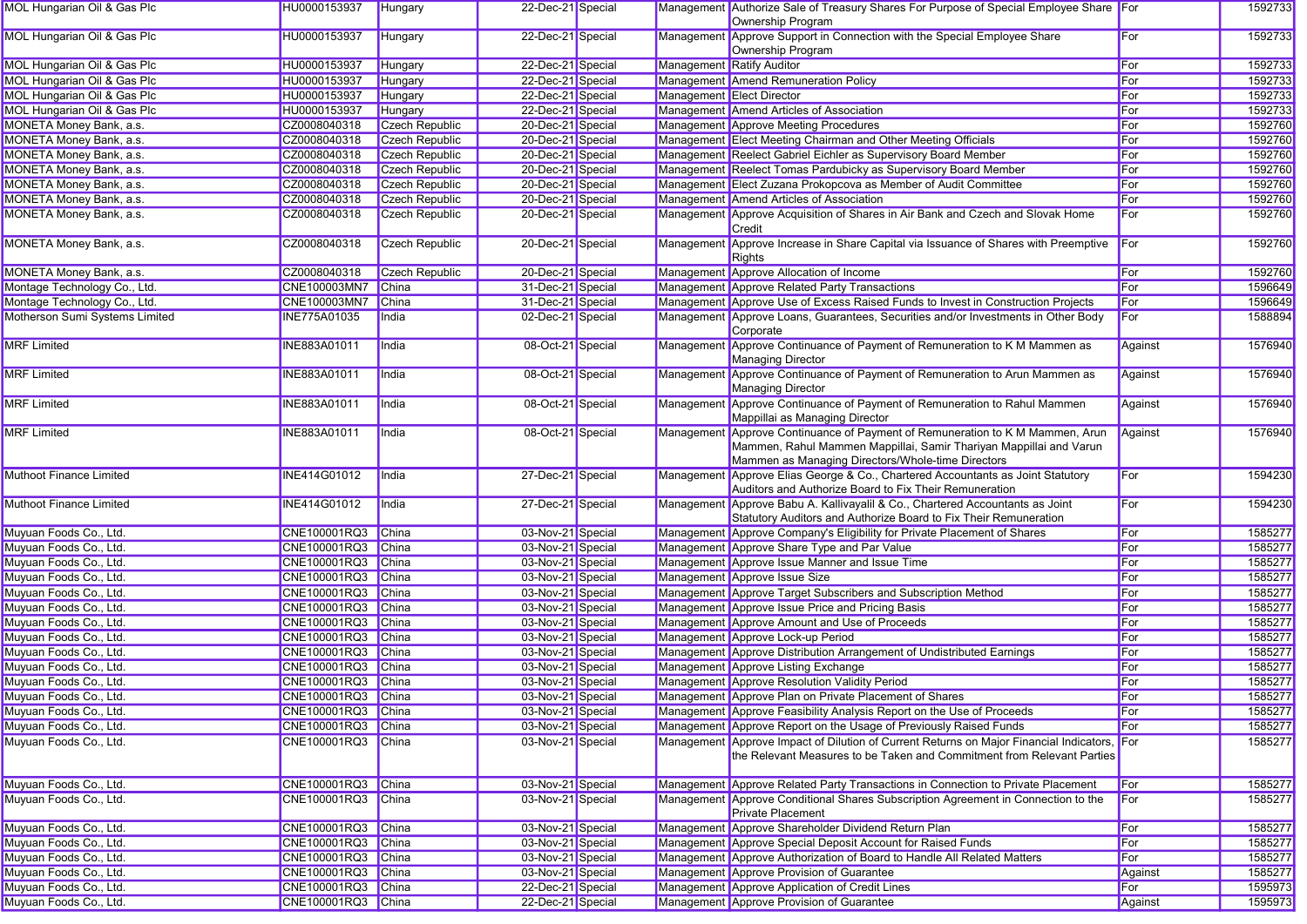| | | | | | | | | |
|---|---|---|---|---|---|---|---|---|
| MOL Hungarian Oil & Gas Plc | HU0000153937 | Hungary | 22-Dec-21 | Special | Management | Authorize Sale of Treasury Shares For Purpose of Special Employee Share Ownership Program | For | 1592733 |
| MOL Hungarian Oil & Gas Plc | HU0000153937 | Hungary | 22-Dec-21 | Special | Management | Approve Support in Connection with the Special Employee Share Ownership Program | For | 1592733 |
| MOL Hungarian Oil & Gas Plc | HU0000153937 | Hungary | 22-Dec-21 | Special | Management | Ratify Auditor | For | 1592733 |
| MOL Hungarian Oil & Gas Plc | HU0000153937 | Hungary | 22-Dec-21 | Special | Management | Amend Remuneration Policy | For | 1592733 |
| MOL Hungarian Oil & Gas Plc | HU0000153937 | Hungary | 22-Dec-21 | Special | Management | Elect Director | For | 1592733 |
| MOL Hungarian Oil & Gas Plc | HU0000153937 | Hungary | 22-Dec-21 | Special | Management | Amend Articles of Association | For | 1592733 |
| MONETA Money Bank, a.s. | CZ0008040318 | Czech Republic | 20-Dec-21 | Special | Management | Approve Meeting Procedures | For | 1592760 |
| MONETA Money Bank, a.s. | CZ0008040318 | Czech Republic | 20-Dec-21 | Special | Management | Elect Meeting Chairman and Other Meeting Officials | For | 1592760 |
| MONETA Money Bank, a.s. | CZ0008040318 | Czech Republic | 20-Dec-21 | Special | Management | Reelect Gabriel Eichler as Supervisory Board Member | For | 1592760 |
| MONETA Money Bank, a.s. | CZ0008040318 | Czech Republic | 20-Dec-21 | Special | Management | Reelect Tomas Pardubicky as Supervisory Board Member | For | 1592760 |
| MONETA Money Bank, a.s. | CZ0008040318 | Czech Republic | 20-Dec-21 | Special | Management | Elect Zuzana Prokopcova as Member of Audit Committee | For | 1592760 |
| MONETA Money Bank, a.s. | CZ0008040318 | Czech Republic | 20-Dec-21 | Special | Management | Amend Articles of Association | For | 1592760 |
| MONETA Money Bank, a.s. | CZ0008040318 | Czech Republic | 20-Dec-21 | Special | Management | Approve Acquisition of Shares in Air Bank and Czech and Slovak Home Credit | For | 1592760 |
| MONETA Money Bank, a.s. | CZ0008040318 | Czech Republic | 20-Dec-21 | Special | Management | Approve Increase in Share Capital via Issuance of Shares with Preemptive Rights | For | 1592760 |
| MONETA Money Bank, a.s. | CZ0008040318 | Czech Republic | 20-Dec-21 | Special | Management | Approve Allocation of Income | For | 1592760 |
| Montage Technology Co., Ltd. | CNE100003MN7 | China | 31-Dec-21 | Special | Management | Approve Related Party Transactions | For | 1596649 |
| Montage Technology Co., Ltd. | CNE100003MN7 | China | 31-Dec-21 | Special | Management | Approve Use of Excess Raised Funds to Invest in Construction Projects | For | 1596649 |
| Motherson Sumi Systems Limited | INE775A01035 | India | 02-Dec-21 | Special | Management | Approve Loans, Guarantees, Securities and/or Investments in Other Body Corporate | For | 1588894 |
| MRF Limited | INE883A01011 | India | 08-Oct-21 | Special | Management | Approve Continuance of Payment of Remuneration to K M Mammen as Managing Director | Against | 1576940 |
| MRF Limited | INE883A01011 | India | 08-Oct-21 | Special | Management | Approve Continuance of Payment of Remuneration to Arun Mammen as Managing Director | Against | 1576940 |
| MRF Limited | INE883A01011 | India | 08-Oct-21 | Special | Management | Approve Continuance of Payment of Remuneration to Rahul Mammen Mappillai as Managing Director | Against | 1576940 |
| MRF Limited | INE883A01011 | India | 08-Oct-21 | Special | Management | Approve Continuance of Payment of Remuneration to K M Mammen, Arun Mammen, Rahul Mammen Mappillai, Samir Thariyan Mappillai and Varun Mammen as Managing Directors/Whole-time Directors | Against | 1576940 |
| Muthoot Finance Limited | INE414G01012 | India | 27-Dec-21 | Special | Management | Approve Elias George & Co., Chartered Accountants as Joint Statutory Auditors and Authorize Board to Fix Their Remuneration | For | 1594230 |
| Muthoot Finance Limited | INE414G01012 | India | 27-Dec-21 | Special | Management | Approve Babu A. Kallivayalil & Co., Chartered Accountants as Joint Statutory Auditors and Authorize Board to Fix Their Remuneration | For | 1594230 |
| Muyuan Foods Co., Ltd. | CNE100001RQ3 | China | 03-Nov-21 | Special | Management | Approve Company's Eligibility for Private Placement of Shares | For | 1585277 |
| Muyuan Foods Co., Ltd. | CNE100001RQ3 | China | 03-Nov-21 | Special | Management | Approve Share Type and Par Value | For | 1585277 |
| Muyuan Foods Co., Ltd. | CNE100001RQ3 | China | 03-Nov-21 | Special | Management | Approve Issue Manner and Issue Time | For | 1585277 |
| Muyuan Foods Co., Ltd. | CNE100001RQ3 | China | 03-Nov-21 | Special | Management | Approve Issue Size | For | 1585277 |
| Muyuan Foods Co., Ltd. | CNE100001RQ3 | China | 03-Nov-21 | Special | Management | Approve Target Subscribers and Subscription Method | For | 1585277 |
| Muyuan Foods Co., Ltd. | CNE100001RQ3 | China | 03-Nov-21 | Special | Management | Approve Issue Price and Pricing Basis | For | 1585277 |
| Muyuan Foods Co., Ltd. | CNE100001RQ3 | China | 03-Nov-21 | Special | Management | Approve Amount and Use of Proceeds | For | 1585277 |
| Muyuan Foods Co., Ltd. | CNE100001RQ3 | China | 03-Nov-21 | Special | Management | Approve Lock-up Period | For | 1585277 |
| Muyuan Foods Co., Ltd. | CNE100001RQ3 | China | 03-Nov-21 | Special | Management | Approve Distribution Arrangement of Undistributed Earnings | For | 1585277 |
| Muyuan Foods Co., Ltd. | CNE100001RQ3 | China | 03-Nov-21 | Special | Management | Approve Listing Exchange | For | 1585277 |
| Muyuan Foods Co., Ltd. | CNE100001RQ3 | China | 03-Nov-21 | Special | Management | Approve Resolution Validity Period | For | 1585277 |
| Muyuan Foods Co., Ltd. | CNE100001RQ3 | China | 03-Nov-21 | Special | Management | Approve Plan on Private Placement of Shares | For | 1585277 |
| Muyuan Foods Co., Ltd. | CNE100001RQ3 | China | 03-Nov-21 | Special | Management | Approve Feasibility Analysis Report on the Use of Proceeds | For | 1585277 |
| Muyuan Foods Co., Ltd. | CNE100001RQ3 | China | 03-Nov-21 | Special | Management | Approve Report on the Usage of Previously Raised Funds | For | 1585277 |
| Muyuan Foods Co., Ltd. | CNE100001RQ3 | China | 03-Nov-21 | Special | Management | Approve Impact of Dilution of Current Returns on Major Financial Indicators, the Relevant Measures to be Taken and Commitment from Relevant Parties | For | 1585277 |
| Muyuan Foods Co., Ltd. | CNE100001RQ3 | China | 03-Nov-21 | Special | Management | Approve Related Party Transactions in Connection to Private Placement | For | 1585277 |
| Muyuan Foods Co., Ltd. | CNE100001RQ3 | China | 03-Nov-21 | Special | Management | Approve Conditional Shares Subscription Agreement in Connection to the Private Placement | For | 1585277 |
| Muyuan Foods Co., Ltd. | CNE100001RQ3 | China | 03-Nov-21 | Special | Management | Approve Shareholder Dividend Return Plan | For | 1585277 |
| Muyuan Foods Co., Ltd. | CNE100001RQ3 | China | 03-Nov-21 | Special | Management | Approve Special Deposit Account for Raised Funds | For | 1585277 |
| Muyuan Foods Co., Ltd. | CNE100001RQ3 | China | 03-Nov-21 | Special | Management | Approve Authorization of Board to Handle All Related Matters | For | 1585277 |
| Muyuan Foods Co., Ltd. | CNE100001RQ3 | China | 03-Nov-21 | Special | Management | Approve Provision of Guarantee | Against | 1585277 |
| Muyuan Foods Co., Ltd. | CNE100001RQ3 | China | 22-Dec-21 | Special | Management | Approve Application of Credit Lines | For | 1595973 |
| Muyuan Foods Co., Ltd. | CNE100001RQ3 | China | 22-Dec-21 | Special | Management | Approve Provision of Guarantee | Against | 1595973 |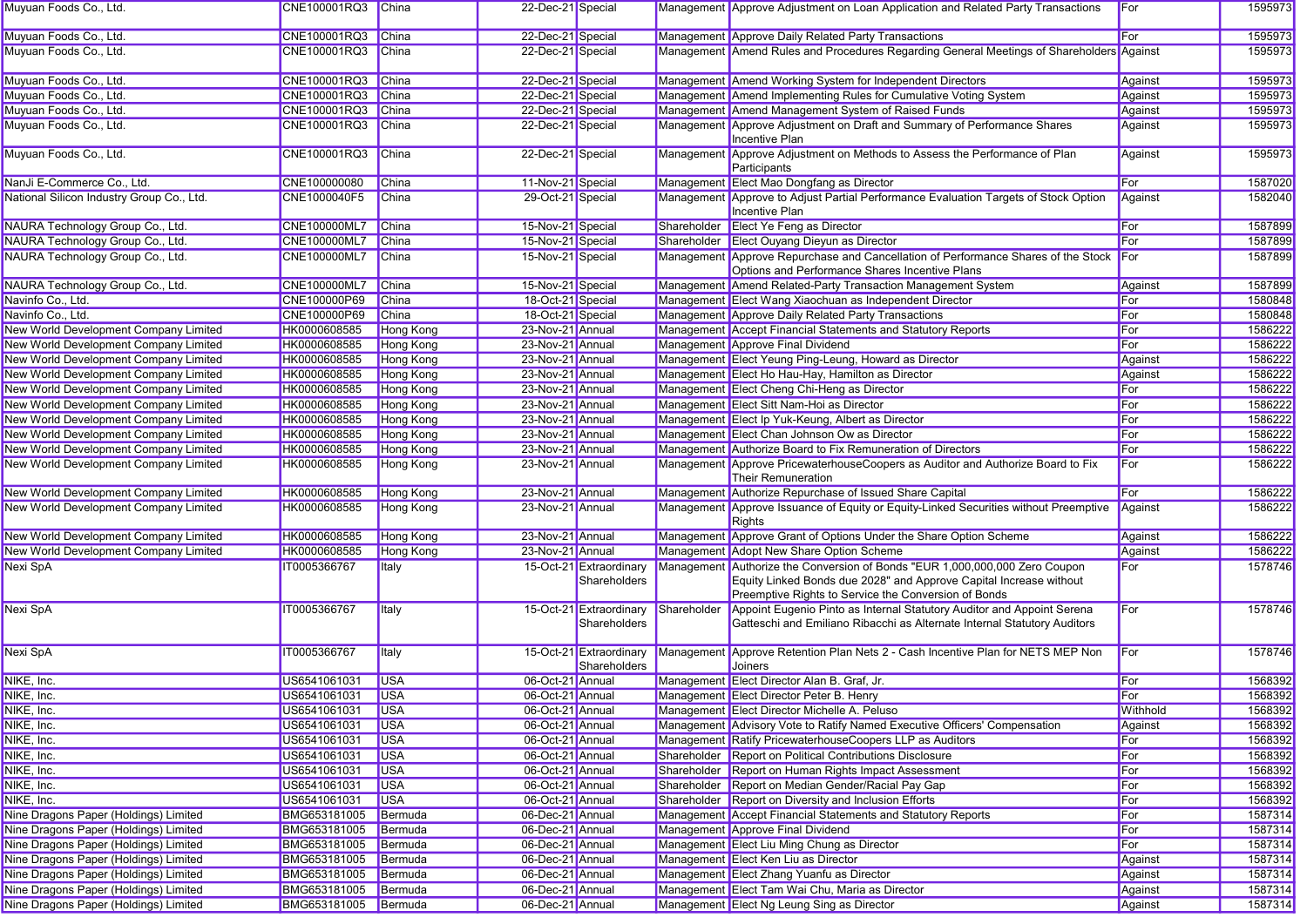| Muyuan Foods Co., Ltd. | CNE100001RQ3 | China | 22-Dec-21 | Special | Management | Approve Adjustment on Loan Application and Related Party Transactions | For | 1595973 |
|---|---|---|---|---|---|---|---|---|
| Muyuan Foods Co., Ltd. | CNE100001RQ3 | China | 22-Dec-21 | Special | Management | Approve Daily Related Party Transactions | For | 1595973 |
| Muyuan Foods Co., Ltd. | CNE100001RQ3 | China | 22-Dec-21 | Special | Management | Amend Rules and Procedures Regarding General Meetings of Shareholders | Against | 1595973 |
| Muyuan Foods Co., Ltd. | CNE100001RQ3 | China | 22-Dec-21 | Special | Management | Amend Working System for Independent Directors | Against | 1595973 |
| Muyuan Foods Co., Ltd. | CNE100001RQ3 | China | 22-Dec-21 | Special | Management | Amend Implementing Rules for Cumulative Voting System | Against | 1595973 |
| Muyuan Foods Co., Ltd. | CNE100001RQ3 | China | 22-Dec-21 | Special | Management | Amend Management System of Raised Funds | Against | 1595973 |
| Muyuan Foods Co., Ltd. | CNE100001RQ3 | China | 22-Dec-21 | Special | Management | Approve Adjustment on Draft and Summary of Performance Shares Incentive Plan | Against | 1595973 |
| Muyuan Foods Co., Ltd. | CNE100001RQ3 | China | 22-Dec-21 | Special | Management | Approve Adjustment on Methods to Assess the Performance of Plan Participants | Against | 1595973 |
| NanJi E-Commerce Co., Ltd. | CNE100000080 | China | 11-Nov-21 | Special | Management | Elect Mao Dongfang as Director | For | 1587020 |
| National Silicon Industry Group Co., Ltd. | CNE1000040F5 | China | 29-Oct-21 | Special | Management | Approve to Adjust Partial Performance Evaluation Targets of Stock Option Incentive Plan | Against | 1582040 |
| NAURA Technology Group Co., Ltd. | CNE100000ML7 | China | 15-Nov-21 | Special | Shareholder | Elect Ye Feng as Director | For | 1587899 |
| NAURA Technology Group Co., Ltd. | CNE100000ML7 | China | 15-Nov-21 | Special | Shareholder | Elect Ouyang Dieyun as Director | For | 1587899 |
| NAURA Technology Group Co., Ltd. | CNE100000ML7 | China | 15-Nov-21 | Special | Management | Approve Repurchase and Cancellation of Performance Shares of the Stock Options and Performance Shares Incentive Plans | For | 1587899 |
| NAURA Technology Group Co., Ltd. | CNE100000ML7 | China | 15-Nov-21 | Special | Management | Amend Related-Party Transaction Management System | Against | 1587899 |
| Navinfo Co., Ltd. | CNE100000P69 | China | 18-Oct-21 | Special | Management | Elect Wang Xiaochuan as Independent Director | For | 1580848 |
| Navinfo Co., Ltd. | CNE100000P69 | China | 18-Oct-21 | Special | Management | Approve Daily Related Party Transactions | For | 1580848 |
| New World Development Company Limited | HK0000608585 | Hong Kong | 23-Nov-21 | Annual | Management | Accept Financial Statements and Statutory Reports | For | 1586222 |
| New World Development Company Limited | HK0000608585 | Hong Kong | 23-Nov-21 | Annual | Management | Approve Final Dividend | For | 1586222 |
| New World Development Company Limited | HK0000608585 | Hong Kong | 23-Nov-21 | Annual | Management | Elect Yeung Ping-Leung, Howard as Director | Against | 1586222 |
| New World Development Company Limited | HK0000608585 | Hong Kong | 23-Nov-21 | Annual | Management | Elect Ho Hau-Hay, Hamilton as Director | Against | 1586222 |
| New World Development Company Limited | HK0000608585 | Hong Kong | 23-Nov-21 | Annual | Management | Elect Cheng Chi-Heng as Director | For | 1586222 |
| New World Development Company Limited | HK0000608585 | Hong Kong | 23-Nov-21 | Annual | Management | Elect Sitt Nam-Hoi as Director | For | 1586222 |
| New World Development Company Limited | HK0000608585 | Hong Kong | 23-Nov-21 | Annual | Management | Elect Ip Yuk-Keung, Albert as Director | For | 1586222 |
| New World Development Company Limited | HK0000608585 | Hong Kong | 23-Nov-21 | Annual | Management | Elect Chan Johnson Ow as Director | For | 1586222 |
| New World Development Company Limited | HK0000608585 | Hong Kong | 23-Nov-21 | Annual | Management | Authorize Board to Fix Remuneration of Directors | For | 1586222 |
| New World Development Company Limited | HK0000608585 | Hong Kong | 23-Nov-21 | Annual | Management | Approve PricewaterhouseCoopers as Auditor and Authorize Board to Fix Their Remuneration | For | 1586222 |
| New World Development Company Limited | HK0000608585 | Hong Kong | 23-Nov-21 | Annual | Management | Authorize Repurchase of Issued Share Capital | For | 1586222 |
| New World Development Company Limited | HK0000608585 | Hong Kong | 23-Nov-21 | Annual | Management | Approve Issuance of Equity or Equity-Linked Securities without Preemptive Rights | Against | 1586222 |
| New World Development Company Limited | HK0000608585 | Hong Kong | 23-Nov-21 | Annual | Management | Approve Grant of Options Under the Share Option Scheme | Against | 1586222 |
| New World Development Company Limited | HK0000608585 | Hong Kong | 23-Nov-21 | Annual | Management | Adopt New Share Option Scheme | Against | 1586222 |
| Nexi SpA | IT0005366767 | Italy | 15-Oct-21 | Extraordinary Shareholders | Management | Authorize the Conversion of Bonds "EUR 1,000,000,000 Zero Coupon Equity Linked Bonds due 2028" and Approve Capital Increase without Preemptive Rights to Service the Conversion of Bonds | For | 1578746 |
| Nexi SpA | IT0005366767 | Italy | 15-Oct-21 | Extraordinary Shareholders | Shareholder | Appoint Eugenio Pinto as Internal Statutory Auditor and Appoint Serena Gatteschi and Emiliano Ribacchi as Alternate Internal Statutory Auditors | For | 1578746 |
| Nexi SpA | IT0005366767 | Italy | 15-Oct-21 | Extraordinary Shareholders | Management | Approve Retention Plan Nets 2 - Cash Incentive Plan for NETS MEP Non Joiners | For | 1578746 |
| NIKE, Inc. | US6541061031 | USA | 06-Oct-21 | Annual | Management | Elect Director Alan B. Graf, Jr. | For | 1568392 |
| NIKE, Inc. | US6541061031 | USA | 06-Oct-21 | Annual | Management | Elect Director Peter B. Henry | For | 1568392 |
| NIKE, Inc. | US6541061031 | USA | 06-Oct-21 | Annual | Management | Elect Director Michelle A. Peluso | Withhold | 1568392 |
| NIKE, Inc. | US6541061031 | USA | 06-Oct-21 | Annual | Management | Advisory Vote to Ratify Named Executive Officers' Compensation | Against | 1568392 |
| NIKE, Inc. | US6541061031 | USA | 06-Oct-21 | Annual | Management | Ratify PricewaterhouseCoopers LLP as Auditors | For | 1568392 |
| NIKE, Inc. | US6541061031 | USA | 06-Oct-21 | Annual | Shareholder | Report on Political Contributions Disclosure | For | 1568392 |
| NIKE, Inc. | US6541061031 | USA | 06-Oct-21 | Annual | Shareholder | Report on Human Rights Impact Assessment | For | 1568392 |
| NIKE, Inc. | US6541061031 | USA | 06-Oct-21 | Annual | Shareholder | Report on Median Gender/Racial Pay Gap | For | 1568392 |
| NIKE, Inc. | US6541061031 | USA | 06-Oct-21 | Annual | Shareholder | Report on Diversity and Inclusion Efforts | For | 1568392 |
| Nine Dragons Paper (Holdings) Limited | BMG653181005 | Bermuda | 06-Dec-21 | Annual | Management | Accept Financial Statements and Statutory Reports | For | 1587314 |
| Nine Dragons Paper (Holdings) Limited | BMG653181005 | Bermuda | 06-Dec-21 | Annual | Management | Approve Final Dividend | For | 1587314 |
| Nine Dragons Paper (Holdings) Limited | BMG653181005 | Bermuda | 06-Dec-21 | Annual | Management | Elect Liu Ming Chung as Director | For | 1587314 |
| Nine Dragons Paper (Holdings) Limited | BMG653181005 | Bermuda | 06-Dec-21 | Annual | Management | Elect Ken Liu as Director | Against | 1587314 |
| Nine Dragons Paper (Holdings) Limited | BMG653181005 | Bermuda | 06-Dec-21 | Annual | Management | Elect Zhang Yuanfu as Director | Against | 1587314 |
| Nine Dragons Paper (Holdings) Limited | BMG653181005 | Bermuda | 06-Dec-21 | Annual | Management | Elect Tam Wai Chu, Maria as Director | Against | 1587314 |
| Nine Dragons Paper (Holdings) Limited | BMG653181005 | Bermuda | 06-Dec-21 | Annual | Management | Elect Ng Leung Sing as Director | Against | 1587314 |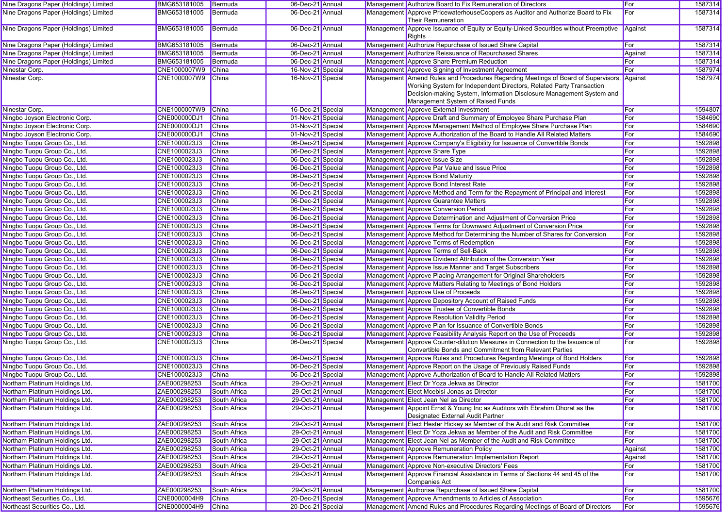| | | | | | | | | |
|---|---|---|---|---|---|---|---|---|
| Nine Dragons Paper (Holdings) Limited | BMG653181005 | Bermuda | 06-Dec-21 | Annual | Management | Authorize Board to Fix Remuneration of Directors | For | 1587314 |
| Nine Dragons Paper (Holdings) Limited | BMG653181005 | Bermuda | 06-Dec-21 | Annual | Management | Approve PricewaterhouseCoopers as Auditor and Authorize Board to Fix Their Remuneration | For | 1587314 |
| Nine Dragons Paper (Holdings) Limited | BMG653181005 | Bermuda | 06-Dec-21 | Annual | Management | Approve Issuance of Equity or Equity-Linked Securities without Preemptive Rights | Against | 1587314 |
| Nine Dragons Paper (Holdings) Limited | BMG653181005 | Bermuda | 06-Dec-21 | Annual | Management | Authorize Repurchase of Issued Share Capital | For | 1587314 |
| Nine Dragons Paper (Holdings) Limited | BMG653181005 | Bermuda | 06-Dec-21 | Annual | Management | Authorize Reissuance of Repurchased Shares | Against | 1587314 |
| Nine Dragons Paper (Holdings) Limited | BMG653181005 | Bermuda | 06-Dec-21 | Annual | Management | Approve Share Premium Reduction | For | 1587314 |
| Ninestar Corp. | CNE1000007W9 | China | 16-Nov-21 | Special | Management | Approve Signing of Investment Agreement | For | 1587974 |
| Ninestar Corp. | CNE1000007W9 | China | 16-Nov-21 | Special | Management | Amend Rules and Procedures Regarding Meetings of Board of Supervisors, Working System for Independent Directors, Related Party Transaction Decision-making System, Information Disclosure Management System and Management System of Raised Funds | Against | 1587974 |
| Ninestar Corp. | CNE1000007W9 | China | 16-Dec-21 | Special | Management | Approve External Investment | For | 1594807 |
| Ningbo Joyson Electronic Corp. | CNE000000DJ1 | China | 01-Nov-21 | Special | Management | Approve Draft and Summary of Employee Share Purchase Plan | For | 1584690 |
| Ningbo Joyson Electronic Corp. | CNE000000DJ1 | China | 01-Nov-21 | Special | Management | Approve Management Method of Employee Share Purchase Plan | For | 1584690 |
| Ningbo Joyson Electronic Corp. | CNE000000DJ1 | China | 01-Nov-21 | Special | Management | Approve Authorization of the Board to Handle All Related Matters | For | 1584690 |
| Ningbo Tuopu Group Co., Ltd. | CNE1000023J3 | China | 06-Dec-21 | Special | Management | Approve Company's Eligibility for Issuance of Convertible Bonds | For | 1592898 |
| Ningbo Tuopu Group Co., Ltd. | CNE1000023J3 | China | 06-Dec-21 | Special | Management | Approve Share Type | For | 1592898 |
| Ningbo Tuopu Group Co., Ltd. | CNE1000023J3 | China | 06-Dec-21 | Special | Management | Approve Issue Size | For | 1592898 |
| Ningbo Tuopu Group Co., Ltd. | CNE1000023J3 | China | 06-Dec-21 | Special | Management | Approve Par Value and Issue Price | For | 1592898 |
| Ningbo Tuopu Group Co., Ltd. | CNE1000023J3 | China | 06-Dec-21 | Special | Management | Approve Bond Maturity | For | 1592898 |
| Ningbo Tuopu Group Co., Ltd. | CNE1000023J3 | China | 06-Dec-21 | Special | Management | Approve Bond Interest Rate | For | 1592898 |
| Ningbo Tuopu Group Co., Ltd. | CNE1000023J3 | China | 06-Dec-21 | Special | Management | Approve Method and Term for the Repayment of Principal and Interest | For | 1592898 |
| Ningbo Tuopu Group Co., Ltd. | CNE1000023J3 | China | 06-Dec-21 | Special | Management | Approve Guarantee Matters | For | 1592898 |
| Ningbo Tuopu Group Co., Ltd. | CNE1000023J3 | China | 06-Dec-21 | Special | Management | Approve Conversion Period | For | 1592898 |
| Ningbo Tuopu Group Co., Ltd. | CNE1000023J3 | China | 06-Dec-21 | Special | Management | Approve Determination and Adjustment of Conversion Price | For | 1592898 |
| Ningbo Tuopu Group Co., Ltd. | CNE1000023J3 | China | 06-Dec-21 | Special | Management | Approve Terms for Downward Adjustment of Conversion Price | For | 1592898 |
| Ningbo Tuopu Group Co., Ltd. | CNE1000023J3 | China | 06-Dec-21 | Special | Management | Approve Method for Determining the Number of Shares for Conversion | For | 1592898 |
| Ningbo Tuopu Group Co., Ltd. | CNE1000023J3 | China | 06-Dec-21 | Special | Management | Approve Terms of Redemption | For | 1592898 |
| Ningbo Tuopu Group Co., Ltd. | CNE1000023J3 | China | 06-Dec-21 | Special | Management | Approve Terms of Sell-Back | For | 1592898 |
| Ningbo Tuopu Group Co., Ltd. | CNE1000023J3 | China | 06-Dec-21 | Special | Management | Approve Dividend Attribution of the Conversion Year | For | 1592898 |
| Ningbo Tuopu Group Co., Ltd. | CNE1000023J3 | China | 06-Dec-21 | Special | Management | Approve Issue Manner and Target Subscribers | For | 1592898 |
| Ningbo Tuopu Group Co., Ltd. | CNE1000023J3 | China | 06-Dec-21 | Special | Management | Approve Placing Arrangement for Original Shareholders | For | 1592898 |
| Ningbo Tuopu Group Co., Ltd. | CNE1000023J3 | China | 06-Dec-21 | Special | Management | Approve Matters Relating to Meetings of Bond Holders | For | 1592898 |
| Ningbo Tuopu Group Co., Ltd. | CNE1000023J3 | China | 06-Dec-21 | Special | Management | Approve Use of Proceeds | For | 1592898 |
| Ningbo Tuopu Group Co., Ltd. | CNE1000023J3 | China | 06-Dec-21 | Special | Management | Approve Depository Account of Raised Funds | For | 1592898 |
| Ningbo Tuopu Group Co., Ltd. | CNE1000023J3 | China | 06-Dec-21 | Special | Management | Approve Trustee of Convertible Bonds | For | 1592898 |
| Ningbo Tuopu Group Co., Ltd. | CNE1000023J3 | China | 06-Dec-21 | Special | Management | Approve Resolution Validity Period | For | 1592898 |
| Ningbo Tuopu Group Co., Ltd. | CNE1000023J3 | China | 06-Dec-21 | Special | Management | Approve Plan for Issuance of Convertible Bonds | For | 1592898 |
| Ningbo Tuopu Group Co., Ltd. | CNE1000023J3 | China | 06-Dec-21 | Special | Management | Approve Feasibility Analysis Report on the Use of Proceeds | For | 1592898 |
| Ningbo Tuopu Group Co., Ltd. | CNE1000023J3 | China | 06-Dec-21 | Special | Management | Approve Counter-dilution Measures in Connection to the Issuance of Convertible Bonds and Commitment from Relevant Parties | For | 1592898 |
| Ningbo Tuopu Group Co., Ltd. | CNE1000023J3 | China | 06-Dec-21 | Special | Management | Approve Rules and Procedures Regarding Meetings of Bond Holders | For | 1592898 |
| Ningbo Tuopu Group Co., Ltd. | CNE1000023J3 | China | 06-Dec-21 | Special | Management | Approve Report on the Usage of Previously Raised Funds | For | 1592898 |
| Ningbo Tuopu Group Co., Ltd. | CNE1000023J3 | China | 06-Dec-21 | Special | Management | Approve Authorization of Board to Handle All Related Matters | For | 1592898 |
| Northam Platinum Holdings Ltd. | ZAE000298253 | South Africa | 29-Oct-21 | Annual | Management | Elect Dr Yoza Jekwa as Director | For | 1581700 |
| Northam Platinum Holdings Ltd. | ZAE000298253 | South Africa | 29-Oct-21 | Annual | Management | Elect Mcebisi Jonas as Director | For | 1581700 |
| Northam Platinum Holdings Ltd. | ZAE000298253 | South Africa | 29-Oct-21 | Annual | Management | Elect Jean Nel as Director | For | 1581700 |
| Northam Platinum Holdings Ltd. | ZAE000298253 | South Africa | 29-Oct-21 | Annual | Management | Appoint Ernst & Young Inc as Auditors with Ebrahim Dhorat as the Designated External Audit Partner | For | 1581700 |
| Northam Platinum Holdings Ltd. | ZAE000298253 | South Africa | 29-Oct-21 | Annual | Management | Elect Hester Hickey as Member of the Audit and Risk Committee | For | 1581700 |
| Northam Platinum Holdings Ltd. | ZAE000298253 | South Africa | 29-Oct-21 | Annual | Management | Elect Dr Yoza Jekwa as Member of the Audit and Risk Committee | For | 1581700 |
| Northam Platinum Holdings Ltd. | ZAE000298253 | South Africa | 29-Oct-21 | Annual | Management | Elect Jean Nel as Member of the Audit and Risk Committee | For | 1581700 |
| Northam Platinum Holdings Ltd. | ZAE000298253 | South Africa | 29-Oct-21 | Annual | Management | Approve Remuneration Policy | Against | 1581700 |
| Northam Platinum Holdings Ltd. | ZAE000298253 | South Africa | 29-Oct-21 | Annual | Management | Approve Remuneration Implementation Report | Against | 1581700 |
| Northam Platinum Holdings Ltd. | ZAE000298253 | South Africa | 29-Oct-21 | Annual | Management | Approve Non-executive Directors' Fees | For | 1581700 |
| Northam Platinum Holdings Ltd. | ZAE000298253 | South Africa | 29-Oct-21 | Annual | Management | Approve Financial Assistance in Terms of Sections 44 and 45 of the Companies Act | For | 1581700 |
| Northam Platinum Holdings Ltd. | ZAE000298253 | South Africa | 29-Oct-21 | Annual | Management | Authorise Repurchase of Issued Share Capital | For | 1581700 |
| Northeast Securities Co., Ltd. | CNE0000004H9 | China | 20-Dec-21 | Special | Management | Approve Amendments to Articles of Association | For | 1595676 |
| Northeast Securities Co., Ltd. | CNE0000004H9 | China | 20-Dec-21 | Special | Management | Amend Rules and Procedures Regarding Meetings of Board of Directors | For | 1595676 |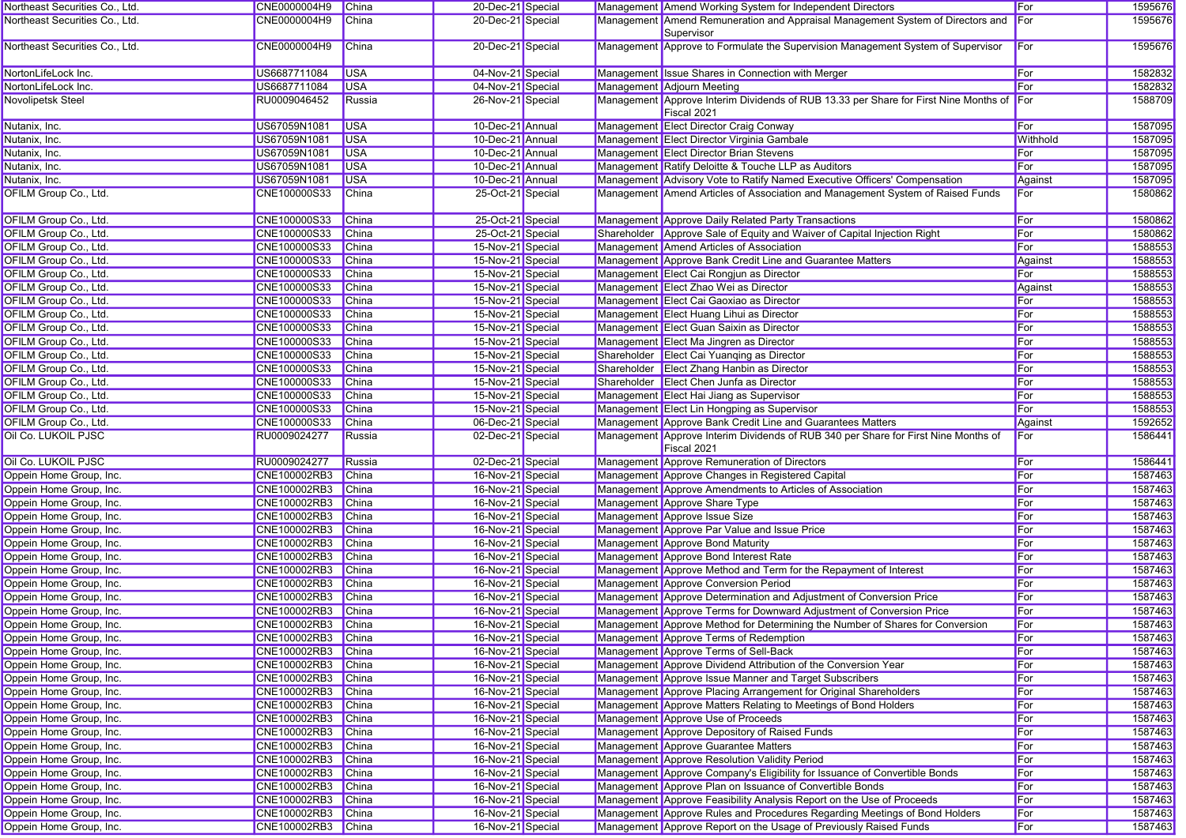| | | | | | | | | |
|---|---|---|---|---|---|---|---|---|
| Northeast Securities Co., Ltd. | CNE0000004H9 | China | 20-Dec-21 | Special | Management | Amend Working System for Independent Directors | For | 1595676 |
| Northeast Securities Co., Ltd. | CNE0000004H9 | China | 20-Dec-21 | Special | Management | Amend Remuneration and Appraisal Management System of Directors and Supervisor | For | 1595676 |
| Northeast Securities Co., Ltd. | CNE0000004H9 | China | 20-Dec-21 | Special | Management | Approve to Formulate the Supervision Management System of Supervisor | For | 1595676 |
| NortonLifeLock Inc. | US6687711084 | USA | 04-Nov-21 | Special | Management | Issue Shares in Connection with Merger | For | 1582832 |
| NortonLifeLock Inc. | US6687711084 | USA | 04-Nov-21 | Special | Management | Adjourn Meeting | For | 1582832 |
| Novolipetsk Steel | RU0009046452 | Russia | 26-Nov-21 | Special | Management | Approve Interim Dividends of RUB 13.33 per Share for First Nine Months of Fiscal 2021 | For | 1588709 |
| Nutanix, Inc. | US67059N1081 | USA | 10-Dec-21 | Annual | Management | Elect Director Craig Conway | For | 1587095 |
| Nutanix, Inc. | US67059N1081 | USA | 10-Dec-21 | Annual | Management | Elect Director Virginia Gambale | Withhold | 1587095 |
| Nutanix, Inc. | US67059N1081 | USA | 10-Dec-21 | Annual | Management | Elect Director Brian Stevens | For | 1587095 |
| Nutanix, Inc. | US67059N1081 | USA | 10-Dec-21 | Annual | Management | Ratify Deloitte & Touche LLP as Auditors | For | 1587095 |
| Nutanix, Inc. | US67059N1081 | USA | 10-Dec-21 | Annual | Management | Advisory Vote to Ratify Named Executive Officers' Compensation | Against | 1587095 |
| OFILM Group Co., Ltd. | CNE100000S33 | China | 25-Oct-21 | Special | Management | Amend Articles of Association and Management System of Raised Funds | For | 1580862 |
| OFILM Group Co., Ltd. | CNE100000S33 | China | 25-Oct-21 | Special | Management | Approve Daily Related Party Transactions | For | 1580862 |
| OFILM Group Co., Ltd. | CNE100000S33 | China | 25-Oct-21 | Special | Shareholder | Approve Sale of Equity and Waiver of Capital Injection Right | For | 1580862 |
| OFILM Group Co., Ltd. | CNE100000S33 | China | 15-Nov-21 | Special | Management | Amend Articles of Association | For | 1588553 |
| OFILM Group Co., Ltd. | CNE100000S33 | China | 15-Nov-21 | Special | Management | Approve Bank Credit Line and Guarantee Matters | Against | 1588553 |
| OFILM Group Co., Ltd. | CNE100000S33 | China | 15-Nov-21 | Special | Management | Elect Cai Rongjun as Director | For | 1588553 |
| OFILM Group Co., Ltd. | CNE100000S33 | China | 15-Nov-21 | Special | Management | Elect Zhao Wei as Director | Against | 1588553 |
| OFILM Group Co., Ltd. | CNE100000S33 | China | 15-Nov-21 | Special | Management | Elect Cai Gaoxiao as Director | For | 1588553 |
| OFILM Group Co., Ltd. | CNE100000S33 | China | 15-Nov-21 | Special | Management | Elect Huang Lihui as Director | For | 1588553 |
| OFILM Group Co., Ltd. | CNE100000S33 | China | 15-Nov-21 | Special | Management | Elect Guan Saixin as Director | For | 1588553 |
| OFILM Group Co., Ltd. | CNE100000S33 | China | 15-Nov-21 | Special | Management | Elect Ma Jingren as Director | For | 1588553 |
| OFILM Group Co., Ltd. | CNE100000S33 | China | 15-Nov-21 | Special | Shareholder | Elect Cai Yuanqing as Director | For | 1588553 |
| OFILM Group Co., Ltd. | CNE100000S33 | China | 15-Nov-21 | Special | Shareholder | Elect Zhang Hanbin as Director | For | 1588553 |
| OFILM Group Co., Ltd. | CNE100000S33 | China | 15-Nov-21 | Special | Shareholder | Elect Chen Junfa as Director | For | 1588553 |
| OFILM Group Co., Ltd. | CNE100000S33 | China | 15-Nov-21 | Special | Management | Elect Hai Jiang as Supervisor | For | 1588553 |
| OFILM Group Co., Ltd. | CNE100000S33 | China | 15-Nov-21 | Special | Management | Elect Lin Hongping as Supervisor | For | 1588553 |
| OFILM Group Co., Ltd. | CNE100000S33 | China | 06-Dec-21 | Special | Management | Approve Bank Credit Line and Guarantees Matters | Against | 1592652 |
| Oil Co. LUKOIL PJSC | RU0009024277 | Russia | 02-Dec-21 | Special | Management | Approve Interim Dividends of RUB 340 per Share for First Nine Months of Fiscal 2021 | For | 1586441 |
| Oil Co. LUKOIL PJSC | RU0009024277 | Russia | 02-Dec-21 | Special | Management | Approve Remuneration of Directors | For | 1586441 |
| Oppein Home Group, Inc. | CNE100002RB3 | China | 16-Nov-21 | Special | Management | Approve Changes in Registered Capital | For | 1587463 |
| Oppein Home Group, Inc. | CNE100002RB3 | China | 16-Nov-21 | Special | Management | Approve Amendments to Articles of Association | For | 1587463 |
| Oppein Home Group, Inc. | CNE100002RB3 | China | 16-Nov-21 | Special | Management | Approve Share Type | For | 1587463 |
| Oppein Home Group, Inc. | CNE100002RB3 | China | 16-Nov-21 | Special | Management | Approve Issue Size | For | 1587463 |
| Oppein Home Group, Inc. | CNE100002RB3 | China | 16-Nov-21 | Special | Management | Approve Par Value and Issue Price | For | 1587463 |
| Oppein Home Group, Inc. | CNE100002RB3 | China | 16-Nov-21 | Special | Management | Approve Bond Maturity | For | 1587463 |
| Oppein Home Group, Inc. | CNE100002RB3 | China | 16-Nov-21 | Special | Management | Approve Bond Interest Rate | For | 1587463 |
| Oppein Home Group, Inc. | CNE100002RB3 | China | 16-Nov-21 | Special | Management | Approve Method and Term for the Repayment of Interest | For | 1587463 |
| Oppein Home Group, Inc. | CNE100002RB3 | China | 16-Nov-21 | Special | Management | Approve Conversion Period | For | 1587463 |
| Oppein Home Group, Inc. | CNE100002RB3 | China | 16-Nov-21 | Special | Management | Approve Determination and Adjustment of Conversion Price | For | 1587463 |
| Oppein Home Group, Inc. | CNE100002RB3 | China | 16-Nov-21 | Special | Management | Approve Terms for Downward Adjustment of Conversion Price | For | 1587463 |
| Oppein Home Group, Inc. | CNE100002RB3 | China | 16-Nov-21 | Special | Management | Approve Method for Determining the Number of Shares for Conversion | For | 1587463 |
| Oppein Home Group, Inc. | CNE100002RB3 | China | 16-Nov-21 | Special | Management | Approve Terms of Redemption | For | 1587463 |
| Oppein Home Group, Inc. | CNE100002RB3 | China | 16-Nov-21 | Special | Management | Approve Terms of Sell-Back | For | 1587463 |
| Oppein Home Group, Inc. | CNE100002RB3 | China | 16-Nov-21 | Special | Management | Approve Dividend Attribution of the Conversion Year | For | 1587463 |
| Oppein Home Group, Inc. | CNE100002RB3 | China | 16-Nov-21 | Special | Management | Approve Issue Manner and Target Subscribers | For | 1587463 |
| Oppein Home Group, Inc. | CNE100002RB3 | China | 16-Nov-21 | Special | Management | Approve Placing Arrangement for Original Shareholders | For | 1587463 |
| Oppein Home Group, Inc. | CNE100002RB3 | China | 16-Nov-21 | Special | Management | Approve Matters Relating to Meetings of Bond Holders | For | 1587463 |
| Oppein Home Group, Inc. | CNE100002RB3 | China | 16-Nov-21 | Special | Management | Approve Use of Proceeds | For | 1587463 |
| Oppein Home Group, Inc. | CNE100002RB3 | China | 16-Nov-21 | Special | Management | Approve Depository of Raised Funds | For | 1587463 |
| Oppein Home Group, Inc. | CNE100002RB3 | China | 16-Nov-21 | Special | Management | Approve Guarantee Matters | For | 1587463 |
| Oppein Home Group, Inc. | CNE100002RB3 | China | 16-Nov-21 | Special | Management | Approve Resolution Validity Period | For | 1587463 |
| Oppein Home Group, Inc. | CNE100002RB3 | China | 16-Nov-21 | Special | Management | Approve Company's Eligibility for Issuance of Convertible Bonds | For | 1587463 |
| Oppein Home Group, Inc. | CNE100002RB3 | China | 16-Nov-21 | Special | Management | Approve Plan on Issuance of Convertible Bonds | For | 1587463 |
| Oppein Home Group, Inc. | CNE100002RB3 | China | 16-Nov-21 | Special | Management | Approve Feasibility Analysis Report on the Use of Proceeds | For | 1587463 |
| Oppein Home Group, Inc. | CNE100002RB3 | China | 16-Nov-21 | Special | Management | Approve Rules and Procedures Regarding Meetings of Bond Holders | For | 1587463 |
| Oppein Home Group, Inc. | CNE100002RB3 | China | 16-Nov-21 | Special | Management | Approve Report on the Usage of Previously Raised Funds | For | 1587463 |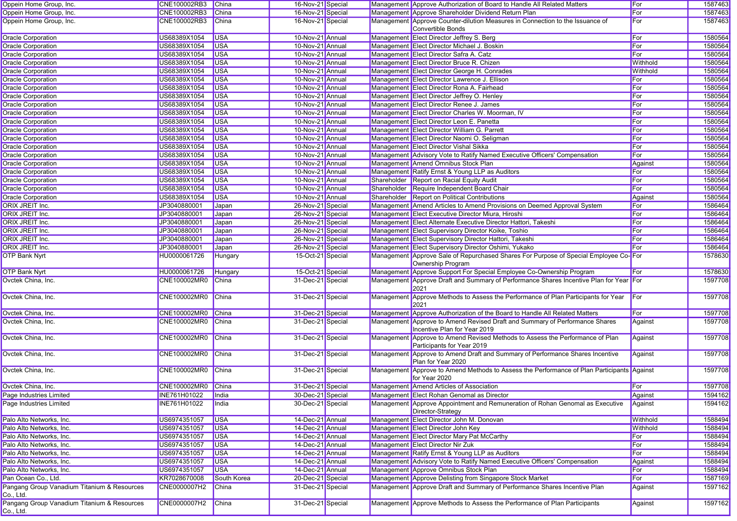| | | | | | | | | |
|---|---|---|---|---|---|---|---|---|
| Oppein Home Group, Inc. | CNE100002RB3 | China | 16-Nov-21 | Special | Management | Approve Authorization of Board to Handle All Related Matters | For | 1587463 |
| Oppein Home Group, Inc. | CNE100002RB3 | China | 16-Nov-21 | Special | Management | Approve Shareholder Dividend Return Plan | For | 1587463 |
| Oppein Home Group, Inc. | CNE100002RB3 | China | 16-Nov-21 | Special | Management | Approve Counter-dilution Measures in Connection to the Issuance of Convertible Bonds | For | 1587463 |
| Oracle Corporation | US68389X1054 | USA | 10-Nov-21 | Annual | Management | Elect Director Jeffrey S. Berg | For | 1580564 |
| Oracle Corporation | US68389X1054 | USA | 10-Nov-21 | Annual | Management | Elect Director Michael J. Boskin | For | 1580564 |
| Oracle Corporation | US68389X1054 | USA | 10-Nov-21 | Annual | Management | Elect Director Safra A. Catz | For | 1580564 |
| Oracle Corporation | US68389X1054 | USA | 10-Nov-21 | Annual | Management | Elect Director Bruce R. Chizen | Withhold | 1580564 |
| Oracle Corporation | US68389X1054 | USA | 10-Nov-21 | Annual | Management | Elect Director George H. Conrades | Withhold | 1580564 |
| Oracle Corporation | US68389X1054 | USA | 10-Nov-21 | Annual | Management | Elect Director Lawrence J. Ellison | For | 1580564 |
| Oracle Corporation | US68389X1054 | USA | 10-Nov-21 | Annual | Management | Elect Director Rona A. Fairhead | For | 1580564 |
| Oracle Corporation | US68389X1054 | USA | 10-Nov-21 | Annual | Management | Elect Director Jeffrey O. Henley | For | 1580564 |
| Oracle Corporation | US68389X1054 | USA | 10-Nov-21 | Annual | Management | Elect Director Renee J. James | For | 1580564 |
| Oracle Corporation | US68389X1054 | USA | 10-Nov-21 | Annual | Management | Elect Director Charles W. Moorman, IV | For | 1580564 |
| Oracle Corporation | US68389X1054 | USA | 10-Nov-21 | Annual | Management | Elect Director Leon E. Panetta | For | 1580564 |
| Oracle Corporation | US68389X1054 | USA | 10-Nov-21 | Annual | Management | Elect Director William G. Parrett | For | 1580564 |
| Oracle Corporation | US68389X1054 | USA | 10-Nov-21 | Annual | Management | Elect Director Naomi O. Seligman | For | 1580564 |
| Oracle Corporation | US68389X1054 | USA | 10-Nov-21 | Annual | Management | Elect Director Vishal Sikka | For | 1580564 |
| Oracle Corporation | US68389X1054 | USA | 10-Nov-21 | Annual | Management | Advisory Vote to Ratify Named Executive Officers' Compensation | For | 1580564 |
| Oracle Corporation | US68389X1054 | USA | 10-Nov-21 | Annual | Management | Amend Omnibus Stock Plan | Against | 1580564 |
| Oracle Corporation | US68389X1054 | USA | 10-Nov-21 | Annual | Management | Ratify Ernst & Young LLP as Auditors | For | 1580564 |
| Oracle Corporation | US68389X1054 | USA | 10-Nov-21 | Annual | Shareholder | Report on Racial Equity Audit | For | 1580564 |
| Oracle Corporation | US68389X1054 | USA | 10-Nov-21 | Annual | Shareholder | Require Independent Board Chair | For | 1580564 |
| Oracle Corporation | US68389X1054 | USA | 10-Nov-21 | Annual | Shareholder | Report on Political Contributions | Against | 1580564 |
| ORIX JREIT Inc. | JP3040880001 | Japan | 26-Nov-21 | Special | Management | Amend Articles to Amend Provisions on Deemed Approval System | For | 1586464 |
| ORIX JREIT Inc. | JP3040880001 | Japan | 26-Nov-21 | Special | Management | Elect Executive Director Miura, Hiroshi | For | 1586464 |
| ORIX JREIT Inc. | JP3040880001 | Japan | 26-Nov-21 | Special | Management | Elect Alternate Executive Director Hattori, Takeshi | For | 1586464 |
| ORIX JREIT Inc. | JP3040880001 | Japan | 26-Nov-21 | Special | Management | Elect Supervisory Director Koike, Toshio | For | 1586464 |
| ORIX JREIT Inc. | JP3040880001 | Japan | 26-Nov-21 | Special | Management | Elect Supervisory Director Hattori, Takeshi | For | 1586464 |
| ORIX JREIT Inc. | JP3040880001 | Japan | 26-Nov-21 | Special | Management | Elect Supervisory Director Oshimi, Yukako | For | 1586464 |
| OTP Bank Nyrt | HU0000061726 | Hungary | 15-Oct-21 | Special | Management | Approve Sale of Repurchased Shares For Purpose of Special Employee Co-Ownership Program | For | 1578630 |
| OTP Bank Nyrt | HU0000061726 | Hungary | 15-Oct-21 | Special | Management | Approve Support For Special Employee Co-Ownership Program | For | 1578630 |
| Ovctek China, Inc. | CNE100002MR0 | China | 31-Dec-21 | Special | Management | Approve Draft and Summary of Performance Shares Incentive Plan for Year 2021 | For | 1597708 |
| Ovctek China, Inc. | CNE100002MR0 | China | 31-Dec-21 | Special | Management | Approve Methods to Assess the Performance of Plan Participants for Year 2021 | For | 1597708 |
| Ovctek China, Inc. | CNE100002MR0 | China | 31-Dec-21 | Special | Management | Approve Authorization of the Board to Handle All Related Matters | For | 1597708 |
| Ovctek China, Inc. | CNE100002MR0 | China | 31-Dec-21 | Special | Management | Approve to Amend Revised Draft and Summary of Performance Shares Incentive Plan for Year 2019 | Against | 1597708 |
| Ovctek China, Inc. | CNE100002MR0 | China | 31-Dec-21 | Special | Management | Approve to Amend Revised Methods to Assess the Performance of Plan Participants for Year 2019 | Against | 1597708 |
| Ovctek China, Inc. | CNE100002MR0 | China | 31-Dec-21 | Special | Management | Approve to Amend Draft and Summary of Performance Shares Incentive Plan for Year 2020 | Against | 1597708 |
| Ovctek China, Inc. | CNE100002MR0 | China | 31-Dec-21 | Special | Management | Approve to Amend Methods to Assess the Performance of Plan Participants for Year 2020 | Against | 1597708 |
| Ovctek China, Inc. | CNE100002MR0 | China | 31-Dec-21 | Special | Management | Amend Articles of Association | For | 1597708 |
| Page Industries Limited | INE761H01022 | India | 30-Dec-21 | Special | Management | Elect Rohan Genomal as Director | Against | 1594162 |
| Page Industries Limited | INE761H01022 | India | 30-Dec-21 | Special | Management | Approve Appointment and Remuneration of Rohan Genomal as Executive Director-Strategy | Against | 1594162 |
| Palo Alto Networks, Inc. | US6974351057 | USA | 14-Dec-21 | Annual | Management | Elect Director John M. Donovan | Withhold | 1588494 |
| Palo Alto Networks, Inc. | US6974351057 | USA | 14-Dec-21 | Annual | Management | Elect Director John Key | Withhold | 1588494 |
| Palo Alto Networks, Inc. | US6974351057 | USA | 14-Dec-21 | Annual | Management | Elect Director Mary Pat McCarthy | For | 1588494 |
| Palo Alto Networks, Inc. | US6974351057 | USA | 14-Dec-21 | Annual | Management | Elect Director Nir Zuk | For | 1588494 |
| Palo Alto Networks, Inc. | US6974351057 | USA | 14-Dec-21 | Annual | Management | Ratify Ernst & Young LLP as Auditors | For | 1588494 |
| Palo Alto Networks, Inc. | US6974351057 | USA | 14-Dec-21 | Annual | Management | Advisory Vote to Ratify Named Executive Officers' Compensation | Against | 1588494 |
| Palo Alto Networks, Inc. | US6974351057 | USA | 14-Dec-21 | Annual | Management | Approve Omnibus Stock Plan | For | 1588494 |
| Pan Ocean Co., Ltd. | KR7028670008 | South Korea | 20-Dec-21 | Special | Management | Approve Delisting from Singapore Stock Market | For | 1587169 |
| Pangang Group Vanadium Titanium & Resources Co., Ltd. | CNE0000007H2 | China | 31-Dec-21 | Special | Management | Approve Draft and Summary of Performance Shares Incentive Plan | Against | 1597162 |
| Pangang Group Vanadium Titanium & Resources Co., Ltd. | CNE0000007H2 | China | 31-Dec-21 | Special | Management | Approve Methods to Assess the Performance of Plan Participants | Against | 1597162 |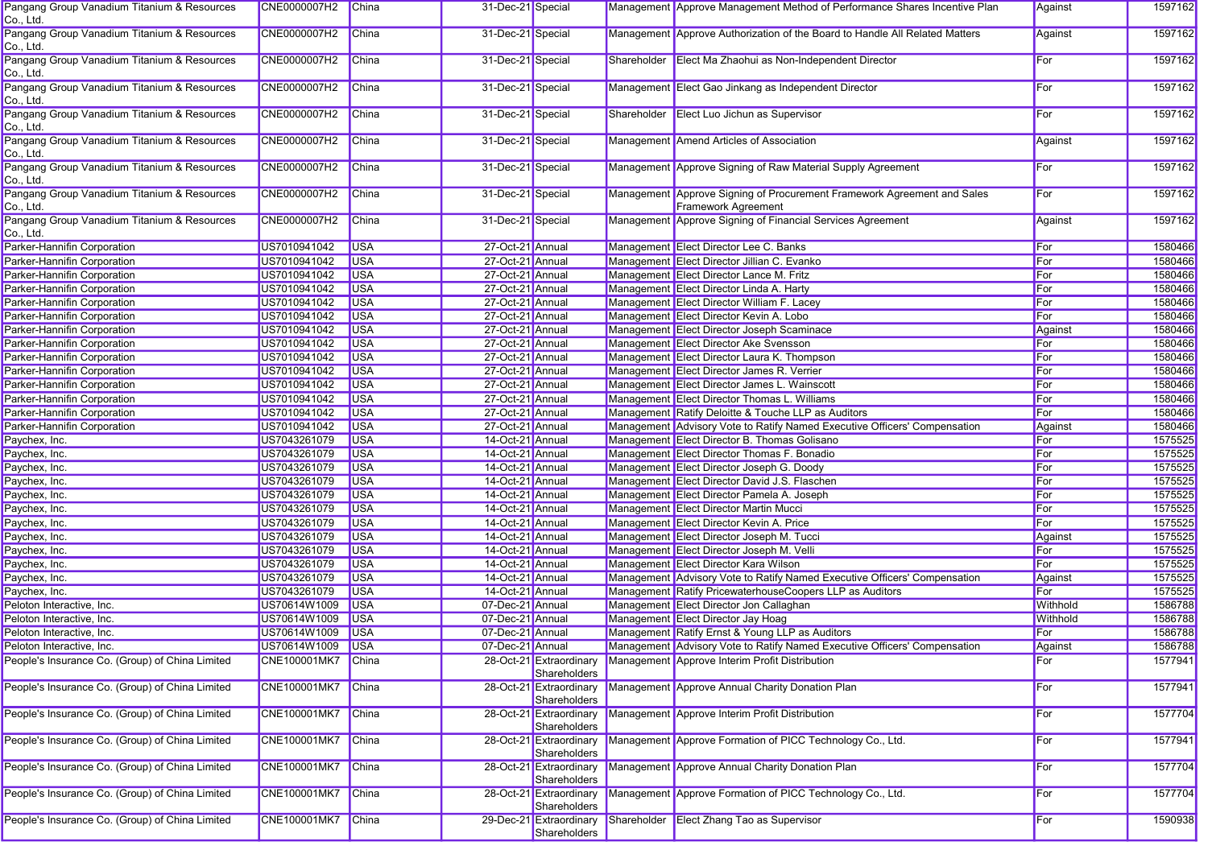| Pangang Group Vanadium Titanium & Resources Co., Ltd. | CNE0000007H2 | China | 31-Dec-21 | Special | Management | Approve Management Method of Performance Shares Incentive Plan | Against | 1597162 |
|---|---|---|---|---|---|---|---|---|
| Pangang Group Vanadium Titanium & Resources Co., Ltd. | CNE0000007H2 | China | 31-Dec-21 | Special | Management | Approve Authorization of the Board to Handle All Related Matters | Against | 1597162 |
| Pangang Group Vanadium Titanium & Resources Co., Ltd. | CNE0000007H2 | China | 31-Dec-21 | Special | Shareholder | Elect Ma Zhaohui as Non-Independent Director | For | 1597162 |
| Pangang Group Vanadium Titanium & Resources Co., Ltd. | CNE0000007H2 | China | 31-Dec-21 | Special | Management | Elect Gao Jinkang as Independent Director | For | 1597162 |
| Pangang Group Vanadium Titanium & Resources Co., Ltd. | CNE0000007H2 | China | 31-Dec-21 | Special | Shareholder | Elect Luo Jichun as Supervisor | For | 1597162 |
| Pangang Group Vanadium Titanium & Resources Co., Ltd. | CNE0000007H2 | China | 31-Dec-21 | Special | Management | Amend Articles of Association | Against | 1597162 |
| Pangang Group Vanadium Titanium & Resources Co., Ltd. | CNE0000007H2 | China | 31-Dec-21 | Special | Management | Approve Signing of Raw Material Supply Agreement | For | 1597162 |
| Pangang Group Vanadium Titanium & Resources Co., Ltd. | CNE0000007H2 | China | 31-Dec-21 | Special | Management | Approve Signing of Procurement Framework Agreement and Sales Framework Agreement | For | 1597162 |
| Pangang Group Vanadium Titanium & Resources Co., Ltd. | CNE0000007H2 | China | 31-Dec-21 | Special | Management | Approve Signing of Financial Services Agreement | Against | 1597162 |
| Parker-Hannifin Corporation | US7010941042 | USA | 27-Oct-21 | Annual | Management | Elect Director Lee C. Banks | For | 1580466 |
| Parker-Hannifin Corporation | US7010941042 | USA | 27-Oct-21 | Annual | Management | Elect Director Jillian C. Evanko | For | 1580466 |
| Parker-Hannifin Corporation | US7010941042 | USA | 27-Oct-21 | Annual | Management | Elect Director Lance M. Fritz | For | 1580466 |
| Parker-Hannifin Corporation | US7010941042 | USA | 27-Oct-21 | Annual | Management | Elect Director Linda A. Harty | For | 1580466 |
| Parker-Hannifin Corporation | US7010941042 | USA | 27-Oct-21 | Annual | Management | Elect Director William F. Lacey | For | 1580466 |
| Parker-Hannifin Corporation | US7010941042 | USA | 27-Oct-21 | Annual | Management | Elect Director Kevin A. Lobo | For | 1580466 |
| Parker-Hannifin Corporation | US7010941042 | USA | 27-Oct-21 | Annual | Management | Elect Director Joseph Scaminace | Against | 1580466 |
| Parker-Hannifin Corporation | US7010941042 | USA | 27-Oct-21 | Annual | Management | Elect Director Ake Svensson | For | 1580466 |
| Parker-Hannifin Corporation | US7010941042 | USA | 27-Oct-21 | Annual | Management | Elect Director Laura K. Thompson | For | 1580466 |
| Parker-Hannifin Corporation | US7010941042 | USA | 27-Oct-21 | Annual | Management | Elect Director James R. Verrier | For | 1580466 |
| Parker-Hannifin Corporation | US7010941042 | USA | 27-Oct-21 | Annual | Management | Elect Director James L. Wainscott | For | 1580466 |
| Parker-Hannifin Corporation | US7010941042 | USA | 27-Oct-21 | Annual | Management | Elect Director Thomas L. Williams | For | 1580466 |
| Parker-Hannifin Corporation | US7010941042 | USA | 27-Oct-21 | Annual | Management | Ratify Deloitte & Touche LLP as Auditors | For | 1580466 |
| Parker-Hannifin Corporation | US7010941042 | USA | 27-Oct-21 | Annual | Management | Advisory Vote to Ratify Named Executive Officers' Compensation | Against | 1580466 |
| Paychex, Inc. | US7043261079 | USA | 14-Oct-21 | Annual | Management | Elect Director B. Thomas Golisano | For | 1575525 |
| Paychex, Inc. | US7043261079 | USA | 14-Oct-21 | Annual | Management | Elect Director Thomas F. Bonadio | For | 1575525 |
| Paychex, Inc. | US7043261079 | USA | 14-Oct-21 | Annual | Management | Elect Director Joseph G. Doody | For | 1575525 |
| Paychex, Inc. | US7043261079 | USA | 14-Oct-21 | Annual | Management | Elect Director David J.S. Flaschen | For | 1575525 |
| Paychex, Inc. | US7043261079 | USA | 14-Oct-21 | Annual | Management | Elect Director Pamela A. Joseph | For | 1575525 |
| Paychex, Inc. | US7043261079 | USA | 14-Oct-21 | Annual | Management | Elect Director Martin Mucci | For | 1575525 |
| Paychex, Inc. | US7043261079 | USA | 14-Oct-21 | Annual | Management | Elect Director Kevin A. Price | For | 1575525 |
| Paychex, Inc. | US7043261079 | USA | 14-Oct-21 | Annual | Management | Elect Director Joseph M. Tucci | Against | 1575525 |
| Paychex, Inc. | US7043261079 | USA | 14-Oct-21 | Annual | Management | Elect Director Joseph M. Velli | For | 1575525 |
| Paychex, Inc. | US7043261079 | USA | 14-Oct-21 | Annual | Management | Elect Director Kara Wilson | For | 1575525 |
| Paychex, Inc. | US7043261079 | USA | 14-Oct-21 | Annual | Management | Advisory Vote to Ratify Named Executive Officers' Compensation | Against | 1575525 |
| Paychex, Inc. | US7043261079 | USA | 14-Oct-21 | Annual | Management | Ratify PricewaterhouseCoopers LLP as Auditors | For | 1575525 |
| Peloton Interactive, Inc. | US70614W1009 | USA | 07-Dec-21 | Annual | Management | Elect Director Jon Callaghan | Withhold | 1586788 |
| Peloton Interactive, Inc. | US70614W1009 | USA | 07-Dec-21 | Annual | Management | Elect Director Jay Hoag | Withhold | 1586788 |
| Peloton Interactive, Inc. | US70614W1009 | USA | 07-Dec-21 | Annual | Management | Ratify Ernst & Young LLP as Auditors | For | 1586788 |
| Peloton Interactive, Inc. | US70614W1009 | USA | 07-Dec-21 | Annual | Management | Advisory Vote to Ratify Named Executive Officers' Compensation | Against | 1586788 |
| People's Insurance Co. (Group) of China Limited | CNE100001MK7 | China | 28-Oct-21 | Extraordinary Shareholders | Management | Approve Interim Profit Distribution | For | 1577941 |
| People's Insurance Co. (Group) of China Limited | CNE100001MK7 | China | 28-Oct-21 | Extraordinary Shareholders | Management | Approve Annual Charity Donation Plan | For | 1577941 |
| People's Insurance Co. (Group) of China Limited | CNE100001MK7 | China | 28-Oct-21 | Extraordinary Shareholders | Management | Approve Interim Profit Distribution | For | 1577704 |
| People's Insurance Co. (Group) of China Limited | CNE100001MK7 | China | 28-Oct-21 | Extraordinary Shareholders | Management | Approve Formation of PICC Technology Co., Ltd. | For | 1577941 |
| People's Insurance Co. (Group) of China Limited | CNE100001MK7 | China | 28-Oct-21 | Extraordinary Shareholders | Management | Approve Annual Charity Donation Plan | For | 1577704 |
| People's Insurance Co. (Group) of China Limited | CNE100001MK7 | China | 28-Oct-21 | Extraordinary Shareholders | Management | Approve Formation of PICC Technology Co., Ltd. | For | 1577704 |
| People's Insurance Co. (Group) of China Limited | CNE100001MK7 | China | 29-Dec-21 | Extraordinary Shareholders | Shareholder | Elect Zhang Tao as Supervisor | For | 1590938 |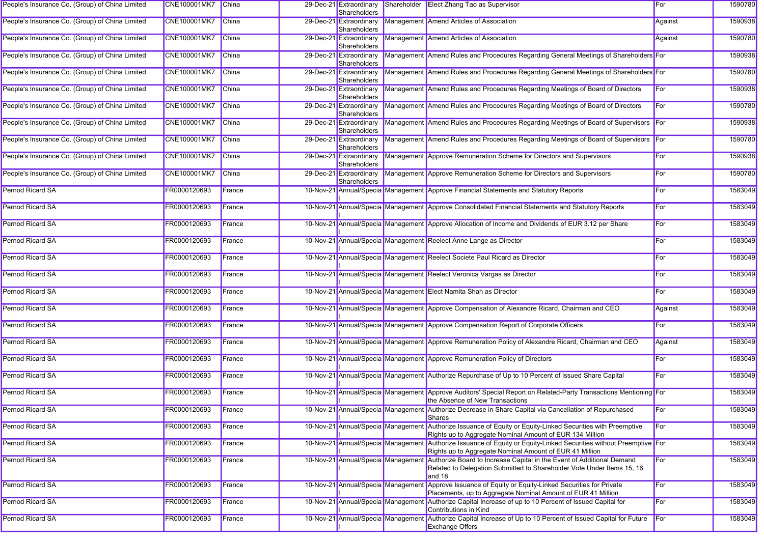| | | | | | | | | |
|---|---|---|---|---|---|---|---|---|
| People's Insurance Co. (Group) of China Limited | CNE100001MK7 | China | 29-Dec-21 | Extraordinary Shareholders | Shareholder | Elect Zhang Tao as Supervisor | For | 1590780 |
| People's Insurance Co. (Group) of China Limited | CNE100001MK7 | China | 29-Dec-21 | Extraordinary Shareholders | Management | Amend Articles of Association | Against | 1590938 |
| People's Insurance Co. (Group) of China Limited | CNE100001MK7 | China | 29-Dec-21 | Extraordinary Shareholders | Management | Amend Articles of Association | Against | 1590780 |
| People's Insurance Co. (Group) of China Limited | CNE100001MK7 | China | 29-Dec-21 | Extraordinary Shareholders | Management | Amend Rules and Procedures Regarding General Meetings of Shareholders | For | 1590938 |
| People's Insurance Co. (Group) of China Limited | CNE100001MK7 | China | 29-Dec-21 | Extraordinary Shareholders | Management | Amend Rules and Procedures Regarding General Meetings of Shareholders | For | 1590780 |
| People's Insurance Co. (Group) of China Limited | CNE100001MK7 | China | 29-Dec-21 | Extraordinary Shareholders | Management | Amend Rules and Procedures Regarding Meetings of Board of Directors | For | 1590938 |
| People's Insurance Co. (Group) of China Limited | CNE100001MK7 | China | 29-Dec-21 | Extraordinary Shareholders | Management | Amend Rules and Procedures Regarding Meetings of Board of Directors | For | 1590780 |
| People's Insurance Co. (Group) of China Limited | CNE100001MK7 | China | 29-Dec-21 | Extraordinary Shareholders | Management | Amend Rules and Procedures Regarding Meetings of Board of Supervisors | For | 1590938 |
| People's Insurance Co. (Group) of China Limited | CNE100001MK7 | China | 29-Dec-21 | Extraordinary Shareholders | Management | Amend Rules and Procedures Regarding Meetings of Board of Supervisors | For | 1590780 |
| People's Insurance Co. (Group) of China Limited | CNE100001MK7 | China | 29-Dec-21 | Extraordinary Shareholders | Management | Approve Remuneration Scheme for Directors and Supervisors | For | 1590938 |
| People's Insurance Co. (Group) of China Limited | CNE100001MK7 | China | 29-Dec-21 | Extraordinary Shareholders | Management | Approve Remuneration Scheme for Directors and Supervisors | For | 1590780 |
| Pernod Ricard SA | FR0000120693 | France | 10-Nov-21 | Annual/Special | Management | Approve Financial Statements and Statutory Reports | For | 1583049 |
| Pernod Ricard SA | FR0000120693 | France | 10-Nov-21 | Annual/Special | Management | Approve Consolidated Financial Statements and Statutory Reports | For | 1583049 |
| Pernod Ricard SA | FR0000120693 | France | 10-Nov-21 | Annual/Special | Management | Approve Allocation of Income and Dividends of EUR 3.12 per Share | For | 1583049 |
| Pernod Ricard SA | FR0000120693 | France | 10-Nov-21 | Annual/Special | Management | Reelect Anne Lange as Director | For | 1583049 |
| Pernod Ricard SA | FR0000120693 | France | 10-Nov-21 | Annual/Special | Management | Reelect Societe Paul Ricard as Director | For | 1583049 |
| Pernod Ricard SA | FR0000120693 | France | 10-Nov-21 | Annual/Special | Management | Reelect Veronica Vargas as Director | For | 1583049 |
| Pernod Ricard SA | FR0000120693 | France | 10-Nov-21 | Annual/Special | Management | Elect Namita Shah as Director | For | 1583049 |
| Pernod Ricard SA | FR0000120693 | France | 10-Nov-21 | Annual/Special | Management | Approve Compensation of Alexandre Ricard, Chairman and CEO | Against | 1583049 |
| Pernod Ricard SA | FR0000120693 | France | 10-Nov-21 | Annual/Special | Management | Approve Compensation Report of Corporate Officers | For | 1583049 |
| Pernod Ricard SA | FR0000120693 | France | 10-Nov-21 | Annual/Special | Management | Approve Remuneration Policy of Alexandre Ricard, Chairman and CEO | Against | 1583049 |
| Pernod Ricard SA | FR0000120693 | France | 10-Nov-21 | Annual/Special | Management | Approve Remuneration Policy of Directors | For | 1583049 |
| Pernod Ricard SA | FR0000120693 | France | 10-Nov-21 | Annual/Special | Management | Authorize Repurchase of Up to 10 Percent of Issued Share Capital | For | 1583049 |
| Pernod Ricard SA | FR0000120693 | France | 10-Nov-21 | Annual/Special | Management | Approve Auditors' Special Report on Related-Party Transactions Mentioning the Absence of New Transactions | For | 1583049 |
| Pernod Ricard SA | FR0000120693 | France | 10-Nov-21 | Annual/Special | Management | Authorize Decrease in Share Capital via Cancellation of Repurchased Shares | For | 1583049 |
| Pernod Ricard SA | FR0000120693 | France | 10-Nov-21 | Annual/Special | Management | Authorize Issuance of Equity or Equity-Linked Securities with Preemptive Rights up to Aggregate Nominal Amount of EUR 134 Million | For | 1583049 |
| Pernod Ricard SA | FR0000120693 | France | 10-Nov-21 | Annual/Special | Management | Authorize Issuance of Equity or Equity-Linked Securities without Preemptive Rights up to Aggregate Nominal Amount of EUR 41 Million | For | 1583049 |
| Pernod Ricard SA | FR0000120693 | France | 10-Nov-21 | Annual/Special | Management | Authorize Board to Increase Capital in the Event of Additional Demand Related to Delegation Submitted to Shareholder Vote Under Items 15, 16 and 18 | For | 1583049 |
| Pernod Ricard SA | FR0000120693 | France | 10-Nov-21 | Annual/Special | Management | Approve Issuance of Equity or Equity-Linked Securities for Private Placements, up to Aggregate Nominal Amount of EUR 41 Million | For | 1583049 |
| Pernod Ricard SA | FR0000120693 | France | 10-Nov-21 | Annual/Special | Management | Authorize Capital Increase of up to 10 Percent of Issued Capital for Contributions in Kind | For | 1583049 |
| Pernod Ricard SA | FR0000120693 | France | 10-Nov-21 | Annual/Special | Management | Authorize Capital Increase of Up to 10 Percent of Issued Capital for Future Exchange Offers | For | 1583049 |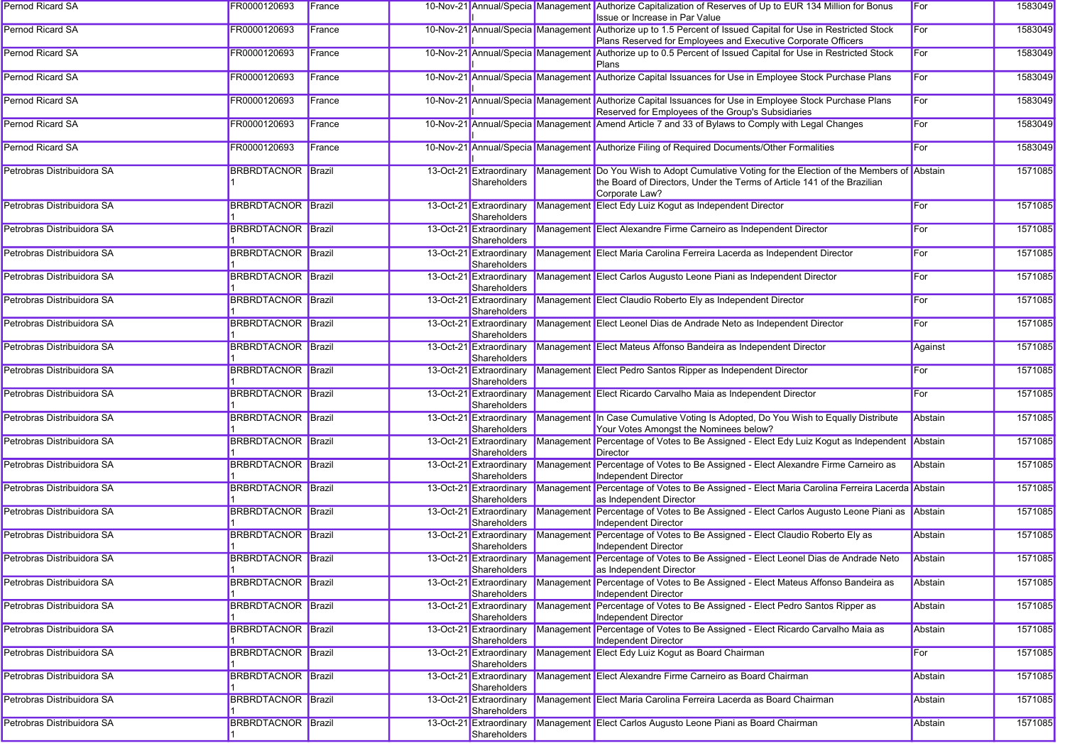| | | | | | | | | |
|---|---|---|---|---|---|---|---|---|
| Pernod Ricard SA | FR0000120693 | France | 10-Nov-21 | Annual/Special | Management | Authorize Capitalization of Reserves of Up to EUR 134 Million for Bonus Issue or Increase in Par Value | For | 1583049 |
| Pernod Ricard SA | FR0000120693 | France | 10-Nov-21 | Annual/Special | Management | Authorize up to 1.5 Percent of Issued Capital for Use in Restricted Stock Plans Reserved for Employees and Executive Corporate Officers | For | 1583049 |
| Pernod Ricard SA | FR0000120693 | France | 10-Nov-21 | Annual/Special | Management | Authorize up to 0.5 Percent of Issued Capital for Use in Restricted Stock Plans | For | 1583049 |
| Pernod Ricard SA | FR0000120693 | France | 10-Nov-21 | Annual/Special | Management | Authorize Capital Issuances for Use in Employee Stock Purchase Plans | For | 1583049 |
| Pernod Ricard SA | FR0000120693 | France | 10-Nov-21 | Annual/Special | Management | Authorize Capital Issuances for Use in Employee Stock Purchase Plans Reserved for Employees of the Group's Subsidiaries | For | 1583049 |
| Pernod Ricard SA | FR0000120693 | France | 10-Nov-21 | Annual/Special | Management | Amend Article 7 and 33 of Bylaws to Comply with Legal Changes | For | 1583049 |
| Pernod Ricard SA | FR0000120693 | France | 10-Nov-21 | Annual/Special | Management | Authorize Filing of Required Documents/Other Formalities | For | 1583049 |
| Petrobras Distribuidora SA | BRBRDTACNOR1 | Brazil | 13-Oct-21 | Extraordinary Shareholders | Management | Do You Wish to Adopt Cumulative Voting for the Election of the Members of the Board of Directors, Under the Terms of Article 141 of the Brazilian Corporate Law? | Abstain | 1571085 |
| Petrobras Distribuidora SA | BRBRDTACNOR1 | Brazil | 13-Oct-21 | Extraordinary Shareholders | Management | Elect Edy Luiz Kogut as Independent Director | For | 1571085 |
| Petrobras Distribuidora SA | BRBRDTACNOR1 | Brazil | 13-Oct-21 | Extraordinary Shareholders | Management | Elect Alexandre Firme Carneiro as Independent Director | For | 1571085 |
| Petrobras Distribuidora SA | BRBRDTACNOR1 | Brazil | 13-Oct-21 | Extraordinary Shareholders | Management | Elect Maria Carolina Ferreira Lacerda as Independent Director | For | 1571085 |
| Petrobras Distribuidora SA | BRBRDTACNOR1 | Brazil | 13-Oct-21 | Extraordinary Shareholders | Management | Elect Carlos Augusto Leone Piani as Independent Director | For | 1571085 |
| Petrobras Distribuidora SA | BRBRDTACNOR1 | Brazil | 13-Oct-21 | Extraordinary Shareholders | Management | Elect Claudio Roberto Ely as Independent Director | For | 1571085 |
| Petrobras Distribuidora SA | BRBRDTACNOR1 | Brazil | 13-Oct-21 | Extraordinary Shareholders | Management | Elect Leonel Dias de Andrade Neto as Independent Director | For | 1571085 |
| Petrobras Distribuidora SA | BRBRDTACNOR1 | Brazil | 13-Oct-21 | Extraordinary Shareholders | Management | Elect Mateus Affonso Bandeira as Independent Director | Against | 1571085 |
| Petrobras Distribuidora SA | BRBRDTACNOR1 | Brazil | 13-Oct-21 | Extraordinary Shareholders | Management | Elect Pedro Santos Ripper as Independent Director | For | 1571085 |
| Petrobras Distribuidora SA | BRBRDTACNOR1 | Brazil | 13-Oct-21 | Extraordinary Shareholders | Management | Elect Ricardo Carvalho Maia as Independent Director | For | 1571085 |
| Petrobras Distribuidora SA | BRBRDTACNOR1 | Brazil | 13-Oct-21 | Extraordinary Shareholders | Management | In Case Cumulative Voting Is Adopted, Do You Wish to Equally Distribute Your Votes Amongst the Nominees below? | Abstain | 1571085 |
| Petrobras Distribuidora SA | BRBRDTACNOR1 | Brazil | 13-Oct-21 | Extraordinary Shareholders | Management | Percentage of Votes to Be Assigned - Elect Edy Luiz Kogut as Independent Director | Abstain | 1571085 |
| Petrobras Distribuidora SA | BRBRDTACNOR1 | Brazil | 13-Oct-21 | Extraordinary Shareholders | Management | Percentage of Votes to Be Assigned - Elect Alexandre Firme Carneiro as Independent Director | Abstain | 1571085 |
| Petrobras Distribuidora SA | BRBRDTACNOR1 | Brazil | 13-Oct-21 | Extraordinary Shareholders | Management | Percentage of Votes to Be Assigned - Elect Maria Carolina Ferreira Lacerda as Independent Director | Abstain | 1571085 |
| Petrobras Distribuidora SA | BRBRDTACNOR1 | Brazil | 13-Oct-21 | Extraordinary Shareholders | Management | Percentage of Votes to Be Assigned - Elect Carlos Augusto Leone Piani as Independent Director | Abstain | 1571085 |
| Petrobras Distribuidora SA | BRBRDTACNOR1 | Brazil | 13-Oct-21 | Extraordinary Shareholders | Management | Percentage of Votes to Be Assigned - Elect Claudio Roberto Ely as Independent Director | Abstain | 1571085 |
| Petrobras Distribuidora SA | BRBRDTACNOR1 | Brazil | 13-Oct-21 | Extraordinary Shareholders | Management | Percentage of Votes to Be Assigned - Elect Leonel Dias de Andrade Neto as Independent Director | Abstain | 1571085 |
| Petrobras Distribuidora SA | BRBRDTACNOR1 | Brazil | 13-Oct-21 | Extraordinary Shareholders | Management | Percentage of Votes to Be Assigned - Elect Mateus Affonso Bandeira as Independent Director | Abstain | 1571085 |
| Petrobras Distribuidora SA | BRBRDTACNOR1 | Brazil | 13-Oct-21 | Extraordinary Shareholders | Management | Percentage of Votes to Be Assigned - Elect Pedro Santos Ripper as Independent Director | Abstain | 1571085 |
| Petrobras Distribuidora SA | BRBRDTACNOR1 | Brazil | 13-Oct-21 | Extraordinary Shareholders | Management | Percentage of Votes to Be Assigned - Elect Ricardo Carvalho Maia as Independent Director | Abstain | 1571085 |
| Petrobras Distribuidora SA | BRBRDTACNOR1 | Brazil | 13-Oct-21 | Extraordinary Shareholders | Management | Elect Edy Luiz Kogut as Board Chairman | For | 1571085 |
| Petrobras Distribuidora SA | BRBRDTACNOR1 | Brazil | 13-Oct-21 | Extraordinary Shareholders | Management | Elect Alexandre Firme Carneiro as Board Chairman | Abstain | 1571085 |
| Petrobras Distribuidora SA | BRBRDTACNOR1 | Brazil | 13-Oct-21 | Extraordinary Shareholders | Management | Elect Maria Carolina Ferreira Lacerda as Board Chairman | Abstain | 1571085 |
| Petrobras Distribuidora SA | BRBRDTACNOR1 | Brazil | 13-Oct-21 | Extraordinary Shareholders | Management | Elect Carlos Augusto Leone Piani as Board Chairman | Abstain | 1571085 |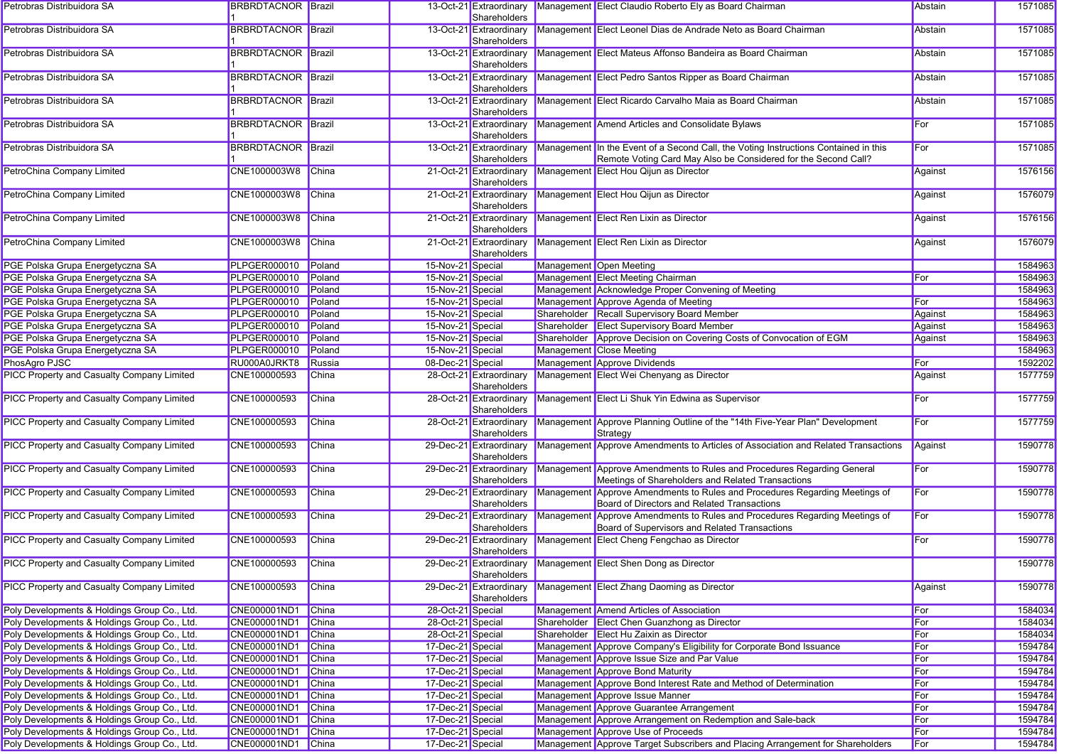| | | | | | | | | |
|---|---|---|---|---|---|---|---|---|
| Petrobras Distribuidora SA | BRBRDTACNOR1 | Brazil | 13-Oct-21 | Extraordinary Shareholders | Management | Elect Claudio Roberto Ely as Board Chairman | Abstain | 1571085 |
| Petrobras Distribuidora SA | BRBRDTACNOR1 | Brazil | 13-Oct-21 | Extraordinary Shareholders | Management | Elect Leonel Dias de Andrade Neto as Board Chairman | Abstain | 1571085 |
| Petrobras Distribuidora SA | BRBRDTACNOR1 | Brazil | 13-Oct-21 | Extraordinary Shareholders | Management | Elect Mateus Affonso Bandeira as Board Chairman | Abstain | 1571085 |
| Petrobras Distribuidora SA | BRBRDTACNOR1 | Brazil | 13-Oct-21 | Extraordinary Shareholders | Management | Elect Pedro Santos Ripper as Board Chairman | Abstain | 1571085 |
| Petrobras Distribuidora SA | BRBRDTACNOR1 | Brazil | 13-Oct-21 | Extraordinary Shareholders | Management | Elect Ricardo Carvalho Maia as Board Chairman | Abstain | 1571085 |
| Petrobras Distribuidora SA | BRBRDTACNOR1 | Brazil | 13-Oct-21 | Extraordinary Shareholders | Management | Amend Articles and Consolidate Bylaws | For | 1571085 |
| Petrobras Distribuidora SA | BRBRDTACNOR1 | Brazil | 13-Oct-21 | Extraordinary Shareholders | Management | In the Event of a Second Call, the Voting Instructions Contained in this Remote Voting Card May Also be Considered for the Second Call? | For | 1571085 |
| PetroChina Company Limited | CNE1000003W8 | China | 21-Oct-21 | Extraordinary Shareholders | Management | Elect Hou Qijun as Director | Against | 1576156 |
| PetroChina Company Limited | CNE1000003W8 | China | 21-Oct-21 | Extraordinary Shareholders | Management | Elect Hou Qijun as Director | Against | 1576079 |
| PetroChina Company Limited | CNE1000003W8 | China | 21-Oct-21 | Extraordinary Shareholders | Management | Elect Ren Lixin as Director | Against | 1576156 |
| PetroChina Company Limited | CNE1000003W8 | China | 21-Oct-21 | Extraordinary Shareholders | Management | Elect Ren Lixin as Director | Against | 1576079 |
| PGE Polska Grupa Energetyczna SA | PLPGER000010 | Poland | 15-Nov-21 | Special | Management | Open Meeting | | 1584963 |
| PGE Polska Grupa Energetyczna SA | PLPGER000010 | Poland | 15-Nov-21 | Special | Management | Elect Meeting Chairman | For | 1584963 |
| PGE Polska Grupa Energetyczna SA | PLPGER000010 | Poland | 15-Nov-21 | Special | Management | Acknowledge Proper Convening of Meeting | | 1584963 |
| PGE Polska Grupa Energetyczna SA | PLPGER000010 | Poland | 15-Nov-21 | Special | Management | Approve Agenda of Meeting | For | 1584963 |
| PGE Polska Grupa Energetyczna SA | PLPGER000010 | Poland | 15-Nov-21 | Special | Shareholder | Recall Supervisory Board Member | Against | 1584963 |
| PGE Polska Grupa Energetyczna SA | PLPGER000010 | Poland | 15-Nov-21 | Special | Shareholder | Elect Supervisory Board Member | Against | 1584963 |
| PGE Polska Grupa Energetyczna SA | PLPGER000010 | Poland | 15-Nov-21 | Special | Shareholder | Approve Decision on Covering Costs of Convocation of EGM | Against | 1584963 |
| PGE Polska Grupa Energetyczna SA | PLPGER000010 | Poland | 15-Nov-21 | Special | Management | Close Meeting | | 1584963 |
| PhosAgro PJSC | RU000A0JRKT8 | Russia | 08-Dec-21 | Special | Management | Approve Dividends | For | 1592202 |
| PICC Property and Casualty Company Limited | CNE100000593 | China | 28-Oct-21 | Extraordinary Shareholders | Management | Elect Wei Chenyang as Director | Against | 1577759 |
| PICC Property and Casualty Company Limited | CNE100000593 | China | 28-Oct-21 | Extraordinary Shareholders | Management | Elect Li Shuk Yin Edwina as Supervisor | For | 1577759 |
| PICC Property and Casualty Company Limited | CNE100000593 | China | 28-Oct-21 | Extraordinary Shareholders | Management | Approve Planning Outline of the "14th Five-Year Plan" Development Strategy | For | 1577759 |
| PICC Property and Casualty Company Limited | CNE100000593 | China | 29-Dec-21 | Extraordinary Shareholders | Management | Approve Amendments to Articles of Association and Related Transactions | Against | 1590778 |
| PICC Property and Casualty Company Limited | CNE100000593 | China | 29-Dec-21 | Extraordinary Shareholders | Management | Approve Amendments to Rules and Procedures Regarding General Meetings of Shareholders and Related Transactions | For | 1590778 |
| PICC Property and Casualty Company Limited | CNE100000593 | China | 29-Dec-21 | Extraordinary Shareholders | Management | Approve Amendments to Rules and Procedures Regarding Meetings of Board of Directors and Related Transactions | For | 1590778 |
| PICC Property and Casualty Company Limited | CNE100000593 | China | 29-Dec-21 | Extraordinary Shareholders | Management | Approve Amendments to Rules and Procedures Regarding Meetings of Board of Supervisors and Related Transactions | For | 1590778 |
| PICC Property and Casualty Company Limited | CNE100000593 | China | 29-Dec-21 | Extraordinary Shareholders | Management | Elect Cheng Fengchao as Director | For | 1590778 |
| PICC Property and Casualty Company Limited | CNE100000593 | China | 29-Dec-21 | Extraordinary Shareholders | Management | Elect Shen Dong as Director | | 1590778 |
| PICC Property and Casualty Company Limited | CNE100000593 | China | 29-Dec-21 | Extraordinary Shareholders | Management | Elect Zhang Daoming as Director | Against | 1590778 |
| Poly Developments & Holdings Group Co., Ltd. | CNE000001ND1 | China | 28-Oct-21 | Special | Management | Amend Articles of Association | For | 1584034 |
| Poly Developments & Holdings Group Co., Ltd. | CNE000001ND1 | China | 28-Oct-21 | Special | Shareholder | Elect Chen Guanzhong as Director | For | 1584034 |
| Poly Developments & Holdings Group Co., Ltd. | CNE000001ND1 | China | 28-Oct-21 | Special | Shareholder | Elect Hu Zaixin as Director | For | 1584034 |
| Poly Developments & Holdings Group Co., Ltd. | CNE000001ND1 | China | 17-Dec-21 | Special | Management | Approve Company's Eligibility for Corporate Bond Issuance | For | 1594784 |
| Poly Developments & Holdings Group Co., Ltd. | CNE000001ND1 | China | 17-Dec-21 | Special | Management | Approve Issue Size and Par Value | For | 1594784 |
| Poly Developments & Holdings Group Co., Ltd. | CNE000001ND1 | China | 17-Dec-21 | Special | Management | Approve Bond Maturity | For | 1594784 |
| Poly Developments & Holdings Group Co., Ltd. | CNE000001ND1 | China | 17-Dec-21 | Special | Management | Approve Bond Interest Rate and Method of Determination | For | 1594784 |
| Poly Developments & Holdings Group Co., Ltd. | CNE000001ND1 | China | 17-Dec-21 | Special | Management | Approve Issue Manner | For | 1594784 |
| Poly Developments & Holdings Group Co., Ltd. | CNE000001ND1 | China | 17-Dec-21 | Special | Management | Approve Guarantee Arrangement | For | 1594784 |
| Poly Developments & Holdings Group Co., Ltd. | CNE000001ND1 | China | 17-Dec-21 | Special | Management | Approve Arrangement on Redemption and Sale-back | For | 1594784 |
| Poly Developments & Holdings Group Co., Ltd. | CNE000001ND1 | China | 17-Dec-21 | Special | Management | Approve Use of Proceeds | For | 1594784 |
| Poly Developments & Holdings Group Co., Ltd. | CNE000001ND1 | China | 17-Dec-21 | Special | Management | Approve Target Subscribers and Placing Arrangement for Shareholders | For | 1594784 |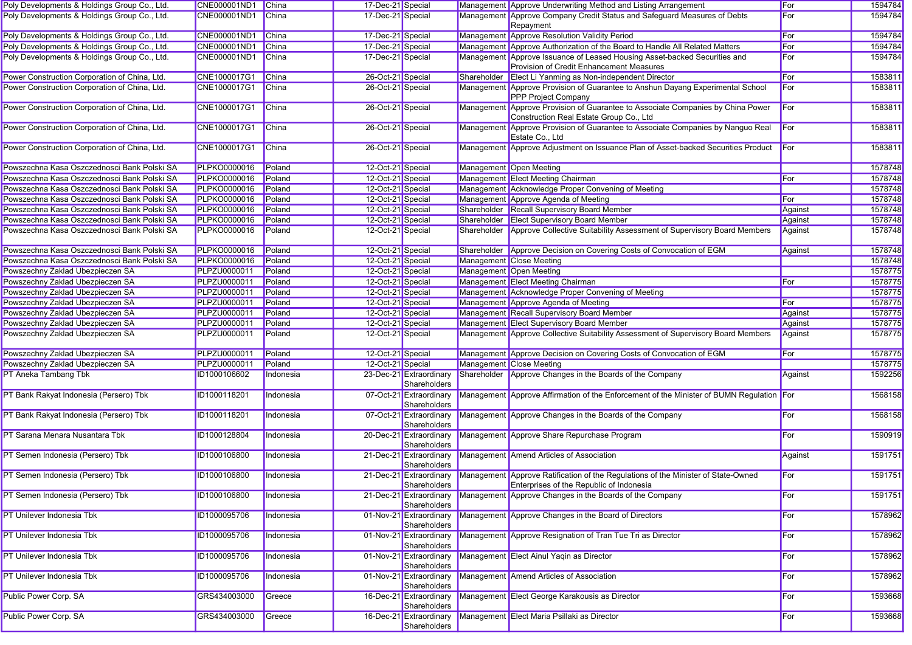| | | | | | | | | |
|---|---|---|---|---|---|---|---|---|
| Poly Developments & Holdings Group Co., Ltd. | CNE000001ND1 | China | 17-Dec-21 | Special | Management | Approve Underwriting Method and Listing Arrangement | For | 1594784 |
| Poly Developments & Holdings Group Co., Ltd. | CNE000001ND1 | China | 17-Dec-21 | Special | Management | Approve Company Credit Status and Safeguard Measures of Debts Repayment | For | 1594784 |
| Poly Developments & Holdings Group Co., Ltd. | CNE000001ND1 | China | 17-Dec-21 | Special | Management | Approve Resolution Validity Period | For | 1594784 |
| Poly Developments & Holdings Group Co., Ltd. | CNE000001ND1 | China | 17-Dec-21 | Special | Management | Approve Authorization of the Board to Handle All Related Matters | For | 1594784 |
| Poly Developments & Holdings Group Co., Ltd. | CNE000001ND1 | China | 17-Dec-21 | Special | Management | Approve Issuance of Leased Housing Asset-backed Securities and Provision of Credit Enhancement Measures | For | 1594784 |
| Power Construction Corporation of China, Ltd. | CNE1000017G1 | China | 26-Oct-21 | Special | Shareholder | Elect Li Yanming as Non-independent Director | For | 1583811 |
| Power Construction Corporation of China, Ltd. | CNE1000017G1 | China | 26-Oct-21 | Special | Management | Approve Provision of Guarantee to Anshun Dayang Experimental School PPP Project Company | For | 1583811 |
| Power Construction Corporation of China, Ltd. | CNE1000017G1 | China | 26-Oct-21 | Special | Management | Approve Provision of Guarantee to Associate Companies by China Power Construction Real Estate Group Co., Ltd | For | 1583811 |
| Power Construction Corporation of China, Ltd. | CNE1000017G1 | China | 26-Oct-21 | Special | Management | Approve Provision of Guarantee to Associate Companies by Nanguo Real Estate Co., Ltd | For | 1583811 |
| Power Construction Corporation of China, Ltd. | CNE1000017G1 | China | 26-Oct-21 | Special | Management | Approve Adjustment on Issuance Plan of Asset-backed Securities Product | For | 1583811 |
| Powszechna Kasa Oszczednosci Bank Polski SA | PLPKO0000016 | Poland | 12-Oct-21 | Special | Management | Open Meeting | | 1578748 |
| Powszechna Kasa Oszczednosci Bank Polski SA | PLPKO0000016 | Poland | 12-Oct-21 | Special | Management | Elect Meeting Chairman | For | 1578748 |
| Powszechna Kasa Oszczednosci Bank Polski SA | PLPKO0000016 | Poland | 12-Oct-21 | Special | Management | Acknowledge Proper Convening of Meeting | | 1578748 |
| Powszechna Kasa Oszczednosci Bank Polski SA | PLPKO0000016 | Poland | 12-Oct-21 | Special | Management | Approve Agenda of Meeting | For | 1578748 |
| Powszechna Kasa Oszczednosci Bank Polski SA | PLPKO0000016 | Poland | 12-Oct-21 | Special | Shareholder | Recall Supervisory Board Member | Against | 1578748 |
| Powszechna Kasa Oszczednosci Bank Polski SA | PLPKO0000016 | Poland | 12-Oct-21 | Special | Shareholder | Elect Supervisory Board Member | Against | 1578748 |
| Powszechna Kasa Oszczednosci Bank Polski SA | PLPKO0000016 | Poland | 12-Oct-21 | Special | Shareholder | Approve Collective Suitability Assessment of Supervisory Board Members | Against | 1578748 |
| Powszechna Kasa Oszczednosci Bank Polski SA | PLPKO0000016 | Poland | 12-Oct-21 | Special | Shareholder | Approve Decision on Covering Costs of Convocation of EGM | Against | 1578748 |
| Powszechna Kasa Oszczednosci Bank Polski SA | PLPKO0000016 | Poland | 12-Oct-21 | Special | Management | Close Meeting | | 1578748 |
| Powszechny Zaklad Ubezpieczen SA | PLPZU0000011 | Poland | 12-Oct-21 | Special | Management | Open Meeting | | 1578775 |
| Powszechny Zaklad Ubezpieczen SA | PLPZU0000011 | Poland | 12-Oct-21 | Special | Management | Elect Meeting Chairman | For | 1578775 |
| Powszechny Zaklad Ubezpieczen SA | PLPZU0000011 | Poland | 12-Oct-21 | Special | Management | Acknowledge Proper Convening of Meeting | | 1578775 |
| Powszechny Zaklad Ubezpieczen SA | PLPZU0000011 | Poland | 12-Oct-21 | Special | Management | Approve Agenda of Meeting | For | 1578775 |
| Powszechny Zaklad Ubezpieczen SA | PLPZU0000011 | Poland | 12-Oct-21 | Special | Management | Recall Supervisory Board Member | Against | 1578775 |
| Powszechny Zaklad Ubezpieczen SA | PLPZU0000011 | Poland | 12-Oct-21 | Special | Management | Elect Supervisory Board Member | Against | 1578775 |
| Powszechny Zaklad Ubezpieczen SA | PLPZU0000011 | Poland | 12-Oct-21 | Special | Management | Approve Collective Suitability Assessment of Supervisory Board Members | Against | 1578775 |
| Powszechny Zaklad Ubezpieczen SA | PLPZU0000011 | Poland | 12-Oct-21 | Special | Management | Approve Decision on Covering Costs of Convocation of EGM | For | 1578775 |
| Powszechny Zaklad Ubezpieczen SA | PLPZU0000011 | Poland | 12-Oct-21 | Special | Management | Close Meeting | | 1578775 |
| PT Aneka Tambang Tbk | ID1000106602 | Indonesia | 23-Dec-21 | Extraordinary Shareholders | Shareholder | Approve Changes in the Boards of the Company | Against | 1592256 |
| PT Bank Rakyat Indonesia (Persero) Tbk | ID1000118201 | Indonesia | 07-Oct-21 | Extraordinary Shareholders | Management | Approve Affirmation of the Enforcement of the Minister of BUMN Regulation | For | 1568158 |
| PT Bank Rakyat Indonesia (Persero) Tbk | ID1000118201 | Indonesia | 07-Oct-21 | Extraordinary Shareholders | Management | Approve Changes in the Boards of the Company | For | 1568158 |
| PT Sarana Menara Nusantara Tbk | ID1000128804 | Indonesia | 20-Dec-21 | Extraordinary Shareholders | Management | Approve Share Repurchase Program | For | 1590919 |
| PT Semen Indonesia (Persero) Tbk | ID1000106800 | Indonesia | 21-Dec-21 | Extraordinary Shareholders | Management | Amend Articles of Association | Against | 1591751 |
| PT Semen Indonesia (Persero) Tbk | ID1000106800 | Indonesia | 21-Dec-21 | Extraordinary Shareholders | Management | Approve Ratification of the Regulations of the Minister of State-Owned Enterprises of the Republic of Indonesia | For | 1591751 |
| PT Semen Indonesia (Persero) Tbk | ID1000106800 | Indonesia | 21-Dec-21 | Extraordinary Shareholders | Management | Approve Changes in the Boards of the Company | For | 1591751 |
| PT Unilever Indonesia Tbk | ID1000095706 | Indonesia | 01-Nov-21 | Extraordinary Shareholders | Management | Approve Changes in the Board of Directors | For | 1578962 |
| PT Unilever Indonesia Tbk | ID1000095706 | Indonesia | 01-Nov-21 | Extraordinary Shareholders | Management | Approve Resignation of Tran Tue Tri as Director | For | 1578962 |
| PT Unilever Indonesia Tbk | ID1000095706 | Indonesia | 01-Nov-21 | Extraordinary Shareholders | Management | Elect Ainul Yaqin as Director | For | 1578962 |
| PT Unilever Indonesia Tbk | ID1000095706 | Indonesia | 01-Nov-21 | Extraordinary Shareholders | Management | Amend Articles of Association | For | 1578962 |
| Public Power Corp. SA | GRS434003000 | Greece | 16-Dec-21 | Extraordinary Shareholders | Management | Elect George Karakousis as Director | For | 1593668 |
| Public Power Corp. SA | GRS434003000 | Greece | 16-Dec-21 | Extraordinary Shareholders | Management | Elect Maria Psillaki as Director | For | 1593668 |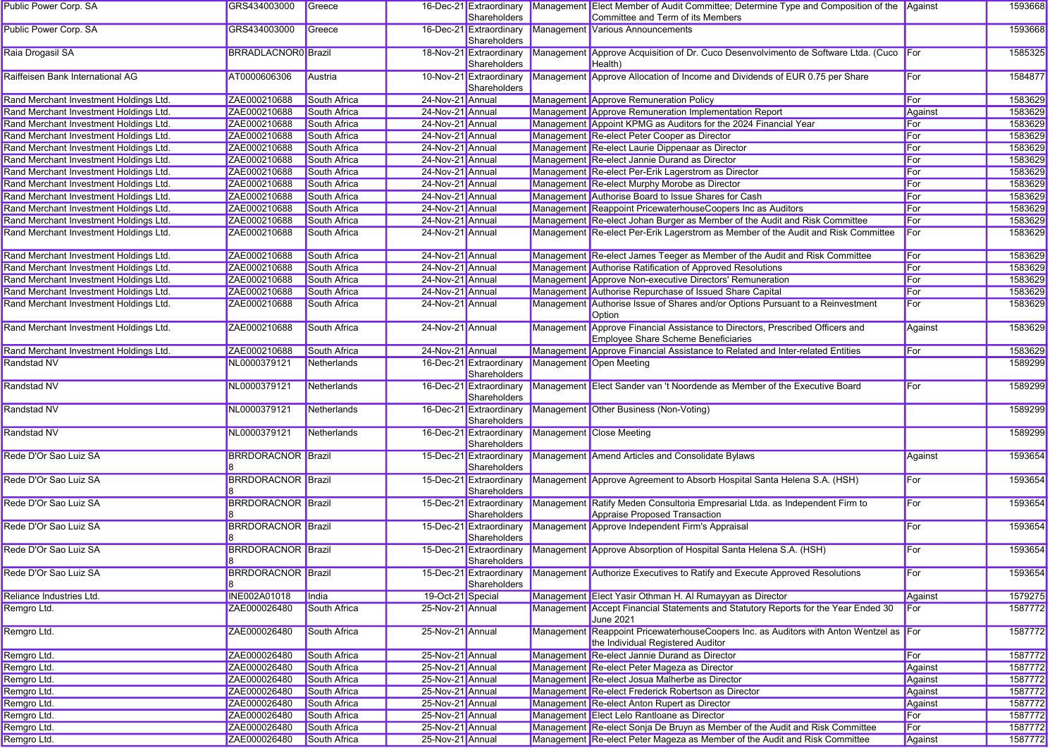| | | | | | | | | |
|---|---|---|---|---|---|---|---|---|
| Public Power Corp. SA | GRS434003000 | Greece | 16-Dec-21 | Extraordinary Shareholders | Management | Elect Member of Audit Committee; Determine Type and Composition of the Committee and Term of its Members | Against | 1593668 |
| Public Power Corp. SA | GRS434003000 | Greece | 16-Dec-21 | Extraordinary Shareholders | Management | Various Announcements | | 1593668 |
| Raia Drogasil SA | BRRADLACNOR0 | Brazil | 18-Nov-21 | Extraordinary Shareholders | Management | Approve Acquisition of Dr. Cuco Desenvolvimento de Software Ltda. (Cuco Health) | For | 1585325 |
| Raiffeisen Bank International AG | AT0000606306 | Austria | 10-Nov-21 | Extraordinary Shareholders | Management | Approve Allocation of Income and Dividends of EUR 0.75 per Share | For | 1584877 |
| Rand Merchant Investment Holdings Ltd. | ZAE000210688 | South Africa | 24-Nov-21 | Annual | Management | Approve Remuneration Policy | For | 1583629 |
| Rand Merchant Investment Holdings Ltd. | ZAE000210688 | South Africa | 24-Nov-21 | Annual | Management | Approve Remuneration Implementation Report | Against | 1583629 |
| Rand Merchant Investment Holdings Ltd. | ZAE000210688 | South Africa | 24-Nov-21 | Annual | Management | Appoint KPMG as Auditors for the 2024 Financial Year | For | 1583629 |
| Rand Merchant Investment Holdings Ltd. | ZAE000210688 | South Africa | 24-Nov-21 | Annual | Management | Re-elect Peter Cooper as Director | For | 1583629 |
| Rand Merchant Investment Holdings Ltd. | ZAE000210688 | South Africa | 24-Nov-21 | Annual | Management | Re-elect Laurie Dippenaar as Director | For | 1583629 |
| Rand Merchant Investment Holdings Ltd. | ZAE000210688 | South Africa | 24-Nov-21 | Annual | Management | Re-elect Jannie Durand as Director | For | 1583629 |
| Rand Merchant Investment Holdings Ltd. | ZAE000210688 | South Africa | 24-Nov-21 | Annual | Management | Re-elect Per-Erik Lagerstrom as Director | For | 1583629 |
| Rand Merchant Investment Holdings Ltd. | ZAE000210688 | South Africa | 24-Nov-21 | Annual | Management | Re-elect Murphy Morobe as Director | For | 1583629 |
| Rand Merchant Investment Holdings Ltd. | ZAE000210688 | South Africa | 24-Nov-21 | Annual | Management | Authorise Board to Issue Shares for Cash | For | 1583629 |
| Rand Merchant Investment Holdings Ltd. | ZAE000210688 | South Africa | 24-Nov-21 | Annual | Management | Reappoint PricewaterhouseCoopers Inc as Auditors | For | 1583629 |
| Rand Merchant Investment Holdings Ltd. | ZAE000210688 | South Africa | 24-Nov-21 | Annual | Management | Re-elect Johan Burger as Member of the Audit and Risk Committee | For | 1583629 |
| Rand Merchant Investment Holdings Ltd. | ZAE000210688 | South Africa | 24-Nov-21 | Annual | Management | Re-elect Per-Erik Lagerstrom as Member of the Audit and Risk Committee | For | 1583629 |
| Rand Merchant Investment Holdings Ltd. | ZAE000210688 | South Africa | 24-Nov-21 | Annual | Management | Re-elect James Teeger as Member of the Audit and Risk Committee | For | 1583629 |
| Rand Merchant Investment Holdings Ltd. | ZAE000210688 | South Africa | 24-Nov-21 | Annual | Management | Authorise Ratification of Approved Resolutions | For | 1583629 |
| Rand Merchant Investment Holdings Ltd. | ZAE000210688 | South Africa | 24-Nov-21 | Annual | Management | Approve Non-executive Directors' Remuneration | For | 1583629 |
| Rand Merchant Investment Holdings Ltd. | ZAE000210688 | South Africa | 24-Nov-21 | Annual | Management | Authorise Repurchase of Issued Share Capital | For | 1583629 |
| Rand Merchant Investment Holdings Ltd. | ZAE000210688 | South Africa | 24-Nov-21 | Annual | Management | Authorise Issue of Shares and/or Options Pursuant to a Reinvestment Option | For | 1583629 |
| Rand Merchant Investment Holdings Ltd. | ZAE000210688 | South Africa | 24-Nov-21 | Annual | Management | Approve Financial Assistance to Directors, Prescribed Officers and Employee Share Scheme Beneficiaries | Against | 1583629 |
| Rand Merchant Investment Holdings Ltd. | ZAE000210688 | South Africa | 24-Nov-21 | Annual | Management | Approve Financial Assistance to Related and Inter-related Entities | For | 1583629 |
| Randstad NV | NL0000379121 | Netherlands | 16-Dec-21 | Extraordinary Shareholders | Management | Open Meeting | | 1589299 |
| Randstad NV | NL0000379121 | Netherlands | 16-Dec-21 | Extraordinary Shareholders | Management | Elect Sander van 't Noordende as Member of the Executive Board | For | 1589299 |
| Randstad NV | NL0000379121 | Netherlands | 16-Dec-21 | Extraordinary Shareholders | Management | Other Business (Non-Voting) | | 1589299 |
| Randstad NV | NL0000379121 | Netherlands | 16-Dec-21 | Extraordinary Shareholders | Management | Close Meeting | | 1589299 |
| Rede D'Or Sao Luiz SA | BRRDORACNOR8 | Brazil | 15-Dec-21 | Extraordinary Shareholders | Management | Amend Articles and Consolidate Bylaws | Against | 1593654 |
| Rede D'Or Sao Luiz SA | BRRDORACNOR8 | Brazil | 15-Dec-21 | Extraordinary Shareholders | Management | Approve Agreement to Absorb Hospital Santa Helena S.A. (HSH) | For | 1593654 |
| Rede D'Or Sao Luiz SA | BRRDORACNOR8 | Brazil | 15-Dec-21 | Extraordinary Shareholders | Management | Ratify Meden Consultoria Empresarial Ltda. as Independent Firm to Appraise Proposed Transaction | For | 1593654 |
| Rede D'Or Sao Luiz SA | BRRDORACNOR8 | Brazil | 15-Dec-21 | Extraordinary Shareholders | Management | Approve Independent Firm's Appraisal | For | 1593654 |
| Rede D'Or Sao Luiz SA | BRRDORACNOR8 | Brazil | 15-Dec-21 | Extraordinary Shareholders | Management | Approve Absorption of Hospital Santa Helena S.A. (HSH) | For | 1593654 |
| Rede D'Or Sao Luiz SA | BRRDORACNOR8 | Brazil | 15-Dec-21 | Extraordinary Shareholders | Management | Authorize Executives to Ratify and Execute Approved Resolutions | For | 1593654 |
| Reliance Industries Ltd. | INE002A01018 | India | 19-Oct-21 | Special | Management | Elect Yasir Othman H. Al Rumayyan as Director | Against | 1579275 |
| Remgro Ltd. | ZAE000026480 | South Africa | 25-Nov-21 | Annual | Management | Accept Financial Statements and Statutory Reports for the Year Ended 30 June 2021 | For | 1587772 |
| Remgro Ltd. | ZAE000026480 | South Africa | 25-Nov-21 | Annual | Management | Reappoint PricewaterhouseCoopers Inc. as Auditors with Anton Wentzel as the Individual Registered Auditor | For | 1587772 |
| Remgro Ltd. | ZAE000026480 | South Africa | 25-Nov-21 | Annual | Management | Re-elect Jannie Durand as Director | For | 1587772 |
| Remgro Ltd. | ZAE000026480 | South Africa | 25-Nov-21 | Annual | Management | Re-elect Peter Mageza as Director | Against | 1587772 |
| Remgro Ltd. | ZAE000026480 | South Africa | 25-Nov-21 | Annual | Management | Re-elect Josua Malherbe as Director | Against | 1587772 |
| Remgro Ltd. | ZAE000026480 | South Africa | 25-Nov-21 | Annual | Management | Re-elect Frederick Robertson as Director | Against | 1587772 |
| Remgro Ltd. | ZAE000026480 | South Africa | 25-Nov-21 | Annual | Management | Re-elect Anton Rupert as Director | Against | 1587772 |
| Remgro Ltd. | ZAE000026480 | South Africa | 25-Nov-21 | Annual | Management | Elect Lelo Rantloane as Director | For | 1587772 |
| Remgro Ltd. | ZAE000026480 | South Africa | 25-Nov-21 | Annual | Management | Re-elect Sonja De Bruyn as Member of the Audit and Risk Committee | For | 1587772 |
| Remgro Ltd. | ZAE000026480 | South Africa | 25-Nov-21 | Annual | Management | Re-elect Peter Mageza as Member of the Audit and Risk Committee | Against | 1587772 |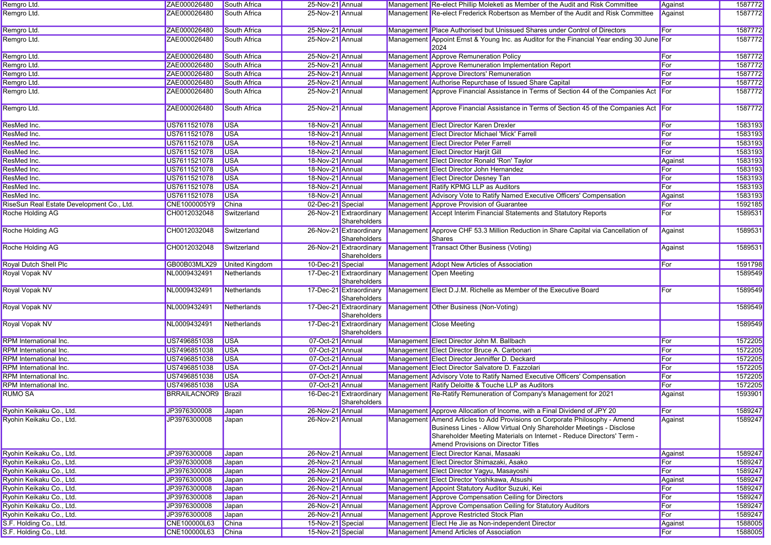| | | | | | | | | |
|---|---|---|---|---|---|---|---|---|
| Remgro Ltd. | ZAE000026480 | South Africa | 25-Nov-21 | Annual | Management | Re-elect Phillip Moleketi as Member of the Audit and Risk Committee | Against | 1587772 |
| Remgro Ltd. | ZAE000026480 | South Africa | 25-Nov-21 | Annual | Management | Re-elect Frederick Robertson as Member of the Audit and Risk Committee | Against | 1587772 |
| Remgro Ltd. | ZAE000026480 | South Africa | 25-Nov-21 | Annual | Management | Place Authorised but Unissued Shares under Control of Directors | For | 1587772 |
| Remgro Ltd. | ZAE000026480 | South Africa | 25-Nov-21 | Annual | Management | Appoint Ernst & Young Inc. as Auditor for the Financial Year ending 30 June 2024 | For | 1587772 |
| Remgro Ltd. | ZAE000026480 | South Africa | 25-Nov-21 | Annual | Management | Approve Remuneration Policy | For | 1587772 |
| Remgro Ltd. | ZAE000026480 | South Africa | 25-Nov-21 | Annual | Management | Approve Remuneration Implementation Report | For | 1587772 |
| Remgro Ltd. | ZAE000026480 | South Africa | 25-Nov-21 | Annual | Management | Approve Directors' Remuneration | For | 1587772 |
| Remgro Ltd. | ZAE000026480 | South Africa | 25-Nov-21 | Annual | Management | Authorise Repurchase of Issued Share Capital | For | 1587772 |
| Remgro Ltd. | ZAE000026480 | South Africa | 25-Nov-21 | Annual | Management | Approve Financial Assistance in Terms of Section 44 of the Companies Act | For | 1587772 |
| Remgro Ltd. | ZAE000026480 | South Africa | 25-Nov-21 | Annual | Management | Approve Financial Assistance in Terms of Section 45 of the Companies Act | For | 1587772 |
| ResMed Inc. | US7611521078 | USA | 18-Nov-21 | Annual | Management | Elect Director Karen Drexler | For | 1583193 |
| ResMed Inc. | US7611521078 | USA | 18-Nov-21 | Annual | Management | Elect Director Michael 'Mick' Farrell | For | 1583193 |
| ResMed Inc. | US7611521078 | USA | 18-Nov-21 | Annual | Management | Elect Director Peter Farrell | For | 1583193 |
| ResMed Inc. | US7611521078 | USA | 18-Nov-21 | Annual | Management | Elect Director Harjit Gill | For | 1583193 |
| ResMed Inc. | US7611521078 | USA | 18-Nov-21 | Annual | Management | Elect Director Ronald 'Ron' Taylor | Against | 1583193 |
| ResMed Inc. | US7611521078 | USA | 18-Nov-21 | Annual | Management | Elect Director John Hernandez | For | 1583193 |
| ResMed Inc. | US7611521078 | USA | 18-Nov-21 | Annual | Management | Elect Director Desney Tan | For | 1583193 |
| ResMed Inc. | US7611521078 | USA | 18-Nov-21 | Annual | Management | Ratify KPMG LLP as Auditors | For | 1583193 |
| ResMed Inc. | US7611521078 | USA | 18-Nov-21 | Annual | Management | Advisory Vote to Ratify Named Executive Officers' Compensation | Against | 1583193 |
| RiseSun Real Estate Development Co., Ltd. | CNE1000005Y9 | China | 02-Dec-21 | Special | Management | Approve Provision of Guarantee | For | 1592185 |
| Roche Holding AG | CH0012032048 | Switzerland | 26-Nov-21 | Extraordinary Shareholders | Management | Accept Interim Financial Statements and Statutory Reports | For | 1589531 |
| Roche Holding AG | CH0012032048 | Switzerland | 26-Nov-21 | Extraordinary Shareholders | Management | Approve CHF 53.3 Million Reduction in Share Capital via Cancellation of Shares | Against | 1589531 |
| Roche Holding AG | CH0012032048 | Switzerland | 26-Nov-21 | Extraordinary Shareholders | Management | Transact Other Business (Voting) | Against | 1589531 |
| Royal Dutch Shell Plc | GB00B03MLX29 | United Kingdom | 10-Dec-21 | Special | Management | Adopt New Articles of Association | For | 1591798 |
| Royal Vopak NV | NL0009432491 | Netherlands | 17-Dec-21 | Extraordinary Shareholders | Management | Open Meeting | | 1589549 |
| Royal Vopak NV | NL0009432491 | Netherlands | 17-Dec-21 | Extraordinary Shareholders | Management | Elect D.J.M. Richelle as Member of the Executive Board | For | 1589549 |
| Royal Vopak NV | NL0009432491 | Netherlands | 17-Dec-21 | Extraordinary Shareholders | Management | Other Business (Non-Voting) | | 1589549 |
| Royal Vopak NV | NL0009432491 | Netherlands | 17-Dec-21 | Extraordinary Shareholders | Management | Close Meeting | | 1589549 |
| RPM International Inc. | US7496851038 | USA | 07-Oct-21 | Annual | Management | Elect Director John M. Ballbach | For | 1572205 |
| RPM International Inc. | US7496851038 | USA | 07-Oct-21 | Annual | Management | Elect Director Bruce A. Carbonari | For | 1572205 |
| RPM International Inc. | US7496851038 | USA | 07-Oct-21 | Annual | Management | Elect Director Jenniffer D. Deckard | For | 1572205 |
| RPM International Inc. | US7496851038 | USA | 07-Oct-21 | Annual | Management | Elect Director Salvatore D. Fazzolari | For | 1572205 |
| RPM International Inc. | US7496851038 | USA | 07-Oct-21 | Annual | Management | Advisory Vote to Ratify Named Executive Officers' Compensation | For | 1572205 |
| RPM International Inc. | US7496851038 | USA | 07-Oct-21 | Annual | Management | Ratify Deloitte & Touche LLP as Auditors | For | 1572205 |
| RUMO SA | BRRAILACNOR9 | Brazil | 16-Dec-21 | Extraordinary Shareholders | Management | Re-Ratify Remuneration of Company's Management for 2021 | Against | 1593901 |
| Ryohin Keikaku Co., Ltd. | JP3976300008 | Japan | 26-Nov-21 | Annual | Management | Approve Allocation of Income, with a Final Dividend of JPY 20 | For | 1589247 |
| Ryohin Keikaku Co., Ltd. | JP3976300008 | Japan | 26-Nov-21 | Annual | Management | Amend Articles to Add Provisions on Corporate Philosophy - Amend Business Lines - Allow Virtual Only Shareholder Meetings - Disclose Shareholder Meeting Materials on Internet - Reduce Directors' Term - Amend Provisions on Director Titles | Against | 1589247 |
| Ryohin Keikaku Co., Ltd. | JP3976300008 | Japan | 26-Nov-21 | Annual | Management | Elect Director Kanai, Masaaki | Against | 1589247 |
| Ryohin Keikaku Co., Ltd. | JP3976300008 | Japan | 26-Nov-21 | Annual | Management | Elect Director Shimazaki, Asako | For | 1589247 |
| Ryohin Keikaku Co., Ltd. | JP3976300008 | Japan | 26-Nov-21 | Annual | Management | Elect Director Yagyu, Masayoshi | For | 1589247 |
| Ryohin Keikaku Co., Ltd. | JP3976300008 | Japan | 26-Nov-21 | Annual | Management | Elect Director Yoshikawa, Atsushi | Against | 1589247 |
| Ryohin Keikaku Co., Ltd. | JP3976300008 | Japan | 26-Nov-21 | Annual | Management | Appoint Statutory Auditor Suzuki, Kei | For | 1589247 |
| Ryohin Keikaku Co., Ltd. | JP3976300008 | Japan | 26-Nov-21 | Annual | Management | Approve Compensation Ceiling for Directors | For | 1589247 |
| Ryohin Keikaku Co., Ltd. | JP3976300008 | Japan | 26-Nov-21 | Annual | Management | Approve Compensation Ceiling for Statutory Auditors | For | 1589247 |
| Ryohin Keikaku Co., Ltd. | JP3976300008 | Japan | 26-Nov-21 | Annual | Management | Approve Restricted Stock Plan | For | 1589247 |
| S.F. Holding Co., Ltd. | CNE100000L63 | China | 15-Nov-21 | Special | Management | Elect He Jie as Non-independent Director | Against | 1588005 |
| S.F. Holding Co., Ltd. | CNE100000L63 | China | 15-Nov-21 | Special | Management | Amend Articles of Association | For | 1588005 |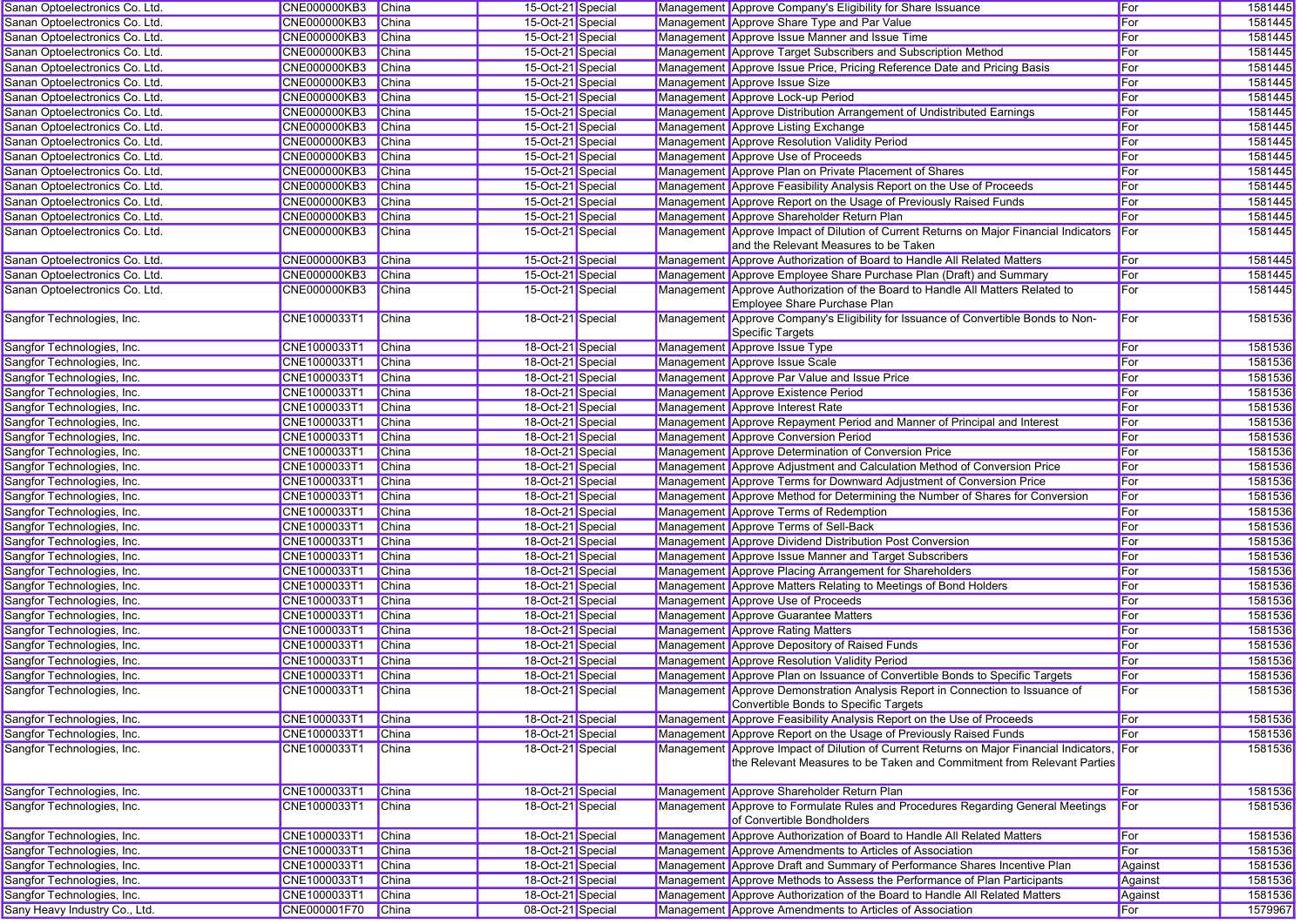| | | | | | | | | |
|---|---|---|---|---|---|---|---|---|
| Sanan Optoelectronics Co. Ltd. | CNE000000KB3 | China | 15-Oct-21 | Special | Management | Approve Company's Eligibility for Share Issuance | For | 1581445 |
| Sanan Optoelectronics Co. Ltd. | CNE000000KB3 | China | 15-Oct-21 | Special | Management | Approve Share Type and Par Value | For | 1581445 |
| Sanan Optoelectronics Co. Ltd. | CNE000000KB3 | China | 15-Oct-21 | Special | Management | Approve Issue Manner and Issue Time | For | 1581445 |
| Sanan Optoelectronics Co. Ltd. | CNE000000KB3 | China | 15-Oct-21 | Special | Management | Approve Target Subscribers and Subscription Method | For | 1581445 |
| Sanan Optoelectronics Co. Ltd. | CNE000000KB3 | China | 15-Oct-21 | Special | Management | Approve Issue Price, Pricing Reference Date and Pricing Basis | For | 1581445 |
| Sanan Optoelectronics Co. Ltd. | CNE000000KB3 | China | 15-Oct-21 | Special | Management | Approve Issue Size | For | 1581445 |
| Sanan Optoelectronics Co. Ltd. | CNE000000KB3 | China | 15-Oct-21 | Special | Management | Approve Lock-up Period | For | 1581445 |
| Sanan Optoelectronics Co. Ltd. | CNE000000KB3 | China | 15-Oct-21 | Special | Management | Approve Distribution Arrangement of Undistributed Earnings | For | 1581445 |
| Sanan Optoelectronics Co. Ltd. | CNE000000KB3 | China | 15-Oct-21 | Special | Management | Approve Listing Exchange | For | 1581445 |
| Sanan Optoelectronics Co. Ltd. | CNE000000KB3 | China | 15-Oct-21 | Special | Management | Approve Resolution Validity Period | For | 1581445 |
| Sanan Optoelectronics Co. Ltd. | CNE000000KB3 | China | 15-Oct-21 | Special | Management | Approve Use of Proceeds | For | 1581445 |
| Sanan Optoelectronics Co. Ltd. | CNE000000KB3 | China | 15-Oct-21 | Special | Management | Approve Plan on Private Placement of Shares | For | 1581445 |
| Sanan Optoelectronics Co. Ltd. | CNE000000KB3 | China | 15-Oct-21 | Special | Management | Approve Feasibility Analysis Report on the Use of Proceeds | For | 1581445 |
| Sanan Optoelectronics Co. Ltd. | CNE000000KB3 | China | 15-Oct-21 | Special | Management | Approve Report on the Usage of Previously Raised Funds | For | 1581445 |
| Sanan Optoelectronics Co. Ltd. | CNE000000KB3 | China | 15-Oct-21 | Special | Management | Approve Shareholder Return Plan | For | 1581445 |
| Sanan Optoelectronics Co. Ltd. | CNE000000KB3 | China | 15-Oct-21 | Special | Management | Approve Impact of Dilution of Current Returns on Major Financial Indicators and the Relevant Measures to be Taken | For | 1581445 |
| Sanan Optoelectronics Co. Ltd. | CNE000000KB3 | China | 15-Oct-21 | Special | Management | Approve Authorization of Board to Handle All Related Matters | For | 1581445 |
| Sanan Optoelectronics Co. Ltd. | CNE000000KB3 | China | 15-Oct-21 | Special | Management | Approve Employee Share Purchase Plan (Draft) and Summary | For | 1581445 |
| Sanan Optoelectronics Co. Ltd. | CNE000000KB3 | China | 15-Oct-21 | Special | Management | Approve Authorization of the Board to Handle All Matters Related to Employee Share Purchase Plan | For | 1581445 |
| Sangfor Technologies, Inc. | CNE1000033T1 | China | 18-Oct-21 | Special | Management | Approve Company's Eligibility for Issuance of Convertible Bonds to Non-Specific Targets | For | 1581536 |
| Sangfor Technologies, Inc. | CNE1000033T1 | China | 18-Oct-21 | Special | Management | Approve Issue Type | For | 1581536 |
| Sangfor Technologies, Inc. | CNE1000033T1 | China | 18-Oct-21 | Special | Management | Approve Issue Scale | For | 1581536 |
| Sangfor Technologies, Inc. | CNE1000033T1 | China | 18-Oct-21 | Special | Management | Approve Par Value and Issue Price | For | 1581536 |
| Sangfor Technologies, Inc. | CNE1000033T1 | China | 18-Oct-21 | Special | Management | Approve Existence Period | For | 1581536 |
| Sangfor Technologies, Inc. | CNE1000033T1 | China | 18-Oct-21 | Special | Management | Approve Interest Rate | For | 1581536 |
| Sangfor Technologies, Inc. | CNE1000033T1 | China | 18-Oct-21 | Special | Management | Approve Repayment Period and Manner of Principal and Interest | For | 1581536 |
| Sangfor Technologies, Inc. | CNE1000033T1 | China | 18-Oct-21 | Special | Management | Approve Conversion Period | For | 1581536 |
| Sangfor Technologies, Inc. | CNE1000033T1 | China | 18-Oct-21 | Special | Management | Approve Determination of Conversion Price | For | 1581536 |
| Sangfor Technologies, Inc. | CNE1000033T1 | China | 18-Oct-21 | Special | Management | Approve Adjustment and Calculation Method of Conversion Price | For | 1581536 |
| Sangfor Technologies, Inc. | CNE1000033T1 | China | 18-Oct-21 | Special | Management | Approve Terms for Downward Adjustment of Conversion Price | For | 1581536 |
| Sangfor Technologies, Inc. | CNE1000033T1 | China | 18-Oct-21 | Special | Management | Approve Method for Determining the Number of Shares for Conversion | For | 1581536 |
| Sangfor Technologies, Inc. | CNE1000033T1 | China | 18-Oct-21 | Special | Management | Approve Terms of Redemption | For | 1581536 |
| Sangfor Technologies, Inc. | CNE1000033T1 | China | 18-Oct-21 | Special | Management | Approve Terms of Sell-Back | For | 1581536 |
| Sangfor Technologies, Inc. | CNE1000033T1 | China | 18-Oct-21 | Special | Management | Approve Dividend Distribution Post Conversion | For | 1581536 |
| Sangfor Technologies, Inc. | CNE1000033T1 | China | 18-Oct-21 | Special | Management | Approve Issue Manner and Target Subscribers | For | 1581536 |
| Sangfor Technologies, Inc. | CNE1000033T1 | China | 18-Oct-21 | Special | Management | Approve Placing Arrangement for Shareholders | For | 1581536 |
| Sangfor Technologies, Inc. | CNE1000033T1 | China | 18-Oct-21 | Special | Management | Approve Matters Relating to Meetings of Bond Holders | For | 1581536 |
| Sangfor Technologies, Inc. | CNE1000033T1 | China | 18-Oct-21 | Special | Management | Approve Use of Proceeds | For | 1581536 |
| Sangfor Technologies, Inc. | CNE1000033T1 | China | 18-Oct-21 | Special | Management | Approve Guarantee Matters | For | 1581536 |
| Sangfor Technologies, Inc. | CNE1000033T1 | China | 18-Oct-21 | Special | Management | Approve Rating Matters | For | 1581536 |
| Sangfor Technologies, Inc. | CNE1000033T1 | China | 18-Oct-21 | Special | Management | Approve Depository of Raised Funds | For | 1581536 |
| Sangfor Technologies, Inc. | CNE1000033T1 | China | 18-Oct-21 | Special | Management | Approve Resolution Validity Period | For | 1581536 |
| Sangfor Technologies, Inc. | CNE1000033T1 | China | 18-Oct-21 | Special | Management | Approve Plan on Issuance of Convertible Bonds to Specific Targets | For | 1581536 |
| Sangfor Technologies, Inc. | CNE1000033T1 | China | 18-Oct-21 | Special | Management | Approve Demonstration Analysis Report in Connection to Issuance of Convertible Bonds to Specific Targets | For | 1581536 |
| Sangfor Technologies, Inc. | CNE1000033T1 | China | 18-Oct-21 | Special | Management | Approve Feasibility Analysis Report on the Use of Proceeds | For | 1581536 |
| Sangfor Technologies, Inc. | CNE1000033T1 | China | 18-Oct-21 | Special | Management | Approve Report on the Usage of Previously Raised Funds | For | 1581536 |
| Sangfor Technologies, Inc. | CNE1000033T1 | China | 18-Oct-21 | Special | Management | Approve Impact of Dilution of Current Returns on Major Financial Indicators, the Relevant Measures to be Taken and Commitment from Relevant Parties | For | 1581536 |
| Sangfor Technologies, Inc. | CNE1000033T1 | China | 18-Oct-21 | Special | Management | Approve Shareholder Return Plan | For | 1581536 |
| Sangfor Technologies, Inc. | CNE1000033T1 | China | 18-Oct-21 | Special | Management | Approve to Formulate Rules and Procedures Regarding General Meetings of Convertible Bondholders | For | 1581536 |
| Sangfor Technologies, Inc. | CNE1000033T1 | China | 18-Oct-21 | Special | Management | Approve Authorization of Board to Handle All Related Matters | For | 1581536 |
| Sangfor Technologies, Inc. | CNE1000033T1 | China | 18-Oct-21 | Special | Management | Approve Amendments to Articles of Association | For | 1581536 |
| Sangfor Technologies, Inc. | CNE1000033T1 | China | 18-Oct-21 | Special | Management | Approve Draft and Summary of Performance Shares Incentive Plan | Against | 1581536 |
| Sangfor Technologies, Inc. | CNE1000033T1 | China | 18-Oct-21 | Special | Management | Approve Methods to Assess the Performance of Plan Participants | Against | 1581536 |
| Sangfor Technologies, Inc. | CNE1000033T1 | China | 18-Oct-21 | Special | Management | Approve Authorization of the Board to Handle All Related Matters | Against | 1581536 |
| Sany Heavy Industry Co., Ltd. | CNE000001F70 | China | 08-Oct-21 | Special | Management | Approve Amendments to Articles of Association | For | 1579967 |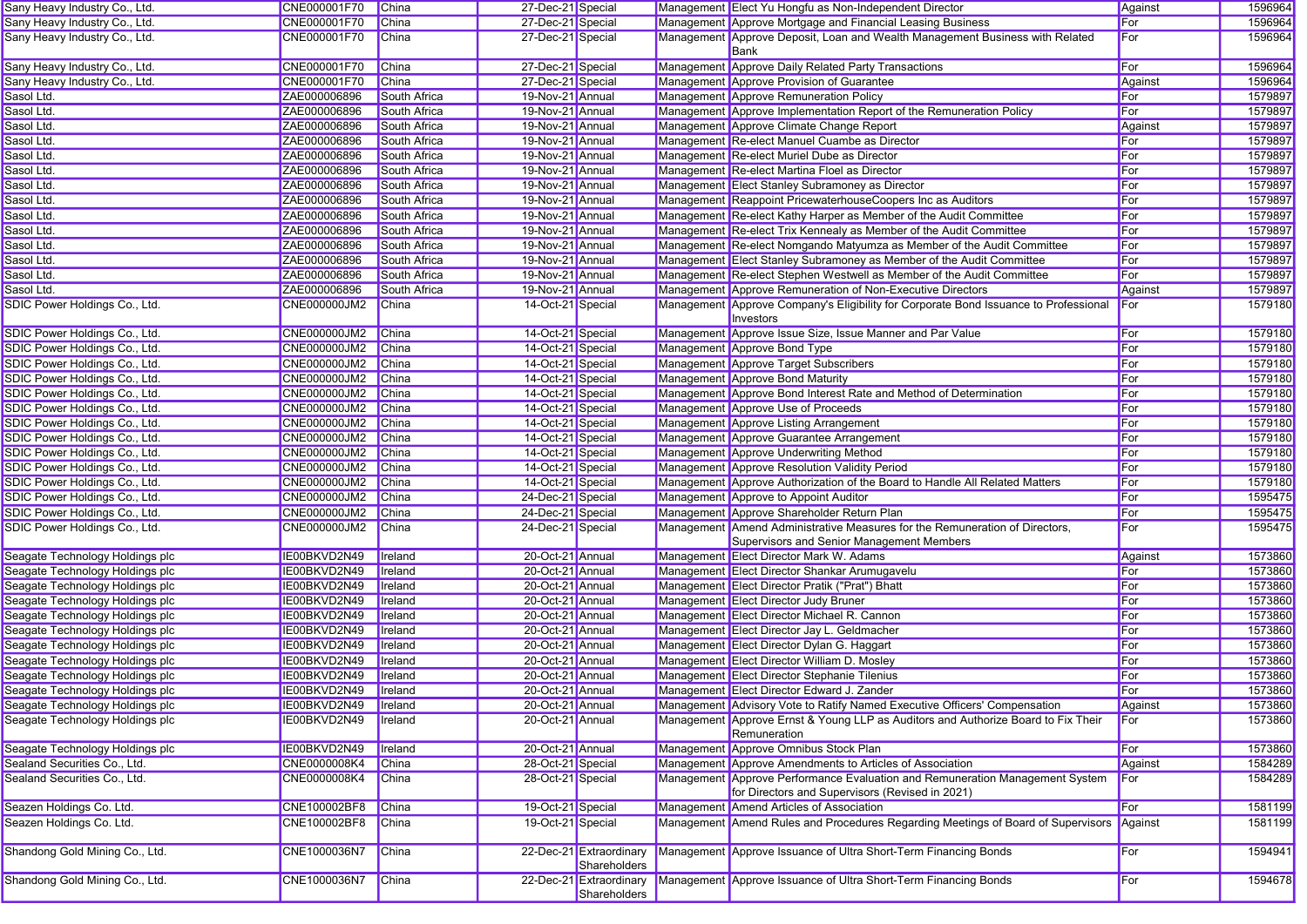| | | | | | | | | |
|---|---|---|---|---|---|---|---|---|
| Sany Heavy Industry Co., Ltd. | CNE000001F70 | China | 27-Dec-21 | Special | Management | Elect Yu Hongfu as Non-Independent Director | Against | 1596964 |
| Sany Heavy Industry Co., Ltd. | CNE000001F70 | China | 27-Dec-21 | Special | Management | Approve Mortgage and Financial Leasing Business | For | 1596964 |
| Sany Heavy Industry Co., Ltd. | CNE000001F70 | China | 27-Dec-21 | Special | Management | Approve Deposit, Loan and Wealth Management Business with Related Bank | For | 1596964 |
| Sany Heavy Industry Co., Ltd. | CNE000001F70 | China | 27-Dec-21 | Special | Management | Approve Daily Related Party Transactions | For | 1596964 |
| Sany Heavy Industry Co., Ltd. | CNE000001F70 | China | 27-Dec-21 | Special | Management | Approve Provision of Guarantee | Against | 1596964 |
| Sasol Ltd. | ZAE000006896 | South Africa | 19-Nov-21 | Annual | Management | Approve Remuneration Policy | For | 1579897 |
| Sasol Ltd. | ZAE000006896 | South Africa | 19-Nov-21 | Annual | Management | Approve Implementation Report of the Remuneration Policy | For | 1579897 |
| Sasol Ltd. | ZAE000006896 | South Africa | 19-Nov-21 | Annual | Management | Approve Climate Change Report | Against | 1579897 |
| Sasol Ltd. | ZAE000006896 | South Africa | 19-Nov-21 | Annual | Management | Re-elect Manuel Cuambe as Director | For | 1579897 |
| Sasol Ltd. | ZAE000006896 | South Africa | 19-Nov-21 | Annual | Management | Re-elect Muriel Dube as Director | For | 1579897 |
| Sasol Ltd. | ZAE000006896 | South Africa | 19-Nov-21 | Annual | Management | Re-elect Martina Floel as Director | For | 1579897 |
| Sasol Ltd. | ZAE000006896 | South Africa | 19-Nov-21 | Annual | Management | Elect Stanley Subramoney as Director | For | 1579897 |
| Sasol Ltd. | ZAE000006896 | South Africa | 19-Nov-21 | Annual | Management | Reappoint PricewaterhouseCoopers Inc as Auditors | For | 1579897 |
| Sasol Ltd. | ZAE000006896 | South Africa | 19-Nov-21 | Annual | Management | Re-elect Kathy Harper as Member of the Audit Committee | For | 1579897 |
| Sasol Ltd. | ZAE000006896 | South Africa | 19-Nov-21 | Annual | Management | Re-elect Trix Kennealy as Member of the Audit Committee | For | 1579897 |
| Sasol Ltd. | ZAE000006896 | South Africa | 19-Nov-21 | Annual | Management | Re-elect Nomgando Matyumza as Member of the Audit Committee | For | 1579897 |
| Sasol Ltd. | ZAE000006896 | South Africa | 19-Nov-21 | Annual | Management | Elect Stanley Subramoney as Member of the Audit Committee | For | 1579897 |
| Sasol Ltd. | ZAE000006896 | South Africa | 19-Nov-21 | Annual | Management | Re-elect Stephen Westwell as Member of the Audit Committee | For | 1579897 |
| Sasol Ltd. | ZAE000006896 | South Africa | 19-Nov-21 | Annual | Management | Approve Remuneration of Non-Executive Directors | Against | 1579897 |
| SDIC Power Holdings Co., Ltd. | CNE000000JM2 | China | 14-Oct-21 | Special | Management | Approve Company's Eligibility for Corporate Bond Issuance to Professional Investors | For | 1579180 |
| SDIC Power Holdings Co., Ltd. | CNE000000JM2 | China | 14-Oct-21 | Special | Management | Approve Issue Size, Issue Manner and Par Value | For | 1579180 |
| SDIC Power Holdings Co., Ltd. | CNE000000JM2 | China | 14-Oct-21 | Special | Management | Approve Bond Type | For | 1579180 |
| SDIC Power Holdings Co., Ltd. | CNE000000JM2 | China | 14-Oct-21 | Special | Management | Approve Target Subscribers | For | 1579180 |
| SDIC Power Holdings Co., Ltd. | CNE000000JM2 | China | 14-Oct-21 | Special | Management | Approve Bond Maturity | For | 1579180 |
| SDIC Power Holdings Co., Ltd. | CNE000000JM2 | China | 14-Oct-21 | Special | Management | Approve Bond Interest Rate and Method of Determination | For | 1579180 |
| SDIC Power Holdings Co., Ltd. | CNE000000JM2 | China | 14-Oct-21 | Special | Management | Approve Use of Proceeds | For | 1579180 |
| SDIC Power Holdings Co., Ltd. | CNE000000JM2 | China | 14-Oct-21 | Special | Management | Approve Listing Arrangement | For | 1579180 |
| SDIC Power Holdings Co., Ltd. | CNE000000JM2 | China | 14-Oct-21 | Special | Management | Approve Guarantee Arrangement | For | 1579180 |
| SDIC Power Holdings Co., Ltd. | CNE000000JM2 | China | 14-Oct-21 | Special | Management | Approve Underwriting Method | For | 1579180 |
| SDIC Power Holdings Co., Ltd. | CNE000000JM2 | China | 14-Oct-21 | Special | Management | Approve Resolution Validity Period | For | 1579180 |
| SDIC Power Holdings Co., Ltd. | CNE000000JM2 | China | 14-Oct-21 | Special | Management | Approve Authorization of the Board to Handle All Related Matters | For | 1579180 |
| SDIC Power Holdings Co., Ltd. | CNE000000JM2 | China | 24-Dec-21 | Special | Management | Approve to Appoint Auditor | For | 1595475 |
| SDIC Power Holdings Co., Ltd. | CNE000000JM2 | China | 24-Dec-21 | Special | Management | Approve Shareholder Return Plan | For | 1595475 |
| SDIC Power Holdings Co., Ltd. | CNE000000JM2 | China | 24-Dec-21 | Special | Management | Amend Administrative Measures for the Remuneration of Directors, Supervisors and Senior Management Members | For | 1595475 |
| Seagate Technology Holdings plc | IE00BKVD2N49 | Ireland | 20-Oct-21 | Annual | Management | Elect Director Mark W. Adams | Against | 1573860 |
| Seagate Technology Holdings plc | IE00BKVD2N49 | Ireland | 20-Oct-21 | Annual | Management | Elect Director Shankar Arumugavelu | For | 1573860 |
| Seagate Technology Holdings plc | IE00BKVD2N49 | Ireland | 20-Oct-21 | Annual | Management | Elect Director Pratik ("Prat") Bhatt | For | 1573860 |
| Seagate Technology Holdings plc | IE00BKVD2N49 | Ireland | 20-Oct-21 | Annual | Management | Elect Director Judy Bruner | For | 1573860 |
| Seagate Technology Holdings plc | IE00BKVD2N49 | Ireland | 20-Oct-21 | Annual | Management | Elect Director Michael R. Cannon | For | 1573860 |
| Seagate Technology Holdings plc | IE00BKVD2N49 | Ireland | 20-Oct-21 | Annual | Management | Elect Director Jay L. Geldmacher | For | 1573860 |
| Seagate Technology Holdings plc | IE00BKVD2N49 | Ireland | 20-Oct-21 | Annual | Management | Elect Director Dylan G. Haggart | For | 1573860 |
| Seagate Technology Holdings plc | IE00BKVD2N49 | Ireland | 20-Oct-21 | Annual | Management | Elect Director William D. Mosley | For | 1573860 |
| Seagate Technology Holdings plc | IE00BKVD2N49 | Ireland | 20-Oct-21 | Annual | Management | Elect Director Stephanie Tilenius | For | 1573860 |
| Seagate Technology Holdings plc | IE00BKVD2N49 | Ireland | 20-Oct-21 | Annual | Management | Elect Director Edward J. Zander | For | 1573860 |
| Seagate Technology Holdings plc | IE00BKVD2N49 | Ireland | 20-Oct-21 | Annual | Management | Advisory Vote to Ratify Named Executive Officers' Compensation | Against | 1573860 |
| Seagate Technology Holdings plc | IE00BKVD2N49 | Ireland | 20-Oct-21 | Annual | Management | Approve Ernst & Young LLP as Auditors and Authorize Board to Fix Their Remuneration | For | 1573860 |
| Seagate Technology Holdings plc | IE00BKVD2N49 | Ireland | 20-Oct-21 | Annual | Management | Approve Omnibus Stock Plan | For | 1573860 |
| Sealand Securities Co., Ltd. | CNE0000008K4 | China | 28-Oct-21 | Special | Management | Approve Amendments to Articles of Association | Against | 1584289 |
| Sealand Securities Co., Ltd. | CNE0000008K4 | China | 28-Oct-21 | Special | Management | Approve Performance Evaluation and Remuneration Management System for Directors and Supervisors (Revised in 2021) | For | 1584289 |
| Seazen Holdings Co. Ltd. | CNE100002BF8 | China | 19-Oct-21 | Special | Management | Amend Articles of Association | For | 1581199 |
| Seazen Holdings Co. Ltd. | CNE100002BF8 | China | 19-Oct-21 | Special | Management | Amend Rules and Procedures Regarding Meetings of Board of Supervisors | Against | 1581199 |
| Shandong Gold Mining Co., Ltd. | CNE1000036N7 | China | 22-Dec-21 | Extraordinary Shareholders | Management | Approve Issuance of Ultra Short-Term Financing Bonds | For | 1594941 |
| Shandong Gold Mining Co., Ltd. | CNE1000036N7 | China | 22-Dec-21 | Extraordinary Shareholders | Management | Approve Issuance of Ultra Short-Term Financing Bonds | For | 1594678 |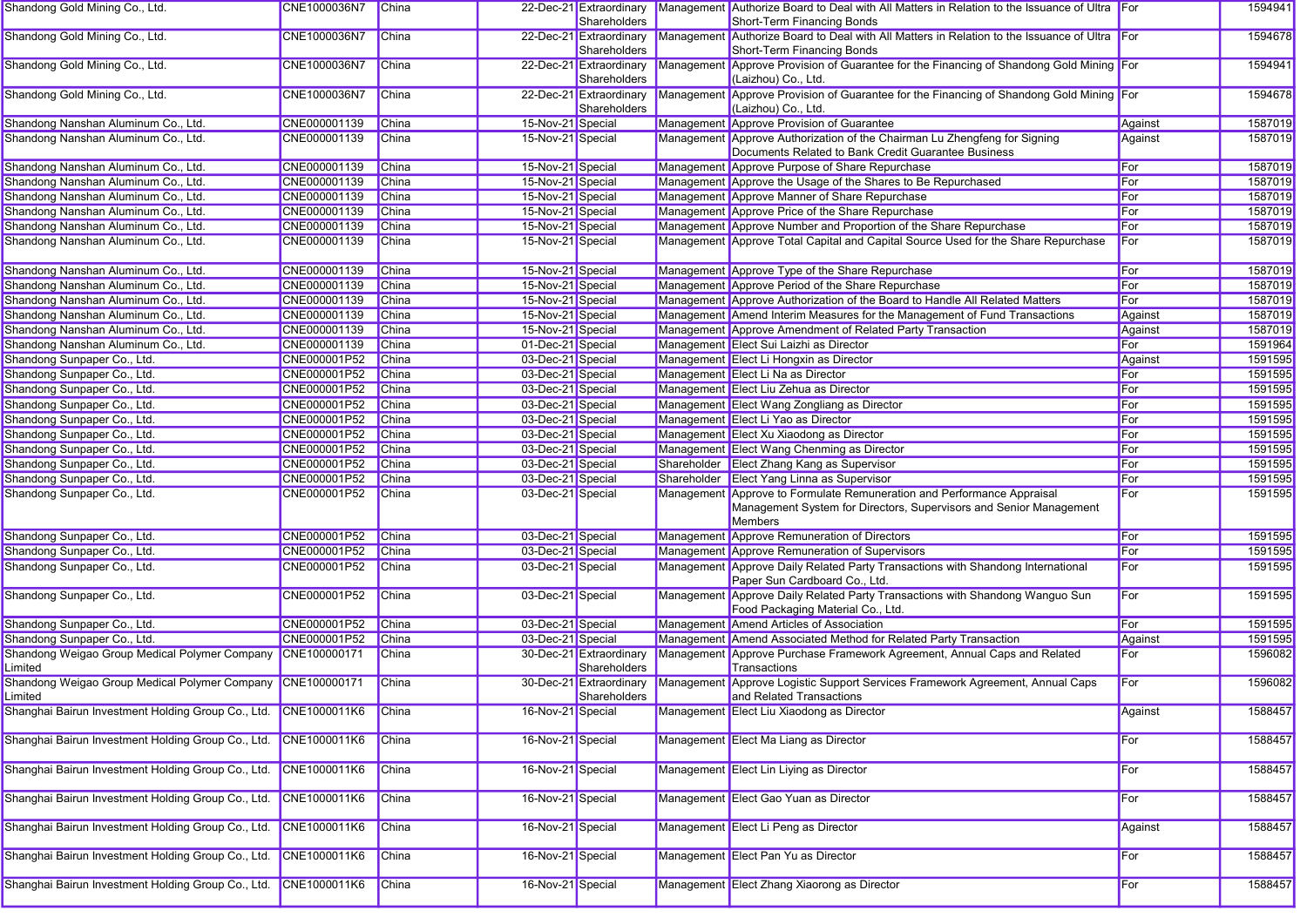| Shandong Gold Mining Co., Ltd. | CNE1000036N7 | China | 22-Dec-21 | Extraordinary Shareholders | Management | Authorize Board to Deal with All Matters in Relation to the Issuance of Ultra Short-Term Financing Bonds | For | 1594941 |
|---|---|---|---|---|---|---|---|---|
| Shandong Gold Mining Co., Ltd. | CNE1000036N7 | China | 22-Dec-21 | Extraordinary Shareholders | Management | Authorize Board to Deal with All Matters in Relation to the Issuance of Ultra Short-Term Financing Bonds | For | 1594678 |
| Shandong Gold Mining Co., Ltd. | CNE1000036N7 | China | 22-Dec-21 | Extraordinary Shareholders | Management | Approve Provision of Guarantee for the Financing of Shandong Gold Mining (Laizhou) Co., Ltd. | For | 1594941 |
| Shandong Gold Mining Co., Ltd. | CNE1000036N7 | China | 22-Dec-21 | Extraordinary Shareholders | Management | Approve Provision of Guarantee for the Financing of Shandong Gold Mining (Laizhou) Co., Ltd. | For | 1594678 |
| Shandong Nanshan Aluminum Co., Ltd. | CNE000001139 | China | 15-Nov-21 | Special | Management | Approve Provision of Guarantee | Against | 1587019 |
| Shandong Nanshan Aluminum Co., Ltd. | CNE000001139 | China | 15-Nov-21 | Special | Management | Approve Authorization of the Chairman Lu Zhengfeng for Signing Documents Related to Bank Credit Guarantee Business | Against | 1587019 |
| Shandong Nanshan Aluminum Co., Ltd. | CNE000001139 | China | 15-Nov-21 | Special | Management | Approve Purpose of Share Repurchase | For | 1587019 |
| Shandong Nanshan Aluminum Co., Ltd. | CNE000001139 | China | 15-Nov-21 | Special | Management | Approve the Usage of the Shares to Be Repurchased | For | 1587019 |
| Shandong Nanshan Aluminum Co., Ltd. | CNE000001139 | China | 15-Nov-21 | Special | Management | Approve Manner of Share Repurchase | For | 1587019 |
| Shandong Nanshan Aluminum Co., Ltd. | CNE000001139 | China | 15-Nov-21 | Special | Management | Approve Price of the Share Repurchase | For | 1587019 |
| Shandong Nanshan Aluminum Co., Ltd. | CNE000001139 | China | 15-Nov-21 | Special | Management | Approve Number and Proportion of the Share Repurchase | For | 1587019 |
| Shandong Nanshan Aluminum Co., Ltd. | CNE000001139 | China | 15-Nov-21 | Special | Management | Approve Total Capital and Capital Source Used for the Share Repurchase | For | 1587019 |
| Shandong Nanshan Aluminum Co., Ltd. | CNE000001139 | China | 15-Nov-21 | Special | Management | Approve Type of the Share Repurchase | For | 1587019 |
| Shandong Nanshan Aluminum Co., Ltd. | CNE000001139 | China | 15-Nov-21 | Special | Management | Approve Period of the Share Repurchase | For | 1587019 |
| Shandong Nanshan Aluminum Co., Ltd. | CNE000001139 | China | 15-Nov-21 | Special | Management | Approve Authorization of the Board to Handle All Related Matters | For | 1587019 |
| Shandong Nanshan Aluminum Co., Ltd. | CNE000001139 | China | 15-Nov-21 | Special | Management | Amend Interim Measures for the Management of Fund Transactions | Against | 1587019 |
| Shandong Nanshan Aluminum Co., Ltd. | CNE000001139 | China | 15-Nov-21 | Special | Management | Approve Amendment of Related Party Transaction | Against | 1587019 |
| Shandong Nanshan Aluminum Co., Ltd. | CNE000001139 | China | 01-Dec-21 | Special | Management | Elect Sui Laizhi as Director | For | 1591964 |
| Shandong Sunpaper Co., Ltd. | CNE000001P52 | China | 03-Dec-21 | Special | Management | Elect Li Hongxin as Director | Against | 1591595 |
| Shandong Sunpaper Co., Ltd. | CNE000001P52 | China | 03-Dec-21 | Special | Management | Elect Li Na as Director | For | 1591595 |
| Shandong Sunpaper Co., Ltd. | CNE000001P52 | China | 03-Dec-21 | Special | Management | Elect Liu Zehua as Director | For | 1591595 |
| Shandong Sunpaper Co., Ltd. | CNE000001P52 | China | 03-Dec-21 | Special | Management | Elect Wang Zongliang as Director | For | 1591595 |
| Shandong Sunpaper Co., Ltd. | CNE000001P52 | China | 03-Dec-21 | Special | Management | Elect Li Yao as Director | For | 1591595 |
| Shandong Sunpaper Co., Ltd. | CNE000001P52 | China | 03-Dec-21 | Special | Management | Elect Xu Xiaodong as Director | For | 1591595 |
| Shandong Sunpaper Co., Ltd. | CNE000001P52 | China | 03-Dec-21 | Special | Management | Elect Wang Chenming as Director | For | 1591595 |
| Shandong Sunpaper Co., Ltd. | CNE000001P52 | China | 03-Dec-21 | Special | Shareholder | Elect Zhang Kang as Supervisor | For | 1591595 |
| Shandong Sunpaper Co., Ltd. | CNE000001P52 | China | 03-Dec-21 | Special | Shareholder | Elect Yang Linna as Supervisor | For | 1591595 |
| Shandong Sunpaper Co., Ltd. | CNE000001P52 | China | 03-Dec-21 | Special | Management | Approve to Formulate Remuneration and Performance Appraisal Management System for Directors, Supervisors and Senior Management Members | For | 1591595 |
| Shandong Sunpaper Co., Ltd. | CNE000001P52 | China | 03-Dec-21 | Special | Management | Approve Remuneration of Directors | For | 1591595 |
| Shandong Sunpaper Co., Ltd. | CNE000001P52 | China | 03-Dec-21 | Special | Management | Approve Remuneration of Supervisors | For | 1591595 |
| Shandong Sunpaper Co., Ltd. | CNE000001P52 | China | 03-Dec-21 | Special | Management | Approve Daily Related Party Transactions with Shandong International Paper Sun Cardboard Co., Ltd. | For | 1591595 |
| Shandong Sunpaper Co., Ltd. | CNE000001P52 | China | 03-Dec-21 | Special | Management | Approve Daily Related Party Transactions with Shandong Wanguo Sun Food Packaging Material Co., Ltd. | For | 1591595 |
| Shandong Sunpaper Co., Ltd. | CNE000001P52 | China | 03-Dec-21 | Special | Management | Amend Articles of Association | For | 1591595 |
| Shandong Sunpaper Co., Ltd. | CNE000001P52 | China | 03-Dec-21 | Special | Management | Amend Associated Method for Related Party Transaction | Against | 1591595 |
| Shandong Weigao Group Medical Polymer Company Limited | CNE100000171 | China | 30-Dec-21 | Extraordinary Shareholders | Management | Approve Purchase Framework Agreement, Annual Caps and Related Transactions | For | 1596082 |
| Shandong Weigao Group Medical Polymer Company Limited | CNE100000171 | China | 30-Dec-21 | Extraordinary Shareholders | Management | Approve Logistic Support Services Framework Agreement, Annual Caps and Related Transactions | For | 1596082 |
| Shanghai Bairun Investment Holding Group Co., Ltd. | CNE1000011K6 | China | 16-Nov-21 | Special | Management | Elect Liu Xiaodong as Director | Against | 1588457 |
| Shanghai Bairun Investment Holding Group Co., Ltd. | CNE1000011K6 | China | 16-Nov-21 | Special | Management | Elect Ma Liang as Director | For | 1588457 |
| Shanghai Bairun Investment Holding Group Co., Ltd. | CNE1000011K6 | China | 16-Nov-21 | Special | Management | Elect Lin Liying as Director | For | 1588457 |
| Shanghai Bairun Investment Holding Group Co., Ltd. | CNE1000011K6 | China | 16-Nov-21 | Special | Management | Elect Gao Yuan as Director | For | 1588457 |
| Shanghai Bairun Investment Holding Group Co., Ltd. | CNE1000011K6 | China | 16-Nov-21 | Special | Management | Elect Li Peng as Director | Against | 1588457 |
| Shanghai Bairun Investment Holding Group Co., Ltd. | CNE1000011K6 | China | 16-Nov-21 | Special | Management | Elect Pan Yu as Director | For | 1588457 |
| Shanghai Bairun Investment Holding Group Co., Ltd. | CNE1000011K6 | China | 16-Nov-21 | Special | Management | Elect Zhang Xiaorong as Director | For | 1588457 |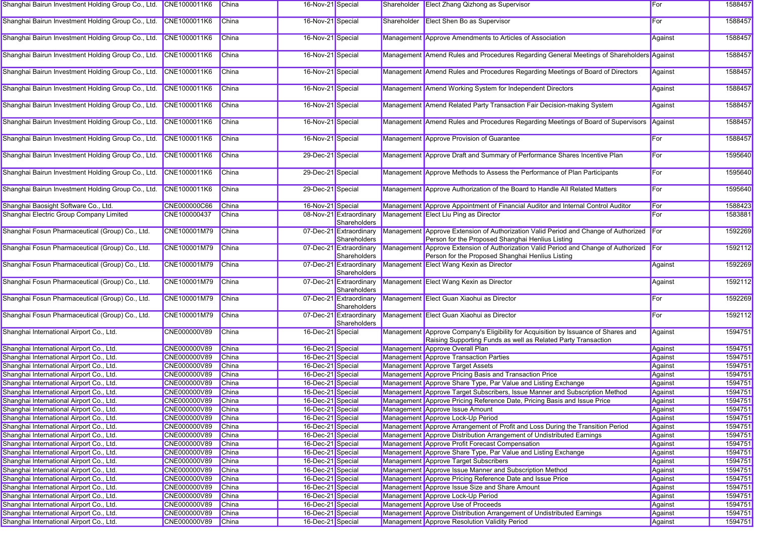| | | | | | | | | |
|---|---|---|---|---|---|---|---|---|
| Shanghai Bairun Investment Holding Group Co., Ltd. | CNE1000011K6 | China | 16-Nov-21 | Special | Shareholder | Elect Zhang Qizhong as Supervisor | For | 1588457 |
| Shanghai Bairun Investment Holding Group Co., Ltd. | CNE1000011K6 | China | 16-Nov-21 | Special | Shareholder | Elect Shen Bo as Supervisor | For | 1588457 |
| Shanghai Bairun Investment Holding Group Co., Ltd. | CNE1000011K6 | China | 16-Nov-21 | Special | Management | Approve Amendments to Articles of Association | Against | 1588457 |
| Shanghai Bairun Investment Holding Group Co., Ltd. | CNE1000011K6 | China | 16-Nov-21 | Special | Management | Amend Rules and Procedures Regarding General Meetings of Shareholders | Against | 1588457 |
| Shanghai Bairun Investment Holding Group Co., Ltd. | CNE1000011K6 | China | 16-Nov-21 | Special | Management | Amend Rules and Procedures Regarding Meetings of Board of Directors | Against | 1588457 |
| Shanghai Bairun Investment Holding Group Co., Ltd. | CNE1000011K6 | China | 16-Nov-21 | Special | Management | Amend Working System for Independent Directors | Against | 1588457 |
| Shanghai Bairun Investment Holding Group Co., Ltd. | CNE1000011K6 | China | 16-Nov-21 | Special | Management | Amend Related Party Transaction Fair Decision-making System | Against | 1588457 |
| Shanghai Bairun Investment Holding Group Co., Ltd. | CNE1000011K6 | China | 16-Nov-21 | Special | Management | Amend Rules and Procedures Regarding Meetings of Board of Supervisors | Against | 1588457 |
| Shanghai Bairun Investment Holding Group Co., Ltd. | CNE1000011K6 | China | 16-Nov-21 | Special | Management | Approve Provision of Guarantee | For | 1588457 |
| Shanghai Bairun Investment Holding Group Co., Ltd. | CNE1000011K6 | China | 29-Dec-21 | Special | Management | Approve Draft and Summary of Performance Shares Incentive Plan | For | 1595640 |
| Shanghai Bairun Investment Holding Group Co., Ltd. | CNE1000011K6 | China | 29-Dec-21 | Special | Management | Approve Methods to Assess the Performance of Plan Participants | For | 1595640 |
| Shanghai Bairun Investment Holding Group Co., Ltd. | CNE1000011K6 | China | 29-Dec-21 | Special | Management | Approve Authorization of the Board to Handle All Related Matters | For | 1595640 |
| Shanghai Baosight Software Co., Ltd. | CNE000000C66 | China | 16-Nov-21 | Special | Management | Approve Appointment of Financial Auditor and Internal Control Auditor | For | 1588423 |
| Shanghai Electric Group Company Limited | CNE100000437 | China | 08-Nov-21 | Extraordinary Shareholders | Management | Elect Liu Ping as Director | For | 1583881 |
| Shanghai Fosun Pharmaceutical (Group) Co., Ltd. | CNE100001M79 | China | 07-Dec-21 | Extraordinary Shareholders | Management | Approve Extension of Authorization Valid Period and Change of Authorized Person for the Proposed Shanghai Henlius Listing | For | 1592269 |
| Shanghai Fosun Pharmaceutical (Group) Co., Ltd. | CNE100001M79 | China | 07-Dec-21 | Extraordinary Shareholders | Management | Approve Extension of Authorization Valid Period and Change of Authorized Person for the Proposed Shanghai Henlius Listing | For | 1592112 |
| Shanghai Fosun Pharmaceutical (Group) Co., Ltd. | CNE100001M79 | China | 07-Dec-21 | Extraordinary Shareholders | Management | Elect Wang Kexin as Director | Against | 1592269 |
| Shanghai Fosun Pharmaceutical (Group) Co., Ltd. | CNE100001M79 | China | 07-Dec-21 | Extraordinary Shareholders | Management | Elect Wang Kexin as Director | Against | 1592112 |
| Shanghai Fosun Pharmaceutical (Group) Co., Ltd. | CNE100001M79 | China | 07-Dec-21 | Extraordinary Shareholders | Management | Elect Guan Xiaohui as Director | For | 1592269 |
| Shanghai Fosun Pharmaceutical (Group) Co., Ltd. | CNE100001M79 | China | 07-Dec-21 | Extraordinary Shareholders | Management | Elect Guan Xiaohui as Director | For | 1592112 |
| Shanghai International Airport Co., Ltd. | CNE000000V89 | China | 16-Dec-21 | Special | Management | Approve Company's Eligibility for Acquisition by Issuance of Shares and Raising Supporting Funds as well as Related Party Transaction | Against | 1594751 |
| Shanghai International Airport Co., Ltd. | CNE000000V89 | China | 16-Dec-21 | Special | Management | Approve Overall Plan | Against | 1594751 |
| Shanghai International Airport Co., Ltd. | CNE000000V89 | China | 16-Dec-21 | Special | Management | Approve Transaction Parties | Against | 1594751 |
| Shanghai International Airport Co., Ltd. | CNE000000V89 | China | 16-Dec-21 | Special | Management | Approve Target Assets | Against | 1594751 |
| Shanghai International Airport Co., Ltd. | CNE000000V89 | China | 16-Dec-21 | Special | Management | Approve Pricing Basis and Transaction Price | Against | 1594751 |
| Shanghai International Airport Co., Ltd. | CNE000000V89 | China | 16-Dec-21 | Special | Management | Approve Share Type, Par Value and Listing Exchange | Against | 1594751 |
| Shanghai International Airport Co., Ltd. | CNE000000V89 | China | 16-Dec-21 | Special | Management | Approve Target Subscribers, Issue Manner and Subscription Method | Against | 1594751 |
| Shanghai International Airport Co., Ltd. | CNE000000V89 | China | 16-Dec-21 | Special | Management | Approve Pricing Reference Date, Pricing Basis and Issue Price | Against | 1594751 |
| Shanghai International Airport Co., Ltd. | CNE000000V89 | China | 16-Dec-21 | Special | Management | Approve Issue Amount | Against | 1594751 |
| Shanghai International Airport Co., Ltd. | CNE000000V89 | China | 16-Dec-21 | Special | Management | Approve Lock-Up Period | Against | 1594751 |
| Shanghai International Airport Co., Ltd. | CNE000000V89 | China | 16-Dec-21 | Special | Management | Approve Arrangement of Profit and Loss During the Transition Period | Against | 1594751 |
| Shanghai International Airport Co., Ltd. | CNE000000V89 | China | 16-Dec-21 | Special | Management | Approve Distribution Arrangement of Undistributed Earnings | Against | 1594751 |
| Shanghai International Airport Co., Ltd. | CNE000000V89 | China | 16-Dec-21 | Special | Management | Approve Profit Forecast Compensation | Against | 1594751 |
| Shanghai International Airport Co., Ltd. | CNE000000V89 | China | 16-Dec-21 | Special | Management | Approve Share Type, Par Value and Listing Exchange | Against | 1594751 |
| Shanghai International Airport Co., Ltd. | CNE000000V89 | China | 16-Dec-21 | Special | Management | Approve Target Subscribers | Against | 1594751 |
| Shanghai International Airport Co., Ltd. | CNE000000V89 | China | 16-Dec-21 | Special | Management | Approve Issue Manner and Subscription Method | Against | 1594751 |
| Shanghai International Airport Co., Ltd. | CNE000000V89 | China | 16-Dec-21 | Special | Management | Approve Pricing Reference Date and Issue Price | Against | 1594751 |
| Shanghai International Airport Co., Ltd. | CNE000000V89 | China | 16-Dec-21 | Special | Management | Approve Issue Size and Share Amount | Against | 1594751 |
| Shanghai International Airport Co., Ltd. | CNE000000V89 | China | 16-Dec-21 | Special | Management | Approve Lock-Up Period | Against | 1594751 |
| Shanghai International Airport Co., Ltd. | CNE000000V89 | China | 16-Dec-21 | Special | Management | Approve Use of Proceeds | Against | 1594751 |
| Shanghai International Airport Co., Ltd. | CNE000000V89 | China | 16-Dec-21 | Special | Management | Approve Distribution Arrangement of Undistributed Earnings | Against | 1594751 |
| Shanghai International Airport Co., Ltd. | CNE000000V89 | China | 16-Dec-21 | Special | Management | Approve Resolution Validity Period | Against | 1594751 |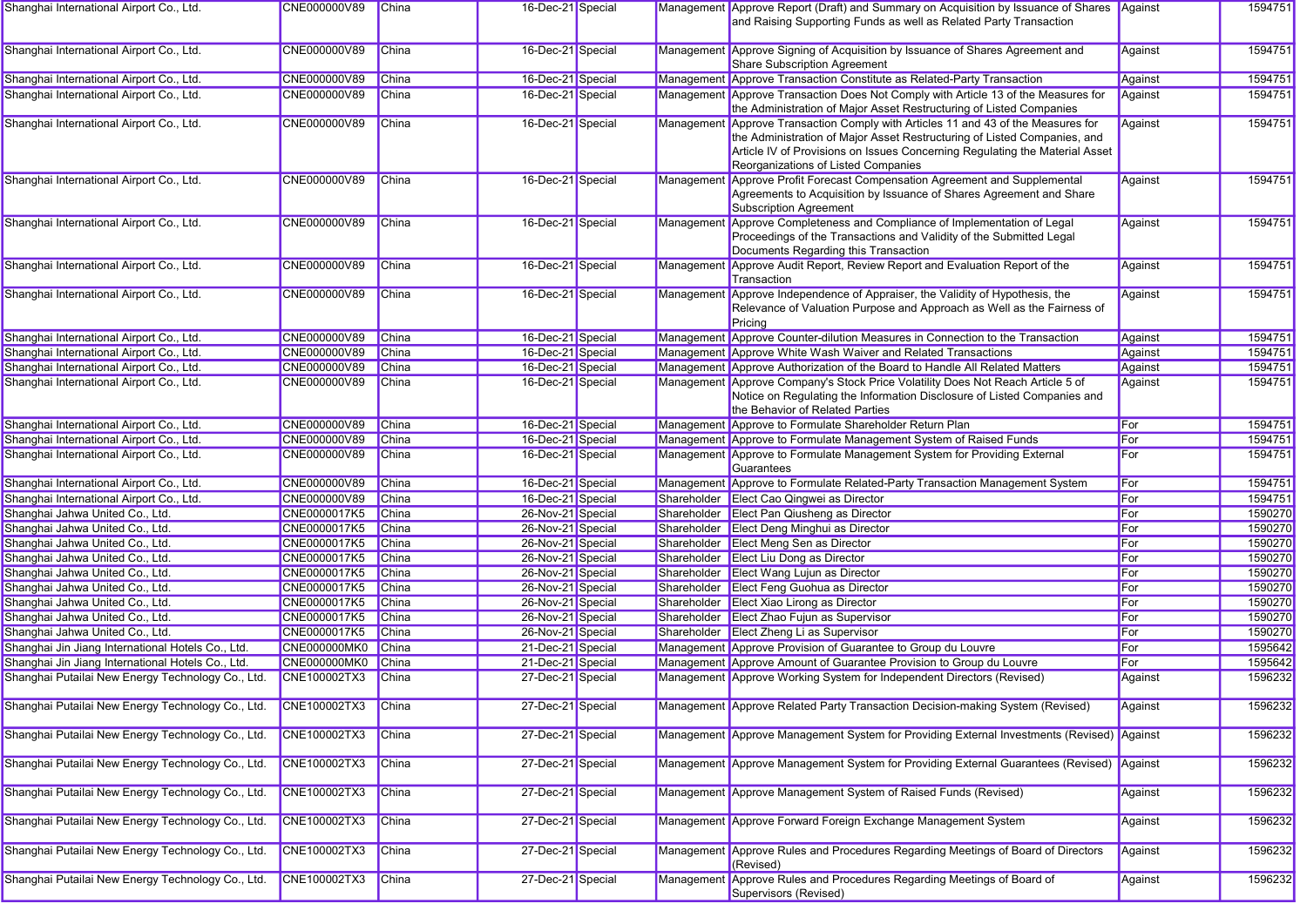| Shanghai International Airport Co., Ltd. | CNE000000V89 | China | 16-Dec-21 | Special | Management | Approve Report (Draft) and Summary on Acquisition by Issuance of Shares and Raising Supporting Funds as well as Related Party Transaction | Against | 1594751 |
|---|---|---|---|---|---|---|---|---|
| Shanghai International Airport Co., Ltd. | CNE000000V89 | China | 16-Dec-21 | Special | Management | Approve Signing of Acquisition by Issuance of Shares Agreement and Share Subscription Agreement | Against | 1594751 |
| Shanghai International Airport Co., Ltd. | CNE000000V89 | China | 16-Dec-21 | Special | Management | Approve Transaction Constitute as Related-Party Transaction | Against | 1594751 |
| Shanghai International Airport Co., Ltd. | CNE000000V89 | China | 16-Dec-21 | Special | Management | Approve Transaction Does Not Comply with Article 13 of the Measures for the Administration of Major Asset Restructuring of Listed Companies | Against | 1594751 |
| Shanghai International Airport Co., Ltd. | CNE000000V89 | China | 16-Dec-21 | Special | Management | Approve Transaction Comply with Articles 11 and 43 of the Measures for the Administration of Major Asset Restructuring of Listed Companies, and Article IV of Provisions on Issues Concerning Regulating the Material Asset Reorganizations of Listed Companies | Against | 1594751 |
| Shanghai International Airport Co., Ltd. | CNE000000V89 | China | 16-Dec-21 | Special | Management | Approve Profit Forecast Compensation Agreement and Supplemental Agreements to Acquisition by Issuance of Shares Agreement and Share Subscription Agreement | Against | 1594751 |
| Shanghai International Airport Co., Ltd. | CNE000000V89 | China | 16-Dec-21 | Special | Management | Approve Completeness and Compliance of Implementation of Legal Proceedings of the Transactions and Validity of the Submitted Legal Documents Regarding this Transaction | Against | 1594751 |
| Shanghai International Airport Co., Ltd. | CNE000000V89 | China | 16-Dec-21 | Special | Management | Approve Audit Report, Review Report and Evaluation Report of the Transaction | Against | 1594751 |
| Shanghai International Airport Co., Ltd. | CNE000000V89 | China | 16-Dec-21 | Special | Management | Approve Independence of Appraiser, the Validity of Hypothesis, the Relevance of Valuation Purpose and Approach as Well as the Fairness of Pricing | Against | 1594751 |
| Shanghai International Airport Co., Ltd. | CNE000000V89 | China | 16-Dec-21 | Special | Management | Approve Counter-dilution Measures in Connection to the Transaction | Against | 1594751 |
| Shanghai International Airport Co., Ltd. | CNE000000V89 | China | 16-Dec-21 | Special | Management | Approve White Wash Waiver and Related Transactions | Against | 1594751 |
| Shanghai International Airport Co., Ltd. | CNE000000V89 | China | 16-Dec-21 | Special | Management | Approve Authorization of the Board to Handle All Related Matters | Against | 1594751 |
| Shanghai International Airport Co., Ltd. | CNE000000V89 | China | 16-Dec-21 | Special | Management | Approve Company's Stock Price Volatility Does Not Reach Article 5 of Notice on Regulating the Information Disclosure of Listed Companies and the Behavior of Related Parties | Against | 1594751 |
| Shanghai International Airport Co., Ltd. | CNE000000V89 | China | 16-Dec-21 | Special | Management | Approve to Formulate Shareholder Return Plan | For | 1594751 |
| Shanghai International Airport Co., Ltd. | CNE000000V89 | China | 16-Dec-21 | Special | Management | Approve to Formulate Management System of Raised Funds | For | 1594751 |
| Shanghai International Airport Co., Ltd. | CNE000000V89 | China | 16-Dec-21 | Special | Management | Approve to Formulate Management System for Providing External Guarantees | For | 1594751 |
| Shanghai International Airport Co., Ltd. | CNE000000V89 | China | 16-Dec-21 | Special | Management | Approve to Formulate Related-Party Transaction Management System | For | 1594751 |
| Shanghai International Airport Co., Ltd. | CNE000000V89 | China | 16-Dec-21 | Special | Shareholder | Elect Cao Qingwei as Director | For | 1594751 |
| Shanghai Jahwa United Co., Ltd. | CNE0000017K5 | China | 26-Nov-21 | Special | Shareholder | Elect Pan Qiusheng as Director | For | 1590270 |
| Shanghai Jahwa United Co., Ltd. | CNE0000017K5 | China | 26-Nov-21 | Special | Shareholder | Elect Deng Minghui as Director | For | 1590270 |
| Shanghai Jahwa United Co., Ltd. | CNE0000017K5 | China | 26-Nov-21 | Special | Shareholder | Elect Meng Sen as Director | For | 1590270 |
| Shanghai Jahwa United Co., Ltd. | CNE0000017K5 | China | 26-Nov-21 | Special | Shareholder | Elect Liu Dong as Director | For | 1590270 |
| Shanghai Jahwa United Co., Ltd. | CNE0000017K5 | China | 26-Nov-21 | Special | Shareholder | Elect Wang Lujun as Director | For | 1590270 |
| Shanghai Jahwa United Co., Ltd. | CNE0000017K5 | China | 26-Nov-21 | Special | Shareholder | Elect Feng Guohua as Director | For | 1590270 |
| Shanghai Jahwa United Co., Ltd. | CNE0000017K5 | China | 26-Nov-21 | Special | Shareholder | Elect Xiao Lirong as Director | For | 1590270 |
| Shanghai Jahwa United Co., Ltd. | CNE0000017K5 | China | 26-Nov-21 | Special | Shareholder | Elect Zhao Fujun as Supervisor | For | 1590270 |
| Shanghai Jahwa United Co., Ltd. | CNE0000017K5 | China | 26-Nov-21 | Special | Shareholder | Elect Zheng Li as Supervisor | For | 1590270 |
| Shanghai Jin Jiang International Hotels Co., Ltd. | CNE000000MK0 | China | 21-Dec-21 | Special | Management | Approve Provision of Guarantee to Group du Louvre | For | 1595642 |
| Shanghai Jin Jiang International Hotels Co., Ltd. | CNE000000MK0 | China | 21-Dec-21 | Special | Management | Approve Amount of Guarantee Provision to Group du Louvre | For | 1595642 |
| Shanghai Putailai New Energy Technology Co., Ltd. | CNE100002TX3 | China | 27-Dec-21 | Special | Management | Approve Working System for Independent Directors (Revised) | Against | 1596232 |
| Shanghai Putailai New Energy Technology Co., Ltd. | CNE100002TX3 | China | 27-Dec-21 | Special | Management | Approve Related Party Transaction Decision-making System (Revised) | Against | 1596232 |
| Shanghai Putailai New Energy Technology Co., Ltd. | CNE100002TX3 | China | 27-Dec-21 | Special | Management | Approve Management System for Providing External Investments (Revised) | Against | 1596232 |
| Shanghai Putailai New Energy Technology Co., Ltd. | CNE100002TX3 | China | 27-Dec-21 | Special | Management | Approve Management System for Providing External Guarantees (Revised) | Against | 1596232 |
| Shanghai Putailai New Energy Technology Co., Ltd. | CNE100002TX3 | China | 27-Dec-21 | Special | Management | Approve Management System of Raised Funds (Revised) | Against | 1596232 |
| Shanghai Putailai New Energy Technology Co., Ltd. | CNE100002TX3 | China | 27-Dec-21 | Special | Management | Approve Forward Foreign Exchange Management System | Against | 1596232 |
| Shanghai Putailai New Energy Technology Co., Ltd. | CNE100002TX3 | China | 27-Dec-21 | Special | Management | Approve Rules and Procedures Regarding Meetings of Board of Directors (Revised) | Against | 1596232 |
| Shanghai Putailai New Energy Technology Co., Ltd. | CNE100002TX3 | China | 27-Dec-21 | Special | Management | Approve Rules and Procedures Regarding Meetings of Board of Supervisors (Revised) | Against | 1596232 |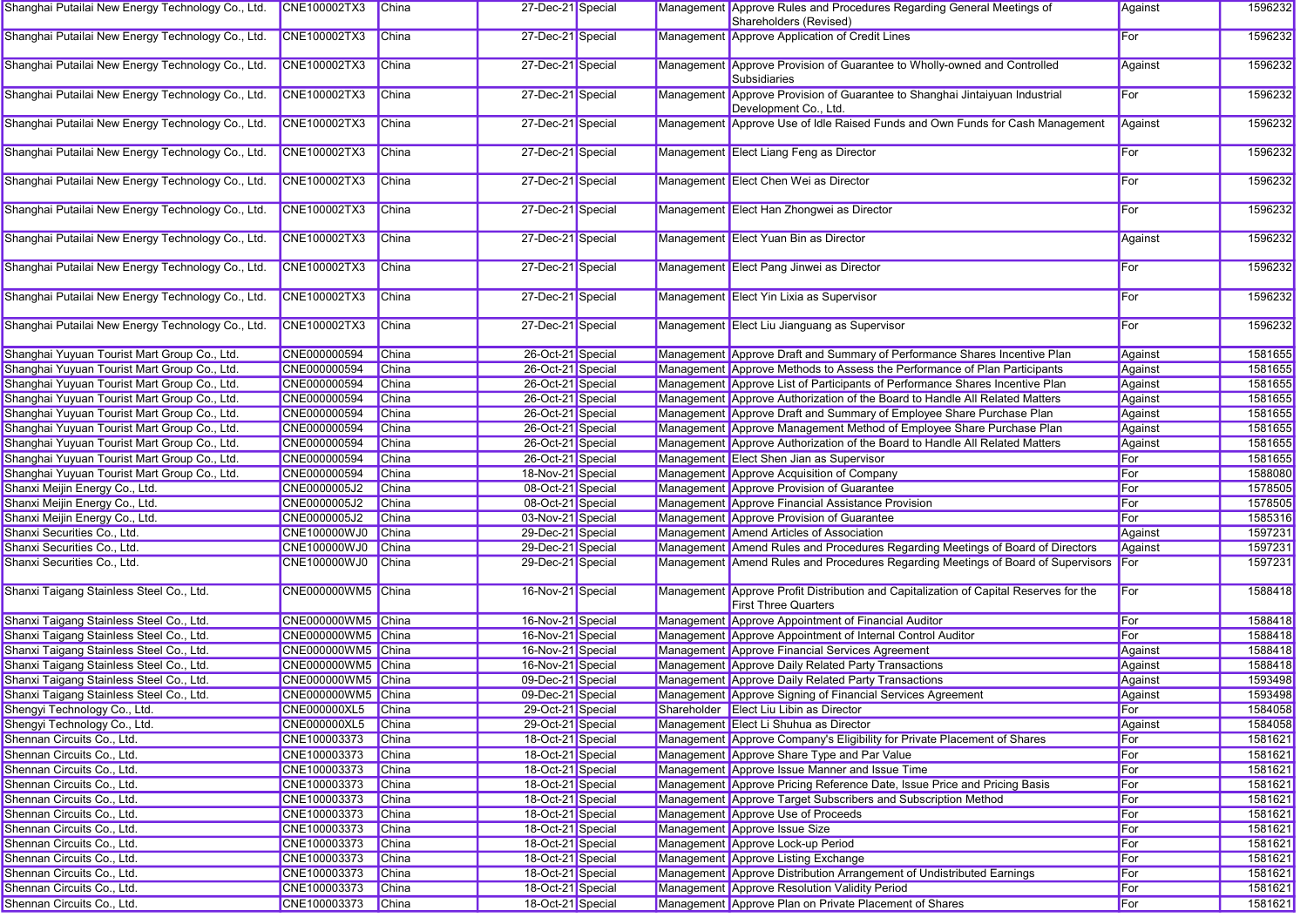| | | | | | | | | |
|---|---|---|---|---|---|---|---|---|
| Shanghai Putailai New Energy Technology Co., Ltd. | CNE100002TX3 | China | 27-Dec-21 | Special | Management | Approve Rules and Procedures Regarding General Meetings of Shareholders (Revised) | Against | 1596232 |
| Shanghai Putailai New Energy Technology Co., Ltd. | CNE100002TX3 | China | 27-Dec-21 | Special | Management | Approve Application of Credit Lines | For | 1596232 |
| Shanghai Putailai New Energy Technology Co., Ltd. | CNE100002TX3 | China | 27-Dec-21 | Special | Management | Approve Provision of Guarantee to Wholly-owned and Controlled Subsidiaries | Against | 1596232 |
| Shanghai Putailai New Energy Technology Co., Ltd. | CNE100002TX3 | China | 27-Dec-21 | Special | Management | Approve Provision of Guarantee to Shanghai Jintaiyuan Industrial Development Co., Ltd. | For | 1596232 |
| Shanghai Putailai New Energy Technology Co., Ltd. | CNE100002TX3 | China | 27-Dec-21 | Special | Management | Approve Use of Idle Raised Funds and Own Funds for Cash Management | Against | 1596232 |
| Shanghai Putailai New Energy Technology Co., Ltd. | CNE100002TX3 | China | 27-Dec-21 | Special | Management | Elect Liang Feng as Director | For | 1596232 |
| Shanghai Putailai New Energy Technology Co., Ltd. | CNE100002TX3 | China | 27-Dec-21 | Special | Management | Elect Chen Wei as Director | For | 1596232 |
| Shanghai Putailai New Energy Technology Co., Ltd. | CNE100002TX3 | China | 27-Dec-21 | Special | Management | Elect Han Zhongwei as Director | For | 1596232 |
| Shanghai Putailai New Energy Technology Co., Ltd. | CNE100002TX3 | China | 27-Dec-21 | Special | Management | Elect Yuan Bin as Director | Against | 1596232 |
| Shanghai Putailai New Energy Technology Co., Ltd. | CNE100002TX3 | China | 27-Dec-21 | Special | Management | Elect Pang Jinwei as Director | For | 1596232 |
| Shanghai Putailai New Energy Technology Co., Ltd. | CNE100002TX3 | China | 27-Dec-21 | Special | Management | Elect Yin Lixia as Supervisor | For | 1596232 |
| Shanghai Putailai New Energy Technology Co., Ltd. | CNE100002TX3 | China | 27-Dec-21 | Special | Management | Elect Liu Jianguang as Supervisor | For | 1596232 |
| Shanghai Yuyuan Tourist Mart Group Co., Ltd. | CNE000000594 | China | 26-Oct-21 | Special | Management | Approve Draft and Summary of Performance Shares Incentive Plan | Against | 1581655 |
| Shanghai Yuyuan Tourist Mart Group Co., Ltd. | CNE000000594 | China | 26-Oct-21 | Special | Management | Approve Methods to Assess the Performance of Plan Participants | Against | 1581655 |
| Shanghai Yuyuan Tourist Mart Group Co., Ltd. | CNE000000594 | China | 26-Oct-21 | Special | Management | Approve List of Participants of Performance Shares Incentive Plan | Against | 1581655 |
| Shanghai Yuyuan Tourist Mart Group Co., Ltd. | CNE000000594 | China | 26-Oct-21 | Special | Management | Approve Authorization of the Board to Handle All Related Matters | Against | 1581655 |
| Shanghai Yuyuan Tourist Mart Group Co., Ltd. | CNE000000594 | China | 26-Oct-21 | Special | Management | Approve Draft and Summary of Employee Share Purchase Plan | Against | 1581655 |
| Shanghai Yuyuan Tourist Mart Group Co., Ltd. | CNE000000594 | China | 26-Oct-21 | Special | Management | Approve Management Method of Employee Share Purchase Plan | Against | 1581655 |
| Shanghai Yuyuan Tourist Mart Group Co., Ltd. | CNE000000594 | China | 26-Oct-21 | Special | Management | Approve Authorization of the Board to Handle All Related Matters | Against | 1581655 |
| Shanghai Yuyuan Tourist Mart Group Co., Ltd. | CNE000000594 | China | 26-Oct-21 | Special | Management | Elect Shen Jian as Supervisor | For | 1581655 |
| Shanghai Yuyuan Tourist Mart Group Co., Ltd. | CNE000000594 | China | 18-Nov-21 | Special | Management | Approve Acquisition of Company | For | 1588080 |
| Shanxi Meijin Energy Co., Ltd. | CNE0000005J2 | China | 08-Oct-21 | Special | Management | Approve Provision of Guarantee | For | 1578505 |
| Shanxi Meijin Energy Co., Ltd. | CNE0000005J2 | China | 08-Oct-21 | Special | Management | Approve Financial Assistance Provision | For | 1578505 |
| Shanxi Meijin Energy Co., Ltd. | CNE0000005J2 | China | 03-Nov-21 | Special | Management | Approve Provision of Guarantee | For | 1585316 |
| Shanxi Securities Co., Ltd. | CNE100000WJ0 | China | 29-Dec-21 | Special | Management | Amend Articles of Association | Against | 1597231 |
| Shanxi Securities Co., Ltd. | CNE100000WJ0 | China | 29-Dec-21 | Special | Management | Amend Rules and Procedures Regarding Meetings of Board of Directors | Against | 1597231 |
| Shanxi Securities Co., Ltd. | CNE100000WJ0 | China | 29-Dec-21 | Special | Management | Amend Rules and Procedures Regarding Meetings of Board of Supervisors | For | 1597231 |
| Shanxi Taigang Stainless Steel Co., Ltd. | CNE000000WM5 | China | 16-Nov-21 | Special | Management | Approve Profit Distribution and Capitalization of Capital Reserves for the First Three Quarters | For | 1588418 |
| Shanxi Taigang Stainless Steel Co., Ltd. | CNE000000WM5 | China | 16-Nov-21 | Special | Management | Approve Appointment of Financial Auditor | For | 1588418 |
| Shanxi Taigang Stainless Steel Co., Ltd. | CNE000000WM5 | China | 16-Nov-21 | Special | Management | Approve Appointment of Internal Control Auditor | For | 1588418 |
| Shanxi Taigang Stainless Steel Co., Ltd. | CNE000000WM5 | China | 16-Nov-21 | Special | Management | Approve Financial Services Agreement | Against | 1588418 |
| Shanxi Taigang Stainless Steel Co., Ltd. | CNE000000WM5 | China | 16-Nov-21 | Special | Management | Approve Daily Related Party Transactions | Against | 1588418 |
| Shanxi Taigang Stainless Steel Co., Ltd. | CNE000000WM5 | China | 09-Dec-21 | Special | Management | Approve Daily Related Party Transactions | Against | 1593498 |
| Shanxi Taigang Stainless Steel Co., Ltd. | CNE000000WM5 | China | 09-Dec-21 | Special | Management | Approve Signing of Financial Services Agreement | Against | 1593498 |
| Shengyi Technology Co., Ltd. | CNE000000XL5 | China | 29-Oct-21 | Special | Shareholder | Elect Liu Libin as Director | For | 1584058 |
| Shengyi Technology Co., Ltd. | CNE000000XL5 | China | 29-Oct-21 | Special | Management | Elect Li Shuhua as Director | Against | 1584058 |
| Shennan Circuits Co., Ltd. | CNE100003373 | China | 18-Oct-21 | Special | Management | Approve Company's Eligibility for Private Placement of Shares | For | 1581621 |
| Shennan Circuits Co., Ltd. | CNE100003373 | China | 18-Oct-21 | Special | Management | Approve Share Type and Par Value | For | 1581621 |
| Shennan Circuits Co., Ltd. | CNE100003373 | China | 18-Oct-21 | Special | Management | Approve Issue Manner and Issue Time | For | 1581621 |
| Shennan Circuits Co., Ltd. | CNE100003373 | China | 18-Oct-21 | Special | Management | Approve Pricing Reference Date, Issue Price and Pricing Basis | For | 1581621 |
| Shennan Circuits Co., Ltd. | CNE100003373 | China | 18-Oct-21 | Special | Management | Approve Target Subscribers and Subscription Method | For | 1581621 |
| Shennan Circuits Co., Ltd. | CNE100003373 | China | 18-Oct-21 | Special | Management | Approve Use of Proceeds | For | 1581621 |
| Shennan Circuits Co., Ltd. | CNE100003373 | China | 18-Oct-21 | Special | Management | Approve Issue Size | For | 1581621 |
| Shennan Circuits Co., Ltd. | CNE100003373 | China | 18-Oct-21 | Special | Management | Approve Lock-up Period | For | 1581621 |
| Shennan Circuits Co., Ltd. | CNE100003373 | China | 18-Oct-21 | Special | Management | Approve Listing Exchange | For | 1581621 |
| Shennan Circuits Co., Ltd. | CNE100003373 | China | 18-Oct-21 | Special | Management | Approve Distribution Arrangement of Undistributed Earnings | For | 1581621 |
| Shennan Circuits Co., Ltd. | CNE100003373 | China | 18-Oct-21 | Special | Management | Approve Resolution Validity Period | For | 1581621 |
| Shennan Circuits Co., Ltd. | CNE100003373 | China | 18-Oct-21 | Special | Management | Approve Plan on Private Placement of Shares | For | 1581621 |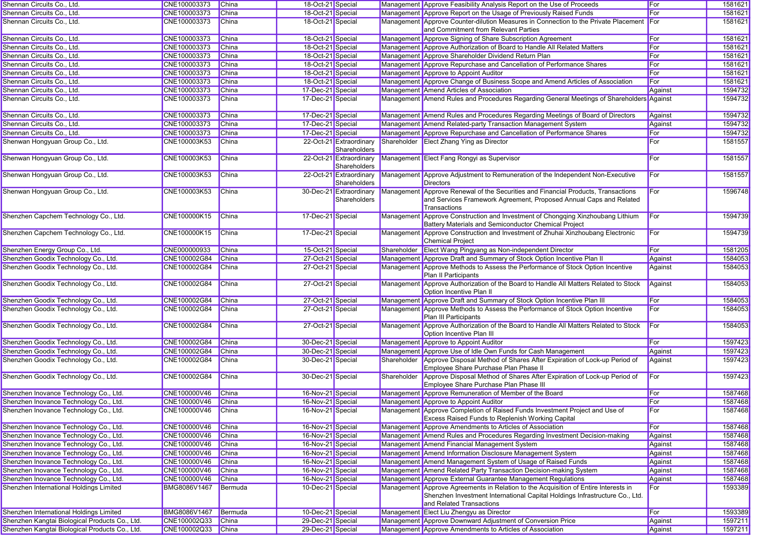| | | | | | | | | |
|---|---|---|---|---|---|---|---|---|
| Shennan Circuits Co., Ltd. | CNE100003373 | China | 18-Oct-21 | Special | Management | Approve Feasibility Analysis Report on the Use of Proceeds | For | 1581621 |
| Shennan Circuits Co., Ltd. | CNE100003373 | China | 18-Oct-21 | Special | Management | Approve Report on the Usage of Previously Raised Funds | For | 1581621 |
| Shennan Circuits Co., Ltd. | CNE100003373 | China | 18-Oct-21 | Special | Management | Approve Counter-dilution Measures in Connection to the Private Placement and Commitment from Relevant Parties | For | 1581621 |
| Shennan Circuits Co., Ltd. | CNE100003373 | China | 18-Oct-21 | Special | Management | Approve Signing of Share Subscription Agreement | For | 1581621 |
| Shennan Circuits Co., Ltd. | CNE100003373 | China | 18-Oct-21 | Special | Management | Approve Authorization of Board to Handle All Related Matters | For | 1581621 |
| Shennan Circuits Co., Ltd. | CNE100003373 | China | 18-Oct-21 | Special | Management | Approve Shareholder Dividend Return Plan | For | 1581621 |
| Shennan Circuits Co., Ltd. | CNE100003373 | China | 18-Oct-21 | Special | Management | Approve Repurchase and Cancellation of Performance Shares | For | 1581621 |
| Shennan Circuits Co., Ltd. | CNE100003373 | China | 18-Oct-21 | Special | Management | Approve to Appoint Auditor | For | 1581621 |
| Shennan Circuits Co., Ltd. | CNE100003373 | China | 18-Oct-21 | Special | Management | Approve Change of Business Scope and Amend Articles of Association | For | 1581621 |
| Shennan Circuits Co., Ltd. | CNE100003373 | China | 17-Dec-21 | Special | Management | Amend Articles of Association | Against | 1594732 |
| Shennan Circuits Co., Ltd. | CNE100003373 | China | 17-Dec-21 | Special | Management | Amend Rules and Procedures Regarding General Meetings of Shareholders | Against | 1594732 |
| Shennan Circuits Co., Ltd. | CNE100003373 | China | 17-Dec-21 | Special | Management | Amend Rules and Procedures Regarding Meetings of Board of Directors | Against | 1594732 |
| Shennan Circuits Co., Ltd. | CNE100003373 | China | 17-Dec-21 | Special | Management | Amend Related-party Transaction Management System | Against | 1594732 |
| Shennan Circuits Co., Ltd. | CNE100003373 | China | 17-Dec-21 | Special | Management | Approve Repurchase and Cancellation of Performance Shares | For | 1594732 |
| Shenwan Hongyuan Group Co., Ltd. | CNE100003K53 | China | 22-Oct-21 | Extraordinary Shareholders | Shareholder | Elect Zhang Ying as Director | For | 1581557 |
| Shenwan Hongyuan Group Co., Ltd. | CNE100003K53 | China | 22-Oct-21 | Extraordinary Shareholders | Management | Elect Fang Rongyi as Supervisor | For | 1581557 |
| Shenwan Hongyuan Group Co., Ltd. | CNE100003K53 | China | 22-Oct-21 | Extraordinary Shareholders | Management | Approve Adjustment to Remuneration of the Independent Non-Executive Directors | For | 1581557 |
| Shenwan Hongyuan Group Co., Ltd. | CNE100003K53 | China | 30-Dec-21 | Extraordinary Shareholders | Management | Approve Renewal of the Securities and Financial Products, Transactions and Services Framework Agreement, Proposed Annual Caps and Related Transactions | For | 1596748 |
| Shenzhen Capchem Technology Co., Ltd. | CNE100000K15 | China | 17-Dec-21 | Special | Management | Approve Construction and Investment of Chongqing Xinzhoubang Lithium Battery Materials and Semiconductor Chemical Project | For | 1594739 |
| Shenzhen Capchem Technology Co., Ltd. | CNE100000K15 | China | 17-Dec-21 | Special | Management | Approve Construction and Investment of Zhuhai Xinzhoubang Electronic Chemical Project | For | 1594739 |
| Shenzhen Energy Group Co., Ltd. | CNE000000933 | China | 15-Oct-21 | Special | Shareholder | Elect Wang Pingyang as Non-independent Director | For | 1581205 |
| Shenzhen Goodix Technology Co., Ltd. | CNE100002G84 | China | 27-Oct-21 | Special | Management | Approve Draft and Summary of Stock Option Incentive Plan II | Against | 1584053 |
| Shenzhen Goodix Technology Co., Ltd. | CNE100002G84 | China | 27-Oct-21 | Special | Management | Approve Methods to Assess the Performance of Stock Option Incentive Plan II Participants | Against | 1584053 |
| Shenzhen Goodix Technology Co., Ltd. | CNE100002G84 | China | 27-Oct-21 | Special | Management | Approve Authorization of the Board to Handle All Matters Related to Stock Option Incentive Plan II | Against | 1584053 |
| Shenzhen Goodix Technology Co., Ltd. | CNE100002G84 | China | 27-Oct-21 | Special | Management | Approve Draft and Summary of Stock Option Incentive Plan III | For | 1584053 |
| Shenzhen Goodix Technology Co., Ltd. | CNE100002G84 | China | 27-Oct-21 | Special | Management | Approve Methods to Assess the Performance of Stock Option Incentive Plan III Participants | For | 1584053 |
| Shenzhen Goodix Technology Co., Ltd. | CNE100002G84 | China | 27-Oct-21 | Special | Management | Approve Authorization of the Board to Handle All Matters Related to Stock Option Incentive Plan III | For | 1584053 |
| Shenzhen Goodix Technology Co., Ltd. | CNE100002G84 | China | 30-Dec-21 | Special | Management | Approve to Appoint Auditor | For | 1597423 |
| Shenzhen Goodix Technology Co., Ltd. | CNE100002G84 | China | 30-Dec-21 | Special | Management | Approve Use of Idle Own Funds for Cash Management | Against | 1597423 |
| Shenzhen Goodix Technology Co., Ltd. | CNE100002G84 | China | 30-Dec-21 | Special | Shareholder | Approve Disposal Method of Shares After Expiration of Lock-up Period of Employee Share Purchase Plan Phase II | Against | 1597423 |
| Shenzhen Goodix Technology Co., Ltd. | CNE100002G84 | China | 30-Dec-21 | Special | Shareholder | Approve Disposal Method of Shares After Expiration of Lock-up Period of Employee Share Purchase Plan Phase III | For | 1597423 |
| Shenzhen Inovance Technology Co., Ltd. | CNE100000V46 | China | 16-Nov-21 | Special | Management | Approve Remuneration of Member of the Board | For | 1587468 |
| Shenzhen Inovance Technology Co., Ltd. | CNE100000V46 | China | 16-Nov-21 | Special | Management | Approve to Appoint Auditor | For | 1587468 |
| Shenzhen Inovance Technology Co., Ltd. | CNE100000V46 | China | 16-Nov-21 | Special | Management | Approve Completion of Raised Funds Investment Project and Use of Excess Raised Funds to Replenish Working Capital | For | 1587468 |
| Shenzhen Inovance Technology Co., Ltd. | CNE100000V46 | China | 16-Nov-21 | Special | Management | Approve Amendments to Articles of Association | For | 1587468 |
| Shenzhen Inovance Technology Co., Ltd. | CNE100000V46 | China | 16-Nov-21 | Special | Management | Amend Rules and Procedures Regarding Investment Decision-making | Against | 1587468 |
| Shenzhen Inovance Technology Co., Ltd. | CNE100000V46 | China | 16-Nov-21 | Special | Management | Amend Financial Management System | Against | 1587468 |
| Shenzhen Inovance Technology Co., Ltd. | CNE100000V46 | China | 16-Nov-21 | Special | Management | Amend Information Disclosure Management System | Against | 1587468 |
| Shenzhen Inovance Technology Co., Ltd. | CNE100000V46 | China | 16-Nov-21 | Special | Management | Amend Management System of Usage of Raised Funds | Against | 1587468 |
| Shenzhen Inovance Technology Co., Ltd. | CNE100000V46 | China | 16-Nov-21 | Special | Management | Amend Related Party Transaction Decision-making System | Against | 1587468 |
| Shenzhen Inovance Technology Co., Ltd. | CNE100000V46 | China | 16-Nov-21 | Special | Management | Approve External Guarantee Management Regulations | Against | 1587468 |
| Shenzhen International Holdings Limited | BMG8086V1467 | Bermuda | 10-Dec-21 | Special | Management | Approve Agreements in Relation to the Acquisition of Entire Interests in Shenzhen Investment International Capital Holdings Infrastructure Co., Ltd. and Related Transactions | For | 1593389 |
| Shenzhen International Holdings Limited | BMG8086V1467 | Bermuda | 10-Dec-21 | Special | Management | Elect Liu Zhengyu as Director | For | 1593389 |
| Shenzhen Kangtai Biological Products Co., Ltd. | CNE100002Q33 | China | 29-Dec-21 | Special | Management | Approve Downward Adjustment of Conversion Price | Against | 1597211 |
| Shenzhen Kangtai Biological Products Co., Ltd. | CNE100002Q33 | China | 29-Dec-21 | Special | Management | Approve Amendments to Articles of Association | Against | 1597211 |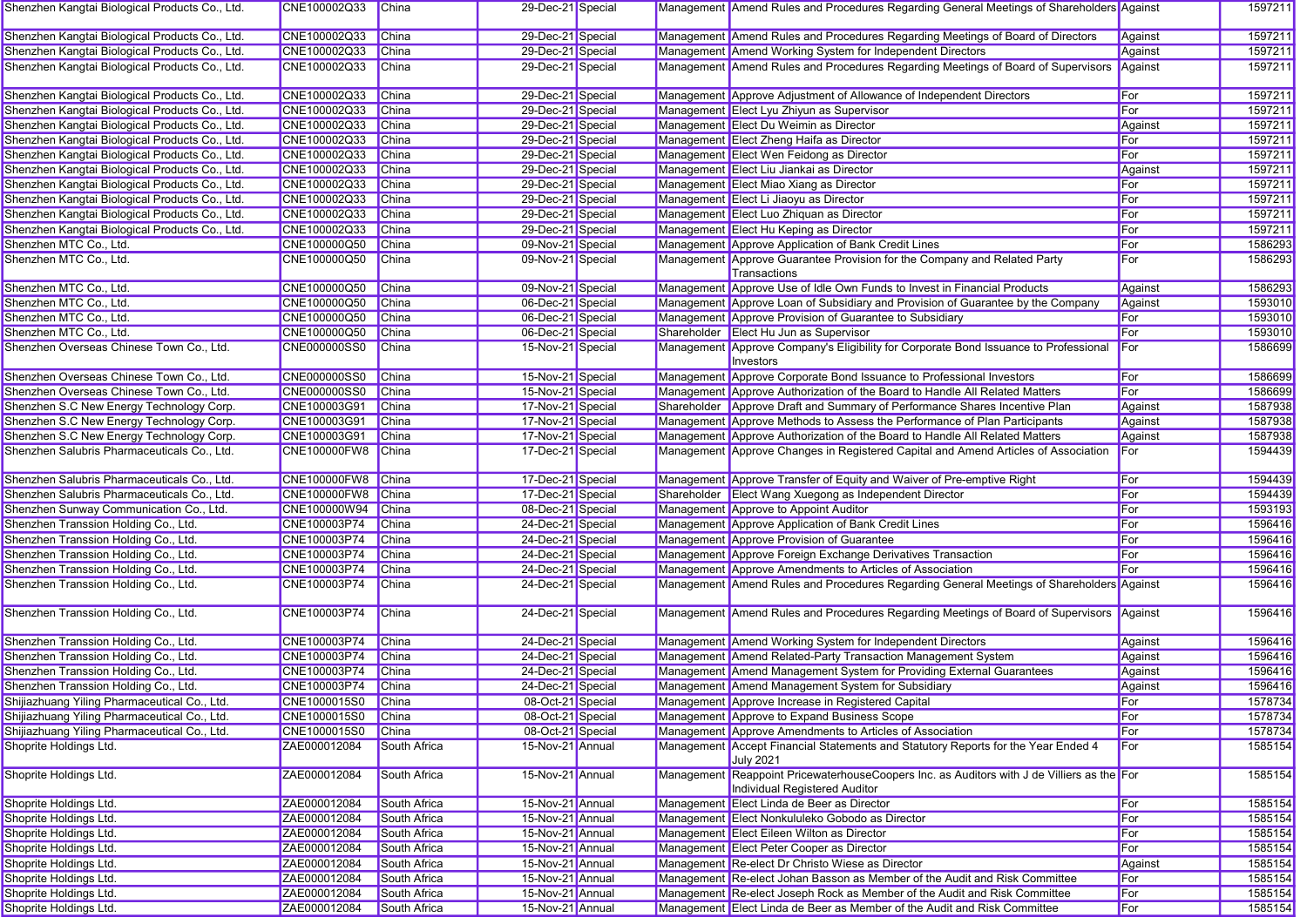| | | | | | | | | |
|---|---|---|---|---|---|---|---|---|
| Shenzhen Kangtai Biological Products Co., Ltd. | CNE100002Q33 | China | 29-Dec-21 | Special | Management | Amend Rules and Procedures Regarding General Meetings of Shareholders | Against | 1597211 |
| Shenzhen Kangtai Biological Products Co., Ltd. | CNE100002Q33 | China | 29-Dec-21 | Special | Management | Amend Rules and Procedures Regarding Meetings of Board of Directors | Against | 1597211 |
| Shenzhen Kangtai Biological Products Co., Ltd. | CNE100002Q33 | China | 29-Dec-21 | Special | Management | Amend Working System for Independent Directors | Against | 1597211 |
| Shenzhen Kangtai Biological Products Co., Ltd. | CNE100002Q33 | China | 29-Dec-21 | Special | Management | Amend Rules and Procedures Regarding Meetings of Board of Supervisors | Against | 1597211 |
| Shenzhen Kangtai Biological Products Co., Ltd. | CNE100002Q33 | China | 29-Dec-21 | Special | Management | Approve Adjustment of Allowance of Independent Directors | For | 1597211 |
| Shenzhen Kangtai Biological Products Co., Ltd. | CNE100002Q33 | China | 29-Dec-21 | Special | Management | Elect Lyu Zhiyun as Supervisor | For | 1597211 |
| Shenzhen Kangtai Biological Products Co., Ltd. | CNE100002Q33 | China | 29-Dec-21 | Special | Management | Elect Du Weimin as Director | Against | 1597211 |
| Shenzhen Kangtai Biological Products Co., Ltd. | CNE100002Q33 | China | 29-Dec-21 | Special | Management | Elect Zheng Haifa as Director | For | 1597211 |
| Shenzhen Kangtai Biological Products Co., Ltd. | CNE100002Q33 | China | 29-Dec-21 | Special | Management | Elect Wen Feidong as Director | For | 1597211 |
| Shenzhen Kangtai Biological Products Co., Ltd. | CNE100002Q33 | China | 29-Dec-21 | Special | Management | Elect Liu Jiankai as Director | Against | 1597211 |
| Shenzhen Kangtai Biological Products Co., Ltd. | CNE100002Q33 | China | 29-Dec-21 | Special | Management | Elect Miao Xiang as Director | For | 1597211 |
| Shenzhen Kangtai Biological Products Co., Ltd. | CNE100002Q33 | China | 29-Dec-21 | Special | Management | Elect Li Jiaoyu as Director | For | 1597211 |
| Shenzhen Kangtai Biological Products Co., Ltd. | CNE100002Q33 | China | 29-Dec-21 | Special | Management | Elect Luo Zhiquan as Director | For | 1597211 |
| Shenzhen Kangtai Biological Products Co., Ltd. | CNE100002Q33 | China | 29-Dec-21 | Special | Management | Elect Hu Keping as Director | For | 1597211 |
| Shenzhen MTC Co., Ltd. | CNE100000Q50 | China | 09-Nov-21 | Special | Management | Approve Application of Bank Credit Lines | For | 1586293 |
| Shenzhen MTC Co., Ltd. | CNE100000Q50 | China | 09-Nov-21 | Special | Management | Approve Guarantee Provision for the Company and Related Party Transactions | For | 1586293 |
| Shenzhen MTC Co., Ltd. | CNE100000Q50 | China | 09-Nov-21 | Special | Management | Approve Use of Idle Own Funds to Invest in Financial Products | Against | 1586293 |
| Shenzhen MTC Co., Ltd. | CNE100000Q50 | China | 06-Dec-21 | Special | Management | Approve Loan of Subsidiary and Provision of Guarantee by the Company | Against | 1593010 |
| Shenzhen MTC Co., Ltd. | CNE100000Q50 | China | 06-Dec-21 | Special | Management | Approve Provision of Guarantee to Subsidiary | For | 1593010 |
| Shenzhen MTC Co., Ltd. | CNE100000Q50 | China | 06-Dec-21 | Special | Shareholder | Elect Hu Jun as Supervisor | For | 1593010 |
| Shenzhen Overseas Chinese Town Co., Ltd. | CNE000000SS0 | China | 15-Nov-21 | Special | Management | Approve Company's Eligibility for Corporate Bond Issuance to Professional Investors | For | 1586699 |
| Shenzhen Overseas Chinese Town Co., Ltd. | CNE000000SS0 | China | 15-Nov-21 | Special | Management | Approve Corporate Bond Issuance to Professional Investors | For | 1586699 |
| Shenzhen Overseas Chinese Town Co., Ltd. | CNE000000SS0 | China | 15-Nov-21 | Special | Management | Approve Authorization of the Board to Handle All Related Matters | For | 1586699 |
| Shenzhen S.C New Energy Technology Corp. | CNE100003G91 | China | 17-Nov-21 | Special | Shareholder | Approve Draft and Summary of Performance Shares Incentive Plan | Against | 1587938 |
| Shenzhen S.C New Energy Technology Corp. | CNE100003G91 | China | 17-Nov-21 | Special | Management | Approve Methods to Assess the Performance of Plan Participants | Against | 1587938 |
| Shenzhen S.C New Energy Technology Corp. | CNE100003G91 | China | 17-Nov-21 | Special | Management | Approve Authorization of the Board to Handle All Related Matters | Against | 1587938 |
| Shenzhen Salubris Pharmaceuticals Co., Ltd. | CNE100000FW8 | China | 17-Dec-21 | Special | Management | Approve Changes in Registered Capital and Amend Articles of Association | For | 1594439 |
| Shenzhen Salubris Pharmaceuticals Co., Ltd. | CNE100000FW8 | China | 17-Dec-21 | Special | Management | Approve Transfer of Equity and Waiver of Pre-emptive Right | For | 1594439 |
| Shenzhen Salubris Pharmaceuticals Co., Ltd. | CNE100000FW8 | China | 17-Dec-21 | Special | Shareholder | Elect Wang Xuegong as Independent Director | For | 1594439 |
| Shenzhen Sunway Communication Co., Ltd. | CNE100000W94 | China | 08-Dec-21 | Special | Management | Approve to Appoint Auditor | For | 1593193 |
| Shenzhen Transsion Holding Co., Ltd. | CNE100003P74 | China | 24-Dec-21 | Special | Management | Approve Application of Bank Credit Lines | For | 1596416 |
| Shenzhen Transsion Holding Co., Ltd. | CNE100003P74 | China | 24-Dec-21 | Special | Management | Approve Provision of Guarantee | For | 1596416 |
| Shenzhen Transsion Holding Co., Ltd. | CNE100003P74 | China | 24-Dec-21 | Special | Management | Approve Foreign Exchange Derivatives Transaction | For | 1596416 |
| Shenzhen Transsion Holding Co., Ltd. | CNE100003P74 | China | 24-Dec-21 | Special | Management | Approve Amendments to Articles of Association | For | 1596416 |
| Shenzhen Transsion Holding Co., Ltd. | CNE100003P74 | China | 24-Dec-21 | Special | Management | Amend Rules and Procedures Regarding General Meetings of Shareholders | Against | 1596416 |
| Shenzhen Transsion Holding Co., Ltd. | CNE100003P74 | China | 24-Dec-21 | Special | Management | Amend Rules and Procedures Regarding Meetings of Board of Supervisors | Against | 1596416 |
| Shenzhen Transsion Holding Co., Ltd. | CNE100003P74 | China | 24-Dec-21 | Special | Management | Amend Working System for Independent Directors | Against | 1596416 |
| Shenzhen Transsion Holding Co., Ltd. | CNE100003P74 | China | 24-Dec-21 | Special | Management | Amend Related-Party Transaction Management System | Against | 1596416 |
| Shenzhen Transsion Holding Co., Ltd. | CNE100003P74 | China | 24-Dec-21 | Special | Management | Amend Management System for Providing External Guarantees | Against | 1596416 |
| Shenzhen Transsion Holding Co., Ltd. | CNE100003P74 | China | 24-Dec-21 | Special | Management | Amend Management System for Subsidiary | Against | 1596416 |
| Shijiazhuang Yiling Pharmaceutical Co., Ltd. | CNE1000015S0 | China | 08-Oct-21 | Special | Management | Approve Increase in Registered Capital | For | 1578734 |
| Shijiazhuang Yiling Pharmaceutical Co., Ltd. | CNE1000015S0 | China | 08-Oct-21 | Special | Management | Approve to Expand Business Scope | For | 1578734 |
| Shijiazhuang Yiling Pharmaceutical Co., Ltd. | CNE1000015S0 | China | 08-Oct-21 | Special | Management | Approve Amendments to Articles of Association | For | 1578734 |
| Shoprite Holdings Ltd. | ZAE000012084 | South Africa | 15-Nov-21 | Annual | Management | Accept Financial Statements and Statutory Reports for the Year Ended 4 July 2021 | For | 1585154 |
| Shoprite Holdings Ltd. | ZAE000012084 | South Africa | 15-Nov-21 | Annual | Management | Reappoint PricewaterhouseCoopers Inc. as Auditors with J de Villiers as the Individual Registered Auditor | For | 1585154 |
| Shoprite Holdings Ltd. | ZAE000012084 | South Africa | 15-Nov-21 | Annual | Management | Elect Linda de Beer as Director | For | 1585154 |
| Shoprite Holdings Ltd. | ZAE000012084 | South Africa | 15-Nov-21 | Annual | Management | Elect Nonkululeko Gobodo as Director | For | 1585154 |
| Shoprite Holdings Ltd. | ZAE000012084 | South Africa | 15-Nov-21 | Annual | Management | Elect Eileen Wilton as Director | For | 1585154 |
| Shoprite Holdings Ltd. | ZAE000012084 | South Africa | 15-Nov-21 | Annual | Management | Elect Peter Cooper as Director | For | 1585154 |
| Shoprite Holdings Ltd. | ZAE000012084 | South Africa | 15-Nov-21 | Annual | Management | Re-elect Dr Christo Wiese as Director | Against | 1585154 |
| Shoprite Holdings Ltd. | ZAE000012084 | South Africa | 15-Nov-21 | Annual | Management | Re-elect Johan Basson as Member of the Audit and Risk Committee | For | 1585154 |
| Shoprite Holdings Ltd. | ZAE000012084 | South Africa | 15-Nov-21 | Annual | Management | Re-elect Joseph Rock as Member of the Audit and Risk Committee | For | 1585154 |
| Shoprite Holdings Ltd. | ZAE000012084 | South Africa | 15-Nov-21 | Annual | Management | Elect Linda de Beer as Member of the Audit and Risk Committee | For | 1585154 |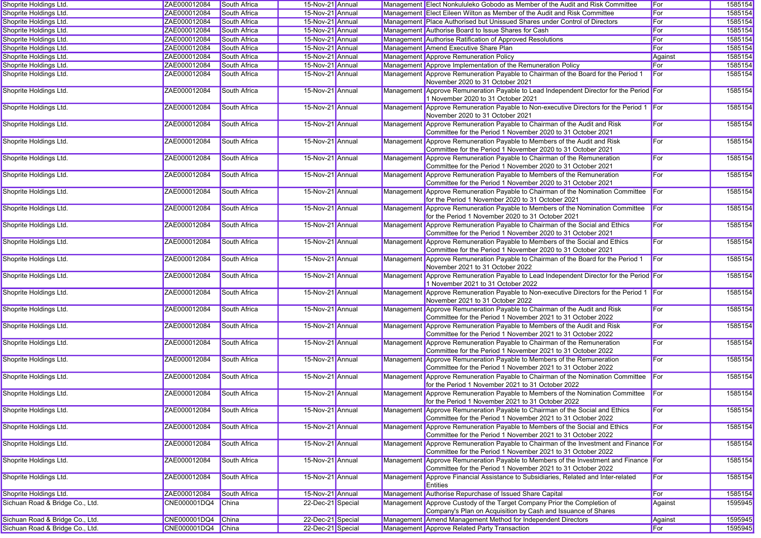| | | | | | | | | |
|---|---|---|---|---|---|---|---|---|
| Shoprite Holdings Ltd. | ZAE000012084 | South Africa | 15-Nov-21 | Annual | Management | Elect Nonkululeko Gobodo as Member of the Audit and Risk Committee | For | 1585154 |
| Shoprite Holdings Ltd. | ZAE000012084 | South Africa | 15-Nov-21 | Annual | Management | Elect Eileen Wilton as Member of the Audit and Risk Committee | For | 1585154 |
| Shoprite Holdings Ltd. | ZAE000012084 | South Africa | 15-Nov-21 | Annual | Management | Place Authorised but Unissued Shares under Control of Directors | For | 1585154 |
| Shoprite Holdings Ltd. | ZAE000012084 | South Africa | 15-Nov-21 | Annual | Management | Authorise Board to Issue Shares for Cash | For | 1585154 |
| Shoprite Holdings Ltd. | ZAE000012084 | South Africa | 15-Nov-21 | Annual | Management | Authorise Ratification of Approved Resolutions | For | 1585154 |
| Shoprite Holdings Ltd. | ZAE000012084 | South Africa | 15-Nov-21 | Annual | Management | Amend Executive Share Plan | For | 1585154 |
| Shoprite Holdings Ltd. | ZAE000012084 | South Africa | 15-Nov-21 | Annual | Management | Approve Remuneration Policy | Against | 1585154 |
| Shoprite Holdings Ltd. | ZAE000012084 | South Africa | 15-Nov-21 | Annual | Management | Approve Implementation of the Remuneration Policy | For | 1585154 |
| Shoprite Holdings Ltd. | ZAE000012084 | South Africa | 15-Nov-21 | Annual | Management | Approve Remuneration Payable to Chairman of the Board for the Period 1 November 2020 to 31 October 2021 | For | 1585154 |
| Shoprite Holdings Ltd. | ZAE000012084 | South Africa | 15-Nov-21 | Annual | Management | Approve Remuneration Payable to Lead Independent Director for the Period 1 November 2020 to 31 October 2021 | For | 1585154 |
| Shoprite Holdings Ltd. | ZAE000012084 | South Africa | 15-Nov-21 | Annual | Management | Approve Remuneration Payable to Non-executive Directors for the Period 1 November 2020 to 31 October 2021 | For | 1585154 |
| Shoprite Holdings Ltd. | ZAE000012084 | South Africa | 15-Nov-21 | Annual | Management | Approve Remuneration Payable to Chairman of the Audit and Risk Committee for the Period 1 November 2020 to 31 October 2021 | For | 1585154 |
| Shoprite Holdings Ltd. | ZAE000012084 | South Africa | 15-Nov-21 | Annual | Management | Approve Remuneration Payable to Members of the Audit and Risk Committee for the Period 1 November 2020 to 31 October 2021 | For | 1585154 |
| Shoprite Holdings Ltd. | ZAE000012084 | South Africa | 15-Nov-21 | Annual | Management | Approve Remuneration Payable to Chairman of the Remuneration Committee for the Period 1 November 2020 to 31 October 2021 | For | 1585154 |
| Shoprite Holdings Ltd. | ZAE000012084 | South Africa | 15-Nov-21 | Annual | Management | Approve Remuneration Payable to Members of the Remuneration Committee for the Period 1 November 2020 to 31 October 2021 | For | 1585154 |
| Shoprite Holdings Ltd. | ZAE000012084 | South Africa | 15-Nov-21 | Annual | Management | Approve Remuneration Payable to Chairman of the Nomination Committee for the Period 1 November 2020 to 31 October 2021 | For | 1585154 |
| Shoprite Holdings Ltd. | ZAE000012084 | South Africa | 15-Nov-21 | Annual | Management | Approve Remuneration Payable to Members of the Nomination Committee for the Period 1 November 2020 to 31 October 2021 | For | 1585154 |
| Shoprite Holdings Ltd. | ZAE000012084 | South Africa | 15-Nov-21 | Annual | Management | Approve Remuneration Payable to Chairman of the Social and Ethics Committee for the Period 1 November 2020 to 31 October 2021 | For | 1585154 |
| Shoprite Holdings Ltd. | ZAE000012084 | South Africa | 15-Nov-21 | Annual | Management | Approve Remuneration Payable to Members of the Social and Ethics Committee for the Period 1 November 2020 to 31 October 2021 | For | 1585154 |
| Shoprite Holdings Ltd. | ZAE000012084 | South Africa | 15-Nov-21 | Annual | Management | Approve Remuneration Payable to Chairman of the Board for the Period 1 November 2021 to 31 October 2022 | For | 1585154 |
| Shoprite Holdings Ltd. | ZAE000012084 | South Africa | 15-Nov-21 | Annual | Management | Approve Remuneration Payable to Lead Independent Director for the Period 1 November 2021 to 31 October 2022 | For | 1585154 |
| Shoprite Holdings Ltd. | ZAE000012084 | South Africa | 15-Nov-21 | Annual | Management | Approve Remuneration Payable to Non-executive Directors for the Period 1 November 2021 to 31 October 2022 | For | 1585154 |
| Shoprite Holdings Ltd. | ZAE000012084 | South Africa | 15-Nov-21 | Annual | Management | Approve Remuneration Payable to Chairman of the Audit and Risk Committee for the Period 1 November 2021 to 31 October 2022 | For | 1585154 |
| Shoprite Holdings Ltd. | ZAE000012084 | South Africa | 15-Nov-21 | Annual | Management | Approve Remuneration Payable to Members of the Audit and Risk Committee for the Period 1 November 2021 to 31 October 2022 | For | 1585154 |
| Shoprite Holdings Ltd. | ZAE000012084 | South Africa | 15-Nov-21 | Annual | Management | Approve Remuneration Payable to Chairman of the Remuneration Committee for the Period 1 November 2021 to 31 October 2022 | For | 1585154 |
| Shoprite Holdings Ltd. | ZAE000012084 | South Africa | 15-Nov-21 | Annual | Management | Approve Remuneration Payable to Members of the Remuneration Committee for the Period 1 November 2021 to 31 October 2022 | For | 1585154 |
| Shoprite Holdings Ltd. | ZAE000012084 | South Africa | 15-Nov-21 | Annual | Management | Approve Remuneration Payable to Chairman of the Nomination Committee for the Period 1 November 2021 to 31 October 2022 | For | 1585154 |
| Shoprite Holdings Ltd. | ZAE000012084 | South Africa | 15-Nov-21 | Annual | Management | Approve Remuneration Payable to Members of the Nomination Committee for the Period 1 November 2021 to 31 October 2022 | For | 1585154 |
| Shoprite Holdings Ltd. | ZAE000012084 | South Africa | 15-Nov-21 | Annual | Management | Approve Remuneration Payable to Chairman of the Social and Ethics Committee for the Period 1 November 2021 to 31 October 2022 | For | 1585154 |
| Shoprite Holdings Ltd. | ZAE000012084 | South Africa | 15-Nov-21 | Annual | Management | Approve Remuneration Payable to Members of the Social and Ethics Committee for the Period 1 November 2021 to 31 October 2022 | For | 1585154 |
| Shoprite Holdings Ltd. | ZAE000012084 | South Africa | 15-Nov-21 | Annual | Management | Approve Remuneration Payable to Chairman of the Investment and Finance Committee for the Period 1 November 2021 to 31 October 2022 | For | 1585154 |
| Shoprite Holdings Ltd. | ZAE000012084 | South Africa | 15-Nov-21 | Annual | Management | Approve Remuneration Payable to Members of the Investment and Finance Committee for the Period 1 November 2021 to 31 October 2022 | For | 1585154 |
| Shoprite Holdings Ltd. | ZAE000012084 | South Africa | 15-Nov-21 | Annual | Management | Approve Financial Assistance to Subsidiaries, Related and Inter-related Entities | For | 1585154 |
| Shoprite Holdings Ltd. | ZAE000012084 | South Africa | 15-Nov-21 | Annual | Management | Authorise Repurchase of Issued Share Capital | For | 1585154 |
| Sichuan Road & Bridge Co., Ltd. | CNE000001DQ4 | China | 22-Dec-21 | Special | Management | Approve Custody of the Target Company Prior the Completion of Company's Plan on Acquisition by Cash and Issuance of Shares | Against | 1595945 |
| Sichuan Road & Bridge Co., Ltd. | CNE000001DQ4 | China | 22-Dec-21 | Special | Management | Amend Management Method for Independent Directors | Against | 1595945 |
| Sichuan Road & Bridge Co., Ltd. | CNE000001DQ4 | China | 22-Dec-21 | Special | Management | Approve Related Party Transaction | For | 1595945 |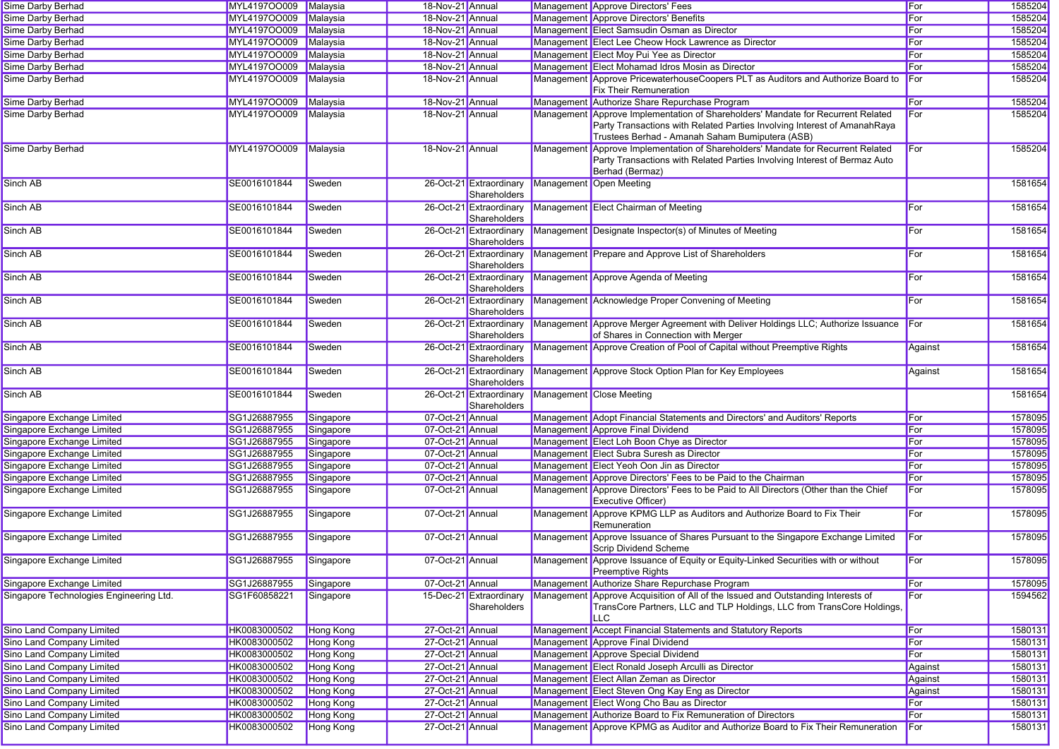| | | | | | | | | |
|---|---|---|---|---|---|---|---|---|
| Sime Darby Berhad | MYL4197OO009 | Malaysia | 18-Nov-21 | Annual | Management | Approve Directors' Fees | For | 1585204 |
| Sime Darby Berhad | MYL4197OO009 | Malaysia | 18-Nov-21 | Annual | Management | Approve Directors' Benefits | For | 1585204 |
| Sime Darby Berhad | MYL4197OO009 | Malaysia | 18-Nov-21 | Annual | Management | Elect Samsudin Osman as Director | For | 1585204 |
| Sime Darby Berhad | MYL4197OO009 | Malaysia | 18-Nov-21 | Annual | Management | Elect Lee Cheow Hock Lawrence as Director | For | 1585204 |
| Sime Darby Berhad | MYL4197OO009 | Malaysia | 18-Nov-21 | Annual | Management | Elect Moy Pui Yee as Director | For | 1585204 |
| Sime Darby Berhad | MYL4197OO009 | Malaysia | 18-Nov-21 | Annual | Management | Elect Mohamad Idros Mosin as Director | For | 1585204 |
| Sime Darby Berhad | MYL4197OO009 | Malaysia | 18-Nov-21 | Annual | Management | Approve PricewaterhouseCoopers PLT as Auditors and Authorize Board to Fix Their Remuneration | For | 1585204 |
| Sime Darby Berhad | MYL4197OO009 | Malaysia | 18-Nov-21 | Annual | Management | Authorize Share Repurchase Program | For | 1585204 |
| Sime Darby Berhad | MYL4197OO009 | Malaysia | 18-Nov-21 | Annual | Management | Approve Implementation of Shareholders' Mandate for Recurrent Related Party Transactions with Related Parties Involving Interest of AmanahRaya Trustees Berhad - Amanah Saham Bumiputera (ASB) | For | 1585204 |
| Sime Darby Berhad | MYL4197OO009 | Malaysia | 18-Nov-21 | Annual | Management | Approve Implementation of Shareholders' Mandate for Recurrent Related Party Transactions with Related Parties Involving Interest of Bermaz Auto Berhad (Bermaz) | For | 1585204 |
| Sinch AB | SE0016101844 | Sweden | 26-Oct-21 | Extraordinary Shareholders | Management | Open Meeting | | 1581654 |
| Sinch AB | SE0016101844 | Sweden | 26-Oct-21 | Extraordinary Shareholders | Management | Elect Chairman of Meeting | For | 1581654 |
| Sinch AB | SE0016101844 | Sweden | 26-Oct-21 | Extraordinary Shareholders | Management | Designate Inspector(s) of Minutes of Meeting | For | 1581654 |
| Sinch AB | SE0016101844 | Sweden | 26-Oct-21 | Extraordinary Shareholders | Management | Prepare and Approve List of Shareholders | For | 1581654 |
| Sinch AB | SE0016101844 | Sweden | 26-Oct-21 | Extraordinary Shareholders | Management | Approve Agenda of Meeting | For | 1581654 |
| Sinch AB | SE0016101844 | Sweden | 26-Oct-21 | Extraordinary Shareholders | Management | Acknowledge Proper Convening of Meeting | For | 1581654 |
| Sinch AB | SE0016101844 | Sweden | 26-Oct-21 | Extraordinary Shareholders | Management | Approve Merger Agreement with Deliver Holdings LLC; Authorize Issuance of Shares in Connection with Merger | For | 1581654 |
| Sinch AB | SE0016101844 | Sweden | 26-Oct-21 | Extraordinary Shareholders | Management | Approve Creation of Pool of Capital without Preemptive Rights | Against | 1581654 |
| Sinch AB | SE0016101844 | Sweden | 26-Oct-21 | Extraordinary Shareholders | Management | Approve Stock Option Plan for Key Employees | Against | 1581654 |
| Sinch AB | SE0016101844 | Sweden | 26-Oct-21 | Extraordinary Shareholders | Management | Close Meeting | | 1581654 |
| Singapore Exchange Limited | SG1J26887955 | Singapore | 07-Oct-21 | Annual | Management | Adopt Financial Statements and Directors' and Auditors' Reports | For | 1578095 |
| Singapore Exchange Limited | SG1J26887955 | Singapore | 07-Oct-21 | Annual | Management | Approve Final Dividend | For | 1578095 |
| Singapore Exchange Limited | SG1J26887955 | Singapore | 07-Oct-21 | Annual | Management | Elect Loh Boon Chye as Director | For | 1578095 |
| Singapore Exchange Limited | SG1J26887955 | Singapore | 07-Oct-21 | Annual | Management | Elect Subra Suresh as Director | For | 1578095 |
| Singapore Exchange Limited | SG1J26887955 | Singapore | 07-Oct-21 | Annual | Management | Elect Yeoh Oon Jin as Director | For | 1578095 |
| Singapore Exchange Limited | SG1J26887955 | Singapore | 07-Oct-21 | Annual | Management | Approve Directors' Fees to be Paid to the Chairman | For | 1578095 |
| Singapore Exchange Limited | SG1J26887955 | Singapore | 07-Oct-21 | Annual | Management | Approve Directors' Fees to be Paid to All Directors (Other than the Chief Executive Officer) | For | 1578095 |
| Singapore Exchange Limited | SG1J26887955 | Singapore | 07-Oct-21 | Annual | Management | Approve KPMG LLP as Auditors and Authorize Board to Fix Their Remuneration | For | 1578095 |
| Singapore Exchange Limited | SG1J26887955 | Singapore | 07-Oct-21 | Annual | Management | Approve Issuance of Shares Pursuant to the Singapore Exchange Limited Scrip Dividend Scheme | For | 1578095 |
| Singapore Exchange Limited | SG1J26887955 | Singapore | 07-Oct-21 | Annual | Management | Approve Issuance of Equity or Equity-Linked Securities with or without Preemptive Rights | For | 1578095 |
| Singapore Exchange Limited | SG1J26887955 | Singapore | 07-Oct-21 | Annual | Management | Authorize Share Repurchase Program | For | 1578095 |
| Singapore Technologies Engineering Ltd. | SG1F60858221 | Singapore | 15-Dec-21 | Extraordinary Shareholders | Management | Approve Acquisition of All of the Issued and Outstanding Interests of TransCore Partners, LLC and TLP Holdings, LLC from TransCore Holdings, LLC | For | 1594562 |
| Sino Land Company Limited | HK0083000502 | Hong Kong | 27-Oct-21 | Annual | Management | Accept Financial Statements and Statutory Reports | For | 1580131 |
| Sino Land Company Limited | HK0083000502 | Hong Kong | 27-Oct-21 | Annual | Management | Approve Final Dividend | For | 1580131 |
| Sino Land Company Limited | HK0083000502 | Hong Kong | 27-Oct-21 | Annual | Management | Approve Special Dividend | For | 1580131 |
| Sino Land Company Limited | HK0083000502 | Hong Kong | 27-Oct-21 | Annual | Management | Elect Ronald Joseph Arculli as Director | Against | 1580131 |
| Sino Land Company Limited | HK0083000502 | Hong Kong | 27-Oct-21 | Annual | Management | Elect Allan Zeman as Director | Against | 1580131 |
| Sino Land Company Limited | HK0083000502 | Hong Kong | 27-Oct-21 | Annual | Management | Elect Steven Ong Kay Eng as Director | Against | 1580131 |
| Sino Land Company Limited | HK0083000502 | Hong Kong | 27-Oct-21 | Annual | Management | Elect Wong Cho Bau as Director | For | 1580131 |
| Sino Land Company Limited | HK0083000502 | Hong Kong | 27-Oct-21 | Annual | Management | Authorize Board to Fix Remuneration of Directors | For | 1580131 |
| Sino Land Company Limited | HK0083000502 | Hong Kong | 27-Oct-21 | Annual | Management | Approve KPMG as Auditor and Authorize Board to Fix Their Remuneration | For | 1580131 |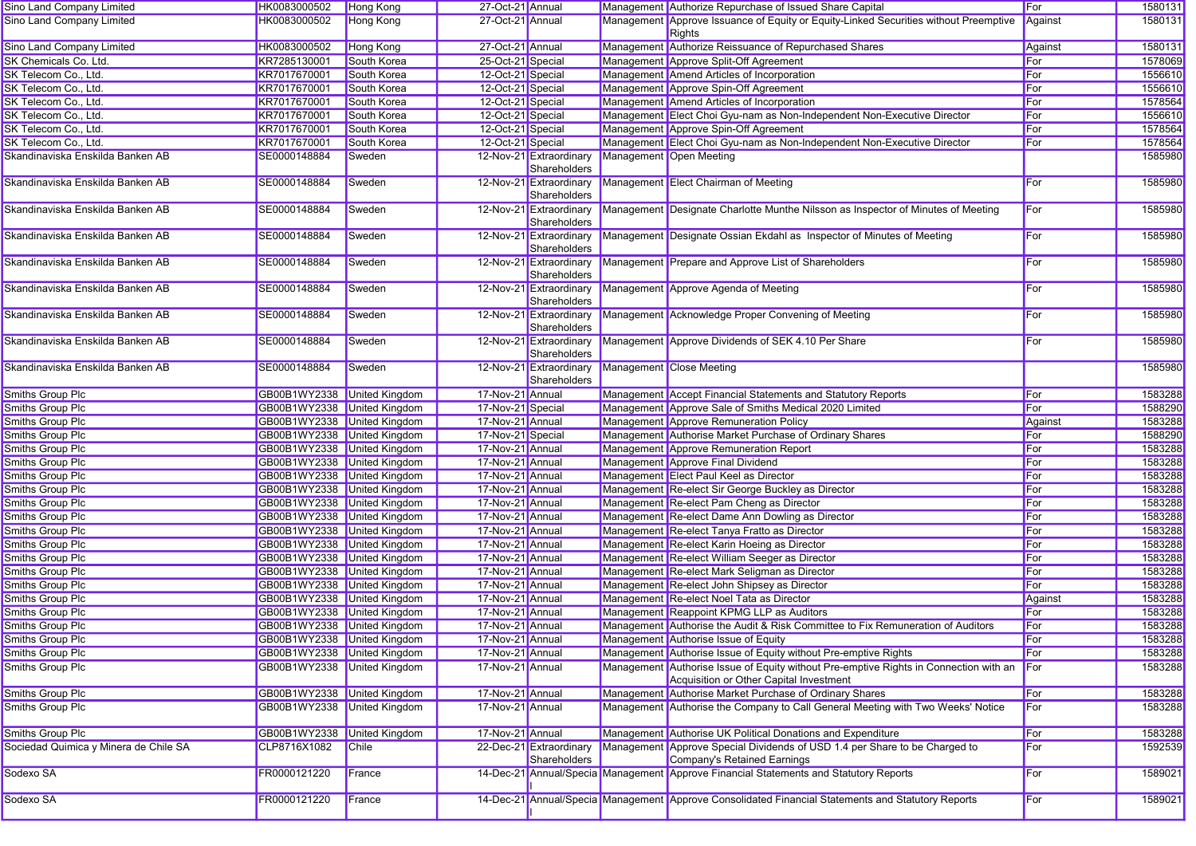| | | | | | | | | |
|---|---|---|---|---|---|---|---|---|
| Sino Land Company Limited | HK0083000502 | Hong Kong | 27-Oct-21 | Annual | Management | Authorize Repurchase of Issued Share Capital | For | 1580131 |
| Sino Land Company Limited | HK0083000502 | Hong Kong | 27-Oct-21 | Annual | Management | Approve Issuance of Equity or Equity-Linked Securities without Preemptive Rights | Against | 1580131 |
| Sino Land Company Limited | HK0083000502 | Hong Kong | 27-Oct-21 | Annual | Management | Authorize Reissuance of Repurchased Shares | Against | 1580131 |
| SK Chemicals Co. Ltd. | KR7285130001 | South Korea | 25-Oct-21 | Special | Management | Approve Split-Off Agreement | For | 1578069 |
| SK Telecom Co., Ltd. | KR7017670001 | South Korea | 12-Oct-21 | Special | Management | Amend Articles of Incorporation | For | 1556610 |
| SK Telecom Co., Ltd. | KR7017670001 | South Korea | 12-Oct-21 | Special | Management | Approve Spin-Off Agreement | For | 1556610 |
| SK Telecom Co., Ltd. | KR7017670001 | South Korea | 12-Oct-21 | Special | Management | Amend Articles of Incorporation | For | 1578564 |
| SK Telecom Co., Ltd. | KR7017670001 | South Korea | 12-Oct-21 | Special | Management | Elect Choi Gyu-nam as Non-Independent Non-Executive Director | For | 1556610 |
| SK Telecom Co., Ltd. | KR7017670001 | South Korea | 12-Oct-21 | Special | Management | Approve Spin-Off Agreement | For | 1578564 |
| SK Telecom Co., Ltd. | KR7017670001 | South Korea | 12-Oct-21 | Special | Management | Elect Choi Gyu-nam as Non-Independent Non-Executive Director | For | 1578564 |
| Skandinaviska Enskilda Banken AB | SE0000148884 | Sweden | 12-Nov-21 | Extraordinary Shareholders | Management | Open Meeting | | 1585980 |
| Skandinaviska Enskilda Banken AB | SE0000148884 | Sweden | 12-Nov-21 | Extraordinary Shareholders | Management | Elect Chairman of Meeting | For | 1585980 |
| Skandinaviska Enskilda Banken AB | SE0000148884 | Sweden | 12-Nov-21 | Extraordinary Shareholders | Management | Designate Charlotte Munthe Nilsson as Inspector of Minutes of Meeting | For | 1585980 |
| Skandinaviska Enskilda Banken AB | SE0000148884 | Sweden | 12-Nov-21 | Extraordinary Shareholders | Management | Designate Ossian Ekdahl as Inspector of Minutes of Meeting | For | 1585980 |
| Skandinaviska Enskilda Banken AB | SE0000148884 | Sweden | 12-Nov-21 | Extraordinary Shareholders | Management | Prepare and Approve List of Shareholders | For | 1585980 |
| Skandinaviska Enskilda Banken AB | SE0000148884 | Sweden | 12-Nov-21 | Extraordinary Shareholders | Management | Approve Agenda of Meeting | For | 1585980 |
| Skandinaviska Enskilda Banken AB | SE0000148884 | Sweden | 12-Nov-21 | Extraordinary Shareholders | Management | Acknowledge Proper Convening of Meeting | For | 1585980 |
| Skandinaviska Enskilda Banken AB | SE0000148884 | Sweden | 12-Nov-21 | Extraordinary Shareholders | Management | Approve Dividends of SEK 4.10 Per Share | For | 1585980 |
| Skandinaviska Enskilda Banken AB | SE0000148884 | Sweden | 12-Nov-21 | Extraordinary Shareholders | Management | Close Meeting | | 1585980 |
| Smiths Group Plc | GB00B1WY2338 | United Kingdom | 17-Nov-21 | Annual | Management | Accept Financial Statements and Statutory Reports | For | 1583288 |
| Smiths Group Plc | GB00B1WY2338 | United Kingdom | 17-Nov-21 | Special | Management | Approve Sale of Smiths Medical 2020 Limited | For | 1588290 |
| Smiths Group Plc | GB00B1WY2338 | United Kingdom | 17-Nov-21 | Annual | Management | Approve Remuneration Policy | Against | 1583288 |
| Smiths Group Plc | GB00B1WY2338 | United Kingdom | 17-Nov-21 | Special | Management | Authorise Market Purchase of Ordinary Shares | For | 1588290 |
| Smiths Group Plc | GB00B1WY2338 | United Kingdom | 17-Nov-21 | Annual | Management | Approve Remuneration Report | For | 1583288 |
| Smiths Group Plc | GB00B1WY2338 | United Kingdom | 17-Nov-21 | Annual | Management | Approve Final Dividend | For | 1583288 |
| Smiths Group Plc | GB00B1WY2338 | United Kingdom | 17-Nov-21 | Annual | Management | Elect Paul Keel as Director | For | 1583288 |
| Smiths Group Plc | GB00B1WY2338 | United Kingdom | 17-Nov-21 | Annual | Management | Re-elect Sir George Buckley as Director | For | 1583288 |
| Smiths Group Plc | GB00B1WY2338 | United Kingdom | 17-Nov-21 | Annual | Management | Re-elect Pam Cheng as Director | For | 1583288 |
| Smiths Group Plc | GB00B1WY2338 | United Kingdom | 17-Nov-21 | Annual | Management | Re-elect Dame Ann Dowling as Director | For | 1583288 |
| Smiths Group Plc | GB00B1WY2338 | United Kingdom | 17-Nov-21 | Annual | Management | Re-elect Tanya Fratto as Director | For | 1583288 |
| Smiths Group Plc | GB00B1WY2338 | United Kingdom | 17-Nov-21 | Annual | Management | Re-elect Karin Hoeing as Director | For | 1583288 |
| Smiths Group Plc | GB00B1WY2338 | United Kingdom | 17-Nov-21 | Annual | Management | Re-elect William Seeger as Director | For | 1583288 |
| Smiths Group Plc | GB00B1WY2338 | United Kingdom | 17-Nov-21 | Annual | Management | Re-elect Mark Seligman as Director | For | 1583288 |
| Smiths Group Plc | GB00B1WY2338 | United Kingdom | 17-Nov-21 | Annual | Management | Re-elect John Shipsey as Director | For | 1583288 |
| Smiths Group Plc | GB00B1WY2338 | United Kingdom | 17-Nov-21 | Annual | Management | Re-elect Noel Tata as Director | Against | 1583288 |
| Smiths Group Plc | GB00B1WY2338 | United Kingdom | 17-Nov-21 | Annual | Management | Reappoint KPMG LLP as Auditors | For | 1583288 |
| Smiths Group Plc | GB00B1WY2338 | United Kingdom | 17-Nov-21 | Annual | Management | Authorise the Audit & Risk Committee to Fix Remuneration of Auditors | For | 1583288 |
| Smiths Group Plc | GB00B1WY2338 | United Kingdom | 17-Nov-21 | Annual | Management | Authorise Issue of Equity | For | 1583288 |
| Smiths Group Plc | GB00B1WY2338 | United Kingdom | 17-Nov-21 | Annual | Management | Authorise Issue of Equity without Pre-emptive Rights | For | 1583288 |
| Smiths Group Plc | GB00B1WY2338 | United Kingdom | 17-Nov-21 | Annual | Management | Authorise Issue of Equity without Pre-emptive Rights in Connection with an Acquisition or Other Capital Investment | For | 1583288 |
| Smiths Group Plc | GB00B1WY2338 | United Kingdom | 17-Nov-21 | Annual | Management | Authorise Market Purchase of Ordinary Shares | For | 1583288 |
| Smiths Group Plc | GB00B1WY2338 | United Kingdom | 17-Nov-21 | Annual | Management | Authorise the Company to Call General Meeting with Two Weeks' Notice | For | 1583288 |
| Smiths Group Plc | GB00B1WY2338 | United Kingdom | 17-Nov-21 | Annual | Management | Authorise UK Political Donations and Expenditure | For | 1583288 |
| Sociedad Quimica y Minera de Chile SA | CLP8716X1082 | Chile | 22-Dec-21 | Extraordinary Shareholders | Management | Approve Special Dividends of USD 1.4 per Share to be Charged to Company's Retained Earnings | For | 1592539 |
| Sodexo SA | FR0000121220 | France | 14-Dec-21 | Annual/Special | Management | Approve Financial Statements and Statutory Reports | For | 1589021 |
| Sodexo SA | FR0000121220 | France | 14-Dec-21 | Annual/Special | Management | Approve Consolidated Financial Statements and Statutory Reports | For | 1589021 |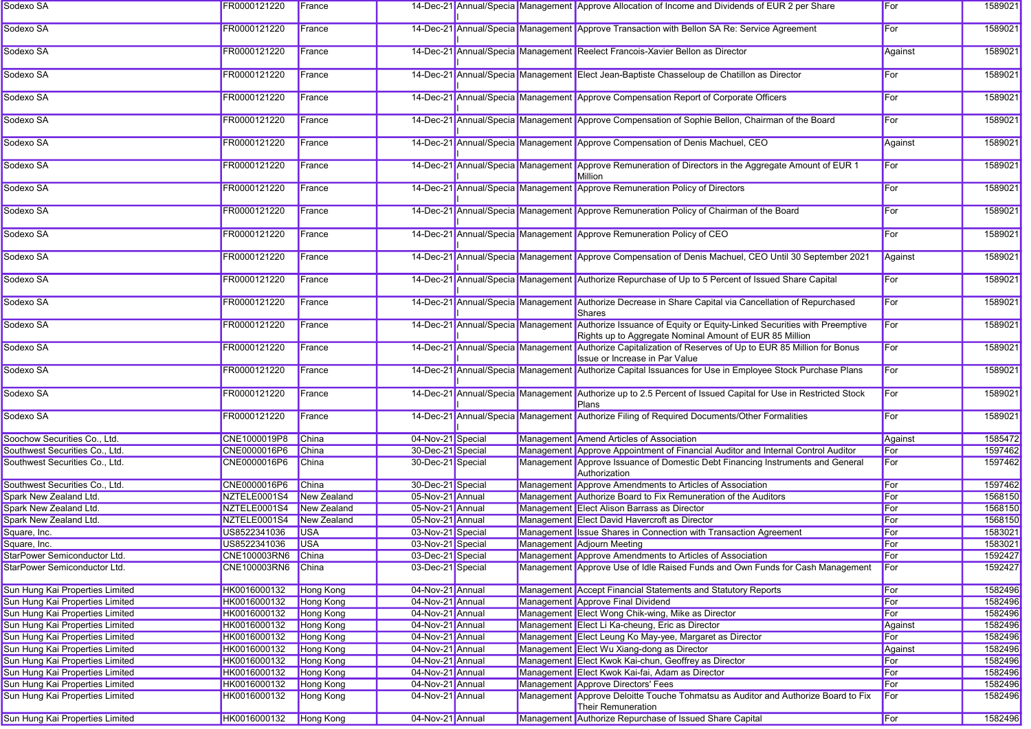| | | | | | | | | |
|---|---|---|---|---|---|---|---|---|
| Sodexo SA | FR0000121220 | France | 14-Dec-21 | Annual/Special | Management | Approve Allocation of Income and Dividends of EUR 2 per Share | For | 1589021 |
| Sodexo SA | FR0000121220 | France | 14-Dec-21 | Annual/Special | Management | Approve Transaction with Bellon SA Re: Service Agreement | For | 1589021 |
| Sodexo SA | FR0000121220 | France | 14-Dec-21 | Annual/Special | Management | Reelect Francois-Xavier Bellon as Director | Against | 1589021 |
| Sodexo SA | FR0000121220 | France | 14-Dec-21 | Annual/Special | Management | Elect Jean-Baptiste Chasseloup de Chatillon as Director | For | 1589021 |
| Sodexo SA | FR0000121220 | France | 14-Dec-21 | Annual/Special | Management | Approve Compensation Report of Corporate Officers | For | 1589021 |
| Sodexo SA | FR0000121220 | France | 14-Dec-21 | Annual/Special | Management | Approve Compensation of Sophie Bellon, Chairman of the Board | For | 1589021 |
| Sodexo SA | FR0000121220 | France | 14-Dec-21 | Annual/Special | Management | Approve Compensation of Denis Machuel, CEO | Against | 1589021 |
| Sodexo SA | FR0000121220 | France | 14-Dec-21 | Annual/Special | Management | Approve Remuneration of Directors in the Aggregate Amount of EUR 1 Million | For | 1589021 |
| Sodexo SA | FR0000121220 | France | 14-Dec-21 | Annual/Special | Management | Approve Remuneration Policy of Directors | For | 1589021 |
| Sodexo SA | FR0000121220 | France | 14-Dec-21 | Annual/Special | Management | Approve Remuneration Policy of Chairman of the Board | For | 1589021 |
| Sodexo SA | FR0000121220 | France | 14-Dec-21 | Annual/Special | Management | Approve Remuneration Policy of CEO | For | 1589021 |
| Sodexo SA | FR0000121220 | France | 14-Dec-21 | Annual/Special | Management | Approve Compensation of Denis Machuel, CEO Until 30 September 2021 | Against | 1589021 |
| Sodexo SA | FR0000121220 | France | 14-Dec-21 | Annual/Special | Management | Authorize Repurchase of Up to 5 Percent of Issued Share Capital | For | 1589021 |
| Sodexo SA | FR0000121220 | France | 14-Dec-21 | Annual/Special | Management | Authorize Decrease in Share Capital via Cancellation of Repurchased Shares | For | 1589021 |
| Sodexo SA | FR0000121220 | France | 14-Dec-21 | Annual/Special | Management | Authorize Issuance of Equity or Equity-Linked Securities with Preemptive Rights up to Aggregate Nominal Amount of EUR 85 Million | For | 1589021 |
| Sodexo SA | FR0000121220 | France | 14-Dec-21 | Annual/Special | Management | Authorize Capitalization of Reserves of Up to EUR 85 Million for Bonus Issue or Increase in Par Value | For | 1589021 |
| Sodexo SA | FR0000121220 | France | 14-Dec-21 | Annual/Special | Management | Authorize Capital Issuances for Use in Employee Stock Purchase Plans | For | 1589021 |
| Sodexo SA | FR0000121220 | France | 14-Dec-21 | Annual/Special | Management | Authorize up to 2.5 Percent of Issued Capital for Use in Restricted Stock Plans | For | 1589021 |
| Sodexo SA | FR0000121220 | France | 14-Dec-21 | Annual/Special | Management | Authorize Filing of Required Documents/Other Formalities | For | 1589021 |
| Soochow Securities Co., Ltd. | CNE1000019P8 | China | 04-Nov-21 | Special | Management | Amend Articles of Association | Against | 1585472 |
| Southwest Securities Co., Ltd. | CNE0000016P6 | China | 30-Dec-21 | Special | Management | Approve Appointment of Financial Auditor and Internal Control Auditor | For | 1597462 |
| Southwest Securities Co., Ltd. | CNE0000016P6 | China | 30-Dec-21 | Special | Management | Approve Issuance of Domestic Debt Financing Instruments and General Authorization | For | 1597462 |
| Southwest Securities Co., Ltd. | CNE0000016P6 | China | 30-Dec-21 | Special | Management | Approve Amendments to Articles of Association | For | 1597462 |
| Spark New Zealand Ltd. | NZTELE0001S4 | New Zealand | 05-Nov-21 | Annual | Management | Authorize Board to Fix Remuneration of the Auditors | For | 1568150 |
| Spark New Zealand Ltd. | NZTELE0001S4 | New Zealand | 05-Nov-21 | Annual | Management | Elect Alison Barrass as Director | For | 1568150 |
| Spark New Zealand Ltd. | NZTELE0001S4 | New Zealand | 05-Nov-21 | Annual | Management | Elect David Havercroft as Director | For | 1568150 |
| Square, Inc. | US8522341036 | USA | 03-Nov-21 | Special | Management | Issue Shares in Connection with Transaction Agreement | For | 1583021 |
| Square, Inc. | US8522341036 | USA | 03-Nov-21 | Special | Management | Adjourn Meeting | For | 1583021 |
| StarPower Semiconductor Ltd. | CNE100003RN6 | China | 03-Dec-21 | Special | Management | Approve Amendments to Articles of Association | For | 1592427 |
| StarPower Semiconductor Ltd. | CNE100003RN6 | China | 03-Dec-21 | Special | Management | Approve Use of Idle Raised Funds and Own Funds for Cash Management | For | 1592427 |
| Sun Hung Kai Properties Limited | HK0016000132 | Hong Kong | 04-Nov-21 | Annual | Management | Accept Financial Statements and Statutory Reports | For | 1582496 |
| Sun Hung Kai Properties Limited | HK0016000132 | Hong Kong | 04-Nov-21 | Annual | Management | Approve Final Dividend | For | 1582496 |
| Sun Hung Kai Properties Limited | HK0016000132 | Hong Kong | 04-Nov-21 | Annual | Management | Elect Wong Chik-wing, Mike as Director | For | 1582496 |
| Sun Hung Kai Properties Limited | HK0016000132 | Hong Kong | 04-Nov-21 | Annual | Management | Elect Li Ka-cheung, Eric as Director | Against | 1582496 |
| Sun Hung Kai Properties Limited | HK0016000132 | Hong Kong | 04-Nov-21 | Annual | Management | Elect Leung Ko May-yee, Margaret as Director | For | 1582496 |
| Sun Hung Kai Properties Limited | HK0016000132 | Hong Kong | 04-Nov-21 | Annual | Management | Elect Wu Xiang-dong as Director | Against | 1582496 |
| Sun Hung Kai Properties Limited | HK0016000132 | Hong Kong | 04-Nov-21 | Annual | Management | Elect Kwok Kai-chun, Geoffrey as Director | For | 1582496 |
| Sun Hung Kai Properties Limited | HK0016000132 | Hong Kong | 04-Nov-21 | Annual | Management | Elect Kwok Kai-fai, Adam as Director | For | 1582496 |
| Sun Hung Kai Properties Limited | HK0016000132 | Hong Kong | 04-Nov-21 | Annual | Management | Approve Directors' Fees | For | 1582496 |
| Sun Hung Kai Properties Limited | HK0016000132 | Hong Kong | 04-Nov-21 | Annual | Management | Approve Deloitte Touche Tohmatsu as Auditor and Authorize Board to Fix Their Remuneration | For | 1582496 |
| Sun Hung Kai Properties Limited | HK0016000132 | Hong Kong | 04-Nov-21 | Annual | Management | Authorize Repurchase of Issued Share Capital | For | 1582496 |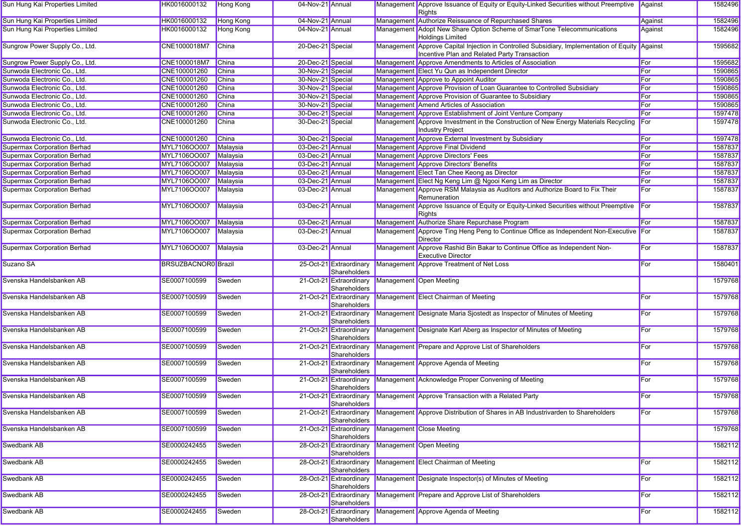| | | | | | | | | |
|---|---|---|---|---|---|---|---|---|
| Sun Hung Kai Properties Limited | HK0016000132 | Hong Kong | 04-Nov-21 | Annual | Management | Approve Issuance of Equity or Equity-Linked Securities without Preemptive Rights | Against | 1582496 |
| Sun Hung Kai Properties Limited | HK0016000132 | Hong Kong | 04-Nov-21 | Annual | Management | Authorize Reissuance of Repurchased Shares | Against | 1582496 |
| Sun Hung Kai Properties Limited | HK0016000132 | Hong Kong | 04-Nov-21 | Annual | Management | Adopt New Share Option Scheme of SmarTone Telecommunications Holdings Limited | Against | 1582496 |
| Sungrow Power Supply Co., Ltd. | CNE1000018M7 | China | 20-Dec-21 | Special | Management | Approve Capital Injection in Controlled Subsidiary, Implementation of Equity Incentive Plan and Related Party Transaction | Against | 1595682 |
| Sungrow Power Supply Co., Ltd. | CNE1000018M7 | China | 20-Dec-21 | Special | Management | Approve Amendments to Articles of Association | For | 1595682 |
| Sunwoda Electronic Co., Ltd. | CNE100001260 | China | 30-Nov-21 | Special | Management | Elect Yu Qun as Independent Director | For | 1590865 |
| Sunwoda Electronic Co., Ltd. | CNE100001260 | China | 30-Nov-21 | Special | Management | Approve to Appoint Auditor | For | 1590865 |
| Sunwoda Electronic Co., Ltd. | CNE100001260 | China | 30-Nov-21 | Special | Management | Approve Provision of Loan Guarantee to Controlled Subsidiary | For | 1590865 |
| Sunwoda Electronic Co., Ltd. | CNE100001260 | China | 30-Nov-21 | Special | Management | Approve Provision of Guarantee to Subsidiary | For | 1590865 |
| Sunwoda Electronic Co., Ltd. | CNE100001260 | China | 30-Nov-21 | Special | Management | Amend Articles of Association | For | 1590865 |
| Sunwoda Electronic Co., Ltd. | CNE100001260 | China | 30-Dec-21 | Special | Management | Approve Establishment of Joint Venture Company | For | 1597478 |
| Sunwoda Electronic Co., Ltd. | CNE100001260 | China | 30-Dec-21 | Special | Management | Approve Investment in the Construction of New Energy Materials Recycling Industry Project | For | 1597478 |
| Sunwoda Electronic Co., Ltd. | CNE100001260 | China | 30-Dec-21 | Special | Management | Approve External Investment by Subsidiary | For | 1597478 |
| Supermax Corporation Berhad | MYL7106OO007 | Malaysia | 03-Dec-21 | Annual | Management | Approve Final Dividend | For | 1587837 |
| Supermax Corporation Berhad | MYL7106OO007 | Malaysia | 03-Dec-21 | Annual | Management | Approve Directors' Fees | For | 1587837 |
| Supermax Corporation Berhad | MYL7106OO007 | Malaysia | 03-Dec-21 | Annual | Management | Approve Directors' Benefits | For | 1587837 |
| Supermax Corporation Berhad | MYL7106OO007 | Malaysia | 03-Dec-21 | Annual | Management | Elect Tan Chee Keong as Director | For | 1587837 |
| Supermax Corporation Berhad | MYL7106OO007 | Malaysia | 03-Dec-21 | Annual | Management | Elect Ng Keng Lim @ Ngooi Keng Lim as Director | For | 1587837 |
| Supermax Corporation Berhad | MYL7106OO007 | Malaysia | 03-Dec-21 | Annual | Management | Approve RSM Malaysia as Auditors and Authorize Board to Fix Their Remuneration | For | 1587837 |
| Supermax Corporation Berhad | MYL7106OO007 | Malaysia | 03-Dec-21 | Annual | Management | Approve Issuance of Equity or Equity-Linked Securities without Preemptive Rights | For | 1587837 |
| Supermax Corporation Berhad | MYL7106OO007 | Malaysia | 03-Dec-21 | Annual | Management | Authorize Share Repurchase Program | For | 1587837 |
| Supermax Corporation Berhad | MYL7106OO007 | Malaysia | 03-Dec-21 | Annual | Management | Approve Ting Heng Peng to Continue Office as Independent Non-Executive Director | For | 1587837 |
| Supermax Corporation Berhad | MYL7106OO007 | Malaysia | 03-Dec-21 | Annual | Management | Approve Rashid Bin Bakar to Continue Office as Independent Non-Executive Director | For | 1587837 |
| Suzano SA | BRSUZBACNOR0 | Brazil | 25-Oct-21 | Extraordinary Shareholders | Management | Approve Treatment of Net Loss | For | 1580401 |
| Svenska Handelsbanken AB | SE0007100599 | Sweden | 21-Oct-21 | Extraordinary Shareholders | Management | Open Meeting | | 1579768 |
| Svenska Handelsbanken AB | SE0007100599 | Sweden | 21-Oct-21 | Extraordinary Shareholders | Management | Elect Chairman of Meeting | For | 1579768 |
| Svenska Handelsbanken AB | SE0007100599 | Sweden | 21-Oct-21 | Extraordinary Shareholders | Management | Designate Maria Sjostedt as Inspector of Minutes of Meeting | For | 1579768 |
| Svenska Handelsbanken AB | SE0007100599 | Sweden | 21-Oct-21 | Extraordinary Shareholders | Management | Designate Karl Aberg as Inspector of Minutes of Meeting | For | 1579768 |
| Svenska Handelsbanken AB | SE0007100599 | Sweden | 21-Oct-21 | Extraordinary Shareholders | Management | Prepare and Approve List of Shareholders | For | 1579768 |
| Svenska Handelsbanken AB | SE0007100599 | Sweden | 21-Oct-21 | Extraordinary Shareholders | Management | Approve Agenda of Meeting | For | 1579768 |
| Svenska Handelsbanken AB | SE0007100599 | Sweden | 21-Oct-21 | Extraordinary Shareholders | Management | Acknowledge Proper Convening of Meeting | For | 1579768 |
| Svenska Handelsbanken AB | SE0007100599 | Sweden | 21-Oct-21 | Extraordinary Shareholders | Management | Approve Transaction with a Related Party | For | 1579768 |
| Svenska Handelsbanken AB | SE0007100599 | Sweden | 21-Oct-21 | Extraordinary Shareholders | Management | Approve Distribution of Shares in AB Industrivarden to Shareholders | For | 1579768 |
| Svenska Handelsbanken AB | SE0007100599 | Sweden | 21-Oct-21 | Extraordinary Shareholders | Management | Close Meeting | | 1579768 |
| Swedbank AB | SE0000242455 | Sweden | 28-Oct-21 | Extraordinary Shareholders | Management | Open Meeting | | 1582112 |
| Swedbank AB | SE0000242455 | Sweden | 28-Oct-21 | Extraordinary Shareholders | Management | Elect Chairman of Meeting | For | 1582112 |
| Swedbank AB | SE0000242455 | Sweden | 28-Oct-21 | Extraordinary Shareholders | Management | Designate Inspector(s) of Minutes of Meeting | For | 1582112 |
| Swedbank AB | SE0000242455 | Sweden | 28-Oct-21 | Extraordinary Shareholders | Management | Prepare and Approve List of Shareholders | For | 1582112 |
| Swedbank AB | SE0000242455 | Sweden | 28-Oct-21 | Extraordinary Shareholders | Management | Approve Agenda of Meeting | For | 1582112 |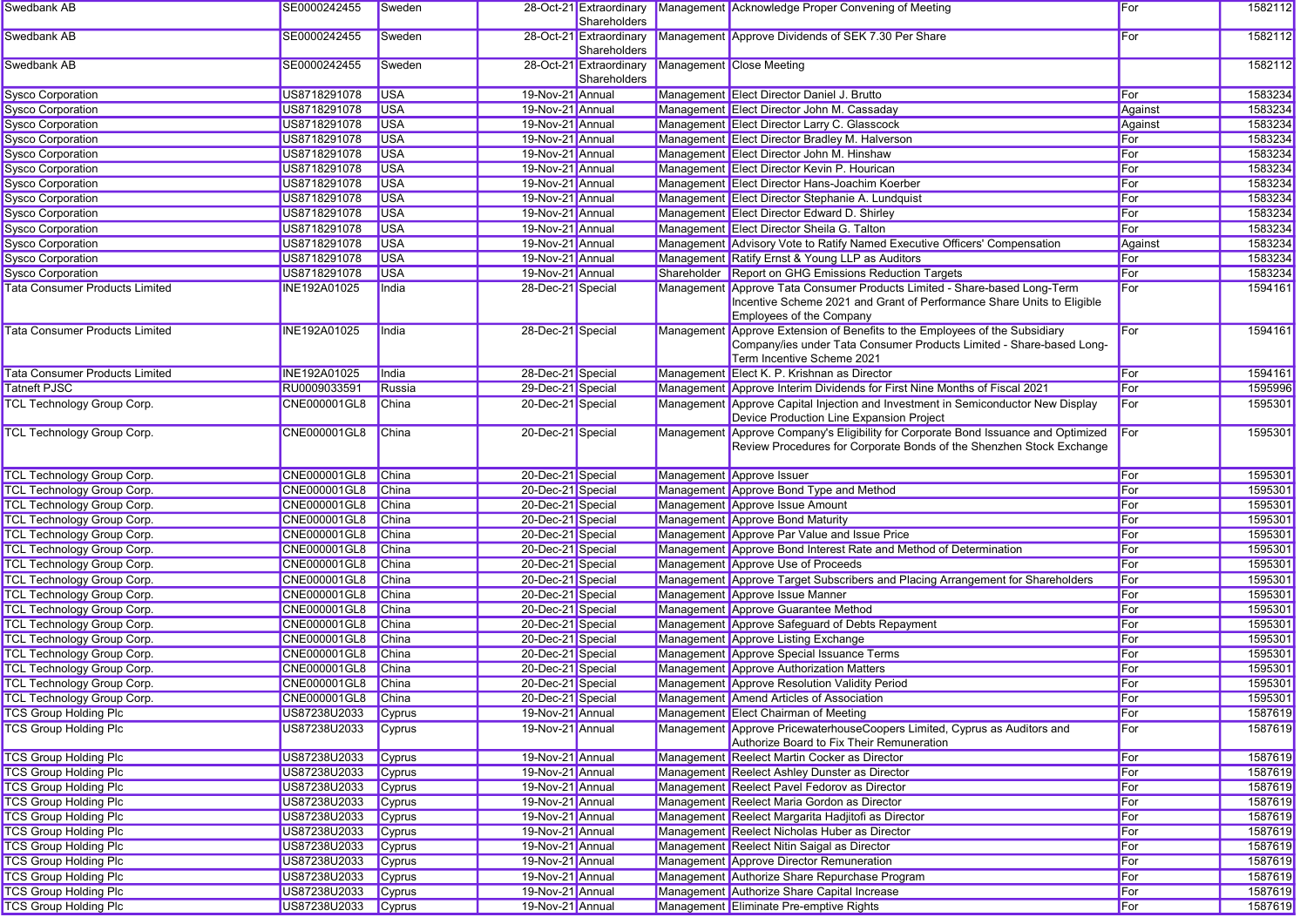| | | | | | | | | |
|---|---|---|---|---|---|---|---|---|
| Swedbank AB | SE0000242455 | Sweden | 28-Oct-21 | Extraordinary Shareholders | Management | Acknowledge Proper Convening of Meeting | For | 1582112 |
| Swedbank AB | SE0000242455 | Sweden | 28-Oct-21 | Extraordinary Shareholders | Management | Approve Dividends of SEK 7.30 Per Share | For | 1582112 |
| Swedbank AB | SE0000242455 | Sweden | 28-Oct-21 | Extraordinary Shareholders | Management | Close Meeting | | 1582112 |
| Sysco Corporation | US8718291078 | USA | 19-Nov-21 | Annual | Management | Elect Director Daniel J. Brutto | For | 1583234 |
| Sysco Corporation | US8718291078 | USA | 19-Nov-21 | Annual | Management | Elect Director John M. Cassaday | Against | 1583234 |
| Sysco Corporation | US8718291078 | USA | 19-Nov-21 | Annual | Management | Elect Director Larry C. Glasscock | Against | 1583234 |
| Sysco Corporation | US8718291078 | USA | 19-Nov-21 | Annual | Management | Elect Director Bradley M. Halverson | For | 1583234 |
| Sysco Corporation | US8718291078 | USA | 19-Nov-21 | Annual | Management | Elect Director John M. Hinshaw | For | 1583234 |
| Sysco Corporation | US8718291078 | USA | 19-Nov-21 | Annual | Management | Elect Director Kevin P. Hourican | For | 1583234 |
| Sysco Corporation | US8718291078 | USA | 19-Nov-21 | Annual | Management | Elect Director Hans-Joachim Koerber | For | 1583234 |
| Sysco Corporation | US8718291078 | USA | 19-Nov-21 | Annual | Management | Elect Director Stephanie A. Lundquist | For | 1583234 |
| Sysco Corporation | US8718291078 | USA | 19-Nov-21 | Annual | Management | Elect Director Edward D. Shirley | For | 1583234 |
| Sysco Corporation | US8718291078 | USA | 19-Nov-21 | Annual | Management | Elect Director Sheila G. Talton | For | 1583234 |
| Sysco Corporation | US8718291078 | USA | 19-Nov-21 | Annual | Management | Advisory Vote to Ratify Named Executive Officers' Compensation | Against | 1583234 |
| Sysco Corporation | US8718291078 | USA | 19-Nov-21 | Annual | Management | Ratify Ernst & Young LLP as Auditors | For | 1583234 |
| Sysco Corporation | US8718291078 | USA | 19-Nov-21 | Annual | Shareholder | Report on GHG Emissions Reduction Targets | For | 1583234 |
| Tata Consumer Products Limited | INE192A01025 | India | 28-Dec-21 | Special | Management | Approve Tata Consumer Products Limited - Share-based Long-Term Incentive Scheme 2021 and Grant of Performance Share Units to Eligible Employees of the Company | For | 1594161 |
| Tata Consumer Products Limited | INE192A01025 | India | 28-Dec-21 | Special | Management | Approve Extension of Benefits to the Employees of the Subsidiary Company/ies under Tata Consumer Products Limited - Share-based Long-Term Incentive Scheme 2021 | For | 1594161 |
| Tata Consumer Products Limited | INE192A01025 | India | 28-Dec-21 | Special | Management | Elect K. P. Krishnan as Director | For | 1594161 |
| Tatneft PJSC | RU0009033591 | Russia | 29-Dec-21 | Special | Management | Approve Interim Dividends for First Nine Months of Fiscal 2021 | For | 1595996 |
| TCL Technology Group Corp. | CNE000001GL8 | China | 20-Dec-21 | Special | Management | Approve Capital Injection and Investment in Semiconductor New Display Device Production Line Expansion Project | For | 1595301 |
| TCL Technology Group Corp. | CNE000001GL8 | China | 20-Dec-21 | Special | Management | Approve Company's Eligibility for Corporate Bond Issuance and Optimized Review Procedures for Corporate Bonds of the Shenzhen Stock Exchange | For | 1595301 |
| TCL Technology Group Corp. | CNE000001GL8 | China | 20-Dec-21 | Special | Management | Approve Issuer | For | 1595301 |
| TCL Technology Group Corp. | CNE000001GL8 | China | 20-Dec-21 | Special | Management | Approve Bond Type and Method | For | 1595301 |
| TCL Technology Group Corp. | CNE000001GL8 | China | 20-Dec-21 | Special | Management | Approve Issue Amount | For | 1595301 |
| TCL Technology Group Corp. | CNE000001GL8 | China | 20-Dec-21 | Special | Management | Approve Bond Maturity | For | 1595301 |
| TCL Technology Group Corp. | CNE000001GL8 | China | 20-Dec-21 | Special | Management | Approve Par Value and Issue Price | For | 1595301 |
| TCL Technology Group Corp. | CNE000001GL8 | China | 20-Dec-21 | Special | Management | Approve Bond Interest Rate and Method of Determination | For | 1595301 |
| TCL Technology Group Corp. | CNE000001GL8 | China | 20-Dec-21 | Special | Management | Approve Use of Proceeds | For | 1595301 |
| TCL Technology Group Corp. | CNE000001GL8 | China | 20-Dec-21 | Special | Management | Approve Target Subscribers and Placing Arrangement for Shareholders | For | 1595301 |
| TCL Technology Group Corp. | CNE000001GL8 | China | 20-Dec-21 | Special | Management | Approve Issue Manner | For | 1595301 |
| TCL Technology Group Corp. | CNE000001GL8 | China | 20-Dec-21 | Special | Management | Approve Guarantee Method | For | 1595301 |
| TCL Technology Group Corp. | CNE000001GL8 | China | 20-Dec-21 | Special | Management | Approve Safeguard of Debts Repayment | For | 1595301 |
| TCL Technology Group Corp. | CNE000001GL8 | China | 20-Dec-21 | Special | Management | Approve Listing Exchange | For | 1595301 |
| TCL Technology Group Corp. | CNE000001GL8 | China | 20-Dec-21 | Special | Management | Approve Special Issuance Terms | For | 1595301 |
| TCL Technology Group Corp. | CNE000001GL8 | China | 20-Dec-21 | Special | Management | Approve Authorization Matters | For | 1595301 |
| TCL Technology Group Corp. | CNE000001GL8 | China | 20-Dec-21 | Special | Management | Approve Resolution Validity Period | For | 1595301 |
| TCL Technology Group Corp. | CNE000001GL8 | China | 20-Dec-21 | Special | Management | Amend Articles of Association | For | 1595301 |
| TCS Group Holding Plc | US87238U2033 | Cyprus | 19-Nov-21 | Annual | Management | Elect Chairman of Meeting | For | 1587619 |
| TCS Group Holding Plc | US87238U2033 | Cyprus | 19-Nov-21 | Annual | Management | Approve PricewaterhouseCoopers Limited, Cyprus as Auditors and Authorize Board to Fix Their Remuneration | For | 1587619 |
| TCS Group Holding Plc | US87238U2033 | Cyprus | 19-Nov-21 | Annual | Management | Reelect Martin Cocker as Director | For | 1587619 |
| TCS Group Holding Plc | US87238U2033 | Cyprus | 19-Nov-21 | Annual | Management | Reelect Ashley Dunster as Director | For | 1587619 |
| TCS Group Holding Plc | US87238U2033 | Cyprus | 19-Nov-21 | Annual | Management | Reelect Pavel Fedorov as Director | For | 1587619 |
| TCS Group Holding Plc | US87238U2033 | Cyprus | 19-Nov-21 | Annual | Management | Reelect Maria Gordon as Director | For | 1587619 |
| TCS Group Holding Plc | US87238U2033 | Cyprus | 19-Nov-21 | Annual | Management | Reelect Margarita Hadjitofi as Director | For | 1587619 |
| TCS Group Holding Plc | US87238U2033 | Cyprus | 19-Nov-21 | Annual | Management | Reelect Nicholas Huber as Director | For | 1587619 |
| TCS Group Holding Plc | US87238U2033 | Cyprus | 19-Nov-21 | Annual | Management | Reelect Nitin Saigal as Director | For | 1587619 |
| TCS Group Holding Plc | US87238U2033 | Cyprus | 19-Nov-21 | Annual | Management | Approve Director Remuneration | For | 1587619 |
| TCS Group Holding Plc | US87238U2033 | Cyprus | 19-Nov-21 | Annual | Management | Authorize Share Repurchase Program | For | 1587619 |
| TCS Group Holding Plc | US87238U2033 | Cyprus | 19-Nov-21 | Annual | Management | Authorize Share Capital Increase | For | 1587619 |
| TCS Group Holding Plc | US87238U2033 | Cyprus | 19-Nov-21 | Annual | Management | Eliminate Pre-emptive Rights | For | 1587619 |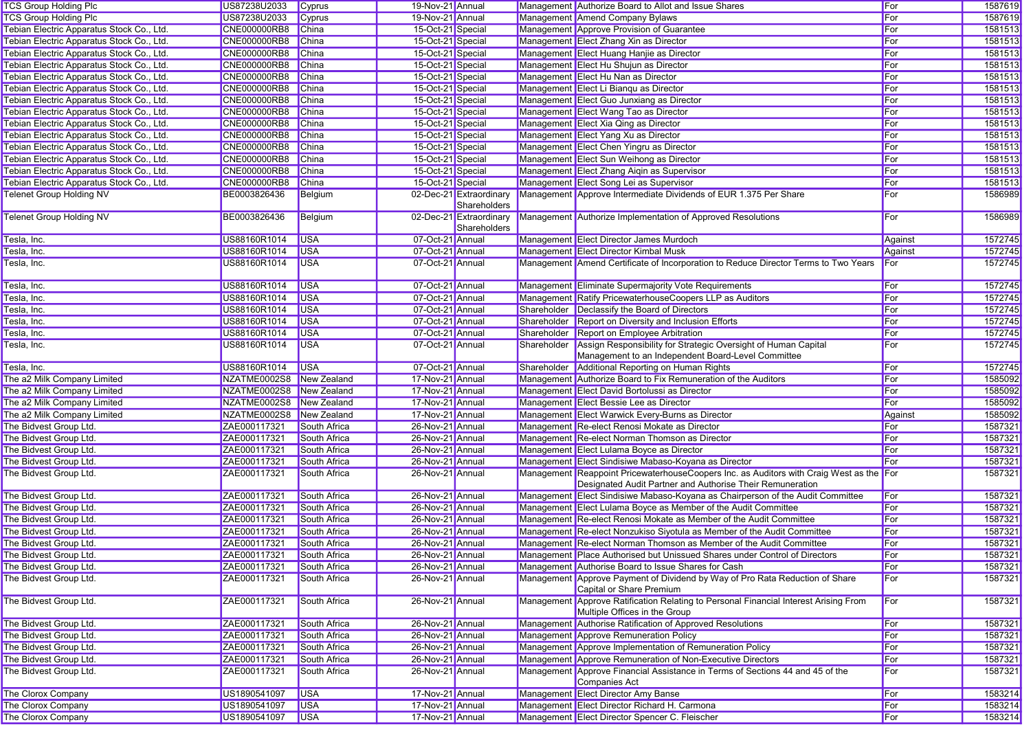| | | | | | | | | |
|---|---|---|---|---|---|---|---|---|
| TCS Group Holding Plc | US87238U2033 | Cyprus | 19-Nov-21 | Annual | Management | Authorize Board to Allot and Issue Shares | For | 1587619 |
| TCS Group Holding Plc | US87238U2033 | Cyprus | 19-Nov-21 | Annual | Management | Amend Company Bylaws | For | 1587619 |
| Tebian Electric Apparatus Stock Co., Ltd. | CNE000000RB8 | China | 15-Oct-21 | Special | Management | Approve Provision of Guarantee | For | 1581513 |
| Tebian Electric Apparatus Stock Co., Ltd. | CNE000000RB8 | China | 15-Oct-21 | Special | Management | Elect Zhang Xin as Director | For | 1581513 |
| Tebian Electric Apparatus Stock Co., Ltd. | CNE000000RB8 | China | 15-Oct-21 | Special | Management | Elect Huang Hanjie as Director | For | 1581513 |
| Tebian Electric Apparatus Stock Co., Ltd. | CNE000000RB8 | China | 15-Oct-21 | Special | Management | Elect Hu Shujun as Director | For | 1581513 |
| Tebian Electric Apparatus Stock Co., Ltd. | CNE000000RB8 | China | 15-Oct-21 | Special | Management | Elect Hu Nan as Director | For | 1581513 |
| Tebian Electric Apparatus Stock Co., Ltd. | CNE000000RB8 | China | 15-Oct-21 | Special | Management | Elect Li Bianqu as Director | For | 1581513 |
| Tebian Electric Apparatus Stock Co., Ltd. | CNE000000RB8 | China | 15-Oct-21 | Special | Management | Elect Guo Junxiang as Director | For | 1581513 |
| Tebian Electric Apparatus Stock Co., Ltd. | CNE000000RB8 | China | 15-Oct-21 | Special | Management | Elect Wang Tao as Director | For | 1581513 |
| Tebian Electric Apparatus Stock Co., Ltd. | CNE000000RB8 | China | 15-Oct-21 | Special | Management | Elect Xia Qing as Director | For | 1581513 |
| Tebian Electric Apparatus Stock Co., Ltd. | CNE000000RB8 | China | 15-Oct-21 | Special | Management | Elect Yang Xu as Director | For | 1581513 |
| Tebian Electric Apparatus Stock Co., Ltd. | CNE000000RB8 | China | 15-Oct-21 | Special | Management | Elect Chen Yingru as Director | For | 1581513 |
| Tebian Electric Apparatus Stock Co., Ltd. | CNE000000RB8 | China | 15-Oct-21 | Special | Management | Elect Sun Weihong as Director | For | 1581513 |
| Tebian Electric Apparatus Stock Co., Ltd. | CNE000000RB8 | China | 15-Oct-21 | Special | Management | Elect Zhang Aiqin as Supervisor | For | 1581513 |
| Tebian Electric Apparatus Stock Co., Ltd. | CNE000000RB8 | China | 15-Oct-21 | Special | Management | Elect Song Lei as Supervisor | For | 1581513 |
| Telenet Group Holding NV | BE0003826436 | Belgium | 02-Dec-21 | Extraordinary Shareholders | Management | Approve Intermediate Dividends of EUR 1.375 Per Share | For | 1586989 |
| Telenet Group Holding NV | BE0003826436 | Belgium | 02-Dec-21 | Extraordinary Shareholders | Management | Authorize Implementation of Approved Resolutions | For | 1586989 |
| Tesla, Inc. | US88160R1014 | USA | 07-Oct-21 | Annual | Management | Elect Director James Murdoch | Against | 1572745 |
| Tesla, Inc. | US88160R1014 | USA | 07-Oct-21 | Annual | Management | Elect Director Kimbal Musk | Against | 1572745 |
| Tesla, Inc. | US88160R1014 | USA | 07-Oct-21 | Annual | Management | Amend Certificate of Incorporation to Reduce Director Terms to Two Years | For | 1572745 |
| Tesla, Inc. | US88160R1014 | USA | 07-Oct-21 | Annual | Management | Eliminate Supermajority Vote Requirements | For | 1572745 |
| Tesla, Inc. | US88160R1014 | USA | 07-Oct-21 | Annual | Management | Ratify PricewaterhouseCoopers LLP as Auditors | For | 1572745 |
| Tesla, Inc. | US88160R1014 | USA | 07-Oct-21 | Annual | Shareholder | Declassify the Board of Directors | For | 1572745 |
| Tesla, Inc. | US88160R1014 | USA | 07-Oct-21 | Annual | Shareholder | Report on Diversity and Inclusion Efforts | For | 1572745 |
| Tesla, Inc. | US88160R1014 | USA | 07-Oct-21 | Annual | Shareholder | Report on Employee Arbitration | For | 1572745 |
| Tesla, Inc. | US88160R1014 | USA | 07-Oct-21 | Annual | Shareholder | Assign Responsibility for Strategic Oversight of Human Capital Management to an Independent Board-Level Committee | For | 1572745 |
| Tesla, Inc. | US88160R1014 | USA | 07-Oct-21 | Annual | Shareholder | Additional Reporting on Human Rights | For | 1572745 |
| The a2 Milk Company Limited | NZATME0002S8 | New Zealand | 17-Nov-21 | Annual | Management | Authorize Board to Fix Remuneration of the Auditors | For | 1585092 |
| The a2 Milk Company Limited | NZATME0002S8 | New Zealand | 17-Nov-21 | Annual | Management | Elect David Bortolussi as Director | For | 1585092 |
| The a2 Milk Company Limited | NZATME0002S8 | New Zealand | 17-Nov-21 | Annual | Management | Elect Bessie Lee as Director | For | 1585092 |
| The a2 Milk Company Limited | NZATME0002S8 | New Zealand | 17-Nov-21 | Annual | Management | Elect Warwick Every-Burns as Director | Against | 1585092 |
| The Bidvest Group Ltd. | ZAE000117321 | South Africa | 26-Nov-21 | Annual | Management | Re-elect Renosi Mokate as Director | For | 1587321 |
| The Bidvest Group Ltd. | ZAE000117321 | South Africa | 26-Nov-21 | Annual | Management | Re-elect Norman Thomson as Director | For | 1587321 |
| The Bidvest Group Ltd. | ZAE000117321 | South Africa | 26-Nov-21 | Annual | Management | Elect Lulama Boyce as Director | For | 1587321 |
| The Bidvest Group Ltd. | ZAE000117321 | South Africa | 26-Nov-21 | Annual | Management | Elect Sindisiwe Mabaso-Koyana as Director | For | 1587321 |
| The Bidvest Group Ltd. | ZAE000117321 | South Africa | 26-Nov-21 | Annual | Management | Reappoint PricewaterhouseCoopers Inc. as Auditors with Craig West as the Designated Audit Partner and Authorise Their Remuneration | For | 1587321 |
| The Bidvest Group Ltd. | ZAE000117321 | South Africa | 26-Nov-21 | Annual | Management | Elect Sindisiwe Mabaso-Koyana as Chairperson of the Audit Committee | For | 1587321 |
| The Bidvest Group Ltd. | ZAE000117321 | South Africa | 26-Nov-21 | Annual | Management | Elect Lulama Boyce as Member of the Audit Committee | For | 1587321 |
| The Bidvest Group Ltd. | ZAE000117321 | South Africa | 26-Nov-21 | Annual | Management | Re-elect Renosi Mokate as Member of the Audit Committee | For | 1587321 |
| The Bidvest Group Ltd. | ZAE000117321 | South Africa | 26-Nov-21 | Annual | Management | Re-elect Nonzukiso Siyotula as Member of the Audit Committee | For | 1587321 |
| The Bidvest Group Ltd. | ZAE000117321 | South Africa | 26-Nov-21 | Annual | Management | Re-elect Norman Thomson as Member of the Audit Committee | For | 1587321 |
| The Bidvest Group Ltd. | ZAE000117321 | South Africa | 26-Nov-21 | Annual | Management | Place Authorised but Unissued Shares under Control of Directors | For | 1587321 |
| The Bidvest Group Ltd. | ZAE000117321 | South Africa | 26-Nov-21 | Annual | Management | Authorise Board to Issue Shares for Cash | For | 1587321 |
| The Bidvest Group Ltd. | ZAE000117321 | South Africa | 26-Nov-21 | Annual | Management | Approve Payment of Dividend by Way of Pro Rata Reduction of Share Capital or Share Premium | For | 1587321 |
| The Bidvest Group Ltd. | ZAE000117321 | South Africa | 26-Nov-21 | Annual | Management | Approve Ratification Relating to Personal Financial Interest Arising From Multiple Offices in the Group | For | 1587321 |
| The Bidvest Group Ltd. | ZAE000117321 | South Africa | 26-Nov-21 | Annual | Management | Authorise Ratification of Approved Resolutions | For | 1587321 |
| The Bidvest Group Ltd. | ZAE000117321 | South Africa | 26-Nov-21 | Annual | Management | Approve Remuneration Policy | For | 1587321 |
| The Bidvest Group Ltd. | ZAE000117321 | South Africa | 26-Nov-21 | Annual | Management | Approve Implementation of Remuneration Policy | For | 1587321 |
| The Bidvest Group Ltd. | ZAE000117321 | South Africa | 26-Nov-21 | Annual | Management | Approve Remuneration of Non-Executive Directors | For | 1587321 |
| The Bidvest Group Ltd. | ZAE000117321 | South Africa | 26-Nov-21 | Annual | Management | Approve Financial Assistance in Terms of Sections 44 and 45 of the Companies Act | For | 1587321 |
| The Clorox Company | US1890541097 | USA | 17-Nov-21 | Annual | Management | Elect Director Amy Banse | For | 1583214 |
| The Clorox Company | US1890541097 | USA | 17-Nov-21 | Annual | Management | Elect Director Richard H. Carmona | For | 1583214 |
| The Clorox Company | US1890541097 | USA | 17-Nov-21 | Annual | Management | Elect Director Spencer C. Fleischer | For | 1583214 |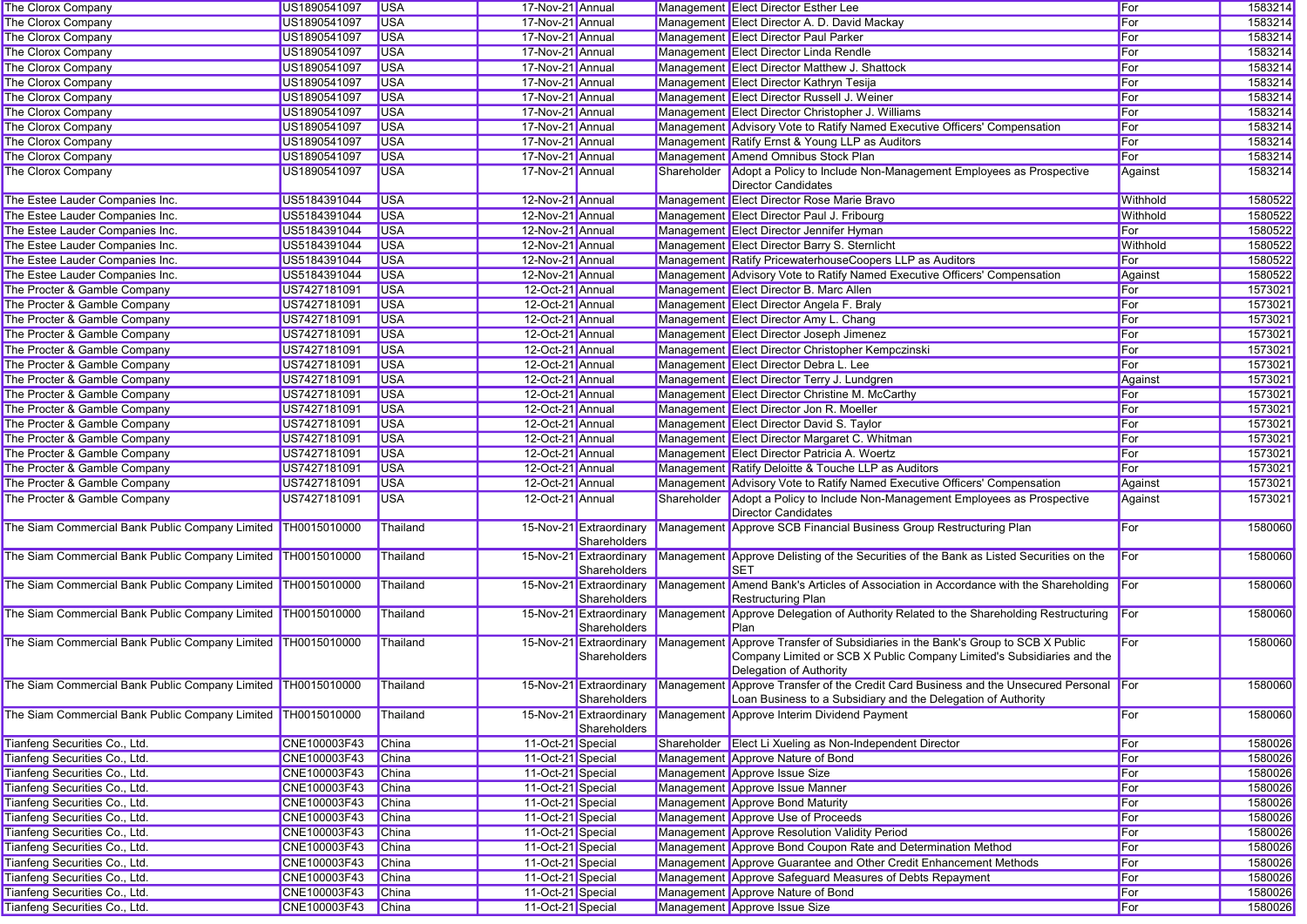| The Clorox Company | US1890541097 | USA | 17-Nov-21 | Annual | Management | Elect Director Esther Lee | For | 1583214 |
|---|---|---|---|---|---|---|---|---|
| The Clorox Company | US1890541097 | USA | 17-Nov-21 | Annual | Management | Elect Director A. D. David Mackay | For | 1583214 |
| The Clorox Company | US1890541097 | USA | 17-Nov-21 | Annual | Management | Elect Director Paul Parker | For | 1583214 |
| The Clorox Company | US1890541097 | USA | 17-Nov-21 | Annual | Management | Elect Director Linda Rendle | For | 1583214 |
| The Clorox Company | US1890541097 | USA | 17-Nov-21 | Annual | Management | Elect Director Matthew J. Shattock | For | 1583214 |
| The Clorox Company | US1890541097 | USA | 17-Nov-21 | Annual | Management | Elect Director Kathryn Tesija | For | 1583214 |
| The Clorox Company | US1890541097 | USA | 17-Nov-21 | Annual | Management | Elect Director Russell J. Weiner | For | 1583214 |
| The Clorox Company | US1890541097 | USA | 17-Nov-21 | Annual | Management | Elect Director Christopher J. Williams | For | 1583214 |
| The Clorox Company | US1890541097 | USA | 17-Nov-21 | Annual | Management | Advisory Vote to Ratify Named Executive Officers' Compensation | For | 1583214 |
| The Clorox Company | US1890541097 | USA | 17-Nov-21 | Annual | Management | Ratify Ernst & Young LLP as Auditors | For | 1583214 |
| The Clorox Company | US1890541097 | USA | 17-Nov-21 | Annual | Management | Amend Omnibus Stock Plan | For | 1583214 |
| The Clorox Company | US1890541097 | USA | 17-Nov-21 | Annual | Shareholder | Adopt a Policy to Include Non-Management Employees as Prospective Director Candidates | Against | 1583214 |
| The Estee Lauder Companies Inc. | US5184391044 | USA | 12-Nov-21 | Annual | Management | Elect Director Rose Marie Bravo | Withhold | 1580522 |
| The Estee Lauder Companies Inc. | US5184391044 | USA | 12-Nov-21 | Annual | Management | Elect Director Paul J. Fribourg | Withhold | 1580522 |
| The Estee Lauder Companies Inc. | US5184391044 | USA | 12-Nov-21 | Annual | Management | Elect Director Jennifer Hyman | For | 1580522 |
| The Estee Lauder Companies Inc. | US5184391044 | USA | 12-Nov-21 | Annual | Management | Elect Director Barry S. Sternlicht | Withhold | 1580522 |
| The Estee Lauder Companies Inc. | US5184391044 | USA | 12-Nov-21 | Annual | Management | Ratify PricewaterhouseCoopers LLP as Auditors | For | 1580522 |
| The Estee Lauder Companies Inc. | US5184391044 | USA | 12-Nov-21 | Annual | Management | Advisory Vote to Ratify Named Executive Officers' Compensation | Against | 1580522 |
| The Procter & Gamble Company | US7427181091 | USA | 12-Oct-21 | Annual | Management | Elect Director B. Marc Allen | For | 1573021 |
| The Procter & Gamble Company | US7427181091 | USA | 12-Oct-21 | Annual | Management | Elect Director Angela F. Braly | For | 1573021 |
| The Procter & Gamble Company | US7427181091 | USA | 12-Oct-21 | Annual | Management | Elect Director Amy L. Chang | For | 1573021 |
| The Procter & Gamble Company | US7427181091 | USA | 12-Oct-21 | Annual | Management | Elect Director Joseph Jimenez | For | 1573021 |
| The Procter & Gamble Company | US7427181091 | USA | 12-Oct-21 | Annual | Management | Elect Director Christopher Kempczinski | For | 1573021 |
| The Procter & Gamble Company | US7427181091 | USA | 12-Oct-21 | Annual | Management | Elect Director Debra L. Lee | For | 1573021 |
| The Procter & Gamble Company | US7427181091 | USA | 12-Oct-21 | Annual | Management | Elect Director Terry J. Lundgren | Against | 1573021 |
| The Procter & Gamble Company | US7427181091 | USA | 12-Oct-21 | Annual | Management | Elect Director Christine M. McCarthy | For | 1573021 |
| The Procter & Gamble Company | US7427181091 | USA | 12-Oct-21 | Annual | Management | Elect Director Jon R. Moeller | For | 1573021 |
| The Procter & Gamble Company | US7427181091 | USA | 12-Oct-21 | Annual | Management | Elect Director David S. Taylor | For | 1573021 |
| The Procter & Gamble Company | US7427181091 | USA | 12-Oct-21 | Annual | Management | Elect Director Margaret C. Whitman | For | 1573021 |
| The Procter & Gamble Company | US7427181091 | USA | 12-Oct-21 | Annual | Management | Elect Director Patricia A. Woertz | For | 1573021 |
| The Procter & Gamble Company | US7427181091 | USA | 12-Oct-21 | Annual | Management | Ratify Deloitte & Touche LLP as Auditors | For | 1573021 |
| The Procter & Gamble Company | US7427181091 | USA | 12-Oct-21 | Annual | Management | Advisory Vote to Ratify Named Executive Officers' Compensation | Against | 1573021 |
| The Procter & Gamble Company | US7427181091 | USA | 12-Oct-21 | Annual | Shareholder | Adopt a Policy to Include Non-Management Employees as Prospective Director Candidates | Against | 1573021 |
| The Siam Commercial Bank Public Company Limited | TH0015010000 | Thailand | 15-Nov-21 | Extraordinary Shareholders | Management | Approve SCB Financial Business Group Restructuring Plan | For | 1580060 |
| The Siam Commercial Bank Public Company Limited | TH0015010000 | Thailand | 15-Nov-21 | Extraordinary Shareholders | Management | Approve Delisting of the Securities of the Bank as Listed Securities on the SET | For | 1580060 |
| The Siam Commercial Bank Public Company Limited | TH0015010000 | Thailand | 15-Nov-21 | Extraordinary Shareholders | Management | Amend Bank's Articles of Association in Accordance with the Shareholding Restructuring Plan | For | 1580060 |
| The Siam Commercial Bank Public Company Limited | TH0015010000 | Thailand | 15-Nov-21 | Extraordinary Shareholders | Management | Approve Delegation of Authority Related to the Shareholding Restructuring Plan | For | 1580060 |
| The Siam Commercial Bank Public Company Limited | TH0015010000 | Thailand | 15-Nov-21 | Extraordinary Shareholders | Management | Approve Transfer of Subsidiaries in the Bank's Group to SCB X Public Company Limited or SCB X Public Company Limited's Subsidiaries and the Delegation of Authority | For | 1580060 |
| The Siam Commercial Bank Public Company Limited | TH0015010000 | Thailand | 15-Nov-21 | Extraordinary Shareholders | Management | Approve Transfer of the Credit Card Business and the Unsecured Personal Loan Business to a Subsidiary and the Delegation of Authority | For | 1580060 |
| The Siam Commercial Bank Public Company Limited | TH0015010000 | Thailand | 15-Nov-21 | Extraordinary Shareholders | Management | Approve Interim Dividend Payment | For | 1580060 |
| Tianfeng Securities Co., Ltd. | CNE100003F43 | China | 11-Oct-21 | Special | Shareholder | Elect Li Xueling as Non-Independent Director | For | 1580026 |
| Tianfeng Securities Co., Ltd. | CNE100003F43 | China | 11-Oct-21 | Special | Management | Approve Nature of Bond | For | 1580026 |
| Tianfeng Securities Co., Ltd. | CNE100003F43 | China | 11-Oct-21 | Special | Management | Approve Issue Size | For | 1580026 |
| Tianfeng Securities Co., Ltd. | CNE100003F43 | China | 11-Oct-21 | Special | Management | Approve Issue Manner | For | 1580026 |
| Tianfeng Securities Co., Ltd. | CNE100003F43 | China | 11-Oct-21 | Special | Management | Approve Bond Maturity | For | 1580026 |
| Tianfeng Securities Co., Ltd. | CNE100003F43 | China | 11-Oct-21 | Special | Management | Approve Use of Proceeds | For | 1580026 |
| Tianfeng Securities Co., Ltd. | CNE100003F43 | China | 11-Oct-21 | Special | Management | Approve Resolution Validity Period | For | 1580026 |
| Tianfeng Securities Co., Ltd. | CNE100003F43 | China | 11-Oct-21 | Special | Management | Approve Bond Coupon Rate and Determination Method | For | 1580026 |
| Tianfeng Securities Co., Ltd. | CNE100003F43 | China | 11-Oct-21 | Special | Management | Approve Guarantee and Other Credit Enhancement Methods | For | 1580026 |
| Tianfeng Securities Co., Ltd. | CNE100003F43 | China | 11-Oct-21 | Special | Management | Approve Safeguard Measures of Debts Repayment | For | 1580026 |
| Tianfeng Securities Co., Ltd. | CNE100003F43 | China | 11-Oct-21 | Special | Management | Approve Nature of Bond | For | 1580026 |
| Tianfeng Securities Co., Ltd. | CNE100003F43 | China | 11-Oct-21 | Special | Management | Approve Issue Size | For | 1580026 |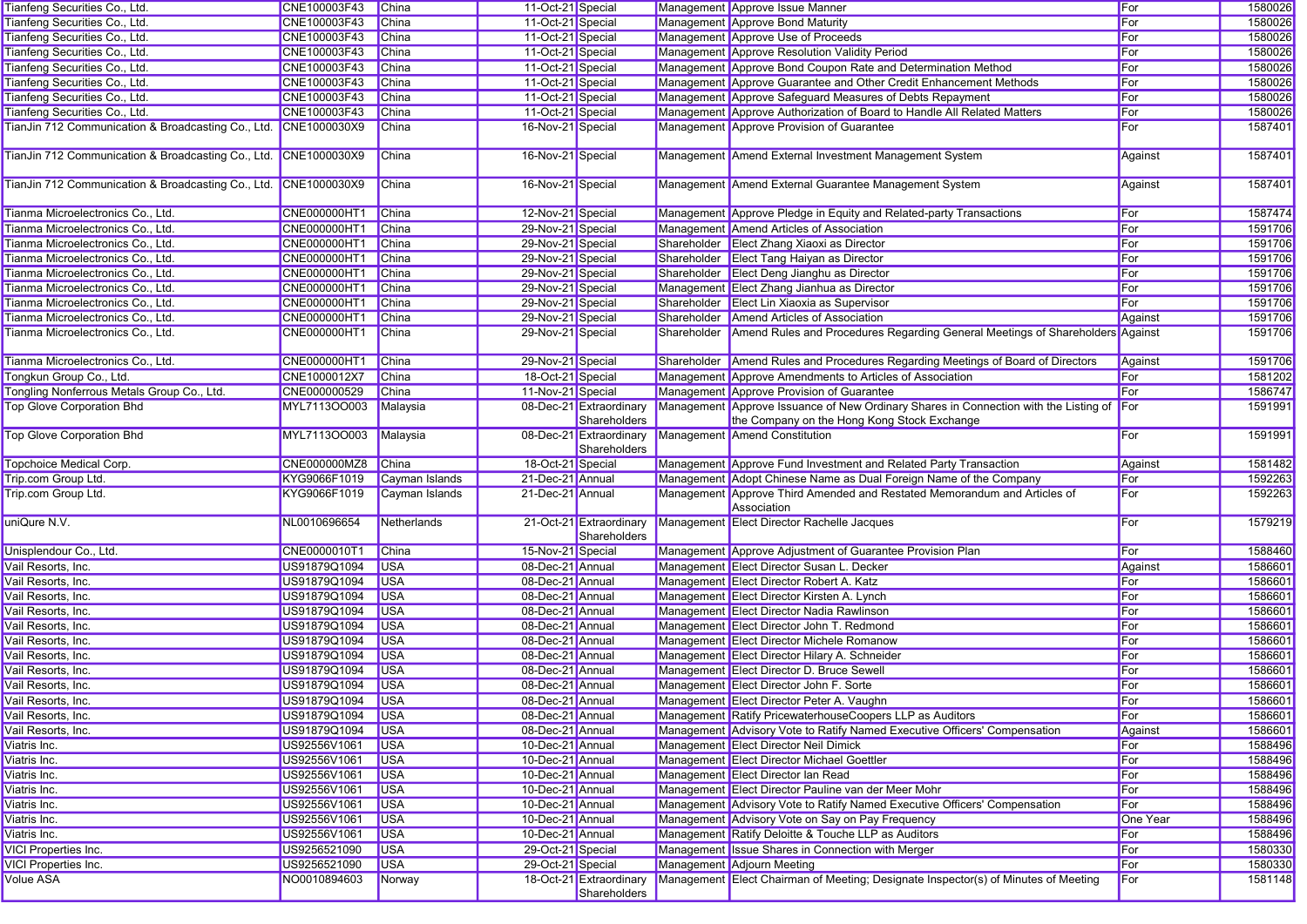| | | | | | | | | |
|---|---|---|---|---|---|---|---|---|
| Tianfeng Securities Co., Ltd. | CNE100003F43 | China | 11-Oct-21 | Special | Management | Approve Issue Manner | For | 1580026 |
| Tianfeng Securities Co., Ltd. | CNE100003F43 | China | 11-Oct-21 | Special | Management | Approve Bond Maturity | For | 1580026 |
| Tianfeng Securities Co., Ltd. | CNE100003F43 | China | 11-Oct-21 | Special | Management | Approve Use of Proceeds | For | 1580026 |
| Tianfeng Securities Co., Ltd. | CNE100003F43 | China | 11-Oct-21 | Special | Management | Approve Resolution Validity Period | For | 1580026 |
| Tianfeng Securities Co., Ltd. | CNE100003F43 | China | 11-Oct-21 | Special | Management | Approve Bond Coupon Rate and Determination Method | For | 1580026 |
| Tianfeng Securities Co., Ltd. | CNE100003F43 | China | 11-Oct-21 | Special | Management | Approve Guarantee and Other Credit Enhancement Methods | For | 1580026 |
| Tianfeng Securities Co., Ltd. | CNE100003F43 | China | 11-Oct-21 | Special | Management | Approve Safeguard Measures of Debts Repayment | For | 1580026 |
| Tianfeng Securities Co., Ltd. | CNE100003F43 | China | 11-Oct-21 | Special | Management | Approve Authorization of Board to Handle All Related Matters | For | 1580026 |
| TianJin 712 Communication & Broadcasting Co., Ltd. | CNE1000030X9 | China | 16-Nov-21 | Special | Management | Approve Provision of Guarantee | For | 1587401 |
| TianJin 712 Communication & Broadcasting Co., Ltd. | CNE1000030X9 | China | 16-Nov-21 | Special | Management | Amend External Investment Management System | Against | 1587401 |
| TianJin 712 Communication & Broadcasting Co., Ltd. | CNE1000030X9 | China | 16-Nov-21 | Special | Management | Amend External Guarantee Management System | Against | 1587401 |
| Tianma Microelectronics Co., Ltd. | CNE000000HT1 | China | 12-Nov-21 | Special | Management | Approve Pledge in Equity and Related-party Transactions | For | 1587474 |
| Tianma Microelectronics Co., Ltd. | CNE000000HT1 | China | 29-Nov-21 | Special | Management | Amend Articles of Association | For | 1591706 |
| Tianma Microelectronics Co., Ltd. | CNE000000HT1 | China | 29-Nov-21 | Special | Shareholder | Elect Zhang Xiaoxi as Director | For | 1591706 |
| Tianma Microelectronics Co., Ltd. | CNE000000HT1 | China | 29-Nov-21 | Special | Shareholder | Elect Tang Haiyan as Director | For | 1591706 |
| Tianma Microelectronics Co., Ltd. | CNE000000HT1 | China | 29-Nov-21 | Special | Shareholder | Elect Deng Jianghu as Director | For | 1591706 |
| Tianma Microelectronics Co., Ltd. | CNE000000HT1 | China | 29-Nov-21 | Special | Management | Elect Zhang Jianhua as Director | For | 1591706 |
| Tianma Microelectronics Co., Ltd. | CNE000000HT1 | China | 29-Nov-21 | Special | Shareholder | Elect Lin Xiaoxia as Supervisor | For | 1591706 |
| Tianma Microelectronics Co., Ltd. | CNE000000HT1 | China | 29-Nov-21 | Special | Shareholder | Amend Articles of Association | Against | 1591706 |
| Tianma Microelectronics Co., Ltd. | CNE000000HT1 | China | 29-Nov-21 | Special | Shareholder | Amend Rules and Procedures Regarding General Meetings of Shareholders | Against | 1591706 |
| Tianma Microelectronics Co., Ltd. | CNE000000HT1 | China | 29-Nov-21 | Special | Shareholder | Amend Rules and Procedures Regarding Meetings of Board of Directors | Against | 1591706 |
| Tongkun Group Co., Ltd. | CNE1000012X7 | China | 18-Oct-21 | Special | Management | Approve Amendments to Articles of Association | For | 1581202 |
| Tongling Nonferrous Metals Group Co., Ltd. | CNE000000529 | China | 11-Nov-21 | Special | Management | Approve Provision of Guarantee | For | 1586747 |
| Top Glove Corporation Bhd | MYL7113OO003 | Malaysia | 08-Dec-21 | Extraordinary Shareholders | Management | Approve Issuance of New Ordinary Shares in Connection with the Listing of the Company on the Hong Kong Stock Exchange | For | 1591991 |
| Top Glove Corporation Bhd | MYL7113OO003 | Malaysia | 08-Dec-21 | Extraordinary Shareholders | Management | Amend Constitution | For | 1591991 |
| Topchoice Medical Corp. | CNE000000MZ8 | China | 18-Oct-21 | Special | Management | Approve Fund Investment and Related Party Transaction | Against | 1581482 |
| Trip.com Group Ltd. | KYG9066F1019 | Cayman Islands | 21-Dec-21 | Annual | Management | Adopt Chinese Name as Dual Foreign Name of the Company | For | 1592263 |
| Trip.com Group Ltd. | KYG9066F1019 | Cayman Islands | 21-Dec-21 | Annual | Management | Approve Third Amended and Restated Memorandum and Articles of Association | For | 1592263 |
| uniQure N.V. | NL0010696654 | Netherlands | 21-Oct-21 | Extraordinary Shareholders | Management | Elect Director Rachelle Jacques | For | 1579219 |
| Unisplendour Co., Ltd. | CNE0000010T1 | China | 15-Nov-21 | Special | Management | Approve Adjustment of Guarantee Provision Plan | For | 1588460 |
| Vail Resorts, Inc. | US91879Q1094 | USA | 08-Dec-21 | Annual | Management | Elect Director Susan L. Decker | Against | 1586601 |
| Vail Resorts, Inc. | US91879Q1094 | USA | 08-Dec-21 | Annual | Management | Elect Director Robert A. Katz | For | 1586601 |
| Vail Resorts, Inc. | US91879Q1094 | USA | 08-Dec-21 | Annual | Management | Elect Director Kirsten A. Lynch | For | 1586601 |
| Vail Resorts, Inc. | US91879Q1094 | USA | 08-Dec-21 | Annual | Management | Elect Director Nadia Rawlinson | For | 1586601 |
| Vail Resorts, Inc. | US91879Q1094 | USA | 08-Dec-21 | Annual | Management | Elect Director John T. Redmond | For | 1586601 |
| Vail Resorts, Inc. | US91879Q1094 | USA | 08-Dec-21 | Annual | Management | Elect Director Michele Romanow | For | 1586601 |
| Vail Resorts, Inc. | US91879Q1094 | USA | 08-Dec-21 | Annual | Management | Elect Director Hilary A. Schneider | For | 1586601 |
| Vail Resorts, Inc. | US91879Q1094 | USA | 08-Dec-21 | Annual | Management | Elect Director D. Bruce Sewell | For | 1586601 |
| Vail Resorts, Inc. | US91879Q1094 | USA | 08-Dec-21 | Annual | Management | Elect Director John F. Sorte | For | 1586601 |
| Vail Resorts, Inc. | US91879Q1094 | USA | 08-Dec-21 | Annual | Management | Elect Director Peter A. Vaughn | For | 1586601 |
| Vail Resorts, Inc. | US91879Q1094 | USA | 08-Dec-21 | Annual | Management | Ratify PricewaterhouseCoopers LLP as Auditors | For | 1586601 |
| Vail Resorts, Inc. | US91879Q1094 | USA | 08-Dec-21 | Annual | Management | Advisory Vote to Ratify Named Executive Officers' Compensation | Against | 1586601 |
| Viatris Inc. | US92556V1061 | USA | 10-Dec-21 | Annual | Management | Elect Director Neil Dimick | For | 1588496 |
| Viatris Inc. | US92556V1061 | USA | 10-Dec-21 | Annual | Management | Elect Director Michael Goettler | For | 1588496 |
| Viatris Inc. | US92556V1061 | USA | 10-Dec-21 | Annual | Management | Elect Director Ian Read | For | 1588496 |
| Viatris Inc. | US92556V1061 | USA | 10-Dec-21 | Annual | Management | Elect Director Pauline van der Meer Mohr | For | 1588496 |
| Viatris Inc. | US92556V1061 | USA | 10-Dec-21 | Annual | Management | Advisory Vote to Ratify Named Executive Officers' Compensation | For | 1588496 |
| Viatris Inc. | US92556V1061 | USA | 10-Dec-21 | Annual | Management | Advisory Vote on Say on Pay Frequency | One Year | 1588496 |
| Viatris Inc. | US92556V1061 | USA | 10-Dec-21 | Annual | Management | Ratify Deloitte & Touche LLP as Auditors | For | 1588496 |
| VICI Properties Inc. | US9256521090 | USA | 29-Oct-21 | Special | Management | Issue Shares in Connection with Merger | For | 1580330 |
| VICI Properties Inc. | US9256521090 | USA | 29-Oct-21 | Special | Management | Adjourn Meeting | For | 1580330 |
| Volue ASA | NO0010894603 | Norway | 18-Oct-21 | Extraordinary Shareholders | Management | Elect Chairman of Meeting; Designate Inspector(s) of Minutes of Meeting | For | 1581148 |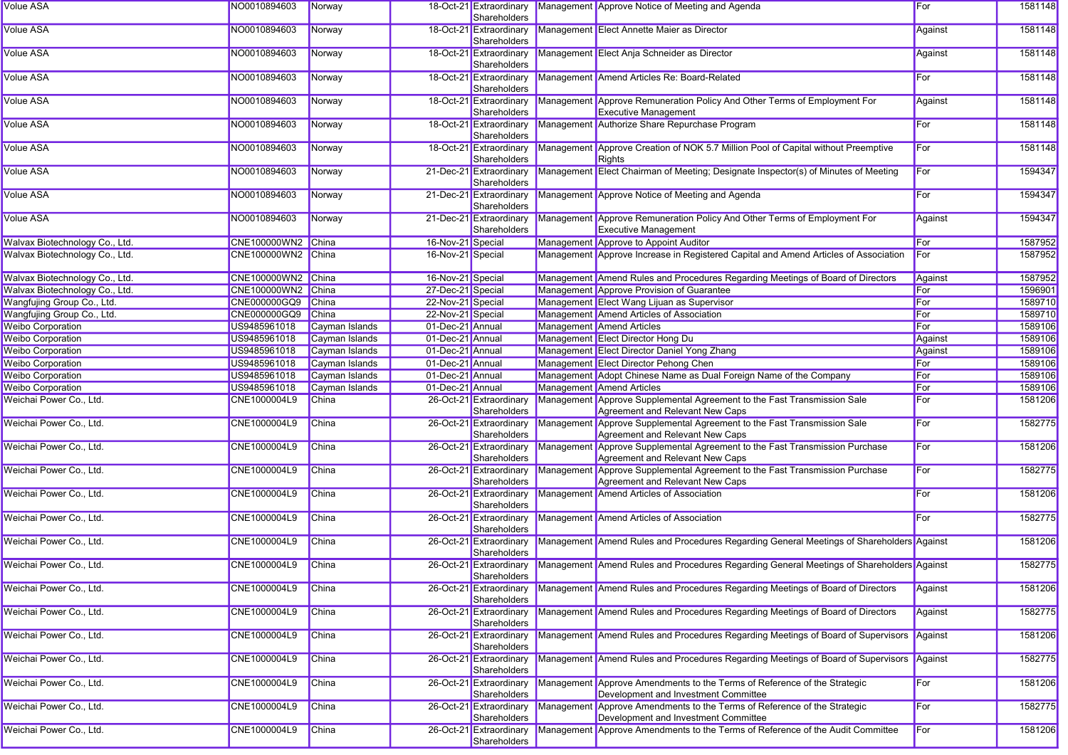| Volue ASA | NO0010894603 | Norway | 18-Oct-21 | Extraordinary Shareholders | Management | Approve Notice of Meeting and Agenda | For | 1581148 |
|---|---|---|---|---|---|---|---|---|
| Volue ASA | NO0010894603 | Norway | 18-Oct-21 | Extraordinary Shareholders | Management | Elect Annette Maier as Director | Against | 1581148 |
| Volue ASA | NO0010894603 | Norway | 18-Oct-21 | Extraordinary Shareholders | Management | Elect Anja Schneider as Director | Against | 1581148 |
| Volue ASA | NO0010894603 | Norway | 18-Oct-21 | Extraordinary Shareholders | Management | Amend Articles Re: Board-Related | For | 1581148 |
| Volue ASA | NO0010894603 | Norway | 18-Oct-21 | Extraordinary Shareholders | Management | Approve Remuneration Policy And Other Terms of Employment For Executive Management | Against | 1581148 |
| Volue ASA | NO0010894603 | Norway | 18-Oct-21 | Extraordinary Shareholders | Management | Authorize Share Repurchase Program | For | 1581148 |
| Volue ASA | NO0010894603 | Norway | 18-Oct-21 | Extraordinary Shareholders | Management | Approve Creation of NOK 5.7 Million Pool of Capital without Preemptive Rights | For | 1581148 |
| Volue ASA | NO0010894603 | Norway | 21-Dec-21 | Extraordinary Shareholders | Management | Elect Chairman of Meeting; Designate Inspector(s) of Minutes of Meeting | For | 1594347 |
| Volue ASA | NO0010894603 | Norway | 21-Dec-21 | Extraordinary Shareholders | Management | Approve Notice of Meeting and Agenda | For | 1594347 |
| Volue ASA | NO0010894603 | Norway | 21-Dec-21 | Extraordinary Shareholders | Management | Approve Remuneration Policy And Other Terms of Employment For Executive Management | Against | 1594347 |
| Walvax Biotechnology Co., Ltd. | CNE100000WN2 | China | 16-Nov-21 | Special | Management | Approve to Appoint Auditor | For | 1587952 |
| Walvax Biotechnology Co., Ltd. | CNE100000WN2 | China | 16-Nov-21 | Special | Management | Approve Increase in Registered Capital and Amend Articles of Association | For | 1587952 |
| Walvax Biotechnology Co., Ltd. | CNE100000WN2 | China | 16-Nov-21 | Special | Management | Amend Rules and Procedures Regarding Meetings of Board of Directors | Against | 1587952 |
| Walvax Biotechnology Co., Ltd. | CNE100000WN2 | China | 27-Dec-21 | Special | Management | Approve Provision of Guarantee | For | 1596901 |
| Wangfujing Group Co., Ltd. | CNE000000GQ9 | China | 22-Nov-21 | Special | Management | Elect Wang Lijuan as Supervisor | For | 1589710 |
| Wangfujing Group Co., Ltd. | CNE000000GQ9 | China | 22-Nov-21 | Special | Management | Amend Articles of Association | For | 1589710 |
| Weibo Corporation | US9485961018 | Cayman Islands | 01-Dec-21 | Annual | Management | Amend Articles | For | 1589106 |
| Weibo Corporation | US9485961018 | Cayman Islands | 01-Dec-21 | Annual | Management | Elect Director Hong Du | Against | 1589106 |
| Weibo Corporation | US9485961018 | Cayman Islands | 01-Dec-21 | Annual | Management | Elect Director Daniel Yong Zhang | Against | 1589106 |
| Weibo Corporation | US9485961018 | Cayman Islands | 01-Dec-21 | Annual | Management | Elect Director Pehong Chen | For | 1589106 |
| Weibo Corporation | US9485961018 | Cayman Islands | 01-Dec-21 | Annual | Management | Adopt Chinese Name as Dual Foreign Name of the Company | For | 1589106 |
| Weibo Corporation | US9485961018 | Cayman Islands | 01-Dec-21 | Annual | Management | Amend Articles | For | 1589106 |
| Weichai Power Co., Ltd. | CNE1000004L9 | China | 26-Oct-21 | Extraordinary Shareholders | Management | Approve Supplemental Agreement to the Fast Transmission Sale Agreement and Relevant New Caps | For | 1581206 |
| Weichai Power Co., Ltd. | CNE1000004L9 | China | 26-Oct-21 | Extraordinary Shareholders | Management | Approve Supplemental Agreement to the Fast Transmission Sale Agreement and Relevant New Caps | For | 1582775 |
| Weichai Power Co., Ltd. | CNE1000004L9 | China | 26-Oct-21 | Extraordinary Shareholders | Management | Approve Supplemental Agreement to the Fast Transmission Purchase Agreement and Relevant New Caps | For | 1581206 |
| Weichai Power Co., Ltd. | CNE1000004L9 | China | 26-Oct-21 | Extraordinary Shareholders | Management | Approve Supplemental Agreement to the Fast Transmission Purchase Agreement and Relevant New Caps | For | 1582775 |
| Weichai Power Co., Ltd. | CNE1000004L9 | China | 26-Oct-21 | Extraordinary Shareholders | Management | Amend Articles of Association | For | 1581206 |
| Weichai Power Co., Ltd. | CNE1000004L9 | China | 26-Oct-21 | Extraordinary Shareholders | Management | Amend Articles of Association | For | 1582775 |
| Weichai Power Co., Ltd. | CNE1000004L9 | China | 26-Oct-21 | Extraordinary Shareholders | Management | Amend Rules and Procedures Regarding General Meetings of Shareholders | Against | 1581206 |
| Weichai Power Co., Ltd. | CNE1000004L9 | China | 26-Oct-21 | Extraordinary Shareholders | Management | Amend Rules and Procedures Regarding General Meetings of Shareholders | Against | 1582775 |
| Weichai Power Co., Ltd. | CNE1000004L9 | China | 26-Oct-21 | Extraordinary Shareholders | Management | Amend Rules and Procedures Regarding Meetings of Board of Directors | Against | 1581206 |
| Weichai Power Co., Ltd. | CNE1000004L9 | China | 26-Oct-21 | Extraordinary Shareholders | Management | Amend Rules and Procedures Regarding Meetings of Board of Directors | Against | 1582775 |
| Weichai Power Co., Ltd. | CNE1000004L9 | China | 26-Oct-21 | Extraordinary Shareholders | Management | Amend Rules and Procedures Regarding Meetings of Board of Supervisors | Against | 1581206 |
| Weichai Power Co., Ltd. | CNE1000004L9 | China | 26-Oct-21 | Extraordinary Shareholders | Management | Amend Rules and Procedures Regarding Meetings of Board of Supervisors | Against | 1582775 |
| Weichai Power Co., Ltd. | CNE1000004L9 | China | 26-Oct-21 | Extraordinary Shareholders | Management | Approve Amendments to the Terms of Reference of the Strategic Development and Investment Committee | For | 1581206 |
| Weichai Power Co., Ltd. | CNE1000004L9 | China | 26-Oct-21 | Extraordinary Shareholders | Management | Approve Amendments to the Terms of Reference of the Strategic Development and Investment Committee | For | 1582775 |
| Weichai Power Co., Ltd. | CNE1000004L9 | China | 26-Oct-21 | Extraordinary Shareholders | Management | Approve Amendments to the Terms of Reference of the Audit Committee | For | 1581206 |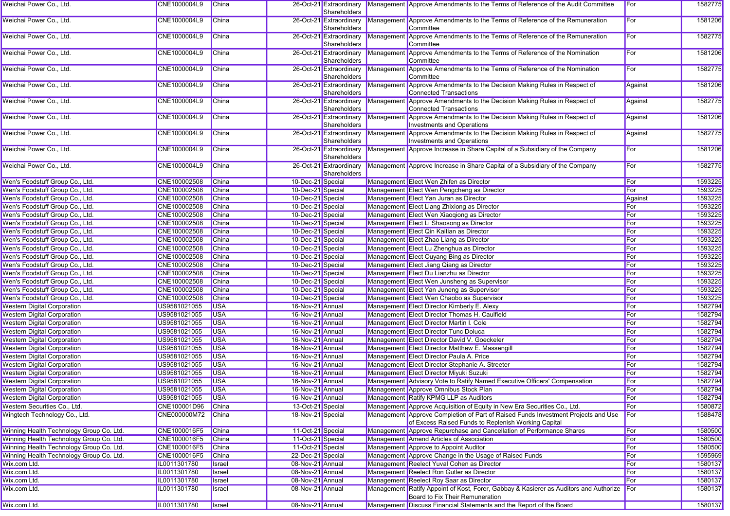| Weichai Power Co., Ltd. | CNE1000004L9 | China | 26-Oct-21 | Extraordinary Shareholders | Management | Approve Amendments to the Terms of Reference of the Audit Committee | For | 1582775 |
|---|---|---|---|---|---|---|---|---|
| Weichai Power Co., Ltd. | CNE1000004L9 | China | 26-Oct-21 | Extraordinary Shareholders | Management | Approve Amendments to the Terms of Reference of the Remuneration Committee | For | 1581206 |
| Weichai Power Co., Ltd. | CNE1000004L9 | China | 26-Oct-21 | Extraordinary Shareholders | Management | Approve Amendments to the Terms of Reference of the Remuneration Committee | For | 1582775 |
| Weichai Power Co., Ltd. | CNE1000004L9 | China | 26-Oct-21 | Extraordinary Shareholders | Management | Approve Amendments to the Terms of Reference of the Nomination Committee | For | 1581206 |
| Weichai Power Co., Ltd. | CNE1000004L9 | China | 26-Oct-21 | Extraordinary Shareholders | Management | Approve Amendments to the Terms of Reference of the Nomination Committee | For | 1582775 |
| Weichai Power Co., Ltd. | CNE1000004L9 | China | 26-Oct-21 | Extraordinary Shareholders | Management | Approve Amendments to the Decision Making Rules in Respect of Connected Transactions | Against | 1581206 |
| Weichai Power Co., Ltd. | CNE1000004L9 | China | 26-Oct-21 | Extraordinary Shareholders | Management | Approve Amendments to the Decision Making Rules in Respect of Connected Transactions | Against | 1582775 |
| Weichai Power Co., Ltd. | CNE1000004L9 | China | 26-Oct-21 | Extraordinary Shareholders | Management | Approve Amendments to the Decision Making Rules in Respect of Investments and Operations | Against | 1581206 |
| Weichai Power Co., Ltd. | CNE1000004L9 | China | 26-Oct-21 | Extraordinary Shareholders | Management | Approve Amendments to the Decision Making Rules in Respect of Investments and Operations | Against | 1582775 |
| Weichai Power Co., Ltd. | CNE1000004L9 | China | 26-Oct-21 | Extraordinary Shareholders | Management | Approve Increase in Share Capital of a Subsidiary of the Company | For | 1581206 |
| Weichai Power Co., Ltd. | CNE1000004L9 | China | 26-Oct-21 | Extraordinary Shareholders | Management | Approve Increase in Share Capital of a Subsidiary of the Company | For | 1582775 |
| Wen's Foodstuff Group Co., Ltd. | CNE100002508 | China | 10-Dec-21 | Special | Management | Elect Wen Zhifen as Director | For | 1593225 |
| Wen's Foodstuff Group Co., Ltd. | CNE100002508 | China | 10-Dec-21 | Special | Management | Elect Wen Pengcheng as Director | For | 1593225 |
| Wen's Foodstuff Group Co., Ltd. | CNE100002508 | China | 10-Dec-21 | Special | Management | Elect Yan Juran as Director | Against | 1593225 |
| Wen's Foodstuff Group Co., Ltd. | CNE100002508 | China | 10-Dec-21 | Special | Management | Elect Liang Zhixiong as Director | For | 1593225 |
| Wen's Foodstuff Group Co., Ltd. | CNE100002508 | China | 10-Dec-21 | Special | Management | Elect Wen Xiaoqiong as Director | For | 1593225 |
| Wen's Foodstuff Group Co., Ltd. | CNE100002508 | China | 10-Dec-21 | Special | Management | Elect Li Shaosong as Director | For | 1593225 |
| Wen's Foodstuff Group Co., Ltd. | CNE100002508 | China | 10-Dec-21 | Special | Management | Elect Qin Kaitian as Director | For | 1593225 |
| Wen's Foodstuff Group Co., Ltd. | CNE100002508 | China | 10-Dec-21 | Special | Management | Elect Zhao Liang as Director | For | 1593225 |
| Wen's Foodstuff Group Co., Ltd. | CNE100002508 | China | 10-Dec-21 | Special | Management | Elect Lu Zhenghua as Director | For | 1593225 |
| Wen's Foodstuff Group Co., Ltd. | CNE100002508 | China | 10-Dec-21 | Special | Management | Elect Ouyang Bing as Director | For | 1593225 |
| Wen's Foodstuff Group Co., Ltd. | CNE100002508 | China | 10-Dec-21 | Special | Management | Elect Jiang Qiang as Director | For | 1593225 |
| Wen's Foodstuff Group Co., Ltd. | CNE100002508 | China | 10-Dec-21 | Special | Management | Elect Du Lianzhu as Director | For | 1593225 |
| Wen's Foodstuff Group Co., Ltd. | CNE100002508 | China | 10-Dec-21 | Special | Management | Elect Wen Junsheng as Supervisor | For | 1593225 |
| Wen's Foodstuff Group Co., Ltd. | CNE100002508 | China | 10-Dec-21 | Special | Management | Elect Yan Juneng as Supervisor | For | 1593225 |
| Wen's Foodstuff Group Co., Ltd. | CNE100002508 | China | 10-Dec-21 | Special | Management | Elect Wen Chaobo as Supervisor | For | 1593225 |
| Western Digital Corporation | US9581021055 | USA | 16-Nov-21 | Annual | Management | Elect Director Kimberly E. Alexy | For | 1582794 |
| Western Digital Corporation | US9581021055 | USA | 16-Nov-21 | Annual | Management | Elect Director Thomas H. Caulfield | For | 1582794 |
| Western Digital Corporation | US9581021055 | USA | 16-Nov-21 | Annual | Management | Elect Director Martin I. Cole | For | 1582794 |
| Western Digital Corporation | US9581021055 | USA | 16-Nov-21 | Annual | Management | Elect Director Tunc Doluca | For | 1582794 |
| Western Digital Corporation | US9581021055 | USA | 16-Nov-21 | Annual | Management | Elect Director David V. Goeckeler | For | 1582794 |
| Western Digital Corporation | US9581021055 | USA | 16-Nov-21 | Annual | Management | Elect Director Matthew E. Massengill | For | 1582794 |
| Western Digital Corporation | US9581021055 | USA | 16-Nov-21 | Annual | Management | Elect Director Paula A. Price | For | 1582794 |
| Western Digital Corporation | US9581021055 | USA | 16-Nov-21 | Annual | Management | Elect Director Stephanie A. Streeter | For | 1582794 |
| Western Digital Corporation | US9581021055 | USA | 16-Nov-21 | Annual | Management | Elect Director Miyuki Suzuki | For | 1582794 |
| Western Digital Corporation | US9581021055 | USA | 16-Nov-21 | Annual | Management | Advisory Vote to Ratify Named Executive Officers' Compensation | For | 1582794 |
| Western Digital Corporation | US9581021055 | USA | 16-Nov-21 | Annual | Management | Approve Omnibus Stock Plan | For | 1582794 |
| Western Digital Corporation | US9581021055 | USA | 16-Nov-21 | Annual | Management | Ratify KPMG LLP as Auditors | For | 1582794 |
| Western Securities Co., Ltd. | CNE100001D96 | China | 13-Oct-21 | Special | Management | Approve Acquisition of Equity in New Era Securities Co., Ltd. | For | 1580872 |
| Wingtech Technology Co., Ltd. | CNE000000M72 | China | 18-Nov-21 | Special | Management | Approve Completion of Part of Raised Funds Investment Projects and Use of Excess Raised Funds to Replenish Working Capital | For | 1588478 |
| Winning Health Technology Group Co. Ltd. | CNE1000016F5 | China | 11-Oct-21 | Special | Management | Approve Repurchase and Cancellation of Performance Shares | For | 1580500 |
| Winning Health Technology Group Co. Ltd. | CNE1000016F5 | China | 11-Oct-21 | Special | Management | Amend Articles of Association | For | 1580500 |
| Winning Health Technology Group Co. Ltd. | CNE1000016F5 | China | 11-Oct-21 | Special | Management | Approve to Appoint Auditor | For | 1580500 |
| Winning Health Technology Group Co. Ltd. | CNE1000016F5 | China | 22-Dec-21 | Special | Management | Approve Change in the Usage of Raised Funds | For | 1595969 |
| Wix.com Ltd. | IL0011301780 | Israel | 08-Nov-21 | Annual | Management | Reelect Yuval Cohen as Director | For | 1580137 |
| Wix.com Ltd. | IL0011301780 | Israel | 08-Nov-21 | Annual | Management | Reelect Ron Gutler as Director | For | 1580137 |
| Wix.com Ltd. | IL0011301780 | Israel | 08-Nov-21 | Annual | Management | Reelect Roy Saar as Director | For | 1580137 |
| Wix.com Ltd. | IL0011301780 | Israel | 08-Nov-21 | Annual | Management | Ratify Appoint of Kost, Forer, Gabbay & Kasierer as Auditors and Authorize Board to Fix Their Remuneration | For | 1580137 |
| Wix.com Ltd. | IL0011301780 | Israel | 08-Nov-21 | Annual | Management | Discuss Financial Statements and the Report of the Board | | 1580137 |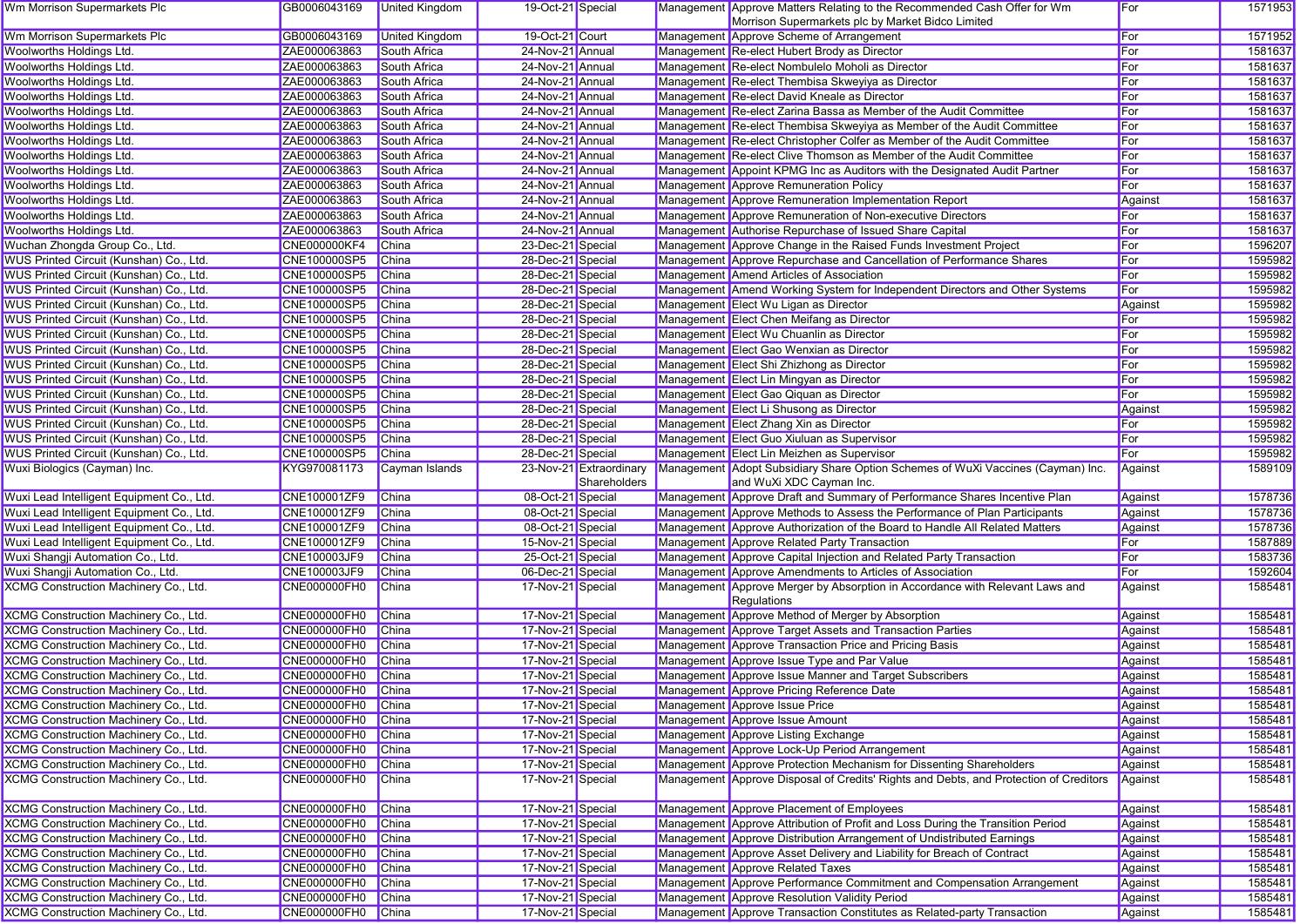| Wm Morrison Supermarkets Plc | GB0006043169 | United Kingdom | 19-Oct-21 | Special | Management | Approve Matters Relating to the Recommended Cash Offer for Wm Morrison Supermarkets plc by Market Bidco Limited | For | 1571953 |
|---|---|---|---|---|---|---|---|---|
| Wm Morrison Supermarkets Plc | GB0006043169 | United Kingdom | 19-Oct-21 | Court | Management | Approve Scheme of Arrangement | For | 1571952 |
| Woolworths Holdings Ltd. | ZAE000063863 | South Africa | 24-Nov-21 | Annual | Management | Re-elect Hubert Brody as Director | For | 1581637 |
| Woolworths Holdings Ltd. | ZAE000063863 | South Africa | 24-Nov-21 | Annual | Management | Re-elect Nombulelo Moholi as Director | For | 1581637 |
| Woolworths Holdings Ltd. | ZAE000063863 | South Africa | 24-Nov-21 | Annual | Management | Re-elect Thembisa Skweyiya as Director | For | 1581637 |
| Woolworths Holdings Ltd. | ZAE000063863 | South Africa | 24-Nov-21 | Annual | Management | Re-elect David Kneale as Director | For | 1581637 |
| Woolworths Holdings Ltd. | ZAE000063863 | South Africa | 24-Nov-21 | Annual | Management | Re-elect Zarina Bassa as Member of the Audit Committee | For | 1581637 |
| Woolworths Holdings Ltd. | ZAE000063863 | South Africa | 24-Nov-21 | Annual | Management | Re-elect Thembisa Skweyiya as Member of the Audit Committee | For | 1581637 |
| Woolworths Holdings Ltd. | ZAE000063863 | South Africa | 24-Nov-21 | Annual | Management | Re-elect Christopher Colfer as Member of the Audit Committee | For | 1581637 |
| Woolworths Holdings Ltd. | ZAE000063863 | South Africa | 24-Nov-21 | Annual | Management | Re-elect Clive Thomson as Member of the Audit Committee | For | 1581637 |
| Woolworths Holdings Ltd. | ZAE000063863 | South Africa | 24-Nov-21 | Annual | Management | Appoint KPMG Inc as Auditors with the Designated Audit Partner | For | 1581637 |
| Woolworths Holdings Ltd. | ZAE000063863 | South Africa | 24-Nov-21 | Annual | Management | Approve Remuneration Policy | For | 1581637 |
| Woolworths Holdings Ltd. | ZAE000063863 | South Africa | 24-Nov-21 | Annual | Management | Approve Remuneration Implementation Report | Against | 1581637 |
| Woolworths Holdings Ltd. | ZAE000063863 | South Africa | 24-Nov-21 | Annual | Management | Approve Remuneration of Non-executive Directors | For | 1581637 |
| Woolworths Holdings Ltd. | ZAE000063863 | South Africa | 24-Nov-21 | Annual | Management | Authorise Repurchase of Issued Share Capital | For | 1581637 |
| Wuchan Zhongda Group Co., Ltd. | CNE000000KF4 | China | 23-Dec-21 | Special | Management | Approve Change in the Raised Funds Investment Project | For | 1596207 |
| WUS Printed Circuit (Kunshan) Co., Ltd. | CNE100000SP5 | China | 28-Dec-21 | Special | Management | Approve Repurchase and Cancellation of Performance Shares | For | 1595982 |
| WUS Printed Circuit (Kunshan) Co., Ltd. | CNE100000SP5 | China | 28-Dec-21 | Special | Management | Amend Articles of Association | For | 1595982 |
| WUS Printed Circuit (Kunshan) Co., Ltd. | CNE100000SP5 | China | 28-Dec-21 | Special | Management | Amend Working System for Independent Directors and Other Systems | For | 1595982 |
| WUS Printed Circuit (Kunshan) Co., Ltd. | CNE100000SP5 | China | 28-Dec-21 | Special | Management | Elect Wu Ligan as Director | Against | 1595982 |
| WUS Printed Circuit (Kunshan) Co., Ltd. | CNE100000SP5 | China | 28-Dec-21 | Special | Management | Elect Chen Meifang as Director | For | 1595982 |
| WUS Printed Circuit (Kunshan) Co., Ltd. | CNE100000SP5 | China | 28-Dec-21 | Special | Management | Elect Wu Chuanlin as Director | For | 1595982 |
| WUS Printed Circuit (Kunshan) Co., Ltd. | CNE100000SP5 | China | 28-Dec-21 | Special | Management | Elect Gao Wenxian as Director | For | 1595982 |
| WUS Printed Circuit (Kunshan) Co., Ltd. | CNE100000SP5 | China | 28-Dec-21 | Special | Management | Elect Shi Zhizhong as Director | For | 1595982 |
| WUS Printed Circuit (Kunshan) Co., Ltd. | CNE100000SP5 | China | 28-Dec-21 | Special | Management | Elect Lin Mingyan as Director | For | 1595982 |
| WUS Printed Circuit (Kunshan) Co., Ltd. | CNE100000SP5 | China | 28-Dec-21 | Special | Management | Elect Gao Qiquan as Director | For | 1595982 |
| WUS Printed Circuit (Kunshan) Co., Ltd. | CNE100000SP5 | China | 28-Dec-21 | Special | Management | Elect Li Shusong as Director | Against | 1595982 |
| WUS Printed Circuit (Kunshan) Co., Ltd. | CNE100000SP5 | China | 28-Dec-21 | Special | Management | Elect Zhang Xin as Director | For | 1595982 |
| WUS Printed Circuit (Kunshan) Co., Ltd. | CNE100000SP5 | China | 28-Dec-21 | Special | Management | Elect Guo Xiuluan as Supervisor | For | 1595982 |
| WUS Printed Circuit (Kunshan) Co., Ltd. | CNE100000SP5 | China | 28-Dec-21 | Special | Management | Elect Lin Meizhen as Supervisor | For | 1595982 |
| Wuxi Biologics (Cayman) Inc. | KYG970081173 | Cayman Islands | 23-Nov-21 | Extraordinary Shareholders | Management | Adopt Subsidiary Share Option Schemes of WuXi Vaccines (Cayman) Inc. and WuXi XDC Cayman Inc. | Against | 1589109 |
| Wuxi Lead Intelligent Equipment Co., Ltd. | CNE100001ZF9 | China | 08-Oct-21 | Special | Management | Approve Draft and Summary of Performance Shares Incentive Plan | Against | 1578736 |
| Wuxi Lead Intelligent Equipment Co., Ltd. | CNE100001ZF9 | China | 08-Oct-21 | Special | Management | Approve Methods to Assess the Performance of Plan Participants | Against | 1578736 |
| Wuxi Lead Intelligent Equipment Co., Ltd. | CNE100001ZF9 | China | 08-Oct-21 | Special | Management | Approve Authorization of the Board to Handle All Related Matters | Against | 1578736 |
| Wuxi Lead Intelligent Equipment Co., Ltd. | CNE100001ZF9 | China | 15-Nov-21 | Special | Management | Approve Related Party Transaction | For | 1587889 |
| Wuxi Shangji Automation Co., Ltd. | CNE100003JF9 | China | 25-Oct-21 | Special | Management | Approve Capital Injection and Related Party Transaction | For | 1583736 |
| Wuxi Shangji Automation Co., Ltd. | CNE100003JF9 | China | 06-Dec-21 | Special | Management | Approve Amendments to Articles of Association | For | 1592604 |
| XCMG Construction Machinery Co., Ltd. | CNE000000FH0 | China | 17-Nov-21 | Special | Management | Approve Merger by Absorption in Accordance with Relevant Laws and Regulations | Against | 1585481 |
| XCMG Construction Machinery Co., Ltd. | CNE000000FH0 | China | 17-Nov-21 | Special | Management | Approve Method of Merger by Absorption | Against | 1585481 |
| XCMG Construction Machinery Co., Ltd. | CNE000000FH0 | China | 17-Nov-21 | Special | Management | Approve Target Assets and Transaction Parties | Against | 1585481 |
| XCMG Construction Machinery Co., Ltd. | CNE000000FH0 | China | 17-Nov-21 | Special | Management | Approve Transaction Price and Pricing Basis | Against | 1585481 |
| XCMG Construction Machinery Co., Ltd. | CNE000000FH0 | China | 17-Nov-21 | Special | Management | Approve Issue Type and Par Value | Against | 1585481 |
| XCMG Construction Machinery Co., Ltd. | CNE000000FH0 | China | 17-Nov-21 | Special | Management | Approve Issue Manner and Target Subscribers | Against | 1585481 |
| XCMG Construction Machinery Co., Ltd. | CNE000000FH0 | China | 17-Nov-21 | Special | Management | Approve Pricing Reference Date | Against | 1585481 |
| XCMG Construction Machinery Co., Ltd. | CNE000000FH0 | China | 17-Nov-21 | Special | Management | Approve Issue Price | Against | 1585481 |
| XCMG Construction Machinery Co., Ltd. | CNE000000FH0 | China | 17-Nov-21 | Special | Management | Approve Issue Amount | Against | 1585481 |
| XCMG Construction Machinery Co., Ltd. | CNE000000FH0 | China | 17-Nov-21 | Special | Management | Approve Listing Exchange | Against | 1585481 |
| XCMG Construction Machinery Co., Ltd. | CNE000000FH0 | China | 17-Nov-21 | Special | Management | Approve Lock-Up Period Arrangement | Against | 1585481 |
| XCMG Construction Machinery Co., Ltd. | CNE000000FH0 | China | 17-Nov-21 | Special | Management | Approve Protection Mechanism for Dissenting Shareholders | Against | 1585481 |
| XCMG Construction Machinery Co., Ltd. | CNE000000FH0 | China | 17-Nov-21 | Special | Management | Approve Disposal of Credits' Rights and Debts, and Protection of Creditors | Against | 1585481 |
| XCMG Construction Machinery Co., Ltd. | CNE000000FH0 | China | 17-Nov-21 | Special | Management | Approve Placement of Employees | Against | 1585481 |
| XCMG Construction Machinery Co., Ltd. | CNE000000FH0 | China | 17-Nov-21 | Special | Management | Approve Attribution of Profit and Loss During the Transition Period | Against | 1585481 |
| XCMG Construction Machinery Co., Ltd. | CNE000000FH0 | China | 17-Nov-21 | Special | Management | Approve Distribution Arrangement of Undistributed Earnings | Against | 1585481 |
| XCMG Construction Machinery Co., Ltd. | CNE000000FH0 | China | 17-Nov-21 | Special | Management | Approve Asset Delivery and Liability for Breach of Contract | Against | 1585481 |
| XCMG Construction Machinery Co., Ltd. | CNE000000FH0 | China | 17-Nov-21 | Special | Management | Approve Related Taxes | Against | 1585481 |
| XCMG Construction Machinery Co., Ltd. | CNE000000FH0 | China | 17-Nov-21 | Special | Management | Approve Performance Commitment and Compensation Arrangement | Against | 1585481 |
| XCMG Construction Machinery Co., Ltd. | CNE000000FH0 | China | 17-Nov-21 | Special | Management | Approve Resolution Validity Period | Against | 1585481 |
| XCMG Construction Machinery Co., Ltd. | CNE000000FH0 | China | 17-Nov-21 | Special | Management | Approve Transaction Constitutes as Related-party Transaction | Against | 1585481 |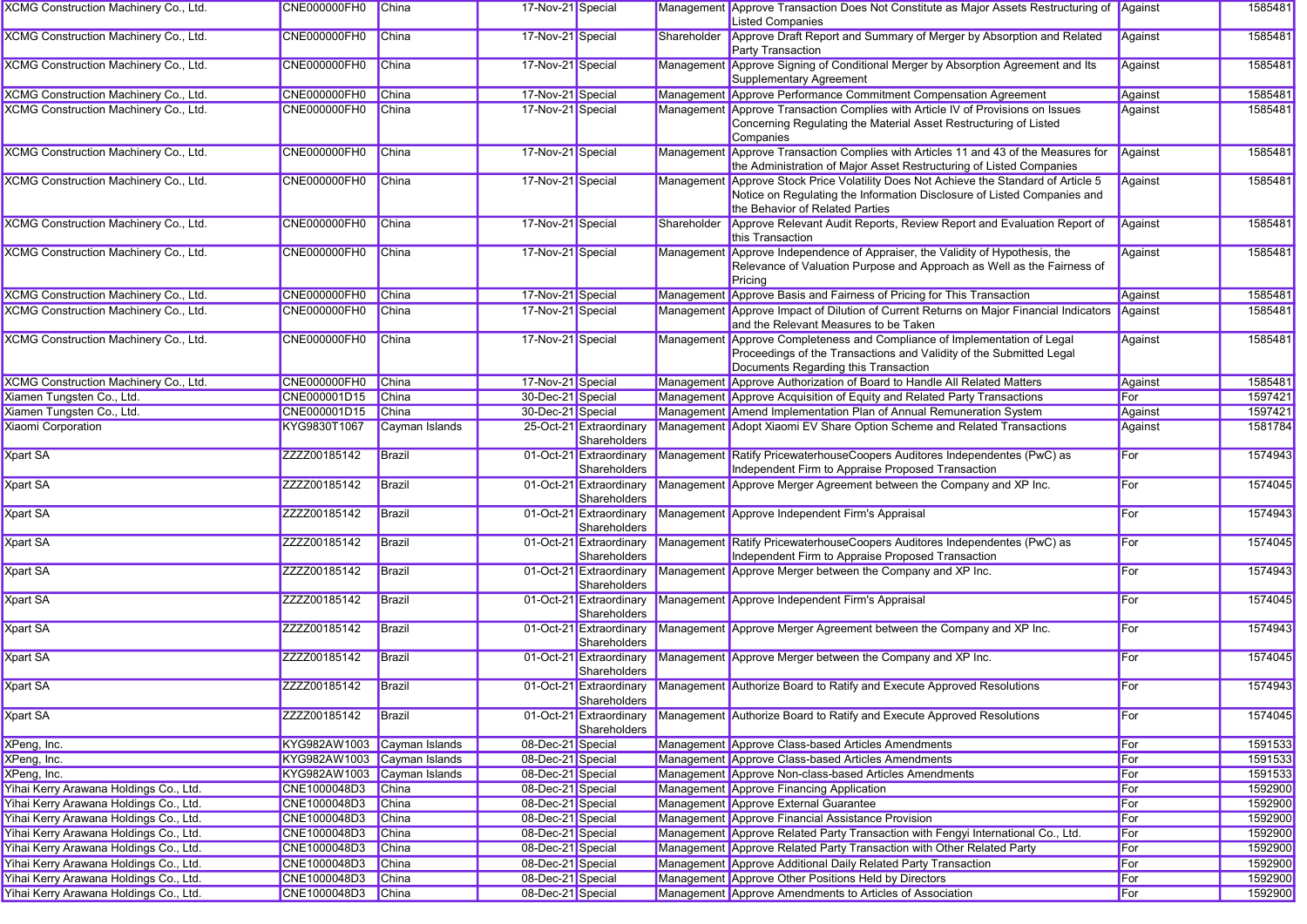| | | | | | | | | |
|---|---|---|---|---|---|---|---|---|
| XCMG Construction Machinery Co., Ltd. | CNE000000FH0 | China | 17-Nov-21 | Special | Management | Approve Transaction Does Not Constitute as Major Assets Restructuring of Listed Companies | Against | 1585481 |
| XCMG Construction Machinery Co., Ltd. | CNE000000FH0 | China | 17-Nov-21 | Special | Shareholder | Approve Draft Report and Summary of Merger by Absorption and Related Party Transaction | Against | 1585481 |
| XCMG Construction Machinery Co., Ltd. | CNE000000FH0 | China | 17-Nov-21 | Special | Management | Approve Signing of Conditional Merger by Absorption Agreement and Its Supplementary Agreement | Against | 1585481 |
| XCMG Construction Machinery Co., Ltd. | CNE000000FH0 | China | 17-Nov-21 | Special | Management | Approve Performance Commitment Compensation Agreement | Against | 1585481 |
| XCMG Construction Machinery Co., Ltd. | CNE000000FH0 | China | 17-Nov-21 | Special | Management | Approve Transaction Complies with Article IV of Provisions on Issues Concerning Regulating the Material Asset Restructuring of Listed Companies | Against | 1585481 |
| XCMG Construction Machinery Co., Ltd. | CNE000000FH0 | China | 17-Nov-21 | Special | Management | Approve Transaction Complies with Articles 11 and 43 of the Measures for the Administration of Major Asset Restructuring of Listed Companies | Against | 1585481 |
| XCMG Construction Machinery Co., Ltd. | CNE000000FH0 | China | 17-Nov-21 | Special | Management | Approve Stock Price Volatility Does Not Achieve the Standard of Article 5 Notice on Regulating the Information Disclosure of Listed Companies and the Behavior of Related Parties | Against | 1585481 |
| XCMG Construction Machinery Co., Ltd. | CNE000000FH0 | China | 17-Nov-21 | Special | Shareholder | Approve Relevant Audit Reports, Review Report and Evaluation Report of this Transaction | Against | 1585481 |
| XCMG Construction Machinery Co., Ltd. | CNE000000FH0 | China | 17-Nov-21 | Special | Management | Approve Independence of Appraiser, the Validity of Hypothesis, the Relevance of Valuation Purpose and Approach as Well as the Fairness of Pricing | Against | 1585481 |
| XCMG Construction Machinery Co., Ltd. | CNE000000FH0 | China | 17-Nov-21 | Special | Management | Approve Basis and Fairness of Pricing for This Transaction | Against | 1585481 |
| XCMG Construction Machinery Co., Ltd. | CNE000000FH0 | China | 17-Nov-21 | Special | Management | Approve Impact of Dilution of Current Returns on Major Financial Indicators and the Relevant Measures to be Taken | Against | 1585481 |
| XCMG Construction Machinery Co., Ltd. | CNE000000FH0 | China | 17-Nov-21 | Special | Management | Approve Completeness and Compliance of Implementation of Legal Proceedings of the Transactions and Validity of the Submitted Legal Documents Regarding this Transaction | Against | 1585481 |
| XCMG Construction Machinery Co., Ltd. | CNE000000FH0 | China | 17-Nov-21 | Special | Management | Approve Authorization of Board to Handle All Related Matters | Against | 1585481 |
| Xiamen Tungsten Co., Ltd. | CNE000001D15 | China | 30-Dec-21 | Special | Management | Approve Acquisition of Equity and Related Party Transactions | For | 1597421 |
| Xiamen Tungsten Co., Ltd. | CNE000001D15 | China | 30-Dec-21 | Special | Management | Amend Implementation Plan of Annual Remuneration System | Against | 1597421 |
| Xiaomi Corporation | KYG9830T1067 | Cayman Islands | 25-Oct-21 | Extraordinary Shareholders | Management | Adopt Xiaomi EV Share Option Scheme and Related Transactions | Against | 1581784 |
| Xpart SA | ZZZZ00185142 | Brazil | 01-Oct-21 | Extraordinary Shareholders | Management | Ratify PricewaterhouseCoopers Auditores Independentes (PwC) as Independent Firm to Appraise Proposed Transaction | For | 1574943 |
| Xpart SA | ZZZZ00185142 | Brazil | 01-Oct-21 | Extraordinary Shareholders | Management | Approve Merger Agreement between the Company and XP Inc. | For | 1574045 |
| Xpart SA | ZZZZ00185142 | Brazil | 01-Oct-21 | Extraordinary Shareholders | Management | Approve Independent Firm's Appraisal | For | 1574943 |
| Xpart SA | ZZZZ00185142 | Brazil | 01-Oct-21 | Extraordinary Shareholders | Management | Ratify PricewaterhouseCoopers Auditores Independentes (PwC) as Independent Firm to Appraise Proposed Transaction | For | 1574045 |
| Xpart SA | ZZZZ00185142 | Brazil | 01-Oct-21 | Extraordinary Shareholders | Management | Approve Merger between the Company and XP Inc. | For | 1574943 |
| Xpart SA | ZZZZ00185142 | Brazil | 01-Oct-21 | Extraordinary Shareholders | Management | Approve Independent Firm's Appraisal | For | 1574045 |
| Xpart SA | ZZZZ00185142 | Brazil | 01-Oct-21 | Extraordinary Shareholders | Management | Approve Merger Agreement between the Company and XP Inc. | For | 1574943 |
| Xpart SA | ZZZZ00185142 | Brazil | 01-Oct-21 | Extraordinary Shareholders | Management | Approve Merger between the Company and XP Inc. | For | 1574045 |
| Xpart SA | ZZZZ00185142 | Brazil | 01-Oct-21 | Extraordinary Shareholders | Management | Authorize Board to Ratify and Execute Approved Resolutions | For | 1574943 |
| Xpart SA | ZZZZ00185142 | Brazil | 01-Oct-21 | Extraordinary Shareholders | Management | Authorize Board to Ratify and Execute Approved Resolutions | For | 1574045 |
| XPeng, Inc. | KYG982AW1003 | Cayman Islands | 08-Dec-21 | Special | Management | Approve Class-based Articles Amendments | For | 1591533 |
| XPeng, Inc. | KYG982AW1003 | Cayman Islands | 08-Dec-21 | Special | Management | Approve Class-based Articles Amendments | For | 1591533 |
| XPeng, Inc. | KYG982AW1003 | Cayman Islands | 08-Dec-21 | Special | Management | Approve Non-class-based Articles Amendments | For | 1591533 |
| Yihai Kerry Arawana Holdings Co., Ltd. | CNE1000048D3 | China | 08-Dec-21 | Special | Management | Approve Financing Application | For | 1592900 |
| Yihai Kerry Arawana Holdings Co., Ltd. | CNE1000048D3 | China | 08-Dec-21 | Special | Management | Approve External Guarantee | For | 1592900 |
| Yihai Kerry Arawana Holdings Co., Ltd. | CNE1000048D3 | China | 08-Dec-21 | Special | Management | Approve Financial Assistance Provision | For | 1592900 |
| Yihai Kerry Arawana Holdings Co., Ltd. | CNE1000048D3 | China | 08-Dec-21 | Special | Management | Approve Related Party Transaction with Fengyi International Co., Ltd. | For | 1592900 |
| Yihai Kerry Arawana Holdings Co., Ltd. | CNE1000048D3 | China | 08-Dec-21 | Special | Management | Approve Related Party Transaction with Other Related Party | For | 1592900 |
| Yihai Kerry Arawana Holdings Co., Ltd. | CNE1000048D3 | China | 08-Dec-21 | Special | Management | Approve Additional Daily Related Party Transaction | For | 1592900 |
| Yihai Kerry Arawana Holdings Co., Ltd. | CNE1000048D3 | China | 08-Dec-21 | Special | Management | Approve Other Positions Held by Directors | For | 1592900 |
| Yihai Kerry Arawana Holdings Co., Ltd. | CNE1000048D3 | China | 08-Dec-21 | Special | Management | Approve Amendments to Articles of Association | For | 1592900 |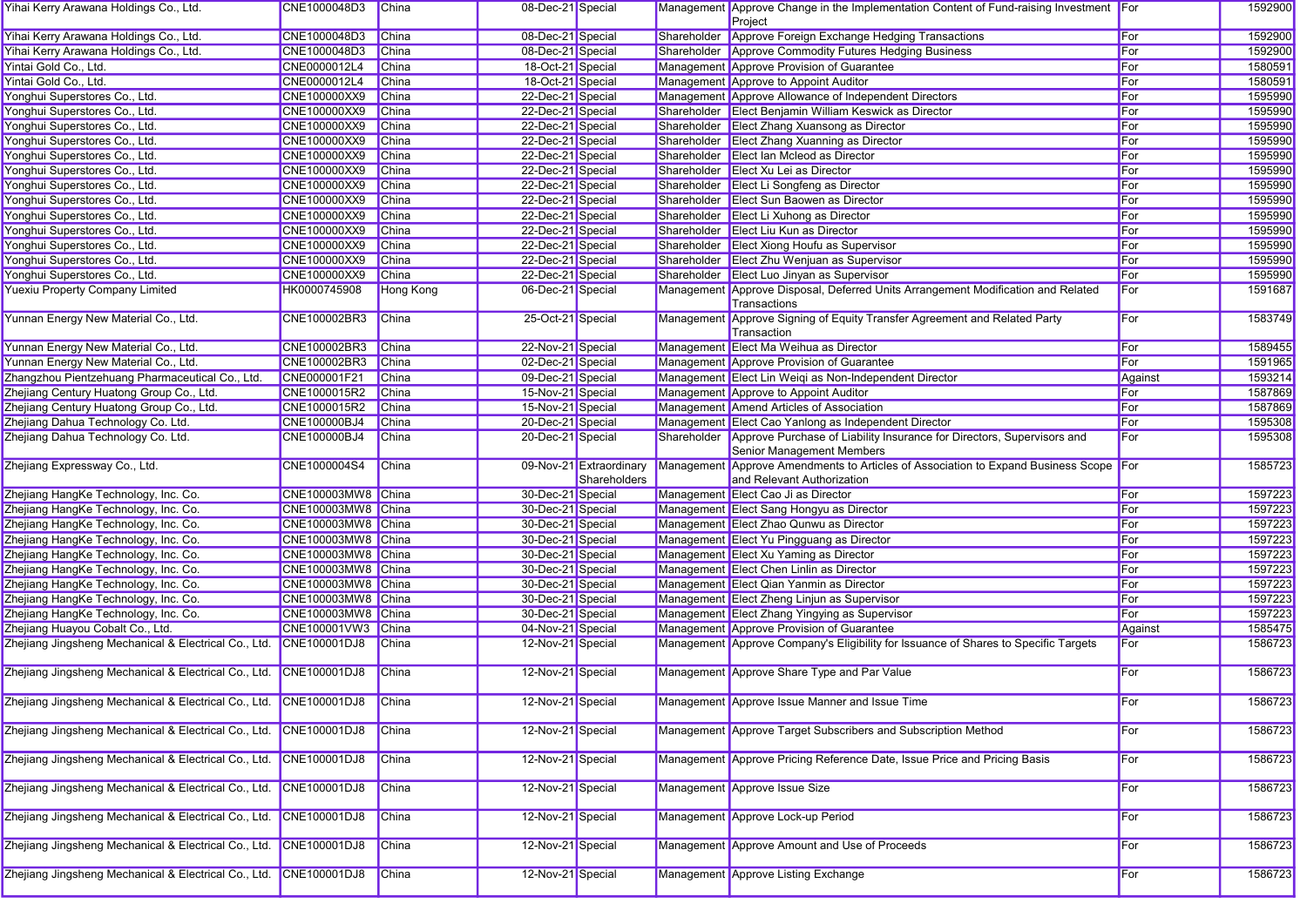| | | | | | | | | |
|---|---|---|---|---|---|---|---|---|
| Yihai Kerry Arawana Holdings Co., Ltd. | CNE1000048D3 | China | 08-Dec-21 | Special | Management | Approve Change in the Implementation Content of Fund-raising Investment Project | For | 1592900 |
| Yihai Kerry Arawana Holdings Co., Ltd. | CNE1000048D3 | China | 08-Dec-21 | Special | Shareholder | Approve Foreign Exchange Hedging Transactions | For | 1592900 |
| Yihai Kerry Arawana Holdings Co., Ltd. | CNE1000048D3 | China | 08-Dec-21 | Special | Shareholder | Approve Commodity Futures Hedging Business | For | 1592900 |
| Yintai Gold Co., Ltd. | CNE0000012L4 | China | 18-Oct-21 | Special | Management | Approve Provision of Guarantee | For | 1580591 |
| Yintai Gold Co., Ltd. | CNE0000012L4 | China | 18-Oct-21 | Special | Management | Approve to Appoint Auditor | For | 1580591 |
| Yonghui Superstores Co., Ltd. | CNE100000XX9 | China | 22-Dec-21 | Special | Management | Approve Allowance of Independent Directors | For | 1595990 |
| Yonghui Superstores Co., Ltd. | CNE100000XX9 | China | 22-Dec-21 | Special | Shareholder | Elect Benjamin William Keswick as Director | For | 1595990 |
| Yonghui Superstores Co., Ltd. | CNE100000XX9 | China | 22-Dec-21 | Special | Shareholder | Elect Zhang Xuansong as Director | For | 1595990 |
| Yonghui Superstores Co., Ltd. | CNE100000XX9 | China | 22-Dec-21 | Special | Shareholder | Elect Zhang Xuanning as Director | For | 1595990 |
| Yonghui Superstores Co., Ltd. | CNE100000XX9 | China | 22-Dec-21 | Special | Shareholder | Elect Ian Mcleod as Director | For | 1595990 |
| Yonghui Superstores Co., Ltd. | CNE100000XX9 | China | 22-Dec-21 | Special | Shareholder | Elect Xu Lei as Director | For | 1595990 |
| Yonghui Superstores Co., Ltd. | CNE100000XX9 | China | 22-Dec-21 | Special | Shareholder | Elect Li Songfeng as Director | For | 1595990 |
| Yonghui Superstores Co., Ltd. | CNE100000XX9 | China | 22-Dec-21 | Special | Shareholder | Elect Sun Baowen as Director | For | 1595990 |
| Yonghui Superstores Co., Ltd. | CNE100000XX9 | China | 22-Dec-21 | Special | Shareholder | Elect Li Xuhong as Director | For | 1595990 |
| Yonghui Superstores Co., Ltd. | CNE100000XX9 | China | 22-Dec-21 | Special | Shareholder | Elect Liu Kun as Director | For | 1595990 |
| Yonghui Superstores Co., Ltd. | CNE100000XX9 | China | 22-Dec-21 | Special | Shareholder | Elect Xiong Houfu as Supervisor | For | 1595990 |
| Yonghui Superstores Co., Ltd. | CNE100000XX9 | China | 22-Dec-21 | Special | Shareholder | Elect Zhu Wenjuan as Supervisor | For | 1595990 |
| Yonghui Superstores Co., Ltd. | CNE100000XX9 | China | 22-Dec-21 | Special | Shareholder | Elect Luo Jinyan as Supervisor | For | 1595990 |
| Yuexiu Property Company Limited | HK0000745908 | Hong Kong | 06-Dec-21 | Special | Management | Approve Disposal, Deferred Units Arrangement Modification and Related Transactions | For | 1591687 |
| Yunnan Energy New Material Co., Ltd. | CNE100002BR3 | China | 25-Oct-21 | Special | Management | Approve Signing of Equity Transfer Agreement and Related Party Transaction | For | 1583749 |
| Yunnan Energy New Material Co., Ltd. | CNE100002BR3 | China | 22-Nov-21 | Special | Management | Elect Ma Weihua as Director | For | 1589455 |
| Yunnan Energy New Material Co., Ltd. | CNE100002BR3 | China | 02-Dec-21 | Special | Management | Approve Provision of Guarantee | For | 1591965 |
| Zhangzhou Pientzehuang Pharmaceutical Co., Ltd. | CNE000001F21 | China | 09-Dec-21 | Special | Management | Elect Lin Weiqi as Non-Independent Director | Against | 1593214 |
| Zhejiang Century Huatong Group Co., Ltd. | CNE1000015R2 | China | 15-Nov-21 | Special | Management | Approve to Appoint Auditor | For | 1587869 |
| Zhejiang Century Huatong Group Co., Ltd. | CNE1000015R2 | China | 15-Nov-21 | Special | Management | Amend Articles of Association | For | 1587869 |
| Zhejiang Dahua Technology Co. Ltd. | CNE100000BJ4 | China | 20-Dec-21 | Special | Management | Elect Cao Yanlong as Independent Director | For | 1595308 |
| Zhejiang Dahua Technology Co. Ltd. | CNE100000BJ4 | China | 20-Dec-21 | Special | Shareholder | Approve Purchase of Liability Insurance for Directors, Supervisors and Senior Management Members | For | 1595308 |
| Zhejiang Expressway Co., Ltd. | CNE1000004S4 | China | 09-Nov-21 | Extraordinary Shareholders | Management | Approve Amendments to Articles of Association to Expand Business Scope and Relevant Authorization | For | 1585723 |
| Zhejiang HangKe Technology, Inc. Co. | CNE100003MW8 | China | 30-Dec-21 | Special | Management | Elect Cao Ji as Director | For | 1597223 |
| Zhejiang HangKe Technology, Inc. Co. | CNE100003MW8 | China | 30-Dec-21 | Special | Management | Elect Sang Hongyu as Director | For | 1597223 |
| Zhejiang HangKe Technology, Inc. Co. | CNE100003MW8 | China | 30-Dec-21 | Special | Management | Elect Zhao Qunwu as Director | For | 1597223 |
| Zhejiang HangKe Technology, Inc. Co. | CNE100003MW8 | China | 30-Dec-21 | Special | Management | Elect Yu Pingguang as Director | For | 1597223 |
| Zhejiang HangKe Technology, Inc. Co. | CNE100003MW8 | China | 30-Dec-21 | Special | Management | Elect Xu Yaming as Director | For | 1597223 |
| Zhejiang HangKe Technology, Inc. Co. | CNE100003MW8 | China | 30-Dec-21 | Special | Management | Elect Chen Linlin as Director | For | 1597223 |
| Zhejiang HangKe Technology, Inc. Co. | CNE100003MW8 | China | 30-Dec-21 | Special | Management | Elect Qian Yanmin as Director | For | 1597223 |
| Zhejiang HangKe Technology, Inc. Co. | CNE100003MW8 | China | 30-Dec-21 | Special | Management | Elect Zheng Linjun as Supervisor | For | 1597223 |
| Zhejiang HangKe Technology, Inc. Co. | CNE100003MW8 | China | 30-Dec-21 | Special | Management | Elect Zhang Yingying as Supervisor | For | 1597223 |
| Zhejiang Huayou Cobalt Co., Ltd. | CNE100001VW3 | China | 04-Nov-21 | Special | Management | Approve Provision of Guarantee | Against | 1585475 |
| Zhejiang Jingsheng Mechanical & Electrical Co., Ltd. | CNE100001DJ8 | China | 12-Nov-21 | Special | Management | Approve Company's Eligibility for Issuance of Shares to Specific Targets | For | 1586723 |
| Zhejiang Jingsheng Mechanical & Electrical Co., Ltd. | CNE100001DJ8 | China | 12-Nov-21 | Special | Management | Approve Share Type and Par Value | For | 1586723 |
| Zhejiang Jingsheng Mechanical & Electrical Co., Ltd. | CNE100001DJ8 | China | 12-Nov-21 | Special | Management | Approve Issue Manner and Issue Time | For | 1586723 |
| Zhejiang Jingsheng Mechanical & Electrical Co., Ltd. | CNE100001DJ8 | China | 12-Nov-21 | Special | Management | Approve Target Subscribers and Subscription Method | For | 1586723 |
| Zhejiang Jingsheng Mechanical & Electrical Co., Ltd. | CNE100001DJ8 | China | 12-Nov-21 | Special | Management | Approve Pricing Reference Date, Issue Price and Pricing Basis | For | 1586723 |
| Zhejiang Jingsheng Mechanical & Electrical Co., Ltd. | CNE100001DJ8 | China | 12-Nov-21 | Special | Management | Approve Issue Size | For | 1586723 |
| Zhejiang Jingsheng Mechanical & Electrical Co., Ltd. | CNE100001DJ8 | China | 12-Nov-21 | Special | Management | Approve Lock-up Period | For | 1586723 |
| Zhejiang Jingsheng Mechanical & Electrical Co., Ltd. | CNE100001DJ8 | China | 12-Nov-21 | Special | Management | Approve Amount and Use of Proceeds | For | 1586723 |
| Zhejiang Jingsheng Mechanical & Electrical Co., Ltd. | CNE100001DJ8 | China | 12-Nov-21 | Special | Management | Approve Listing Exchange | For | 1586723 |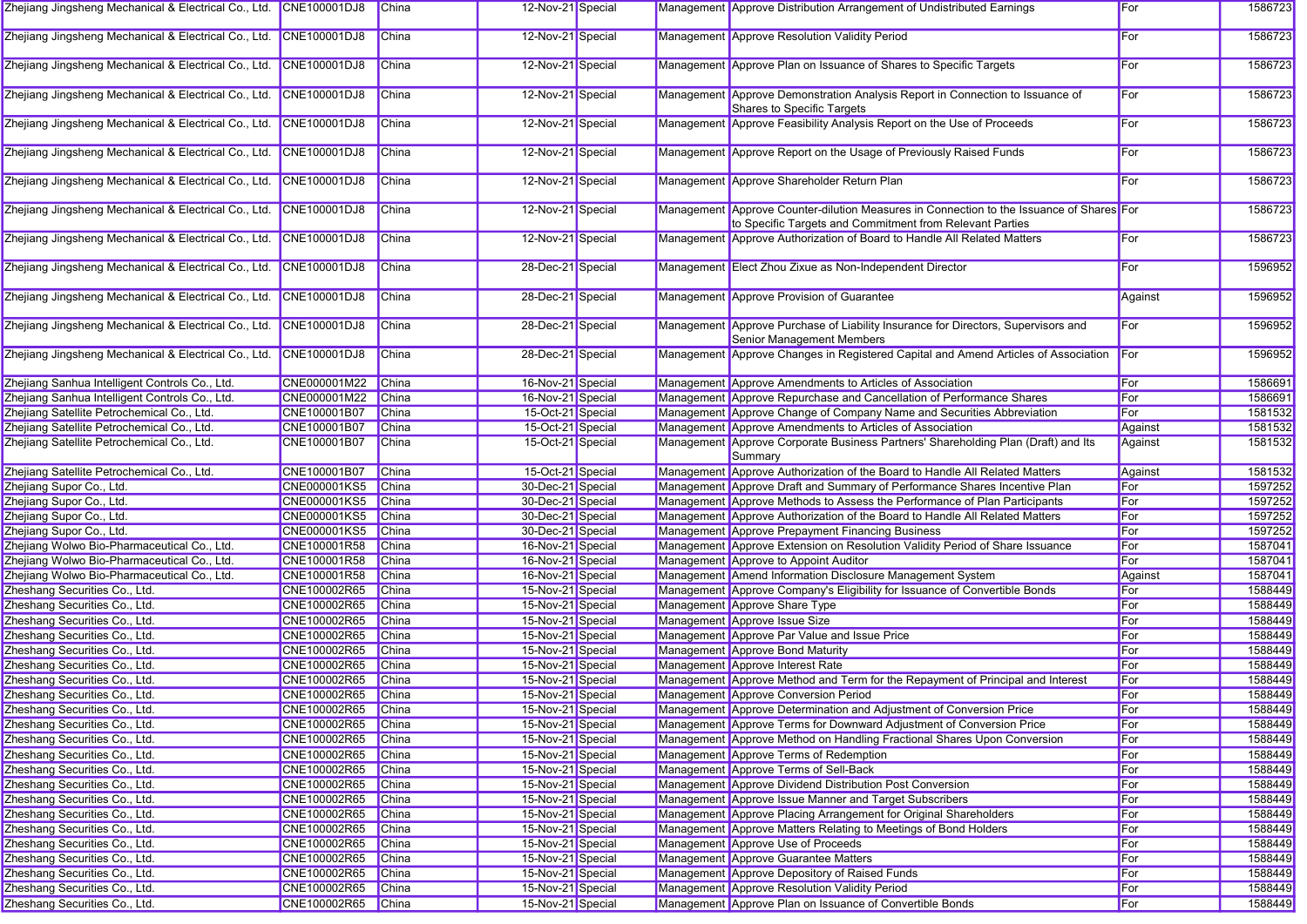| | | | | | | | | |
|---|---|---|---|---|---|---|---|---|
| Zhejiang Jingsheng Mechanical & Electrical Co., Ltd. | CNE100001DJ8 | China | 12-Nov-21 | Special | Management | Approve Distribution Arrangement of Undistributed Earnings | For | 1586723 |
| Zhejiang Jingsheng Mechanical & Electrical Co., Ltd. | CNE100001DJ8 | China | 12-Nov-21 | Special | Management | Approve Resolution Validity Period | For | 1586723 |
| Zhejiang Jingsheng Mechanical & Electrical Co., Ltd. | CNE100001DJ8 | China | 12-Nov-21 | Special | Management | Approve Plan on Issuance of Shares to Specific Targets | For | 1586723 |
| Zhejiang Jingsheng Mechanical & Electrical Co., Ltd. | CNE100001DJ8 | China | 12-Nov-21 | Special | Management | Approve Demonstration Analysis Report in Connection to Issuance of Shares to Specific Targets | For | 1586723 |
| Zhejiang Jingsheng Mechanical & Electrical Co., Ltd. | CNE100001DJ8 | China | 12-Nov-21 | Special | Management | Approve Feasibility Analysis Report on the Use of Proceeds | For | 1586723 |
| Zhejiang Jingsheng Mechanical & Electrical Co., Ltd. | CNE100001DJ8 | China | 12-Nov-21 | Special | Management | Approve Report on the Usage of Previously Raised Funds | For | 1586723 |
| Zhejiang Jingsheng Mechanical & Electrical Co., Ltd. | CNE100001DJ8 | China | 12-Nov-21 | Special | Management | Approve Shareholder Return Plan | For | 1586723 |
| Zhejiang Jingsheng Mechanical & Electrical Co., Ltd. | CNE100001DJ8 | China | 12-Nov-21 | Special | Management | Approve Counter-dilution Measures in Connection to the Issuance of Shares to Specific Targets and Commitment from Relevant Parties | For | 1586723 |
| Zhejiang Jingsheng Mechanical & Electrical Co., Ltd. | CNE100001DJ8 | China | 12-Nov-21 | Special | Management | Approve Authorization of Board to Handle All Related Matters | For | 1586723 |
| Zhejiang Jingsheng Mechanical & Electrical Co., Ltd. | CNE100001DJ8 | China | 28-Dec-21 | Special | Management | Elect Zhou Zixue as Non-Independent Director | For | 1596952 |
| Zhejiang Jingsheng Mechanical & Electrical Co., Ltd. | CNE100001DJ8 | China | 28-Dec-21 | Special | Management | Approve Provision of Guarantee | Against | 1596952 |
| Zhejiang Jingsheng Mechanical & Electrical Co., Ltd. | CNE100001DJ8 | China | 28-Dec-21 | Special | Management | Approve Purchase of Liability Insurance for Directors, Supervisors and Senior Management Members | For | 1596952 |
| Zhejiang Jingsheng Mechanical & Electrical Co., Ltd. | CNE100001DJ8 | China | 28-Dec-21 | Special | Management | Approve Changes in Registered Capital and Amend Articles of Association | For | 1596952 |
| Zhejiang Sanhua Intelligent Controls Co., Ltd. | CNE000001M22 | China | 16-Nov-21 | Special | Management | Approve Amendments to Articles of Association | For | 1586691 |
| Zhejiang Sanhua Intelligent Controls Co., Ltd. | CNE000001M22 | China | 16-Nov-21 | Special | Management | Approve Repurchase and Cancellation of Performance Shares | For | 1586691 |
| Zhejiang Satellite Petrochemical Co., Ltd. | CNE100001B07 | China | 15-Oct-21 | Special | Management | Approve Change of Company Name and Securities Abbreviation | For | 1581532 |
| Zhejiang Satellite Petrochemical Co., Ltd. | CNE100001B07 | China | 15-Oct-21 | Special | Management | Approve Amendments to Articles of Association | Against | 1581532 |
| Zhejiang Satellite Petrochemical Co., Ltd. | CNE100001B07 | China | 15-Oct-21 | Special | Management | Approve Corporate Business Partners' Shareholding Plan (Draft) and Its Summary | Against | 1581532 |
| Zhejiang Satellite Petrochemical Co., Ltd. | CNE100001B07 | China | 15-Oct-21 | Special | Management | Approve Authorization of the Board to Handle All Related Matters | Against | 1581532 |
| Zhejiang Supor Co., Ltd. | CNE000001KS5 | China | 30-Dec-21 | Special | Management | Approve Draft and Summary of Performance Shares Incentive Plan | For | 1597252 |
| Zhejiang Supor Co., Ltd. | CNE000001KS5 | China | 30-Dec-21 | Special | Management | Approve Methods to Assess the Performance of Plan Participants | For | 1597252 |
| Zhejiang Supor Co., Ltd. | CNE000001KS5 | China | 30-Dec-21 | Special | Management | Approve Authorization of the Board to Handle All Related Matters | For | 1597252 |
| Zhejiang Supor Co., Ltd. | CNE000001KS5 | China | 30-Dec-21 | Special | Management | Approve Prepayment Financing Business | For | 1597252 |
| Zhejiang Wolwo Bio-Pharmaceutical Co., Ltd. | CNE100001R58 | China | 16-Nov-21 | Special | Management | Approve Extension on Resolution Validity Period of Share Issuance | For | 1587041 |
| Zhejiang Wolwo Bio-Pharmaceutical Co., Ltd. | CNE100001R58 | China | 16-Nov-21 | Special | Management | Approve to Appoint Auditor | For | 1587041 |
| Zhejiang Wolwo Bio-Pharmaceutical Co., Ltd. | CNE100001R58 | China | 16-Nov-21 | Special | Management | Amend Information Disclosure Management System | Against | 1587041 |
| Zheshang Securities Co., Ltd. | CNE100002R65 | China | 15-Nov-21 | Special | Management | Approve Company's Eligibility for Issuance of Convertible Bonds | For | 1588449 |
| Zheshang Securities Co., Ltd. | CNE100002R65 | China | 15-Nov-21 | Special | Management | Approve Share Type | For | 1588449 |
| Zheshang Securities Co., Ltd. | CNE100002R65 | China | 15-Nov-21 | Special | Management | Approve Issue Size | For | 1588449 |
| Zheshang Securities Co., Ltd. | CNE100002R65 | China | 15-Nov-21 | Special | Management | Approve Par Value and Issue Price | For | 1588449 |
| Zheshang Securities Co., Ltd. | CNE100002R65 | China | 15-Nov-21 | Special | Management | Approve Bond Maturity | For | 1588449 |
| Zheshang Securities Co., Ltd. | CNE100002R65 | China | 15-Nov-21 | Special | Management | Approve Interest Rate | For | 1588449 |
| Zheshang Securities Co., Ltd. | CNE100002R65 | China | 15-Nov-21 | Special | Management | Approve Method and Term for the Repayment of Principal and Interest | For | 1588449 |
| Zheshang Securities Co., Ltd. | CNE100002R65 | China | 15-Nov-21 | Special | Management | Approve Conversion Period | For | 1588449 |
| Zheshang Securities Co., Ltd. | CNE100002R65 | China | 15-Nov-21 | Special | Management | Approve Determination and Adjustment of Conversion Price | For | 1588449 |
| Zheshang Securities Co., Ltd. | CNE100002R65 | China | 15-Nov-21 | Special | Management | Approve Terms for Downward Adjustment of Conversion Price | For | 1588449 |
| Zheshang Securities Co., Ltd. | CNE100002R65 | China | 15-Nov-21 | Special | Management | Approve Method on Handling Fractional Shares Upon Conversion | For | 1588449 |
| Zheshang Securities Co., Ltd. | CNE100002R65 | China | 15-Nov-21 | Special | Management | Approve Terms of Redemption | For | 1588449 |
| Zheshang Securities Co., Ltd. | CNE100002R65 | China | 15-Nov-21 | Special | Management | Approve Terms of Sell-Back | For | 1588449 |
| Zheshang Securities Co., Ltd. | CNE100002R65 | China | 15-Nov-21 | Special | Management | Approve Dividend Distribution Post Conversion | For | 1588449 |
| Zheshang Securities Co., Ltd. | CNE100002R65 | China | 15-Nov-21 | Special | Management | Approve Issue Manner and Target Subscribers | For | 1588449 |
| Zheshang Securities Co., Ltd. | CNE100002R65 | China | 15-Nov-21 | Special | Management | Approve Placing Arrangement for Original Shareholders | For | 1588449 |
| Zheshang Securities Co., Ltd. | CNE100002R65 | China | 15-Nov-21 | Special | Management | Approve Matters Relating to Meetings of Bond Holders | For | 1588449 |
| Zheshang Securities Co., Ltd. | CNE100002R65 | China | 15-Nov-21 | Special | Management | Approve Use of Proceeds | For | 1588449 |
| Zheshang Securities Co., Ltd. | CNE100002R65 | China | 15-Nov-21 | Special | Management | Approve Guarantee Matters | For | 1588449 |
| Zheshang Securities Co., Ltd. | CNE100002R65 | China | 15-Nov-21 | Special | Management | Approve Depository of Raised Funds | For | 1588449 |
| Zheshang Securities Co., Ltd. | CNE100002R65 | China | 15-Nov-21 | Special | Management | Approve Resolution Validity Period | For | 1588449 |
| Zheshang Securities Co., Ltd. | CNE100002R65 | China | 15-Nov-21 | Special | Management | Approve Plan on Issuance of Convertible Bonds | For | 1588449 |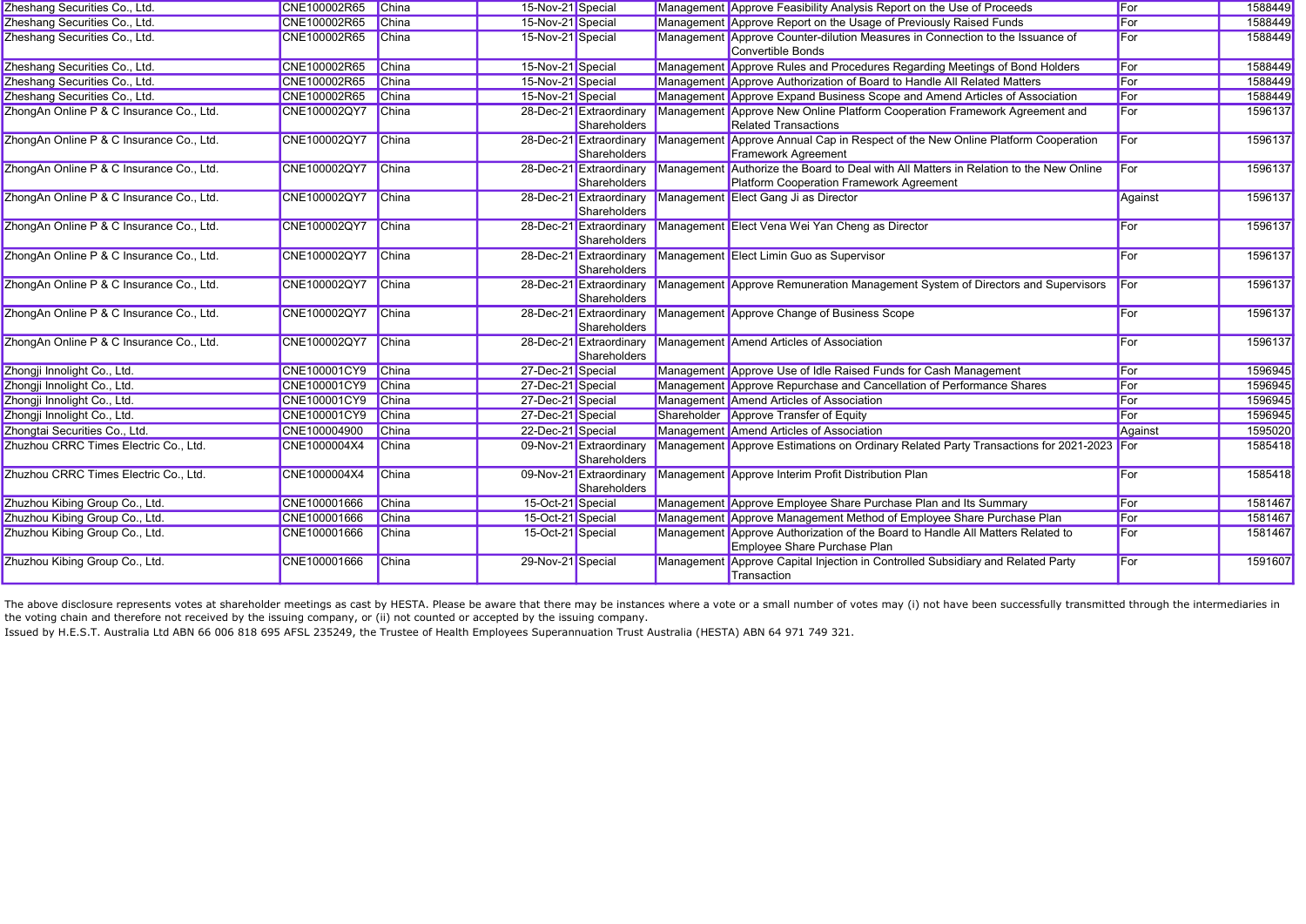| | | | | | | | | |
|---|---|---|---|---|---|---|---|---|
| Zheshang Securities Co., Ltd. | CNE100002R65 | China | 15-Nov-21 | Special | Management | Approve Feasibility Analysis Report on the Use of Proceeds | For | 1588449 |
| Zheshang Securities Co., Ltd. | CNE100002R65 | China | 15-Nov-21 | Special | Management | Approve Report on the Usage of Previously Raised Funds | For | 1588449 |
| Zheshang Securities Co., Ltd. | CNE100002R65 | China | 15-Nov-21 | Special | Management | Approve Counter-dilution Measures in Connection to the Issuance of Convertible Bonds | For | 1588449 |
| Zheshang Securities Co., Ltd. | CNE100002R65 | China | 15-Nov-21 | Special | Management | Approve Rules and Procedures Regarding Meetings of Bond Holders | For | 1588449 |
| Zheshang Securities Co., Ltd. | CNE100002R65 | China | 15-Nov-21 | Special | Management | Approve Authorization of Board to Handle All Related Matters | For | 1588449 |
| Zheshang Securities Co., Ltd. | CNE100002R65 | China | 15-Nov-21 | Special | Management | Approve Expand Business Scope and Amend Articles of Association | For | 1588449 |
| ZhongAn Online P & C Insurance Co., Ltd. | CNE100002QY7 | China | 28-Dec-21 | Extraordinary Shareholders | Management | Approve New Online Platform Cooperation Framework Agreement and Related Transactions | For | 1596137 |
| ZhongAn Online P & C Insurance Co., Ltd. | CNE100002QY7 | China | 28-Dec-21 | Extraordinary Shareholders | Management | Approve Annual Cap in Respect of the New Online Platform Cooperation Framework Agreement | For | 1596137 |
| ZhongAn Online P & C Insurance Co., Ltd. | CNE100002QY7 | China | 28-Dec-21 | Extraordinary Shareholders | Management | Authorize the Board to Deal with All Matters in Relation to the New Online Platform Cooperation Framework Agreement | For | 1596137 |
| ZhongAn Online P & C Insurance Co., Ltd. | CNE100002QY7 | China | 28-Dec-21 | Extraordinary Shareholders | Management | Elect Gang Ji as Director | Against | 1596137 |
| ZhongAn Online P & C Insurance Co., Ltd. | CNE100002QY7 | China | 28-Dec-21 | Extraordinary Shareholders | Management | Elect Vena Wei Yan Cheng as Director | For | 1596137 |
| ZhongAn Online P & C Insurance Co., Ltd. | CNE100002QY7 | China | 28-Dec-21 | Extraordinary Shareholders | Management | Elect Limin Guo as Supervisor | For | 1596137 |
| ZhongAn Online P & C Insurance Co., Ltd. | CNE100002QY7 | China | 28-Dec-21 | Extraordinary Shareholders | Management | Approve Remuneration Management System of Directors and Supervisors | For | 1596137 |
| ZhongAn Online P & C Insurance Co., Ltd. | CNE100002QY7 | China | 28-Dec-21 | Extraordinary Shareholders | Management | Approve Change of Business Scope | For | 1596137 |
| ZhongAn Online P & C Insurance Co., Ltd. | CNE100002QY7 | China | 28-Dec-21 | Extraordinary Shareholders | Management | Amend Articles of Association | For | 1596137 |
| Zhongji Innolight Co., Ltd. | CNE100001CY9 | China | 27-Dec-21 | Special | Management | Approve Use of Idle Raised Funds for Cash Management | For | 1596945 |
| Zhongji Innolight Co., Ltd. | CNE100001CY9 | China | 27-Dec-21 | Special | Management | Approve Repurchase and Cancellation of Performance Shares | For | 1596945 |
| Zhongji Innolight Co., Ltd. | CNE100001CY9 | China | 27-Dec-21 | Special | Management | Amend Articles of Association | For | 1596945 |
| Zhongji Innolight Co., Ltd. | CNE100001CY9 | China | 27-Dec-21 | Special | Shareholder | Approve Transfer of Equity | For | 1596945 |
| Zhongtai Securities Co., Ltd. | CNE100004900 | China | 22-Dec-21 | Special | Management | Amend Articles of Association | Against | 1595020 |
| Zhuzhou CRRC Times Electric Co., Ltd. | CNE1000004X4 | China | 09-Nov-21 | Extraordinary Shareholders | Management | Approve Estimations on Ordinary Related Party Transactions for 2021-2023 | For | 1585418 |
| Zhuzhou CRRC Times Electric Co., Ltd. | CNE1000004X4 | China | 09-Nov-21 | Extraordinary Shareholders | Management | Approve Interim Profit Distribution Plan | For | 1585418 |
| Zhuzhou Kibing Group Co., Ltd. | CNE100001666 | China | 15-Oct-21 | Special | Management | Approve Employee Share Purchase Plan and Its Summary | For | 1581467 |
| Zhuzhou Kibing Group Co., Ltd. | CNE100001666 | China | 15-Oct-21 | Special | Management | Approve Management Method of Employee Share Purchase Plan | For | 1581467 |
| Zhuzhou Kibing Group Co., Ltd. | CNE100001666 | China | 15-Oct-21 | Special | Management | Approve Authorization of the Board to Handle All Matters Related to Employee Share Purchase Plan | For | 1581467 |
| Zhuzhou Kibing Group Co., Ltd. | CNE100001666 | China | 29-Nov-21 | Special | Management | Approve Capital Injection in Controlled Subsidiary and Related Party Transaction | For | 1591607 |

The above disclosure represents votes at shareholder meetings as cast by HESTA. Please be aware that there may be instances where a vote or a small number of votes may (i) not have been successfully transmitted through the intermediaries in the voting chain and therefore not received by the issuing company, or (ii) not counted or accepted by the issuing company.

Issued by H.E.S.T. Australia Ltd ABN 66 006 818 695 AFSL 235249, the Trustee of Health Employees Superannuation Trust Australia (HESTA) ABN 64 971 749 321.